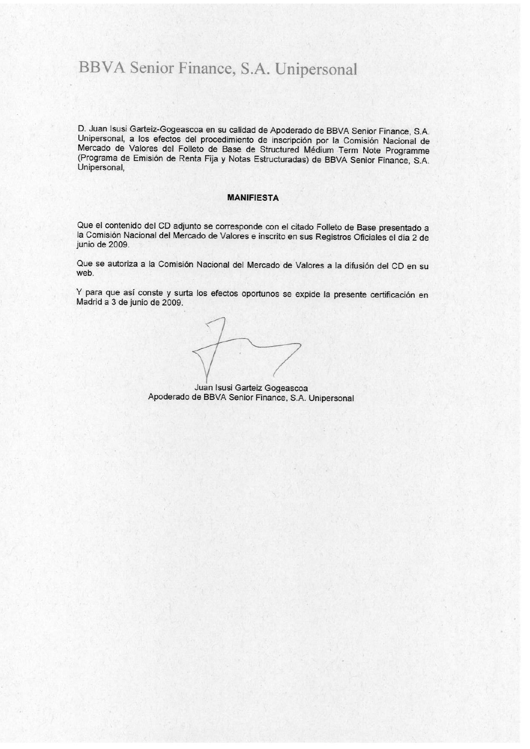# BBVA Senior Finance, S.A. Unipersonal

D. Juan Isusi Garteiz-Gogeascoa en su calidad de Apoderado de BBVA Senior Finance, S.A. Unipersonal, a los efectos del procedimiento de inscripción por la Comisión Nacional de Mercado de Valores del Folleto de Base de Structured Médium Term Note Programme (Programa de Emisión de Renta Fija y Notas Estructuradas) de BBVA Senior Finance, S.A. Unipersonal,

**MANIFIESTA**

Que el contenido del CD adjunto se corresponde con el citado Folleto de Base presentado a la Comisión Nacional del Mercado de Valores e inscrito en sus Registros Oficiales el día 2 de junio de 2009.

Que se autoriza a la Comisión Nacional del Mercado de Valores a la difusión del CD en su web.

Y para que así conste y surta los efectos oportunos se expide la presente certificación en Madrid a 3 de junio de 2009.

Juan Isusi Garteiz Gogeascoa
Apoderado de BBVA Senior Finance, S.A. Unipersonal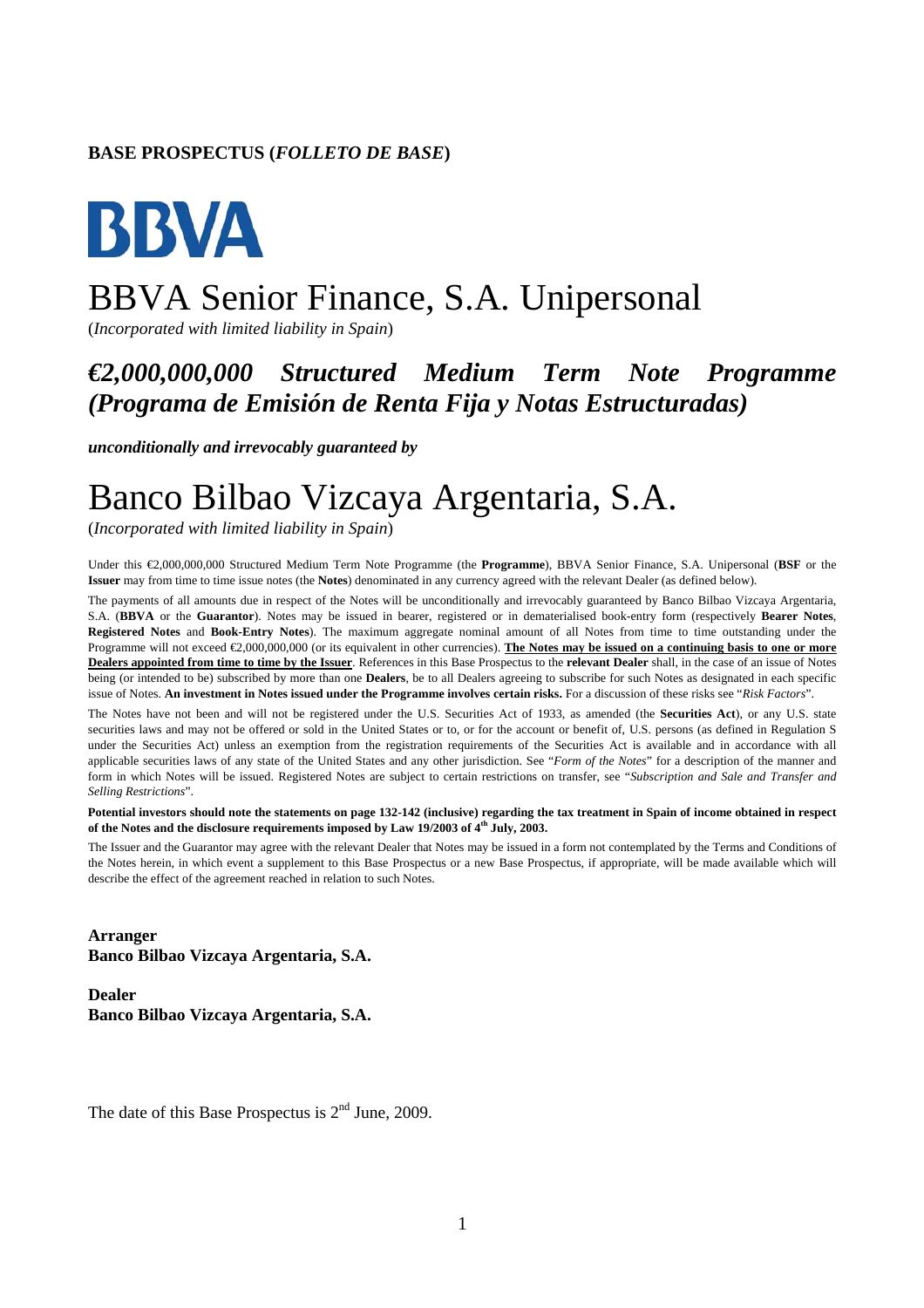**BASE PROSPECTUS (*FOLLETO DE BASE*)**

BBVA

# BBVA Senior Finance, S.A. Unipersonal

(*Incorporated with limited liability in Spain*)

## *€2,000,000,000 Structured Medium Term Note Programme (Programa de Emisión de Renta Fija y Notas Estructuradas)*

***unconditionally and irrevocably guaranteed by***

# Banco Bilbao Vizcaya Argentaria, S.A.

(*Incorporated with limited liability in Spain*)

Under this €2,000,000,000 Structured Medium Term Note Programme (the **Programme**), BBVA Senior Finance, S.A. Unipersonal (**BSF** or the **Issuer** may from time to time issue notes (the **Notes**) denominated in any currency agreed with the relevant Dealer (as defined below).

The payments of all amounts due in respect of the Notes will be unconditionally and irrevocably guaranteed by Banco Bilbao Vizcaya Argentaria, S.A. (**BBVA** or the **Guarantor**). Notes may be issued in bearer, registered or in dematerialised book-entry form (respectively **Bearer Notes**, **Registered Notes** and **Book-Entry Notes**). The maximum aggregate nominal amount of all Notes from time to time outstanding under the Programme will not exceed €2,000,000,000 (or its equivalent in other currencies). **The Notes may be issued on a continuing basis to one or more Dealers appointed from time to time by the Issuer**. References in this Base Prospectus to the **relevant Dealer** shall, in the case of an issue of Notes being (or intended to be) subscribed by more than one **Dealers**, be to all Dealers agreeing to subscribe for such Notes as designated in each specific issue of Notes. **An investment in Notes issued under the Programme involves certain risks.** For a discussion of these risks see "*Risk Factors*".

The Notes have not been and will not be registered under the U.S. Securities Act of 1933, as amended (the **Securities Act**), or any U.S. state securities laws and may not be offered or sold in the United States or to, or for the account or benefit of, U.S. persons (as defined in Regulation S under the Securities Act) unless an exemption from the registration requirements of the Securities Act is available and in accordance with all applicable securities laws of any state of the United States and any other jurisdiction. See "*Form of the Notes*" for a description of the manner and form in which Notes will be issued. Registered Notes are subject to certain restrictions on transfer, see "*Subscription and Sale and Transfer and Selling Restrictions*".

**Potential investors should note the statements on page 132-142 (inclusive) regarding the tax treatment in Spain of income obtained in respect of the Notes and the disclosure requirements imposed by Law 19/2003 of 4th July, 2003.**

The Issuer and the Guarantor may agree with the relevant Dealer that Notes may be issued in a form not contemplated by the Terms and Conditions of the Notes herein, in which event a supplement to this Base Prospectus or a new Base Prospectus, if appropriate, will be made available which will describe the effect of the agreement reached in relation to such Notes.

**Arranger**
**Banco Bilbao Vizcaya Argentaria, S.A.**

**Dealer**
**Banco Bilbao Vizcaya Argentaria, S.A.**

The date of this Base Prospectus is 2nd June, 2009.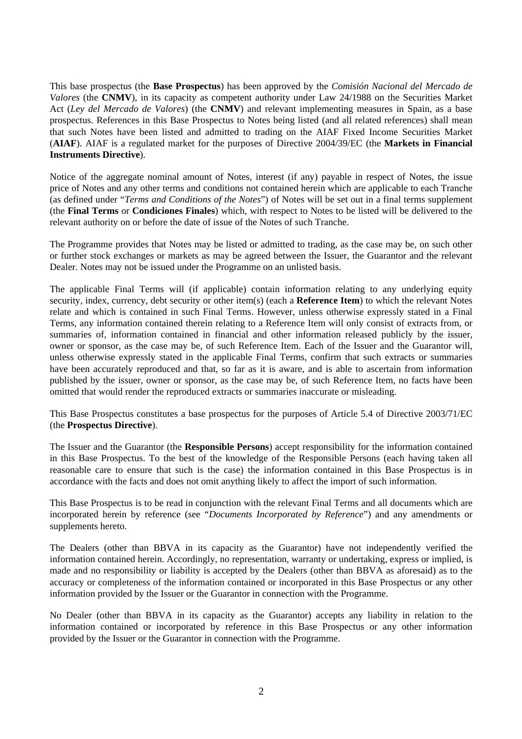This base prospectus (the **Base Prospectus**) has been approved by the *Comisión Nacional del Mercado de Valores* (the **CNMV**), in its capacity as competent authority under Law 24/1988 on the Securities Market Act (*Ley del Mercado de Valores*) (the **CNMV**) and relevant implementing measures in Spain, as a base prospectus. References in this Base Prospectus to Notes being listed (and all related references) shall mean that such Notes have been listed and admitted to trading on the AIAF Fixed Income Securities Market (**AIAF**). AIAF is a regulated market for the purposes of Directive 2004/39/EC (the **Markets in Financial Instruments Directive**).

Notice of the aggregate nominal amount of Notes, interest (if any) payable in respect of Notes, the issue price of Notes and any other terms and conditions not contained herein which are applicable to each Tranche (as defined under "*Terms and Conditions of the Notes*") of Notes will be set out in a final terms supplement (the **Final Terms** or **Condiciones Finales**) which, with respect to Notes to be listed will be delivered to the relevant authority on or before the date of issue of the Notes of such Tranche.

The Programme provides that Notes may be listed or admitted to trading, as the case may be, on such other or further stock exchanges or markets as may be agreed between the Issuer, the Guarantor and the relevant Dealer. Notes may not be issued under the Programme on an unlisted basis.

The applicable Final Terms will (if applicable) contain information relating to any underlying equity security, index, currency, debt security or other item(s) (each a **Reference Item**) to which the relevant Notes relate and which is contained in such Final Terms. However, unless otherwise expressly stated in a Final Terms, any information contained therein relating to a Reference Item will only consist of extracts from, or summaries of, information contained in financial and other information released publicly by the issuer, owner or sponsor, as the case may be, of such Reference Item. Each of the Issuer and the Guarantor will, unless otherwise expressly stated in the applicable Final Terms, confirm that such extracts or summaries have been accurately reproduced and that, so far as it is aware, and is able to ascertain from information published by the issuer, owner or sponsor, as the case may be, of such Reference Item, no facts have been omitted that would render the reproduced extracts or summaries inaccurate or misleading.

This Base Prospectus constitutes a base prospectus for the purposes of Article 5.4 of Directive 2003/71/EC (the **Prospectus Directive**).

The Issuer and the Guarantor (the **Responsible Persons**) accept responsibility for the information contained in this Base Prospectus. To the best of the knowledge of the Responsible Persons (each having taken all reasonable care to ensure that such is the case) the information contained in this Base Prospectus is in accordance with the facts and does not omit anything likely to affect the import of such information.

This Base Prospectus is to be read in conjunction with the relevant Final Terms and all documents which are incorporated herein by reference (see "*Documents Incorporated by Reference*") and any amendments or supplements hereto.

The Dealers (other than BBVA in its capacity as the Guarantor) have not independently verified the information contained herein. Accordingly, no representation, warranty or undertaking, express or implied, is made and no responsibility or liability is accepted by the Dealers (other than BBVA as aforesaid) as to the accuracy or completeness of the information contained or incorporated in this Base Prospectus or any other information provided by the Issuer or the Guarantor in connection with the Programme.

No Dealer (other than BBVA in its capacity as the Guarantor) accepts any liability in relation to the information contained or incorporated by reference in this Base Prospectus or any other information provided by the Issuer or the Guarantor in connection with the Programme.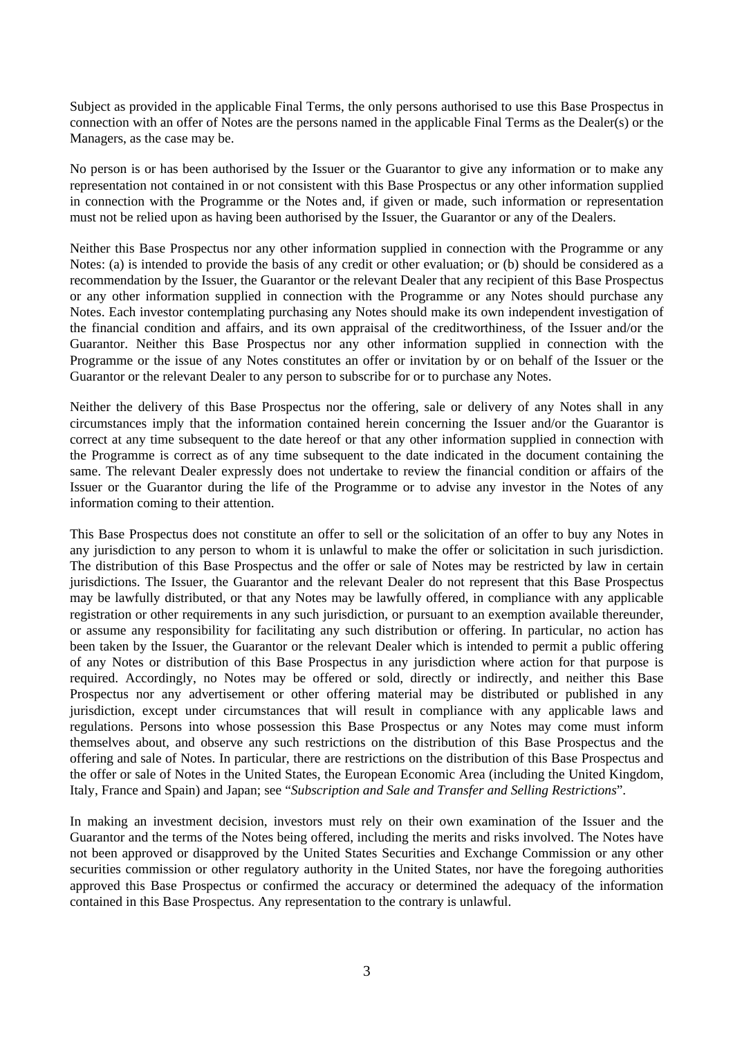Subject as provided in the applicable Final Terms, the only persons authorised to use this Base Prospectus in connection with an offer of Notes are the persons named in the applicable Final Terms as the Dealer(s) or the Managers, as the case may be.

No person is or has been authorised by the Issuer or the Guarantor to give any information or to make any representation not contained in or not consistent with this Base Prospectus or any other information supplied in connection with the Programme or the Notes and, if given or made, such information or representation must not be relied upon as having been authorised by the Issuer, the Guarantor or any of the Dealers.

Neither this Base Prospectus nor any other information supplied in connection with the Programme or any Notes: (a) is intended to provide the basis of any credit or other evaluation; or (b) should be considered as a recommendation by the Issuer, the Guarantor or the relevant Dealer that any recipient of this Base Prospectus or any other information supplied in connection with the Programme or any Notes should purchase any Notes. Each investor contemplating purchasing any Notes should make its own independent investigation of the financial condition and affairs, and its own appraisal of the creditworthiness, of the Issuer and/or the Guarantor. Neither this Base Prospectus nor any other information supplied in connection with the Programme or the issue of any Notes constitutes an offer or invitation by or on behalf of the Issuer or the Guarantor or the relevant Dealer to any person to subscribe for or to purchase any Notes.

Neither the delivery of this Base Prospectus nor the offering, sale or delivery of any Notes shall in any circumstances imply that the information contained herein concerning the Issuer and/or the Guarantor is correct at any time subsequent to the date hereof or that any other information supplied in connection with the Programme is correct as of any time subsequent to the date indicated in the document containing the same. The relevant Dealer expressly does not undertake to review the financial condition or affairs of the Issuer or the Guarantor during the life of the Programme or to advise any investor in the Notes of any information coming to their attention.

This Base Prospectus does not constitute an offer to sell or the solicitation of an offer to buy any Notes in any jurisdiction to any person to whom it is unlawful to make the offer or solicitation in such jurisdiction. The distribution of this Base Prospectus and the offer or sale of Notes may be restricted by law in certain jurisdictions. The Issuer, the Guarantor and the relevant Dealer do not represent that this Base Prospectus may be lawfully distributed, or that any Notes may be lawfully offered, in compliance with any applicable registration or other requirements in any such jurisdiction, or pursuant to an exemption available thereunder, or assume any responsibility for facilitating any such distribution or offering. In particular, no action has been taken by the Issuer, the Guarantor or the relevant Dealer which is intended to permit a public offering of any Notes or distribution of this Base Prospectus in any jurisdiction where action for that purpose is required. Accordingly, no Notes may be offered or sold, directly or indirectly, and neither this Base Prospectus nor any advertisement or other offering material may be distributed or published in any jurisdiction, except under circumstances that will result in compliance with any applicable laws and regulations. Persons into whose possession this Base Prospectus or any Notes may come must inform themselves about, and observe any such restrictions on the distribution of this Base Prospectus and the offering and sale of Notes. In particular, there are restrictions on the distribution of this Base Prospectus and the offer or sale of Notes in the United States, the European Economic Area (including the United Kingdom, Italy, France and Spain) and Japan; see "*Subscription and Sale and Transfer and Selling Restrictions*".

In making an investment decision, investors must rely on their own examination of the Issuer and the Guarantor and the terms of the Notes being offered, including the merits and risks involved. The Notes have not been approved or disapproved by the United States Securities and Exchange Commission or any other securities commission or other regulatory authority in the United States, nor have the foregoing authorities approved this Base Prospectus or confirmed the accuracy or determined the adequacy of the information contained in this Base Prospectus. Any representation to the contrary is unlawful.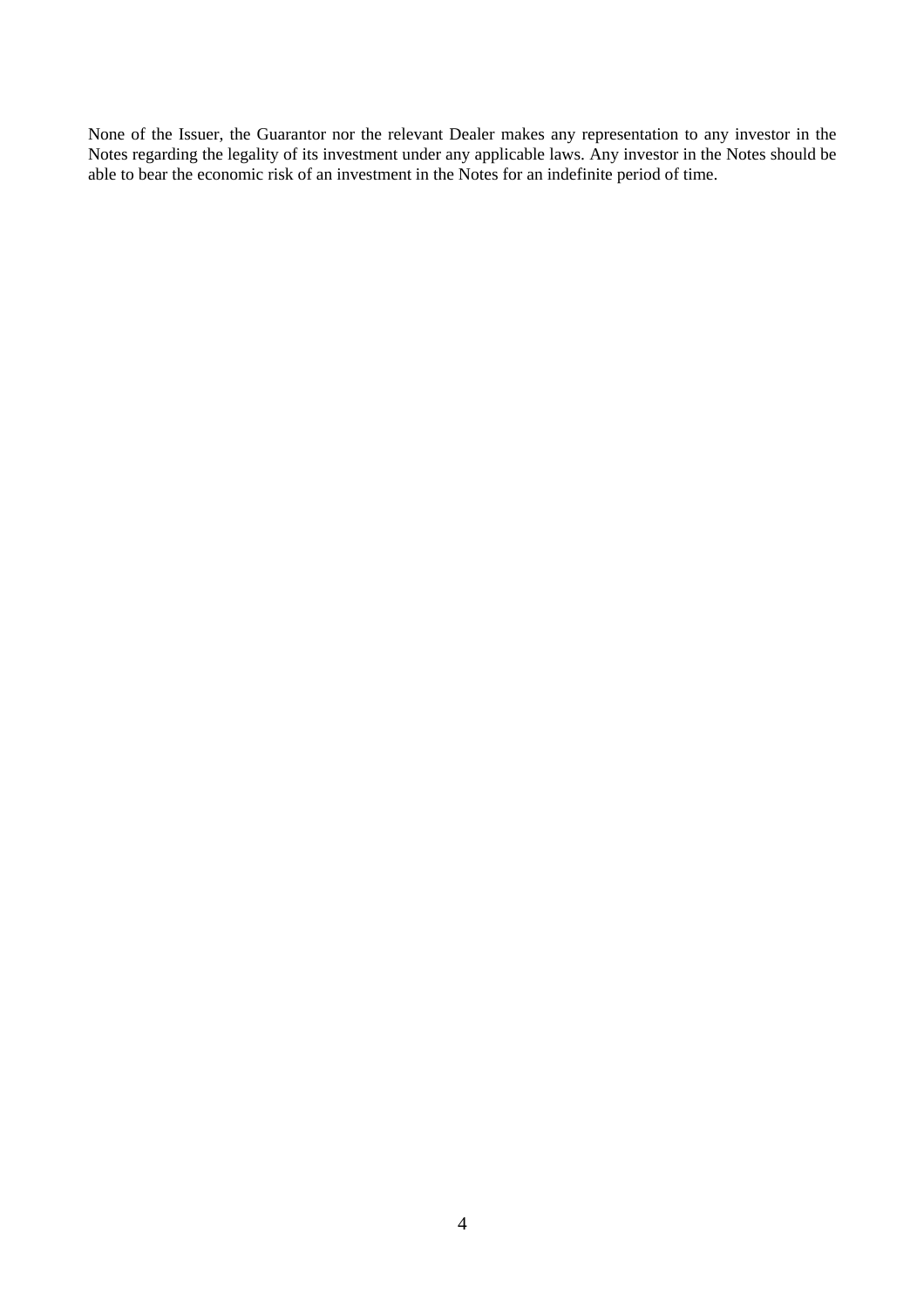None of the Issuer, the Guarantor nor the relevant Dealer makes any representation to any investor in the Notes regarding the legality of its investment under any applicable laws. Any investor in the Notes should be able to bear the economic risk of an investment in the Notes for an indefinite period of time.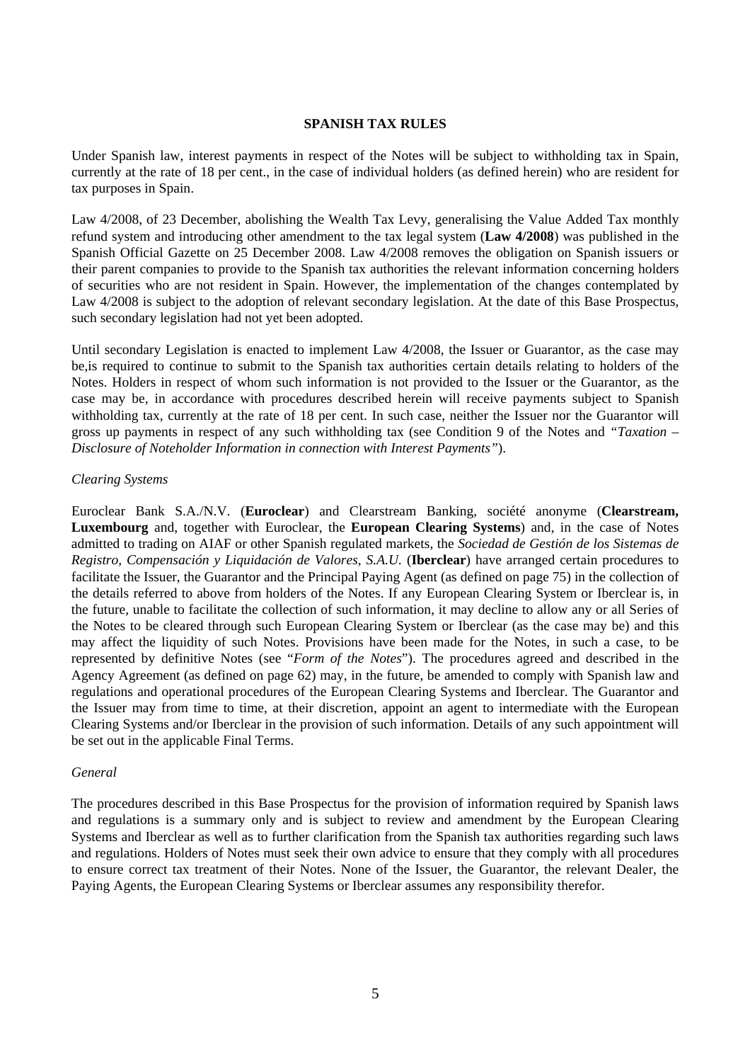## SPANISH TAX RULES

Under Spanish law, interest payments in respect of the Notes will be subject to withholding tax in Spain, currently at the rate of 18 per cent., in the case of individual holders (as defined herein) who are resident for tax purposes in Spain.

Law 4/2008, of 23 December, abolishing the Wealth Tax Levy, generalising the Value Added Tax monthly refund system and introducing other amendment to the tax legal system (**Law 4/2008**) was published in the Spanish Official Gazette on 25 December 2008. Law 4/2008 removes the obligation on Spanish issuers or their parent companies to provide to the Spanish tax authorities the relevant information concerning holders of securities who are not resident in Spain. However, the implementation of the changes contemplated by Law 4/2008 is subject to the adoption of relevant secondary legislation. At the date of this Base Prospectus, such secondary legislation had not yet been adopted.

Until secondary Legislation is enacted to implement Law 4/2008, the Issuer or Guarantor, as the case may be,is required to continue to submit to the Spanish tax authorities certain details relating to holders of the Notes. Holders in respect of whom such information is not provided to the Issuer or the Guarantor, as the case may be, in accordance with procedures described herein will receive payments subject to Spanish withholding tax, currently at the rate of 18 per cent. In such case, neither the Issuer nor the Guarantor will gross up payments in respect of any such withholding tax (see Condition 9 of the Notes and *"Taxation – Disclosure of Noteholder Information in connection with Interest Payments"*).

*Clearing Systems*

Euroclear Bank S.A./N.V. (**Euroclear**) and Clearstream Banking, société anonyme (**Clearstream, Luxembourg** and, together with Euroclear, the **European Clearing Systems**) and, in the case of Notes admitted to trading on AIAF or other Spanish regulated markets, the *Sociedad de Gestión de los Sistemas de Registro, Compensación y Liquidación de Valores, S.A.U.* (**Iberclear**) have arranged certain procedures to facilitate the Issuer, the Guarantor and the Principal Paying Agent (as defined on page 75) in the collection of the details referred to above from holders of the Notes. If any European Clearing System or Iberclear is, in the future, unable to facilitate the collection of such information, it may decline to allow any or all Series of the Notes to be cleared through such European Clearing System or Iberclear (as the case may be) and this may affect the liquidity of such Notes. Provisions have been made for the Notes, in such a case, to be represented by definitive Notes (see "*Form of the Notes*"). The procedures agreed and described in the Agency Agreement (as defined on page 62) may, in the future, be amended to comply with Spanish law and regulations and operational procedures of the European Clearing Systems and Iberclear. The Guarantor and the Issuer may from time to time, at their discretion, appoint an agent to intermediate with the European Clearing Systems and/or Iberclear in the provision of such information. Details of any such appointment will be set out in the applicable Final Terms.

*General*

The procedures described in this Base Prospectus for the provision of information required by Spanish laws and regulations is a summary only and is subject to review and amendment by the European Clearing Systems and Iberclear as well as to further clarification from the Spanish tax authorities regarding such laws and regulations. Holders of Notes must seek their own advice to ensure that they comply with all procedures to ensure correct tax treatment of their Notes. None of the Issuer, the Guarantor, the relevant Dealer, the Paying Agents, the European Clearing Systems or Iberclear assumes any responsibility therefor.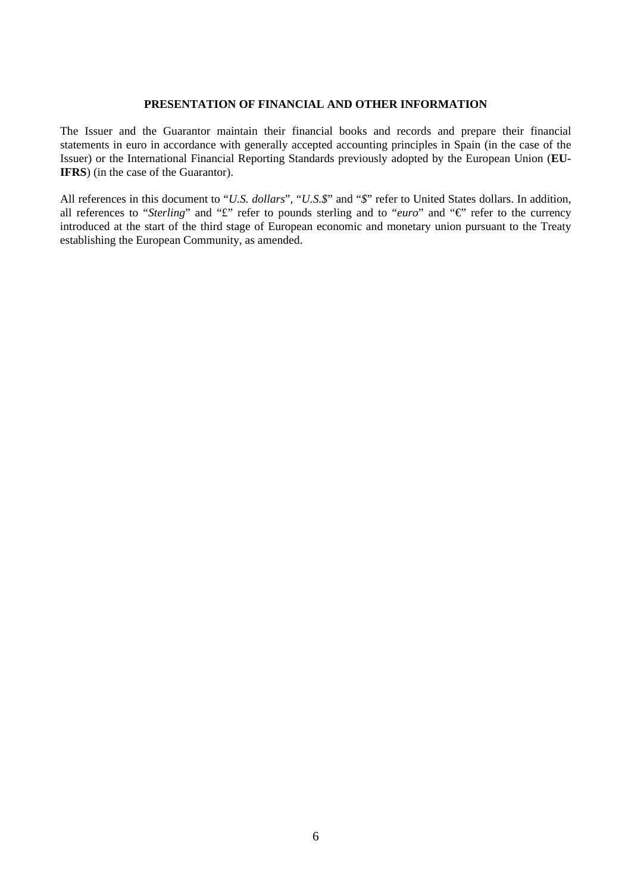## PRESENTATION OF FINANCIAL AND OTHER INFORMATION

The Issuer and the Guarantor maintain their financial books and records and prepare their financial statements in euro in accordance with generally accepted accounting principles in Spain (in the case of the Issuer) or the International Financial Reporting Standards previously adopted by the European Union (**EU-IFRS**) (in the case of the Guarantor).

All references in this document to "*U.S. dollars*", "*U.S.$*" and "*$*" refer to United States dollars. In addition, all references to "*Sterling*" and "£" refer to pounds sterling and to "*euro*" and "€" refer to the currency introduced at the start of the third stage of European economic and monetary union pursuant to the Treaty establishing the European Community, as amended.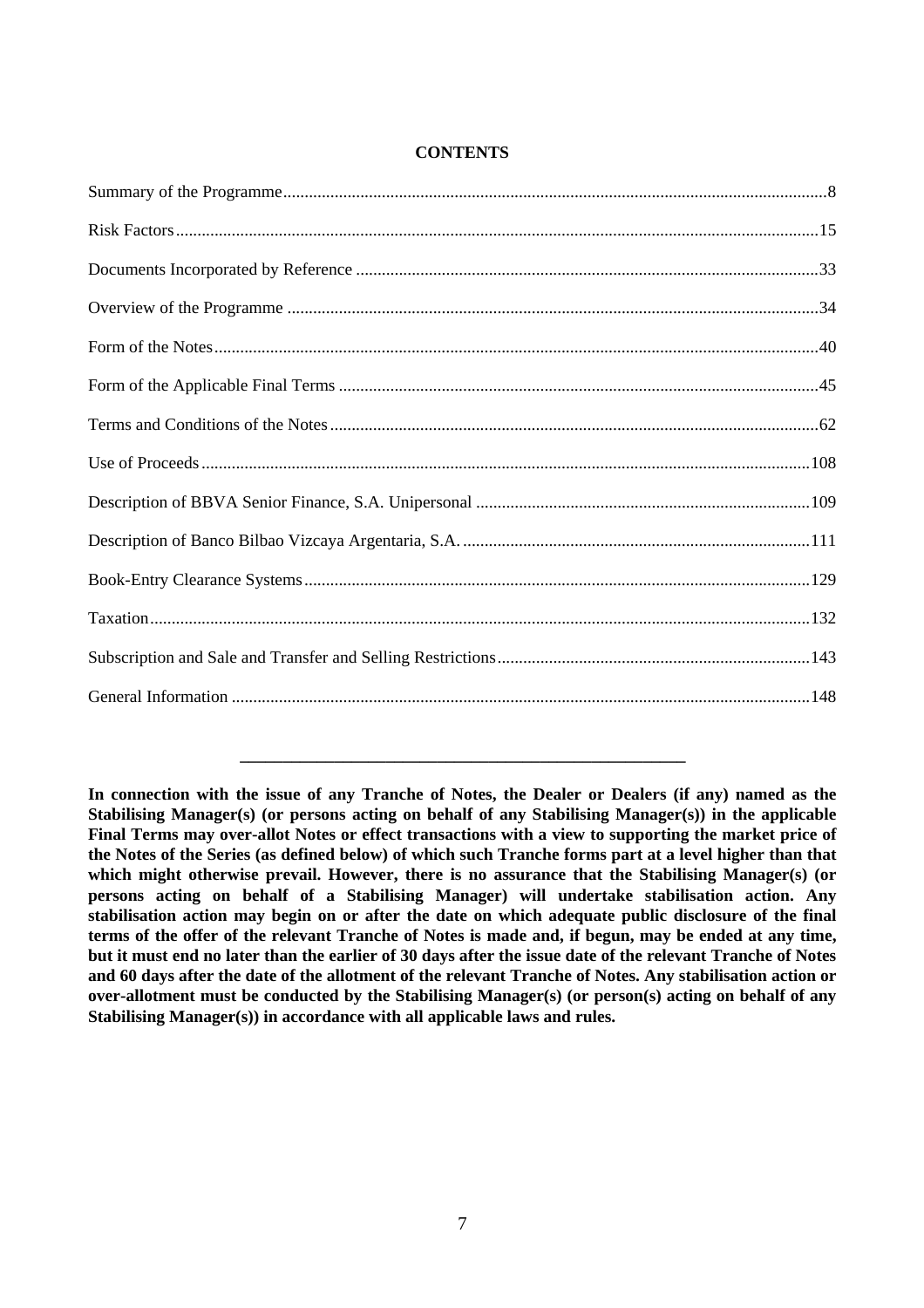**CONTENTS**

| | |
|---|---|
| Summary of the Programme | 8 |
| Risk Factors | 15 |
| Documents Incorporated by Reference | 33 |
| Overview of the Programme | 34 |
| Form of the Notes | 40 |
| Form of the Applicable Final Terms | 45 |
| Terms and Conditions of the Notes | 62 |
| Use of Proceeds | 108 |
| Description of BBVA Senior Finance, S.A. Unipersonal | 109 |
| Description of Banco Bilbao Vizcaya Argentaria, S.A. | 111 |
| Book-Entry Clearance Systems | 129 |
| Taxation | 132 |
| Subscription and Sale and Transfer and Selling Restrictions | 143 |
| General Information | 148 |

---

**In connection with the issue of any Tranche of Notes, the Dealer or Dealers (if any) named as the Stabilising Manager(s) (or persons acting on behalf of any Stabilising Manager(s)) in the applicable Final Terms may over-allot Notes or effect transactions with a view to supporting the market price of the Notes of the Series (as defined below) of which such Tranche forms part at a level higher than that which might otherwise prevail. However, there is no assurance that the Stabilising Manager(s) (or persons acting on behalf of a Stabilising Manager) will undertake stabilisation action. Any stabilisation action may begin on or after the date on which adequate public disclosure of the final terms of the offer of the relevant Tranche of Notes is made and, if begun, may be ended at any time, but it must end no later than the earlier of 30 days after the issue date of the relevant Tranche of Notes and 60 days after the date of the allotment of the relevant Tranche of Notes. Any stabilisation action or over-allotment must be conducted by the Stabilising Manager(s) (or person(s) acting on behalf of any Stabilising Manager(s)) in accordance with all applicable laws and rules.**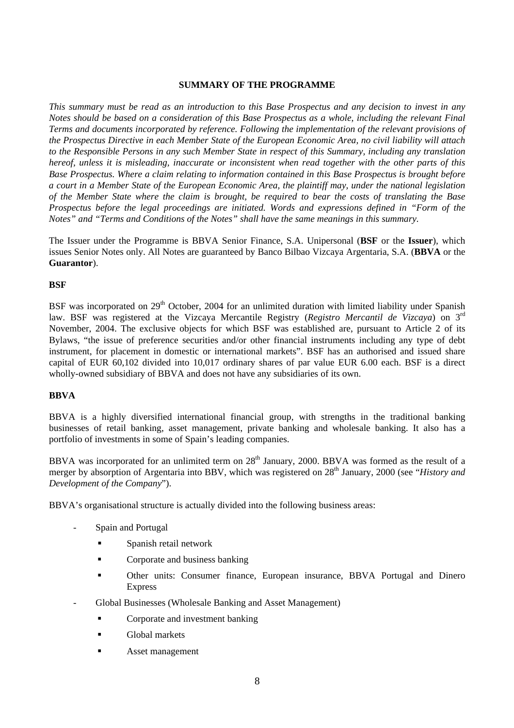## SUMMARY OF THE PROGRAMME

*This summary must be read as an introduction to this Base Prospectus and any decision to invest in any Notes should be based on a consideration of this Base Prospectus as a whole, including the relevant Final Terms and documents incorporated by reference. Following the implementation of the relevant provisions of the Prospectus Directive in each Member State of the European Economic Area, no civil liability will attach to the Responsible Persons in any such Member State in respect of this Summary, including any translation hereof, unless it is misleading, inaccurate or inconsistent when read together with the other parts of this Base Prospectus. Where a claim relating to information contained in this Base Prospectus is brought before a court in a Member State of the European Economic Area, the plaintiff may, under the national legislation of the Member State where the claim is brought, be required to bear the costs of translating the Base Prospectus before the legal proceedings are initiated. Words and expressions defined in "Form of the Notes" and "Terms and Conditions of the Notes" shall have the same meanings in this summary.*

The Issuer under the Programme is BBVA Senior Finance, S.A. Unipersonal (**BSF** or the **Issuer**), which issues Senior Notes only. All Notes are guaranteed by Banco Bilbao Vizcaya Argentaria, S.A. (**BBVA** or the **Guarantor**).

**BSF**

BSF was incorporated on 29th October, 2004 for an unlimited duration with limited liability under Spanish law. BSF was registered at the Vizcaya Mercantile Registry (*Registro Mercantil de Vizcaya*) on 3rd November, 2004. The exclusive objects for which BSF was established are, pursuant to Article 2 of its Bylaws, "the issue of preference securities and/or other financial instruments including any type of debt instrument, for placement in domestic or international markets". BSF has an authorised and issued share capital of EUR 60,102 divided into 10,017 ordinary shares of par value EUR 6.00 each. BSF is a direct wholly-owned subsidiary of BBVA and does not have any subsidiaries of its own.

**BBVA**

BBVA is a highly diversified international financial group, with strengths in the traditional banking businesses of retail banking, asset management, private banking and wholesale banking. It also has a portfolio of investments in some of Spain's leading companies.

BBVA was incorporated for an unlimited term on 28th January, 2000. BBVA was formed as the result of a merger by absorption of Argentaria into BBV, which was registered on 28th January, 2000 (see "*History and Development of the Company*").

BBVA's organisational structure is actually divided into the following business areas:

- Spain and Portugal
  - Spanish retail network
  - Corporate and business banking
  - Other units: Consumer finance, European insurance, BBVA Portugal and Dinero Express
- Global Businesses (Wholesale Banking and Asset Management)
  - Corporate and investment banking
  - Global markets
  - Asset management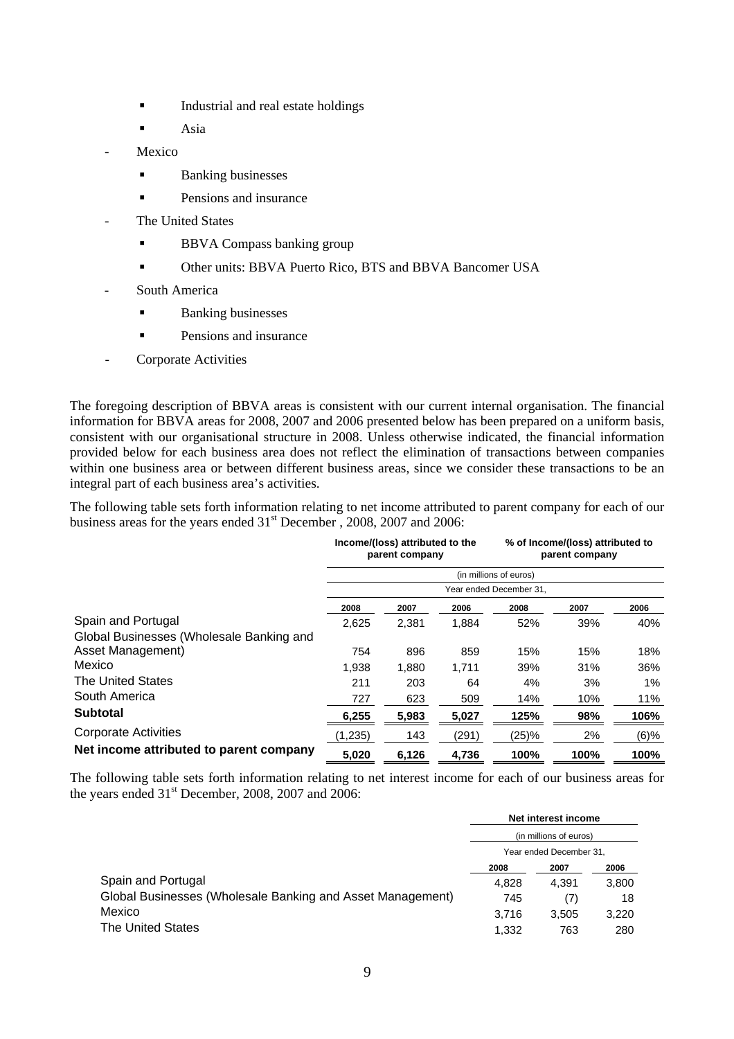- Industrial and real estate holdings
- Asia

- Mexico
  - Banking businesses
  - Pensions and insurance
- The United States
  - BBVA Compass banking group
  - Other units: BBVA Puerto Rico, BTS and BBVA Bancomer USA
- South America
  - Banking businesses
  - Pensions and insurance
- Corporate Activities

The foregoing description of BBVA areas is consistent with our current internal organisation. The financial information for BBVA areas for 2008, 2007 and 2006 presented below has been prepared on a uniform basis, consistent with our organisational structure in 2008. Unless otherwise indicated, the financial information provided below for each business area does not reflect the elimination of transactions between companies within one business area or between different business areas, since we consider these transactions to be an integral part of each business area's activities.

The following table sets forth information relating to net income attributed to parent company for each of our business areas for the years ended 31st December , 2008, 2007 and 2006:

| | Income/(loss) attributed to the parent company | | | % of Income/(loss) attributed to parent company | | |
|---|---|---|---|---|---|---|
| | (in millions of euros) | | | | | |
| | Year ended December 31, | | | | | |
| | 2008 | 2007 | 2006 | 2008 | 2007 | 2006 |
| Spain and Portugal | 2,625 | 2,381 | 1,884 | 52% | 39% | 40% |
| Global Businesses (Wholesale Banking and Asset Management) | 754 | 896 | 859 | 15% | 15% | 18% |
| Mexico | 1,938 | 1,880 | 1,711 | 39% | 31% | 36% |
| The United States | 211 | 203 | 64 | 4% | 3% | 1% |
| South America | 727 | 623 | 509 | 14% | 10% | 11% |
| **Subtotal** | **6,255** | **5,983** | **5,027** | **125%** | **98%** | **106%** |
| Corporate Activities | (1,235) | 143 | (291) | (25)% | 2% | (6)% |
| **Net income attributed to parent company** | **5,020** | **6,126** | **4,736** | **100%** | **100%** | **100%** |

The following table sets forth information relating to net interest income for each of our business areas for the years ended 31st December, 2008, 2007 and 2006:

| | Net interest income | | |
|---|---|---|---|
| | (in millions of euros) | | |
| | Year ended December 31, | | |
| | 2008 | 2007 | 2006 |
| Spain and Portugal | 4,828 | 4,391 | 3,800 |
| Global Businesses (Wholesale Banking and Asset Management) | 745 | (7) | 18 |
| Mexico | 3,716 | 3,505 | 3,220 |
| The United States | 1,332 | 763 | 280 |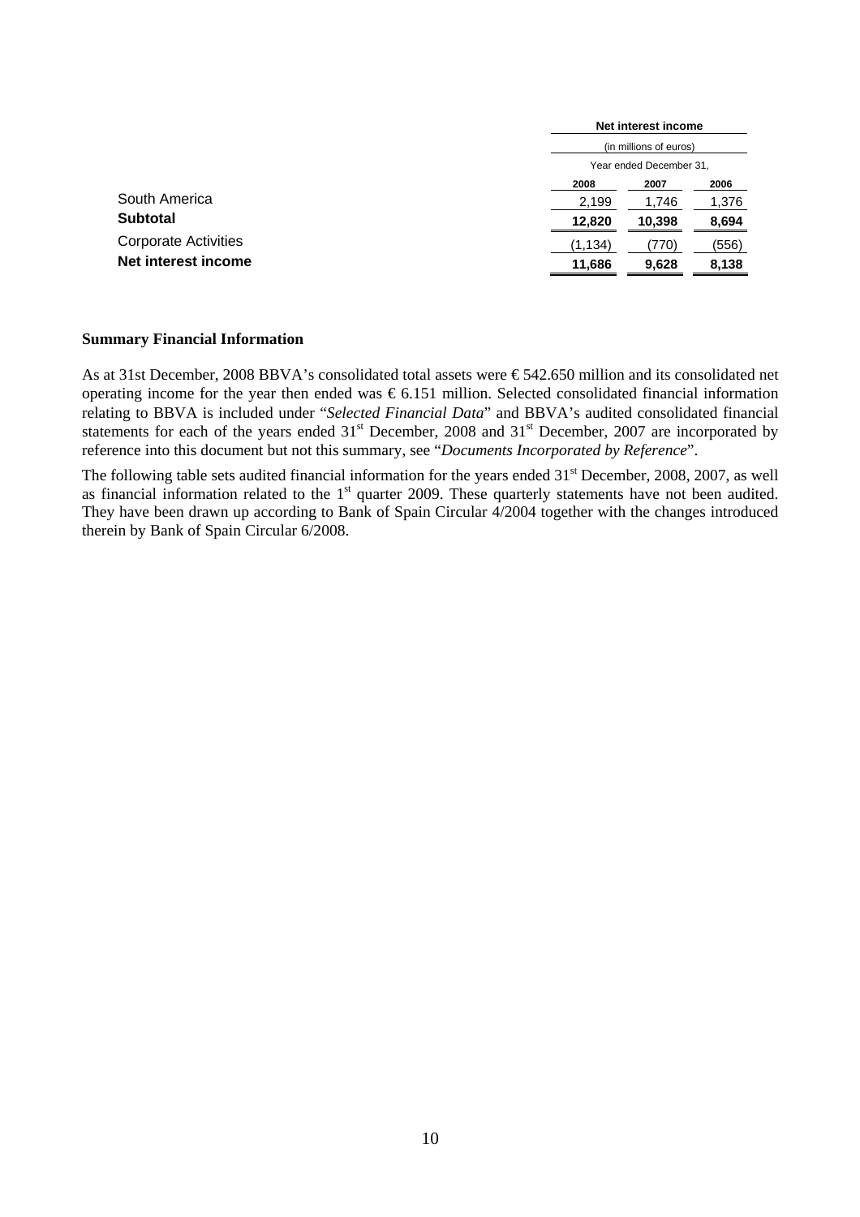| | Net interest income | | |
|---|---|---|---|
| | (in millions of euros) | | |
| | Year ended December 31, | | |
| | 2008 | 2007 | 2006 |
| South America | 2,199 | 1,746 | 1,376 |
| **Subtotal** | **12,820** | **10,398** | **8,694** |
| Corporate Activities | (1,134) | (770) | (556) |
| **Net interest income** | **11,686** | **9,628** | **8,138** |

**Summary Financial Information**

As at 31st December, 2008 BBVA's consolidated total assets were € 542.650 million and its consolidated net operating income for the year then ended was € 6.151 million. Selected consolidated financial information relating to BBVA is included under "*Selected Financial Data*" and BBVA's audited consolidated financial statements for each of the years ended 31st December, 2008 and 31st December, 2007 are incorporated by reference into this document but not this summary, see "*Documents Incorporated by Reference*".

The following table sets audited financial information for the years ended 31st December, 2008, 2007, as well as financial information related to the 1st quarter 2009. These quarterly statements have not been audited. They have been drawn up according to Bank of Spain Circular 4/2004 together with the changes introduced therein by Bank of Spain Circular 6/2008.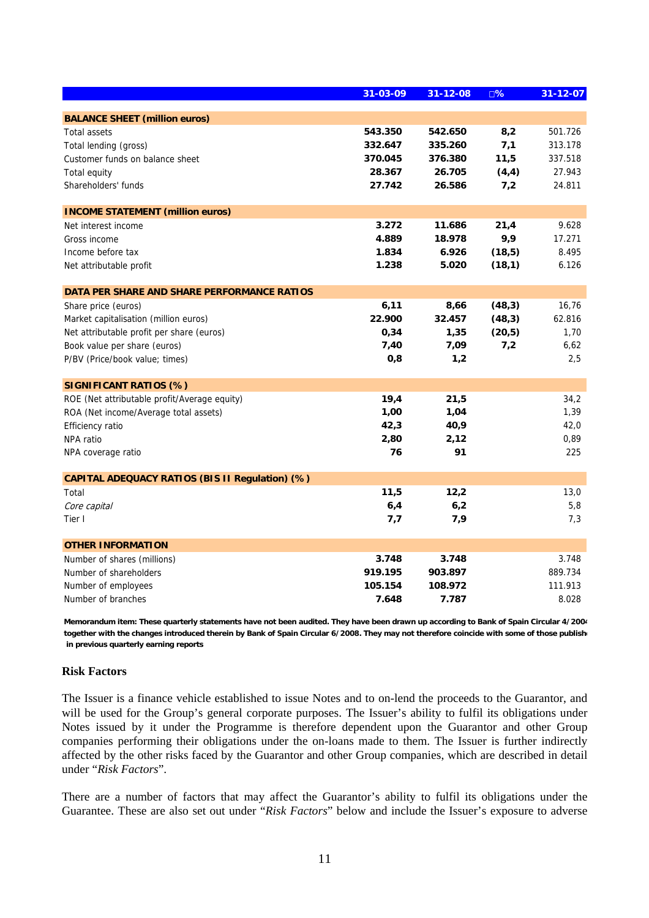| | 31-03-09 | 31-12-08 | □% | 31-12-07 |
|---|---|---|---|---|
| **BALANCE SHEET (million euros)** | | | | |
| Total assets | **543.350** | **542.650** | **8,2** | 501.726 |
| Total lending (gross) | **332.647** | **335.260** | **7,1** | 313.178 |
| Customer funds on balance sheet | **370.045** | **376.380** | **11,5** | 337.518 |
| Total equity | **28.367** | **26.705** | **(4,4)** | 27.943 |
| Shareholders' funds | **27.742** | **26.586** | **7,2** | 24.811 |
| **INCOME STATEMENT (million euros)** | | | | |
| Net interest income | **3.272** | **11.686** | **21,4** | 9.628 |
| Gross income | **4.889** | **18.978** | **9,9** | 17.271 |
| Income before tax | **1.834** | **6.926** | **(18,5)** | 8.495 |
| Net attributable profit | **1.238** | **5.020** | **(18,1)** | 6.126 |
| **DATA PER SHARE AND SHARE PERFORMANCE RATIOS** | | | | |
| Share price (euros) | **6,11** | **8,66** | **(48,3)** | 16,76 |
| Market capitalisation (million euros) | **22.900** | **32.457** | **(48,3)** | 62.816 |
| Net attributable profit per share (euros) | **0,34** | **1,35** | **(20,5)** | 1,70 |
| Book value per share (euros) | **7,40** | **7,09** | **7,2** | 6,62 |
| P/BV (Price/book value; times) | **0,8** | **1,2** | | 2,5 |
| **SIGNIFICANT RATIOS (%)** | | | | |
| ROE (Net attributable profit/Average equity) | **19,4** | **21,5** | | 34,2 |
| ROA (Net income/Average total assets) | **1,00** | **1,04** | | 1,39 |
| Efficiency ratio | **42,3** | **40,9** | | 42,0 |
| NPA ratio | **2,80** | **2,12** | | 0,89 |
| NPA coverage ratio | **76** | **91** | | 225 |
| **CAPITAL ADEQUACY RATIOS (BIS II Regulation) (%)** | | | | |
| Total | **11,5** | **12,2** | | 13,0 |
| *Core capital* | **6,4** | **6,2** | | 5,8 |
| Tier I | **7,7** | **7,9** | | 7,3 |
| **OTHER INFORMATION** | | | | |
| Number of shares (millions) | **3.748** | **3.748** | | 3.748 |
| Number of shareholders | **919.195** | **903.897** | | 889.734 |
| Number of employees | **105.154** | **108.972** | | 111.913 |
| Number of branches | **7.648** | **7.787** | | 8.028 |

**Memorandum item: These quarterly statements have not been audited. They have been drawn up according to Bank of Spain Circular 4/2004 together with the changes introduced therein by Bank of Spain Circular 6/2008. They may not therefore coincide with some of those published in previous quarterly earning reports**

### Risk Factors

The Issuer is a finance vehicle established to issue Notes and to on-lend the proceeds to the Guarantor, and will be used for the Group's general corporate purposes. The Issuer's ability to fulfil its obligations under Notes issued by it under the Programme is therefore dependent upon the Guarantor and other Group companies performing their obligations under the on-loans made to them. The Issuer is further indirectly affected by the other risks faced by the Guarantor and other Group companies, which are described in detail under "*Risk Factors*".

There are a number of factors that may affect the Guarantor's ability to fulfil its obligations under the Guarantee. These are also set out under "*Risk Factors*" below and include the Issuer's exposure to adverse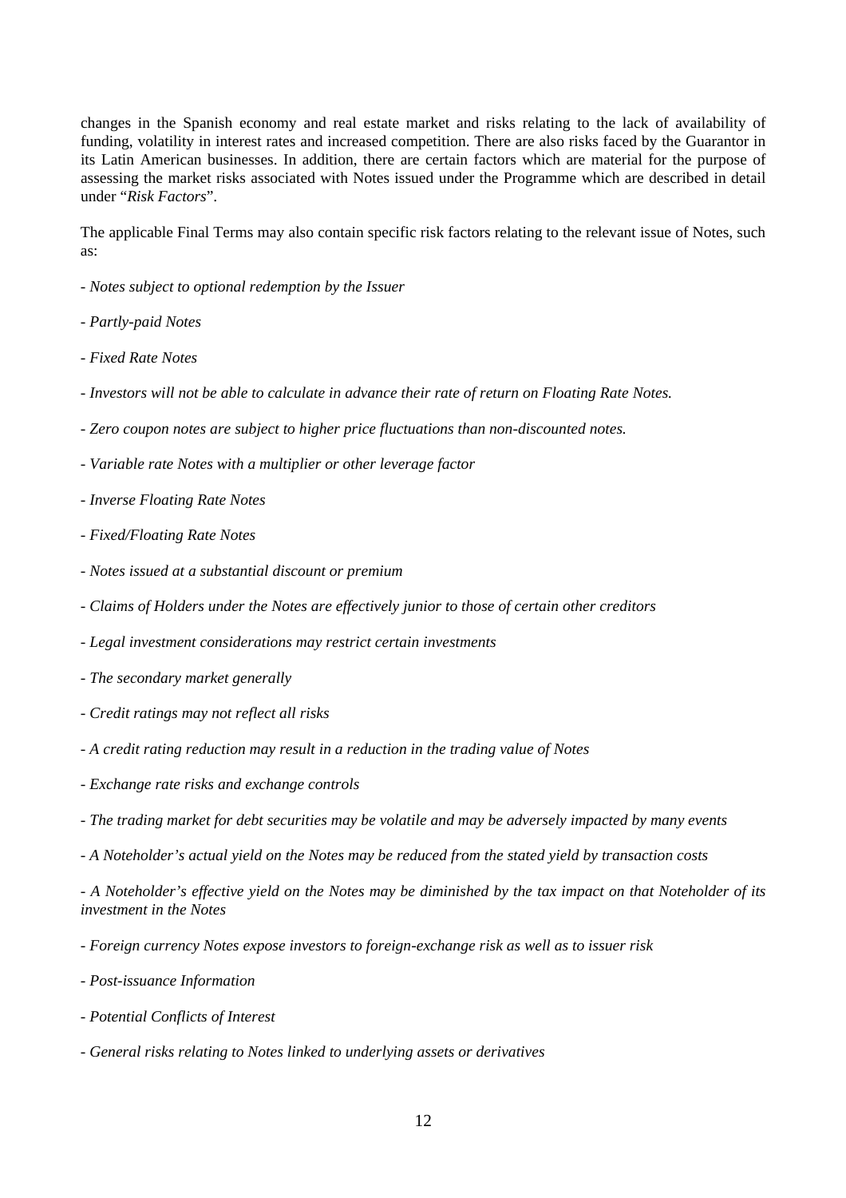changes in the Spanish economy and real estate market and risks relating to the lack of availability of funding, volatility in interest rates and increased competition. There are also risks faced by the Guarantor in its Latin American businesses. In addition, there are certain factors which are material for the purpose of assessing the market risks associated with Notes issued under the Programme which are described in detail under "*Risk Factors*".

The applicable Final Terms may also contain specific risk factors relating to the relevant issue of Notes, such as:

- *Notes subject to optional redemption by the Issuer*

- *Partly-paid Notes*

- *Fixed Rate Notes*

- *Investors will not be able to calculate in advance their rate of return on Floating Rate Notes.*

- *Zero coupon notes are subject to higher price fluctuations than non-discounted notes.*

- *Variable rate Notes with a multiplier or other leverage factor*

- *Inverse Floating Rate Notes*

- *Fixed/Floating Rate Notes*

- *Notes issued at a substantial discount or premium*

- *Claims of Holders under the Notes are effectively junior to those of certain other creditors*

- *Legal investment considerations may restrict certain investments*

- *The secondary market generally*

- *Credit ratings may not reflect all risks*

- *A credit rating reduction may result in a reduction in the trading value of Notes*

- *Exchange rate risks and exchange controls*

- *The trading market for debt securities may be volatile and may be adversely impacted by many events*

- *A Noteholder's actual yield on the Notes may be reduced from the stated yield by transaction costs*

- *A Noteholder's effective yield on the Notes may be diminished by the tax impact on that Noteholder of its investment in the Notes*

- *Foreign currency Notes expose investors to foreign-exchange risk as well as to issuer risk*

- *Post-issuance Information*

- *Potential Conflicts of Interest*

- *General risks relating to Notes linked to underlying assets or derivatives*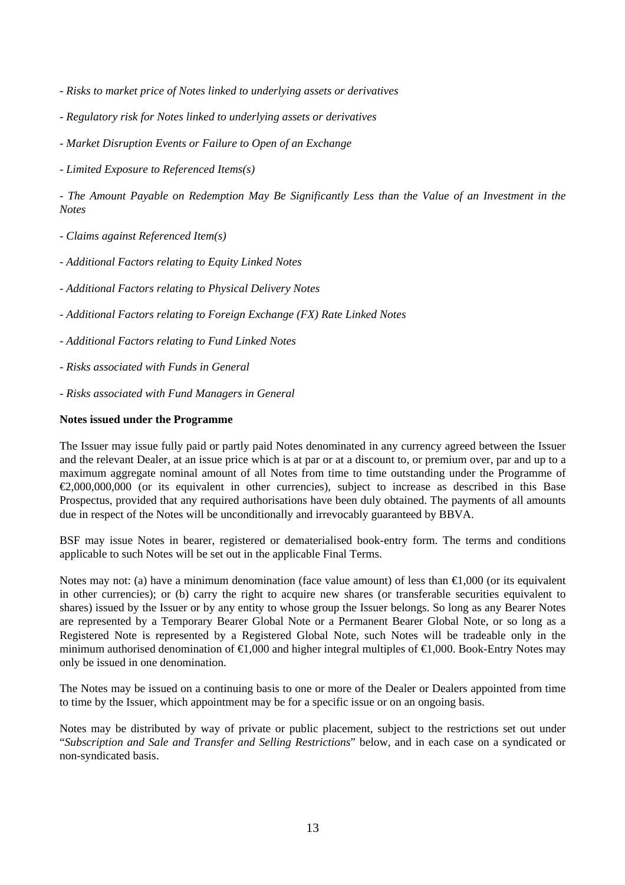- *Risks to market price of Notes linked to underlying assets or derivatives*

- *Regulatory risk for Notes linked to underlying assets or derivatives*

- *Market Disruption Events or Failure to Open of an Exchange*

- *Limited Exposure to Referenced Items(s)*

- *The Amount Payable on Redemption May Be Significantly Less than the Value of an Investment in the Notes*

- *Claims against Referenced Item(s)*

- *Additional Factors relating to Equity Linked Notes*

- *Additional Factors relating to Physical Delivery Notes*

- *Additional Factors relating to Foreign Exchange (FX) Rate Linked Notes*

- *Additional Factors relating to Fund Linked Notes*

- *Risks associated with Funds in General*

- *Risks associated with Fund Managers in General*

**Notes issued under the Programme**

The Issuer may issue fully paid or partly paid Notes denominated in any currency agreed between the Issuer and the relevant Dealer, at an issue price which is at par or at a discount to, or premium over, par and up to a maximum aggregate nominal amount of all Notes from time to time outstanding under the Programme of €2,000,000,000 (or its equivalent in other currencies), subject to increase as described in this Base Prospectus, provided that any required authorisations have been duly obtained. The payments of all amounts due in respect of the Notes will be unconditionally and irrevocably guaranteed by BBVA.

BSF may issue Notes in bearer, registered or dematerialised book-entry form. The terms and conditions applicable to such Notes will be set out in the applicable Final Terms.

Notes may not: (a) have a minimum denomination (face value amount) of less than €1,000 (or its equivalent in other currencies); or (b) carry the right to acquire new shares (or transferable securities equivalent to shares) issued by the Issuer or by any entity to whose group the Issuer belongs. So long as any Bearer Notes are represented by a Temporary Bearer Global Note or a Permanent Bearer Global Note, or so long as a Registered Note is represented by a Registered Global Note, such Notes will be tradeable only in the minimum authorised denomination of €1,000 and higher integral multiples of €1,000. Book-Entry Notes may only be issued in one denomination.

The Notes may be issued on a continuing basis to one or more of the Dealer or Dealers appointed from time to time by the Issuer, which appointment may be for a specific issue or on an ongoing basis.

Notes may be distributed by way of private or public placement, subject to the restrictions set out under "*Subscription and Sale and Transfer and Selling Restrictions*" below, and in each case on a syndicated or non-syndicated basis.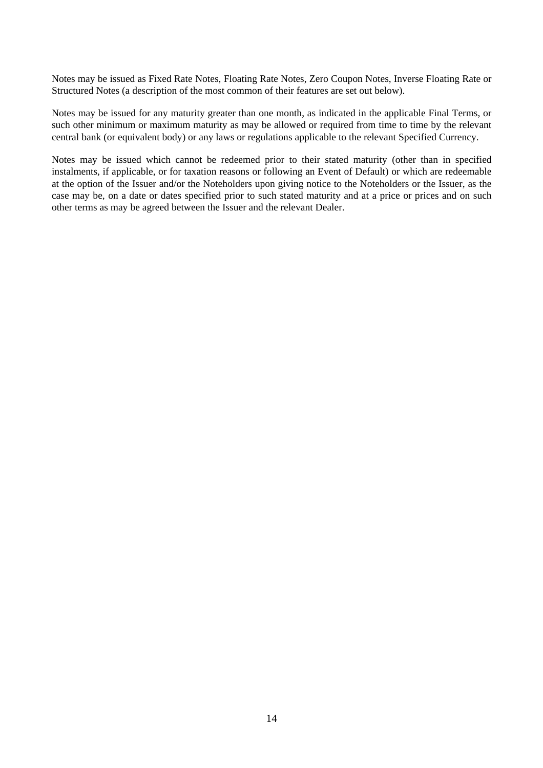Notes may be issued as Fixed Rate Notes, Floating Rate Notes, Zero Coupon Notes, Inverse Floating Rate or Structured Notes (a description of the most common of their features are set out below).

Notes may be issued for any maturity greater than one month, as indicated in the applicable Final Terms, or such other minimum or maximum maturity as may be allowed or required from time to time by the relevant central bank (or equivalent body) or any laws or regulations applicable to the relevant Specified Currency.

Notes may be issued which cannot be redeemed prior to their stated maturity (other than in specified instalments, if applicable, or for taxation reasons or following an Event of Default) or which are redeemable at the option of the Issuer and/or the Noteholders upon giving notice to the Noteholders or the Issuer, as the case may be, on a date or dates specified prior to such stated maturity and at a price or prices and on such other terms as may be agreed between the Issuer and the relevant Dealer.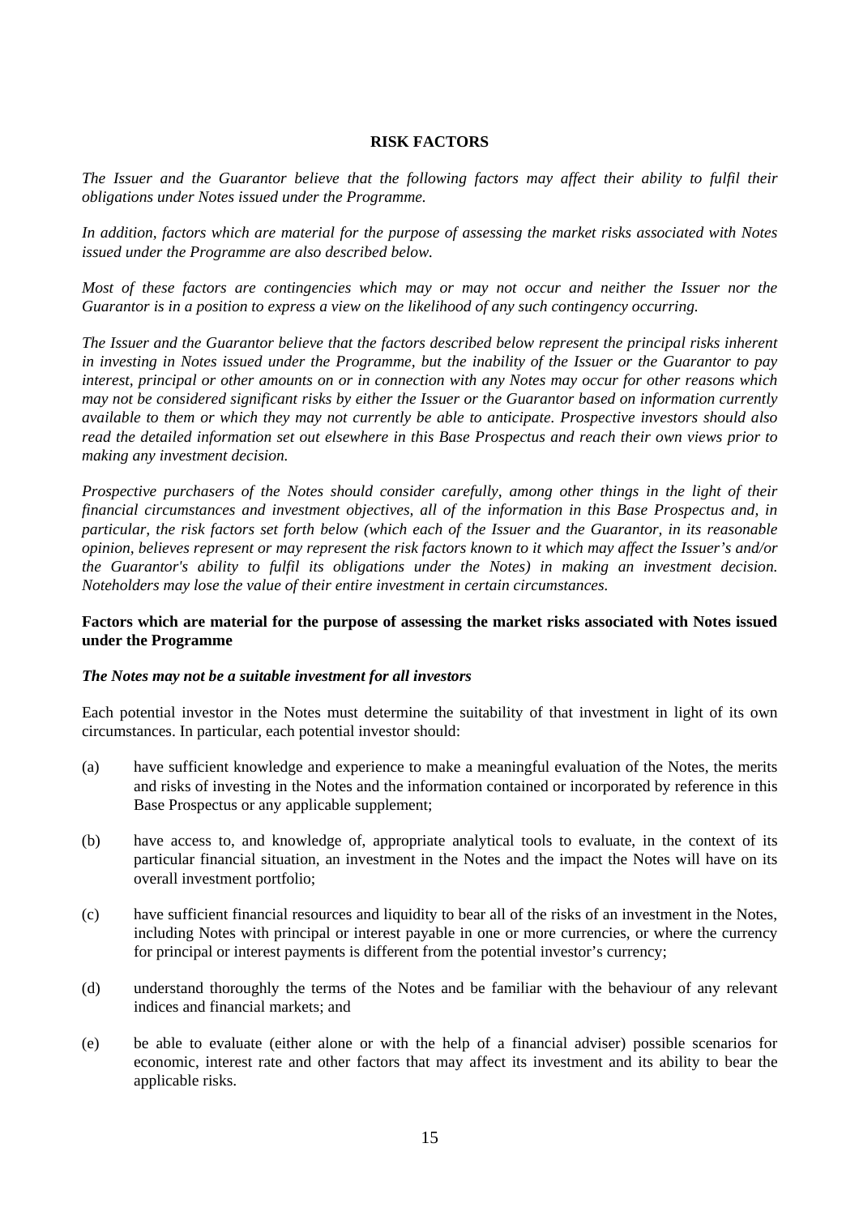# RISK FACTORS

*The Issuer and the Guarantor believe that the following factors may affect their ability to fulfil their obligations under Notes issued under the Programme.*

*In addition, factors which are material for the purpose of assessing the market risks associated with Notes issued under the Programme are also described below.*

*Most of these factors are contingencies which may or may not occur and neither the Issuer nor the Guarantor is in a position to express a view on the likelihood of any such contingency occurring.*

*The Issuer and the Guarantor believe that the factors described below represent the principal risks inherent in investing in Notes issued under the Programme, but the inability of the Issuer or the Guarantor to pay interest, principal or other amounts on or in connection with any Notes may occur for other reasons which may not be considered significant risks by either the Issuer or the Guarantor based on information currently available to them or which they may not currently be able to anticipate. Prospective investors should also read the detailed information set out elsewhere in this Base Prospectus and reach their own views prior to making any investment decision.*

*Prospective purchasers of the Notes should consider carefully, among other things in the light of their financial circumstances and investment objectives, all of the information in this Base Prospectus and, in particular, the risk factors set forth below (which each of the Issuer and the Guarantor, in its reasonable opinion, believes represent or may represent the risk factors known to it which may affect the Issuer's and/or the Guarantor's ability to fulfil its obligations under the Notes) in making an investment decision. Noteholders may lose the value of their entire investment in certain circumstances.*

## Factors which are material for the purpose of assessing the market risks associated with Notes issued under the Programme

### *The Notes may not be a suitable investment for all investors*

Each potential investor in the Notes must determine the suitability of that investment in light of its own circumstances. In particular, each potential investor should:

(a) have sufficient knowledge and experience to make a meaningful evaluation of the Notes, the merits and risks of investing in the Notes and the information contained or incorporated by reference in this Base Prospectus or any applicable supplement;

(b) have access to, and knowledge of, appropriate analytical tools to evaluate, in the context of its particular financial situation, an investment in the Notes and the impact the Notes will have on its overall investment portfolio;

(c) have sufficient financial resources and liquidity to bear all of the risks of an investment in the Notes, including Notes with principal or interest payable in one or more currencies, or where the currency for principal or interest payments is different from the potential investor's currency;

(d) understand thoroughly the terms of the Notes and be familiar with the behaviour of any relevant indices and financial markets; and

(e) be able to evaluate (either alone or with the help of a financial adviser) possible scenarios for economic, interest rate and other factors that may affect its investment and its ability to bear the applicable risks.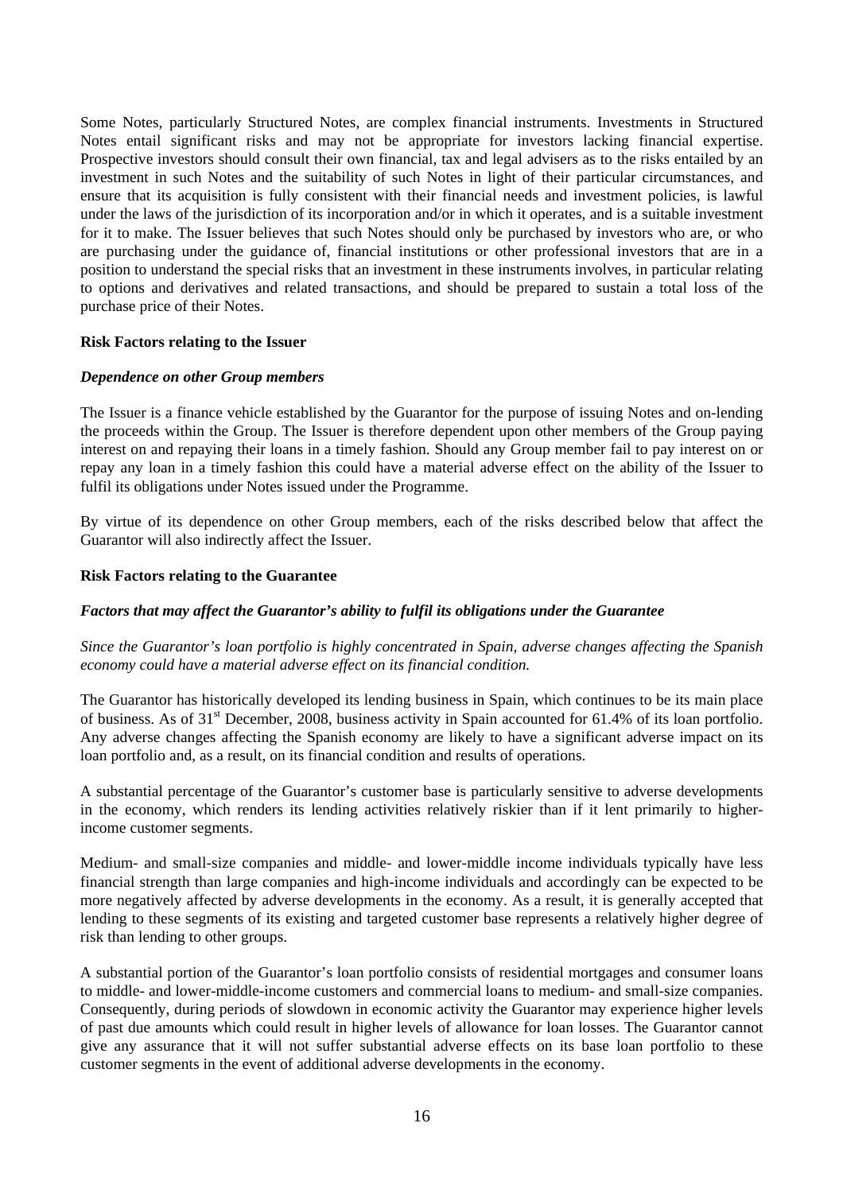Some Notes, particularly Structured Notes, are complex financial instruments. Investments in Structured Notes entail significant risks and may not be appropriate for investors lacking financial expertise. Prospective investors should consult their own financial, tax and legal advisers as to the risks entailed by an investment in such Notes and the suitability of such Notes in light of their particular circumstances, and ensure that its acquisition is fully consistent with their financial needs and investment policies, is lawful under the laws of the jurisdiction of its incorporation and/or in which it operates, and is a suitable investment for it to make. The Issuer believes that such Notes should only be purchased by investors who are, or who are purchasing under the guidance of, financial institutions or other professional investors that are in a position to understand the special risks that an investment in these instruments involves, in particular relating to options and derivatives and related transactions, and should be prepared to sustain a total loss of the purchase price of their Notes.

**Risk Factors relating to the Issuer**

***Dependence on other Group members***

The Issuer is a finance vehicle established by the Guarantor for the purpose of issuing Notes and on-lending the proceeds within the Group. The Issuer is therefore dependent upon other members of the Group paying interest on and repaying their loans in a timely fashion. Should any Group member fail to pay interest on or repay any loan in a timely fashion this could have a material adverse effect on the ability of the Issuer to fulfil its obligations under Notes issued under the Programme.

By virtue of its dependence on other Group members, each of the risks described below that affect the Guarantor will also indirectly affect the Issuer.

**Risk Factors relating to the Guarantee**

***Factors that may affect the Guarantor's ability to fulfil its obligations under the Guarantee***

*Since the Guarantor's loan portfolio is highly concentrated in Spain, adverse changes affecting the Spanish economy could have a material adverse effect on its financial condition.*

The Guarantor has historically developed its lending business in Spain, which continues to be its main place of business. As of 31st December, 2008, business activity in Spain accounted for 61.4% of its loan portfolio. Any adverse changes affecting the Spanish economy are likely to have a significant adverse impact on its loan portfolio and, as a result, on its financial condition and results of operations.

A substantial percentage of the Guarantor's customer base is particularly sensitive to adverse developments in the economy, which renders its lending activities relatively riskier than if it lent primarily to higher-income customer segments.

Medium- and small-size companies and middle- and lower-middle income individuals typically have less financial strength than large companies and high-income individuals and accordingly can be expected to be more negatively affected by adverse developments in the economy. As a result, it is generally accepted that lending to these segments of its existing and targeted customer base represents a relatively higher degree of risk than lending to other groups.

A substantial portion of the Guarantor's loan portfolio consists of residential mortgages and consumer loans to middle- and lower-middle-income customers and commercial loans to medium- and small-size companies. Consequently, during periods of slowdown in economic activity the Guarantor may experience higher levels of past due amounts which could result in higher levels of allowance for loan losses. The Guarantor cannot give any assurance that it will not suffer substantial adverse effects on its base loan portfolio to these customer segments in the event of additional adverse developments in the economy.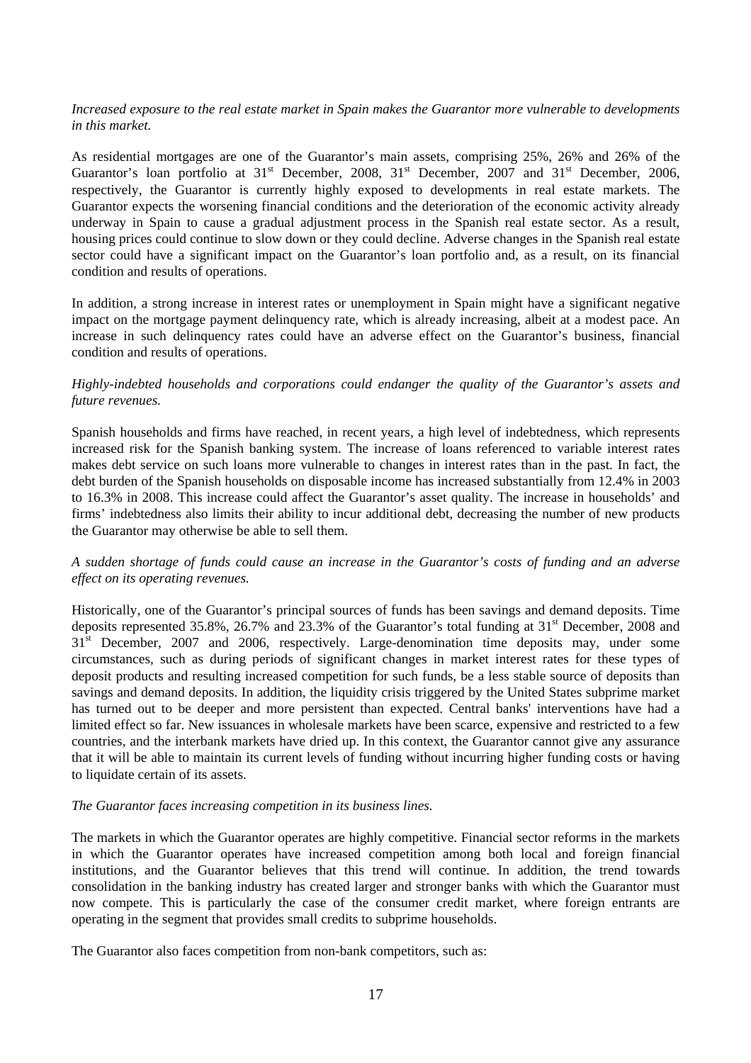*Increased exposure to the real estate market in Spain makes the Guarantor more vulnerable to developments in this market.*

As residential mortgages are one of the Guarantor's main assets, comprising 25%, 26% and 26% of the Guarantor's loan portfolio at 31st December, 2008, 31st December, 2007 and 31st December, 2006, respectively, the Guarantor is currently highly exposed to developments in real estate markets. The Guarantor expects the worsening financial conditions and the deterioration of the economic activity already underway in Spain to cause a gradual adjustment process in the Spanish real estate sector. As a result, housing prices could continue to slow down or they could decline. Adverse changes in the Spanish real estate sector could have a significant impact on the Guarantor's loan portfolio and, as a result, on its financial condition and results of operations.

In addition, a strong increase in interest rates or unemployment in Spain might have a significant negative impact on the mortgage payment delinquency rate, which is already increasing, albeit at a modest pace. An increase in such delinquency rates could have an adverse effect on the Guarantor's business, financial condition and results of operations.

*Highly-indebted households and corporations could endanger the quality of the Guarantor's assets and future revenues.*

Spanish households and firms have reached, in recent years, a high level of indebtedness, which represents increased risk for the Spanish banking system. The increase of loans referenced to variable interest rates makes debt service on such loans more vulnerable to changes in interest rates than in the past. In fact, the debt burden of the Spanish households on disposable income has increased substantially from 12.4% in 2003 to 16.3% in 2008. This increase could affect the Guarantor's asset quality. The increase in households' and firms' indebtedness also limits their ability to incur additional debt, decreasing the number of new products the Guarantor may otherwise be able to sell them.

*A sudden shortage of funds could cause an increase in the Guarantor's costs of funding and an adverse effect on its operating revenues.*

Historically, one of the Guarantor's principal sources of funds has been savings and demand deposits. Time deposits represented 35.8%, 26.7% and 23.3% of the Guarantor's total funding at 31st December, 2008 and 31st December, 2007 and 2006, respectively. Large-denomination time deposits may, under some circumstances, such as during periods of significant changes in market interest rates for these types of deposit products and resulting increased competition for such funds, be a less stable source of deposits than savings and demand deposits. In addition, the liquidity crisis triggered by the United States subprime market has turned out to be deeper and more persistent than expected. Central banks' interventions have had a limited effect so far. New issuances in wholesale markets have been scarce, expensive and restricted to a few countries, and the interbank markets have dried up. In this context, the Guarantor cannot give any assurance that it will be able to maintain its current levels of funding without incurring higher funding costs or having to liquidate certain of its assets.

*The Guarantor faces increasing competition in its business lines.*

The markets in which the Guarantor operates are highly competitive. Financial sector reforms in the markets in which the Guarantor operates have increased competition among both local and foreign financial institutions, and the Guarantor believes that this trend will continue. In addition, the trend towards consolidation in the banking industry has created larger and stronger banks with which the Guarantor must now compete. This is particularly the case of the consumer credit market, where foreign entrants are operating in the segment that provides small credits to subprime households.

The Guarantor also faces competition from non-bank competitors, such as: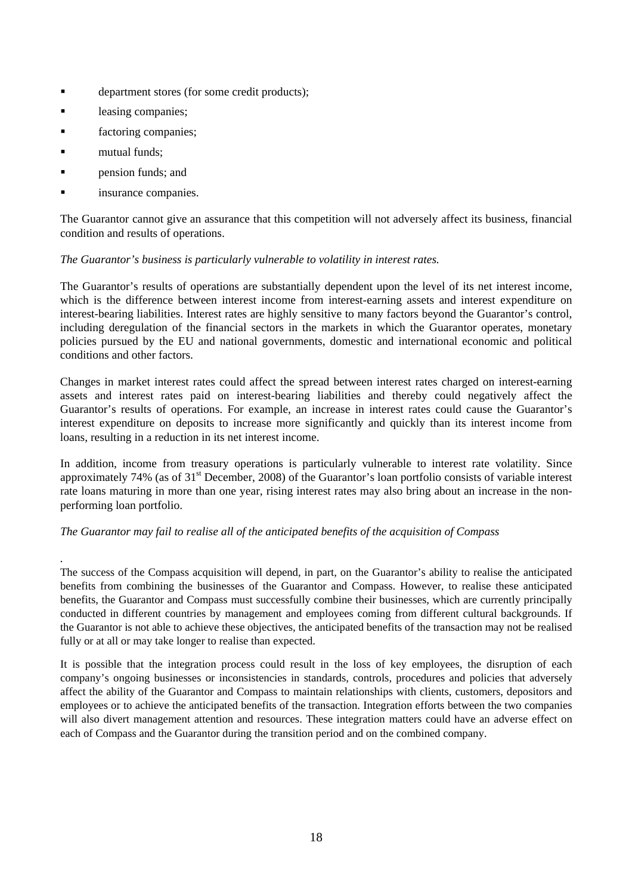- department stores (for some credit products);
- leasing companies;
- factoring companies;
- mutual funds;
- pension funds; and
- insurance companies.

The Guarantor cannot give an assurance that this competition will not adversely affect its business, financial condition and results of operations.

*The Guarantor's business is particularly vulnerable to volatility in interest rates.*

The Guarantor's results of operations are substantially dependent upon the level of its net interest income, which is the difference between interest income from interest-earning assets and interest expenditure on interest-bearing liabilities. Interest rates are highly sensitive to many factors beyond the Guarantor's control, including deregulation of the financial sectors in the markets in which the Guarantor operates, monetary policies pursued by the EU and national governments, domestic and international economic and political conditions and other factors.

Changes in market interest rates could affect the spread between interest rates charged on interest-earning assets and interest rates paid on interest-bearing liabilities and thereby could negatively affect the Guarantor's results of operations. For example, an increase in interest rates could cause the Guarantor's interest expenditure on deposits to increase more significantly and quickly than its interest income from loans, resulting in a reduction in its net interest income.

In addition, income from treasury operations is particularly vulnerable to interest rate volatility. Since approximately 74% (as of 31st December, 2008) of the Guarantor's loan portfolio consists of variable interest rate loans maturing in more than one year, rising interest rates may also bring about an increase in the non-performing loan portfolio.

*The Guarantor may fail to realise all of the anticipated benefits of the acquisition of Compass*

.

The success of the Compass acquisition will depend, in part, on the Guarantor's ability to realise the anticipated benefits from combining the businesses of the Guarantor and Compass. However, to realise these anticipated benefits, the Guarantor and Compass must successfully combine their businesses, which are currently principally conducted in different countries by management and employees coming from different cultural backgrounds. If the Guarantor is not able to achieve these objectives, the anticipated benefits of the transaction may not be realised fully or at all or may take longer to realise than expected.

It is possible that the integration process could result in the loss of key employees, the disruption of each company's ongoing businesses or inconsistencies in standards, controls, procedures and policies that adversely affect the ability of the Guarantor and Compass to maintain relationships with clients, customers, depositors and employees or to achieve the anticipated benefits of the transaction. Integration efforts between the two companies will also divert management attention and resources. These integration matters could have an adverse effect on each of Compass and the Guarantor during the transition period and on the combined company.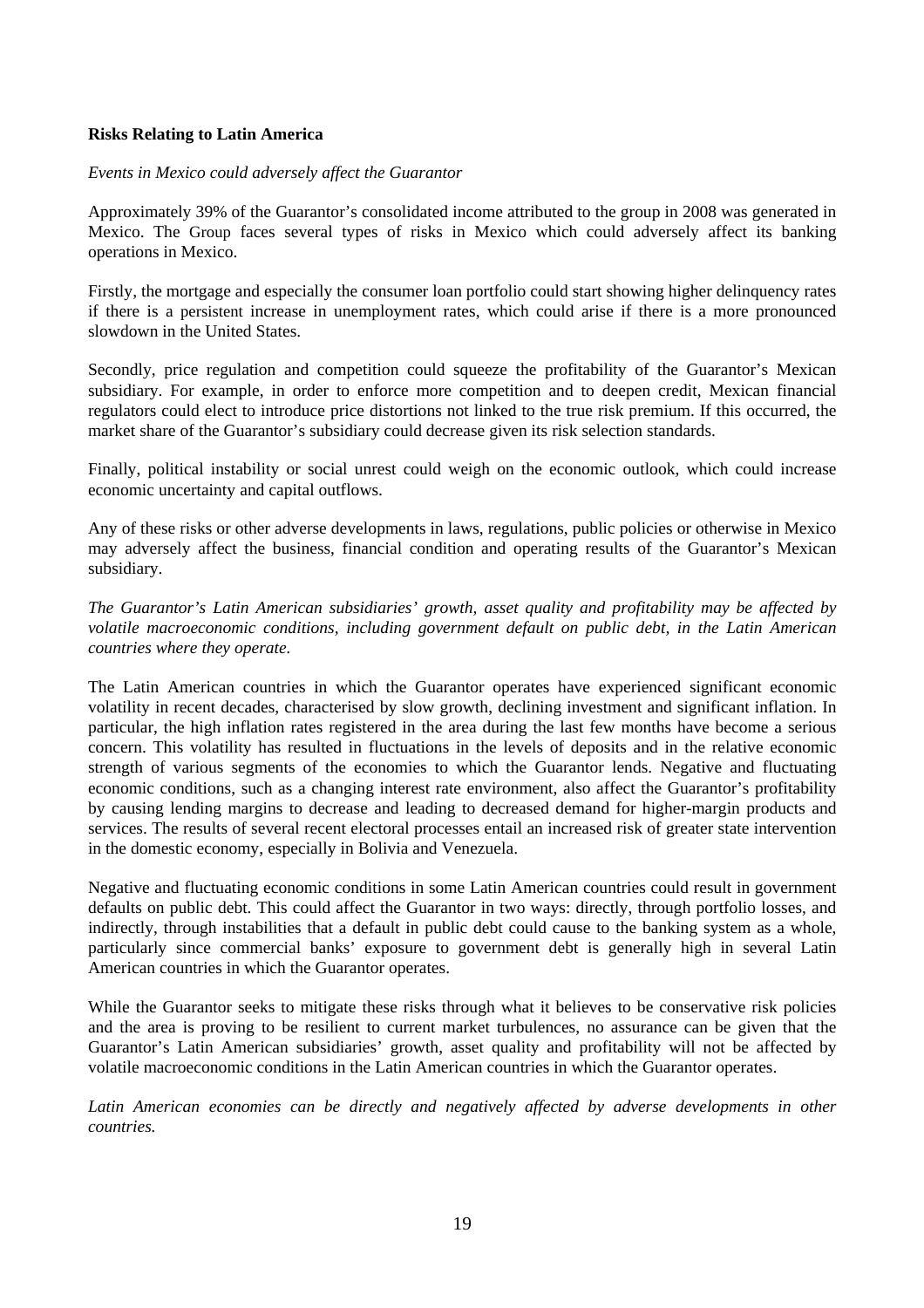**Risks Relating to Latin America**

*Events in Mexico could adversely affect the Guarantor*

Approximately 39% of the Guarantor's consolidated income attributed to the group in 2008 was generated in Mexico. The Group faces several types of risks in Mexico which could adversely affect its banking operations in Mexico.

Firstly, the mortgage and especially the consumer loan portfolio could start showing higher delinquency rates if there is a persistent increase in unemployment rates, which could arise if there is a more pronounced slowdown in the United States.

Secondly, price regulation and competition could squeeze the profitability of the Guarantor's Mexican subsidiary. For example, in order to enforce more competition and to deepen credit, Mexican financial regulators could elect to introduce price distortions not linked to the true risk premium. If this occurred, the market share of the Guarantor's subsidiary could decrease given its risk selection standards.

Finally, political instability or social unrest could weigh on the economic outlook, which could increase economic uncertainty and capital outflows.

Any of these risks or other adverse developments in laws, regulations, public policies or otherwise in Mexico may adversely affect the business, financial condition and operating results of the Guarantor's Mexican subsidiary.

*The Guarantor's Latin American subsidiaries' growth, asset quality and profitability may be affected by volatile macroeconomic conditions, including government default on public debt, in the Latin American countries where they operate.*

The Latin American countries in which the Guarantor operates have experienced significant economic volatility in recent decades, characterised by slow growth, declining investment and significant inflation. In particular, the high inflation rates registered in the area during the last few months have become a serious concern. This volatility has resulted in fluctuations in the levels of deposits and in the relative economic strength of various segments of the economies to which the Guarantor lends. Negative and fluctuating economic conditions, such as a changing interest rate environment, also affect the Guarantor's profitability by causing lending margins to decrease and leading to decreased demand for higher-margin products and services. The results of several recent electoral processes entail an increased risk of greater state intervention in the domestic economy, especially in Bolivia and Venezuela.

Negative and fluctuating economic conditions in some Latin American countries could result in government defaults on public debt. This could affect the Guarantor in two ways: directly, through portfolio losses, and indirectly, through instabilities that a default in public debt could cause to the banking system as a whole, particularly since commercial banks' exposure to government debt is generally high in several Latin American countries in which the Guarantor operates.

While the Guarantor seeks to mitigate these risks through what it believes to be conservative risk policies and the area is proving to be resilient to current market turbulences, no assurance can be given that the Guarantor's Latin American subsidiaries' growth, asset quality and profitability will not be affected by volatile macroeconomic conditions in the Latin American countries in which the Guarantor operates.

*Latin American economies can be directly and negatively affected by adverse developments in other countries.*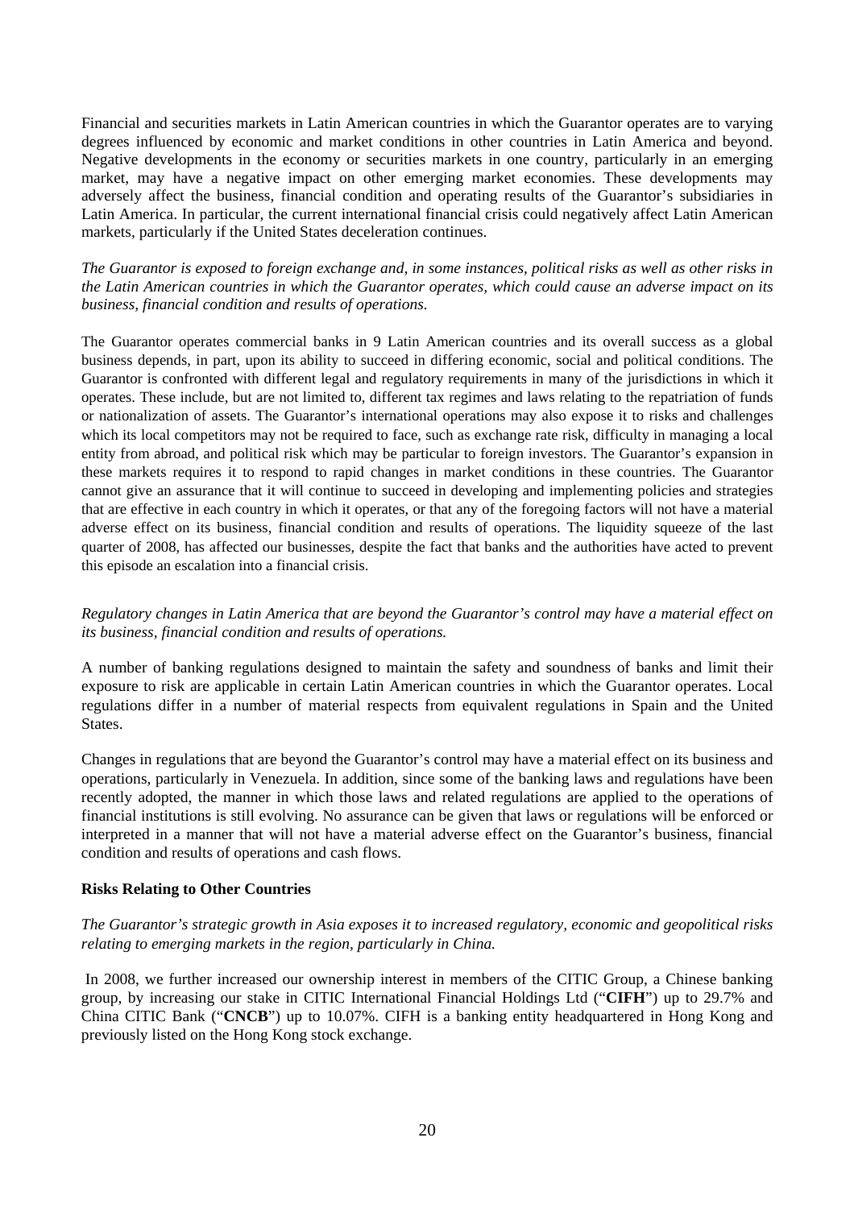Financial and securities markets in Latin American countries in which the Guarantor operates are to varying degrees influenced by economic and market conditions in other countries in Latin America and beyond. Negative developments in the economy or securities markets in one country, particularly in an emerging market, may have a negative impact on other emerging market economies. These developments may adversely affect the business, financial condition and operating results of the Guarantor's subsidiaries in Latin America. In particular, the current international financial crisis could negatively affect Latin American markets, particularly if the United States deceleration continues.

*The Guarantor is exposed to foreign exchange and, in some instances, political risks as well as other risks in the Latin American countries in which the Guarantor operates, which could cause an adverse impact on its business, financial condition and results of operations.*

The Guarantor operates commercial banks in 9 Latin American countries and its overall success as a global business depends, in part, upon its ability to succeed in differing economic, social and political conditions. The Guarantor is confronted with different legal and regulatory requirements in many of the jurisdictions in which it operates. These include, but are not limited to, different tax regimes and laws relating to the repatriation of funds or nationalization of assets. The Guarantor's international operations may also expose it to risks and challenges which its local competitors may not be required to face, such as exchange rate risk, difficulty in managing a local entity from abroad, and political risk which may be particular to foreign investors. The Guarantor's expansion in these markets requires it to respond to rapid changes in market conditions in these countries. The Guarantor cannot give an assurance that it will continue to succeed in developing and implementing policies and strategies that are effective in each country in which it operates, or that any of the foregoing factors will not have a material adverse effect on its business, financial condition and results of operations. The liquidity squeeze of the last quarter of 2008, has affected our businesses, despite the fact that banks and the authorities have acted to prevent this episode an escalation into a financial crisis.

*Regulatory changes in Latin America that are beyond the Guarantor's control may have a material effect on its business, financial condition and results of operations.*

A number of banking regulations designed to maintain the safety and soundness of banks and limit their exposure to risk are applicable in certain Latin American countries in which the Guarantor operates. Local regulations differ in a number of material respects from equivalent regulations in Spain and the United States.

Changes in regulations that are beyond the Guarantor's control may have a material effect on its business and operations, particularly in Venezuela. In addition, since some of the banking laws and regulations have been recently adopted, the manner in which those laws and related regulations are applied to the operations of financial institutions is still evolving. No assurance can be given that laws or regulations will be enforced or interpreted in a manner that will not have a material adverse effect on the Guarantor's business, financial condition and results of operations and cash flows.

**Risks Relating to Other Countries**

*The Guarantor's strategic growth in Asia exposes it to increased regulatory, economic and geopolitical risks relating to emerging markets in the region, particularly in China.*

In 2008, we further increased our ownership interest in members of the CITIC Group, a Chinese banking group, by increasing our stake in CITIC International Financial Holdings Ltd ("**CIFH**") up to 29.7% and China CITIC Bank ("**CNCB**") up to 10.07%. CIFH is a banking entity headquartered in Hong Kong and previously listed on the Hong Kong stock exchange.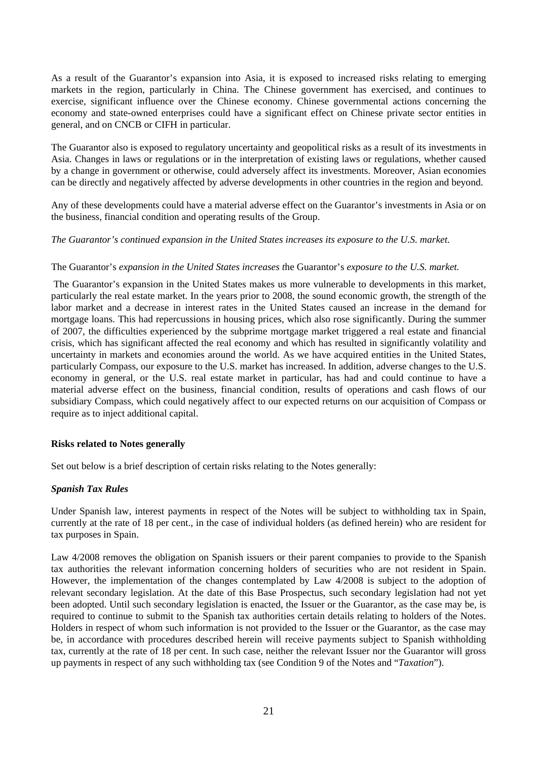As a result of the Guarantor's expansion into Asia, it is exposed to increased risks relating to emerging markets in the region, particularly in China. The Chinese government has exercised, and continues to exercise, significant influence over the Chinese economy. Chinese governmental actions concerning the economy and state-owned enterprises could have a significant effect on Chinese private sector entities in general, and on CNCB or CIFH in particular.

The Guarantor also is exposed to regulatory uncertainty and geopolitical risks as a result of its investments in Asia. Changes in laws or regulations or in the interpretation of existing laws or regulations, whether caused by a change in government or otherwise, could adversely affect its investments. Moreover, Asian economies can be directly and negatively affected by adverse developments in other countries in the region and beyond.

Any of these developments could have a material adverse effect on the Guarantor's investments in Asia or on the business, financial condition and operating results of the Group.

*The Guarantor's continued expansion in the United States increases its exposure to the U.S. market.*

The Guarantor's *expansion in the United States increases t*he Guarantor's *exposure to the U.S. market.*

The Guarantor's expansion in the United States makes us more vulnerable to developments in this market, particularly the real estate market. In the years prior to 2008, the sound economic growth, the strength of the labor market and a decrease in interest rates in the United States caused an increase in the demand for mortgage loans. This had repercussions in housing prices, which also rose significantly. During the summer of 2007, the difficulties experienced by the subprime mortgage market triggered a real estate and financial crisis, which has significant affected the real economy and which has resulted in significantly volatility and uncertainty in markets and economies around the world. As we have acquired entities in the United States, particularly Compass, our exposure to the U.S. market has increased. In addition, adverse changes to the U.S. economy in general, or the U.S. real estate market in particular, has had and could continue to have a material adverse effect on the business, financial condition, results of operations and cash flows of our subsidiary Compass, which could negatively affect to our expected returns on our acquisition of Compass or require as to inject additional capital.

**Risks related to Notes generally**

Set out below is a brief description of certain risks relating to the Notes generally:

***Spanish Tax Rules***

Under Spanish law, interest payments in respect of the Notes will be subject to withholding tax in Spain, currently at the rate of 18 per cent., in the case of individual holders (as defined herein) who are resident for tax purposes in Spain.

Law 4/2008 removes the obligation on Spanish issuers or their parent companies to provide to the Spanish tax authorities the relevant information concerning holders of securities who are not resident in Spain. However, the implementation of the changes contemplated by Law 4/2008 is subject to the adoption of relevant secondary legislation. At the date of this Base Prospectus, such secondary legislation had not yet been adopted. Until such secondary legislation is enacted, the Issuer or the Guarantor, as the case may be, is required to continue to submit to the Spanish tax authorities certain details relating to holders of the Notes. Holders in respect of whom such information is not provided to the Issuer or the Guarantor, as the case may be, in accordance with procedures described herein will receive payments subject to Spanish withholding tax, currently at the rate of 18 per cent. In such case, neither the relevant Issuer nor the Guarantor will gross up payments in respect of any such withholding tax (see Condition 9 of the Notes and "*Taxation*").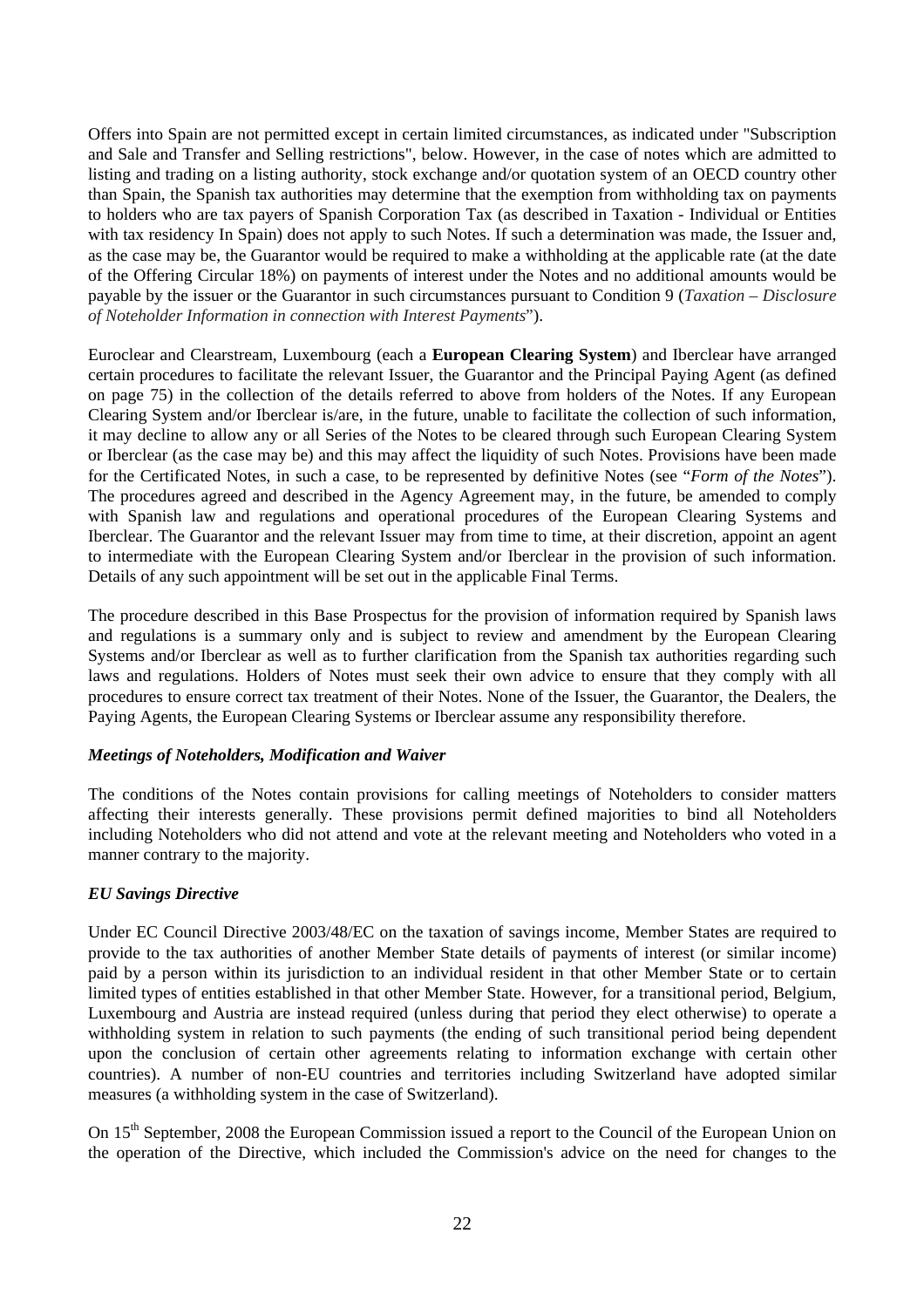Offers into Spain are not permitted except in certain limited circumstances, as indicated under "Subscription and Sale and Transfer and Selling restrictions", below. However, in the case of notes which are admitted to listing and trading on a listing authority, stock exchange and/or quotation system of an OECD country other than Spain, the Spanish tax authorities may determine that the exemption from withholding tax on payments to holders who are tax payers of Spanish Corporation Tax (as described in Taxation - Individual or Entities with tax residency In Spain) does not apply to such Notes. If such a determination was made, the Issuer and, as the case may be, the Guarantor would be required to make a withholding at the applicable rate (at the date of the Offering Circular 18%) on payments of interest under the Notes and no additional amounts would be payable by the issuer or the Guarantor in such circumstances pursuant to Condition 9 (*Taxation – Disclosure of Noteholder Information in connection with Interest Payments*").

Euroclear and Clearstream, Luxembourg (each a **European Clearing System**) and Iberclear have arranged certain procedures to facilitate the relevant Issuer, the Guarantor and the Principal Paying Agent (as defined on page 75) in the collection of the details referred to above from holders of the Notes. If any European Clearing System and/or Iberclear is/are, in the future, unable to facilitate the collection of such information, it may decline to allow any or all Series of the Notes to be cleared through such European Clearing System or Iberclear (as the case may be) and this may affect the liquidity of such Notes. Provisions have been made for the Certificated Notes, in such a case, to be represented by definitive Notes (see "*Form of the Notes*"). The procedures agreed and described in the Agency Agreement may, in the future, be amended to comply with Spanish law and regulations and operational procedures of the European Clearing Systems and Iberclear. The Guarantor and the relevant Issuer may from time to time, at their discretion, appoint an agent to intermediate with the European Clearing System and/or Iberclear in the provision of such information. Details of any such appointment will be set out in the applicable Final Terms.

The procedure described in this Base Prospectus for the provision of information required by Spanish laws and regulations is a summary only and is subject to review and amendment by the European Clearing Systems and/or Iberclear as well as to further clarification from the Spanish tax authorities regarding such laws and regulations. Holders of Notes must seek their own advice to ensure that they comply with all procedures to ensure correct tax treatment of their Notes. None of the Issuer, the Guarantor, the Dealers, the Paying Agents, the European Clearing Systems or Iberclear assume any responsibility therefore.

***Meetings of Noteholders, Modification and Waiver***

The conditions of the Notes contain provisions for calling meetings of Noteholders to consider matters affecting their interests generally. These provisions permit defined majorities to bind all Noteholders including Noteholders who did not attend and vote at the relevant meeting and Noteholders who voted in a manner contrary to the majority.

***EU Savings Directive***

Under EC Council Directive 2003/48/EC on the taxation of savings income, Member States are required to provide to the tax authorities of another Member State details of payments of interest (or similar income) paid by a person within its jurisdiction to an individual resident in that other Member State or to certain limited types of entities established in that other Member State. However, for a transitional period, Belgium, Luxembourg and Austria are instead required (unless during that period they elect otherwise) to operate a withholding system in relation to such payments (the ending of such transitional period being dependent upon the conclusion of certain other agreements relating to information exchange with certain other countries). A number of non-EU countries and territories including Switzerland have adopted similar measures (a withholding system in the case of Switzerland).

On 15th September, 2008 the European Commission issued a report to the Council of the European Union on the operation of the Directive, which included the Commission's advice on the need for changes to the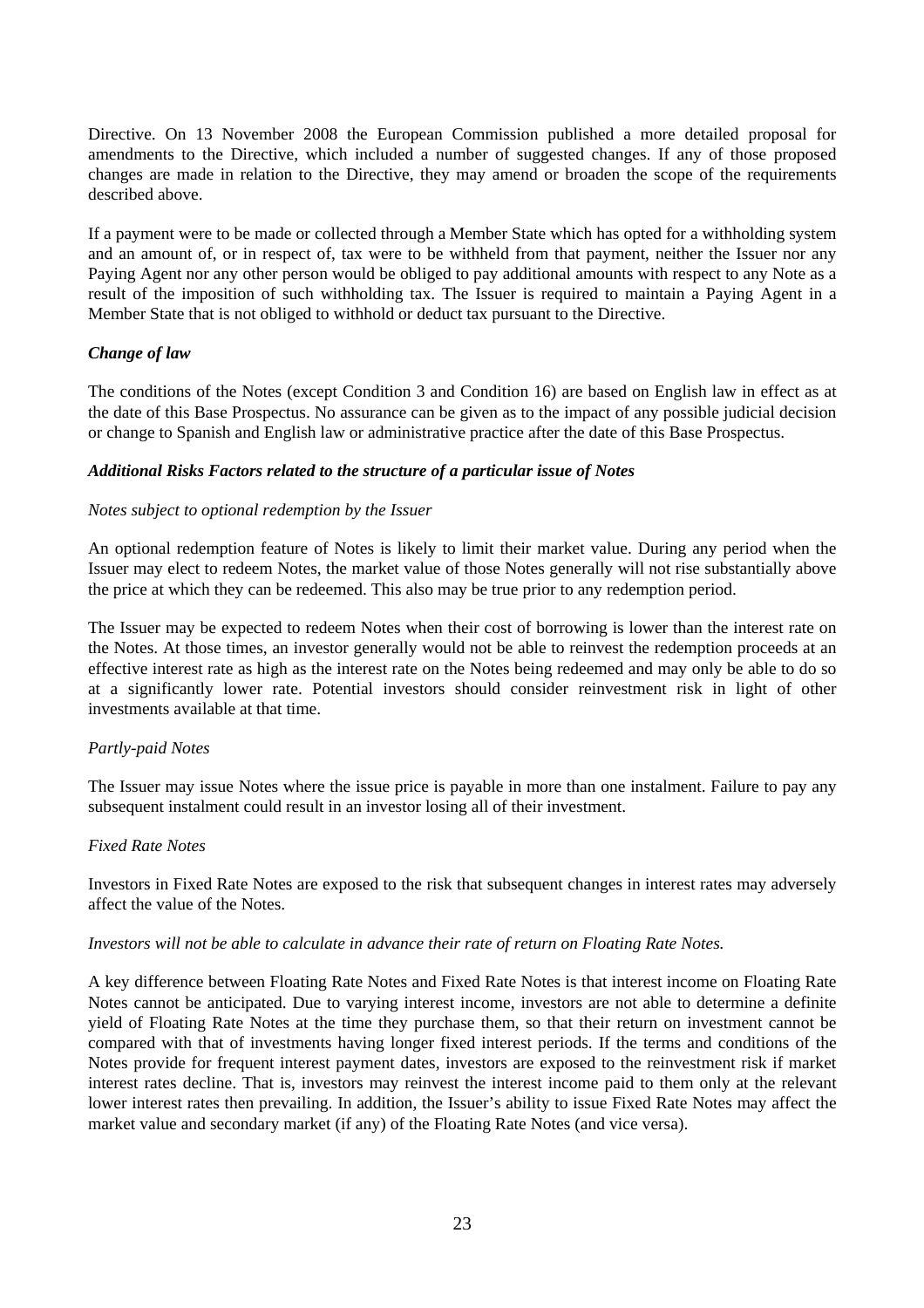Directive. On 13 November 2008 the European Commission published a more detailed proposal for amendments to the Directive, which included a number of suggested changes. If any of those proposed changes are made in relation to the Directive, they may amend or broaden the scope of the requirements described above.

If a payment were to be made or collected through a Member State which has opted for a withholding system and an amount of, or in respect of, tax were to be withheld from that payment, neither the Issuer nor any Paying Agent nor any other person would be obliged to pay additional amounts with respect to any Note as a result of the imposition of such withholding tax. The Issuer is required to maintain a Paying Agent in a Member State that is not obliged to withhold or deduct tax pursuant to the Directive.

***Change of law***

The conditions of the Notes (except Condition 3 and Condition 16) are based on English law in effect as at the date of this Base Prospectus. No assurance can be given as to the impact of any possible judicial decision or change to Spanish and English law or administrative practice after the date of this Base Prospectus.

***Additional Risks Factors related to the structure of a particular issue of Notes***

*Notes subject to optional redemption by the Issuer*

An optional redemption feature of Notes is likely to limit their market value. During any period when the Issuer may elect to redeem Notes, the market value of those Notes generally will not rise substantially above the price at which they can be redeemed. This also may be true prior to any redemption period.

The Issuer may be expected to redeem Notes when their cost of borrowing is lower than the interest rate on the Notes. At those times, an investor generally would not be able to reinvest the redemption proceeds at an effective interest rate as high as the interest rate on the Notes being redeemed and may only be able to do so at a significantly lower rate. Potential investors should consider reinvestment risk in light of other investments available at that time.

*Partly-paid Notes*

The Issuer may issue Notes where the issue price is payable in more than one instalment. Failure to pay any subsequent instalment could result in an investor losing all of their investment.

*Fixed Rate Notes*

Investors in Fixed Rate Notes are exposed to the risk that subsequent changes in interest rates may adversely affect the value of the Notes.

*Investors will not be able to calculate in advance their rate of return on Floating Rate Notes.*

A key difference between Floating Rate Notes and Fixed Rate Notes is that interest income on Floating Rate Notes cannot be anticipated. Due to varying interest income, investors are not able to determine a definite yield of Floating Rate Notes at the time they purchase them, so that their return on investment cannot be compared with that of investments having longer fixed interest periods. If the terms and conditions of the Notes provide for frequent interest payment dates, investors are exposed to the reinvestment risk if market interest rates decline. That is, investors may reinvest the interest income paid to them only at the relevant lower interest rates then prevailing. In addition, the Issuer's ability to issue Fixed Rate Notes may affect the market value and secondary market (if any) of the Floating Rate Notes (and vice versa).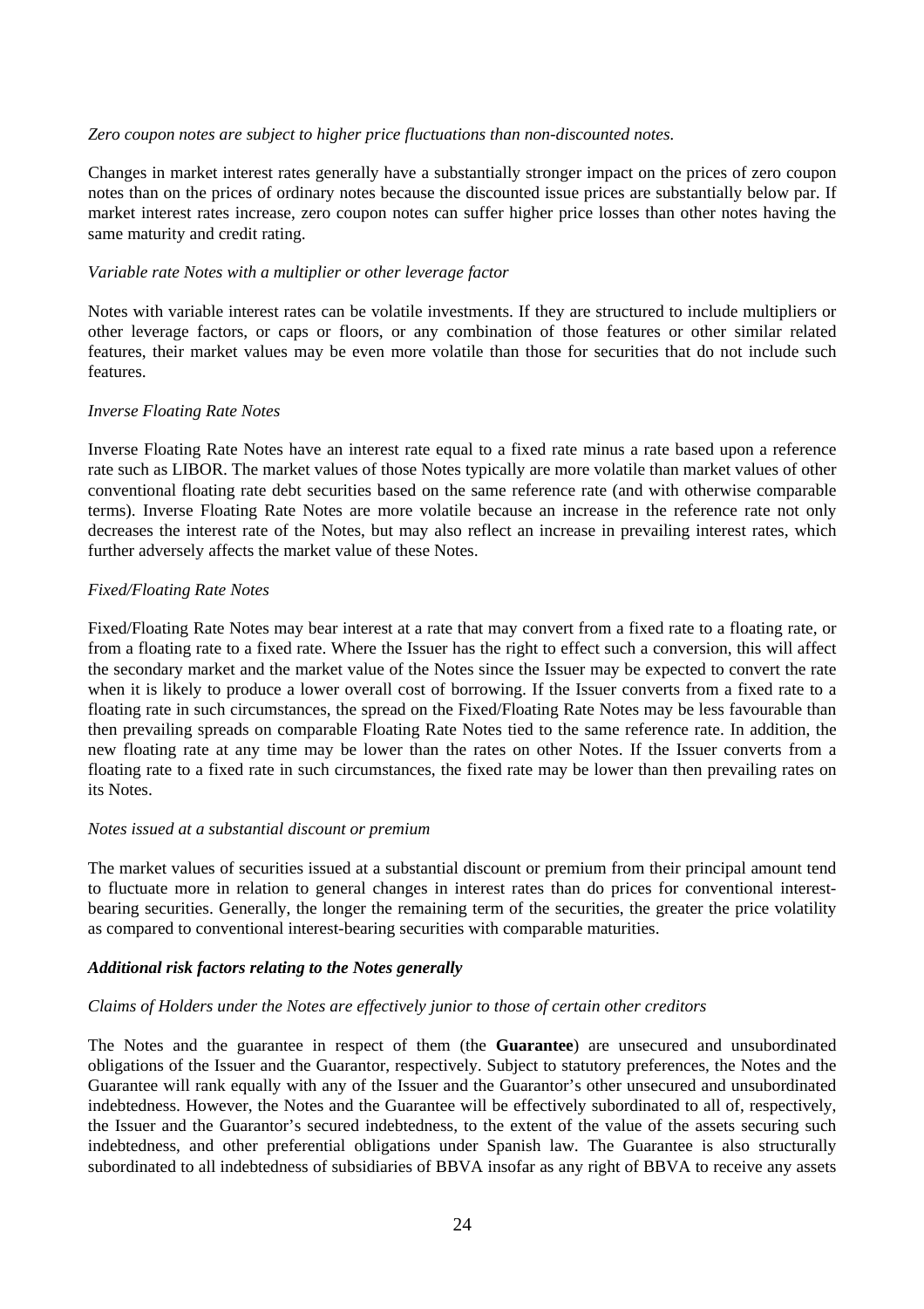*Zero coupon notes are subject to higher price fluctuations than non-discounted notes.*

Changes in market interest rates generally have a substantially stronger impact on the prices of zero coupon notes than on the prices of ordinary notes because the discounted issue prices are substantially below par. If market interest rates increase, zero coupon notes can suffer higher price losses than other notes having the same maturity and credit rating.

*Variable rate Notes with a multiplier or other leverage factor*

Notes with variable interest rates can be volatile investments. If they are structured to include multipliers or other leverage factors, or caps or floors, or any combination of those features or other similar related features, their market values may be even more volatile than those for securities that do not include such features.

*Inverse Floating Rate Notes*

Inverse Floating Rate Notes have an interest rate equal to a fixed rate minus a rate based upon a reference rate such as LIBOR. The market values of those Notes typically are more volatile than market values of other conventional floating rate debt securities based on the same reference rate (and with otherwise comparable terms). Inverse Floating Rate Notes are more volatile because an increase in the reference rate not only decreases the interest rate of the Notes, but may also reflect an increase in prevailing interest rates, which further adversely affects the market value of these Notes.

*Fixed/Floating Rate Notes*

Fixed/Floating Rate Notes may bear interest at a rate that may convert from a fixed rate to a floating rate, or from a floating rate to a fixed rate. Where the Issuer has the right to effect such a conversion, this will affect the secondary market and the market value of the Notes since the Issuer may be expected to convert the rate when it is likely to produce a lower overall cost of borrowing. If the Issuer converts from a fixed rate to a floating rate in such circumstances, the spread on the Fixed/Floating Rate Notes may be less favourable than then prevailing spreads on comparable Floating Rate Notes tied to the same reference rate. In addition, the new floating rate at any time may be lower than the rates on other Notes. If the Issuer converts from a floating rate to a fixed rate in such circumstances, the fixed rate may be lower than then prevailing rates on its Notes.

*Notes issued at a substantial discount or premium*

The market values of securities issued at a substantial discount or premium from their principal amount tend to fluctuate more in relation to general changes in interest rates than do prices for conventional interest-bearing securities. Generally, the longer the remaining term of the securities, the greater the price volatility as compared to conventional interest-bearing securities with comparable maturities.

***Additional risk factors relating to the Notes generally***

*Claims of Holders under the Notes are effectively junior to those of certain other creditors*

The Notes and the guarantee in respect of them (the **Guarantee**) are unsecured and unsubordinated obligations of the Issuer and the Guarantor, respectively. Subject to statutory preferences, the Notes and the Guarantee will rank equally with any of the Issuer and the Guarantor's other unsecured and unsubordinated indebtedness. However, the Notes and the Guarantee will be effectively subordinated to all of, respectively, the Issuer and the Guarantor's secured indebtedness, to the extent of the value of the assets securing such indebtedness, and other preferential obligations under Spanish law. The Guarantee is also structurally subordinated to all indebtedness of subsidiaries of BBVA insofar as any right of BBVA to receive any assets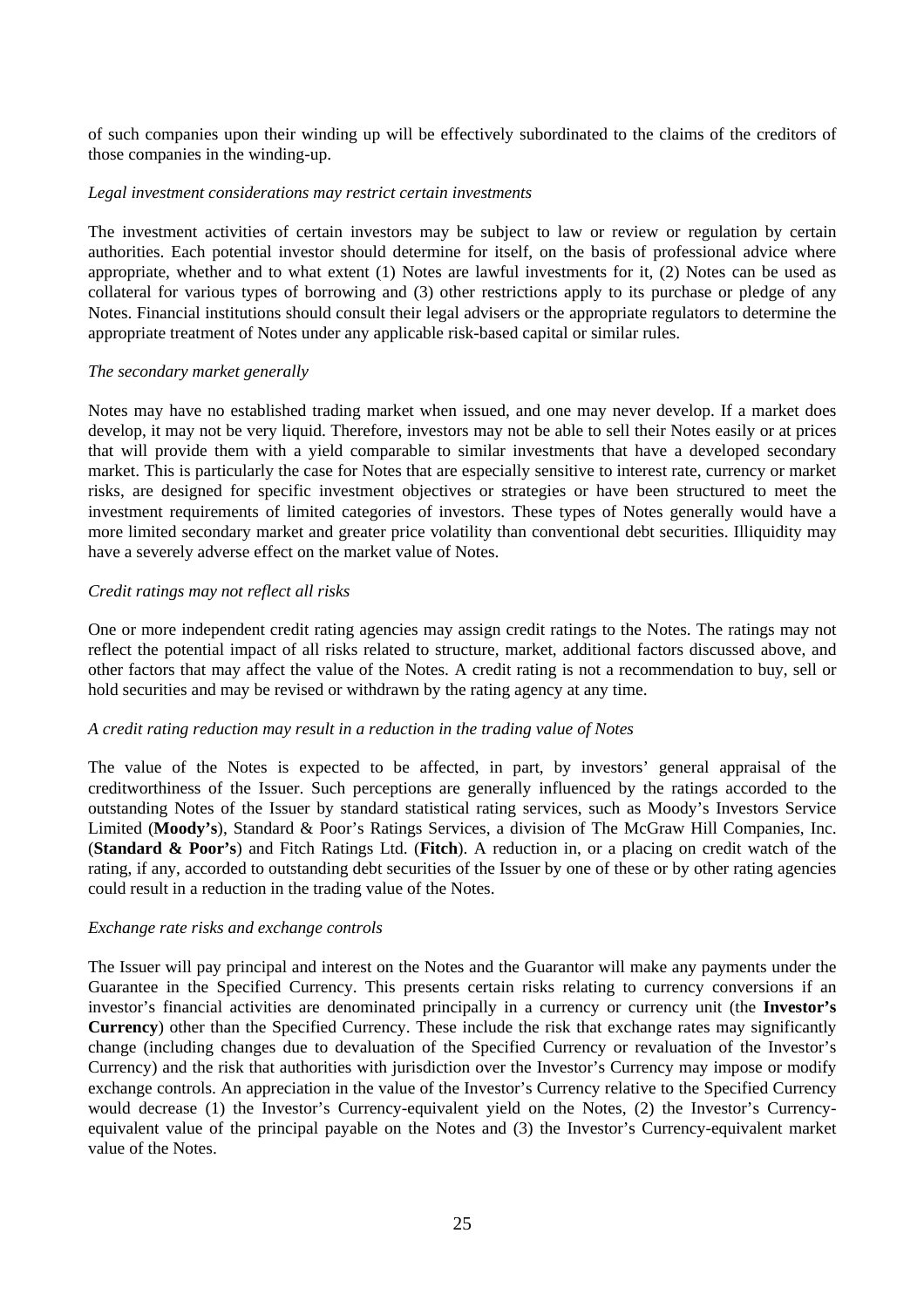of such companies upon their winding up will be effectively subordinated to the claims of the creditors of those companies in the winding-up.

*Legal investment considerations may restrict certain investments*

The investment activities of certain investors may be subject to law or review or regulation by certain authorities. Each potential investor should determine for itself, on the basis of professional advice where appropriate, whether and to what extent (1) Notes are lawful investments for it, (2) Notes can be used as collateral for various types of borrowing and (3) other restrictions apply to its purchase or pledge of any Notes. Financial institutions should consult their legal advisers or the appropriate regulators to determine the appropriate treatment of Notes under any applicable risk-based capital or similar rules.

*The secondary market generally*

Notes may have no established trading market when issued, and one may never develop. If a market does develop, it may not be very liquid. Therefore, investors may not be able to sell their Notes easily or at prices that will provide them with a yield comparable to similar investments that have a developed secondary market. This is particularly the case for Notes that are especially sensitive to interest rate, currency or market risks, are designed for specific investment objectives or strategies or have been structured to meet the investment requirements of limited categories of investors. These types of Notes generally would have a more limited secondary market and greater price volatility than conventional debt securities. Illiquidity may have a severely adverse effect on the market value of Notes.

*Credit ratings may not reflect all risks*

One or more independent credit rating agencies may assign credit ratings to the Notes. The ratings may not reflect the potential impact of all risks related to structure, market, additional factors discussed above, and other factors that may affect the value of the Notes. A credit rating is not a recommendation to buy, sell or hold securities and may be revised or withdrawn by the rating agency at any time.

*A credit rating reduction may result in a reduction in the trading value of Notes*

The value of the Notes is expected to be affected, in part, by investors' general appraisal of the creditworthiness of the Issuer. Such perceptions are generally influenced by the ratings accorded to the outstanding Notes of the Issuer by standard statistical rating services, such as Moody's Investors Service Limited (**Moody's**), Standard & Poor's Ratings Services, a division of The McGraw Hill Companies, Inc. (**Standard & Poor's**) and Fitch Ratings Ltd. (**Fitch**). A reduction in, or a placing on credit watch of the rating, if any, accorded to outstanding debt securities of the Issuer by one of these or by other rating agencies could result in a reduction in the trading value of the Notes.

*Exchange rate risks and exchange controls*

The Issuer will pay principal and interest on the Notes and the Guarantor will make any payments under the Guarantee in the Specified Currency. This presents certain risks relating to currency conversions if an investor's financial activities are denominated principally in a currency or currency unit (the **Investor's Currency**) other than the Specified Currency. These include the risk that exchange rates may significantly change (including changes due to devaluation of the Specified Currency or revaluation of the Investor's Currency) and the risk that authorities with jurisdiction over the Investor's Currency may impose or modify exchange controls. An appreciation in the value of the Investor's Currency relative to the Specified Currency would decrease (1) the Investor's Currency-equivalent yield on the Notes, (2) the Investor's Currency-equivalent value of the principal payable on the Notes and (3) the Investor's Currency-equivalent market value of the Notes.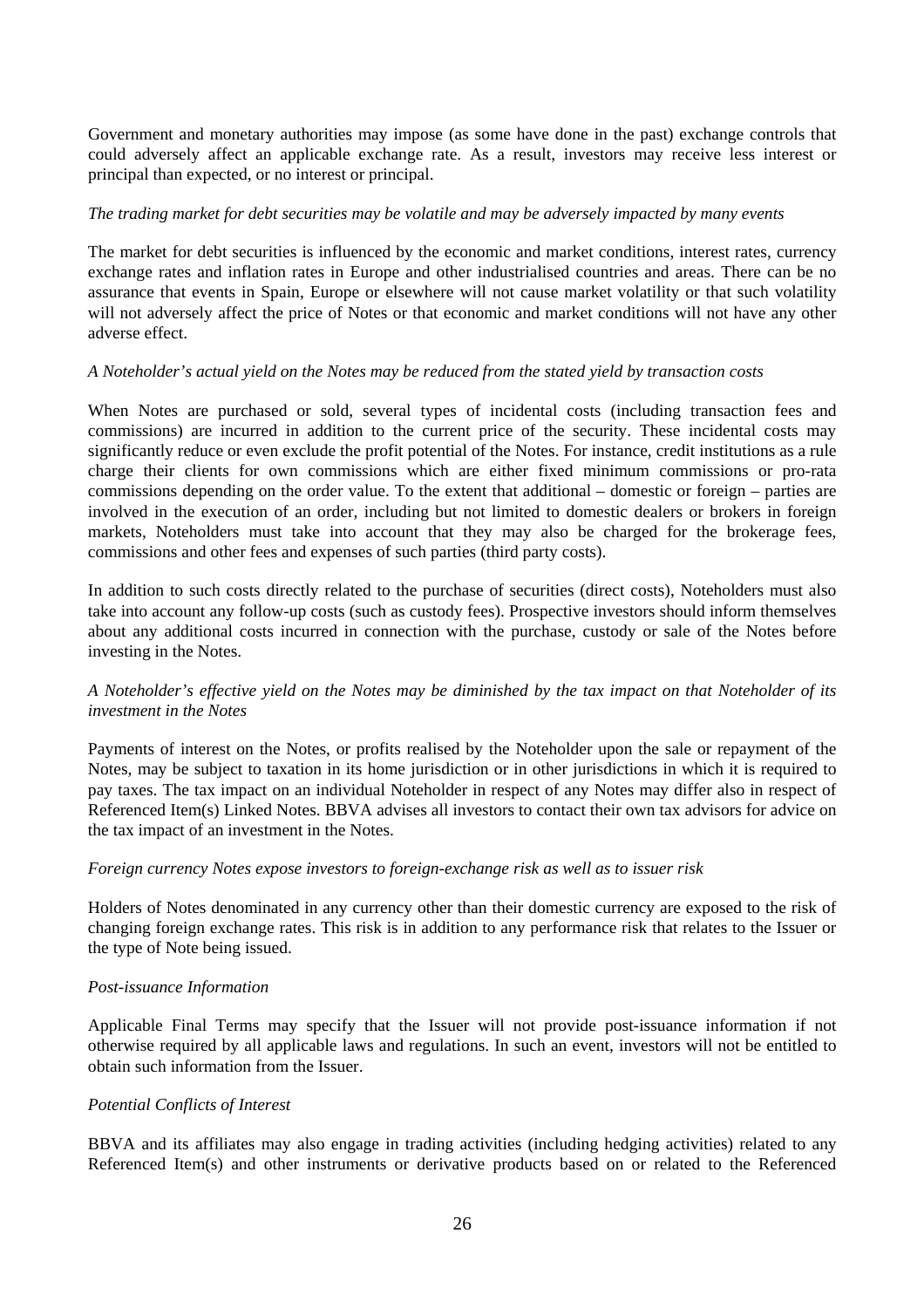Government and monetary authorities may impose (as some have done in the past) exchange controls that could adversely affect an applicable exchange rate. As a result, investors may receive less interest or principal than expected, or no interest or principal.

*The trading market for debt securities may be volatile and may be adversely impacted by many events*

The market for debt securities is influenced by the economic and market conditions, interest rates, currency exchange rates and inflation rates in Europe and other industrialised countries and areas. There can be no assurance that events in Spain, Europe or elsewhere will not cause market volatility or that such volatility will not adversely affect the price of Notes or that economic and market conditions will not have any other adverse effect.

*A Noteholder's actual yield on the Notes may be reduced from the stated yield by transaction costs*

When Notes are purchased or sold, several types of incidental costs (including transaction fees and commissions) are incurred in addition to the current price of the security. These incidental costs may significantly reduce or even exclude the profit potential of the Notes. For instance, credit institutions as a rule charge their clients for own commissions which are either fixed minimum commissions or pro-rata commissions depending on the order value. To the extent that additional – domestic or foreign – parties are involved in the execution of an order, including but not limited to domestic dealers or brokers in foreign markets, Noteholders must take into account that they may also be charged for the brokerage fees, commissions and other fees and expenses of such parties (third party costs).

In addition to such costs directly related to the purchase of securities (direct costs), Noteholders must also take into account any follow-up costs (such as custody fees). Prospective investors should inform themselves about any additional costs incurred in connection with the purchase, custody or sale of the Notes before investing in the Notes.

*A Noteholder's effective yield on the Notes may be diminished by the tax impact on that Noteholder of its investment in the Notes*

Payments of interest on the Notes, or profits realised by the Noteholder upon the sale or repayment of the Notes, may be subject to taxation in its home jurisdiction or in other jurisdictions in which it is required to pay taxes. The tax impact on an individual Noteholder in respect of any Notes may differ also in respect of Referenced Item(s) Linked Notes. BBVA advises all investors to contact their own tax advisors for advice on the tax impact of an investment in the Notes.

*Foreign currency Notes expose investors to foreign-exchange risk as well as to issuer risk*

Holders of Notes denominated in any currency other than their domestic currency are exposed to the risk of changing foreign exchange rates. This risk is in addition to any performance risk that relates to the Issuer or the type of Note being issued.

*Post-issuance Information*

Applicable Final Terms may specify that the Issuer will not provide post-issuance information if not otherwise required by all applicable laws and regulations. In such an event, investors will not be entitled to obtain such information from the Issuer.

*Potential Conflicts of Interest*

BBVA and its affiliates may also engage in trading activities (including hedging activities) related to any Referenced Item(s) and other instruments or derivative products based on or related to the Referenced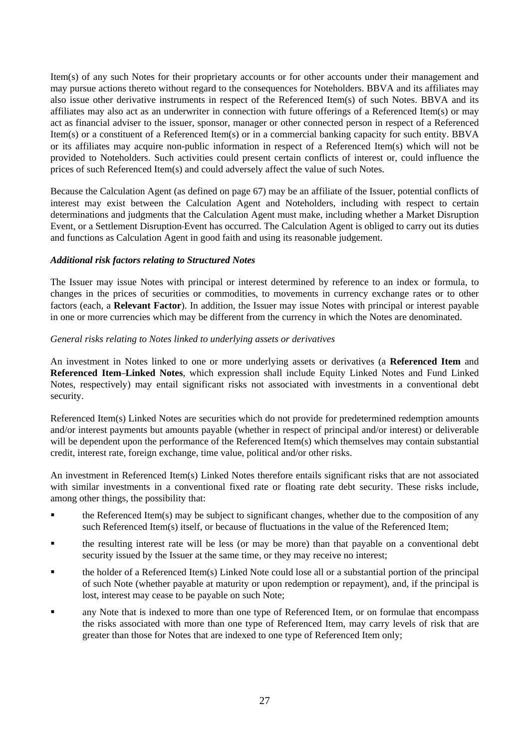Item(s) of any such Notes for their proprietary accounts or for other accounts under their management and may pursue actions thereto without regard to the consequences for Noteholders. BBVA and its affiliates may also issue other derivative instruments in respect of the Referenced Item(s) of such Notes. BBVA and its affiliates may also act as an underwriter in connection with future offerings of a Referenced Item(s) or may act as financial adviser to the issuer, sponsor, manager or other connected person in respect of a Referenced Item(s) or a constituent of a Referenced Item(s) or in a commercial banking capacity for such entity. BBVA or its affiliates may acquire non-public information in respect of a Referenced Item(s) which will not be provided to Noteholders. Such activities could present certain conflicts of interest or, could influence the prices of such Referenced Item(s) and could adversely affect the value of such Notes.

Because the Calculation Agent (as defined on page 67) may be an affiliate of the Issuer, potential conflicts of interest may exist between the Calculation Agent and Noteholders, including with respect to certain determinations and judgments that the Calculation Agent must make, including whether a Market Disruption Event, or a Settlement Disruption Event has occurred. The Calculation Agent is obliged to carry out its duties and functions as Calculation Agent in good faith and using its reasonable judgement.

***Additional risk factors relating to Structured Notes***

The Issuer may issue Notes with principal or interest determined by reference to an index or formula, to changes in the prices of securities or commodities, to movements in currency exchange rates or to other factors (each, a **Relevant Factor**). In addition, the Issuer may issue Notes with principal or interest payable in one or more currencies which may be different from the currency in which the Notes are denominated.

*General risks relating to Notes linked to underlying assets or derivatives*

An investment in Notes linked to one or more underlying assets or derivatives (a **Referenced Item** and **Referenced Item Linked Notes**, which expression shall include Equity Linked Notes and Fund Linked Notes, respectively) may entail significant risks not associated with investments in a conventional debt security.

Referenced Item(s) Linked Notes are securities which do not provide for predetermined redemption amounts and/or interest payments but amounts payable (whether in respect of principal and/or interest) or deliverable will be dependent upon the performance of the Referenced Item(s) which themselves may contain substantial credit, interest rate, foreign exchange, time value, political and/or other risks.

An investment in Referenced Item(s) Linked Notes therefore entails significant risks that are not associated with similar investments in a conventional fixed rate or floating rate debt security. These risks include, among other things, the possibility that:

- the Referenced Item(s) may be subject to significant changes, whether due to the composition of any such Referenced Item(s) itself, or because of fluctuations in the value of the Referenced Item;
- the resulting interest rate will be less (or may be more) than that payable on a conventional debt security issued by the Issuer at the same time, or they may receive no interest;
- the holder of a Referenced Item(s) Linked Note could lose all or a substantial portion of the principal of such Note (whether payable at maturity or upon redemption or repayment), and, if the principal is lost, interest may cease to be payable on such Note;
- any Note that is indexed to more than one type of Referenced Item, or on formulae that encompass the risks associated with more than one type of Referenced Item, may carry levels of risk that are greater than those for Notes that are indexed to one type of Referenced Item only;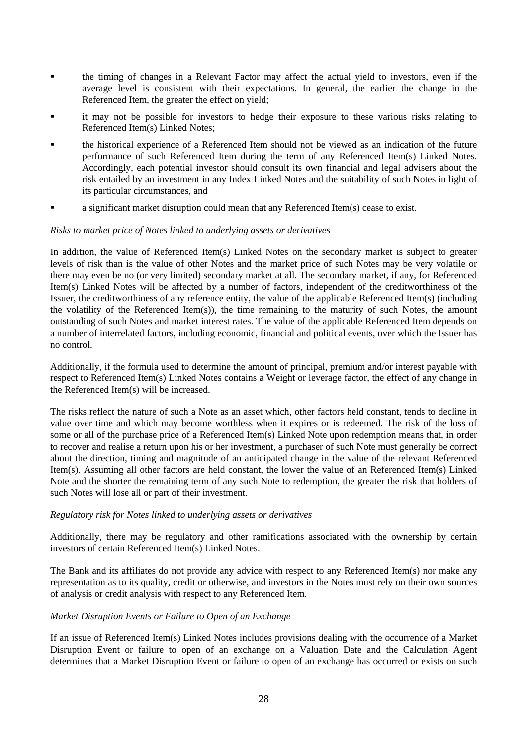- the timing of changes in a Relevant Factor may affect the actual yield to investors, even if the average level is consistent with their expectations. In general, the earlier the change in the Referenced Item, the greater the effect on yield;
- it may not be possible for investors to hedge their exposure to these various risks relating to Referenced Item(s) Linked Notes;
- the historical experience of a Referenced Item should not be viewed as an indication of the future performance of such Referenced Item during the term of any Referenced Item(s) Linked Notes. Accordingly, each potential investor should consult its own financial and legal advisers about the risk entailed by an investment in any Index Linked Notes and the suitability of such Notes in light of its particular circumstances, and
- a significant market disruption could mean that any Referenced Item(s) cease to exist.

*Risks to market price of Notes linked to underlying assets or derivatives*

In addition, the value of Referenced Item(s) Linked Notes on the secondary market is subject to greater levels of risk than is the value of other Notes and the market price of such Notes may be very volatile or there may even be no (or very limited) secondary market at all. The secondary market, if any, for Referenced Item(s) Linked Notes will be affected by a number of factors, independent of the creditworthiness of the Issuer, the creditworthiness of any reference entity, the value of the applicable Referenced Item(s) (including the volatility of the Referenced Item(s)), the time remaining to the maturity of such Notes, the amount outstanding of such Notes and market interest rates. The value of the applicable Referenced Item depends on a number of interrelated factors, including economic, financial and political events, over which the Issuer has no control.

Additionally, if the formula used to determine the amount of principal, premium and/or interest payable with respect to Referenced Item(s) Linked Notes contains a Weight or leverage factor, the effect of any change in the Referenced Item(s) will be increased.

The risks reflect the nature of such a Note as an asset which, other factors held constant, tends to decline in value over time and which may become worthless when it expires or is redeemed. The risk of the loss of some or all of the purchase price of a Referenced Item(s) Linked Note upon redemption means that, in order to recover and realise a return upon his or her investment, a purchaser of such Note must generally be correct about the direction, timing and magnitude of an anticipated change in the value of the relevant Referenced Item(s). Assuming all other factors are held constant, the lower the value of an Referenced Item(s) Linked Note and the shorter the remaining term of any such Note to redemption, the greater the risk that holders of such Notes will lose all or part of their investment.

*Regulatory risk for Notes linked to underlying assets or derivatives*

Additionally, there may be regulatory and other ramifications associated with the ownership by certain investors of certain Referenced Item(s) Linked Notes.

The Bank and its affiliates do not provide any advice with respect to any Referenced Item(s) nor make any representation as to its quality, credit or otherwise, and investors in the Notes must rely on their own sources of analysis or credit analysis with respect to any Referenced Item.

*Market Disruption Events or Failure to Open of an Exchange*

If an issue of Referenced Item(s) Linked Notes includes provisions dealing with the occurrence of a Market Disruption Event or failure to open of an exchange on a Valuation Date and the Calculation Agent determines that a Market Disruption Event or failure to open of an exchange has occurred or exists on such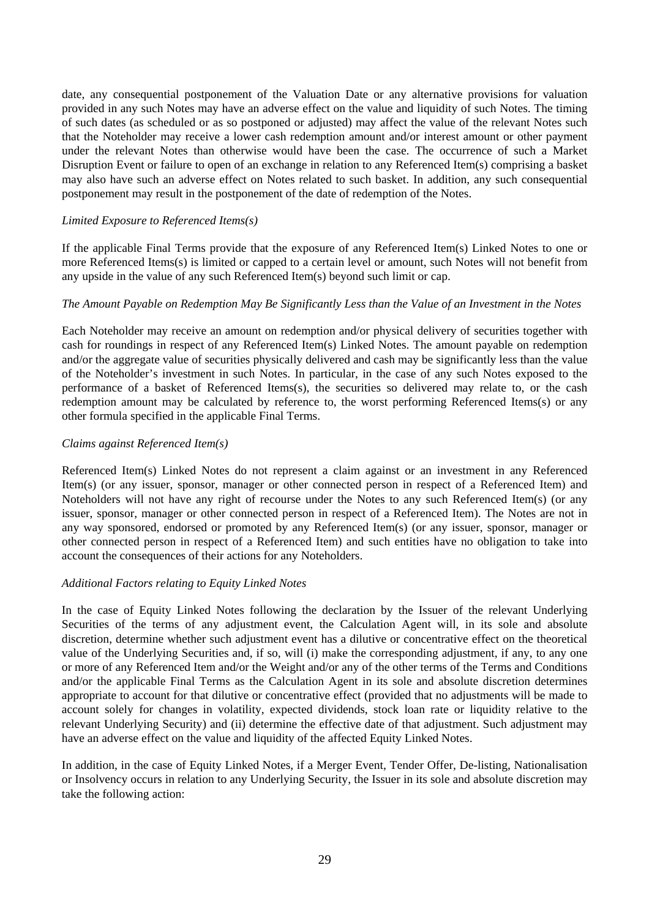date, any consequential postponement of the Valuation Date or any alternative provisions for valuation provided in any such Notes may have an adverse effect on the value and liquidity of such Notes. The timing of such dates (as scheduled or as so postponed or adjusted) may affect the value of the relevant Notes such that the Noteholder may receive a lower cash redemption amount and/or interest amount or other payment under the relevant Notes than otherwise would have been the case. The occurrence of such a Market Disruption Event or failure to open of an exchange in relation to any Referenced Item(s) comprising a basket may also have such an adverse effect on Notes related to such basket. In addition, any such consequential postponement may result in the postponement of the date of redemption of the Notes.

*Limited Exposure to Referenced Items(s)*

If the applicable Final Terms provide that the exposure of any Referenced Item(s) Linked Notes to one or more Referenced Items(s) is limited or capped to a certain level or amount, such Notes will not benefit from any upside in the value of any such Referenced Item(s) beyond such limit or cap.

*The Amount Payable on Redemption May Be Significantly Less than the Value of an Investment in the Notes*

Each Noteholder may receive an amount on redemption and/or physical delivery of securities together with cash for roundings in respect of any Referenced Item(s) Linked Notes. The amount payable on redemption and/or the aggregate value of securities physically delivered and cash may be significantly less than the value of the Noteholder's investment in such Notes. In particular, in the case of any such Notes exposed to the performance of a basket of Referenced Items(s), the securities so delivered may relate to, or the cash redemption amount may be calculated by reference to, the worst performing Referenced Items(s) or any other formula specified in the applicable Final Terms.

*Claims against Referenced Item(s)*

Referenced Item(s) Linked Notes do not represent a claim against or an investment in any Referenced Item(s) (or any issuer, sponsor, manager or other connected person in respect of a Referenced Item) and Noteholders will not have any right of recourse under the Notes to any such Referenced Item(s) (or any issuer, sponsor, manager or other connected person in respect of a Referenced Item). The Notes are not in any way sponsored, endorsed or promoted by any Referenced Item(s) (or any issuer, sponsor, manager or other connected person in respect of a Referenced Item) and such entities have no obligation to take into account the consequences of their actions for any Noteholders.

*Additional Factors relating to Equity Linked Notes*

In the case of Equity Linked Notes following the declaration by the Issuer of the relevant Underlying Securities of the terms of any adjustment event, the Calculation Agent will, in its sole and absolute discretion, determine whether such adjustment event has a dilutive or concentrative effect on the theoretical value of the Underlying Securities and, if so, will (i) make the corresponding adjustment, if any, to any one or more of any Referenced Item and/or the Weight and/or any of the other terms of the Terms and Conditions and/or the applicable Final Terms as the Calculation Agent in its sole and absolute discretion determines appropriate to account for that dilutive or concentrative effect (provided that no adjustments will be made to account solely for changes in volatility, expected dividends, stock loan rate or liquidity relative to the relevant Underlying Security) and (ii) determine the effective date of that adjustment. Such adjustment may have an adverse effect on the value and liquidity of the affected Equity Linked Notes.

In addition, in the case of Equity Linked Notes, if a Merger Event, Tender Offer, De-listing, Nationalisation or Insolvency occurs in relation to any Underlying Security, the Issuer in its sole and absolute discretion may take the following action: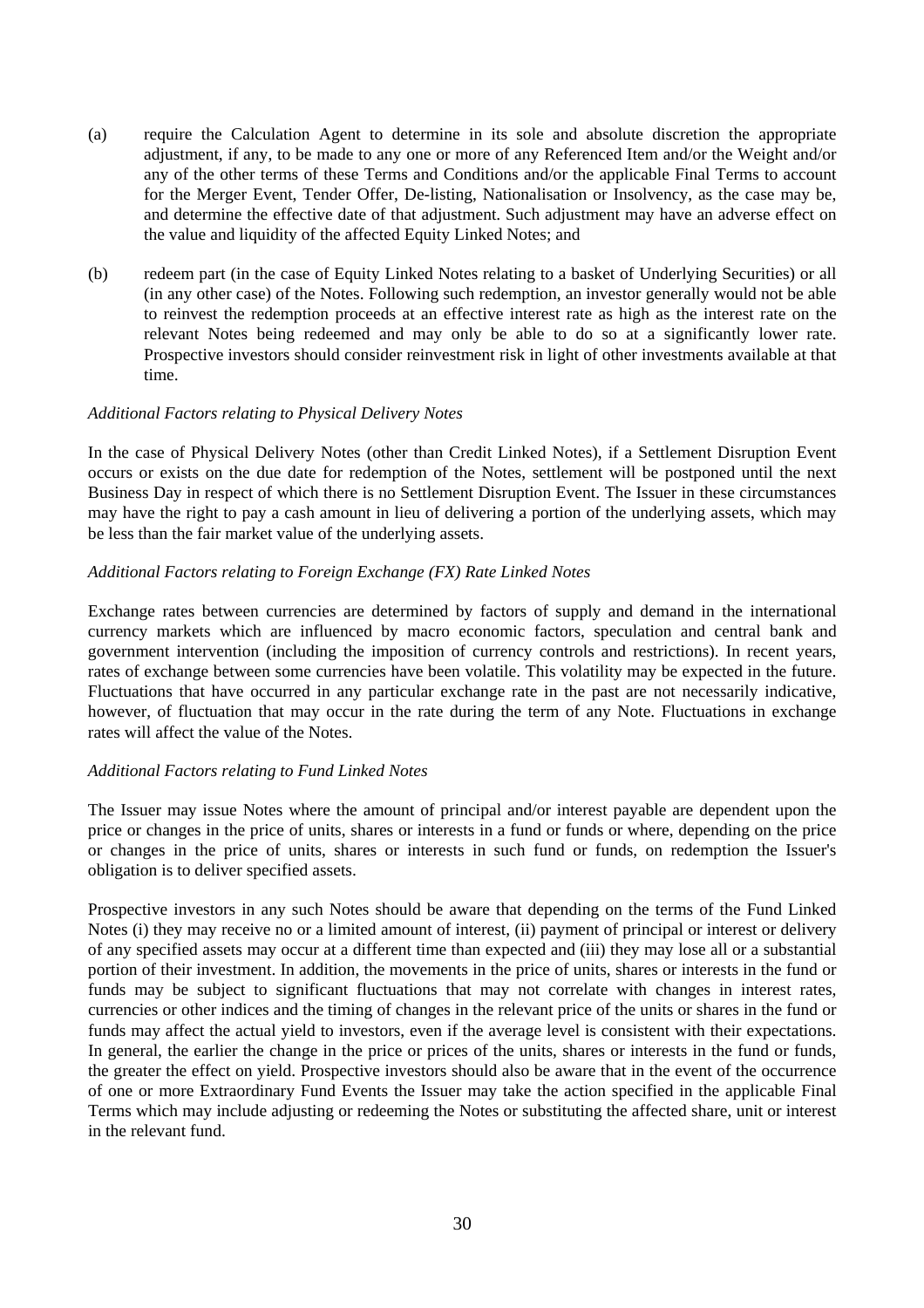(a) require the Calculation Agent to determine in its sole and absolute discretion the appropriate adjustment, if any, to be made to any one or more of any Referenced Item and/or the Weight and/or any of the other terms of these Terms and Conditions and/or the applicable Final Terms to account for the Merger Event, Tender Offer, De-listing, Nationalisation or Insolvency, as the case may be, and determine the effective date of that adjustment. Such adjustment may have an adverse effect on the value and liquidity of the affected Equity Linked Notes; and

(b) redeem part (in the case of Equity Linked Notes relating to a basket of Underlying Securities) or all (in any other case) of the Notes. Following such redemption, an investor generally would not be able to reinvest the redemption proceeds at an effective interest rate as high as the interest rate on the relevant Notes being redeemed and may only be able to do so at a significantly lower rate. Prospective investors should consider reinvestment risk in light of other investments available at that time.

*Additional Factors relating to Physical Delivery Notes*

In the case of Physical Delivery Notes (other than Credit Linked Notes), if a Settlement Disruption Event occurs or exists on the due date for redemption of the Notes, settlement will be postponed until the next Business Day in respect of which there is no Settlement Disruption Event. The Issuer in these circumstances may have the right to pay a cash amount in lieu of delivering a portion of the underlying assets, which may be less than the fair market value of the underlying assets.

*Additional Factors relating to Foreign Exchange (FX) Rate Linked Notes*

Exchange rates between currencies are determined by factors of supply and demand in the international currency markets which are influenced by macro economic factors, speculation and central bank and government intervention (including the imposition of currency controls and restrictions). In recent years, rates of exchange between some currencies have been volatile. This volatility may be expected in the future. Fluctuations that have occurred in any particular exchange rate in the past are not necessarily indicative, however, of fluctuation that may occur in the rate during the term of any Note. Fluctuations in exchange rates will affect the value of the Notes.

*Additional Factors relating to Fund Linked Notes*

The Issuer may issue Notes where the amount of principal and/or interest payable are dependent upon the price or changes in the price of units, shares or interests in a fund or funds or where, depending on the price or changes in the price of units, shares or interests in such fund or funds, on redemption the Issuer's obligation is to deliver specified assets.

Prospective investors in any such Notes should be aware that depending on the terms of the Fund Linked Notes (i) they may receive no or a limited amount of interest, (ii) payment of principal or interest or delivery of any specified assets may occur at a different time than expected and (iii) they may lose all or a substantial portion of their investment. In addition, the movements in the price of units, shares or interests in the fund or funds may be subject to significant fluctuations that may not correlate with changes in interest rates, currencies or other indices and the timing of changes in the relevant price of the units or shares in the fund or funds may affect the actual yield to investors, even if the average level is consistent with their expectations. In general, the earlier the change in the price or prices of the units, shares or interests in the fund or funds, the greater the effect on yield. Prospective investors should also be aware that in the event of the occurrence of one or more Extraordinary Fund Events the Issuer may take the action specified in the applicable Final Terms which may include adjusting or redeeming the Notes or substituting the affected share, unit or interest in the relevant fund.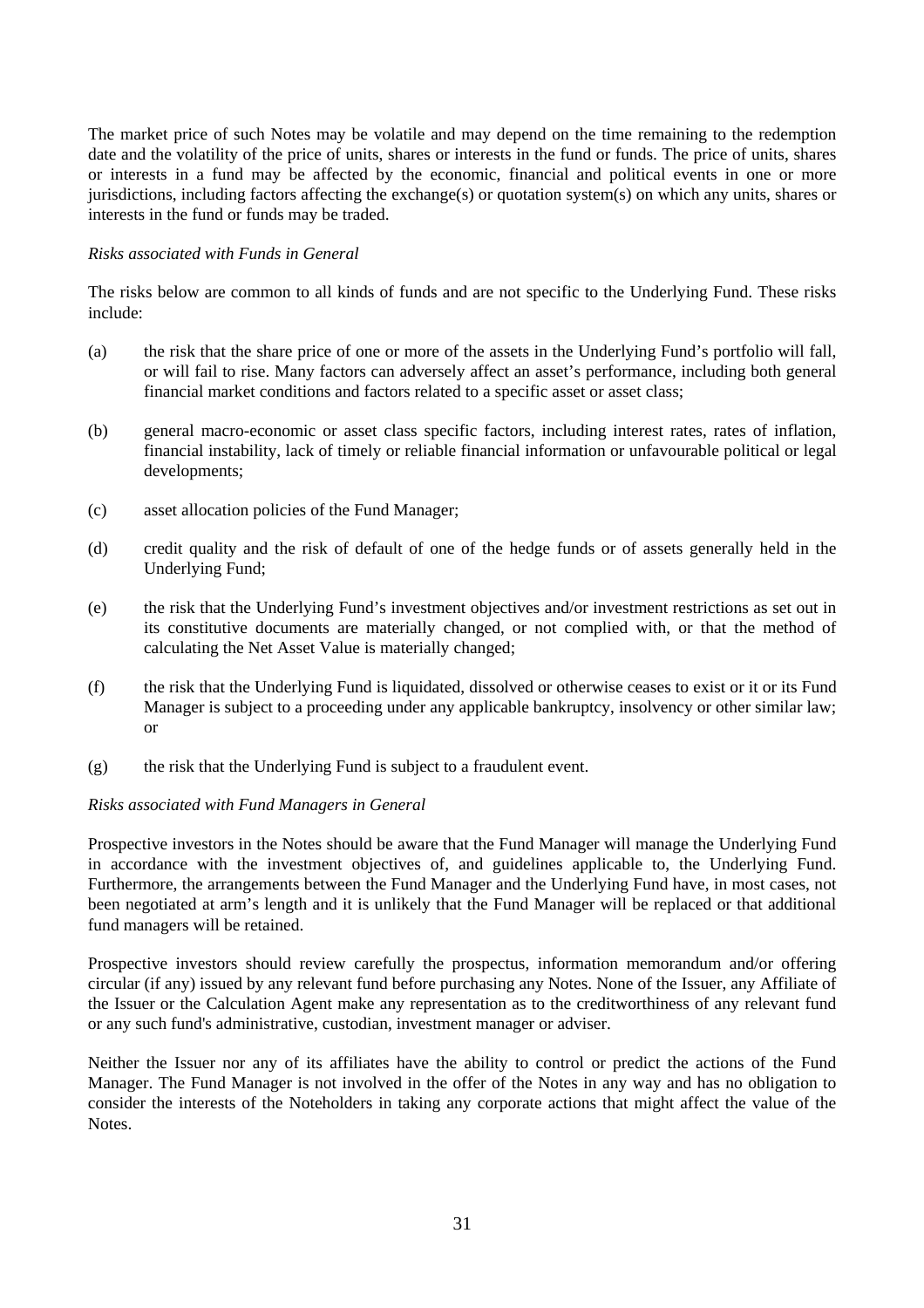The market price of such Notes may be volatile and may depend on the time remaining to the redemption date and the volatility of the price of units, shares or interests in the fund or funds. The price of units, shares or interests in a fund may be affected by the economic, financial and political events in one or more jurisdictions, including factors affecting the exchange(s) or quotation system(s) on which any units, shares or interests in the fund or funds may be traded.

*Risks associated with Funds in General*

The risks below are common to all kinds of funds and are not specific to the Underlying Fund. These risks include:

(a) the risk that the share price of one or more of the assets in the Underlying Fund's portfolio will fall, or will fail to rise. Many factors can adversely affect an asset's performance, including both general financial market conditions and factors related to a specific asset or asset class;

(b) general macro-economic or asset class specific factors, including interest rates, rates of inflation, financial instability, lack of timely or reliable financial information or unfavourable political or legal developments;

(c) asset allocation policies of the Fund Manager;

(d) credit quality and the risk of default of one of the hedge funds or of assets generally held in the Underlying Fund;

(e) the risk that the Underlying Fund's investment objectives and/or investment restrictions as set out in its constitutive documents are materially changed, or not complied with, or that the method of calculating the Net Asset Value is materially changed;

(f) the risk that the Underlying Fund is liquidated, dissolved or otherwise ceases to exist or it or its Fund Manager is subject to a proceeding under any applicable bankruptcy, insolvency or other similar law; or

(g) the risk that the Underlying Fund is subject to a fraudulent event.

*Risks associated with Fund Managers in General*

Prospective investors in the Notes should be aware that the Fund Manager will manage the Underlying Fund in accordance with the investment objectives of, and guidelines applicable to, the Underlying Fund. Furthermore, the arrangements between the Fund Manager and the Underlying Fund have, in most cases, not been negotiated at arm's length and it is unlikely that the Fund Manager will be replaced or that additional fund managers will be retained.

Prospective investors should review carefully the prospectus, information memorandum and/or offering circular (if any) issued by any relevant fund before purchasing any Notes. None of the Issuer, any Affiliate of the Issuer or the Calculation Agent make any representation as to the creditworthiness of any relevant fund or any such fund's administrative, custodian, investment manager or adviser.

Neither the Issuer nor any of its affiliates have the ability to control or predict the actions of the Fund Manager. The Fund Manager is not involved in the offer of the Notes in any way and has no obligation to consider the interests of the Noteholders in taking any corporate actions that might affect the value of the Notes.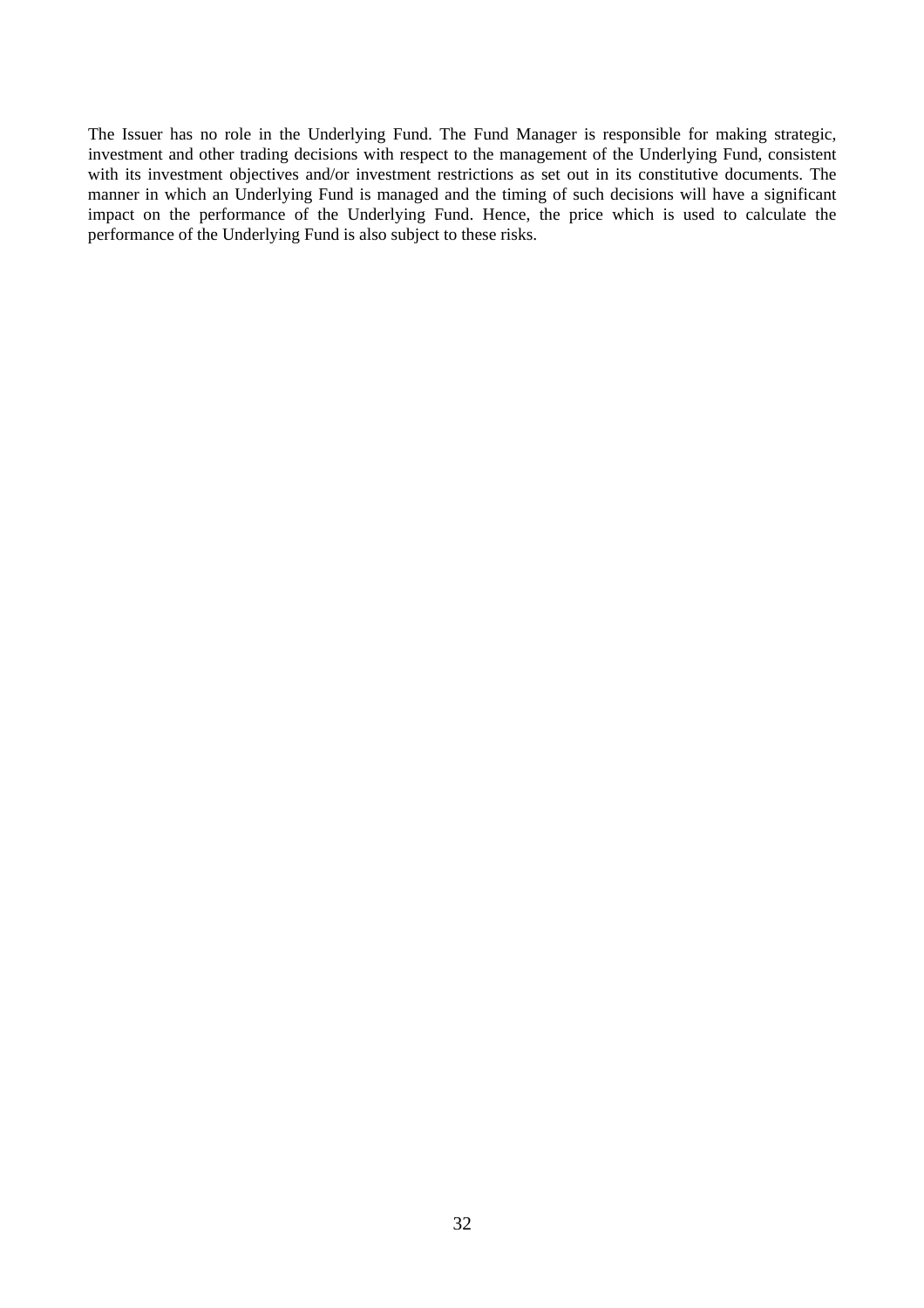The Issuer has no role in the Underlying Fund. The Fund Manager is responsible for making strategic, investment and other trading decisions with respect to the management of the Underlying Fund, consistent with its investment objectives and/or investment restrictions as set out in its constitutive documents. The manner in which an Underlying Fund is managed and the timing of such decisions will have a significant impact on the performance of the Underlying Fund. Hence, the price which is used to calculate the performance of the Underlying Fund is also subject to these risks.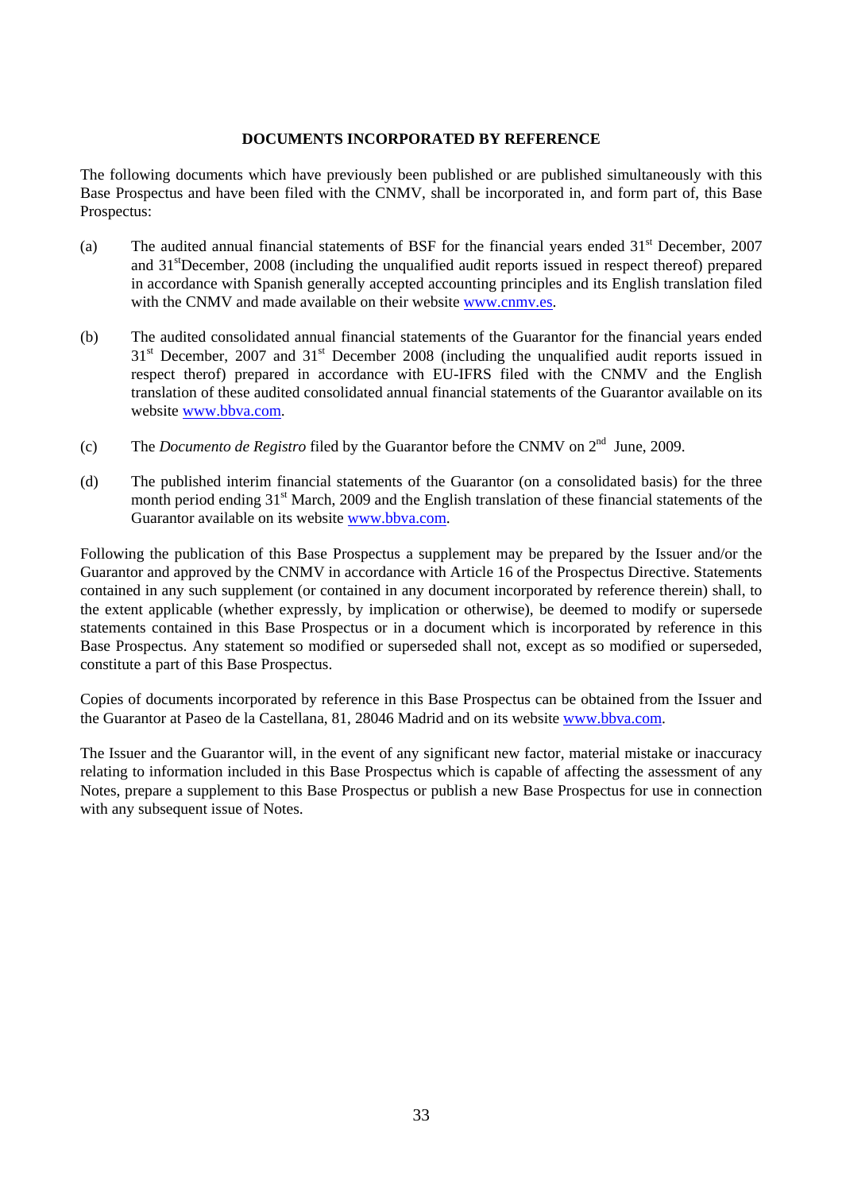**DOCUMENTS INCORPORATED BY REFERENCE**

The following documents which have previously been published or are published simultaneously with this Base Prospectus and have been filed with the CNMV, shall be incorporated in, and form part of, this Base Prospectus:

(a) The audited annual financial statements of BSF for the financial years ended 31st December, 2007 and 31stDecember, 2008 (including the unqualified audit reports issued in respect thereof) prepared in accordance with Spanish generally accepted accounting principles and its English translation filed with the CNMV and made available on their website www.cnmv.es.

(b) The audited consolidated annual financial statements of the Guarantor for the financial years ended 31st December, 2007 and 31st December 2008 (including the unqualified audit reports issued in respect therof) prepared in accordance with EU-IFRS filed with the CNMV and the English translation of these audited consolidated annual financial statements of the Guarantor available on its website www.bbva.com.

(c) The *Documento de Registro* filed by the Guarantor before the CNMV on 2nd June, 2009.

(d) The published interim financial statements of the Guarantor (on a consolidated basis) for the three month period ending 31st March, 2009 and the English translation of these financial statements of the Guarantor available on its website www.bbva.com.

Following the publication of this Base Prospectus a supplement may be prepared by the Issuer and/or the Guarantor and approved by the CNMV in accordance with Article 16 of the Prospectus Directive. Statements contained in any such supplement (or contained in any document incorporated by reference therein) shall, to the extent applicable (whether expressly, by implication or otherwise), be deemed to modify or supersede statements contained in this Base Prospectus or in a document which is incorporated by reference in this Base Prospectus. Any statement so modified or superseded shall not, except as so modified or superseded, constitute a part of this Base Prospectus.

Copies of documents incorporated by reference in this Base Prospectus can be obtained from the Issuer and the Guarantor at Paseo de la Castellana, 81, 28046 Madrid and on its website www.bbva.com.

The Issuer and the Guarantor will, in the event of any significant new factor, material mistake or inaccuracy relating to information included in this Base Prospectus which is capable of affecting the assessment of any Notes, prepare a supplement to this Base Prospectus or publish a new Base Prospectus for use in connection with any subsequent issue of Notes.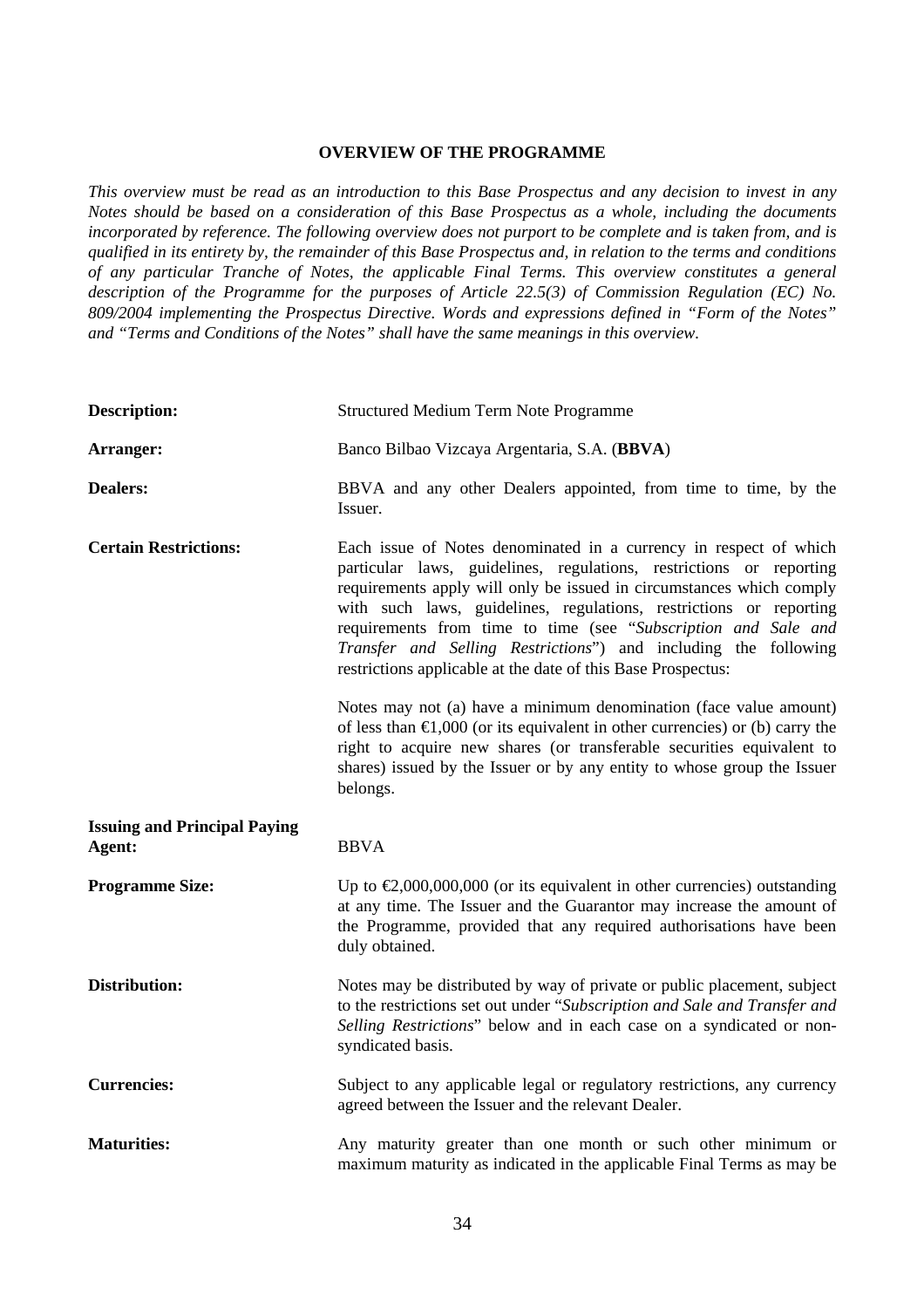## OVERVIEW OF THE PROGRAMME

*This overview must be read as an introduction to this Base Prospectus and any decision to invest in any Notes should be based on a consideration of this Base Prospectus as a whole, including the documents incorporated by reference. The following overview does not purport to be complete and is taken from, and is qualified in its entirety by, the remainder of this Base Prospectus and, in relation to the terms and conditions of any particular Tranche of Notes, the applicable Final Terms. This overview constitutes a general description of the Programme for the purposes of Article 22.5(3) of Commission Regulation (EC) No. 809/2004 implementing the Prospectus Directive. Words and expressions defined in "Form of the Notes" and "Terms and Conditions of the Notes" shall have the same meanings in this overview.*

| | |
|---|---|
| **Description:** | Structured Medium Term Note Programme |
| **Arranger:** | Banco Bilbao Vizcaya Argentaria, S.A. (**BBVA**) |
| **Dealers:** | BBVA and any other Dealers appointed, from time to time, by the Issuer. |
| **Certain Restrictions:** | Each issue of Notes denominated in a currency in respect of which particular laws, guidelines, regulations, restrictions or reporting requirements apply will only be issued in circumstances which comply with such laws, guidelines, regulations, restrictions or reporting requirements from time to time (see "*Subscription and Sale and Transfer and Selling Restrictions*") and including the following restrictions applicable at the date of this Base Prospectus:<br><br>Notes may not (a) have a minimum denomination (face value amount) of less than €1,000 (or its equivalent in other currencies) or (b) carry the right to acquire new shares (or transferable securities equivalent to shares) issued by the Issuer or by any entity to whose group the Issuer belongs. |
| **Issuing and Principal Paying Agent:** | BBVA |
| **Programme Size:** | Up to €2,000,000,000 (or its equivalent in other currencies) outstanding at any time. The Issuer and the Guarantor may increase the amount of the Programme, provided that any required authorisations have been duly obtained. |
| **Distribution:** | Notes may be distributed by way of private or public placement, subject to the restrictions set out under "*Subscription and Sale and Transfer and Selling Restrictions*" below and in each case on a syndicated or non-syndicated basis. |
| **Currencies:** | Subject to any applicable legal or regulatory restrictions, any currency agreed between the Issuer and the relevant Dealer. |
| **Maturities:** | Any maturity greater than one month or such other minimum or maximum maturity as indicated in the applicable Final Terms as may be |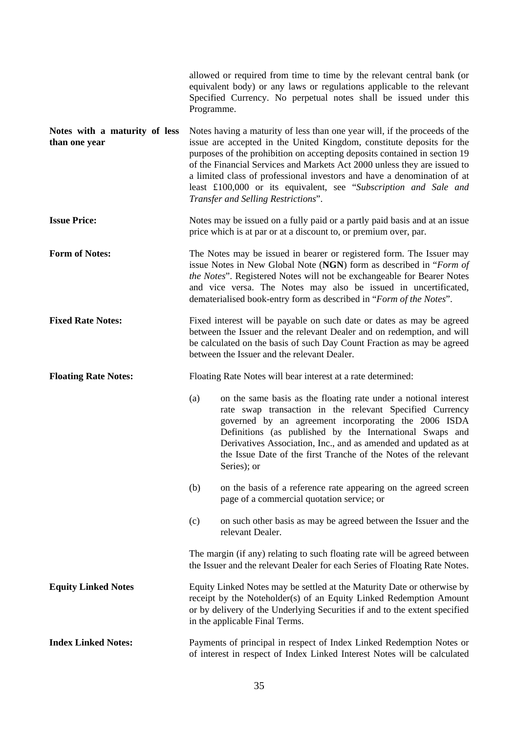allowed or required from time to time by the relevant central bank (or equivalent body) or any laws or regulations applicable to the relevant Specified Currency. No perpetual notes shall be issued under this Programme.

**Notes with a maturity of less than one year**

Notes having a maturity of less than one year will, if the proceeds of the issue are accepted in the United Kingdom, constitute deposits for the purposes of the prohibition on accepting deposits contained in section 19 of the Financial Services and Markets Act 2000 unless they are issued to a limited class of professional investors and have a denomination of at least £100,000 or its equivalent, see "*Subscription and Sale and Transfer and Selling Restrictions*".

**Issue Price:**

Notes may be issued on a fully paid or a partly paid basis and at an issue price which is at par or at a discount to, or premium over, par.

**Form of Notes:**

The Notes may be issued in bearer or registered form. The Issuer may issue Notes in New Global Note (**NGN**) form as described in "*Form of the Notes*". Registered Notes will not be exchangeable for Bearer Notes and vice versa. The Notes may also be issued in uncertificated, dematerialised book-entry form as described in "*Form of the Notes*".

**Fixed Rate Notes:**

Fixed interest will be payable on such date or dates as may be agreed between the Issuer and the relevant Dealer and on redemption, and will be calculated on the basis of such Day Count Fraction as may be agreed between the Issuer and the relevant Dealer.

**Floating Rate Notes:**

Floating Rate Notes will bear interest at a rate determined:

(a) on the same basis as the floating rate under a notional interest rate swap transaction in the relevant Specified Currency governed by an agreement incorporating the 2006 ISDA Definitions (as published by the International Swaps and Derivatives Association, Inc., and as amended and updated as at the Issue Date of the first Tranche of the Notes of the relevant Series); or

(b) on the basis of a reference rate appearing on the agreed screen page of a commercial quotation service; or

(c) on such other basis as may be agreed between the Issuer and the relevant Dealer.

The margin (if any) relating to such floating rate will be agreed between the Issuer and the relevant Dealer for each Series of Floating Rate Notes.

**Equity Linked Notes**

Equity Linked Notes may be settled at the Maturity Date or otherwise by receipt by the Noteholder(s) of an Equity Linked Redemption Amount or by delivery of the Underlying Securities if and to the extent specified in the applicable Final Terms.

**Index Linked Notes:**

Payments of principal in respect of Index Linked Redemption Notes or of interest in respect of Index Linked Interest Notes will be calculated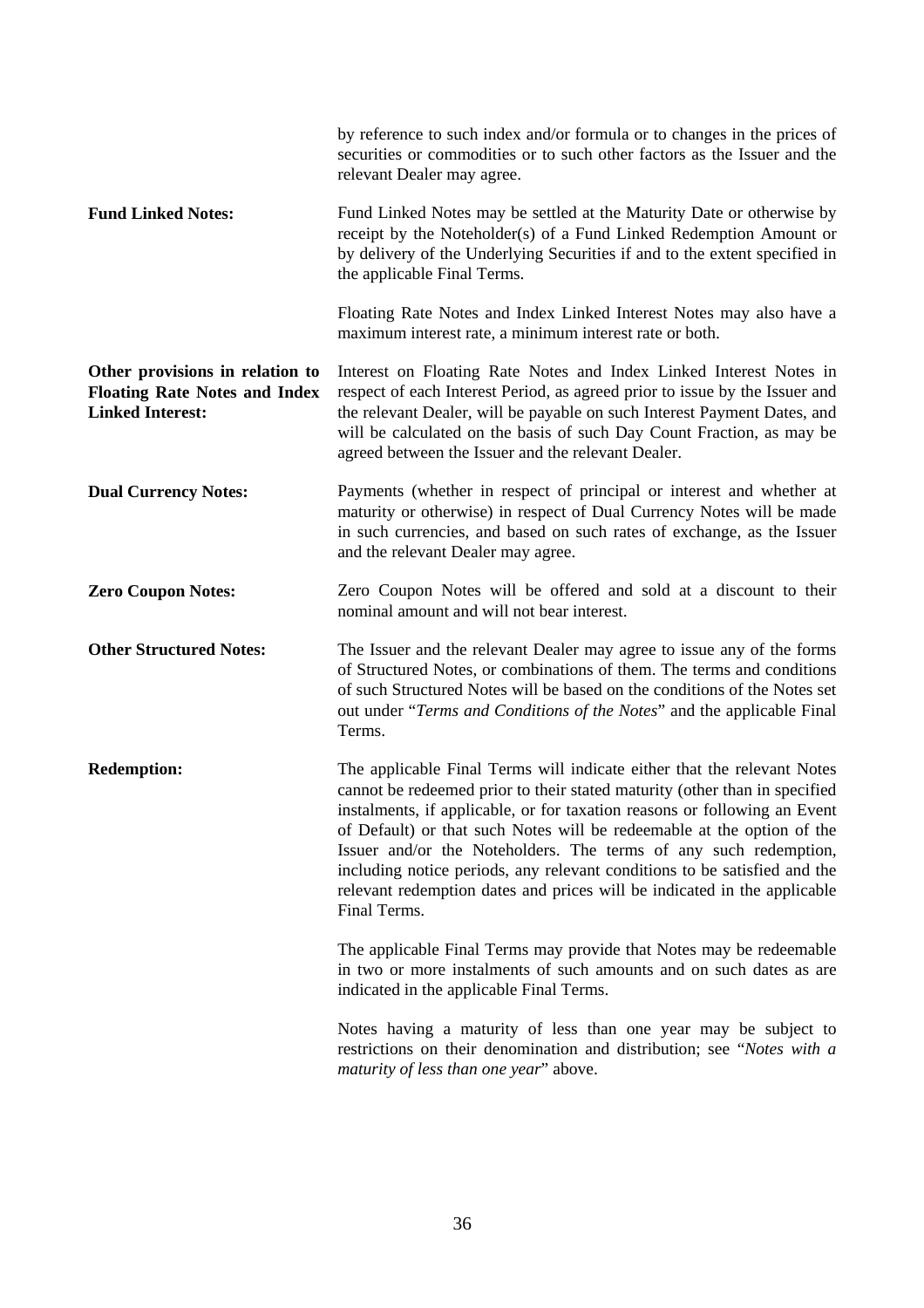by reference to such index and/or formula or to changes in the prices of securities or commodities or to such other factors as the Issuer and the relevant Dealer may agree.

| | |
|---|---|
| **Fund Linked Notes:** | Fund Linked Notes may be settled at the Maturity Date or otherwise by receipt by the Noteholder(s) of a Fund Linked Redemption Amount or by delivery of the Underlying Securities if and to the extent specified in the applicable Final Terms. |
| | Floating Rate Notes and Index Linked Interest Notes may also have a maximum interest rate, a minimum interest rate or both. |
| **Other provisions in relation to Floating Rate Notes and Index Linked Interest:** | Interest on Floating Rate Notes and Index Linked Interest Notes in respect of each Interest Period, as agreed prior to issue by the Issuer and the relevant Dealer, will be payable on such Interest Payment Dates, and will be calculated on the basis of such Day Count Fraction, as may be agreed between the Issuer and the relevant Dealer. |
| **Dual Currency Notes:** | Payments (whether in respect of principal or interest and whether at maturity or otherwise) in respect of Dual Currency Notes will be made in such currencies, and based on such rates of exchange, as the Issuer and the relevant Dealer may agree. |
| **Zero Coupon Notes:** | Zero Coupon Notes will be offered and sold at a discount to their nominal amount and will not bear interest. |
| **Other Structured Notes:** | The Issuer and the relevant Dealer may agree to issue any of the forms of Structured Notes, or combinations of them. The terms and conditions of such Structured Notes will be based on the conditions of the Notes set out under "*Terms and Conditions of the Notes*" and the applicable Final Terms. |
| **Redemption:** | The applicable Final Terms will indicate either that the relevant Notes cannot be redeemed prior to their stated maturity (other than in specified instalments, if applicable, or for taxation reasons or following an Event of Default) or that such Notes will be redeemable at the option of the Issuer and/or the Noteholders. The terms of any such redemption, including notice periods, any relevant conditions to be satisfied and the relevant redemption dates and prices will be indicated in the applicable Final Terms. |
| | The applicable Final Terms may provide that Notes may be redeemable in two or more instalments of such amounts and on such dates as are indicated in the applicable Final Terms. |
| | Notes having a maturity of less than one year may be subject to restrictions on their denomination and distribution; see "*Notes with a maturity of less than one year*" above. |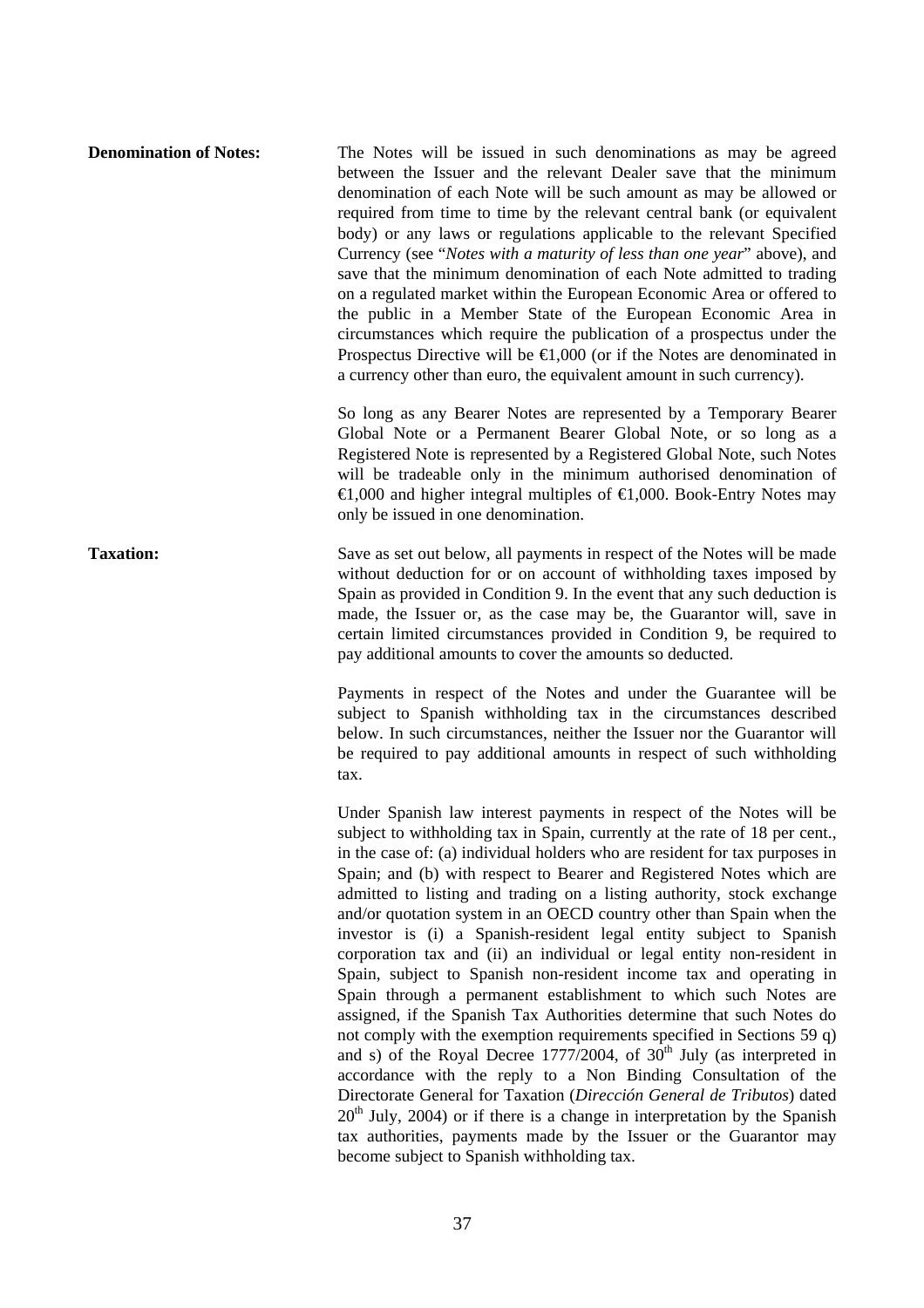**Denomination of Notes:** The Notes will be issued in such denominations as may be agreed between the Issuer and the relevant Dealer save that the minimum denomination of each Note will be such amount as may be allowed or required from time to time by the relevant central bank (or equivalent body) or any laws or regulations applicable to the relevant Specified Currency (see "*Notes with a maturity of less than one year*" above), and save that the minimum denomination of each Note admitted to trading on a regulated market within the European Economic Area or offered to the public in a Member State of the European Economic Area in circumstances which require the publication of a prospectus under the Prospectus Directive will be €1,000 (or if the Notes are denominated in a currency other than euro, the equivalent amount in such currency).

So long as any Bearer Notes are represented by a Temporary Bearer Global Note or a Permanent Bearer Global Note, or so long as a Registered Note is represented by a Registered Global Note, such Notes will be tradeable only in the minimum authorised denomination of €1,000 and higher integral multiples of €1,000. Book-Entry Notes may only be issued in one denomination.

**Taxation:** Save as set out below, all payments in respect of the Notes will be made without deduction for or on account of withholding taxes imposed by Spain as provided in Condition 9. In the event that any such deduction is made, the Issuer or, as the case may be, the Guarantor will, save in certain limited circumstances provided in Condition 9, be required to pay additional amounts to cover the amounts so deducted.

Payments in respect of the Notes and under the Guarantee will be subject to Spanish withholding tax in the circumstances described below. In such circumstances, neither the Issuer nor the Guarantor will be required to pay additional amounts in respect of such withholding tax.

Under Spanish law interest payments in respect of the Notes will be subject to withholding tax in Spain, currently at the rate of 18 per cent., in the case of: (a) individual holders who are resident for tax purposes in Spain; and (b) with respect to Bearer and Registered Notes which are admitted to listing and trading on a listing authority, stock exchange and/or quotation system in an OECD country other than Spain when the investor is (i) a Spanish-resident legal entity subject to Spanish corporation tax and (ii) an individual or legal entity non-resident in Spain, subject to Spanish non-resident income tax and operating in Spain through a permanent establishment to which such Notes are assigned, if the Spanish Tax Authorities determine that such Notes do not comply with the exemption requirements specified in Sections 59 q) and s) of the Royal Decree 1777/2004, of 30th July (as interpreted in accordance with the reply to a Non Binding Consultation of the Directorate General for Taxation (*Dirección General de Tributos*) dated 20th July, 2004) or if there is a change in interpretation by the Spanish tax authorities, payments made by the Issuer or the Guarantor may become subject to Spanish withholding tax.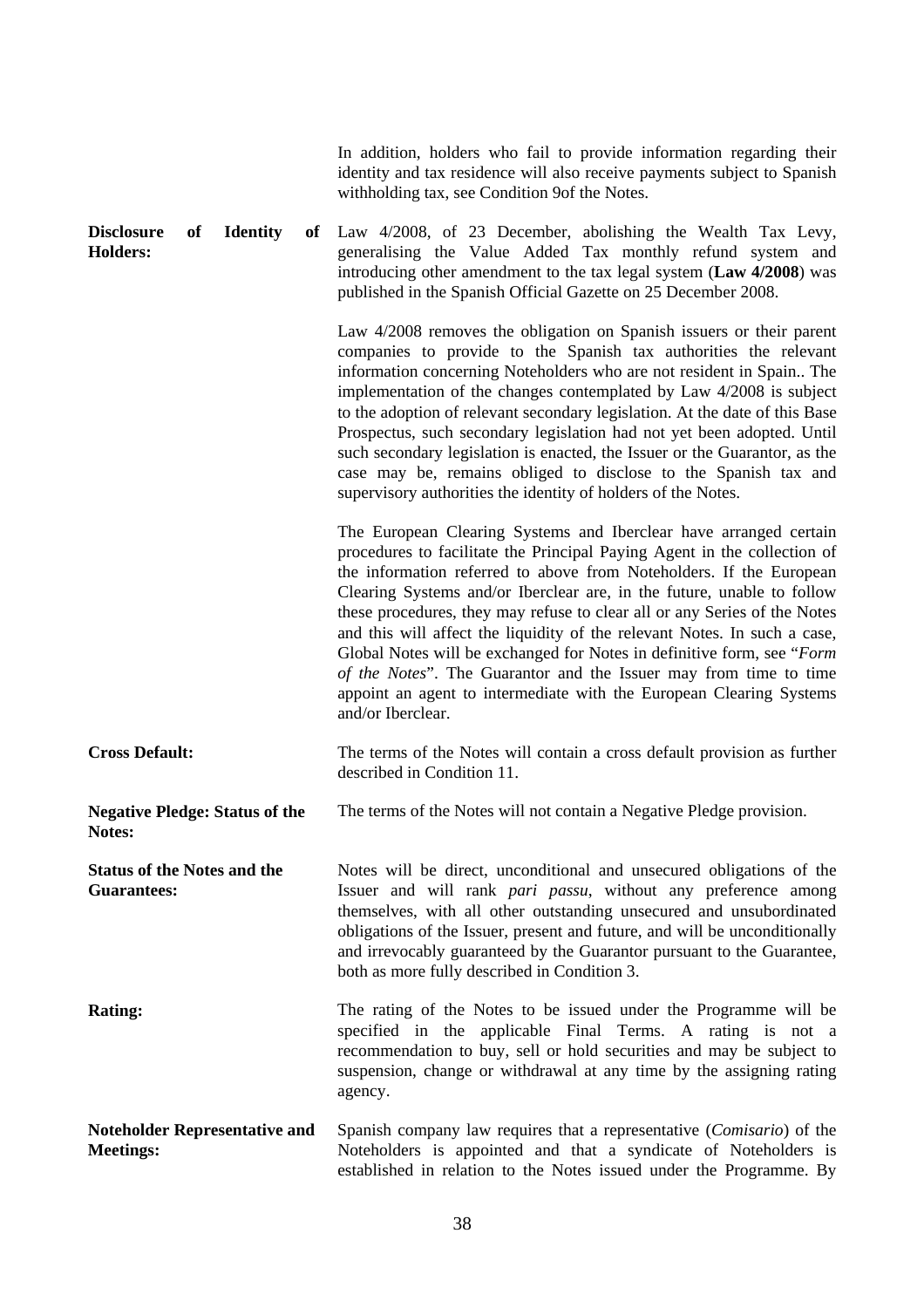In addition, holders who fail to provide information regarding their identity and tax residence will also receive payments subject to Spanish withholding tax, see Condition 9of the Notes.

**Disclosure of Identity of Holders:** Law 4/2008, of 23 December, abolishing the Wealth Tax Levy, generalising the Value Added Tax monthly refund system and introducing other amendment to the tax legal system (**Law 4/2008**) was published in the Spanish Official Gazette on 25 December 2008.

Law 4/2008 removes the obligation on Spanish issuers or their parent companies to provide to the Spanish tax authorities the relevant information concerning Noteholders who are not resident in Spain.. The implementation of the changes contemplated by Law 4/2008 is subject to the adoption of relevant secondary legislation. At the date of this Base Prospectus, such secondary legislation had not yet been adopted. Until such secondary legislation is enacted, the Issuer or the Guarantor, as the case may be, remains obliged to disclose to the Spanish tax and supervisory authorities the identity of holders of the Notes.

The European Clearing Systems and Iberclear have arranged certain procedures to facilitate the Principal Paying Agent in the collection of the information referred to above from Noteholders. If the European Clearing Systems and/or Iberclear are, in the future, unable to follow these procedures, they may refuse to clear all or any Series of the Notes and this will affect the liquidity of the relevant Notes. In such a case, Global Notes will be exchanged for Notes in definitive form, see "*Form of the Notes*". The Guarantor and the Issuer may from time to time appoint an agent to intermediate with the European Clearing Systems and/or Iberclear.

**Cross Default:** The terms of the Notes will contain a cross default provision as further described in Condition 11.

**Negative Pledge: Status of the Notes:** The terms of the Notes will not contain a Negative Pledge provision.

**Status of the Notes and the Guarantees:** Notes will be direct, unconditional and unsecured obligations of the Issuer and will rank *pari passu*, without any preference among themselves, with all other outstanding unsecured and unsubordinated obligations of the Issuer, present and future, and will be unconditionally and irrevocably guaranteed by the Guarantor pursuant to the Guarantee, both as more fully described in Condition 3.

**Rating:** The rating of the Notes to be issued under the Programme will be specified in the applicable Final Terms. A rating is not a recommendation to buy, sell or hold securities and may be subject to suspension, change or withdrawal at any time by the assigning rating agency.

**Noteholder Representative and Meetings:** Spanish company law requires that a representative (*Comisario*) of the Noteholders is appointed and that a syndicate of Noteholders is established in relation to the Notes issued under the Programme. By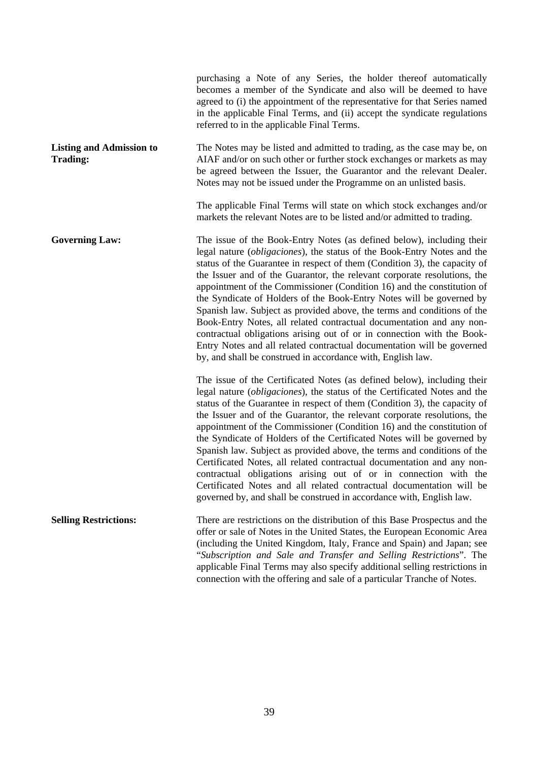purchasing a Note of any Series, the holder thereof automatically becomes a member of the Syndicate and also will be deemed to have agreed to (i) the appointment of the representative for that Series named in the applicable Final Terms, and (ii) accept the syndicate regulations referred to in the applicable Final Terms.

**Listing and Admission to Trading:**

The Notes may be listed and admitted to trading, as the case may be, on AIAF and/or on such other or further stock exchanges or markets as may be agreed between the Issuer, the Guarantor and the relevant Dealer. Notes may not be issued under the Programme on an unlisted basis.

The applicable Final Terms will state on which stock exchanges and/or markets the relevant Notes are to be listed and/or admitted to trading.

**Governing Law:**

The issue of the Book-Entry Notes (as defined below), including their legal nature (*obligaciones*), the status of the Book-Entry Notes and the status of the Guarantee in respect of them (Condition 3), the capacity of the Issuer and of the Guarantor, the relevant corporate resolutions, the appointment of the Commissioner (Condition 16) and the constitution of the Syndicate of Holders of the Book-Entry Notes will be governed by Spanish law. Subject as provided above, the terms and conditions of the Book-Entry Notes, all related contractual documentation and any non-contractual obligations arising out of or in connection with the Book-Entry Notes and all related contractual documentation will be governed by, and shall be construed in accordance with, English law.

The issue of the Certificated Notes (as defined below), including their legal nature (*obligaciones*), the status of the Certificated Notes and the status of the Guarantee in respect of them (Condition 3), the capacity of the Issuer and of the Guarantor, the relevant corporate resolutions, the appointment of the Commissioner (Condition 16) and the constitution of the Syndicate of Holders of the Certificated Notes will be governed by Spanish law. Subject as provided above, the terms and conditions of the Certificated Notes, all related contractual documentation and any non-contractual obligations arising out of or in connection with the Certificated Notes and all related contractual documentation will be governed by, and shall be construed in accordance with, English law.

**Selling Restrictions:**

There are restrictions on the distribution of this Base Prospectus and the offer or sale of Notes in the United States, the European Economic Area (including the United Kingdom, Italy, France and Spain) and Japan; see "*Subscription and Sale and Transfer and Selling Restrictions*". The applicable Final Terms may also specify additional selling restrictions in connection with the offering and sale of a particular Tranche of Notes.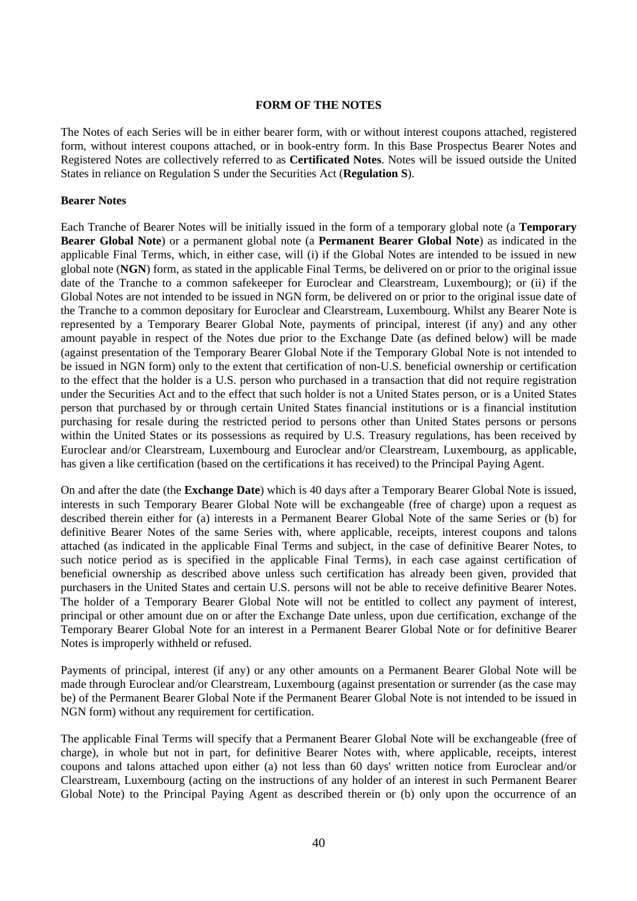## FORM OF THE NOTES

The Notes of each Series will be in either bearer form, with or without interest coupons attached, registered form, without interest coupons attached, or in book-entry form. In this Base Prospectus Bearer Notes and Registered Notes are collectively referred to as **Certificated Notes**. Notes will be issued outside the United States in reliance on Regulation S under the Securities Act (**Regulation S**).

### Bearer Notes

Each Tranche of Bearer Notes will be initially issued in the form of a temporary global note (a **Temporary Bearer Global Note**) or a permanent global note (a **Permanent Bearer Global Note**) as indicated in the applicable Final Terms, which, in either case, will (i) if the Global Notes are intended to be issued in new global note (**NGN**) form, as stated in the applicable Final Terms, be delivered on or prior to the original issue date of the Tranche to a common safekeeper for Euroclear and Clearstream, Luxembourg); or (ii) if the Global Notes are not intended to be issued in NGN form, be delivered on or prior to the original issue date of the Tranche to a common depositary for Euroclear and Clearstream, Luxembourg. Whilst any Bearer Note is represented by a Temporary Bearer Global Note, payments of principal, interest (if any) and any other amount payable in respect of the Notes due prior to the Exchange Date (as defined below) will be made (against presentation of the Temporary Bearer Global Note if the Temporary Global Note is not intended to be issued in NGN form) only to the extent that certification of non-U.S. beneficial ownership or certification to the effect that the holder is a U.S. person who purchased in a transaction that did not require registration under the Securities Act and to the effect that such holder is not a United States person, or is a United States person that purchased by or through certain United States financial institutions or is a financial institution purchasing for resale during the restricted period to persons other than United States persons or persons within the United States or its possessions as required by U.S. Treasury regulations, has been received by Euroclear and/or Clearstream, Luxembourg and Euroclear and/or Clearstream, Luxembourg, as applicable, has given a like certification (based on the certifications it has received) to the Principal Paying Agent.

On and after the date (the **Exchange Date**) which is 40 days after a Temporary Bearer Global Note is issued, interests in such Temporary Bearer Global Note will be exchangeable (free of charge) upon a request as described therein either for (a) interests in a Permanent Bearer Global Note of the same Series or (b) for definitive Bearer Notes of the same Series with, where applicable, receipts, interest coupons and talons attached (as indicated in the applicable Final Terms and subject, in the case of definitive Bearer Notes, to such notice period as is specified in the applicable Final Terms), in each case against certification of beneficial ownership as described above unless such certification has already been given, provided that purchasers in the United States and certain U.S. persons will not be able to receive definitive Bearer Notes. The holder of a Temporary Bearer Global Note will not be entitled to collect any payment of interest, principal or other amount due on or after the Exchange Date unless, upon due certification, exchange of the Temporary Bearer Global Note for an interest in a Permanent Bearer Global Note or for definitive Bearer Notes is improperly withheld or refused.

Payments of principal, interest (if any) or any other amounts on a Permanent Bearer Global Note will be made through Euroclear and/or Clearstream, Luxembourg (against presentation or surrender (as the case may be) of the Permanent Bearer Global Note if the Permanent Bearer Global Note is not intended to be issued in NGN form) without any requirement for certification.

The applicable Final Terms will specify that a Permanent Bearer Global Note will be exchangeable (free of charge), in whole but not in part, for definitive Bearer Notes with, where applicable, receipts, interest coupons and talons attached upon either (a) not less than 60 days' written notice from Euroclear and/or Clearstream, Luxembourg (acting on the instructions of any holder of an interest in such Permanent Bearer Global Note) to the Principal Paying Agent as described therein or (b) only upon the occurrence of an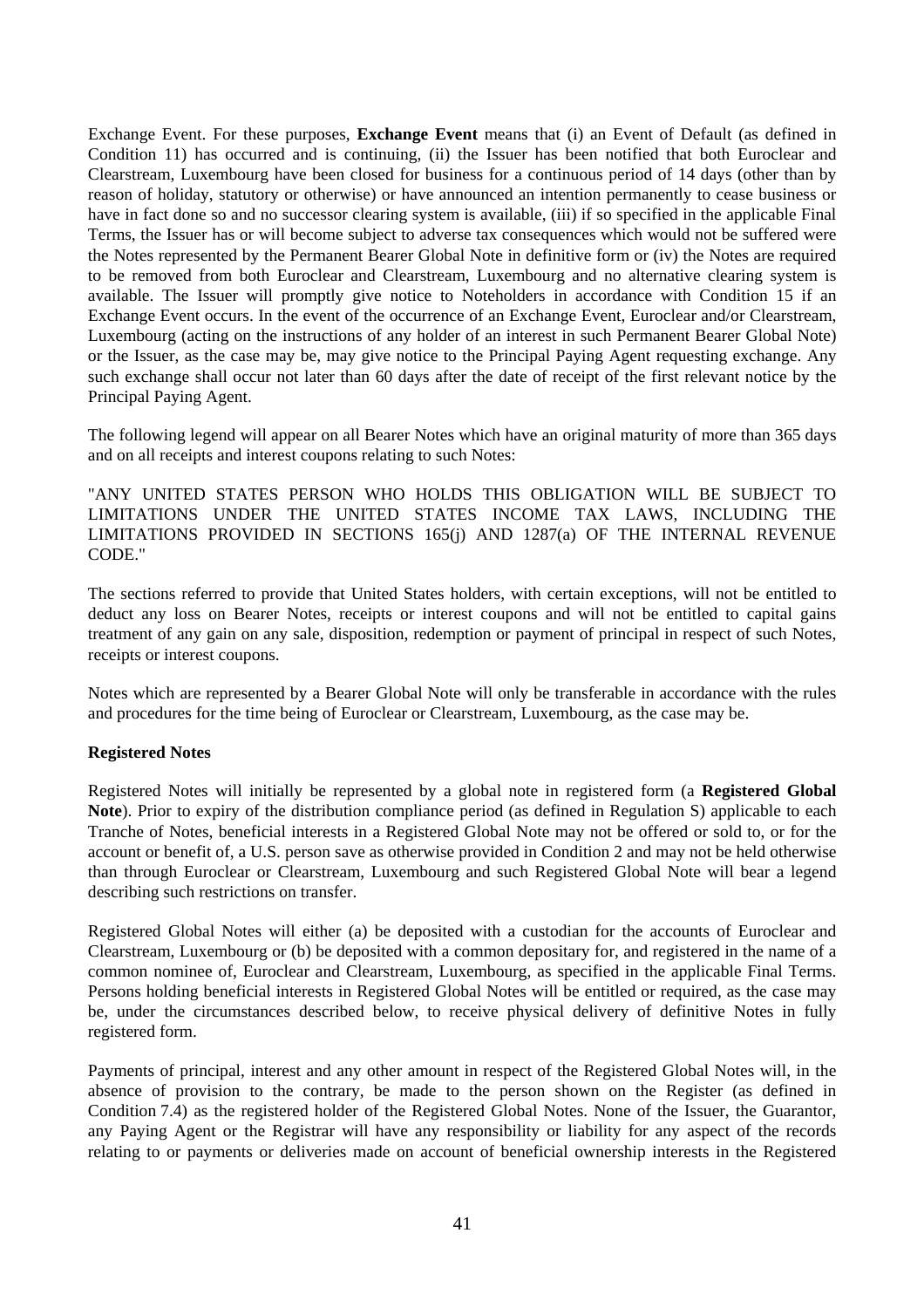Exchange Event. For these purposes, **Exchange Event** means that (i) an Event of Default (as defined in Condition 11) has occurred and is continuing, (ii) the Issuer has been notified that both Euroclear and Clearstream, Luxembourg have been closed for business for a continuous period of 14 days (other than by reason of holiday, statutory or otherwise) or have announced an intention permanently to cease business or have in fact done so and no successor clearing system is available, (iii) if so specified in the applicable Final Terms, the Issuer has or will become subject to adverse tax consequences which would not be suffered were the Notes represented by the Permanent Bearer Global Note in definitive form or (iv) the Notes are required to be removed from both Euroclear and Clearstream, Luxembourg and no alternative clearing system is available. The Issuer will promptly give notice to Noteholders in accordance with Condition 15 if an Exchange Event occurs. In the event of the occurrence of an Exchange Event, Euroclear and/or Clearstream, Luxembourg (acting on the instructions of any holder of an interest in such Permanent Bearer Global Note) or the Issuer, as the case may be, may give notice to the Principal Paying Agent requesting exchange. Any such exchange shall occur not later than 60 days after the date of receipt of the first relevant notice by the Principal Paying Agent.

The following legend will appear on all Bearer Notes which have an original maturity of more than 365 days and on all receipts and interest coupons relating to such Notes:

"ANY UNITED STATES PERSON WHO HOLDS THIS OBLIGATION WILL BE SUBJECT TO LIMITATIONS UNDER THE UNITED STATES INCOME TAX LAWS, INCLUDING THE LIMITATIONS PROVIDED IN SECTIONS 165(j) AND 1287(a) OF THE INTERNAL REVENUE CODE."

The sections referred to provide that United States holders, with certain exceptions, will not be entitled to deduct any loss on Bearer Notes, receipts or interest coupons and will not be entitled to capital gains treatment of any gain on any sale, disposition, redemption or payment of principal in respect of such Notes, receipts or interest coupons.

Notes which are represented by a Bearer Global Note will only be transferable in accordance with the rules and procedures for the time being of Euroclear or Clearstream, Luxembourg, as the case may be.

**Registered Notes**

Registered Notes will initially be represented by a global note in registered form (a **Registered Global Note**). Prior to expiry of the distribution compliance period (as defined in Regulation S) applicable to each Tranche of Notes, beneficial interests in a Registered Global Note may not be offered or sold to, or for the account or benefit of, a U.S. person save as otherwise provided in Condition 2 and may not be held otherwise than through Euroclear or Clearstream, Luxembourg and such Registered Global Note will bear a legend describing such restrictions on transfer.

Registered Global Notes will either (a) be deposited with a custodian for the accounts of Euroclear and Clearstream, Luxembourg or (b) be deposited with a common depositary for, and registered in the name of a common nominee of, Euroclear and Clearstream, Luxembourg, as specified in the applicable Final Terms. Persons holding beneficial interests in Registered Global Notes will be entitled or required, as the case may be, under the circumstances described below, to receive physical delivery of definitive Notes in fully registered form.

Payments of principal, interest and any other amount in respect of the Registered Global Notes will, in the absence of provision to the contrary, be made to the person shown on the Register (as defined in Condition 7.4) as the registered holder of the Registered Global Notes. None of the Issuer, the Guarantor, any Paying Agent or the Registrar will have any responsibility or liability for any aspect of the records relating to or payments or deliveries made on account of beneficial ownership interests in the Registered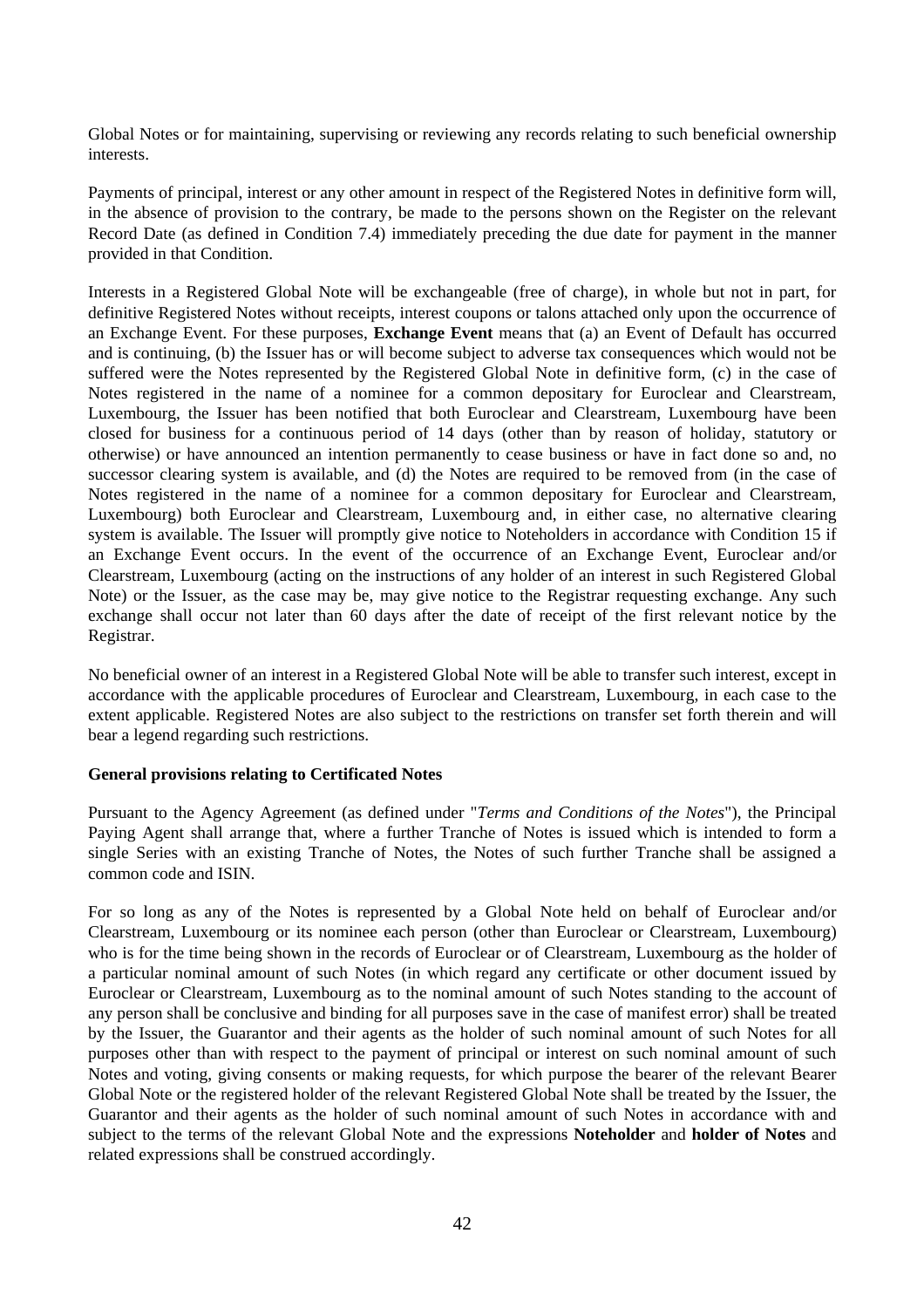Global Notes or for maintaining, supervising or reviewing any records relating to such beneficial ownership interests.

Payments of principal, interest or any other amount in respect of the Registered Notes in definitive form will, in the absence of provision to the contrary, be made to the persons shown on the Register on the relevant Record Date (as defined in Condition 7.4) immediately preceding the due date for payment in the manner provided in that Condition.

Interests in a Registered Global Note will be exchangeable (free of charge), in whole but not in part, for definitive Registered Notes without receipts, interest coupons or talons attached only upon the occurrence of an Exchange Event. For these purposes, **Exchange Event** means that (a) an Event of Default has occurred and is continuing, (b) the Issuer has or will become subject to adverse tax consequences which would not be suffered were the Notes represented by the Registered Global Note in definitive form, (c) in the case of Notes registered in the name of a nominee for a common depositary for Euroclear and Clearstream, Luxembourg, the Issuer has been notified that both Euroclear and Clearstream, Luxembourg have been closed for business for a continuous period of 14 days (other than by reason of holiday, statutory or otherwise) or have announced an intention permanently to cease business or have in fact done so and, no successor clearing system is available, and (d) the Notes are required to be removed from (in the case of Notes registered in the name of a nominee for a common depositary for Euroclear and Clearstream, Luxembourg) both Euroclear and Clearstream, Luxembourg and, in either case, no alternative clearing system is available. The Issuer will promptly give notice to Noteholders in accordance with Condition 15 if an Exchange Event occurs. In the event of the occurrence of an Exchange Event, Euroclear and/or Clearstream, Luxembourg (acting on the instructions of any holder of an interest in such Registered Global Note) or the Issuer, as the case may be, may give notice to the Registrar requesting exchange. Any such exchange shall occur not later than 60 days after the date of receipt of the first relevant notice by the Registrar.

No beneficial owner of an interest in a Registered Global Note will be able to transfer such interest, except in accordance with the applicable procedures of Euroclear and Clearstream, Luxembourg, in each case to the extent applicable. Registered Notes are also subject to the restrictions on transfer set forth therein and will bear a legend regarding such restrictions.

**General provisions relating to Certificated Notes**

Pursuant to the Agency Agreement (as defined under "*Terms and Conditions of the Notes*"), the Principal Paying Agent shall arrange that, where a further Tranche of Notes is issued which is intended to form a single Series with an existing Tranche of Notes, the Notes of such further Tranche shall be assigned a common code and ISIN.

For so long as any of the Notes is represented by a Global Note held on behalf of Euroclear and/or Clearstream, Luxembourg or its nominee each person (other than Euroclear or Clearstream, Luxembourg) who is for the time being shown in the records of Euroclear or of Clearstream, Luxembourg as the holder of a particular nominal amount of such Notes (in which regard any certificate or other document issued by Euroclear or Clearstream, Luxembourg as to the nominal amount of such Notes standing to the account of any person shall be conclusive and binding for all purposes save in the case of manifest error) shall be treated by the Issuer, the Guarantor and their agents as the holder of such nominal amount of such Notes for all purposes other than with respect to the payment of principal or interest on such nominal amount of such Notes and voting, giving consents or making requests, for which purpose the bearer of the relevant Bearer Global Note or the registered holder of the relevant Registered Global Note shall be treated by the Issuer, the Guarantor and their agents as the holder of such nominal amount of such Notes in accordance with and subject to the terms of the relevant Global Note and the expressions **Noteholder** and **holder of Notes** and related expressions shall be construed accordingly.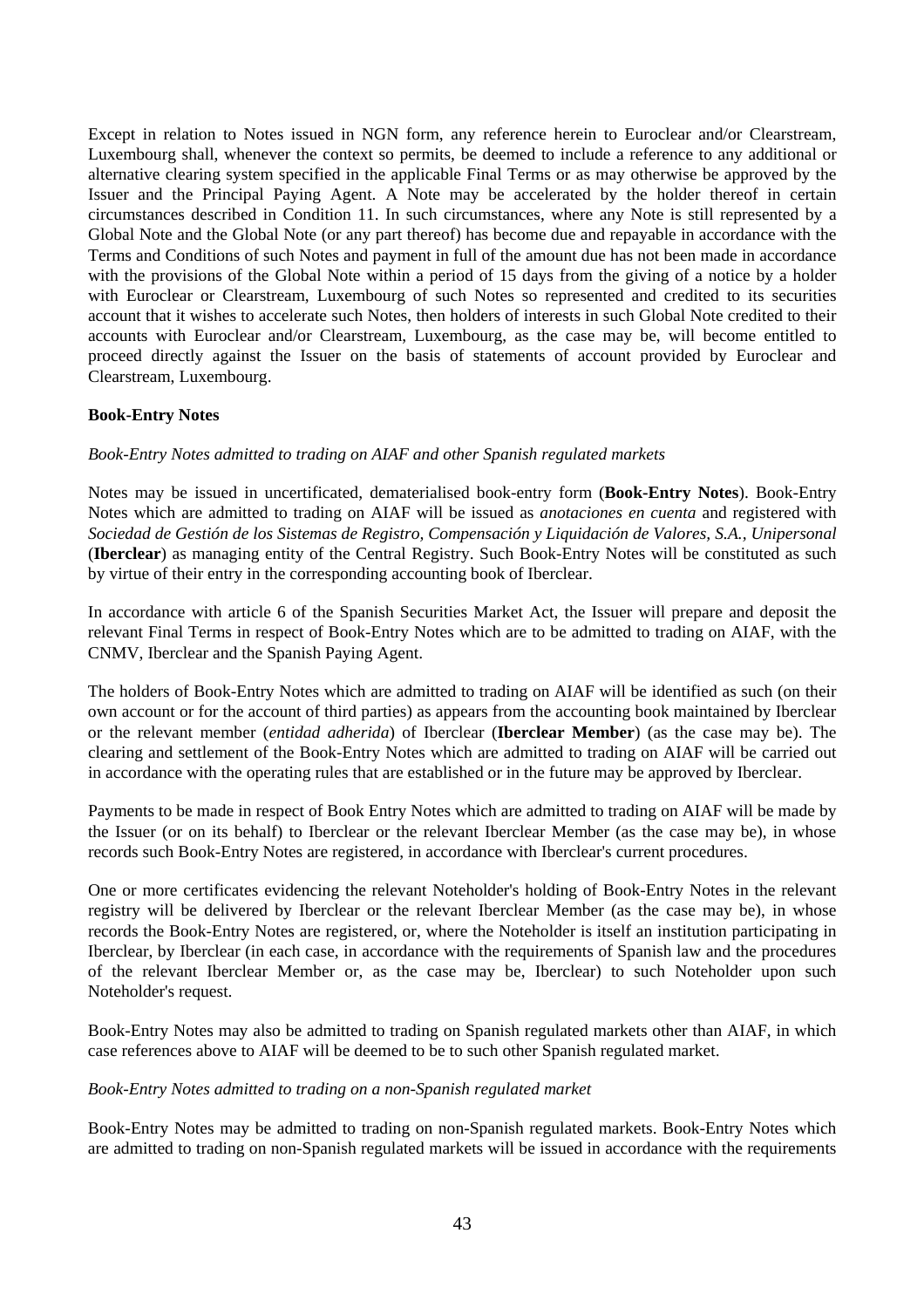Except in relation to Notes issued in NGN form, any reference herein to Euroclear and/or Clearstream, Luxembourg shall, whenever the context so permits, be deemed to include a reference to any additional or alternative clearing system specified in the applicable Final Terms or as may otherwise be approved by the Issuer and the Principal Paying Agent. A Note may be accelerated by the holder thereof in certain circumstances described in Condition 11. In such circumstances, where any Note is still represented by a Global Note and the Global Note (or any part thereof) has become due and repayable in accordance with the Terms and Conditions of such Notes and payment in full of the amount due has not been made in accordance with the provisions of the Global Note within a period of 15 days from the giving of a notice by a holder with Euroclear or Clearstream, Luxembourg of such Notes so represented and credited to its securities account that it wishes to accelerate such Notes, then holders of interests in such Global Note credited to their accounts with Euroclear and/or Clearstream, Luxembourg, as the case may be, will become entitled to proceed directly against the Issuer on the basis of statements of account provided by Euroclear and Clearstream, Luxembourg.

**Book-Entry Notes**

*Book-Entry Notes admitted to trading on AIAF and other Spanish regulated markets*

Notes may be issued in uncertificated, dematerialised book-entry form (**Book-Entry Notes**). Book-Entry Notes which are admitted to trading on AIAF will be issued as *anotaciones en cuenta* and registered with *Sociedad de Gestión de los Sistemas de Registro, Compensación y Liquidación de Valores, S.A., Unipersonal* (**Iberclear**) as managing entity of the Central Registry. Such Book-Entry Notes will be constituted as such by virtue of their entry in the corresponding accounting book of Iberclear.

In accordance with article 6 of the Spanish Securities Market Act, the Issuer will prepare and deposit the relevant Final Terms in respect of Book-Entry Notes which are to be admitted to trading on AIAF, with the CNMV, Iberclear and the Spanish Paying Agent.

The holders of Book-Entry Notes which are admitted to trading on AIAF will be identified as such (on their own account or for the account of third parties) as appears from the accounting book maintained by Iberclear or the relevant member (*entidad adherida*) of Iberclear (**Iberclear Member**) (as the case may be). The clearing and settlement of the Book-Entry Notes which are admitted to trading on AIAF will be carried out in accordance with the operating rules that are established or in the future may be approved by Iberclear.

Payments to be made in respect of Book Entry Notes which are admitted to trading on AIAF will be made by the Issuer (or on its behalf) to Iberclear or the relevant Iberclear Member (as the case may be), in whose records such Book-Entry Notes are registered, in accordance with Iberclear's current procedures.

One or more certificates evidencing the relevant Noteholder's holding of Book-Entry Notes in the relevant registry will be delivered by Iberclear or the relevant Iberclear Member (as the case may be), in whose records the Book-Entry Notes are registered, or, where the Noteholder is itself an institution participating in Iberclear, by Iberclear (in each case, in accordance with the requirements of Spanish law and the procedures of the relevant Iberclear Member or, as the case may be, Iberclear) to such Noteholder upon such Noteholder's request.

Book-Entry Notes may also be admitted to trading on Spanish regulated markets other than AIAF, in which case references above to AIAF will be deemed to be to such other Spanish regulated market.

*Book-Entry Notes admitted to trading on a non-Spanish regulated market*

Book-Entry Notes may be admitted to trading on non-Spanish regulated markets. Book-Entry Notes which are admitted to trading on non-Spanish regulated markets will be issued in accordance with the requirements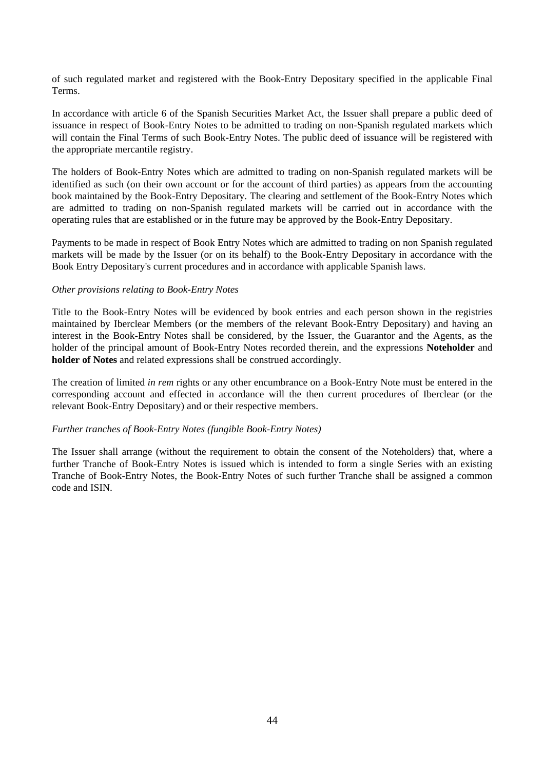of such regulated market and registered with the Book-Entry Depositary specified in the applicable Final Terms.

In accordance with article 6 of the Spanish Securities Market Act, the Issuer shall prepare a public deed of issuance in respect of Book-Entry Notes to be admitted to trading on non-Spanish regulated markets which will contain the Final Terms of such Book-Entry Notes. The public deed of issuance will be registered with the appropriate mercantile registry.

The holders of Book-Entry Notes which are admitted to trading on non-Spanish regulated markets will be identified as such (on their own account or for the account of third parties) as appears from the accounting book maintained by the Book-Entry Depositary. The clearing and settlement of the Book-Entry Notes which are admitted to trading on non-Spanish regulated markets will be carried out in accordance with the operating rules that are established or in the future may be approved by the Book-Entry Depositary.

Payments to be made in respect of Book Entry Notes which are admitted to trading on non Spanish regulated markets will be made by the Issuer (or on its behalf) to the Book-Entry Depositary in accordance with the Book Entry Depositary's current procedures and in accordance with applicable Spanish laws.

*Other provisions relating to Book-Entry Notes*

Title to the Book-Entry Notes will be evidenced by book entries and each person shown in the registries maintained by Iberclear Members (or the members of the relevant Book-Entry Depositary) and having an interest in the Book-Entry Notes shall be considered, by the Issuer, the Guarantor and the Agents, as the holder of the principal amount of Book-Entry Notes recorded therein, and the expressions **Noteholder** and **holder of Notes** and related expressions shall be construed accordingly.

The creation of limited *in rem* rights or any other encumbrance on a Book-Entry Note must be entered in the corresponding account and effected in accordance will the then current procedures of Iberclear (or the relevant Book-Entry Depositary) and or their respective members.

*Further tranches of Book-Entry Notes (fungible Book-Entry Notes)*

The Issuer shall arrange (without the requirement to obtain the consent of the Noteholders) that, where a further Tranche of Book-Entry Notes is issued which is intended to form a single Series with an existing Tranche of Book-Entry Notes, the Book-Entry Notes of such further Tranche shall be assigned a common code and ISIN.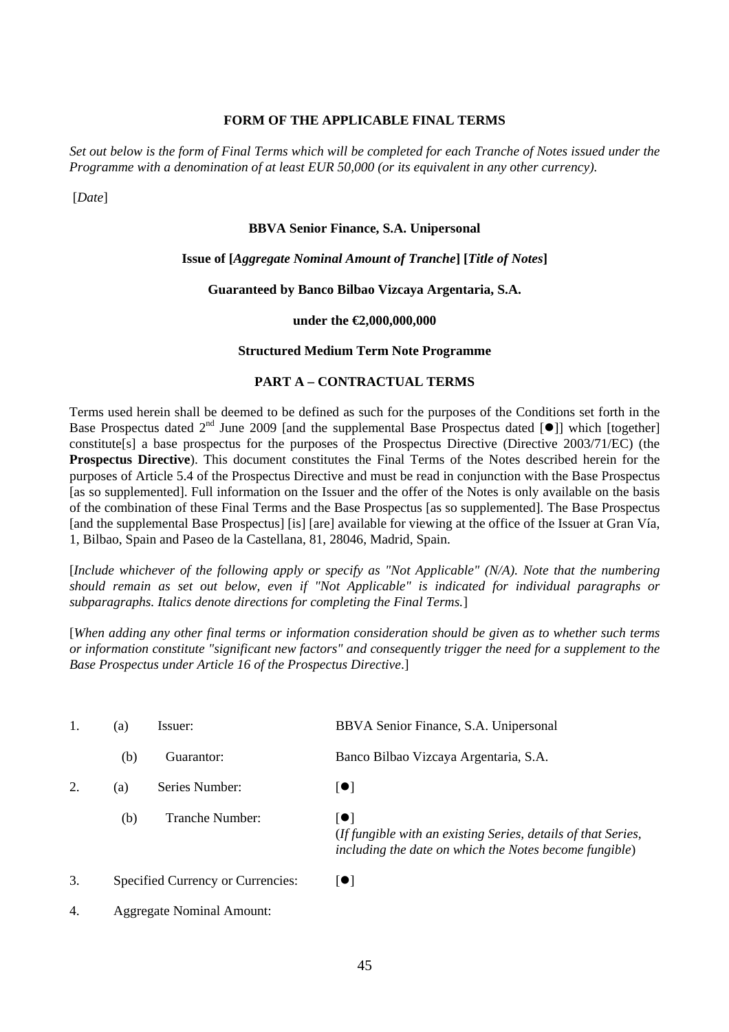**FORM OF THE APPLICABLE FINAL TERMS**

*Set out below is the form of Final Terms which will be completed for each Tranche of Notes issued under the Programme with a denomination of at least EUR 50,000 (or its equivalent in any other currency).*

[*Date*]

**BBVA Senior Finance, S.A. Unipersonal**

**Issue of [*Aggregate Nominal Amount of Tranche*] [*Title of Notes*]**

**Guaranteed by Banco Bilbao Vizcaya Argentaria, S.A.**

**under the €2,000,000,000**

**Structured Medium Term Note Programme**

**PART A – CONTRACTUAL TERMS**

Terms used herein shall be deemed to be defined as such for the purposes of the Conditions set forth in the Base Prospectus dated 2nd June 2009 [and the supplemental Base Prospectus dated [●]] which [together] constitute[s] a base prospectus for the purposes of the Prospectus Directive (Directive 2003/71/EC) (the **Prospectus Directive**). This document constitutes the Final Terms of the Notes described herein for the purposes of Article 5.4 of the Prospectus Directive and must be read in conjunction with the Base Prospectus [as so supplemented]. Full information on the Issuer and the offer of the Notes is only available on the basis of the combination of these Final Terms and the Base Prospectus [as so supplemented]. The Base Prospectus [and the supplemental Base Prospectus] [is] [are] available for viewing at the office of the Issuer at Gran Vía, 1, Bilbao, Spain and Paseo de la Castellana, 81, 28046, Madrid, Spain.

[*Include whichever of the following apply or specify as "Not Applicable" (N/A). Note that the numbering should remain as set out below, even if "Not Applicable" is indicated for individual paragraphs or subparagraphs. Italics denote directions for completing the Final Terms.*]

[*When adding any other final terms or information consideration should be given as to whether such terms or information constitute "significant new factors" and consequently trigger the need for a supplement to the Base Prospectus under Article 16 of the Prospectus Directive*.]

| | | | |
|---|---|---|---|
| 1. | (a) | Issuer: | BBVA Senior Finance, S.A. Unipersonal |
| | (b) | Guarantor: | Banco Bilbao Vizcaya Argentaria, S.A. |
| 2. | (a) | Series Number: | [●] |
| | (b) | Tranche Number: | [●]<br>(*If fungible with an existing Series, details of that Series, including the date on which the Notes become fungible*) |
| 3. | Specified Currency or Currencies: | | [●] |
| 4. | Aggregate Nominal Amount: | | |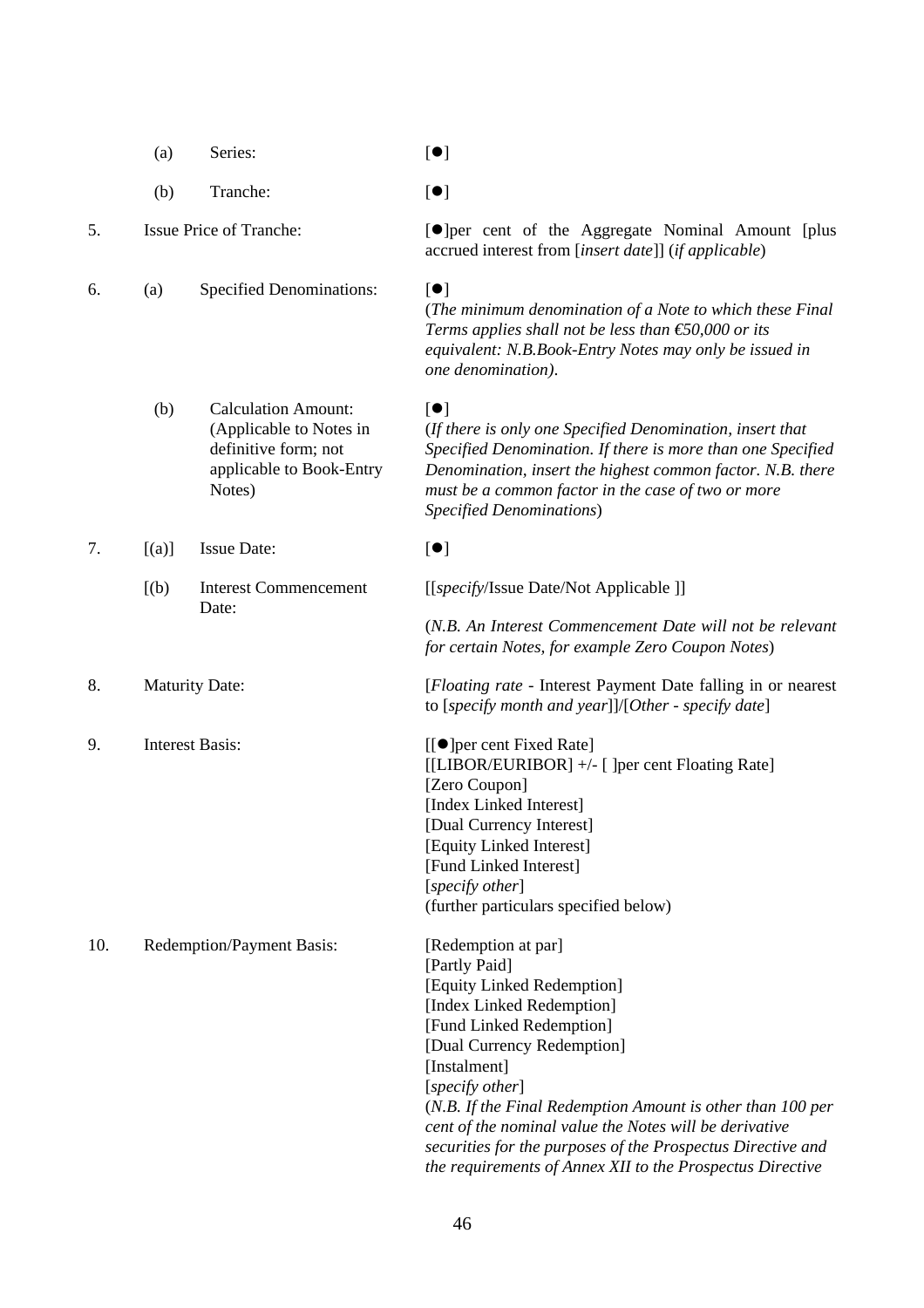| | | | |
|---|---|---|---|
| | (a) | Series: | [●] |
| | (b) | Tranche: | [●] |
| 5. | Issue Price of Tranche: | | [●]per cent of the Aggregate Nominal Amount [plus accrued interest from [*insert date*]] (*if applicable*) |
| 6. | (a) | Specified Denominations: | [●]<br>(*The minimum denomination of a Note to which these Final Terms applies shall not be less than €50,000 or its equivalent: N.B.Book-Entry Notes may only be issued in one denomination)*. |
| | (b) | Calculation Amount: (Applicable to Notes in definitive form; not applicable to Book-Entry Notes) | [●]<br>(*If there is only one Specified Denomination, insert that Specified Denomination. If there is more than one Specified Denomination, insert the highest common factor. N.B. there must be a common factor in the case of two or more Specified Denominations*) |
| 7. | [(a)] | Issue Date: | [●] |
| | [(b) | Interest Commencement Date: | [[*specify*/Issue Date/Not Applicable ]]<br><br>(*N.B. An Interest Commencement Date will not be relevant for certain Notes, for example Zero Coupon Notes*) |
| 8. | Maturity Date: | | [*Floating rate* - Interest Payment Date falling in or nearest to [*specify month and year*]]/[*Other - specify date*] |
| 9. | Interest Basis: | | [[●]per cent Fixed Rate]<br>[[LIBOR/EURIBOR] +/- [ ]per cent Floating Rate]<br>[Zero Coupon]<br>[Index Linked Interest]<br>[Dual Currency Interest]<br>[Equity Linked Interest]<br>[Fund Linked Interest]<br>[*specify other*]<br>(further particulars specified below) |
| 10. | Redemption/Payment Basis: | | [Redemption at par]<br>[Partly Paid]<br>[Equity Linked Redemption]<br>[Index Linked Redemption]<br>[Fund Linked Redemption]<br>[Dual Currency Redemption]<br>[Instalment]<br>[*specify other*]<br>(*N.B. If the Final Redemption Amount is other than 100 per cent of the nominal value the Notes will be derivative securities for the purposes of the Prospectus Directive and the requirements of Annex XII to the Prospectus Directive* |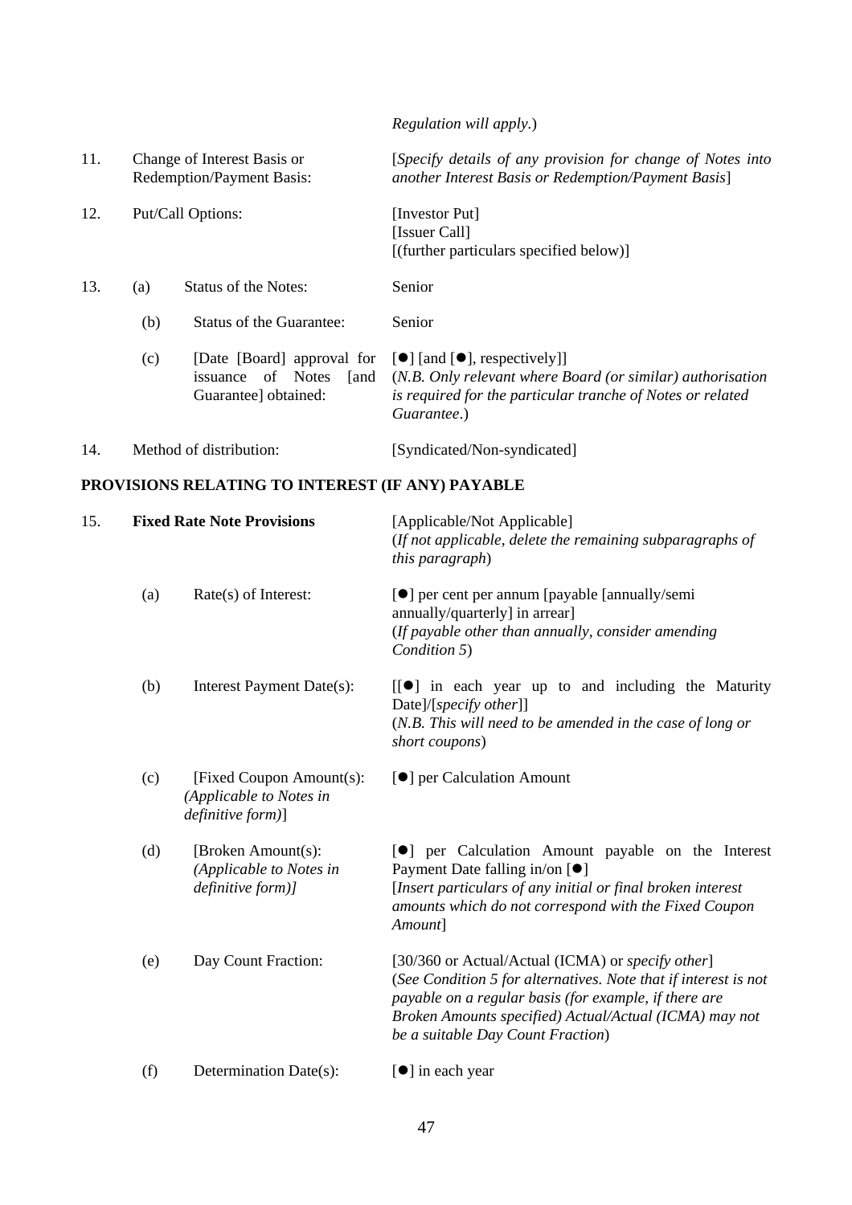*Regulation will apply.*)

| | | | |
|---|---|---|---|
| 11. | Change of Interest Basis or Redemption/Payment Basis: | | [*Specify details of any provision for change of Notes into another Interest Basis or Redemption/Payment Basis*] |
| 12. | Put/Call Options: | | [Investor Put]<br>[Issuer Call]<br>[(further particulars specified below)] |
| 13. | (a) | Status of the Notes: | Senior |
| | (b) | Status of the Guarantee: | Senior |
| | (c) | [Date [Board] approval for issuance of Notes [and Guarantee] obtained: | [●] [and [●], respectively]]<br>(*N.B. Only relevant where Board (or similar) authorisation is required for the particular tranche of Notes or related Guarantee*.) |
| 14. | Method of distribution: | | [Syndicated/Non-syndicated] |

**PROVISIONS RELATING TO INTEREST (IF ANY) PAYABLE**

| | | | |
|---|---|---|---|
| 15. | **Fixed Rate Note Provisions** | | [Applicable/Not Applicable]<br>(*If not applicable, delete the remaining subparagraphs of this paragraph*) |
| | (a) | Rate(s) of Interest: | [●] per cent per annum [payable [annually/semi annually/quarterly] in arrear]<br>(*If payable other than annually, consider amending Condition 5*) |
| | (b) | Interest Payment Date(s): | [[●] in each year up to and including the Maturity Date]/[*specify other*]]<br>(*N.B. This will need to be amended in the case of long or short coupons*) |
| | (c) | [Fixed Coupon Amount(s): *(Applicable to Notes in definitive form)*] | [●] per Calculation Amount |
| | (d) | [Broken Amount(s): *(Applicable to Notes in definitive form)]* | [●] per Calculation Amount payable on the Interest Payment Date falling in/on [●]<br>[*Insert particulars of any initial or final broken interest amounts which do not correspond with the Fixed Coupon Amount*] |
| | (e) | Day Count Fraction: | [30/360 or Actual/Actual (ICMA) or *specify other*]<br>(*See Condition 5 for alternatives. Note that if interest is not payable on a regular basis (for example, if there are Broken Amounts specified) Actual/Actual (ICMA) may not be a suitable Day Count Fraction*) |
| | (f) | Determination Date(s): | [●] in each year |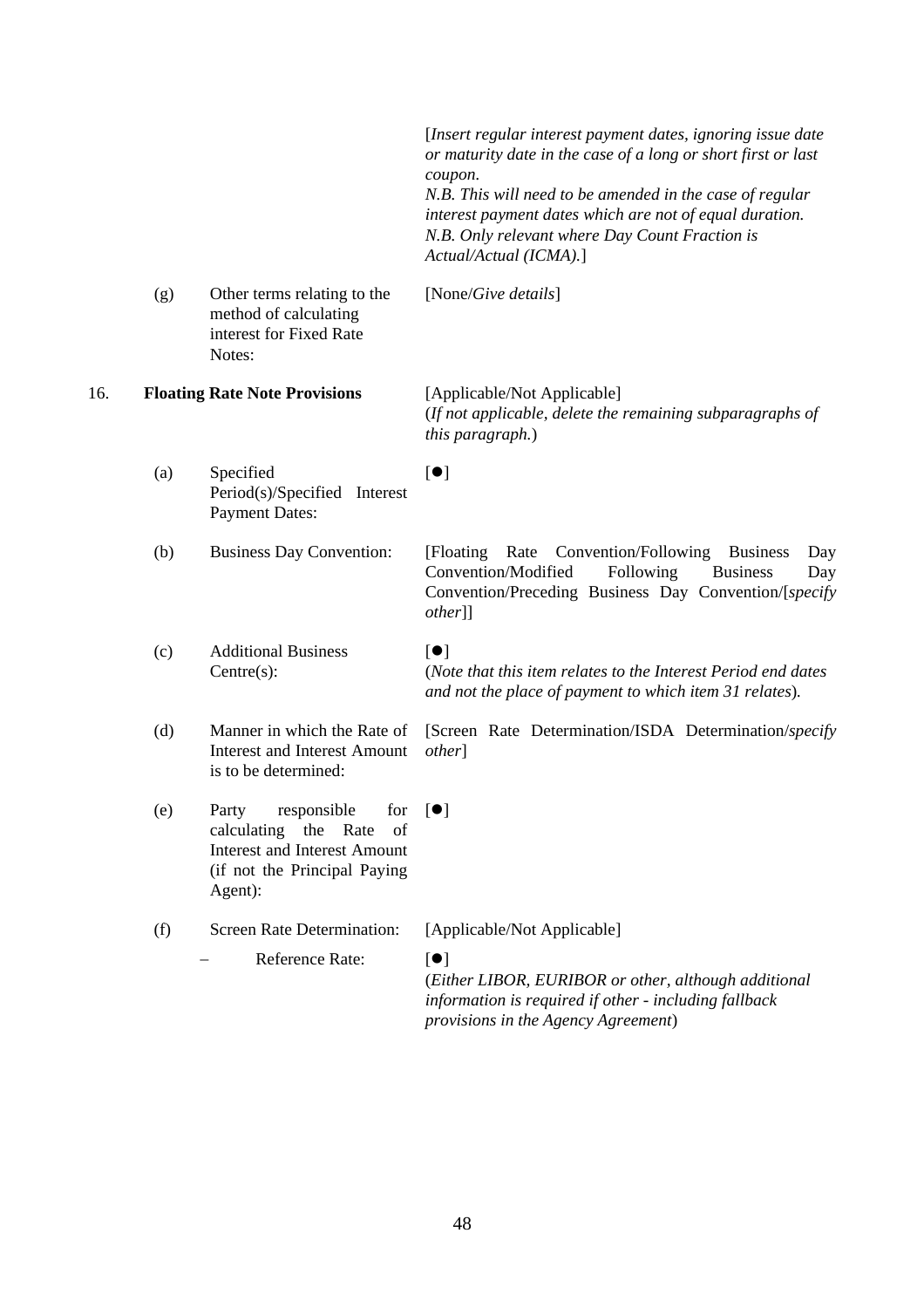| | | | |
|---|---|---|---|
| | | | [*Insert regular interest payment dates, ignoring issue date or maturity date in the case of a long or short first or last coupon.*<br>*N.B. This will need to be amended in the case of regular interest payment dates which are not of equal duration.*<br>*N.B. Only relevant where Day Count Fraction is Actual/Actual (ICMA).*] |
| | (g) | Other terms relating to the method of calculating interest for Fixed Rate Notes: | [None/*Give details*] |
| 16. | **Floating Rate Note Provisions** | | [Applicable/Not Applicable]<br>(*If not applicable, delete the remaining subparagraphs of this paragraph.*) |
| | (a) | Specified Period(s)/Specified Interest Payment Dates: | [●] |
| | (b) | Business Day Convention: | [Floating Rate Convention/Following Business Day Convention/Modified Following Business Day Convention/Preceding Business Day Convention/[*specify other*]] |
| | (c) | Additional Business Centre(s): | [●]<br>(*Note that this item relates to the Interest Period end dates and not the place of payment to which item 31 relates*). |
| | (d) | Manner in which the Rate of Interest and Interest Amount is to be determined: | [Screen Rate Determination/ISDA Determination/*specify other*] |
| | (e) | Party responsible for calculating the Rate of Interest and Interest Amount (if not the Principal Paying Agent): | [●] |
| | (f) | Screen Rate Determination: | [Applicable/Not Applicable] |
| | | – Reference Rate: | [●]<br>(*Either LIBOR, EURIBOR or other, although additional information is required if other - including fallback provisions in the Agency Agreement*) |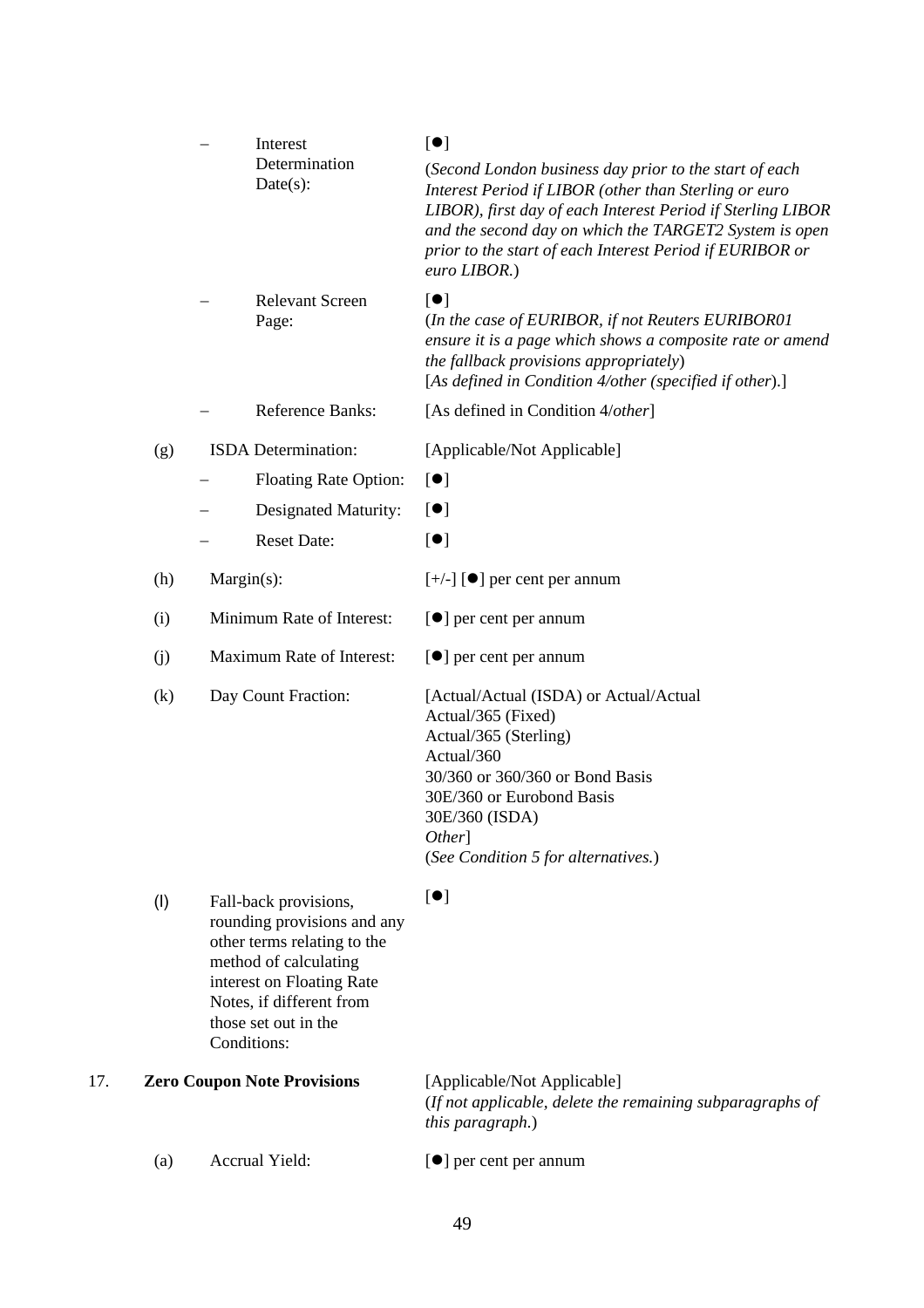| | | | |
|---|---|---|---|
| | – | Interest Determination Date(s): | [●] (*Second London business day prior to the start of each Interest Period if LIBOR (other than Sterling or euro LIBOR), first day of each Interest Period if Sterling LIBOR and the second day on which the TARGET2 System is open prior to the start of each Interest Period if EURIBOR or euro LIBOR.*) |
| | – | Relevant Screen Page: | [●] (*In the case of EURIBOR, if not Reuters EURIBOR01 ensure it is a page which shows a composite rate or amend the fallback provisions appropriately*) [*As defined in Condition 4/other (specified if other*).] |
| | – | Reference Banks: | [As defined in Condition 4/*other*] |
| (g) | | ISDA Determination: | [Applicable/Not Applicable] |
| | – | Floating Rate Option: | [●] |
| | – | Designated Maturity: | [●] |
| | – | Reset Date: | [●] |
| (h) | | Margin(s): | [+/-] [●] per cent per annum |
| (i) | | Minimum Rate of Interest: | [●] per cent per annum |
| (j) | | Maximum Rate of Interest: | [●] per cent per annum |
| (k) | | Day Count Fraction: | [Actual/Actual (ISDA) or Actual/Actual<br>Actual/365 (Fixed)<br>Actual/365 (Sterling)<br>Actual/360<br>30/360 or 360/360 or Bond Basis<br>30E/360 or Eurobond Basis<br>30E/360 (ISDA)<br>*Other*]<br>(*See Condition 5 for alternatives.*) |
| (l) | | Fall-back provisions, rounding provisions and any other terms relating to the method of calculating interest on Floating Rate Notes, if different from those set out in the Conditions: | [●] |

17. **Zero Coupon Note Provisions** [Applicable/Not Applicable] (*If not applicable, delete the remaining subparagraphs of this paragraph.*)

| | | |
|---|---|---|
| (a) | Accrual Yield: | [●] per cent per annum |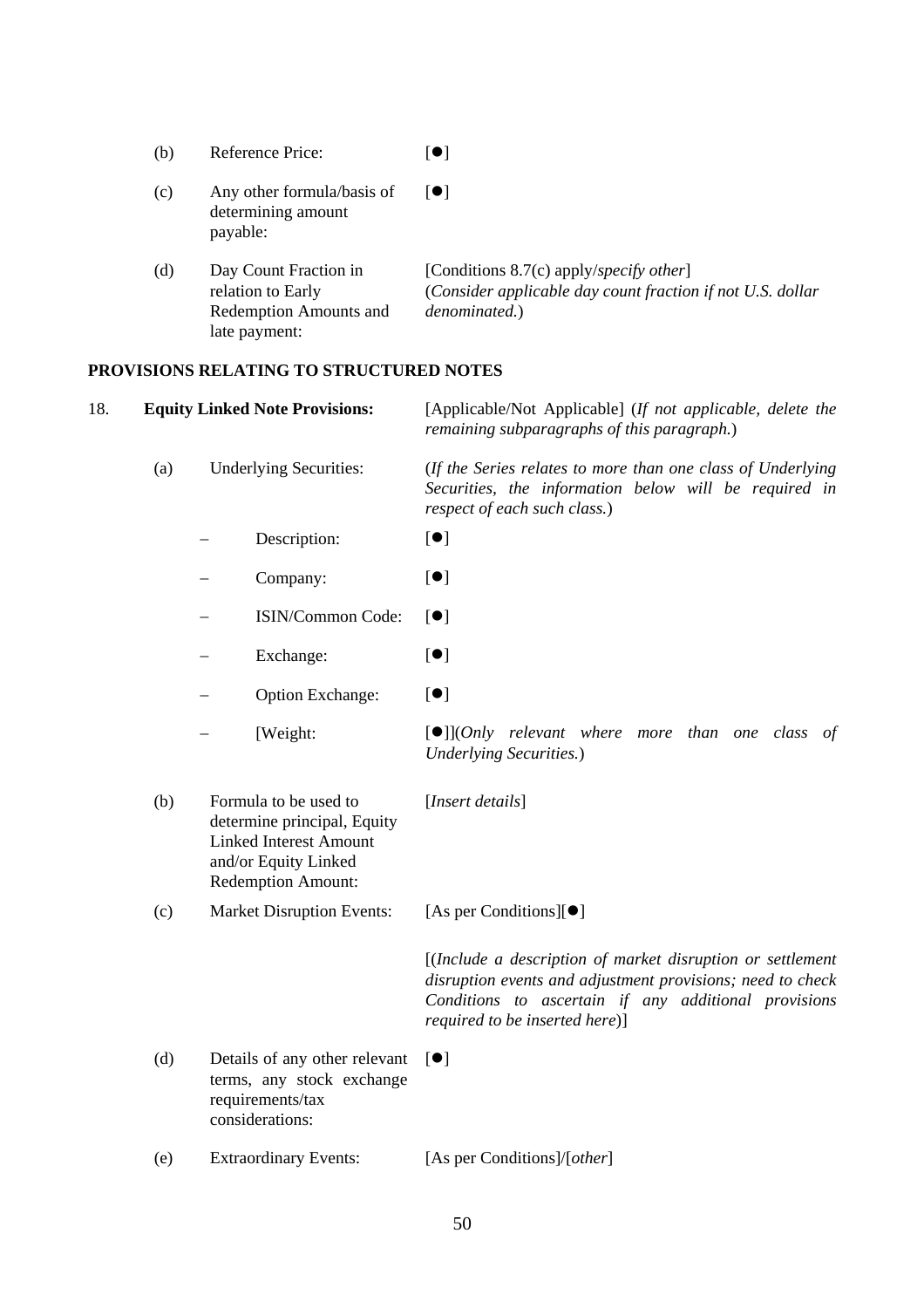| | | |
|---|---|---|
| (b) | Reference Price: | [●] |
| (c) | Any other formula/basis of determining amount payable: | [●] |
| (d) | Day Count Fraction in relation to Early Redemption Amounts and late payment: | [Conditions 8.7(c) apply/*specify other*] (*Consider applicable day count fraction if not U.S. dollar denominated.*) |

**PROVISIONS RELATING TO STRUCTURED NOTES**

| | | |
|---|---|---|
| 18. | **Equity Linked Note Provisions:** | [Applicable/Not Applicable] (*If not applicable, delete the remaining subparagraphs of this paragraph.*) |
| (a) | Underlying Securities: | (*If the Series relates to more than one class of Underlying Securities, the information below will be required in respect of each such class.*) |
| | – Description: | [●] |
| | – Company: | [●] |
| | – ISIN/Common Code: | [●] |
| | – Exchange: | [●] |
| | – Option Exchange: | [●] |
| | – [Weight: | [●]](*Only relevant where more than one class of Underlying Securities.*) |
| (b) | Formula to be used to determine principal, Equity Linked Interest Amount and/or Equity Linked Redemption Amount: | [*Insert details*] |
| (c) | Market Disruption Events: | [As per Conditions][●]<br><br>[(*Include a description of market disruption or settlement disruption events and adjustment provisions; need to check Conditions to ascertain if any additional provisions required to be inserted here*)] |
| (d) | Details of any other relevant terms, any stock exchange requirements/tax considerations: | [●] |
| (e) | Extraordinary Events: | [As per Conditions]/[*other*] |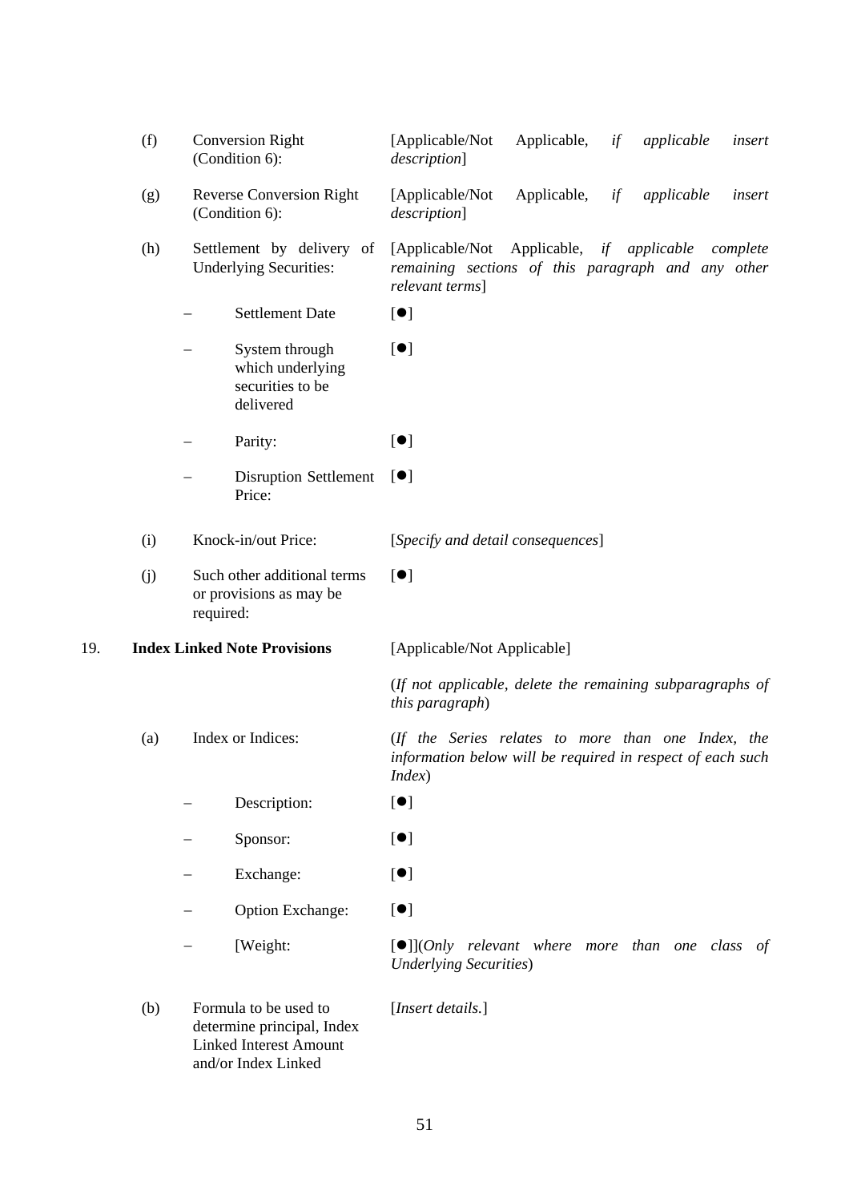| | | |
|---|---|---|
| (f) | Conversion Right (Condition 6): | [Applicable/Not Applicable, *if applicable insert description*] |
| (g) | Reverse Conversion Right (Condition 6): | [Applicable/Not Applicable, *if applicable insert description*] |
| (h) | Settlement by delivery of Underlying Securities: | [Applicable/Not Applicable, *if applicable complete remaining sections of this paragraph and any other relevant terms*] |
| | – Settlement Date | [●] |
| | – System through which underlying securities to be delivered | [●] |
| | – Parity: | [●] |
| | – Disruption Settlement Price: | [●] |
| (i) | Knock-in/out Price: | [*Specify and detail consequences*] |
| (j) | Such other additional terms or provisions as may be required: | [●] |

| | | |
|---|---|---|
| 19. | **Index Linked Note Provisions** | [Applicable/Not Applicable] |
| | | (*If not applicable, delete the remaining subparagraphs of this paragraph*) |
| (a) | Index or Indices: | (*If the Series relates to more than one Index, the information below will be required in respect of each such Index*) |
| | – Description: | [●] |
| | – Sponsor: | [●] |
| | – Exchange: | [●] |
| | – Option Exchange: | [●] |
| | – [Weight: | [●]](*Only relevant where more than one class of Underlying Securities*) |
| (b) | Formula to be used to determine principal, Index Linked Interest Amount and/or Index Linked | [*Insert details.*] |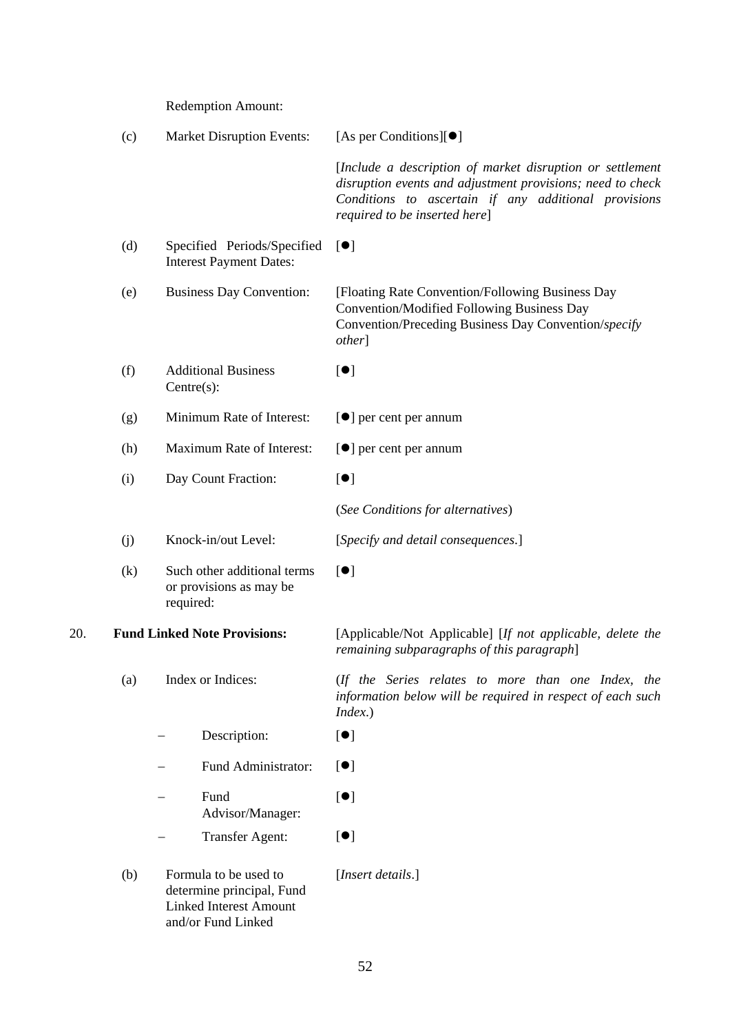| | | | |
|---|---|---|---|
| | | Redemption Amount: | |
| | (c) | Market Disruption Events: | [As per Conditions][●] |
| | | | [*Include a description of market disruption or settlement disruption events and adjustment provisions; need to check Conditions to ascertain if any additional provisions required to be inserted here*] |
| | (d) | Specified Periods/Specified Interest Payment Dates: | [●] |
| | (e) | Business Day Convention: | [Floating Rate Convention/Following Business Day Convention/Modified Following Business Day Convention/Preceding Business Day Convention/*specify other*] |
| | (f) | Additional Business Centre(s): | [●] |
| | (g) | Minimum Rate of Interest: | [●] per cent per annum |
| | (h) | Maximum Rate of Interest: | [●] per cent per annum |
| | (i) | Day Count Fraction: | [●] |
| | | | (*See Conditions for alternatives*) |
| | (j) | Knock-in/out Level: | [*Specify and detail consequences.*] |
| | (k) | Such other additional terms or provisions as may be required: | [●] |
| 20. | **Fund Linked Note Provisions:** | | [Applicable/Not Applicable] [*If not applicable, delete the remaining subparagraphs of this paragraph*] |
| | (a) | Index or Indices: | (*If the Series relates to more than one Index, the information below will be required in respect of each such Index.*) |
| | | – Description: | [●] |
| | | – Fund Administrator: | [●] |
| | | – Fund Advisor/Manager: | [●] |
| | | – Transfer Agent: | [●] |
| | (b) | Formula to be used to determine principal, Fund Linked Interest Amount and/or Fund Linked | [*Insert details*.] |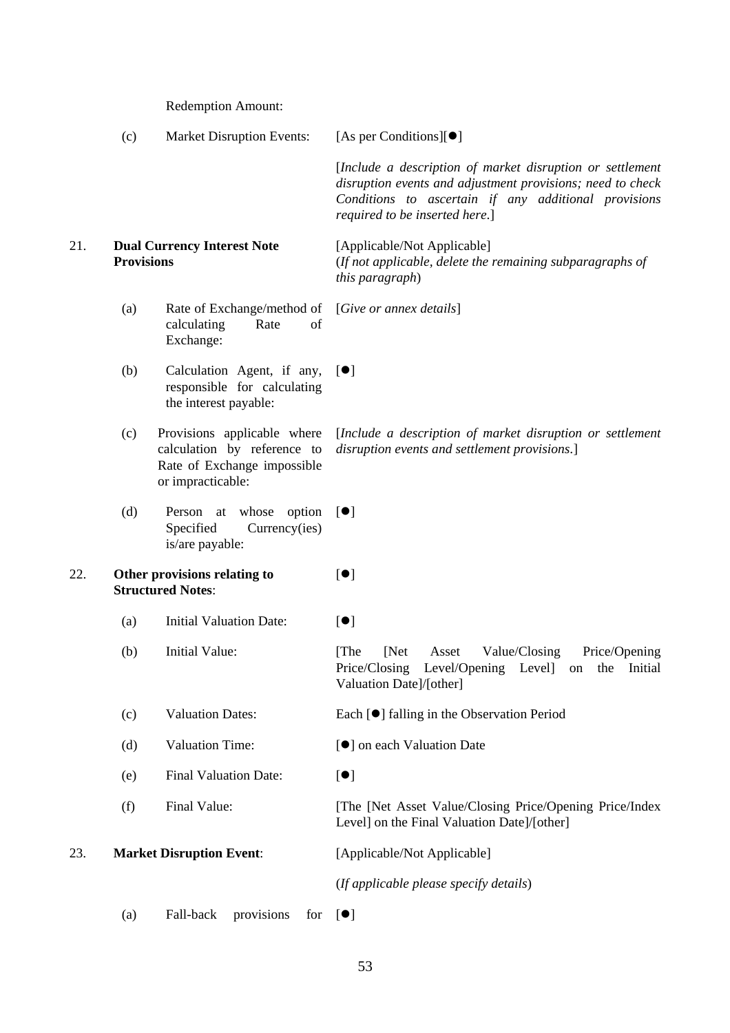| | | | |
|---|---|---|---|
| | | Redemption Amount: | |
| | (c) | Market Disruption Events: | [As per Conditions][●] |
| | | | [*Include a description of market disruption or settlement disruption events and adjustment provisions; need to check Conditions to ascertain if any additional provisions required to be inserted here.*] |
| 21. | **Dual Currency Interest Note Provisions** | | [Applicable/Not Applicable] (*If not applicable, delete the remaining subparagraphs of this paragraph*) |
| | (a) | Rate of Exchange/method of calculating Rate of Exchange: | [*Give or annex details*] |
| | (b) | Calculation Agent, if any, responsible for calculating the interest payable: | [●] |
| | (c) | Provisions applicable where calculation by reference to Rate of Exchange impossible or impracticable: | [*Include a description of market disruption or settlement disruption events and settlement provisions.*] |
| | (d) | Person at whose option Specified Currency(ies) is/are payable: | [●] |
| 22. | **Other provisions relating to Structured Notes**: | | [●] |
| | (a) | Initial Valuation Date: | [●] |
| | (b) | Initial Value: | [The [Net Asset Value/Closing Price/Opening Price/Closing Level/Opening Level] on the Initial Valuation Date]/[other] |
| | (c) | Valuation Dates: | Each [●] falling in the Observation Period |
| | (d) | Valuation Time: | [●] on each Valuation Date |
| | (e) | Final Valuation Date: | [●] |
| | (f) | Final Value: | [The [Net Asset Value/Closing Price/Opening Price/Index Level] on the Final Valuation Date]/[other] |
| 23. | **Market Disruption Event**: | | [Applicable/Not Applicable] |
| | | | (*If applicable please specify details*) |
| | (a) | Fall-back provisions for | [●] |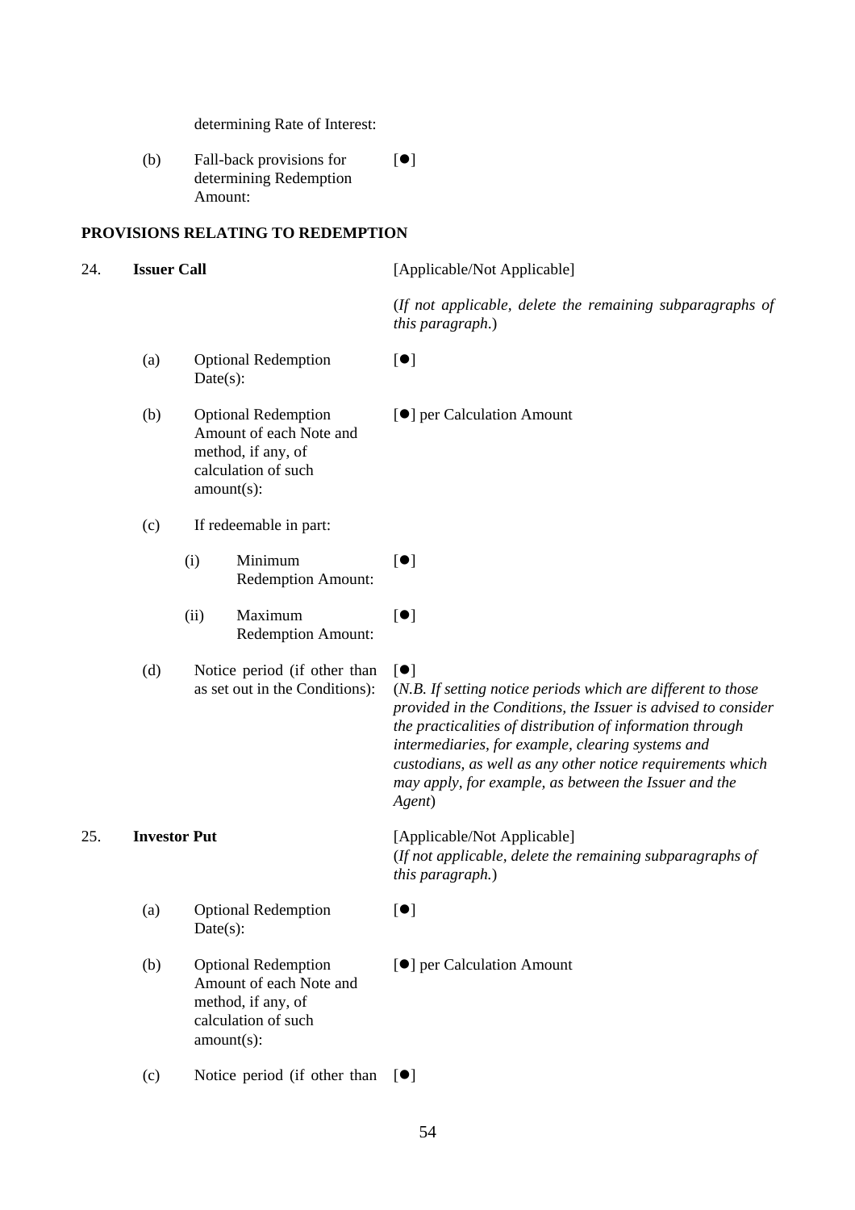determining Rate of Interest:

| | | | |
|---|---|---|---|
| | (b) | Fall-back provisions for determining Redemption Amount: | [●] |

## PROVISIONS RELATING TO REDEMPTION

| | | | | |
|---|---|---|---|---|
| 24. | **Issuer Call** | | | [Applicable/Not Applicable] |
| | | | | (*If not applicable, delete the remaining subparagraphs of this paragraph.*) |
| | (a) | Optional Redemption Date(s): | | [●] |
| | (b) | Optional Redemption Amount of each Note and method, if any, of calculation of such amount(s): | | [●] per Calculation Amount |
| | (c) | If redeemable in part: | | |
| | | (i) | Minimum Redemption Amount: | [●] |
| | | (ii) | Maximum Redemption Amount: | [●] |
| | (d) | Notice period (if other than as set out in the Conditions): | | [●] (*N.B. If setting notice periods which are different to those provided in the Conditions, the Issuer is advised to consider the practicalities of distribution of information through intermediaries, for example, clearing systems and custodians, as well as any other notice requirements which may apply, for example, as between the Issuer and the Agent*) |
| 25. | **Investor Put** | | | [Applicable/Not Applicable] (*If not applicable, delete the remaining subparagraphs of this paragraph.*) |
| | (a) | Optional Redemption Date(s): | | [●] |
| | (b) | Optional Redemption Amount of each Note and method, if any, of calculation of such amount(s): | | [●] per Calculation Amount |
| | (c) | Notice period (if other than | | [●] |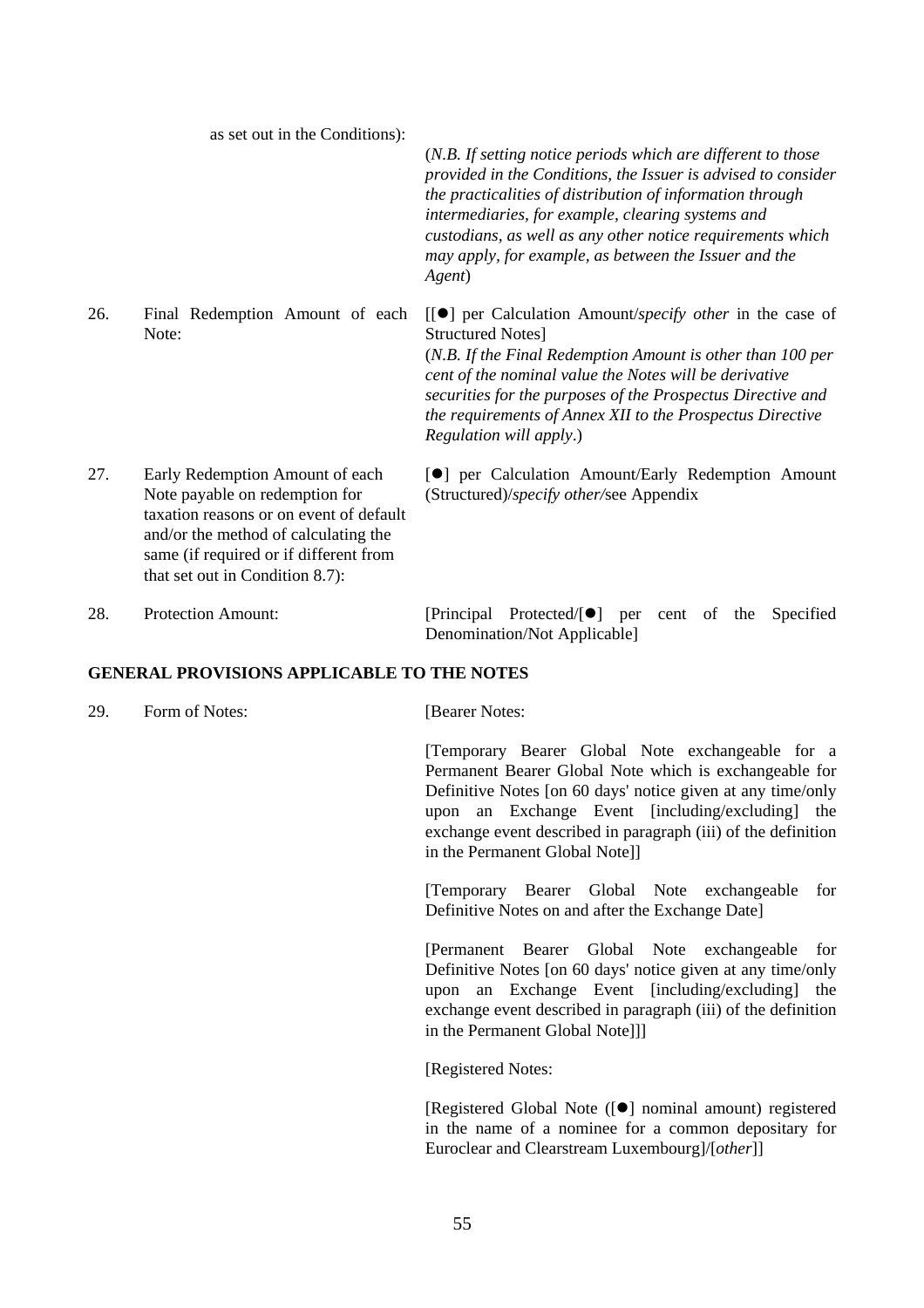| | | |
|---|---|---|
| | as set out in the Conditions): | (*N.B. If setting notice periods which are different to those provided in the Conditions, the Issuer is advised to consider the practicalities of distribution of information through intermediaries, for example, clearing systems and custodians, as well as any other notice requirements which may apply, for example, as between the Issuer and the Agent*) |
| 26. | Final Redemption Amount of each Note: | [[●] per Calculation Amount/*specify other* in the case of Structured Notes] (*N.B. If the Final Redemption Amount is other than 100 per cent of the nominal value the Notes will be derivative securities for the purposes of the Prospectus Directive and the requirements of Annex XII to the Prospectus Directive Regulation will apply*.) |
| 27. | Early Redemption Amount of each Note payable on redemption for taxation reasons or on event of default and/or the method of calculating the same (if required or if different from that set out in Condition 8.7): | [●] per Calculation Amount/Early Redemption Amount (Structured)/*specify other/*see Appendix |
| 28. | Protection Amount: | [Principal Protected/[●] per cent of the Specified Denomination/Not Applicable] |

## GENERAL PROVISIONS APPLICABLE TO THE NOTES

| | | |
|---|---|---|
| 29. | Form of Notes: | [Bearer Notes: |
| | | [Temporary Bearer Global Note exchangeable for a Permanent Bearer Global Note which is exchangeable for Definitive Notes [on 60 days' notice given at any time/only upon an Exchange Event [including/excluding] the exchange event described in paragraph (iii) of the definition in the Permanent Global Note]] |
| | | [Temporary Bearer Global Note exchangeable for Definitive Notes on and after the Exchange Date] |
| | | [Permanent Bearer Global Note exchangeable for Definitive Notes [on 60 days' notice given at any time/only upon an Exchange Event [including/excluding] the exchange event described in paragraph (iii) of the definition in the Permanent Global Note]]] |
| | | [Registered Notes: |
| | | [Registered Global Note ([●] nominal amount) registered in the name of a nominee for a common depositary for Euroclear and Clearstream Luxembourg]/[*other*]] |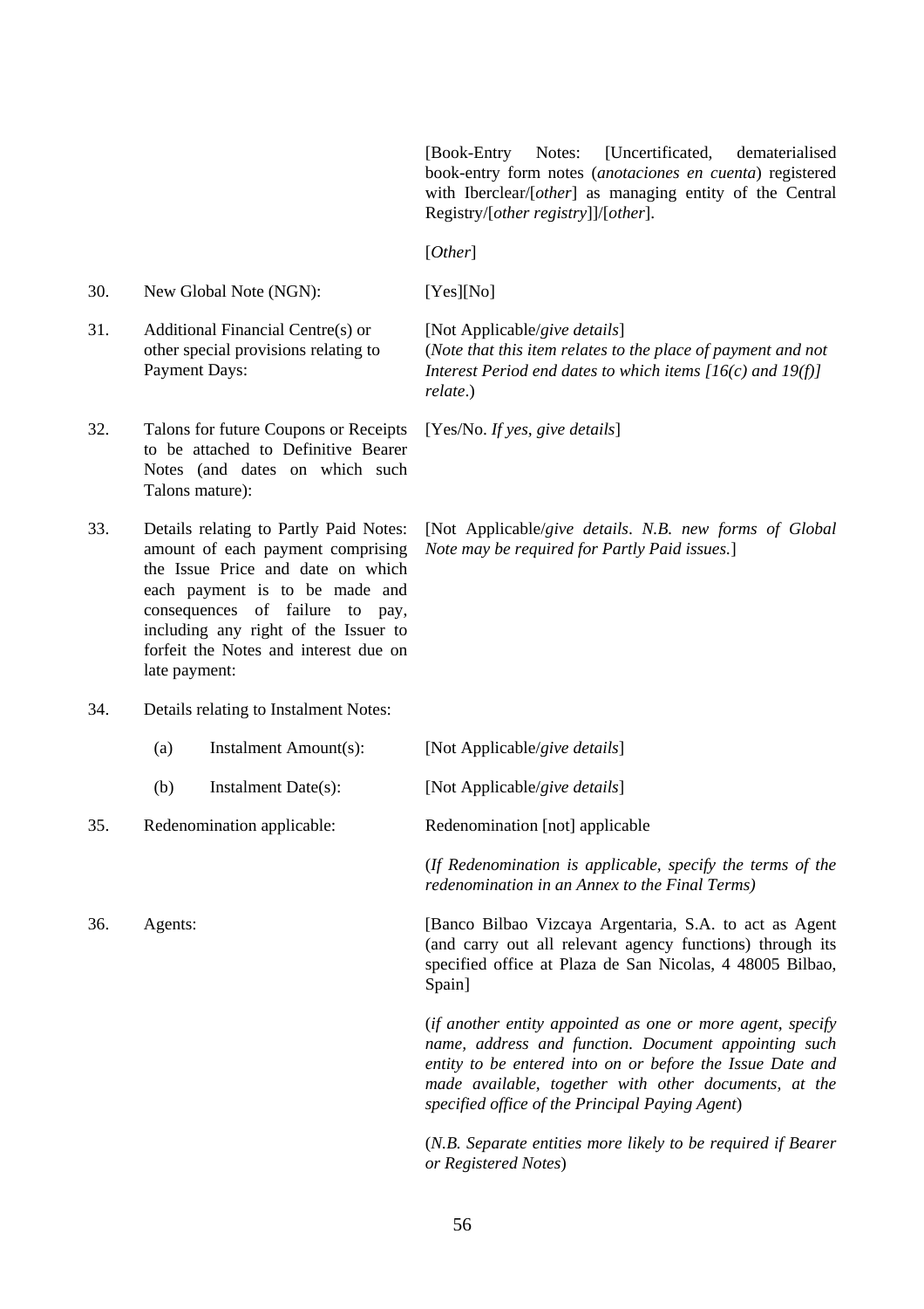| | | |
|---|---|---|
| | | [Book-Entry Notes: [Uncertificated, dematerialised book-entry form notes (*anotaciones en cuenta*) registered with Iberclear/[*other*] as managing entity of the Central Registry/[*other registry*]]/[*other*]. |
| | | [*Other*] |
| 30. | New Global Note (NGN): | [Yes][No] |
| 31. | Additional Financial Centre(s) or other special provisions relating to Payment Days: | [Not Applicable/*give details*] (*Note that this item relates to the place of payment and not Interest Period end dates to which items [16(c) and 19(f)] relate*.) |
| 32. | Talons for future Coupons or Receipts to be attached to Definitive Bearer Notes (and dates on which such Talons mature): | [Yes/No. *If yes, give details*] |
| 33. | Details relating to Partly Paid Notes: amount of each payment comprising the Issue Price and date on which each payment is to be made and consequences of failure to pay, including any right of the Issuer to forfeit the Notes and interest due on late payment: | [Not Applicable/*give details*. *N.B. new forms of Global Note may be required for Partly Paid issues.*] |
| 34. | Details relating to Instalment Notes: | |
| | (a) Instalment Amount(s): | [Not Applicable/*give details*] |
| | (b) Instalment Date(s): | [Not Applicable/*give details*] |
| 35. | Redenomination applicable: | Redenomination [not] applicable |
| | | (*If Redenomination is applicable, specify the terms of the redenomination in an Annex to the Final Terms)* |
| 36. | Agents: | [Banco Bilbao Vizcaya Argentaria, S.A. to act as Agent (and carry out all relevant agency functions) through its specified office at Plaza de San Nicolas, 4 48005 Bilbao, Spain] |
| | | (*if another entity appointed as one or more agent, specify name, address and function. Document appointing such entity to be entered into on or before the Issue Date and made available, together with other documents, at the specified office of the Principal Paying Agent*) |
| | | (*N.B. Separate entities more likely to be required if Bearer or Registered Notes*) |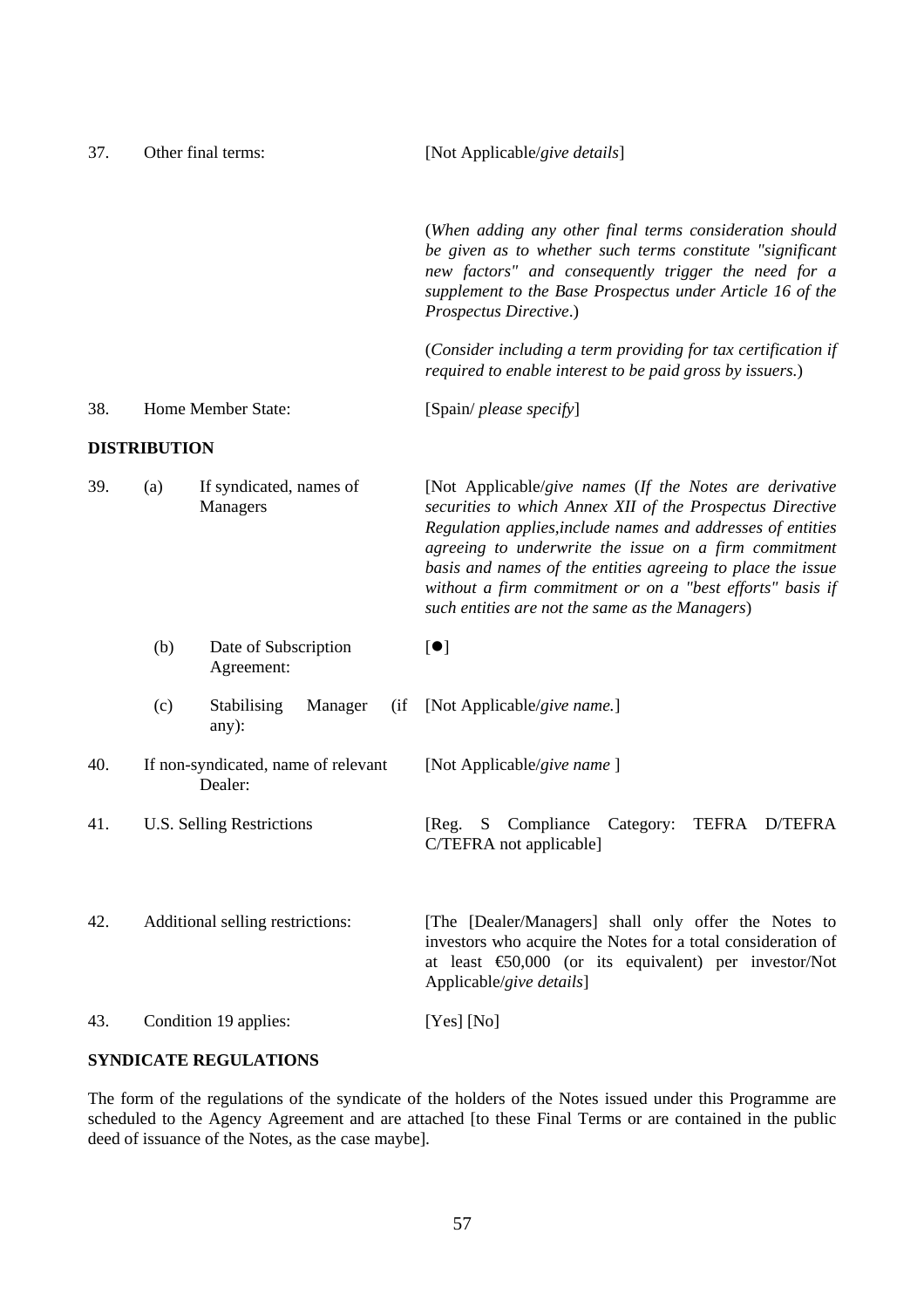| | | |
|---|---|---|
| 37. | Other final terms: | [Not Applicable/*give details*]<br><br>(*When adding any other final terms consideration should be given as to whether such terms constitute "significant new factors" and consequently trigger the need for a supplement to the Base Prospectus under Article 16 of the Prospectus Directive*.)<br><br>(*Consider including a term providing for tax certification if required to enable interest to be paid gross by issuers*.) |
| 38. | Home Member State: | [Spain/ *please specify*] |

**DISTRIBUTION**

| | | |
|---|---|---|
| 39. | (a) If syndicated, names of Managers | [Not Applicable/*give names* (*If the Notes are derivative securities to which Annex XII of the Prospectus Directive Regulation applies,include names and addresses of entities agreeing to underwrite the issue on a firm commitment basis and names of the entities agreeing to place the issue without a firm commitment or on a "best efforts" basis if such entities are not the same as the Managers*) |
| | (b) Date of Subscription Agreement: | [●] |
| | (c) Stabilising Manager (if any): | [Not Applicable/*give name.*] |
| 40. | If non-syndicated, name of relevant Dealer: | [Not Applicable/*give name* ] |
| 41. | U.S. Selling Restrictions | [Reg. S Compliance Category: TEFRA D/TEFRA C/TEFRA not applicable] |
| 42. | Additional selling restrictions: | [The [Dealer/Managers] shall only offer the Notes to investors who acquire the Notes for a total consideration of at least €50,000 (or its equivalent) per investor/Not Applicable/*give details*] |
| 43. | Condition 19 applies: | [Yes] [No] |

**SYNDICATE REGULATIONS**

The form of the regulations of the syndicate of the holders of the Notes issued under this Programme are scheduled to the Agency Agreement and are attached [to these Final Terms or are contained in the public deed of issuance of the Notes, as the case maybe].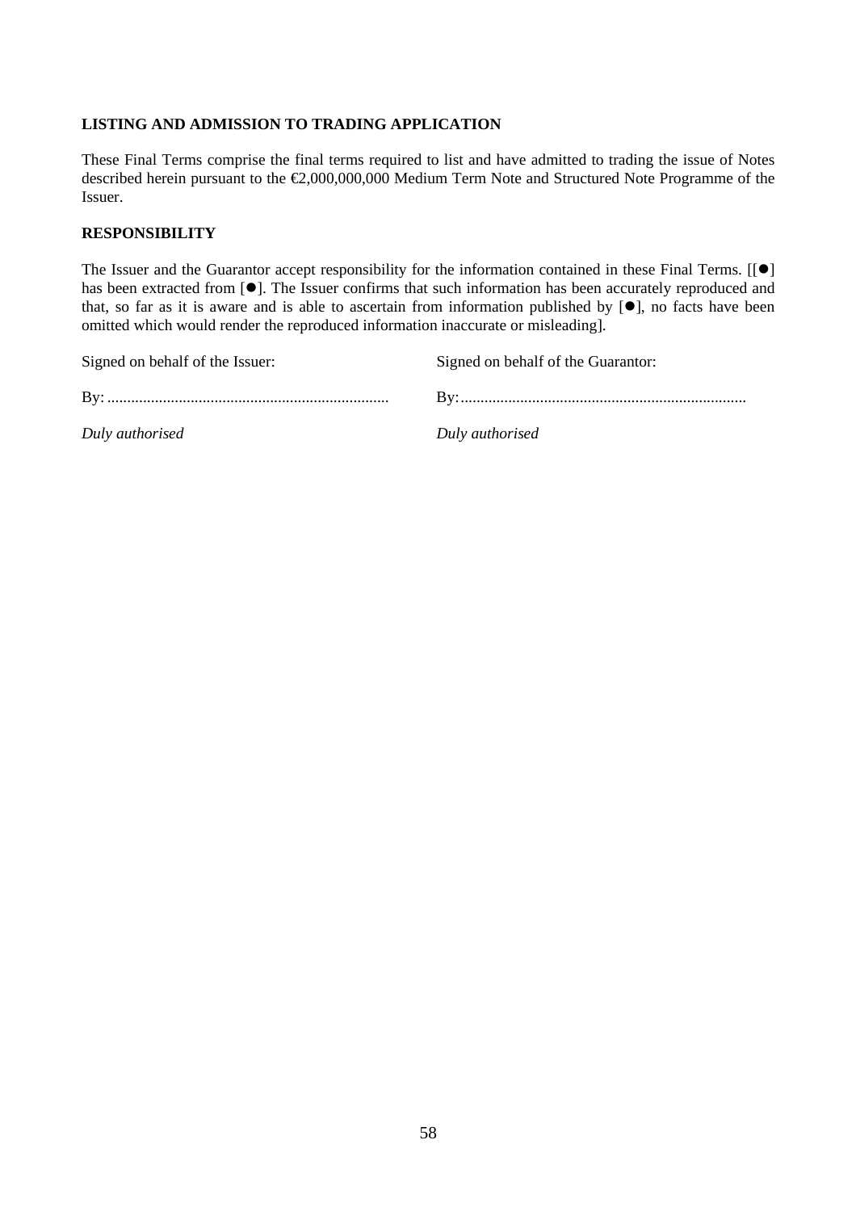**LISTING AND ADMISSION TO TRADING APPLICATION**

These Final Terms comprise the final terms required to list and have admitted to trading the issue of Notes described herein pursuant to the €2,000,000,000 Medium Term Note and Structured Note Programme of the Issuer.

**RESPONSIBILITY**

The Issuer and the Guarantor accept responsibility for the information contained in these Final Terms. [[●] has been extracted from [●]. The Issuer confirms that such information has been accurately reproduced and that, so far as it is aware and is able to ascertain from information published by [●], no facts have been omitted which would render the reproduced information inaccurate or misleading].

| | |
|---|---|
| Signed on behalf of the Issuer: | Signed on behalf of the Guarantor: |
| By: ....................................................................... | By: ........................................................................ |
| *Duly authorised* | *Duly authorised* |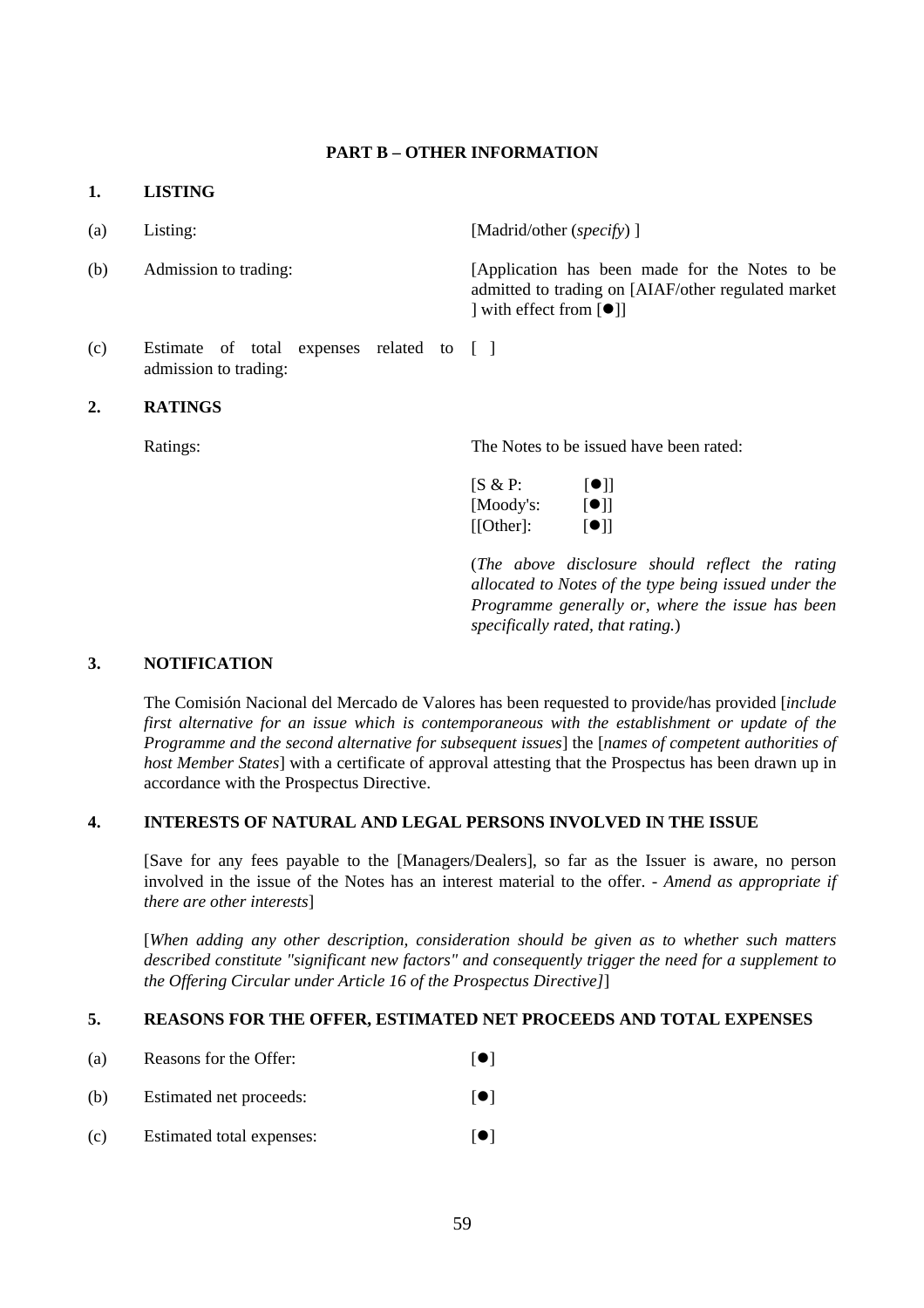## PART B – OTHER INFORMATION

### 1. LISTING

| | | |
|---|---|---|
| (a) | Listing: | [Madrid/other (*specify*) ] |
| (b) | Admission to trading: | [Application has been made for the Notes to be admitted to trading on [AIAF/other regulated market ] with effect from [●]] |
| (c) | Estimate of total expenses related to admission to trading: | [ ] |

### 2. RATINGS

Ratings: The Notes to be issued have been rated:

[S & P: [●]]
[Moody's: [●]]
[[Other]: [●]]

(*The above disclosure should reflect the rating allocated to Notes of the type being issued under the Programme generally or, where the issue has been specifically rated, that rating.*)

### 3. NOTIFICATION

The Comisión Nacional del Mercado de Valores has been requested to provide/has provided [*include first alternative for an issue which is contemporaneous with the establishment or update of the Programme and the second alternative for subsequent issues*] the [*names of competent authorities of host Member States*] with a certificate of approval attesting that the Prospectus has been drawn up in accordance with the Prospectus Directive.

### 4. INTERESTS OF NATURAL AND LEGAL PERSONS INVOLVED IN THE ISSUE

[Save for any fees payable to the [Managers/Dealers], so far as the Issuer is aware, no person involved in the issue of the Notes has an interest material to the offer. - *Amend as appropriate if there are other interests*]

[*When adding any other description, consideration should be given as to whether such matters described constitute "significant new factors" and consequently trigger the need for a supplement to the Offering Circular under Article 16 of the Prospectus Directive]*]

### 5. REASONS FOR THE OFFER, ESTIMATED NET PROCEEDS AND TOTAL EXPENSES

| | | |
|---|---|---|
| (a) | Reasons for the Offer: | [●] |
| (b) | Estimated net proceeds: | [●] |
| (c) | Estimated total expenses: | [●] |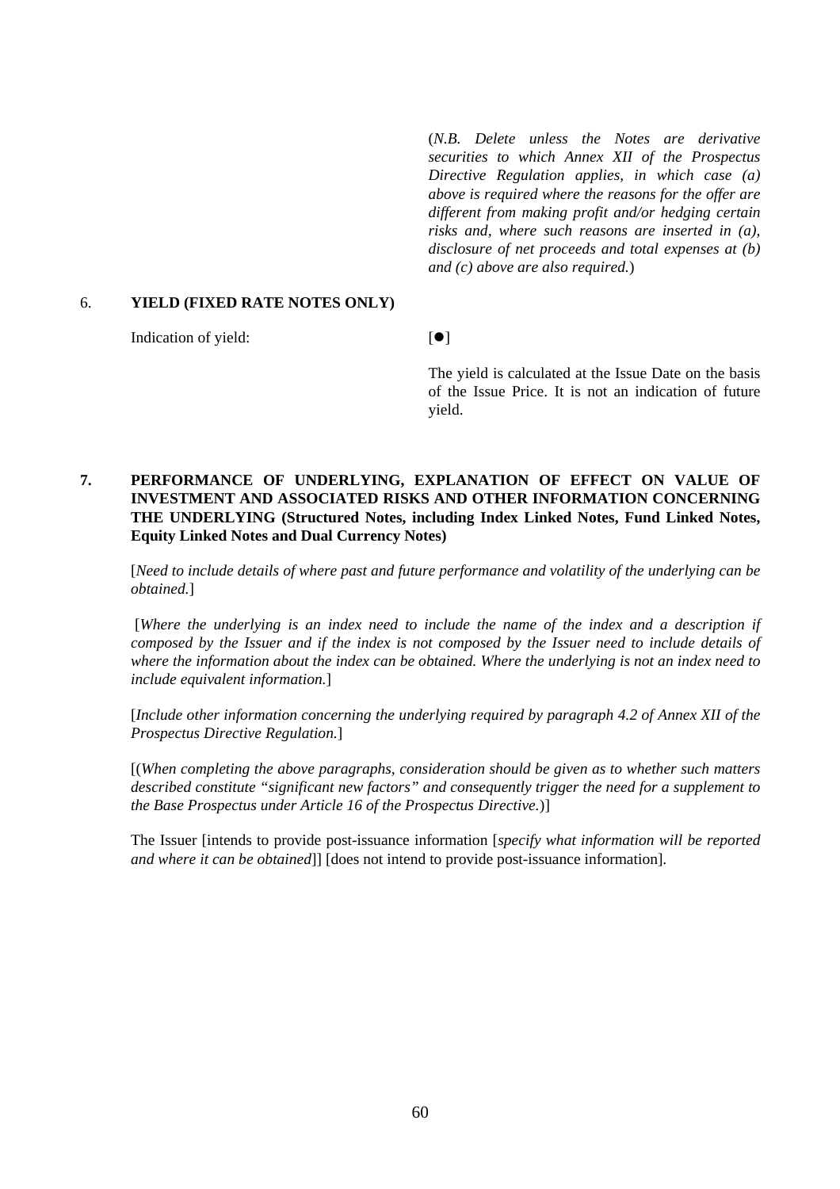(*N.B. Delete unless the Notes are derivative securities to which Annex XII of the Prospectus Directive Regulation applies, in which case (a) above is required where the reasons for the offer are different from making profit and/or hedging certain risks and, where such reasons are inserted in (a), disclosure of net proceeds and total expenses at (b) and (c) above are also required.*)

## 6. YIELD (FIXED RATE NOTES ONLY)

Indication of yield: [●]

The yield is calculated at the Issue Date on the basis of the Issue Price. It is not an indication of future yield.

## 7. PERFORMANCE OF UNDERLYING, EXPLANATION OF EFFECT ON VALUE OF INVESTMENT AND ASSOCIATED RISKS AND OTHER INFORMATION CONCERNING THE UNDERLYING (Structured Notes, including Index Linked Notes, Fund Linked Notes, Equity Linked Notes and Dual Currency Notes)

[*Need to include details of where past and future performance and volatility of the underlying can be obtained.*]

[*Where the underlying is an index need to include the name of the index and a description if composed by the Issuer and if the index is not composed by the Issuer need to include details of where the information about the index can be obtained. Where the underlying is not an index need to include equivalent information.*]

[*Include other information concerning the underlying required by paragraph 4.2 of Annex XII of the Prospectus Directive Regulation.*]

[(*When completing the above paragraphs, consideration should be given as to whether such matters described constitute "significant new factors" and consequently trigger the need for a supplement to the Base Prospectus under Article 16 of the Prospectus Directive.*)]

The Issuer [intends to provide post-issuance information [*specify what information will be reported and where it can be obtained*]] [does not intend to provide post-issuance information].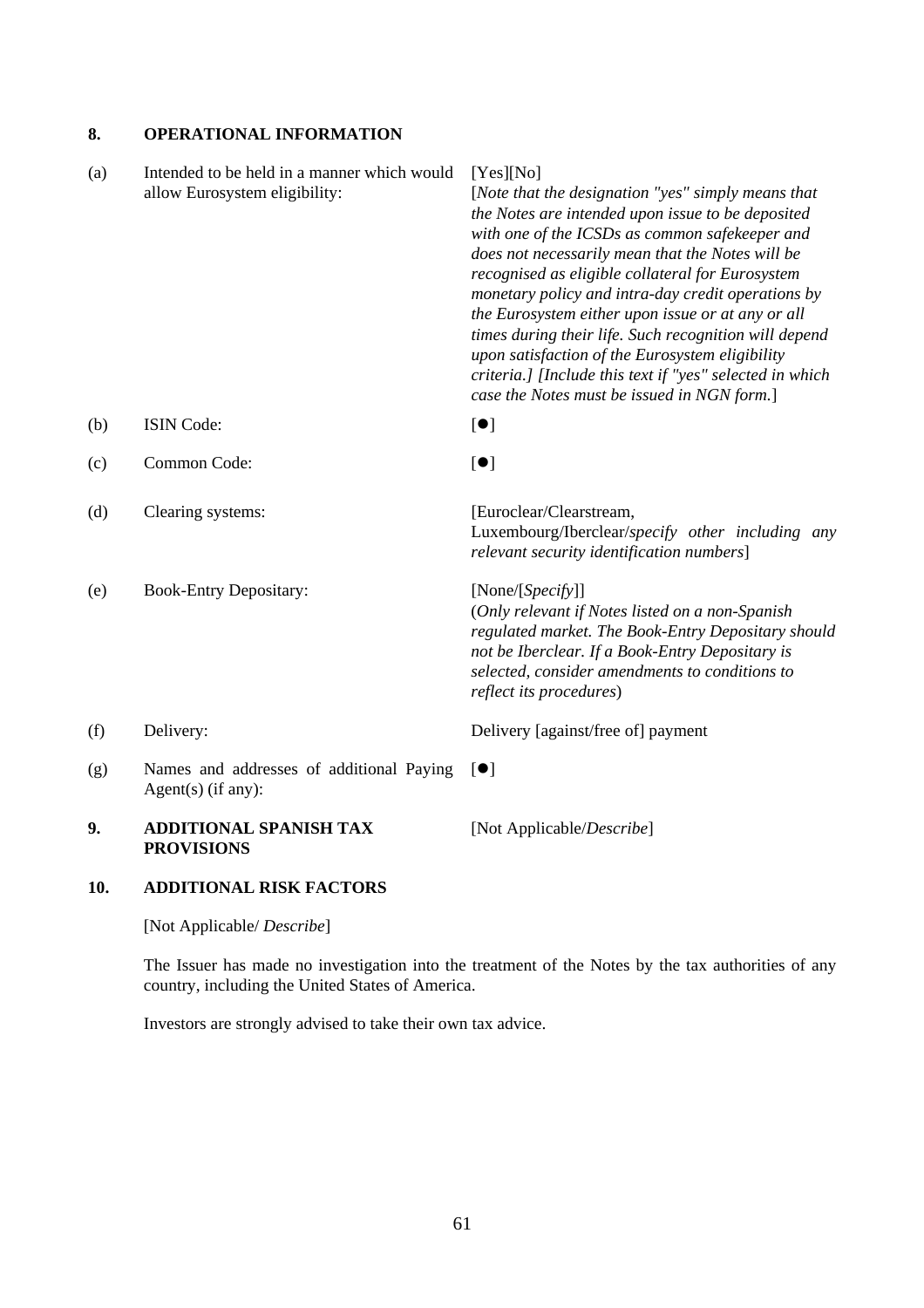## 8. OPERATIONAL INFORMATION

| | | |
|---|---|---|
| (a) | Intended to be held in a manner which would allow Eurosystem eligibility: | [Yes][No]<br>[*Note that the designation "yes" simply means that the Notes are intended upon issue to be deposited with one of the ICSDs as common safekeeper and does not necessarily mean that the Notes will be recognised as eligible collateral for Eurosystem monetary policy and intra-day credit operations by the Eurosystem either upon issue or at any or all times during their life. Such recognition will depend upon satisfaction of the Eurosystem eligibility criteria.] [Include this text if "yes" selected in which case the Notes must be issued in NGN form.*] |
| (b) | ISIN Code: | [●] |
| (c) | Common Code: | [●] |
| (d) | Clearing systems: | [Euroclear/Clearstream, Luxembourg/Iberclear/*specify other including any relevant security identification numbers*] |
| (e) | Book-Entry Depositary: | [None/[*Specify*]]<br>(*Only relevant if Notes listed on a non-Spanish regulated market. The Book-Entry Depositary should not be Iberclear. If a Book-Entry Depositary is selected, consider amendments to conditions to reflect its procedures*) |
| (f) | Delivery: | Delivery [against/free of] payment |
| (g) | Names and addresses of additional Paying Agent(s) (if any): | [●] |

## 9. ADDITIONAL SPANISH TAX PROVISIONS

[Not Applicable/*Describe*]

## 10. ADDITIONAL RISK FACTORS

[Not Applicable/ *Describe*]

The Issuer has made no investigation into the treatment of the Notes by the tax authorities of any country, including the United States of America.

Investors are strongly advised to take their own tax advice.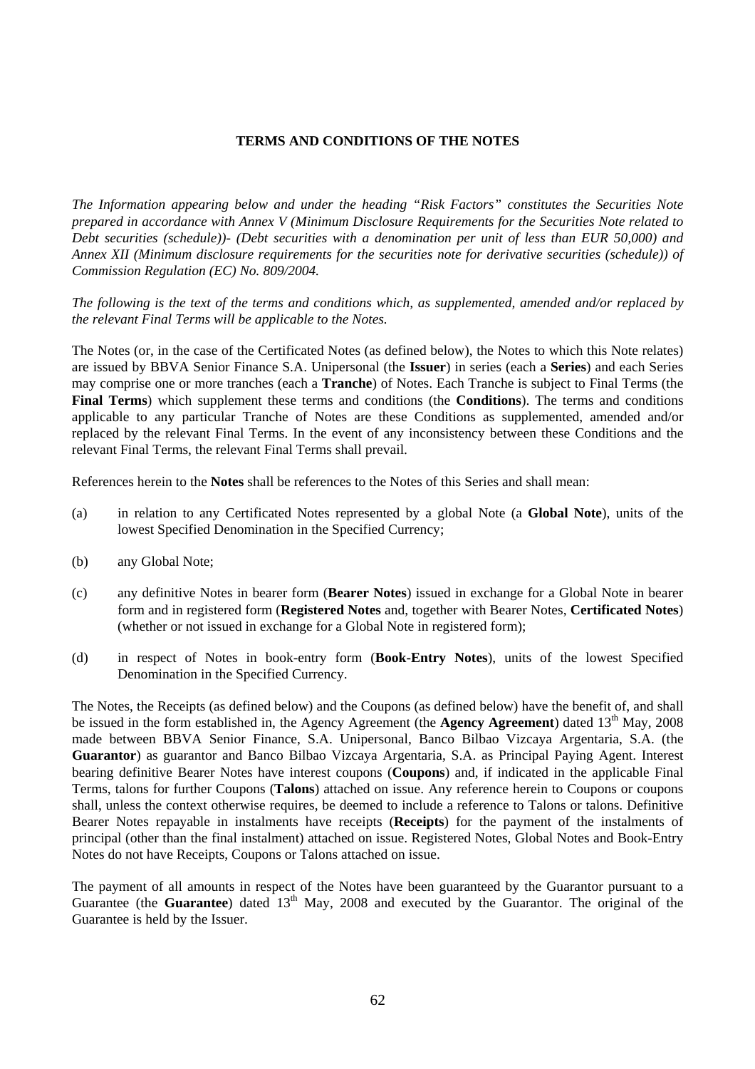**TERMS AND CONDITIONS OF THE NOTES**

*The Information appearing below and under the heading "Risk Factors" constitutes the Securities Note prepared in accordance with Annex V (Minimum Disclosure Requirements for the Securities Note related to Debt securities (schedule))- (Debt securities with a denomination per unit of less than EUR 50,000) and Annex XII (Minimum disclosure requirements for the securities note for derivative securities (schedule)) of Commission Regulation (EC) No. 809/2004.*

*The following is the text of the terms and conditions which, as supplemented, amended and/or replaced by the relevant Final Terms will be applicable to the Notes.*

The Notes (or, in the case of the Certificated Notes (as defined below), the Notes to which this Note relates) are issued by BBVA Senior Finance S.A. Unipersonal (the **Issuer**) in series (each a **Series**) and each Series may comprise one or more tranches (each a **Tranche**) of Notes. Each Tranche is subject to Final Terms (the **Final Terms**) which supplement these terms and conditions (the **Conditions**). The terms and conditions applicable to any particular Tranche of Notes are these Conditions as supplemented, amended and/or replaced by the relevant Final Terms. In the event of any inconsistency between these Conditions and the relevant Final Terms, the relevant Final Terms shall prevail.

References herein to the **Notes** shall be references to the Notes of this Series and shall mean:

(a) in relation to any Certificated Notes represented by a global Note (a **Global Note**), units of the lowest Specified Denomination in the Specified Currency;

(b) any Global Note;

(c) any definitive Notes in bearer form (**Bearer Notes**) issued in exchange for a Global Note in bearer form and in registered form (**Registered Notes** and, together with Bearer Notes, **Certificated Notes**) (whether or not issued in exchange for a Global Note in registered form);

(d) in respect of Notes in book-entry form (**Book-Entry Notes**), units of the lowest Specified Denomination in the Specified Currency.

The Notes, the Receipts (as defined below) and the Coupons (as defined below) have the benefit of, and shall be issued in the form established in, the Agency Agreement (the **Agency Agreement**) dated 13th May, 2008 made between BBVA Senior Finance, S.A. Unipersonal, Banco Bilbao Vizcaya Argentaria, S.A. (the **Guarantor**) as guarantor and Banco Bilbao Vizcaya Argentaria, S.A. as Principal Paying Agent. Interest bearing definitive Bearer Notes have interest coupons (**Coupons**) and, if indicated in the applicable Final Terms, talons for further Coupons (**Talons**) attached on issue. Any reference herein to Coupons or coupons shall, unless the context otherwise requires, be deemed to include a reference to Talons or talons. Definitive Bearer Notes repayable in instalments have receipts (**Receipts**) for the payment of the instalments of principal (other than the final instalment) attached on issue. Registered Notes, Global Notes and Book-Entry Notes do not have Receipts, Coupons or Talons attached on issue.

The payment of all amounts in respect of the Notes have been guaranteed by the Guarantor pursuant to a Guarantee (the **Guarantee**) dated 13th May, 2008 and executed by the Guarantor. The original of the Guarantee is held by the Issuer.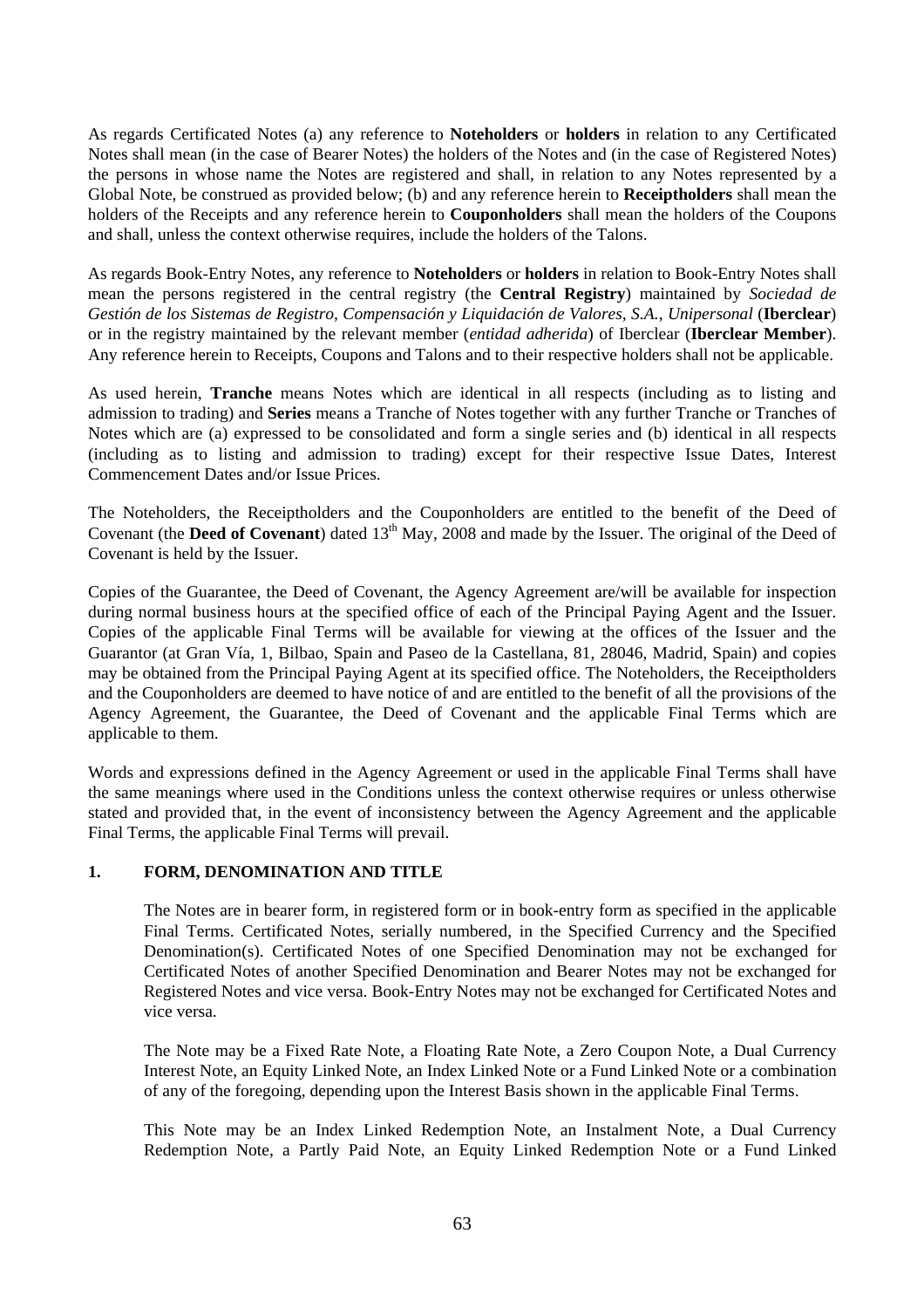As regards Certificated Notes (a) any reference to **Noteholders** or **holders** in relation to any Certificated Notes shall mean (in the case of Bearer Notes) the holders of the Notes and (in the case of Registered Notes) the persons in whose name the Notes are registered and shall, in relation to any Notes represented by a Global Note, be construed as provided below; (b) and any reference herein to **Receiptholders** shall mean the holders of the Receipts and any reference herein to **Couponholders** shall mean the holders of the Coupons and shall, unless the context otherwise requires, include the holders of the Talons.

As regards Book-Entry Notes, any reference to **Noteholders** or **holders** in relation to Book-Entry Notes shall mean the persons registered in the central registry (the **Central Registry**) maintained by *Sociedad de Gestión de los Sistemas de Registro, Compensación y Liquidación de Valores, S.A., Unipersonal* (**Iberclear**) or in the registry maintained by the relevant member (*entidad adherida*) of Iberclear (**Iberclear Member**). Any reference herein to Receipts, Coupons and Talons and to their respective holders shall not be applicable.

As used herein, **Tranche** means Notes which are identical in all respects (including as to listing and admission to trading) and **Series** means a Tranche of Notes together with any further Tranche or Tranches of Notes which are (a) expressed to be consolidated and form a single series and (b) identical in all respects (including as to listing and admission to trading) except for their respective Issue Dates, Interest Commencement Dates and/or Issue Prices.

The Noteholders, the Receiptholders and the Couponholders are entitled to the benefit of the Deed of Covenant (the **Deed of Covenant**) dated 13th May, 2008 and made by the Issuer. The original of the Deed of Covenant is held by the Issuer.

Copies of the Guarantee, the Deed of Covenant, the Agency Agreement are/will be available for inspection during normal business hours at the specified office of each of the Principal Paying Agent and the Issuer. Copies of the applicable Final Terms will be available for viewing at the offices of the Issuer and the Guarantor (at Gran Vía, 1, Bilbao, Spain and Paseo de la Castellana, 81, 28046, Madrid, Spain) and copies may be obtained from the Principal Paying Agent at its specified office. The Noteholders, the Receiptholders and the Couponholders are deemed to have notice of and are entitled to the benefit of all the provisions of the Agency Agreement, the Guarantee, the Deed of Covenant and the applicable Final Terms which are applicable to them.

Words and expressions defined in the Agency Agreement or used in the applicable Final Terms shall have the same meanings where used in the Conditions unless the context otherwise requires or unless otherwise stated and provided that, in the event of inconsistency between the Agency Agreement and the applicable Final Terms, the applicable Final Terms will prevail.

## 1. FORM, DENOMINATION AND TITLE

The Notes are in bearer form, in registered form or in book-entry form as specified in the applicable Final Terms. Certificated Notes, serially numbered, in the Specified Currency and the Specified Denomination(s). Certificated Notes of one Specified Denomination may not be exchanged for Certificated Notes of another Specified Denomination and Bearer Notes may not be exchanged for Registered Notes and vice versa. Book-Entry Notes may not be exchanged for Certificated Notes and vice versa.

The Note may be a Fixed Rate Note, a Floating Rate Note, a Zero Coupon Note, a Dual Currency Interest Note, an Equity Linked Note, an Index Linked Note or a Fund Linked Note or a combination of any of the foregoing, depending upon the Interest Basis shown in the applicable Final Terms.

This Note may be an Index Linked Redemption Note, an Instalment Note, a Dual Currency Redemption Note, a Partly Paid Note, an Equity Linked Redemption Note or a Fund Linked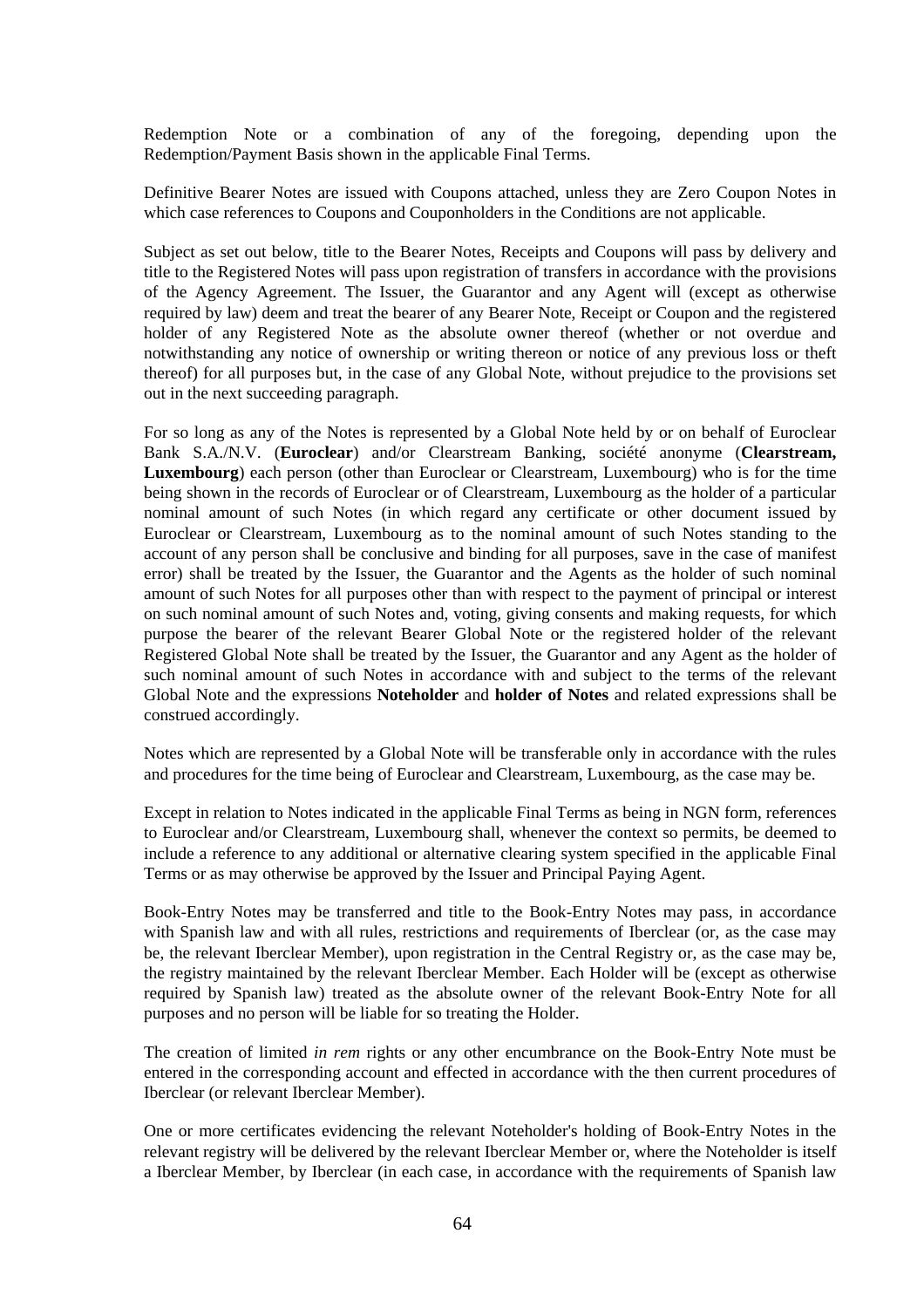Redemption Note or a combination of any of the foregoing, depending upon the Redemption/Payment Basis shown in the applicable Final Terms.

Definitive Bearer Notes are issued with Coupons attached, unless they are Zero Coupon Notes in which case references to Coupons and Couponholders in the Conditions are not applicable.

Subject as set out below, title to the Bearer Notes, Receipts and Coupons will pass by delivery and title to the Registered Notes will pass upon registration of transfers in accordance with the provisions of the Agency Agreement. The Issuer, the Guarantor and any Agent will (except as otherwise required by law) deem and treat the bearer of any Bearer Note, Receipt or Coupon and the registered holder of any Registered Note as the absolute owner thereof (whether or not overdue and notwithstanding any notice of ownership or writing thereon or notice of any previous loss or theft thereof) for all purposes but, in the case of any Global Note, without prejudice to the provisions set out in the next succeeding paragraph.

For so long as any of the Notes is represented by a Global Note held by or on behalf of Euroclear Bank S.A./N.V. (**Euroclear**) and/or Clearstream Banking, société anonyme (**Clearstream, Luxembourg**) each person (other than Euroclear or Clearstream, Luxembourg) who is for the time being shown in the records of Euroclear or of Clearstream, Luxembourg as the holder of a particular nominal amount of such Notes (in which regard any certificate or other document issued by Euroclear or Clearstream, Luxembourg as to the nominal amount of such Notes standing to the account of any person shall be conclusive and binding for all purposes, save in the case of manifest error) shall be treated by the Issuer, the Guarantor and the Agents as the holder of such nominal amount of such Notes for all purposes other than with respect to the payment of principal or interest on such nominal amount of such Notes and, voting, giving consents and making requests, for which purpose the bearer of the relevant Bearer Global Note or the registered holder of the relevant Registered Global Note shall be treated by the Issuer, the Guarantor and any Agent as the holder of such nominal amount of such Notes in accordance with and subject to the terms of the relevant Global Note and the expressions **Noteholder** and **holder of Notes** and related expressions shall be construed accordingly.

Notes which are represented by a Global Note will be transferable only in accordance with the rules and procedures for the time being of Euroclear and Clearstream, Luxembourg, as the case may be.

Except in relation to Notes indicated in the applicable Final Terms as being in NGN form, references to Euroclear and/or Clearstream, Luxembourg shall, whenever the context so permits, be deemed to include a reference to any additional or alternative clearing system specified in the applicable Final Terms or as may otherwise be approved by the Issuer and Principal Paying Agent.

Book-Entry Notes may be transferred and title to the Book-Entry Notes may pass, in accordance with Spanish law and with all rules, restrictions and requirements of Iberclear (or, as the case may be, the relevant Iberclear Member), upon registration in the Central Registry or, as the case may be, the registry maintained by the relevant Iberclear Member. Each Holder will be (except as otherwise required by Spanish law) treated as the absolute owner of the relevant Book-Entry Note for all purposes and no person will be liable for so treating the Holder.

The creation of limited *in rem* rights or any other encumbrance on the Book-Entry Note must be entered in the corresponding account and effected in accordance with the then current procedures of Iberclear (or relevant Iberclear Member).

One or more certificates evidencing the relevant Noteholder's holding of Book-Entry Notes in the relevant registry will be delivered by the relevant Iberclear Member or, where the Noteholder is itself a Iberclear Member, by Iberclear (in each case, in accordance with the requirements of Spanish law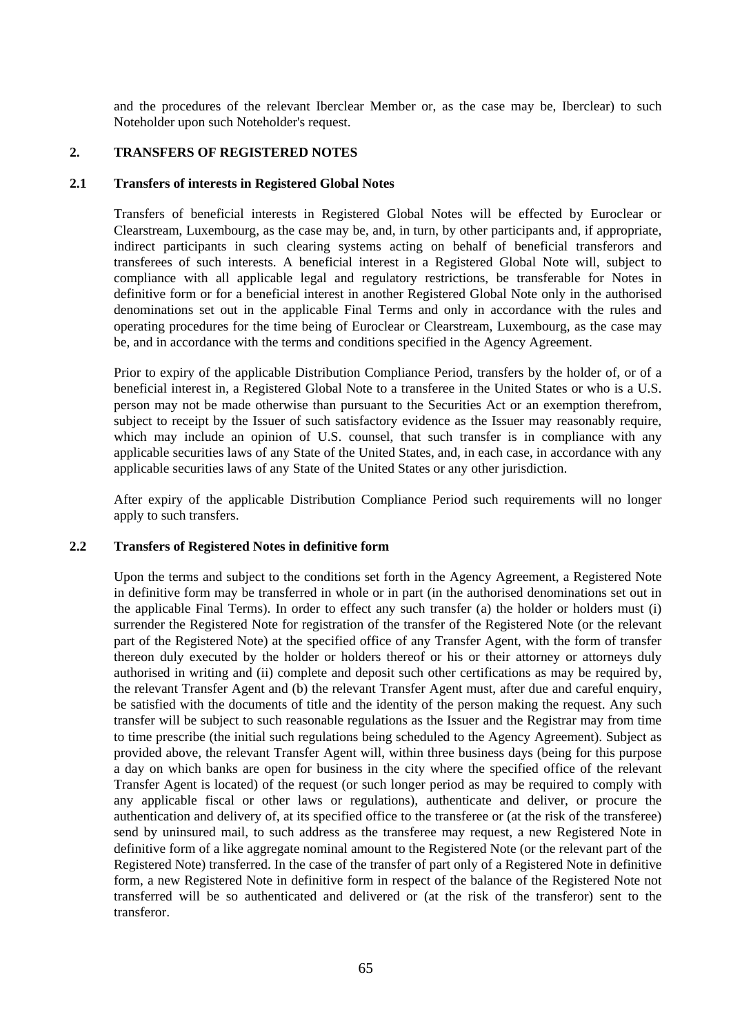and the procedures of the relevant Iberclear Member or, as the case may be, Iberclear) to such Noteholder upon such Noteholder's request.

## 2. TRANSFERS OF REGISTERED NOTES

### 2.1 Transfers of interests in Registered Global Notes

Transfers of beneficial interests in Registered Global Notes will be effected by Euroclear or Clearstream, Luxembourg, as the case may be, and, in turn, by other participants and, if appropriate, indirect participants in such clearing systems acting on behalf of beneficial transferors and transferees of such interests. A beneficial interest in a Registered Global Note will, subject to compliance with all applicable legal and regulatory restrictions, be transferable for Notes in definitive form or for a beneficial interest in another Registered Global Note only in the authorised denominations set out in the applicable Final Terms and only in accordance with the rules and operating procedures for the time being of Euroclear or Clearstream, Luxembourg, as the case may be, and in accordance with the terms and conditions specified in the Agency Agreement.

Prior to expiry of the applicable Distribution Compliance Period, transfers by the holder of, or of a beneficial interest in, a Registered Global Note to a transferee in the United States or who is a U.S. person may not be made otherwise than pursuant to the Securities Act or an exemption therefrom, subject to receipt by the Issuer of such satisfactory evidence as the Issuer may reasonably require, which may include an opinion of U.S. counsel, that such transfer is in compliance with any applicable securities laws of any State of the United States, and, in each case, in accordance with any applicable securities laws of any State of the United States or any other jurisdiction.

After expiry of the applicable Distribution Compliance Period such requirements will no longer apply to such transfers.

### 2.2 Transfers of Registered Notes in definitive form

Upon the terms and subject to the conditions set forth in the Agency Agreement, a Registered Note in definitive form may be transferred in whole or in part (in the authorised denominations set out in the applicable Final Terms). In order to effect any such transfer (a) the holder or holders must (i) surrender the Registered Note for registration of the transfer of the Registered Note (or the relevant part of the Registered Note) at the specified office of any Transfer Agent, with the form of transfer thereon duly executed by the holder or holders thereof or his or their attorney or attorneys duly authorised in writing and (ii) complete and deposit such other certifications as may be required by, the relevant Transfer Agent and (b) the relevant Transfer Agent must, after due and careful enquiry, be satisfied with the documents of title and the identity of the person making the request. Any such transfer will be subject to such reasonable regulations as the Issuer and the Registrar may from time to time prescribe (the initial such regulations being scheduled to the Agency Agreement). Subject as provided above, the relevant Transfer Agent will, within three business days (being for this purpose a day on which banks are open for business in the city where the specified office of the relevant Transfer Agent is located) of the request (or such longer period as may be required to comply with any applicable fiscal or other laws or regulations), authenticate and deliver, or procure the authentication and delivery of, at its specified office to the transferee or (at the risk of the transferee) send by uninsured mail, to such address as the transferee may request, a new Registered Note in definitive form of a like aggregate nominal amount to the Registered Note (or the relevant part of the Registered Note) transferred. In the case of the transfer of part only of a Registered Note in definitive form, a new Registered Note in definitive form in respect of the balance of the Registered Note not transferred will be so authenticated and delivered or (at the risk of the transferor) sent to the transferor.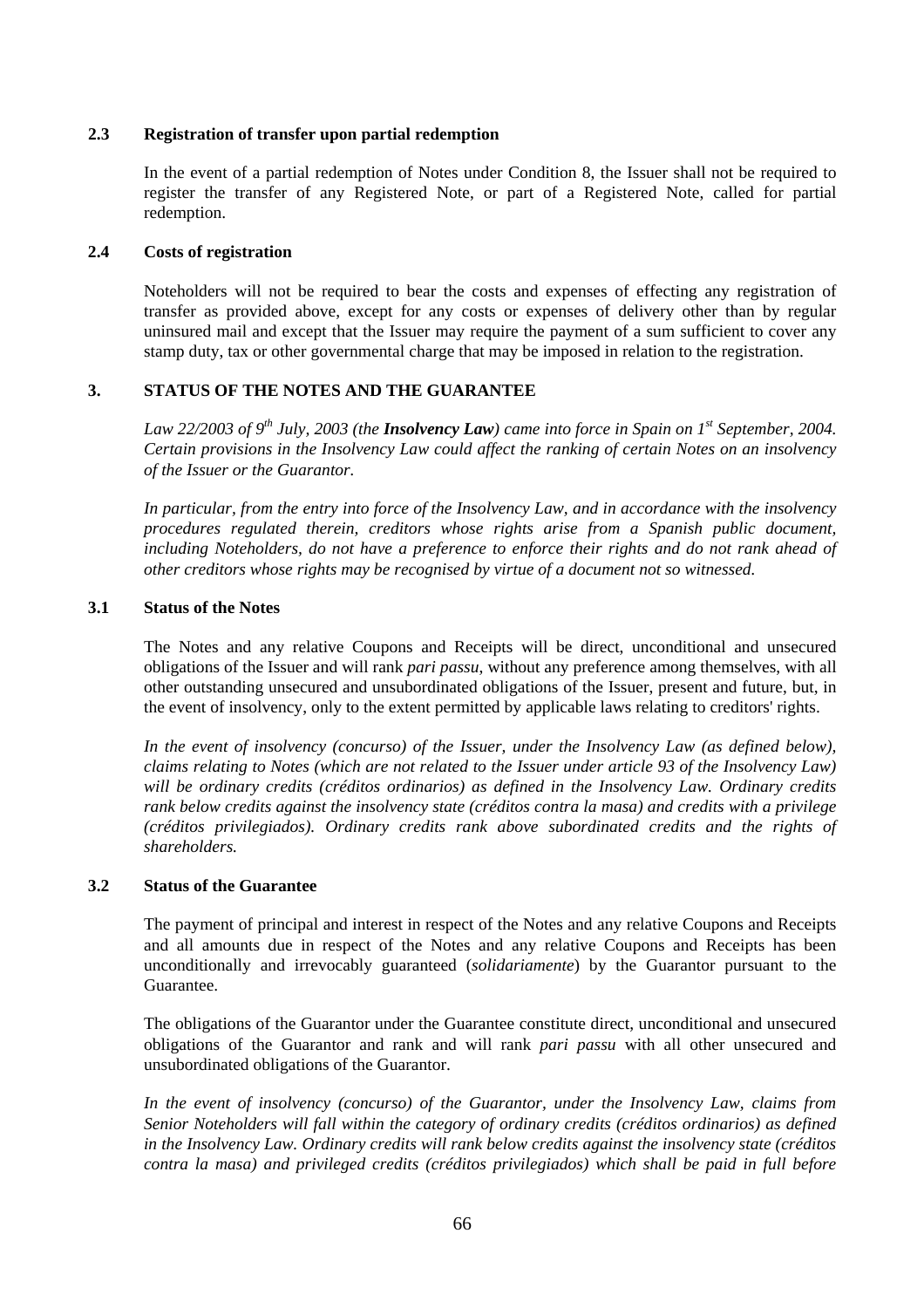### 2.3 Registration of transfer upon partial redemption

In the event of a partial redemption of Notes under Condition 8, the Issuer shall not be required to register the transfer of any Registered Note, or part of a Registered Note, called for partial redemption.

### 2.4 Costs of registration

Noteholders will not be required to bear the costs and expenses of effecting any registration of transfer as provided above, except for any costs or expenses of delivery other than by regular uninsured mail and except that the Issuer may require the payment of a sum sufficient to cover any stamp duty, tax or other governmental charge that may be imposed in relation to the registration.

## 3. STATUS OF THE NOTES AND THE GUARANTEE

*Law 22/2003 of 9th July, 2003 (the* ***Insolvency Law****) came into force in Spain on 1st September, 2004. Certain provisions in the Insolvency Law could affect the ranking of certain Notes on an insolvency of the Issuer or the Guarantor.*

*In particular, from the entry into force of the Insolvency Law, and in accordance with the insolvency procedures regulated therein, creditors whose rights arise from a Spanish public document, including Noteholders, do not have a preference to enforce their rights and do not rank ahead of other creditors whose rights may be recognised by virtue of a document not so witnessed.*

### 3.1 Status of the Notes

The Notes and any relative Coupons and Receipts will be direct, unconditional and unsecured obligations of the Issuer and will rank *pari passu*, without any preference among themselves, with all other outstanding unsecured and unsubordinated obligations of the Issuer, present and future, but, in the event of insolvency, only to the extent permitted by applicable laws relating to creditors' rights.

*In the event of insolvency (concurso) of the Issuer, under the Insolvency Law (as defined below), claims relating to Notes (which are not related to the Issuer under article 93 of the Insolvency Law) will be ordinary credits (créditos ordinarios) as defined in the Insolvency Law. Ordinary credits rank below credits against the insolvency state (créditos contra la masa) and credits with a privilege (créditos privilegiados). Ordinary credits rank above subordinated credits and the rights of shareholders.*

### 3.2 Status of the Guarantee

The payment of principal and interest in respect of the Notes and any relative Coupons and Receipts and all amounts due in respect of the Notes and any relative Coupons and Receipts has been unconditionally and irrevocably guaranteed (*solidariamente*) by the Guarantor pursuant to the Guarantee.

The obligations of the Guarantor under the Guarantee constitute direct, unconditional and unsecured obligations of the Guarantor and rank and will rank *pari passu* with all other unsecured and unsubordinated obligations of the Guarantor.

*In the event of insolvency (concurso) of the Guarantor, under the Insolvency Law, claims from Senior Noteholders will fall within the category of ordinary credits (créditos ordinarios) as defined in the Insolvency Law. Ordinary credits will rank below credits against the insolvency state (créditos contra la masa) and privileged credits (créditos privilegiados) which shall be paid in full before*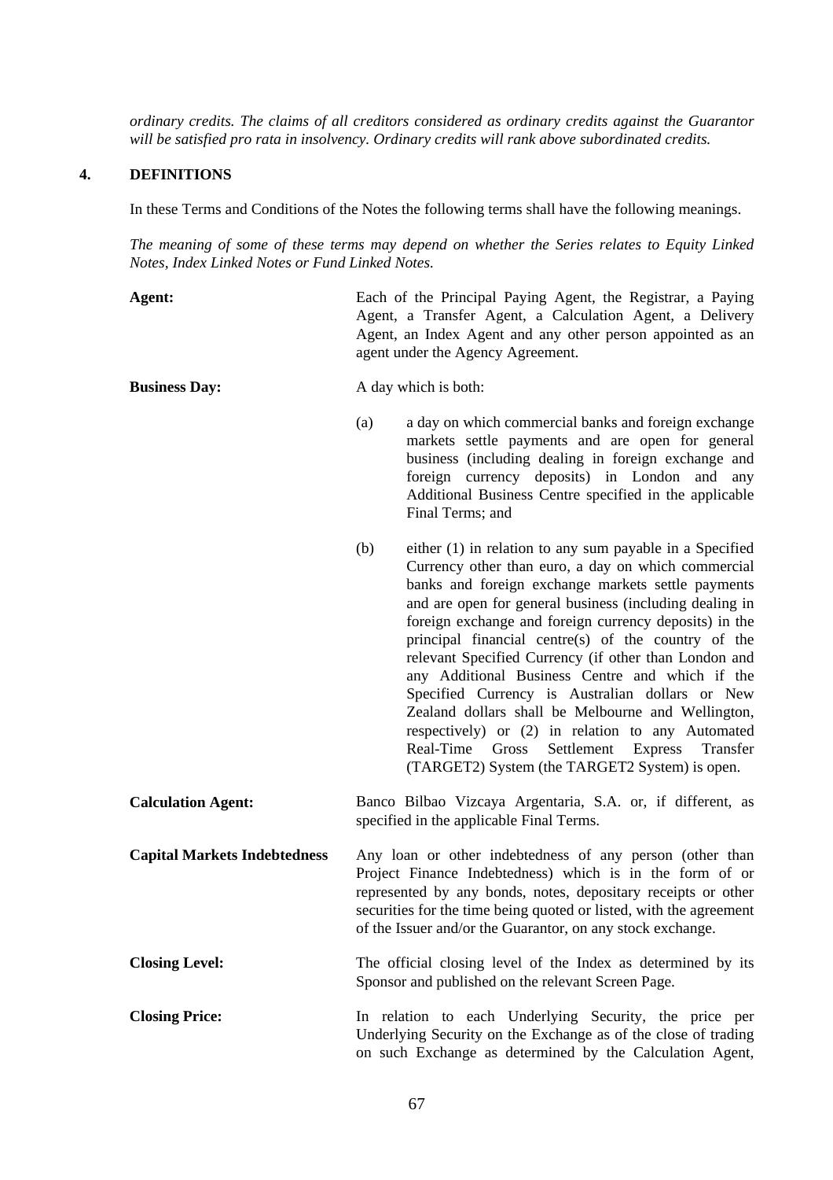*ordinary credits. The claims of all creditors considered as ordinary credits against the Guarantor will be satisfied pro rata in insolvency. Ordinary credits will rank above subordinated credits.*

## 4. DEFINITIONS

In these Terms and Conditions of the Notes the following terms shall have the following meanings.

*The meaning of some of these terms may depend on whether the Series relates to Equity Linked Notes, Index Linked Notes or Fund Linked Notes.*

**Agent:** Each of the Principal Paying Agent, the Registrar, a Paying Agent, a Transfer Agent, a Calculation Agent, a Delivery Agent, an Index Agent and any other person appointed as an agent under the Agency Agreement.

**Business Day:** A day which is both:

(a) a day on which commercial banks and foreign exchange markets settle payments and are open for general business (including dealing in foreign exchange and foreign currency deposits) in London and any Additional Business Centre specified in the applicable Final Terms; and

(b) either (1) in relation to any sum payable in a Specified Currency other than euro, a day on which commercial banks and foreign exchange markets settle payments and are open for general business (including dealing in foreign exchange and foreign currency deposits) in the principal financial centre(s) of the country of the relevant Specified Currency (if other than London and any Additional Business Centre and which if the Specified Currency is Australian dollars or New Zealand dollars shall be Melbourne and Wellington, respectively) or (2) in relation to any Automated Real-Time Gross Settlement Express Transfer (TARGET2) System (the TARGET2 System) is open.

**Calculation Agent:** Banco Bilbao Vizcaya Argentaria, S.A. or, if different, as specified in the applicable Final Terms.

**Capital Markets Indebtedness** Any loan or other indebtedness of any person (other than Project Finance Indebtedness) which is in the form of or represented by any bonds, notes, depositary receipts or other securities for the time being quoted or listed, with the agreement of the Issuer and/or the Guarantor, on any stock exchange.

**Closing Level:** The official closing level of the Index as determined by its Sponsor and published on the relevant Screen Page.

**Closing Price:** In relation to each Underlying Security, the price per Underlying Security on the Exchange as of the close of trading on such Exchange as determined by the Calculation Agent,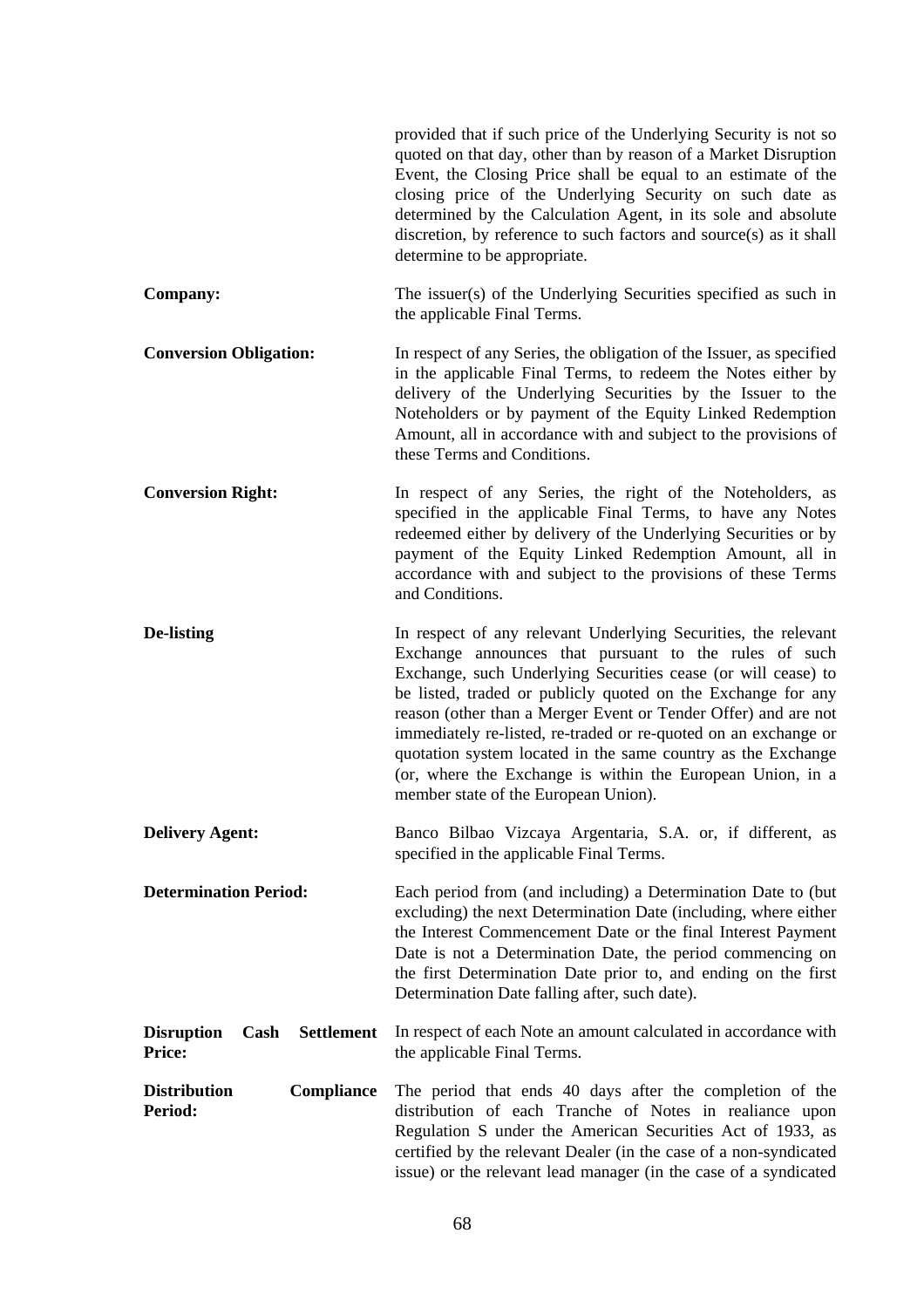provided that if such price of the Underlying Security is not so quoted on that day, other than by reason of a Market Disruption Event, the Closing Price shall be equal to an estimate of the closing price of the Underlying Security on such date as determined by the Calculation Agent, in its sole and absolute discretion, by reference to such factors and source(s) as it shall determine to be appropriate.

| | |
|---|---|
| **Company:** | The issuer(s) of the Underlying Securities specified as such in the applicable Final Terms. |
| **Conversion Obligation:** | In respect of any Series, the obligation of the Issuer, as specified in the applicable Final Terms, to redeem the Notes either by delivery of the Underlying Securities by the Issuer to the Noteholders or by payment of the Equity Linked Redemption Amount, all in accordance with and subject to the provisions of these Terms and Conditions. |
| **Conversion Right:** | In respect of any Series, the right of the Noteholders, as specified in the applicable Final Terms, to have any Notes redeemed either by delivery of the Underlying Securities or by payment of the Equity Linked Redemption Amount, all in accordance with and subject to the provisions of these Terms and Conditions. |
| **De-listing** | In respect of any relevant Underlying Securities, the relevant Exchange announces that pursuant to the rules of such Exchange, such Underlying Securities cease (or will cease) to be listed, traded or publicly quoted on the Exchange for any reason (other than a Merger Event or Tender Offer) and are not immediately re-listed, re-traded or re-quoted on an exchange or quotation system located in the same country as the Exchange (or, where the Exchange is within the European Union, in a member state of the European Union). |
| **Delivery Agent:** | Banco Bilbao Vizcaya Argentaria, S.A. or, if different, as specified in the applicable Final Terms. |
| **Determination Period:** | Each period from (and including) a Determination Date to (but excluding) the next Determination Date (including, where either the Interest Commencement Date or the final Interest Payment Date is not a Determination Date, the period commencing on the first Determination Date prior to, and ending on the first Determination Date falling after, such date). |
| **Disruption Cash Settlement Price:** | In respect of each Note an amount calculated in accordance with the applicable Final Terms. |
| **Distribution Compliance Period:** | The period that ends 40 days after the completion of the distribution of each Tranche of Notes in realiance upon Regulation S under the American Securities Act of 1933, as certified by the relevant Dealer (in the case of a non-syndicated issue) or the relevant lead manager (in the case of a syndicated |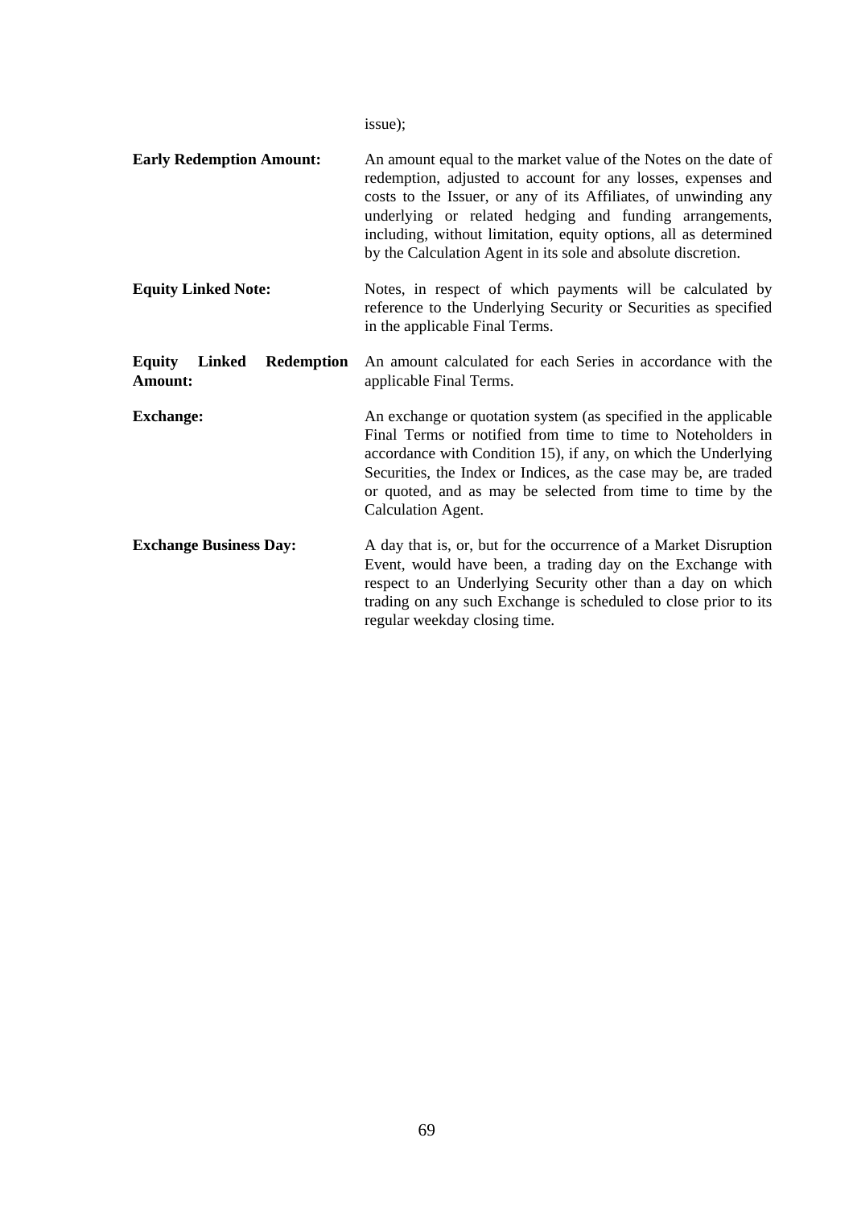issue);

| | |
|---|---|
| **Early Redemption Amount:** | An amount equal to the market value of the Notes on the date of redemption, adjusted to account for any losses, expenses and costs to the Issuer, or any of its Affiliates, of unwinding any underlying or related hedging and funding arrangements, including, without limitation, equity options, all as determined by the Calculation Agent in its sole and absolute discretion. |
| **Equity Linked Note:** | Notes, in respect of which payments will be calculated by reference to the Underlying Security or Securities as specified in the applicable Final Terms. |
| **Equity Linked Redemption Amount:** | An amount calculated for each Series in accordance with the applicable Final Terms. |
| **Exchange:** | An exchange or quotation system (as specified in the applicable Final Terms or notified from time to time to Noteholders in accordance with Condition 15), if any, on which the Underlying Securities, the Index or Indices, as the case may be, are traded or quoted, and as may be selected from time to time by the Calculation Agent. |
| **Exchange Business Day:** | A day that is, or, but for the occurrence of a Market Disruption Event, would have been, a trading day on the Exchange with respect to an Underlying Security other than a day on which trading on any such Exchange is scheduled to close prior to its regular weekday closing time. |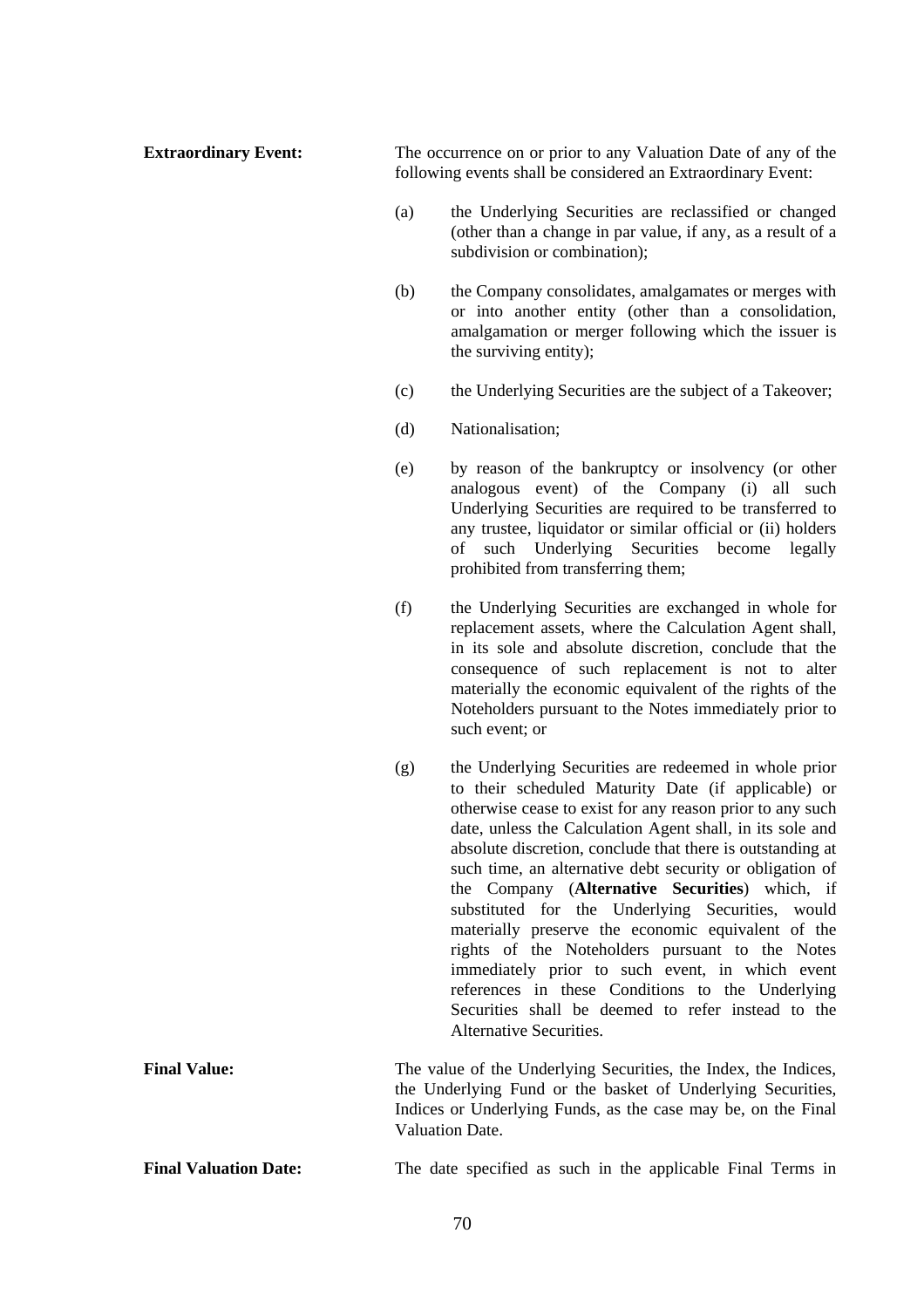**Extraordinary Event:** The occurrence on or prior to any Valuation Date of any of the following events shall be considered an Extraordinary Event:

(a) the Underlying Securities are reclassified or changed (other than a change in par value, if any, as a result of a subdivision or combination);

(b) the Company consolidates, amalgamates or merges with or into another entity (other than a consolidation, amalgamation or merger following which the issuer is the surviving entity);

(c) the Underlying Securities are the subject of a Takeover;

(d) Nationalisation;

(e) by reason of the bankruptcy or insolvency (or other analogous event) of the Company (i) all such Underlying Securities are required to be transferred to any trustee, liquidator or similar official or (ii) holders of such Underlying Securities become legally prohibited from transferring them;

(f) the Underlying Securities are exchanged in whole for replacement assets, where the Calculation Agent shall, in its sole and absolute discretion, conclude that the consequence of such replacement is not to alter materially the economic equivalent of the rights of the Noteholders pursuant to the Notes immediately prior to such event; or

(g) the Underlying Securities are redeemed in whole prior to their scheduled Maturity Date (if applicable) or otherwise cease to exist for any reason prior to any such date, unless the Calculation Agent shall, in its sole and absolute discretion, conclude that there is outstanding at such time, an alternative debt security or obligation of the Company (**Alternative Securities**) which, if substituted for the Underlying Securities, would materially preserve the economic equivalent of the rights of the Noteholders pursuant to the Notes immediately prior to such event, in which event references in these Conditions to the Underlying Securities shall be deemed to refer instead to the Alternative Securities.

**Final Value:** The value of the Underlying Securities, the Index, the Indices, the Underlying Fund or the basket of Underlying Securities, Indices or Underlying Funds, as the case may be, on the Final Valuation Date.

**Final Valuation Date:** The date specified as such in the applicable Final Terms in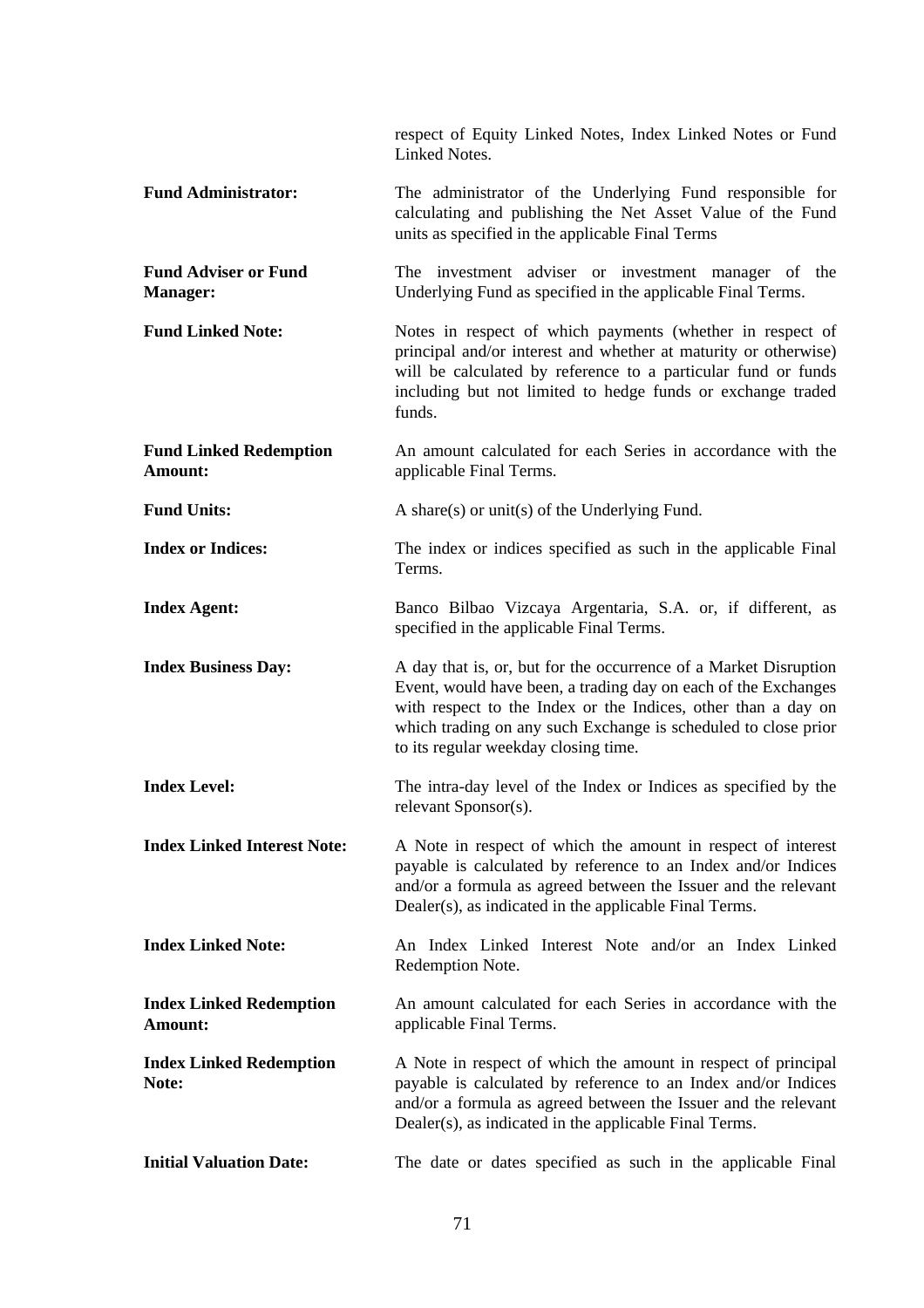respect of Equity Linked Notes, Index Linked Notes or Fund Linked Notes.

| | |
|---|---|
| **Fund Administrator:** | The administrator of the Underlying Fund responsible for calculating and publishing the Net Asset Value of the Fund units as specified in the applicable Final Terms |
| **Fund Adviser or Fund Manager:** | The investment adviser or investment manager of the Underlying Fund as specified in the applicable Final Terms. |
| **Fund Linked Note:** | Notes in respect of which payments (whether in respect of principal and/or interest and whether at maturity or otherwise) will be calculated by reference to a particular fund or funds including but not limited to hedge funds or exchange traded funds. |
| **Fund Linked Redemption Amount:** | An amount calculated for each Series in accordance with the applicable Final Terms. |
| **Fund Units:** | A share(s) or unit(s) of the Underlying Fund. |
| **Index or Indices:** | The index or indices specified as such in the applicable Final Terms. |
| **Index Agent:** | Banco Bilbao Vizcaya Argentaria, S.A. or, if different, as specified in the applicable Final Terms. |
| **Index Business Day:** | A day that is, or, but for the occurrence of a Market Disruption Event, would have been, a trading day on each of the Exchanges with respect to the Index or the Indices, other than a day on which trading on any such Exchange is scheduled to close prior to its regular weekday closing time. |
| **Index Level:** | The intra-day level of the Index or Indices as specified by the relevant Sponsor(s). |
| **Index Linked Interest Note:** | A Note in respect of which the amount in respect of interest payable is calculated by reference to an Index and/or Indices and/or a formula as agreed between the Issuer and the relevant Dealer(s), as indicated in the applicable Final Terms. |
| **Index Linked Note:** | An Index Linked Interest Note and/or an Index Linked Redemption Note. |
| **Index Linked Redemption Amount:** | An amount calculated for each Series in accordance with the applicable Final Terms. |
| **Index Linked Redemption Note:** | A Note in respect of which the amount in respect of principal payable is calculated by reference to an Index and/or Indices and/or a formula as agreed between the Issuer and the relevant Dealer(s), as indicated in the applicable Final Terms. |
| **Initial Valuation Date:** | The date or dates specified as such in the applicable Final |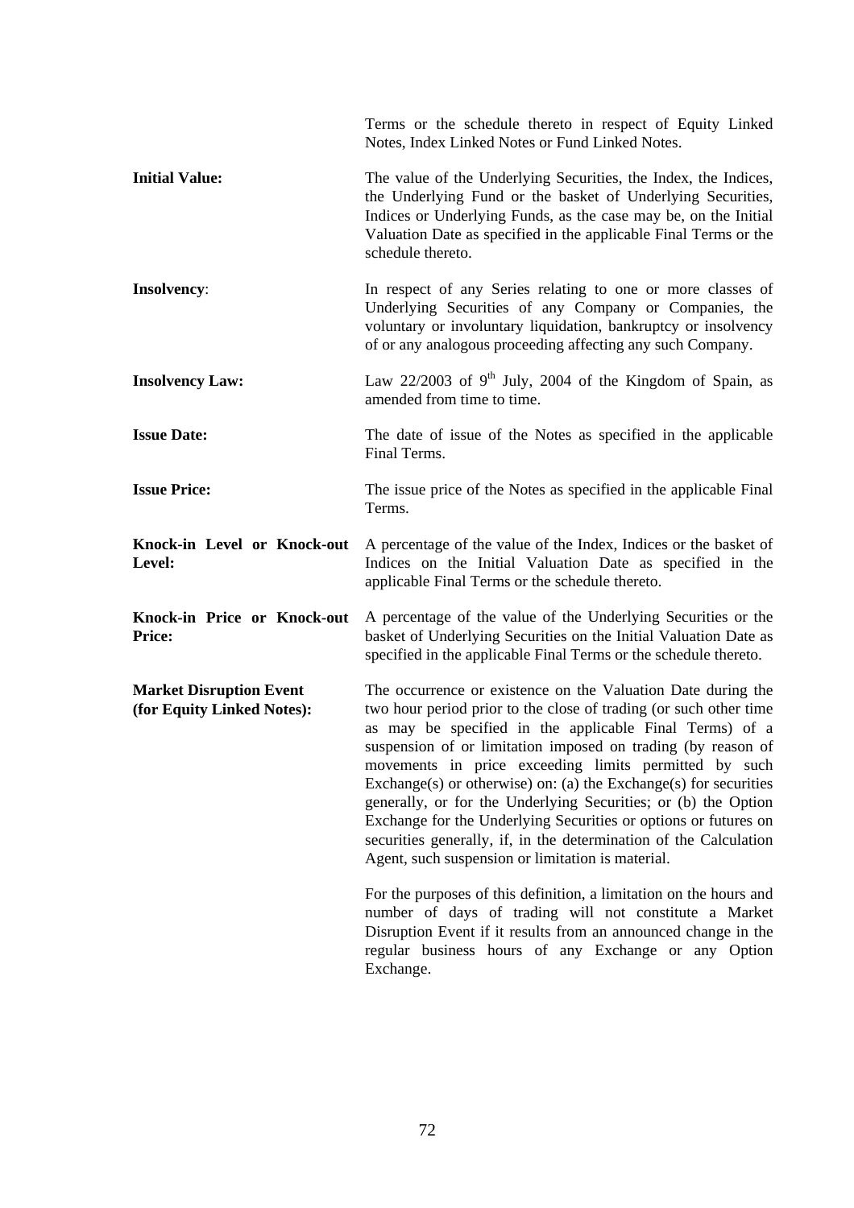Terms or the schedule thereto in respect of Equity Linked Notes, Index Linked Notes or Fund Linked Notes.

**Initial Value:** The value of the Underlying Securities, the Index, the Indices, the Underlying Fund or the basket of Underlying Securities, Indices or Underlying Funds, as the case may be, on the Initial Valuation Date as specified in the applicable Final Terms or the schedule thereto.

**Insolvency**: In respect of any Series relating to one or more classes of Underlying Securities of any Company or Companies, the voluntary or involuntary liquidation, bankruptcy or insolvency of or any analogous proceeding affecting any such Company.

**Insolvency Law:** Law 22/2003 of 9th July, 2004 of the Kingdom of Spain, as amended from time to time.

**Issue Date:** The date of issue of the Notes as specified in the applicable Final Terms.

**Issue Price:** The issue price of the Notes as specified in the applicable Final Terms.

**Knock-in Level or Knock-out Level:** A percentage of the value of the Index, Indices or the basket of Indices on the Initial Valuation Date as specified in the applicable Final Terms or the schedule thereto.

**Knock-in Price or Knock-out Price:** A percentage of the value of the Underlying Securities or the basket of Underlying Securities on the Initial Valuation Date as specified in the applicable Final Terms or the schedule thereto.

**Market Disruption Event (for Equity Linked Notes):** The occurrence or existence on the Valuation Date during the two hour period prior to the close of trading (or such other time as may be specified in the applicable Final Terms) of a suspension of or limitation imposed on trading (by reason of movements in price exceeding limits permitted by such Exchange(s) or otherwise) on: (a) the Exchange(s) for securities generally, or for the Underlying Securities; or (b) the Option Exchange for the Underlying Securities or options or futures on securities generally, if, in the determination of the Calculation Agent, such suspension or limitation is material.

For the purposes of this definition, a limitation on the hours and number of days of trading will not constitute a Market Disruption Event if it results from an announced change in the regular business hours of any Exchange or any Option Exchange.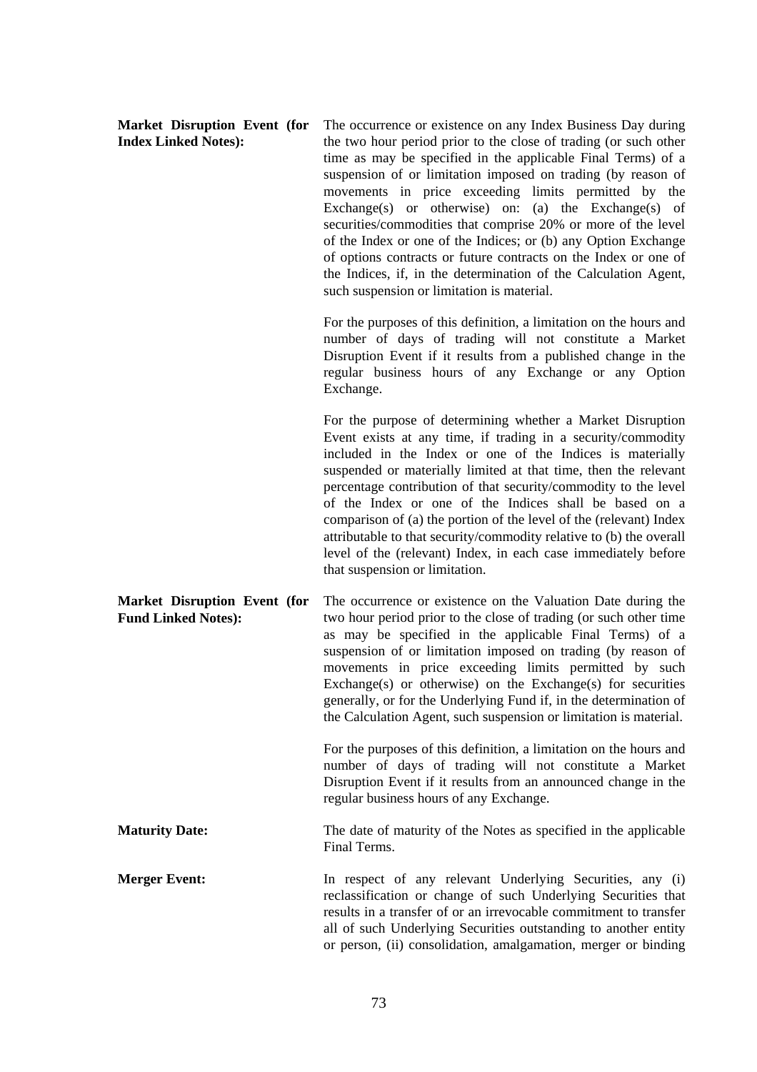**Market Disruption Event (for Index Linked Notes):**

The occurrence or existence on any Index Business Day during the two hour period prior to the close of trading (or such other time as may be specified in the applicable Final Terms) of a suspension of or limitation imposed on trading (by reason of movements in price exceeding limits permitted by the Exchange(s) or otherwise) on: (a) the Exchange(s) of securities/commodities that comprise 20% or more of the level of the Index or one of the Indices; or (b) any Option Exchange of options contracts or future contracts on the Index or one of the Indices, if, in the determination of the Calculation Agent, such suspension or limitation is material.

For the purposes of this definition, a limitation on the hours and number of days of trading will not constitute a Market Disruption Event if it results from a published change in the regular business hours of any Exchange or any Option Exchange.

For the purpose of determining whether a Market Disruption Event exists at any time, if trading in a security/commodity included in the Index or one of the Indices is materially suspended or materially limited at that time, then the relevant percentage contribution of that security/commodity to the level of the Index or one of the Indices shall be based on a comparison of (a) the portion of the level of the (relevant) Index attributable to that security/commodity relative to (b) the overall level of the (relevant) Index, in each case immediately before that suspension or limitation.

**Market Disruption Event (for Fund Linked Notes):**

The occurrence or existence on the Valuation Date during the two hour period prior to the close of trading (or such other time as may be specified in the applicable Final Terms) of a suspension of or limitation imposed on trading (by reason of movements in price exceeding limits permitted by such Exchange(s) or otherwise) on the Exchange(s) for securities generally, or for the Underlying Fund if, in the determination of the Calculation Agent, such suspension or limitation is material.

For the purposes of this definition, a limitation on the hours and number of days of trading will not constitute a Market Disruption Event if it results from an announced change in the regular business hours of any Exchange.

**Maturity Date:**

The date of maturity of the Notes as specified in the applicable Final Terms.

**Merger Event:**

In respect of any relevant Underlying Securities, any (i) reclassification or change of such Underlying Securities that results in a transfer of or an irrevocable commitment to transfer all of such Underlying Securities outstanding to another entity or person, (ii) consolidation, amalgamation, merger or binding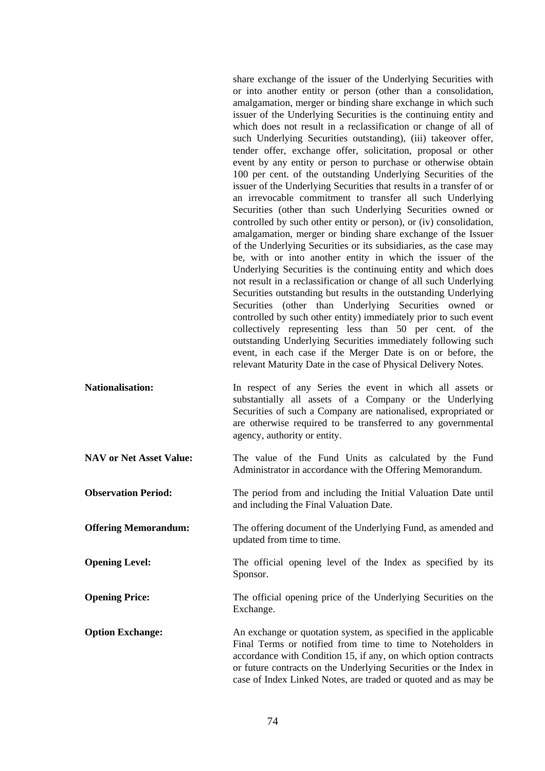share exchange of the issuer of the Underlying Securities with or into another entity or person (other than a consolidation, amalgamation, merger or binding share exchange in which such issuer of the Underlying Securities is the continuing entity and which does not result in a reclassification or change of all of such Underlying Securities outstanding), (iii) takeover offer, tender offer, exchange offer, solicitation, proposal or other event by any entity or person to purchase or otherwise obtain 100 per cent. of the outstanding Underlying Securities of the issuer of the Underlying Securities that results in a transfer of or an irrevocable commitment to transfer all such Underlying Securities (other than such Underlying Securities owned or controlled by such other entity or person), or (iv) consolidation, amalgamation, merger or binding share exchange of the Issuer of the Underlying Securities or its subsidiaries, as the case may be, with or into another entity in which the issuer of the Underlying Securities is the continuing entity and which does not result in a reclassification or change of all such Underlying Securities outstanding but results in the outstanding Underlying Securities (other than Underlying Securities owned or controlled by such other entity) immediately prior to such event collectively representing less than 50 per cent. of the outstanding Underlying Securities immediately following such event, in each case if the Merger Date is on or before, the relevant Maturity Date in the case of Physical Delivery Notes.

**Nationalisation:** In respect of any Series the event in which all assets or substantially all assets of a Company or the Underlying Securities of such a Company are nationalised, expropriated or are otherwise required to be transferred to any governmental agency, authority or entity.

**NAV or Net Asset Value:** The value of the Fund Units as calculated by the Fund Administrator in accordance with the Offering Memorandum.

**Observation Period:** The period from and including the Initial Valuation Date until and including the Final Valuation Date.

**Offering Memorandum:** The offering document of the Underlying Fund, as amended and updated from time to time.

**Opening Level:** The official opening level of the Index as specified by its Sponsor.

**Opening Price:** The official opening price of the Underlying Securities on the Exchange.

**Option Exchange:** An exchange or quotation system, as specified in the applicable Final Terms or notified from time to time to Noteholders in accordance with Condition 15, if any, on which option contracts or future contracts on the Underlying Securities or the Index in case of Index Linked Notes, are traded or quoted and as may be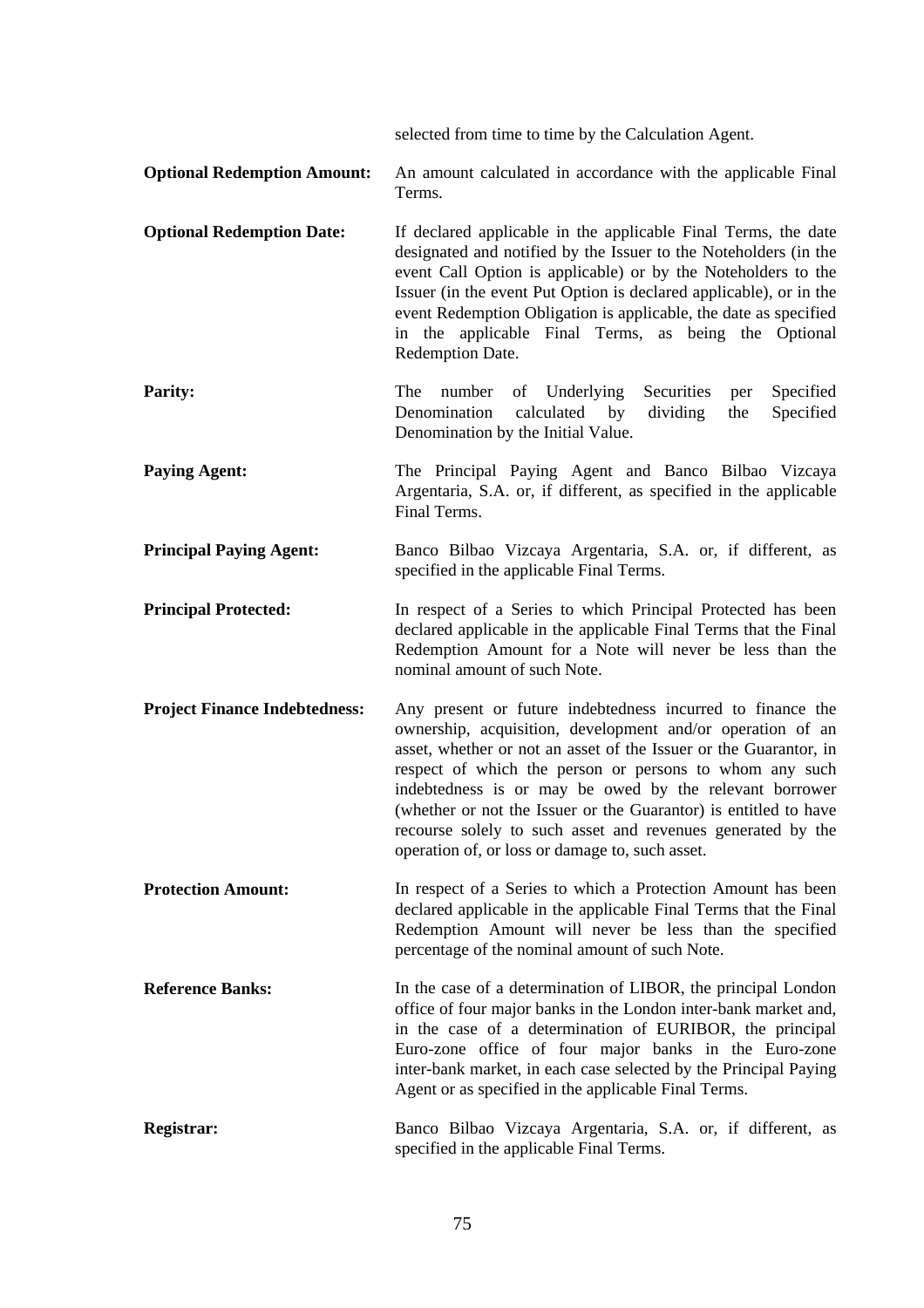selected from time to time by the Calculation Agent.

**Optional Redemption Amount:** An amount calculated in accordance with the applicable Final Terms.

**Optional Redemption Date:** If declared applicable in the applicable Final Terms, the date designated and notified by the Issuer to the Noteholders (in the event Call Option is applicable) or by the Noteholders to the Issuer (in the event Put Option is declared applicable), or in the event Redemption Obligation is applicable, the date as specified in the applicable Final Terms, as being the Optional Redemption Date.

**Parity:** The number of Underlying Securities per Specified Denomination calculated by dividing the Specified Denomination by the Initial Value.

**Paying Agent:** The Principal Paying Agent and Banco Bilbao Vizcaya Argentaria, S.A. or, if different, as specified in the applicable Final Terms.

**Principal Paying Agent:** Banco Bilbao Vizcaya Argentaria, S.A. or, if different, as specified in the applicable Final Terms.

**Principal Protected:** In respect of a Series to which Principal Protected has been declared applicable in the applicable Final Terms that the Final Redemption Amount for a Note will never be less than the nominal amount of such Note.

**Project Finance Indebtedness:** Any present or future indebtedness incurred to finance the ownership, acquisition, development and/or operation of an asset, whether or not an asset of the Issuer or the Guarantor, in respect of which the person or persons to whom any such indebtedness is or may be owed by the relevant borrower (whether or not the Issuer or the Guarantor) is entitled to have recourse solely to such asset and revenues generated by the operation of, or loss or damage to, such asset.

**Protection Amount:** In respect of a Series to which a Protection Amount has been declared applicable in the applicable Final Terms that the Final Redemption Amount will never be less than the specified percentage of the nominal amount of such Note.

**Reference Banks:** In the case of a determination of LIBOR, the principal London office of four major banks in the London inter-bank market and, in the case of a determination of EURIBOR, the principal Euro-zone office of four major banks in the Euro-zone inter-bank market, in each case selected by the Principal Paying Agent or as specified in the applicable Final Terms.

**Registrar:** Banco Bilbao Vizcaya Argentaria, S.A. or, if different, as specified in the applicable Final Terms.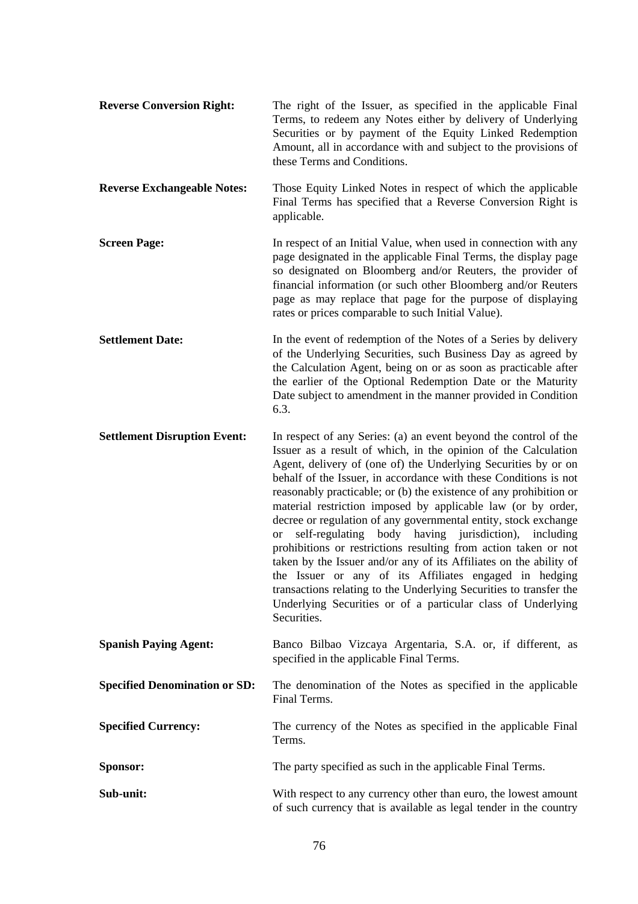**Reverse Conversion Right:** The right of the Issuer, as specified in the applicable Final Terms, to redeem any Notes either by delivery of Underlying Securities or by payment of the Equity Linked Redemption Amount, all in accordance with and subject to the provisions of these Terms and Conditions.

**Reverse Exchangeable Notes:** Those Equity Linked Notes in respect of which the applicable Final Terms has specified that a Reverse Conversion Right is applicable.

**Screen Page:** In respect of an Initial Value, when used in connection with any page designated in the applicable Final Terms, the display page so designated on Bloomberg and/or Reuters, the provider of financial information (or such other Bloomberg and/or Reuters page as may replace that page for the purpose of displaying rates or prices comparable to such Initial Value).

**Settlement Date:** In the event of redemption of the Notes of a Series by delivery of the Underlying Securities, such Business Day as agreed by the Calculation Agent, being on or as soon as practicable after the earlier of the Optional Redemption Date or the Maturity Date subject to amendment in the manner provided in Condition 6.3.

**Settlement Disruption Event:** In respect of any Series: (a) an event beyond the control of the Issuer as a result of which, in the opinion of the Calculation Agent, delivery of (one of) the Underlying Securities by or on behalf of the Issuer, in accordance with these Conditions is not reasonably practicable; or (b) the existence of any prohibition or material restriction imposed by applicable law (or by order, decree or regulation of any governmental entity, stock exchange or self-regulating body having jurisdiction), including prohibitions or restrictions resulting from action taken or not taken by the Issuer and/or any of its Affiliates on the ability of the Issuer or any of its Affiliates engaged in hedging transactions relating to the Underlying Securities to transfer the Underlying Securities or of a particular class of Underlying Securities.

**Spanish Paying Agent:** Banco Bilbao Vizcaya Argentaria, S.A. or, if different, as specified in the applicable Final Terms.

**Specified Denomination or SD:** The denomination of the Notes as specified in the applicable Final Terms.

**Specified Currency:** The currency of the Notes as specified in the applicable Final Terms.

**Sponsor:** The party specified as such in the applicable Final Terms.

**Sub-unit:** With respect to any currency other than euro, the lowest amount of such currency that is available as legal tender in the country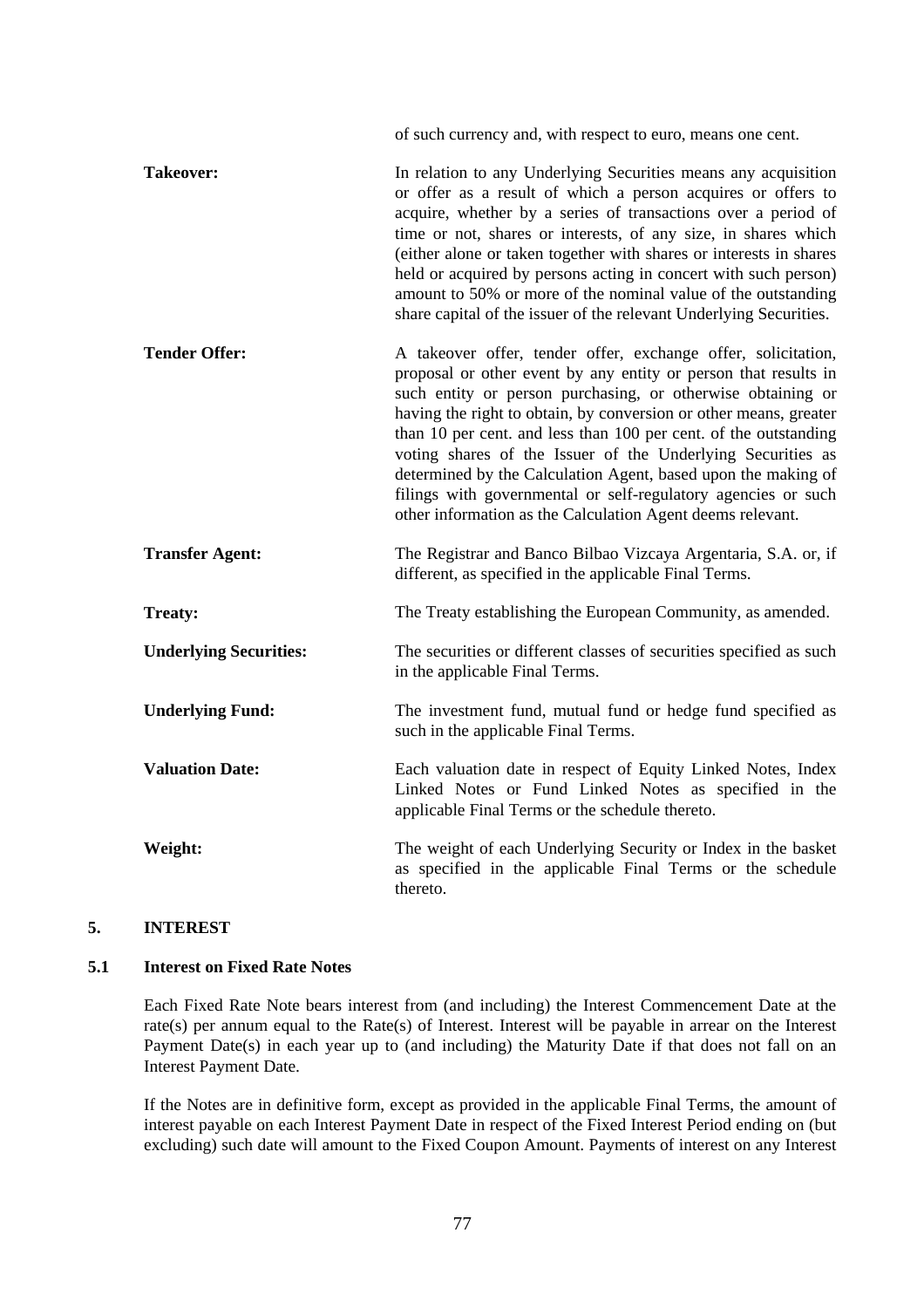of such currency and, with respect to euro, means one cent.

| | |
|---|---|
| **Takeover:** | In relation to any Underlying Securities means any acquisition or offer as a result of which a person acquires or offers to acquire, whether by a series of transactions over a period of time or not, shares or interests, of any size, in shares which (either alone or taken together with shares or interests in shares held or acquired by persons acting in concert with such person) amount to 50% or more of the nominal value of the outstanding share capital of the issuer of the relevant Underlying Securities. |
| **Tender Offer:** | A takeover offer, tender offer, exchange offer, solicitation, proposal or other event by any entity or person that results in such entity or person purchasing, or otherwise obtaining or having the right to obtain, by conversion or other means, greater than 10 per cent. and less than 100 per cent. of the outstanding voting shares of the Issuer of the Underlying Securities as determined by the Calculation Agent, based upon the making of filings with governmental or self-regulatory agencies or such other information as the Calculation Agent deems relevant. |
| **Transfer Agent:** | The Registrar and Banco Bilbao Vizcaya Argentaria, S.A. or, if different, as specified in the applicable Final Terms. |
| **Treaty:** | The Treaty establishing the European Community, as amended. |
| **Underlying Securities:** | The securities or different classes of securities specified as such in the applicable Final Terms. |
| **Underlying Fund:** | The investment fund, mutual fund or hedge fund specified as such in the applicable Final Terms. |
| **Valuation Date:** | Each valuation date in respect of Equity Linked Notes, Index Linked Notes or Fund Linked Notes as specified in the applicable Final Terms or the schedule thereto. |
| **Weight:** | The weight of each Underlying Security or Index in the basket as specified in the applicable Final Terms or the schedule thereto. |

## 5. INTEREST

### 5.1 Interest on Fixed Rate Notes

Each Fixed Rate Note bears interest from (and including) the Interest Commencement Date at the rate(s) per annum equal to the Rate(s) of Interest. Interest will be payable in arrear on the Interest Payment Date(s) in each year up to (and including) the Maturity Date if that does not fall on an Interest Payment Date.

If the Notes are in definitive form, except as provided in the applicable Final Terms, the amount of interest payable on each Interest Payment Date in respect of the Fixed Interest Period ending on (but excluding) such date will amount to the Fixed Coupon Amount. Payments of interest on any Interest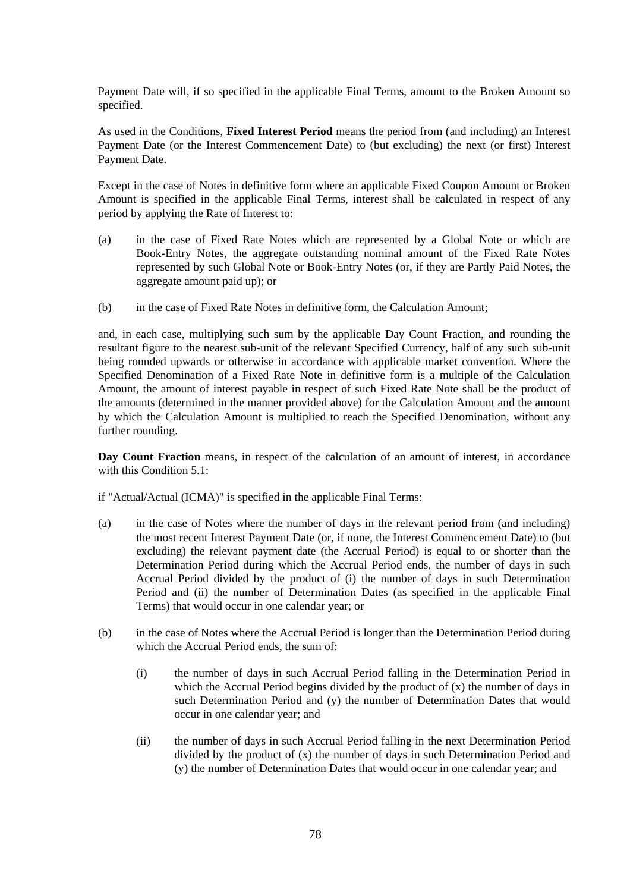Payment Date will, if so specified in the applicable Final Terms, amount to the Broken Amount so specified.

As used in the Conditions, **Fixed Interest Period** means the period from (and including) an Interest Payment Date (or the Interest Commencement Date) to (but excluding) the next (or first) Interest Payment Date.

Except in the case of Notes in definitive form where an applicable Fixed Coupon Amount or Broken Amount is specified in the applicable Final Terms, interest shall be calculated in respect of any period by applying the Rate of Interest to:

(a) in the case of Fixed Rate Notes which are represented by a Global Note or which are Book-Entry Notes, the aggregate outstanding nominal amount of the Fixed Rate Notes represented by such Global Note or Book-Entry Notes (or, if they are Partly Paid Notes, the aggregate amount paid up); or

(b) in the case of Fixed Rate Notes in definitive form, the Calculation Amount;

and, in each case, multiplying such sum by the applicable Day Count Fraction, and rounding the resultant figure to the nearest sub-unit of the relevant Specified Currency, half of any such sub-unit being rounded upwards or otherwise in accordance with applicable market convention. Where the Specified Denomination of a Fixed Rate Note in definitive form is a multiple of the Calculation Amount, the amount of interest payable in respect of such Fixed Rate Note shall be the product of the amounts (determined in the manner provided above) for the Calculation Amount and the amount by which the Calculation Amount is multiplied to reach the Specified Denomination, without any further rounding.

**Day Count Fraction** means, in respect of the calculation of an amount of interest, in accordance with this Condition 5.1:

if "Actual/Actual (ICMA)" is specified in the applicable Final Terms:

(a) in the case of Notes where the number of days in the relevant period from (and including) the most recent Interest Payment Date (or, if none, the Interest Commencement Date) to (but excluding) the relevant payment date (the Accrual Period) is equal to or shorter than the Determination Period during which the Accrual Period ends, the number of days in such Accrual Period divided by the product of (i) the number of days in such Determination Period and (ii) the number of Determination Dates (as specified in the applicable Final Terms) that would occur in one calendar year; or

(b) in the case of Notes where the Accrual Period is longer than the Determination Period during which the Accrual Period ends, the sum of:

 (i) the number of days in such Accrual Period falling in the Determination Period in which the Accrual Period begins divided by the product of (x) the number of days in such Determination Period and (y) the number of Determination Dates that would occur in one calendar year; and

 (ii) the number of days in such Accrual Period falling in the next Determination Period divided by the product of (x) the number of days in such Determination Period and (y) the number of Determination Dates that would occur in one calendar year; and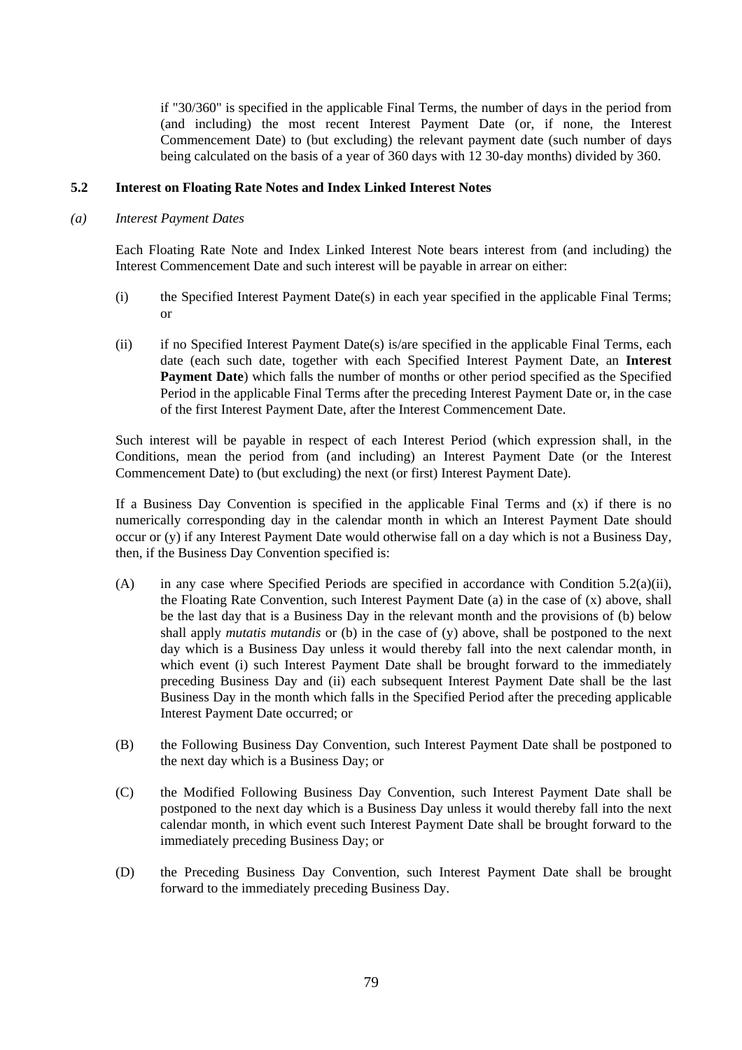if "30/360" is specified in the applicable Final Terms, the number of days in the period from (and including) the most recent Interest Payment Date (or, if none, the Interest Commencement Date) to (but excluding) the relevant payment date (such number of days being calculated on the basis of a year of 360 days with 12 30-day months) divided by 360.

### 5.2 Interest on Floating Rate Notes and Index Linked Interest Notes

*(a) Interest Payment Dates*

Each Floating Rate Note and Index Linked Interest Note bears interest from (and including) the Interest Commencement Date and such interest will be payable in arrear on either:

(i) the Specified Interest Payment Date(s) in each year specified in the applicable Final Terms; or

(ii) if no Specified Interest Payment Date(s) is/are specified in the applicable Final Terms, each date (each such date, together with each Specified Interest Payment Date, an **Interest Payment Date**) which falls the number of months or other period specified as the Specified Period in the applicable Final Terms after the preceding Interest Payment Date or, in the case of the first Interest Payment Date, after the Interest Commencement Date.

Such interest will be payable in respect of each Interest Period (which expression shall, in the Conditions, mean the period from (and including) an Interest Payment Date (or the Interest Commencement Date) to (but excluding) the next (or first) Interest Payment Date).

If a Business Day Convention is specified in the applicable Final Terms and (x) if there is no numerically corresponding day in the calendar month in which an Interest Payment Date should occur or (y) if any Interest Payment Date would otherwise fall on a day which is not a Business Day, then, if the Business Day Convention specified is:

(A) in any case where Specified Periods are specified in accordance with Condition 5.2(a)(ii), the Floating Rate Convention, such Interest Payment Date (a) in the case of (x) above, shall be the last day that is a Business Day in the relevant month and the provisions of (b) below shall apply *mutatis mutandis* or (b) in the case of (y) above, shall be postponed to the next day which is a Business Day unless it would thereby fall into the next calendar month, in which event (i) such Interest Payment Date shall be brought forward to the immediately preceding Business Day and (ii) each subsequent Interest Payment Date shall be the last Business Day in the month which falls in the Specified Period after the preceding applicable Interest Payment Date occurred; or

(B) the Following Business Day Convention, such Interest Payment Date shall be postponed to the next day which is a Business Day; or

(C) the Modified Following Business Day Convention, such Interest Payment Date shall be postponed to the next day which is a Business Day unless it would thereby fall into the next calendar month, in which event such Interest Payment Date shall be brought forward to the immediately preceding Business Day; or

(D) the Preceding Business Day Convention, such Interest Payment Date shall be brought forward to the immediately preceding Business Day.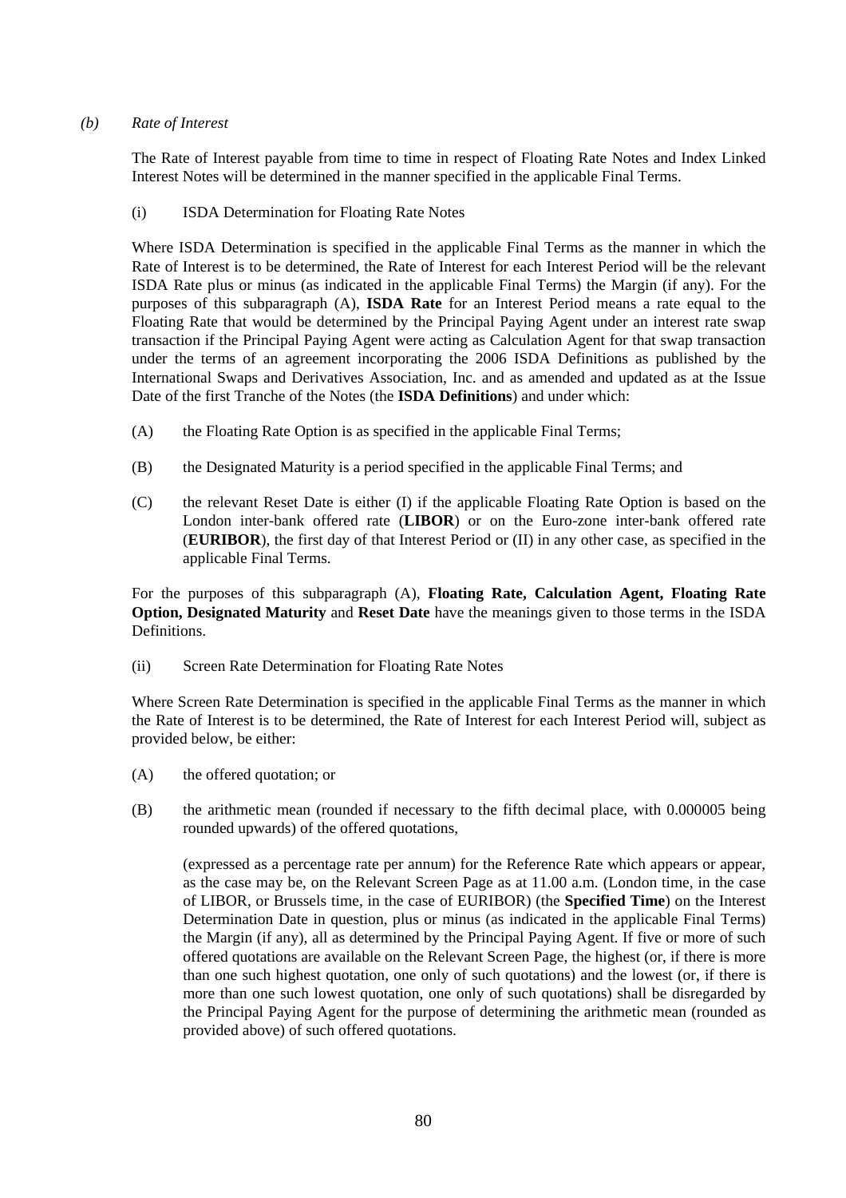*(b) Rate of Interest*

The Rate of Interest payable from time to time in respect of Floating Rate Notes and Index Linked Interest Notes will be determined in the manner specified in the applicable Final Terms.

(i) ISDA Determination for Floating Rate Notes

Where ISDA Determination is specified in the applicable Final Terms as the manner in which the Rate of Interest is to be determined, the Rate of Interest for each Interest Period will be the relevant ISDA Rate plus or minus (as indicated in the applicable Final Terms) the Margin (if any). For the purposes of this subparagraph (A), **ISDA Rate** for an Interest Period means a rate equal to the Floating Rate that would be determined by the Principal Paying Agent under an interest rate swap transaction if the Principal Paying Agent were acting as Calculation Agent for that swap transaction under the terms of an agreement incorporating the 2006 ISDA Definitions as published by the International Swaps and Derivatives Association, Inc. and as amended and updated as at the Issue Date of the first Tranche of the Notes (the **ISDA Definitions**) and under which:

(A) the Floating Rate Option is as specified in the applicable Final Terms;

(B) the Designated Maturity is a period specified in the applicable Final Terms; and

(C) the relevant Reset Date is either (I) if the applicable Floating Rate Option is based on the London inter-bank offered rate (**LIBOR**) or on the Euro-zone inter-bank offered rate (**EURIBOR**), the first day of that Interest Period or (II) in any other case, as specified in the applicable Final Terms.

For the purposes of this subparagraph (A), **Floating Rate, Calculation Agent, Floating Rate Option, Designated Maturity** and **Reset Date** have the meanings given to those terms in the ISDA Definitions.

(ii) Screen Rate Determination for Floating Rate Notes

Where Screen Rate Determination is specified in the applicable Final Terms as the manner in which the Rate of Interest is to be determined, the Rate of Interest for each Interest Period will, subject as provided below, be either:

(A) the offered quotation; or

(B) the arithmetic mean (rounded if necessary to the fifth decimal place, with 0.000005 being rounded upwards) of the offered quotations,

(expressed as a percentage rate per annum) for the Reference Rate which appears or appear, as the case may be, on the Relevant Screen Page as at 11.00 a.m. (London time, in the case of LIBOR, or Brussels time, in the case of EURIBOR) (the **Specified Time**) on the Interest Determination Date in question, plus or minus (as indicated in the applicable Final Terms) the Margin (if any), all as determined by the Principal Paying Agent. If five or more of such offered quotations are available on the Relevant Screen Page, the highest (or, if there is more than one such highest quotation, one only of such quotations) and the lowest (or, if there is more than one such lowest quotation, one only of such quotations) shall be disregarded by the Principal Paying Agent for the purpose of determining the arithmetic mean (rounded as provided above) of such offered quotations.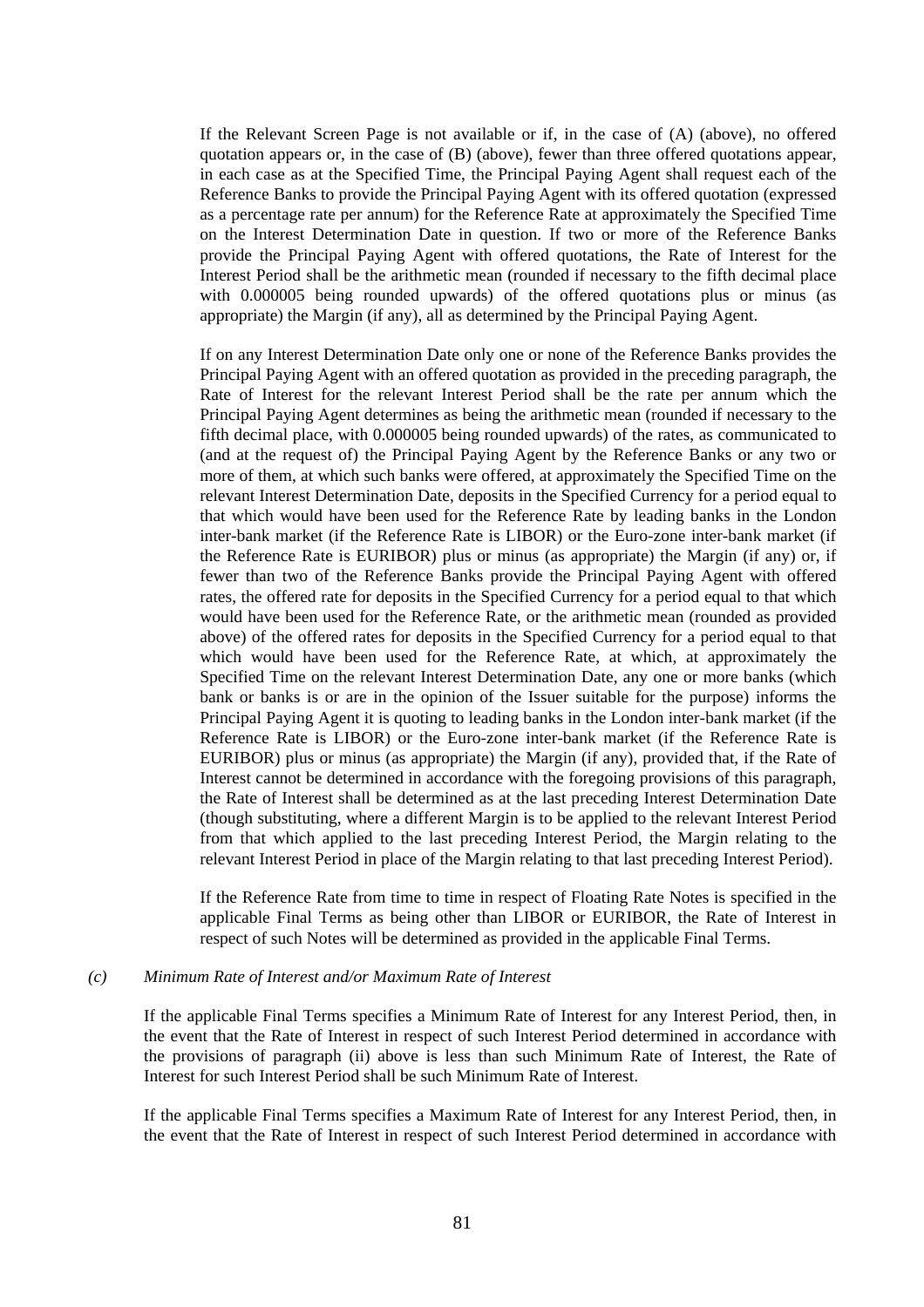If the Relevant Screen Page is not available or if, in the case of (A) (above), no offered quotation appears or, in the case of (B) (above), fewer than three offered quotations appear, in each case as at the Specified Time, the Principal Paying Agent shall request each of the Reference Banks to provide the Principal Paying Agent with its offered quotation (expressed as a percentage rate per annum) for the Reference Rate at approximately the Specified Time on the Interest Determination Date in question. If two or more of the Reference Banks provide the Principal Paying Agent with offered quotations, the Rate of Interest for the Interest Period shall be the arithmetic mean (rounded if necessary to the fifth decimal place with 0.000005 being rounded upwards) of the offered quotations plus or minus (as appropriate) the Margin (if any), all as determined by the Principal Paying Agent.

If on any Interest Determination Date only one or none of the Reference Banks provides the Principal Paying Agent with an offered quotation as provided in the preceding paragraph, the Rate of Interest for the relevant Interest Period shall be the rate per annum which the Principal Paying Agent determines as being the arithmetic mean (rounded if necessary to the fifth decimal place, with 0.000005 being rounded upwards) of the rates, as communicated to (and at the request of) the Principal Paying Agent by the Reference Banks or any two or more of them, at which such banks were offered, at approximately the Specified Time on the relevant Interest Determination Date, deposits in the Specified Currency for a period equal to that which would have been used for the Reference Rate by leading banks in the London inter-bank market (if the Reference Rate is LIBOR) or the Euro-zone inter-bank market (if the Reference Rate is EURIBOR) plus or minus (as appropriate) the Margin (if any) or, if fewer than two of the Reference Banks provide the Principal Paying Agent with offered rates, the offered rate for deposits in the Specified Currency for a period equal to that which would have been used for the Reference Rate, or the arithmetic mean (rounded as provided above) of the offered rates for deposits in the Specified Currency for a period equal to that which would have been used for the Reference Rate, at which, at approximately the Specified Time on the relevant Interest Determination Date, any one or more banks (which bank or banks is or are in the opinion of the Issuer suitable for the purpose) informs the Principal Paying Agent it is quoting to leading banks in the London inter-bank market (if the Reference Rate is LIBOR) or the Euro-zone inter-bank market (if the Reference Rate is EURIBOR) plus or minus (as appropriate) the Margin (if any), provided that, if the Rate of Interest cannot be determined in accordance with the foregoing provisions of this paragraph, the Rate of Interest shall be determined as at the last preceding Interest Determination Date (though substituting, where a different Margin is to be applied to the relevant Interest Period from that which applied to the last preceding Interest Period, the Margin relating to the relevant Interest Period in place of the Margin relating to that last preceding Interest Period).

If the Reference Rate from time to time in respect of Floating Rate Notes is specified in the applicable Final Terms as being other than LIBOR or EURIBOR, the Rate of Interest in respect of such Notes will be determined as provided in the applicable Final Terms.

*(c) Minimum Rate of Interest and/or Maximum Rate of Interest*

If the applicable Final Terms specifies a Minimum Rate of Interest for any Interest Period, then, in the event that the Rate of Interest in respect of such Interest Period determined in accordance with the provisions of paragraph (ii) above is less than such Minimum Rate of Interest, the Rate of Interest for such Interest Period shall be such Minimum Rate of Interest.

If the applicable Final Terms specifies a Maximum Rate of Interest for any Interest Period, then, in the event that the Rate of Interest in respect of such Interest Period determined in accordance with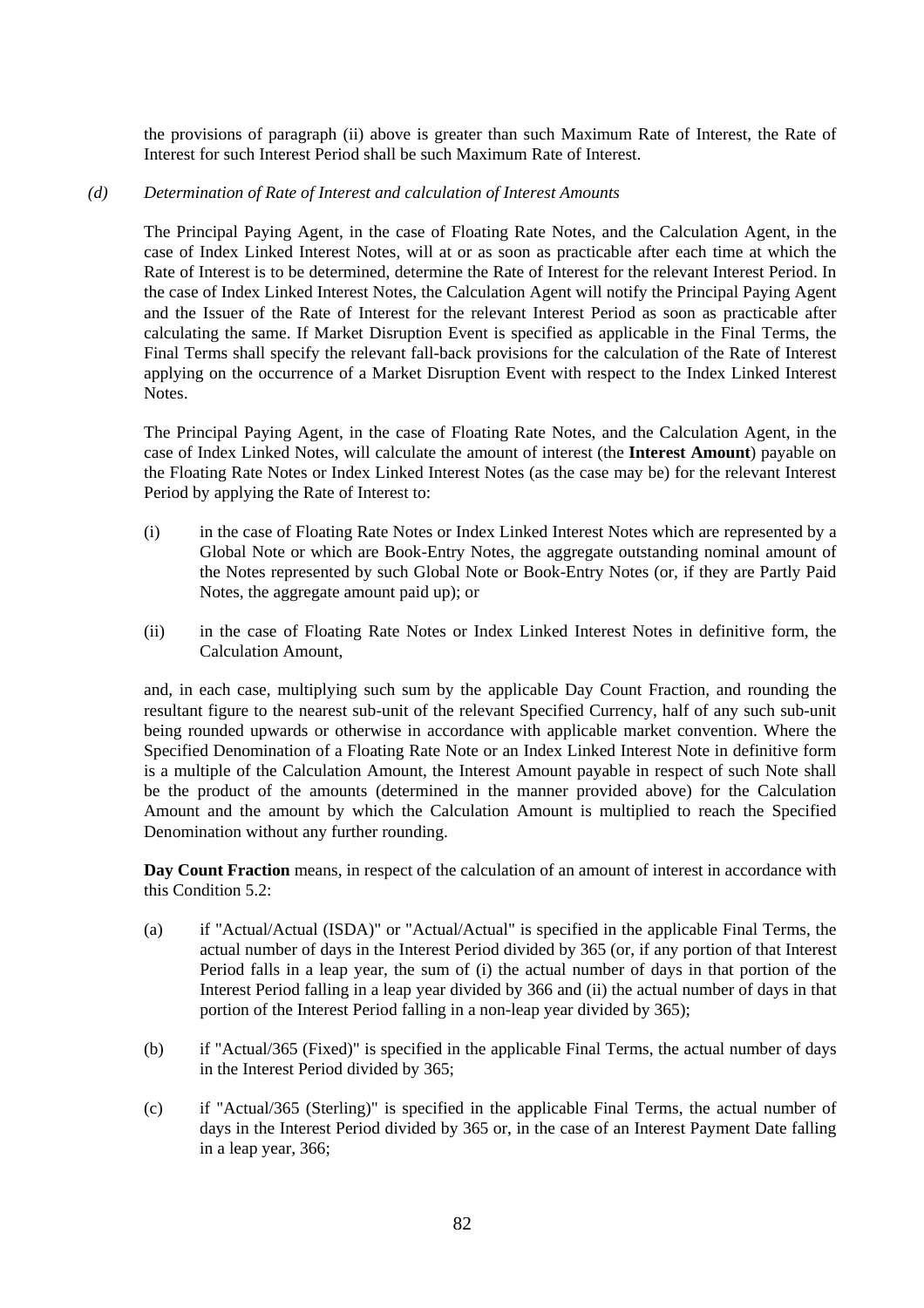the provisions of paragraph (ii) above is greater than such Maximum Rate of Interest, the Rate of Interest for such Interest Period shall be such Maximum Rate of Interest.

*(d) Determination of Rate of Interest and calculation of Interest Amounts*

The Principal Paying Agent, in the case of Floating Rate Notes, and the Calculation Agent, in the case of Index Linked Interest Notes, will at or as soon as practicable after each time at which the Rate of Interest is to be determined, determine the Rate of Interest for the relevant Interest Period. In the case of Index Linked Interest Notes, the Calculation Agent will notify the Principal Paying Agent and the Issuer of the Rate of Interest for the relevant Interest Period as soon as practicable after calculating the same. If Market Disruption Event is specified as applicable in the Final Terms, the Final Terms shall specify the relevant fall-back provisions for the calculation of the Rate of Interest applying on the occurrence of a Market Disruption Event with respect to the Index Linked Interest Notes.

The Principal Paying Agent, in the case of Floating Rate Notes, and the Calculation Agent, in the case of Index Linked Notes, will calculate the amount of interest (the **Interest Amount**) payable on the Floating Rate Notes or Index Linked Interest Notes (as the case may be) for the relevant Interest Period by applying the Rate of Interest to:

(i) in the case of Floating Rate Notes or Index Linked Interest Notes which are represented by a Global Note or which are Book-Entry Notes, the aggregate outstanding nominal amount of the Notes represented by such Global Note or Book-Entry Notes (or, if they are Partly Paid Notes, the aggregate amount paid up); or

(ii) in the case of Floating Rate Notes or Index Linked Interest Notes in definitive form, the Calculation Amount,

and, in each case, multiplying such sum by the applicable Day Count Fraction, and rounding the resultant figure to the nearest sub-unit of the relevant Specified Currency, half of any such sub-unit being rounded upwards or otherwise in accordance with applicable market convention. Where the Specified Denomination of a Floating Rate Note or an Index Linked Interest Note in definitive form is a multiple of the Calculation Amount, the Interest Amount payable in respect of such Note shall be the product of the amounts (determined in the manner provided above) for the Calculation Amount and the amount by which the Calculation Amount is multiplied to reach the Specified Denomination without any further rounding.

**Day Count Fraction** means, in respect of the calculation of an amount of interest in accordance with this Condition 5.2:

(a) if "Actual/Actual (ISDA)" or "Actual/Actual" is specified in the applicable Final Terms, the actual number of days in the Interest Period divided by 365 (or, if any portion of that Interest Period falls in a leap year, the sum of (i) the actual number of days in that portion of the Interest Period falling in a leap year divided by 366 and (ii) the actual number of days in that portion of the Interest Period falling in a non-leap year divided by 365);

(b) if "Actual/365 (Fixed)" is specified in the applicable Final Terms, the actual number of days in the Interest Period divided by 365;

(c) if "Actual/365 (Sterling)" is specified in the applicable Final Terms, the actual number of days in the Interest Period divided by 365 or, in the case of an Interest Payment Date falling in a leap year, 366;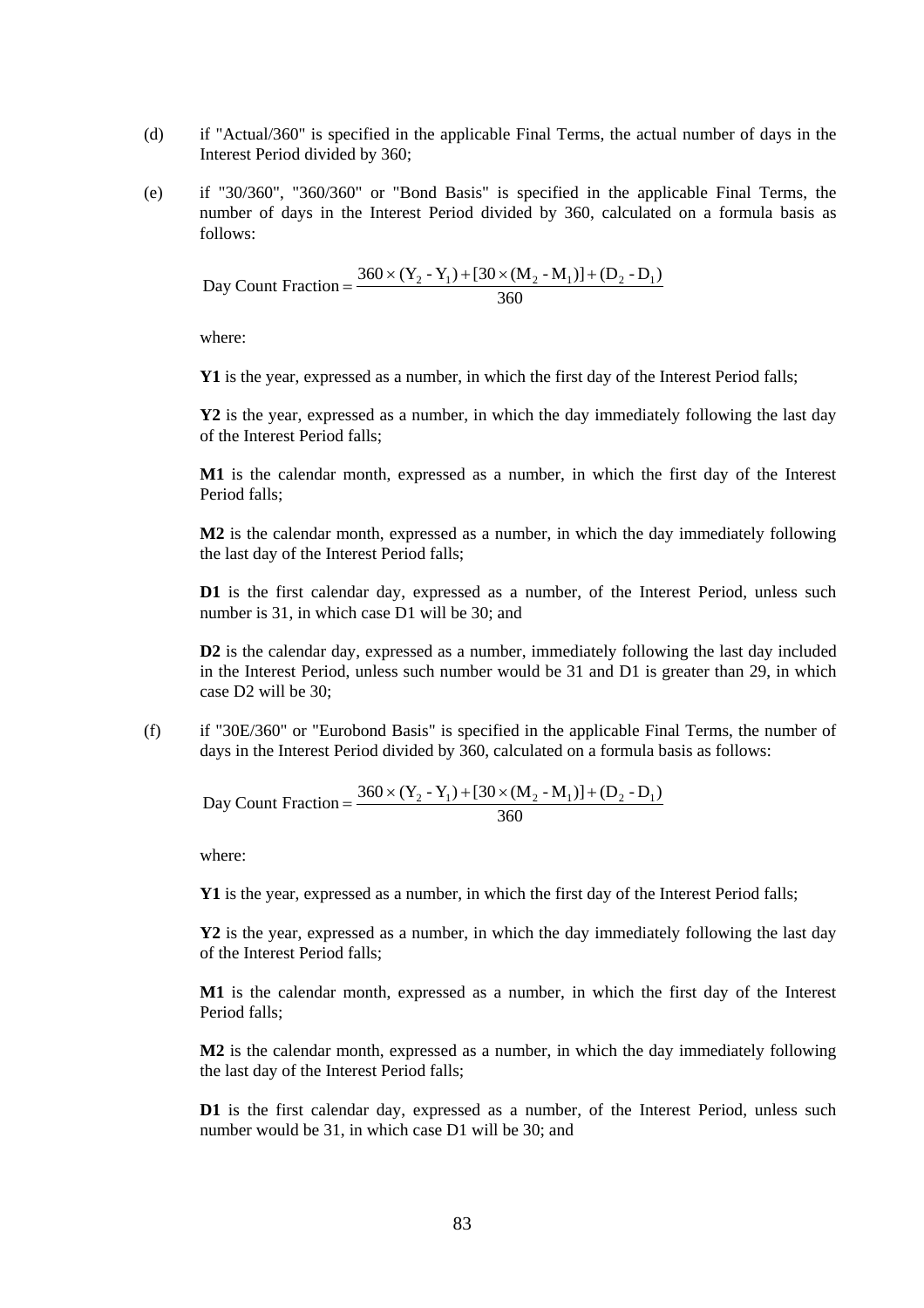(d) if "Actual/360" is specified in the applicable Final Terms, the actual number of days in the Interest Period divided by 360;

(e) if "30/360", "360/360" or "Bond Basis" is specified in the applicable Final Terms, the number of days in the Interest Period divided by 360, calculated on a formula basis as follows:

$$\text{Day Count Fraction} = \frac{360 \times (Y_2 - Y_1) + [30 \times (M_2 - M_1)] + (D_2 - D_1)}{360}$$

where:

**Y1** is the year, expressed as a number, in which the first day of the Interest Period falls;

**Y2** is the year, expressed as a number, in which the day immediately following the last day of the Interest Period falls;

**M1** is the calendar month, expressed as a number, in which the first day of the Interest Period falls;

**M2** is the calendar month, expressed as a number, in which the day immediately following the last day of the Interest Period falls;

**D1** is the first calendar day, expressed as a number, of the Interest Period, unless such number is 31, in which case D1 will be 30; and

**D2** is the calendar day, expressed as a number, immediately following the last day included in the Interest Period, unless such number would be 31 and D1 is greater than 29, in which case D2 will be 30;

(f) if "30E/360" or "Eurobond Basis" is specified in the applicable Final Terms, the number of days in the Interest Period divided by 360, calculated on a formula basis as follows:

$$\text{Day Count Fraction} = \frac{360 \times (Y_2 - Y_1) + [30 \times (M_2 - M_1)] + (D_2 - D_1)}{360}$$

where:

**Y1** is the year, expressed as a number, in which the first day of the Interest Period falls;

**Y2** is the year, expressed as a number, in which the day immediately following the last day of the Interest Period falls;

**M1** is the calendar month, expressed as a number, in which the first day of the Interest Period falls;

**M2** is the calendar month, expressed as a number, in which the day immediately following the last day of the Interest Period falls;

**D1** is the first calendar day, expressed as a number, of the Interest Period, unless such number would be 31, in which case D1 will be 30; and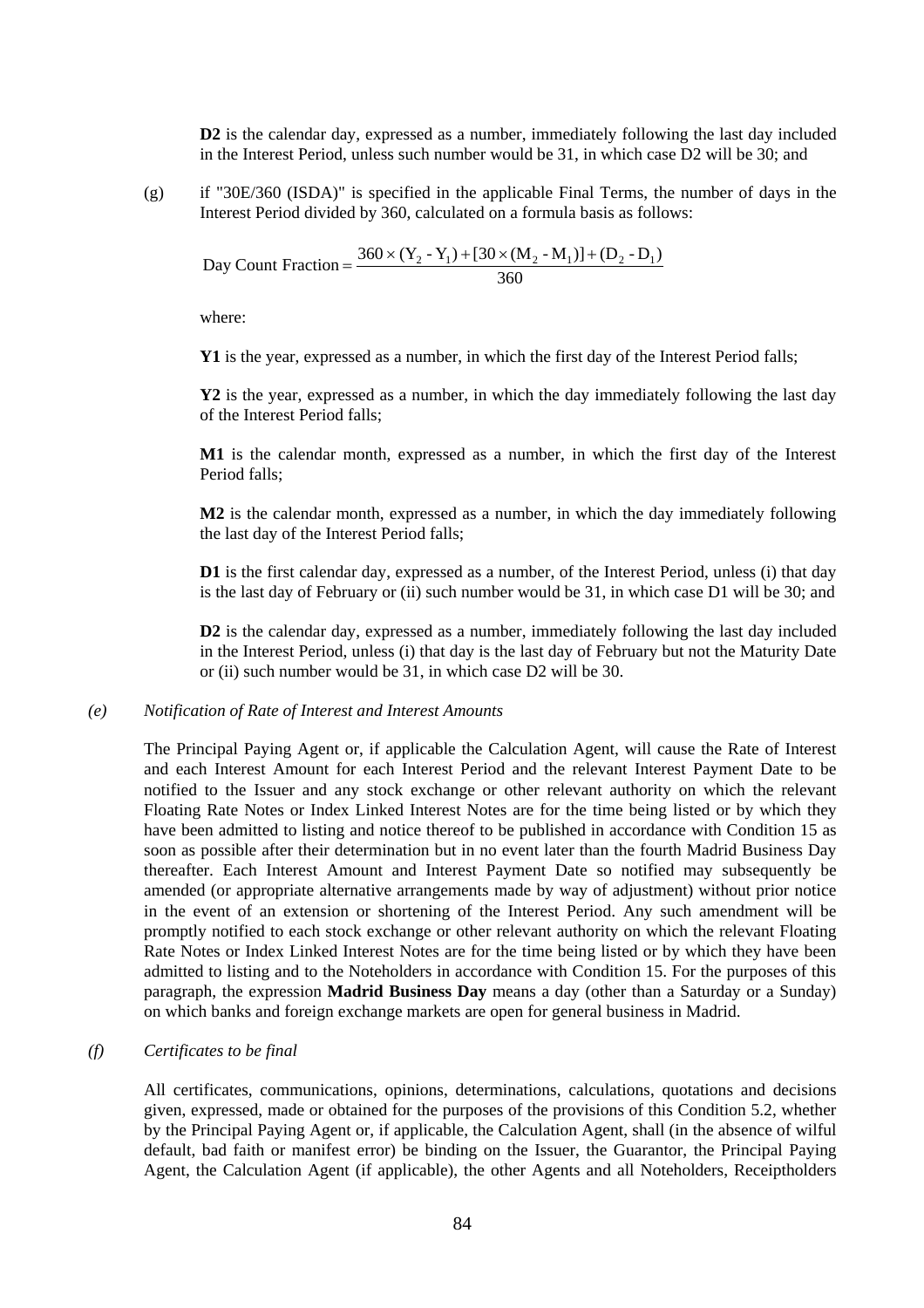**D2** is the calendar day, expressed as a number, immediately following the last day included in the Interest Period, unless such number would be 31, in which case D2 will be 30; and

(g) if "30E/360 (ISDA)" is specified in the applicable Final Terms, the number of days in the Interest Period divided by 360, calculated on a formula basis as follows:

$$\text{Day Count Fraction} = \frac{360 \times (Y_2 - Y_1) + [30 \times (M_2 - M_1)] + (D_2 - D_1)}{360}$$

where:

**Y1** is the year, expressed as a number, in which the first day of the Interest Period falls;

**Y2** is the year, expressed as a number, in which the day immediately following the last day of the Interest Period falls;

**M1** is the calendar month, expressed as a number, in which the first day of the Interest Period falls;

**M2** is the calendar month, expressed as a number, in which the day immediately following the last day of the Interest Period falls;

**D1** is the first calendar day, expressed as a number, of the Interest Period, unless (i) that day is the last day of February or (ii) such number would be 31, in which case D1 will be 30; and

**D2** is the calendar day, expressed as a number, immediately following the last day included in the Interest Period, unless (i) that day is the last day of February but not the Maturity Date or (ii) such number would be 31, in which case D2 will be 30.

*(e) Notification of Rate of Interest and Interest Amounts*

The Principal Paying Agent or, if applicable the Calculation Agent, will cause the Rate of Interest and each Interest Amount for each Interest Period and the relevant Interest Payment Date to be notified to the Issuer and any stock exchange or other relevant authority on which the relevant Floating Rate Notes or Index Linked Interest Notes are for the time being listed or by which they have been admitted to listing and notice thereof to be published in accordance with Condition 15 as soon as possible after their determination but in no event later than the fourth Madrid Business Day thereafter. Each Interest Amount and Interest Payment Date so notified may subsequently be amended (or appropriate alternative arrangements made by way of adjustment) without prior notice in the event of an extension or shortening of the Interest Period. Any such amendment will be promptly notified to each stock exchange or other relevant authority on which the relevant Floating Rate Notes or Index Linked Interest Notes are for the time being listed or by which they have been admitted to listing and to the Noteholders in accordance with Condition 15. For the purposes of this paragraph, the expression **Madrid Business Day** means a day (other than a Saturday or a Sunday) on which banks and foreign exchange markets are open for general business in Madrid.

*(f) Certificates to be final*

All certificates, communications, opinions, determinations, calculations, quotations and decisions given, expressed, made or obtained for the purposes of the provisions of this Condition 5.2, whether by the Principal Paying Agent or, if applicable, the Calculation Agent, shall (in the absence of wilful default, bad faith or manifest error) be binding on the Issuer, the Guarantor, the Principal Paying Agent, the Calculation Agent (if applicable), the other Agents and all Noteholders, Receiptholders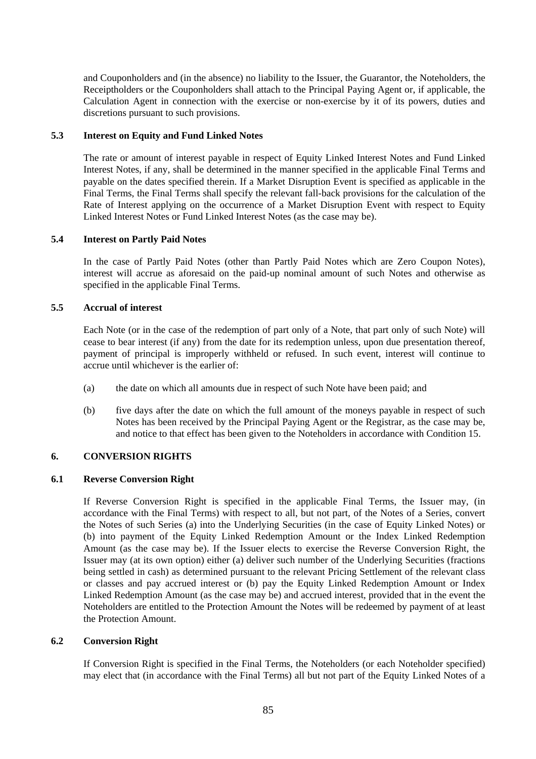and Couponholders and (in the absence) no liability to the Issuer, the Guarantor, the Noteholders, the Receiptholders or the Couponholders shall attach to the Principal Paying Agent or, if applicable, the Calculation Agent in connection with the exercise or non-exercise by it of its powers, duties and discretions pursuant to such provisions.

### 5.3 Interest on Equity and Fund Linked Notes

The rate or amount of interest payable in respect of Equity Linked Interest Notes and Fund Linked Interest Notes, if any, shall be determined in the manner specified in the applicable Final Terms and payable on the dates specified therein. If a Market Disruption Event is specified as applicable in the Final Terms, the Final Terms shall specify the relevant fall-back provisions for the calculation of the Rate of Interest applying on the occurrence of a Market Disruption Event with respect to Equity Linked Interest Notes or Fund Linked Interest Notes (as the case may be).

### 5.4 Interest on Partly Paid Notes

In the case of Partly Paid Notes (other than Partly Paid Notes which are Zero Coupon Notes), interest will accrue as aforesaid on the paid-up nominal amount of such Notes and otherwise as specified in the applicable Final Terms.

### 5.5 Accrual of interest

Each Note (or in the case of the redemption of part only of a Note, that part only of such Note) will cease to bear interest (if any) from the date for its redemption unless, upon due presentation thereof, payment of principal is improperly withheld or refused. In such event, interest will continue to accrue until whichever is the earlier of:

(a) the date on which all amounts due in respect of such Note have been paid; and

(b) five days after the date on which the full amount of the moneys payable in respect of such Notes has been received by the Principal Paying Agent or the Registrar, as the case may be, and notice to that effect has been given to the Noteholders in accordance with Condition 15.

## 6. CONVERSION RIGHTS

### 6.1 Reverse Conversion Right

If Reverse Conversion Right is specified in the applicable Final Terms, the Issuer may, (in accordance with the Final Terms) with respect to all, but not part, of the Notes of a Series, convert the Notes of such Series (a) into the Underlying Securities (in the case of Equity Linked Notes) or (b) into payment of the Equity Linked Redemption Amount or the Index Linked Redemption Amount (as the case may be). If the Issuer elects to exercise the Reverse Conversion Right, the Issuer may (at its own option) either (a) deliver such number of the Underlying Securities (fractions being settled in cash) as determined pursuant to the relevant Pricing Settlement of the relevant class or classes and pay accrued interest or (b) pay the Equity Linked Redemption Amount or Index Linked Redemption Amount (as the case may be) and accrued interest, provided that in the event the Noteholders are entitled to the Protection Amount the Notes will be redeemed by payment of at least the Protection Amount.

### 6.2 Conversion Right

If Conversion Right is specified in the Final Terms, the Noteholders (or each Noteholder specified) may elect that (in accordance with the Final Terms) all but not part of the Equity Linked Notes of a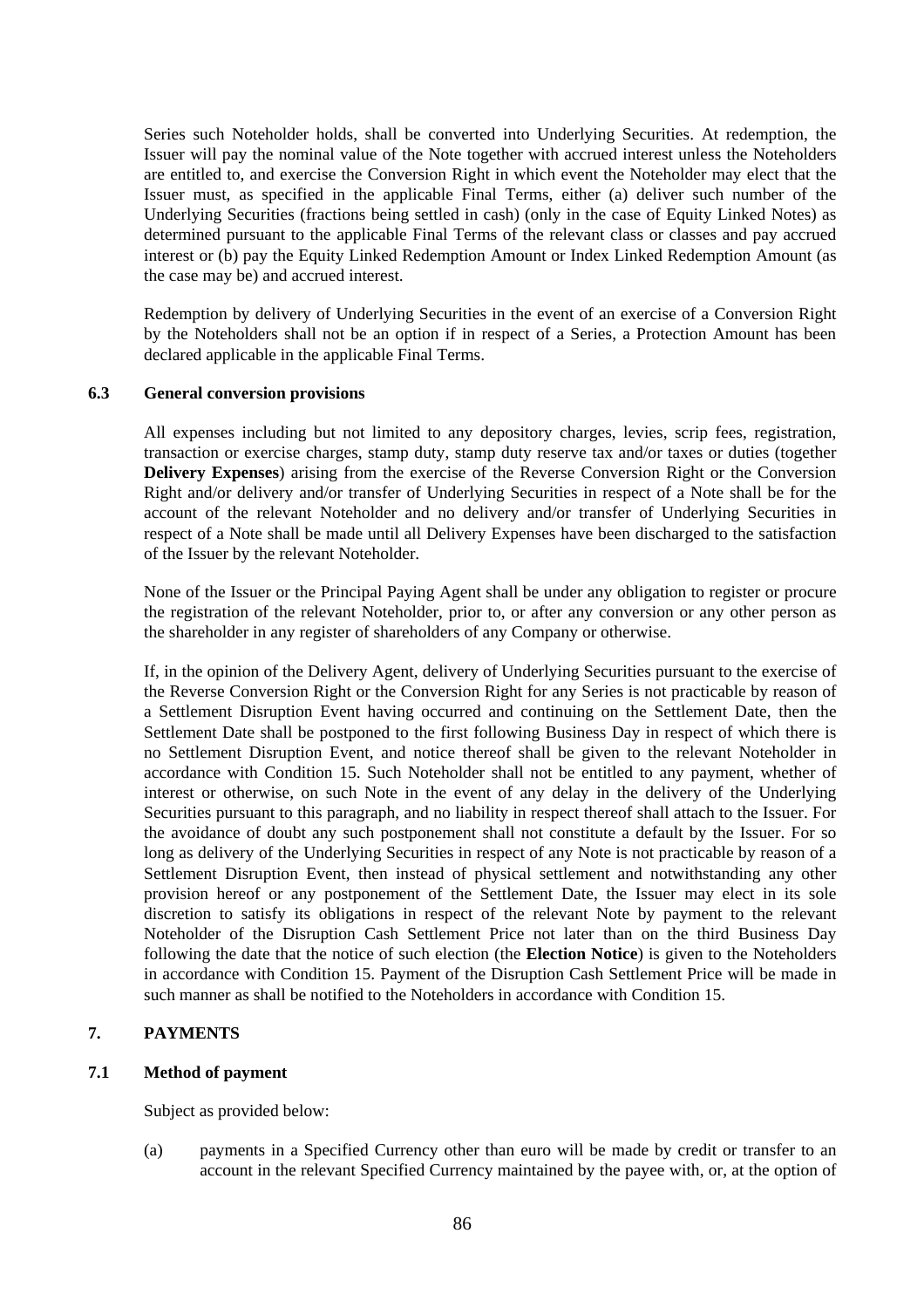Series such Noteholder holds, shall be converted into Underlying Securities. At redemption, the Issuer will pay the nominal value of the Note together with accrued interest unless the Noteholders are entitled to, and exercise the Conversion Right in which event the Noteholder may elect that the Issuer must, as specified in the applicable Final Terms, either (a) deliver such number of the Underlying Securities (fractions being settled in cash) (only in the case of Equity Linked Notes) as determined pursuant to the applicable Final Terms of the relevant class or classes and pay accrued interest or (b) pay the Equity Linked Redemption Amount or Index Linked Redemption Amount (as the case may be) and accrued interest.

Redemption by delivery of Underlying Securities in the event of an exercise of a Conversion Right by the Noteholders shall not be an option if in respect of a Series, a Protection Amount has been declared applicable in the applicable Final Terms.

### 6.3 General conversion provisions

All expenses including but not limited to any depository charges, levies, scrip fees, registration, transaction or exercise charges, stamp duty, stamp duty reserve tax and/or taxes or duties (together **Delivery Expenses**) arising from the exercise of the Reverse Conversion Right or the Conversion Right and/or delivery and/or transfer of Underlying Securities in respect of a Note shall be for the account of the relevant Noteholder and no delivery and/or transfer of Underlying Securities in respect of a Note shall be made until all Delivery Expenses have been discharged to the satisfaction of the Issuer by the relevant Noteholder.

None of the Issuer or the Principal Paying Agent shall be under any obligation to register or procure the registration of the relevant Noteholder, prior to, or after any conversion or any other person as the shareholder in any register of shareholders of any Company or otherwise.

If, in the opinion of the Delivery Agent, delivery of Underlying Securities pursuant to the exercise of the Reverse Conversion Right or the Conversion Right for any Series is not practicable by reason of a Settlement Disruption Event having occurred and continuing on the Settlement Date, then the Settlement Date shall be postponed to the first following Business Day in respect of which there is no Settlement Disruption Event, and notice thereof shall be given to the relevant Noteholder in accordance with Condition 15. Such Noteholder shall not be entitled to any payment, whether of interest or otherwise, on such Note in the event of any delay in the delivery of the Underlying Securities pursuant to this paragraph, and no liability in respect thereof shall attach to the Issuer. For the avoidance of doubt any such postponement shall not constitute a default by the Issuer. For so long as delivery of the Underlying Securities in respect of any Note is not practicable by reason of a Settlement Disruption Event, then instead of physical settlement and notwithstanding any other provision hereof or any postponement of the Settlement Date, the Issuer may elect in its sole discretion to satisfy its obligations in respect of the relevant Note by payment to the relevant Noteholder of the Disruption Cash Settlement Price not later than on the third Business Day following the date that the notice of such election (the **Election Notice**) is given to the Noteholders in accordance with Condition 15. Payment of the Disruption Cash Settlement Price will be made in such manner as shall be notified to the Noteholders in accordance with Condition 15.

## 7. PAYMENTS

### 7.1 Method of payment

Subject as provided below:

(a) payments in a Specified Currency other than euro will be made by credit or transfer to an account in the relevant Specified Currency maintained by the payee with, or, at the option of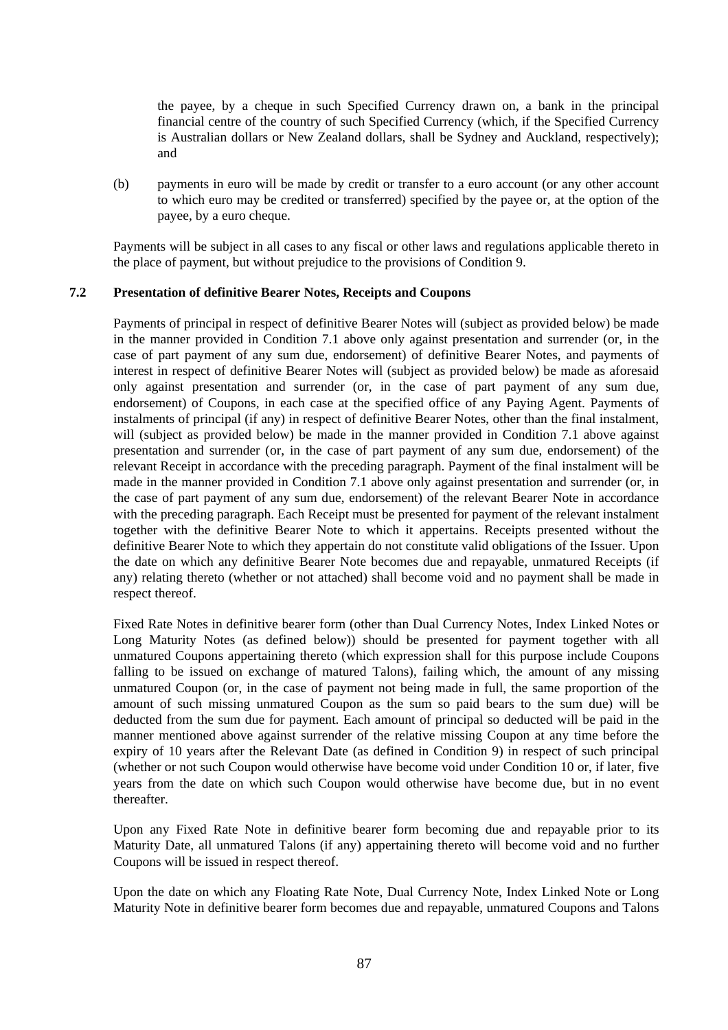the payee, by a cheque in such Specified Currency drawn on, a bank in the principal financial centre of the country of such Specified Currency (which, if the Specified Currency is Australian dollars or New Zealand dollars, shall be Sydney and Auckland, respectively); and

(b) payments in euro will be made by credit or transfer to a euro account (or any other account to which euro may be credited or transferred) specified by the payee or, at the option of the payee, by a euro cheque.

Payments will be subject in all cases to any fiscal or other laws and regulations applicable thereto in the place of payment, but without prejudice to the provisions of Condition 9.

### 7.2 Presentation of definitive Bearer Notes, Receipts and Coupons

Payments of principal in respect of definitive Bearer Notes will (subject as provided below) be made in the manner provided in Condition 7.1 above only against presentation and surrender (or, in the case of part payment of any sum due, endorsement) of definitive Bearer Notes, and payments of interest in respect of definitive Bearer Notes will (subject as provided below) be made as aforesaid only against presentation and surrender (or, in the case of part payment of any sum due, endorsement) of Coupons, in each case at the specified office of any Paying Agent. Payments of instalments of principal (if any) in respect of definitive Bearer Notes, other than the final instalment, will (subject as provided below) be made in the manner provided in Condition 7.1 above against presentation and surrender (or, in the case of part payment of any sum due, endorsement) of the relevant Receipt in accordance with the preceding paragraph. Payment of the final instalment will be made in the manner provided in Condition 7.1 above only against presentation and surrender (or, in the case of part payment of any sum due, endorsement) of the relevant Bearer Note in accordance with the preceding paragraph. Each Receipt must be presented for payment of the relevant instalment together with the definitive Bearer Note to which it appertains. Receipts presented without the definitive Bearer Note to which they appertain do not constitute valid obligations of the Issuer. Upon the date on which any definitive Bearer Note becomes due and repayable, unmatured Receipts (if any) relating thereto (whether or not attached) shall become void and no payment shall be made in respect thereof.

Fixed Rate Notes in definitive bearer form (other than Dual Currency Notes, Index Linked Notes or Long Maturity Notes (as defined below)) should be presented for payment together with all unmatured Coupons appertaining thereto (which expression shall for this purpose include Coupons falling to be issued on exchange of matured Talons), failing which, the amount of any missing unmatured Coupon (or, in the case of payment not being made in full, the same proportion of the amount of such missing unmatured Coupon as the sum so paid bears to the sum due) will be deducted from the sum due for payment. Each amount of principal so deducted will be paid in the manner mentioned above against surrender of the relative missing Coupon at any time before the expiry of 10 years after the Relevant Date (as defined in Condition 9) in respect of such principal (whether or not such Coupon would otherwise have become void under Condition 10 or, if later, five years from the date on which such Coupon would otherwise have become due, but in no event thereafter.

Upon any Fixed Rate Note in definitive bearer form becoming due and repayable prior to its Maturity Date, all unmatured Talons (if any) appertaining thereto will become void and no further Coupons will be issued in respect thereof.

Upon the date on which any Floating Rate Note, Dual Currency Note, Index Linked Note or Long Maturity Note in definitive bearer form becomes due and repayable, unmatured Coupons and Talons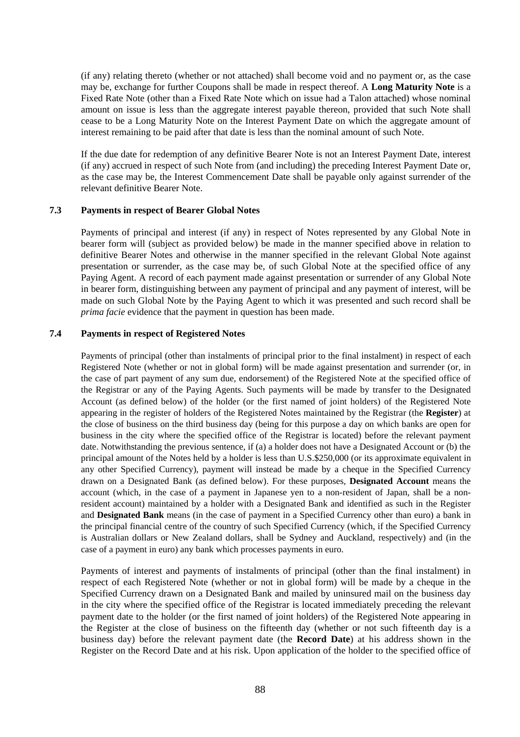(if any) relating thereto (whether or not attached) shall become void and no payment or, as the case may be, exchange for further Coupons shall be made in respect thereof. A **Long Maturity Note** is a Fixed Rate Note (other than a Fixed Rate Note which on issue had a Talon attached) whose nominal amount on issue is less than the aggregate interest payable thereon, provided that such Note shall cease to be a Long Maturity Note on the Interest Payment Date on which the aggregate amount of interest remaining to be paid after that date is less than the nominal amount of such Note.

If the due date for redemption of any definitive Bearer Note is not an Interest Payment Date, interest (if any) accrued in respect of such Note from (and including) the preceding Interest Payment Date or, as the case may be, the Interest Commencement Date shall be payable only against surrender of the relevant definitive Bearer Note.

### 7.3 Payments in respect of Bearer Global Notes

Payments of principal and interest (if any) in respect of Notes represented by any Global Note in bearer form will (subject as provided below) be made in the manner specified above in relation to definitive Bearer Notes and otherwise in the manner specified in the relevant Global Note against presentation or surrender, as the case may be, of such Global Note at the specified office of any Paying Agent. A record of each payment made against presentation or surrender of any Global Note in bearer form, distinguishing between any payment of principal and any payment of interest, will be made on such Global Note by the Paying Agent to which it was presented and such record shall be *prima facie* evidence that the payment in question has been made.

### 7.4 Payments in respect of Registered Notes

Payments of principal (other than instalments of principal prior to the final instalment) in respect of each Registered Note (whether or not in global form) will be made against presentation and surrender (or, in the case of part payment of any sum due, endorsement) of the Registered Note at the specified office of the Registrar or any of the Paying Agents. Such payments will be made by transfer to the Designated Account (as defined below) of the holder (or the first named of joint holders) of the Registered Note appearing in the register of holders of the Registered Notes maintained by the Registrar (the **Register**) at the close of business on the third business day (being for this purpose a day on which banks are open for business in the city where the specified office of the Registrar is located) before the relevant payment date. Notwithstanding the previous sentence, if (a) a holder does not have a Designated Account or (b) the principal amount of the Notes held by a holder is less than U.S.$250,000 (or its approximate equivalent in any other Specified Currency), payment will instead be made by a cheque in the Specified Currency drawn on a Designated Bank (as defined below). For these purposes, **Designated Account** means the account (which, in the case of a payment in Japanese yen to a non-resident of Japan, shall be a non-resident account) maintained by a holder with a Designated Bank and identified as such in the Register and **Designated Bank** means (in the case of payment in a Specified Currency other than euro) a bank in the principal financial centre of the country of such Specified Currency (which, if the Specified Currency is Australian dollars or New Zealand dollars, shall be Sydney and Auckland, respectively) and (in the case of a payment in euro) any bank which processes payments in euro.

Payments of interest and payments of instalments of principal (other than the final instalment) in respect of each Registered Note (whether or not in global form) will be made by a cheque in the Specified Currency drawn on a Designated Bank and mailed by uninsured mail on the business day in the city where the specified office of the Registrar is located immediately preceding the relevant payment date to the holder (or the first named of joint holders) of the Registered Note appearing in the Register at the close of business on the fifteenth day (whether or not such fifteenth day is a business day) before the relevant payment date (the **Record Date**) at his address shown in the Register on the Record Date and at his risk. Upon application of the holder to the specified office of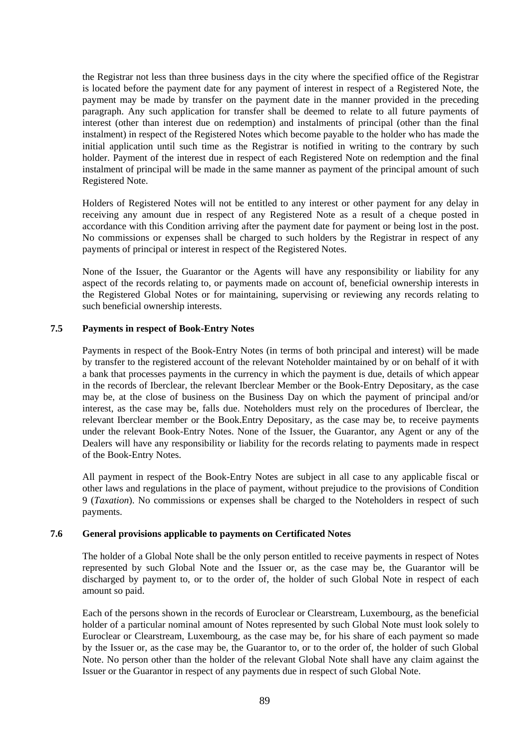the Registrar not less than three business days in the city where the specified office of the Registrar is located before the payment date for any payment of interest in respect of a Registered Note, the payment may be made by transfer on the payment date in the manner provided in the preceding paragraph. Any such application for transfer shall be deemed to relate to all future payments of interest (other than interest due on redemption) and instalments of principal (other than the final instalment) in respect of the Registered Notes which become payable to the holder who has made the initial application until such time as the Registrar is notified in writing to the contrary by such holder. Payment of the interest due in respect of each Registered Note on redemption and the final instalment of principal will be made in the same manner as payment of the principal amount of such Registered Note.

Holders of Registered Notes will not be entitled to any interest or other payment for any delay in receiving any amount due in respect of any Registered Note as a result of a cheque posted in accordance with this Condition arriving after the payment date for payment or being lost in the post. No commissions or expenses shall be charged to such holders by the Registrar in respect of any payments of principal or interest in respect of the Registered Notes.

None of the Issuer, the Guarantor or the Agents will have any responsibility or liability for any aspect of the records relating to, or payments made on account of, beneficial ownership interests in the Registered Global Notes or for maintaining, supervising or reviewing any records relating to such beneficial ownership interests.

### 7.5 Payments in respect of Book-Entry Notes

Payments in respect of the Book-Entry Notes (in terms of both principal and interest) will be made by transfer to the registered account of the relevant Noteholder maintained by or on behalf of it with a bank that processes payments in the currency in which the payment is due, details of which appear in the records of Iberclear, the relevant Iberclear Member or the Book-Entry Depositary, as the case may be, at the close of business on the Business Day on which the payment of principal and/or interest, as the case may be, falls due. Noteholders must rely on the procedures of Iberclear, the relevant Iberclear member or the Book.Entry Depositary, as the case may be, to receive payments under the relevant Book-Entry Notes. None of the Issuer, the Guarantor, any Agent or any of the Dealers will have any responsibility or liability for the records relating to payments made in respect of the Book-Entry Notes.

All payment in respect of the Book-Entry Notes are subject in all case to any applicable fiscal or other laws and regulations in the place of payment, without prejudice to the provisions of Condition 9 (*Taxation*). No commissions or expenses shall be charged to the Noteholders in respect of such payments.

### 7.6 General provisions applicable to payments on Certificated Notes

The holder of a Global Note shall be the only person entitled to receive payments in respect of Notes represented by such Global Note and the Issuer or, as the case may be, the Guarantor will be discharged by payment to, or to the order of, the holder of such Global Note in respect of each amount so paid.

Each of the persons shown in the records of Euroclear or Clearstream, Luxembourg, as the beneficial holder of a particular nominal amount of Notes represented by such Global Note must look solely to Euroclear or Clearstream, Luxembourg, as the case may be, for his share of each payment so made by the Issuer or, as the case may be, the Guarantor to, or to the order of, the holder of such Global Note. No person other than the holder of the relevant Global Note shall have any claim against the Issuer or the Guarantor in respect of any payments due in respect of such Global Note.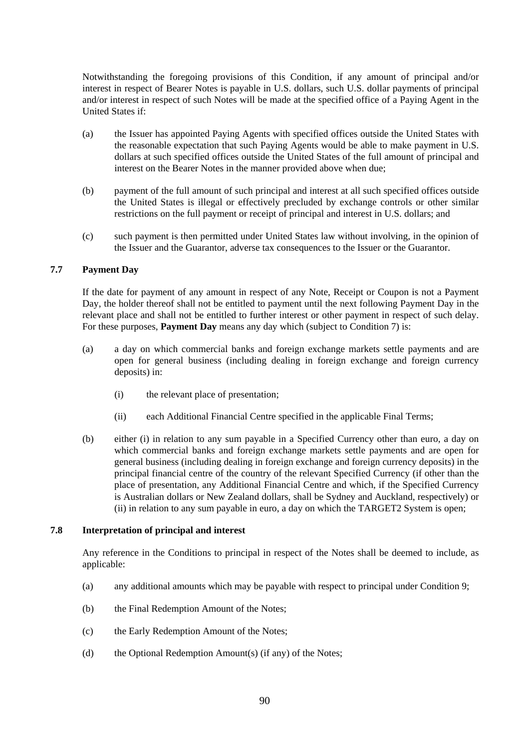Notwithstanding the foregoing provisions of this Condition, if any amount of principal and/or interest in respect of Bearer Notes is payable in U.S. dollars, such U.S. dollar payments of principal and/or interest in respect of such Notes will be made at the specified office of a Paying Agent in the United States if:

(a) the Issuer has appointed Paying Agents with specified offices outside the United States with the reasonable expectation that such Paying Agents would be able to make payment in U.S. dollars at such specified offices outside the United States of the full amount of principal and interest on the Bearer Notes in the manner provided above when due;

(b) payment of the full amount of such principal and interest at all such specified offices outside the United States is illegal or effectively precluded by exchange controls or other similar restrictions on the full payment or receipt of principal and interest in U.S. dollars; and

(c) such payment is then permitted under United States law without involving, in the opinion of the Issuer and the Guarantor, adverse tax consequences to the Issuer or the Guarantor.

### 7.7 Payment Day

If the date for payment of any amount in respect of any Note, Receipt or Coupon is not a Payment Day, the holder thereof shall not be entitled to payment until the next following Payment Day in the relevant place and shall not be entitled to further interest or other payment in respect of such delay. For these purposes, **Payment Day** means any day which (subject to Condition 7) is:

(a) a day on which commercial banks and foreign exchange markets settle payments and are open for general business (including dealing in foreign exchange and foreign currency deposits) in:

   (i) the relevant place of presentation;

   (ii) each Additional Financial Centre specified in the applicable Final Terms;

(b) either (i) in relation to any sum payable in a Specified Currency other than euro, a day on which commercial banks and foreign exchange markets settle payments and are open for general business (including dealing in foreign exchange and foreign currency deposits) in the principal financial centre of the country of the relevant Specified Currency (if other than the place of presentation, any Additional Financial Centre and which, if the Specified Currency is Australian dollars or New Zealand dollars, shall be Sydney and Auckland, respectively) or (ii) in relation to any sum payable in euro, a day on which the TARGET2 System is open;

### 7.8 Interpretation of principal and interest

Any reference in the Conditions to principal in respect of the Notes shall be deemed to include, as applicable:

(a) any additional amounts which may be payable with respect to principal under Condition 9;

(b) the Final Redemption Amount of the Notes;

(c) the Early Redemption Amount of the Notes;

(d) the Optional Redemption Amount(s) (if any) of the Notes;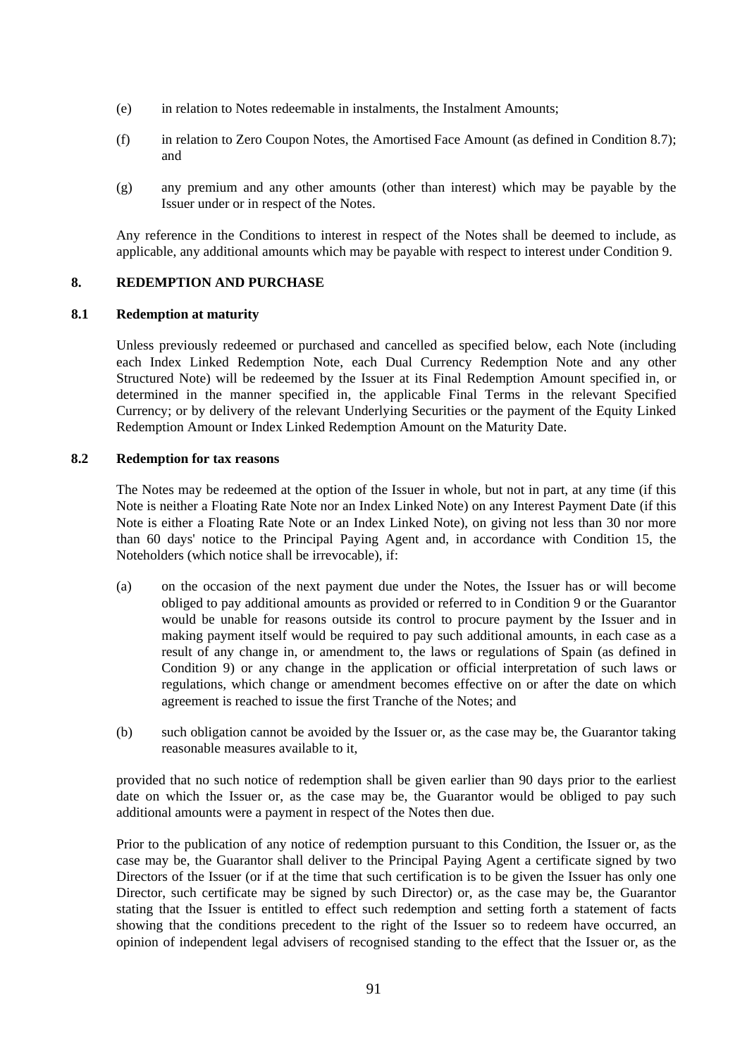(e) in relation to Notes redeemable in instalments, the Instalment Amounts;

(f) in relation to Zero Coupon Notes, the Amortised Face Amount (as defined in Condition 8.7); and

(g) any premium and any other amounts (other than interest) which may be payable by the Issuer under or in respect of the Notes.

Any reference in the Conditions to interest in respect of the Notes shall be deemed to include, as applicable, any additional amounts which may be payable with respect to interest under Condition 9.

## 8. REDEMPTION AND PURCHASE

### 8.1 Redemption at maturity

Unless previously redeemed or purchased and cancelled as specified below, each Note (including each Index Linked Redemption Note, each Dual Currency Redemption Note and any other Structured Note) will be redeemed by the Issuer at its Final Redemption Amount specified in, or determined in the manner specified in, the applicable Final Terms in the relevant Specified Currency; or by delivery of the relevant Underlying Securities or the payment of the Equity Linked Redemption Amount or Index Linked Redemption Amount on the Maturity Date.

### 8.2 Redemption for tax reasons

The Notes may be redeemed at the option of the Issuer in whole, but not in part, at any time (if this Note is neither a Floating Rate Note nor an Index Linked Note) on any Interest Payment Date (if this Note is either a Floating Rate Note or an Index Linked Note), on giving not less than 30 nor more than 60 days' notice to the Principal Paying Agent and, in accordance with Condition 15, the Noteholders (which notice shall be irrevocable), if:

(a) on the occasion of the next payment due under the Notes, the Issuer has or will become obliged to pay additional amounts as provided or referred to in Condition 9 or the Guarantor would be unable for reasons outside its control to procure payment by the Issuer and in making payment itself would be required to pay such additional amounts, in each case as a result of any change in, or amendment to, the laws or regulations of Spain (as defined in Condition 9) or any change in the application or official interpretation of such laws or regulations, which change or amendment becomes effective on or after the date on which agreement is reached to issue the first Tranche of the Notes; and

(b) such obligation cannot be avoided by the Issuer or, as the case may be, the Guarantor taking reasonable measures available to it,

provided that no such notice of redemption shall be given earlier than 90 days prior to the earliest date on which the Issuer or, as the case may be, the Guarantor would be obliged to pay such additional amounts were a payment in respect of the Notes then due.

Prior to the publication of any notice of redemption pursuant to this Condition, the Issuer or, as the case may be, the Guarantor shall deliver to the Principal Paying Agent a certificate signed by two Directors of the Issuer (or if at the time that such certification is to be given the Issuer has only one Director, such certificate may be signed by such Director) or, as the case may be, the Guarantor stating that the Issuer is entitled to effect such redemption and setting forth a statement of facts showing that the conditions precedent to the right of the Issuer so to redeem have occurred, an opinion of independent legal advisers of recognised standing to the effect that the Issuer or, as the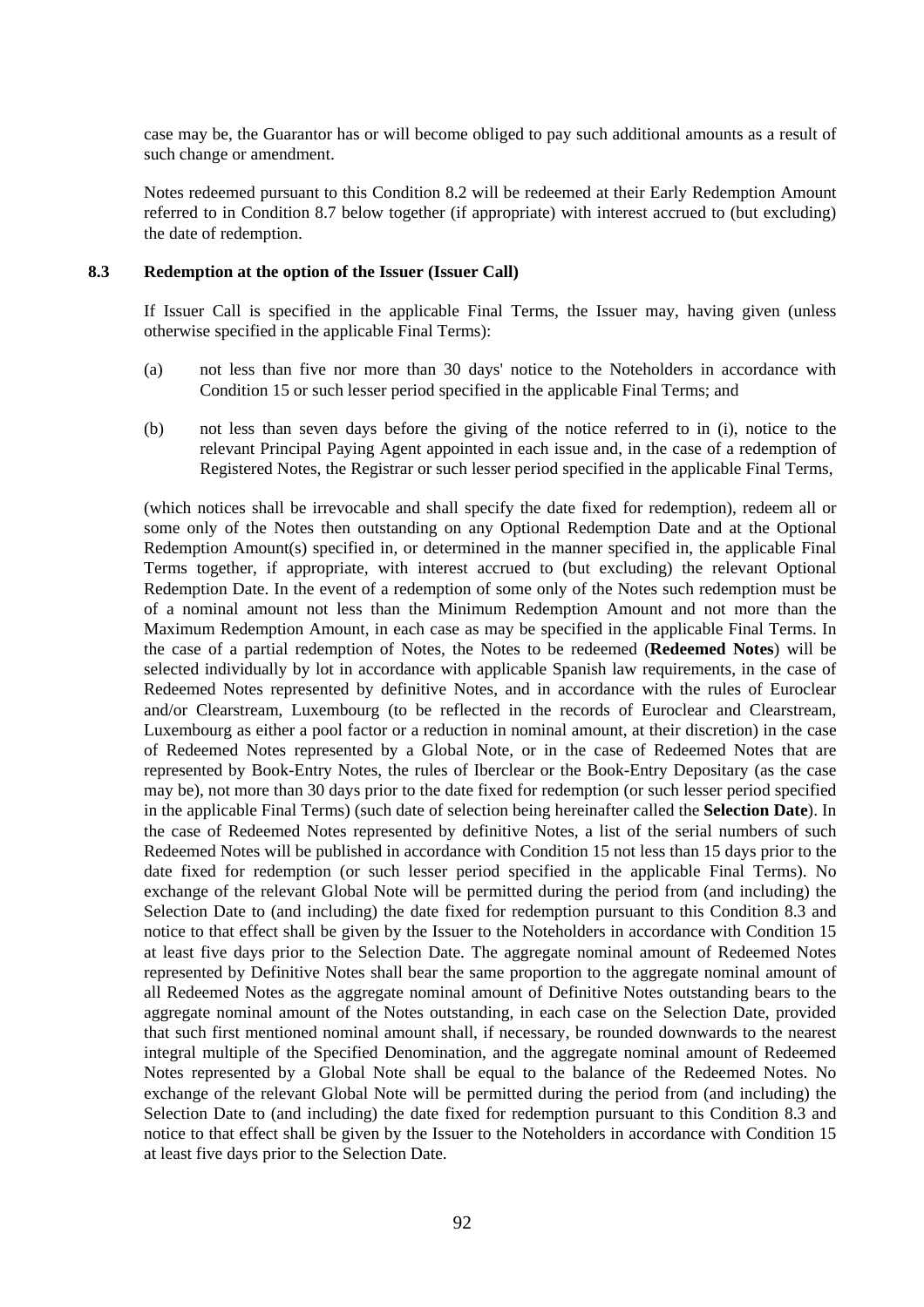case may be, the Guarantor has or will become obliged to pay such additional amounts as a result of such change or amendment.

Notes redeemed pursuant to this Condition 8.2 will be redeemed at their Early Redemption Amount referred to in Condition 8.7 below together (if appropriate) with interest accrued to (but excluding) the date of redemption.

### 8.3 Redemption at the option of the Issuer (Issuer Call)

If Issuer Call is specified in the applicable Final Terms, the Issuer may, having given (unless otherwise specified in the applicable Final Terms):

(a) not less than five nor more than 30 days' notice to the Noteholders in accordance with Condition 15 or such lesser period specified in the applicable Final Terms; and

(b) not less than seven days before the giving of the notice referred to in (i), notice to the relevant Principal Paying Agent appointed in each issue and, in the case of a redemption of Registered Notes, the Registrar or such lesser period specified in the applicable Final Terms,

(which notices shall be irrevocable and shall specify the date fixed for redemption), redeem all or some only of the Notes then outstanding on any Optional Redemption Date and at the Optional Redemption Amount(s) specified in, or determined in the manner specified in, the applicable Final Terms together, if appropriate, with interest accrued to (but excluding) the relevant Optional Redemption Date. In the event of a redemption of some only of the Notes such redemption must be of a nominal amount not less than the Minimum Redemption Amount and not more than the Maximum Redemption Amount, in each case as may be specified in the applicable Final Terms. In the case of a partial redemption of Notes, the Notes to be redeemed (**Redeemed Notes**) will be selected individually by lot in accordance with applicable Spanish law requirements, in the case of Redeemed Notes represented by definitive Notes, and in accordance with the rules of Euroclear and/or Clearstream, Luxembourg (to be reflected in the records of Euroclear and Clearstream, Luxembourg as either a pool factor or a reduction in nominal amount, at their discretion) in the case of Redeemed Notes represented by a Global Note, or in the case of Redeemed Notes that are represented by Book-Entry Notes, the rules of Iberclear or the Book-Entry Depositary (as the case may be), not more than 30 days prior to the date fixed for redemption (or such lesser period specified in the applicable Final Terms) (such date of selection being hereinafter called the **Selection Date**). In the case of Redeemed Notes represented by definitive Notes, a list of the serial numbers of such Redeemed Notes will be published in accordance with Condition 15 not less than 15 days prior to the date fixed for redemption (or such lesser period specified in the applicable Final Terms). No exchange of the relevant Global Note will be permitted during the period from (and including) the Selection Date to (and including) the date fixed for redemption pursuant to this Condition 8.3 and notice to that effect shall be given by the Issuer to the Noteholders in accordance with Condition 15 at least five days prior to the Selection Date. The aggregate nominal amount of Redeemed Notes represented by Definitive Notes shall bear the same proportion to the aggregate nominal amount of all Redeemed Notes as the aggregate nominal amount of Definitive Notes outstanding bears to the aggregate nominal amount of the Notes outstanding, in each case on the Selection Date, provided that such first mentioned nominal amount shall, if necessary, be rounded downwards to the nearest integral multiple of the Specified Denomination, and the aggregate nominal amount of Redeemed Notes represented by a Global Note shall be equal to the balance of the Redeemed Notes. No exchange of the relevant Global Note will be permitted during the period from (and including) the Selection Date to (and including) the date fixed for redemption pursuant to this Condition 8.3 and notice to that effect shall be given by the Issuer to the Noteholders in accordance with Condition 15 at least five days prior to the Selection Date.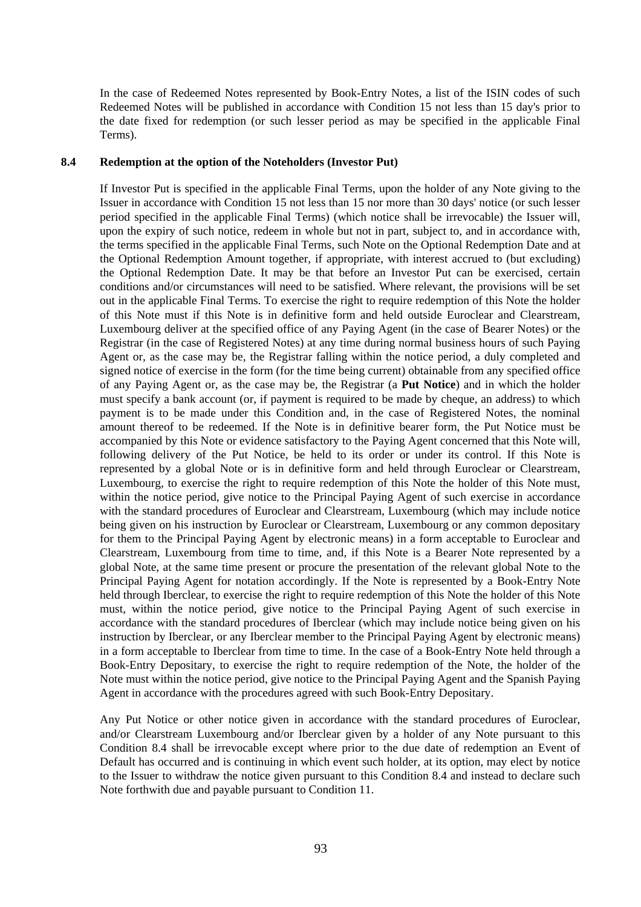In the case of Redeemed Notes represented by Book-Entry Notes, a list of the ISIN codes of such Redeemed Notes will be published in accordance with Condition 15 not less than 15 day's prior to the date fixed for redemption (or such lesser period as may be specified in the applicable Final Terms).

### 8.4 Redemption at the option of the Noteholders (Investor Put)

If Investor Put is specified in the applicable Final Terms, upon the holder of any Note giving to the Issuer in accordance with Condition 15 not less than 15 nor more than 30 days' notice (or such lesser period specified in the applicable Final Terms) (which notice shall be irrevocable) the Issuer will, upon the expiry of such notice, redeem in whole but not in part, subject to, and in accordance with, the terms specified in the applicable Final Terms, such Note on the Optional Redemption Date and at the Optional Redemption Amount together, if appropriate, with interest accrued to (but excluding) the Optional Redemption Date. It may be that before an Investor Put can be exercised, certain conditions and/or circumstances will need to be satisfied. Where relevant, the provisions will be set out in the applicable Final Terms. To exercise the right to require redemption of this Note the holder of this Note must if this Note is in definitive form and held outside Euroclear and Clearstream, Luxembourg deliver at the specified office of any Paying Agent (in the case of Bearer Notes) or the Registrar (in the case of Registered Notes) at any time during normal business hours of such Paying Agent or, as the case may be, the Registrar falling within the notice period, a duly completed and signed notice of exercise in the form (for the time being current) obtainable from any specified office of any Paying Agent or, as the case may be, the Registrar (a **Put Notice**) and in which the holder must specify a bank account (or, if payment is required to be made by cheque, an address) to which payment is to be made under this Condition and, in the case of Registered Notes, the nominal amount thereof to be redeemed. If the Note is in definitive bearer form, the Put Notice must be accompanied by this Note or evidence satisfactory to the Paying Agent concerned that this Note will, following delivery of the Put Notice, be held to its order or under its control. If this Note is represented by a global Note or is in definitive form and held through Euroclear or Clearstream, Luxembourg, to exercise the right to require redemption of this Note the holder of this Note must, within the notice period, give notice to the Principal Paying Agent of such exercise in accordance with the standard procedures of Euroclear and Clearstream, Luxembourg (which may include notice being given on his instruction by Euroclear or Clearstream, Luxembourg or any common depositary for them to the Principal Paying Agent by electronic means) in a form acceptable to Euroclear and Clearstream, Luxembourg from time to time, and, if this Note is a Bearer Note represented by a global Note, at the same time present or procure the presentation of the relevant global Note to the Principal Paying Agent for notation accordingly. If the Note is represented by a Book-Entry Note held through Iberclear, to exercise the right to require redemption of this Note the holder of this Note must, within the notice period, give notice to the Principal Paying Agent of such exercise in accordance with the standard procedures of Iberclear (which may include notice being given on his instruction by Iberclear, or any Iberclear member to the Principal Paying Agent by electronic means) in a form acceptable to Iberclear from time to time. In the case of a Book-Entry Note held through a Book-Entry Depositary, to exercise the right to require redemption of the Note, the holder of the Note must within the notice period, give notice to the Principal Paying Agent and the Spanish Paying Agent in accordance with the procedures agreed with such Book-Entry Depositary.

Any Put Notice or other notice given in accordance with the standard procedures of Euroclear, and/or Clearstream Luxembourg and/or Iberclear given by a holder of any Note pursuant to this Condition 8.4 shall be irrevocable except where prior to the due date of redemption an Event of Default has occurred and is continuing in which event such holder, at its option, may elect by notice to the Issuer to withdraw the notice given pursuant to this Condition 8.4 and instead to declare such Note forthwith due and payable pursuant to Condition 11.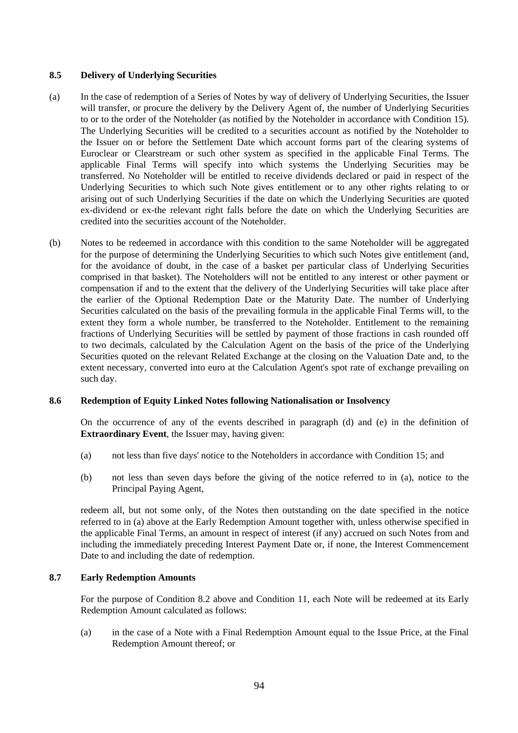### 8.5 Delivery of Underlying Securities

(a) In the case of redemption of a Series of Notes by way of delivery of Underlying Securities, the Issuer will transfer, or procure the delivery by the Delivery Agent of, the number of Underlying Securities to or to the order of the Noteholder (as notified by the Noteholder in accordance with Condition 15). The Underlying Securities will be credited to a securities account as notified by the Noteholder to the Issuer on or before the Settlement Date which account forms part of the clearing systems of Euroclear or Clearstream or such other system as specified in the applicable Final Terms. The applicable Final Terms will specify into which systems the Underlying Securities may be transferred. No Noteholder will be entitled to receive dividends declared or paid in respect of the Underlying Securities to which such Note gives entitlement or to any other rights relating to or arising out of such Underlying Securities if the date on which the Underlying Securities are quoted ex-dividend or ex-the relevant right falls before the date on which the Underlying Securities are credited into the securities account of the Noteholder.

(b) Notes to be redeemed in accordance with this condition to the same Noteholder will be aggregated for the purpose of determining the Underlying Securities to which such Notes give entitlement (and, for the avoidance of doubt, in the case of a basket per particular class of Underlying Securities comprised in that basket). The Noteholders will not be entitled to any interest or other payment or compensation if and to the extent that the delivery of the Underlying Securities will take place after the earlier of the Optional Redemption Date or the Maturity Date. The number of Underlying Securities calculated on the basis of the prevailing formula in the applicable Final Terms will, to the extent they form a whole number, be transferred to the Noteholder. Entitlement to the remaining fractions of Underlying Securities will be settled by payment of those fractions in cash rounded off to two decimals, calculated by the Calculation Agent on the basis of the price of the Underlying Securities quoted on the relevant Related Exchange at the closing on the Valuation Date and, to the extent necessary, converted into euro at the Calculation Agent's spot rate of exchange prevailing on such day.

### 8.6 Redemption of Equity Linked Notes following Nationalisation or Insolvency

On the occurrence of any of the events described in paragraph (d) and (e) in the definition of **Extraordinary Event**, the Issuer may, having given:

(a) not less than five days' notice to the Noteholders in accordance with Condition 15; and

(b) not less than seven days before the giving of the notice referred to in (a), notice to the Principal Paying Agent,

redeem all, but not some only, of the Notes then outstanding on the date specified in the notice referred to in (a) above at the Early Redemption Amount together with, unless otherwise specified in the applicable Final Terms, an amount in respect of interest (if any) accrued on such Notes from and including the immediately preceding Interest Payment Date or, if none, the Interest Commencement Date to and including the date of redemption.

### 8.7 Early Redemption Amounts

For the purpose of Condition 8.2 above and Condition 11, each Note will be redeemed at its Early Redemption Amount calculated as follows:

(a) in the case of a Note with a Final Redemption Amount equal to the Issue Price, at the Final Redemption Amount thereof; or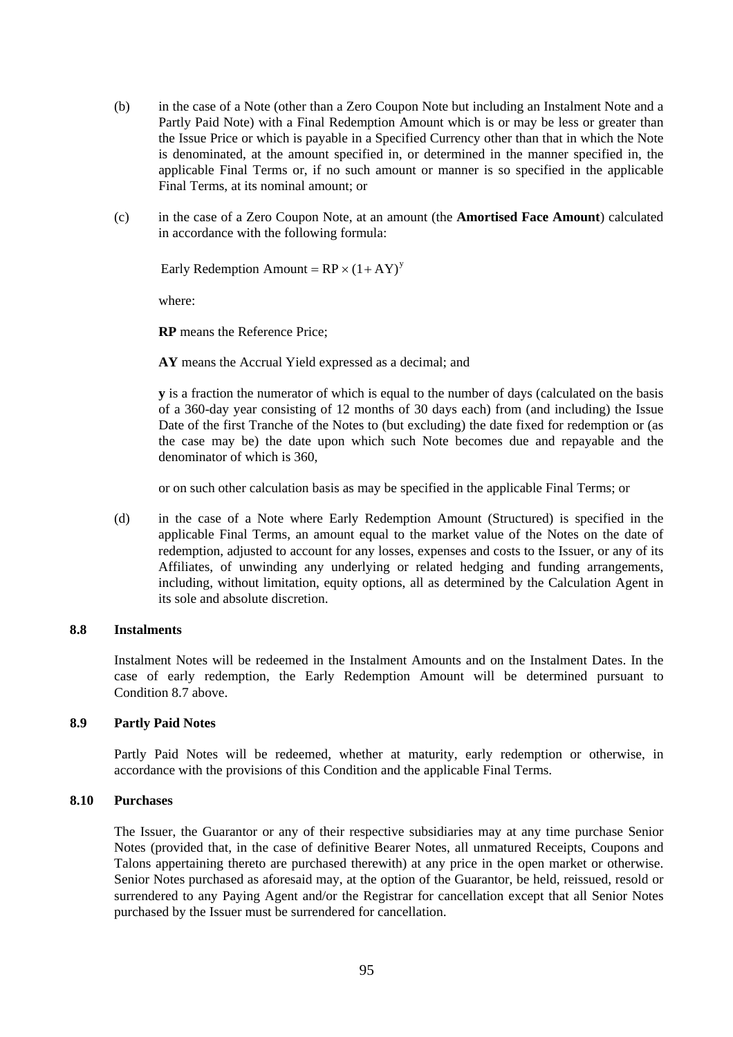(b) in the case of a Note (other than a Zero Coupon Note but including an Instalment Note and a Partly Paid Note) with a Final Redemption Amount which is or may be less or greater than the Issue Price or which is payable in a Specified Currency other than that in which the Note is denominated, at the amount specified in, or determined in the manner specified in, the applicable Final Terms or, if no such amount or manner is so specified in the applicable Final Terms, at its nominal amount; or

(c) in the case of a Zero Coupon Note, at an amount (the **Amortised Face Amount**) calculated in accordance with the following formula:

$$\text{Early Redemption Amount} = \text{RP} \times (1 + \text{AY})^{y}$$

where:

**RP** means the Reference Price;

**AY** means the Accrual Yield expressed as a decimal; and

**y** is a fraction the numerator of which is equal to the number of days (calculated on the basis of a 360-day year consisting of 12 months of 30 days each) from (and including) the Issue Date of the first Tranche of the Notes to (but excluding) the date fixed for redemption or (as the case may be) the date upon which such Note becomes due and repayable and the denominator of which is 360,

or on such other calculation basis as may be specified in the applicable Final Terms; or

(d) in the case of a Note where Early Redemption Amount (Structured) is specified in the applicable Final Terms, an amount equal to the market value of the Notes on the date of redemption, adjusted to account for any losses, expenses and costs to the Issuer, or any of its Affiliates, of unwinding any underlying or related hedging and funding arrangements, including, without limitation, equity options, all as determined by the Calculation Agent in its sole and absolute discretion.

### 8.8 Instalments

Instalment Notes will be redeemed in the Instalment Amounts and on the Instalment Dates. In the case of early redemption, the Early Redemption Amount will be determined pursuant to Condition 8.7 above.

### 8.9 Partly Paid Notes

Partly Paid Notes will be redeemed, whether at maturity, early redemption or otherwise, in accordance with the provisions of this Condition and the applicable Final Terms.

### 8.10 Purchases

The Issuer, the Guarantor or any of their respective subsidiaries may at any time purchase Senior Notes (provided that, in the case of definitive Bearer Notes, all unmatured Receipts, Coupons and Talons appertaining thereto are purchased therewith) at any price in the open market or otherwise. Senior Notes purchased as aforesaid may, at the option of the Guarantor, be held, reissued, resold or surrendered to any Paying Agent and/or the Registrar for cancellation except that all Senior Notes purchased by the Issuer must be surrendered for cancellation.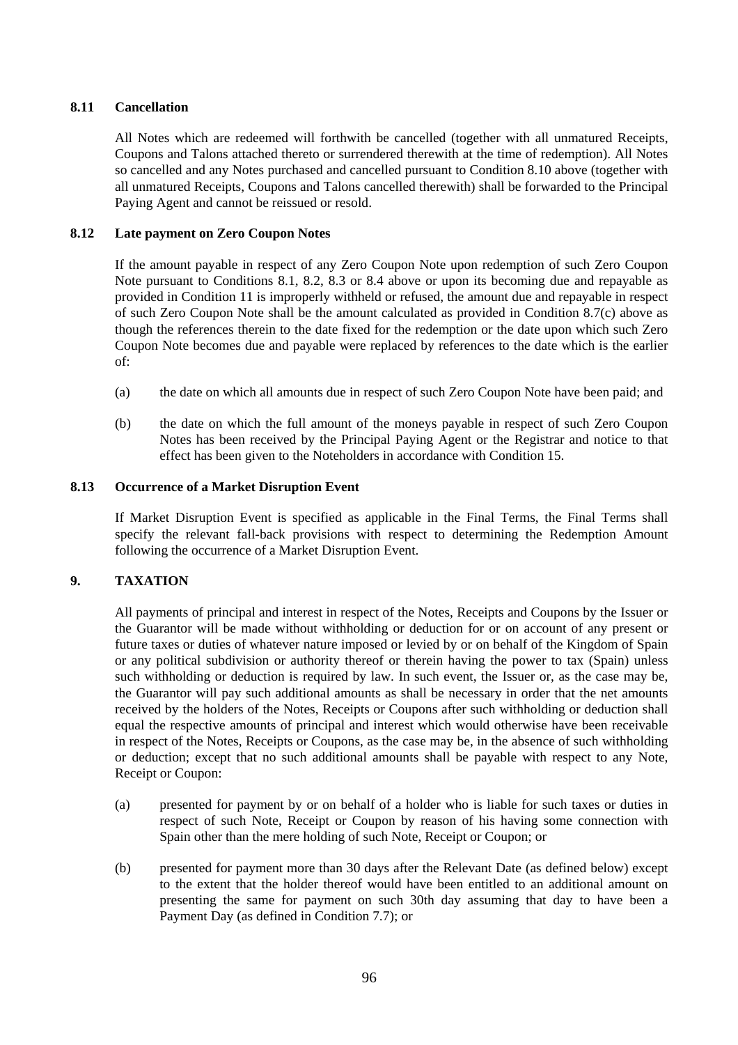### 8.11 Cancellation

All Notes which are redeemed will forthwith be cancelled (together with all unmatured Receipts, Coupons and Talons attached thereto or surrendered therewith at the time of redemption). All Notes so cancelled and any Notes purchased and cancelled pursuant to Condition 8.10 above (together with all unmatured Receipts, Coupons and Talons cancelled therewith) shall be forwarded to the Principal Paying Agent and cannot be reissued or resold.

### 8.12 Late payment on Zero Coupon Notes

If the amount payable in respect of any Zero Coupon Note upon redemption of such Zero Coupon Note pursuant to Conditions 8.1, 8.2, 8.3 or 8.4 above or upon its becoming due and repayable as provided in Condition 11 is improperly withheld or refused, the amount due and repayable in respect of such Zero Coupon Note shall be the amount calculated as provided in Condition 8.7(c) above as though the references therein to the date fixed for the redemption or the date upon which such Zero Coupon Note becomes due and payable were replaced by references to the date which is the earlier of:

(a) the date on which all amounts due in respect of such Zero Coupon Note have been paid; and

(b) the date on which the full amount of the moneys payable in respect of such Zero Coupon Notes has been received by the Principal Paying Agent or the Registrar and notice to that effect has been given to the Noteholders in accordance with Condition 15.

### 8.13 Occurrence of a Market Disruption Event

If Market Disruption Event is specified as applicable in the Final Terms, the Final Terms shall specify the relevant fall-back provisions with respect to determining the Redemption Amount following the occurrence of a Market Disruption Event.

## 9. TAXATION

All payments of principal and interest in respect of the Notes, Receipts and Coupons by the Issuer or the Guarantor will be made without withholding or deduction for or on account of any present or future taxes or duties of whatever nature imposed or levied by or on behalf of the Kingdom of Spain or any political subdivision or authority thereof or therein having the power to tax (Spain) unless such withholding or deduction is required by law. In such event, the Issuer or, as the case may be, the Guarantor will pay such additional amounts as shall be necessary in order that the net amounts received by the holders of the Notes, Receipts or Coupons after such withholding or deduction shall equal the respective amounts of principal and interest which would otherwise have been receivable in respect of the Notes, Receipts or Coupons, as the case may be, in the absence of such withholding or deduction; except that no such additional amounts shall be payable with respect to any Note, Receipt or Coupon:

(a) presented for payment by or on behalf of a holder who is liable for such taxes or duties in respect of such Note, Receipt or Coupon by reason of his having some connection with Spain other than the mere holding of such Note, Receipt or Coupon; or

(b) presented for payment more than 30 days after the Relevant Date (as defined below) except to the extent that the holder thereof would have been entitled to an additional amount on presenting the same for payment on such 30th day assuming that day to have been a Payment Day (as defined in Condition 7.7); or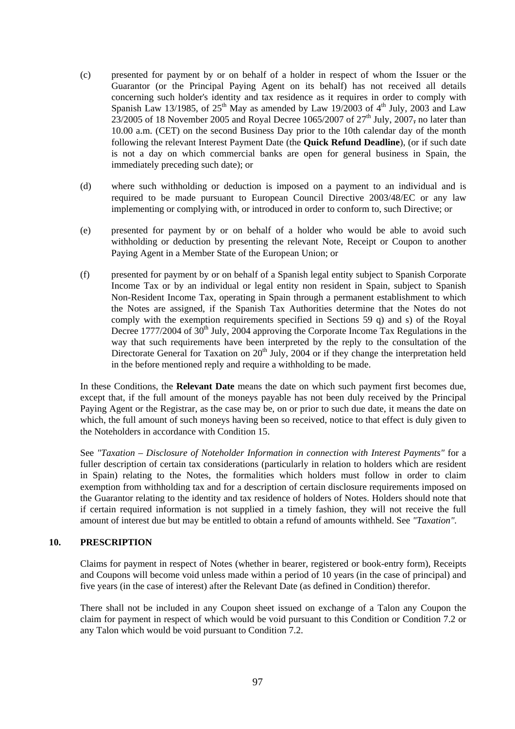(c) presented for payment by or on behalf of a holder in respect of whom the Issuer or the Guarantor (or the Principal Paying Agent on its behalf) has not received all details concerning such holder's identity and tax residence as it requires in order to comply with Spanish Law 13/1985, of 25th May as amended by Law 19/2003 of 4th July, 2003 and Law 23/2005 of 18 November 2005 and Royal Decree 1065/2007 of 27th July, 2007, no later than 10.00 a.m. (CET) on the second Business Day prior to the 10th calendar day of the month following the relevant Interest Payment Date (the **Quick Refund Deadline**), (or if such date is not a day on which commercial banks are open for general business in Spain, the immediately preceding such date); or

(d) where such withholding or deduction is imposed on a payment to an individual and is required to be made pursuant to European Council Directive 2003/48/EC or any law implementing or complying with, or introduced in order to conform to, such Directive; or

(e) presented for payment by or on behalf of a holder who would be able to avoid such withholding or deduction by presenting the relevant Note, Receipt or Coupon to another Paying Agent in a Member State of the European Union; or

(f) presented for payment by or on behalf of a Spanish legal entity subject to Spanish Corporate Income Tax or by an individual or legal entity non resident in Spain, subject to Spanish Non-Resident Income Tax, operating in Spain through a permanent establishment to which the Notes are assigned, if the Spanish Tax Authorities determine that the Notes do not comply with the exemption requirements specified in Sections 59 q) and s) of the Royal Decree 1777/2004 of 30th July, 2004 approving the Corporate Income Tax Regulations in the way that such requirements have been interpreted by the reply to the consultation of the Directorate General for Taxation on 20th July, 2004 or if they change the interpretation held in the before mentioned reply and require a withholding to be made.

In these Conditions, the **Relevant Date** means the date on which such payment first becomes due, except that, if the full amount of the moneys payable has not been duly received by the Principal Paying Agent or the Registrar, as the case may be, on or prior to such due date, it means the date on which, the full amount of such moneys having been so received, notice to that effect is duly given to the Noteholders in accordance with Condition 15.

See *"Taxation – Disclosure of Noteholder Information in connection with Interest Payments"* for a fuller description of certain tax considerations (particularly in relation to holders which are resident in Spain) relating to the Notes, the formalities which holders must follow in order to claim exemption from withholding tax and for a description of certain disclosure requirements imposed on the Guarantor relating to the identity and tax residence of holders of Notes. Holders should note that if certain required information is not supplied in a timely fashion, they will not receive the full amount of interest due but may be entitled to obtain a refund of amounts withheld. See *"Taxation"*.

## 10. PRESCRIPTION

Claims for payment in respect of Notes (whether in bearer, registered or book-entry form), Receipts and Coupons will become void unless made within a period of 10 years (in the case of principal) and five years (in the case of interest) after the Relevant Date (as defined in Condition) therefor.

There shall not be included in any Coupon sheet issued on exchange of a Talon any Coupon the claim for payment in respect of which would be void pursuant to this Condition or Condition 7.2 or any Talon which would be void pursuant to Condition 7.2.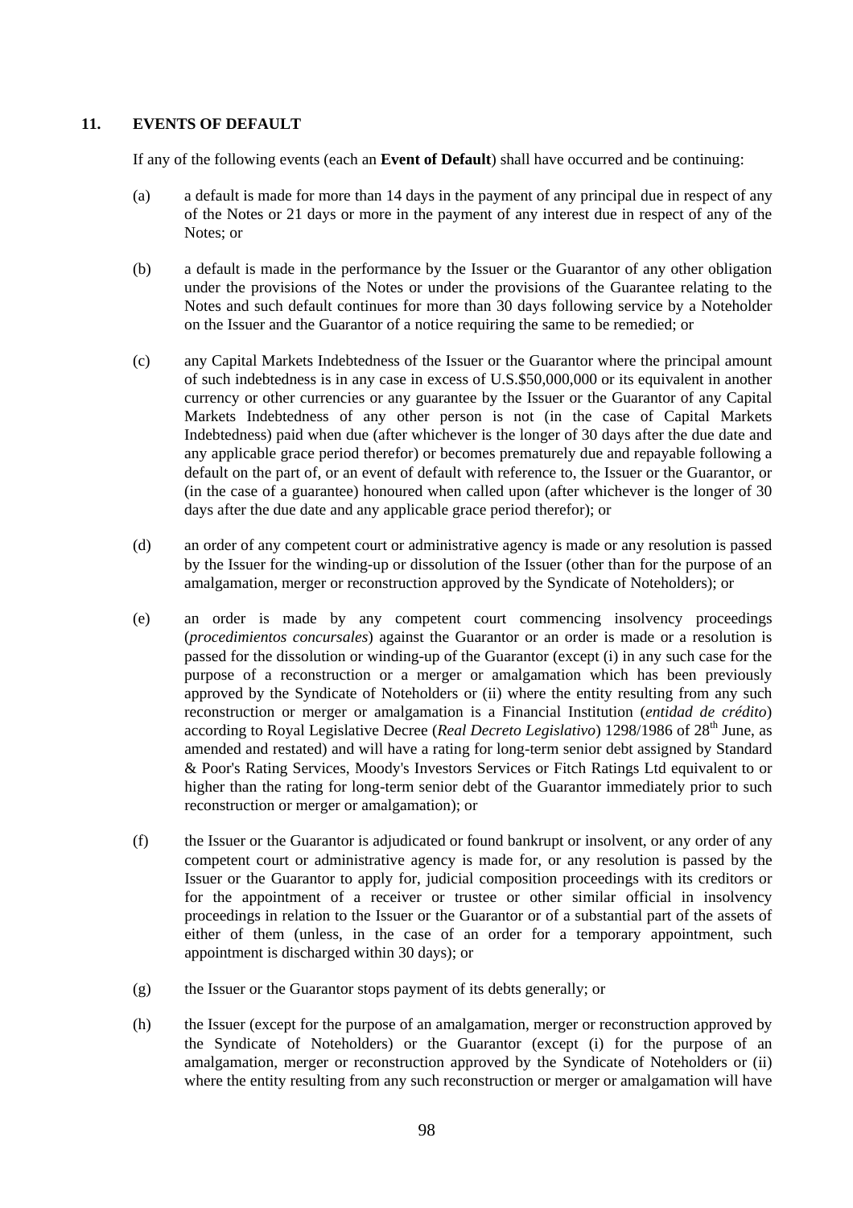## 11. EVENTS OF DEFAULT

If any of the following events (each an **Event of Default**) shall have occurred and be continuing:

(a) a default is made for more than 14 days in the payment of any principal due in respect of any of the Notes or 21 days or more in the payment of any interest due in respect of any of the Notes; or

(b) a default is made in the performance by the Issuer or the Guarantor of any other obligation under the provisions of the Notes or under the provisions of the Guarantee relating to the Notes and such default continues for more than 30 days following service by a Noteholder on the Issuer and the Guarantor of a notice requiring the same to be remedied; or

(c) any Capital Markets Indebtedness of the Issuer or the Guarantor where the principal amount of such indebtedness is in any case in excess of U.S.$50,000,000 or its equivalent in another currency or other currencies or any guarantee by the Issuer or the Guarantor of any Capital Markets Indebtedness of any other person is not (in the case of Capital Markets Indebtedness) paid when due (after whichever is the longer of 30 days after the due date and any applicable grace period therefor) or becomes prematurely due and repayable following a default on the part of, or an event of default with reference to, the Issuer or the Guarantor, or (in the case of a guarantee) honoured when called upon (after whichever is the longer of 30 days after the due date and any applicable grace period therefor); or

(d) an order of any competent court or administrative agency is made or any resolution is passed by the Issuer for the winding-up or dissolution of the Issuer (other than for the purpose of an amalgamation, merger or reconstruction approved by the Syndicate of Noteholders); or

(e) an order is made by any competent court commencing insolvency proceedings (*procedimientos concursales*) against the Guarantor or an order is made or a resolution is passed for the dissolution or winding-up of the Guarantor (except (i) in any such case for the purpose of a reconstruction or a merger or amalgamation which has been previously approved by the Syndicate of Noteholders or (ii) where the entity resulting from any such reconstruction or merger or amalgamation is a Financial Institution (*entidad de crédito*) according to Royal Legislative Decree (*Real Decreto Legislativo*) 1298/1986 of 28th June, as amended and restated) and will have a rating for long-term senior debt assigned by Standard & Poor's Rating Services, Moody's Investors Services or Fitch Ratings Ltd equivalent to or higher than the rating for long-term senior debt of the Guarantor immediately prior to such reconstruction or merger or amalgamation); or

(f) the Issuer or the Guarantor is adjudicated or found bankrupt or insolvent, or any order of any competent court or administrative agency is made for, or any resolution is passed by the Issuer or the Guarantor to apply for, judicial composition proceedings with its creditors or for the appointment of a receiver or trustee or other similar official in insolvency proceedings in relation to the Issuer or the Guarantor or of a substantial part of the assets of either of them (unless, in the case of an order for a temporary appointment, such appointment is discharged within 30 days); or

(g) the Issuer or the Guarantor stops payment of its debts generally; or

(h) the Issuer (except for the purpose of an amalgamation, merger or reconstruction approved by the Syndicate of Noteholders) or the Guarantor (except (i) for the purpose of an amalgamation, merger or reconstruction approved by the Syndicate of Noteholders or (ii) where the entity resulting from any such reconstruction or merger or amalgamation will have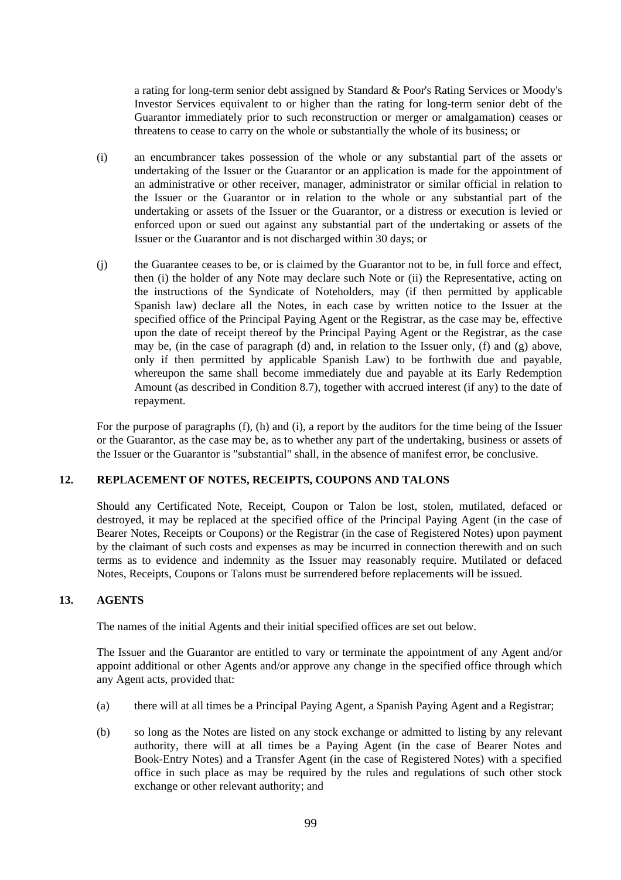a rating for long-term senior debt assigned by Standard & Poor's Rating Services or Moody's Investor Services equivalent to or higher than the rating for long-term senior debt of the Guarantor immediately prior to such reconstruction or merger or amalgamation) ceases or threatens to cease to carry on the whole or substantially the whole of its business; or

(i) an encumbrancer takes possession of the whole or any substantial part of the assets or undertaking of the Issuer or the Guarantor or an application is made for the appointment of an administrative or other receiver, manager, administrator or similar official in relation to the Issuer or the Guarantor or in relation to the whole or any substantial part of the undertaking or assets of the Issuer or the Guarantor, or a distress or execution is levied or enforced upon or sued out against any substantial part of the undertaking or assets of the Issuer or the Guarantor and is not discharged within 30 days; or

(j) the Guarantee ceases to be, or is claimed by the Guarantor not to be, in full force and effect, then (i) the holder of any Note may declare such Note or (ii) the Representative, acting on the instructions of the Syndicate of Noteholders, may (if then permitted by applicable Spanish law) declare all the Notes, in each case by written notice to the Issuer at the specified office of the Principal Paying Agent or the Registrar, as the case may be, effective upon the date of receipt thereof by the Principal Paying Agent or the Registrar, as the case may be, (in the case of paragraph (d) and, in relation to the Issuer only, (f) and (g) above, only if then permitted by applicable Spanish Law) to be forthwith due and payable, whereupon the same shall become immediately due and payable at its Early Redemption Amount (as described in Condition 8.7), together with accrued interest (if any) to the date of repayment.

For the purpose of paragraphs (f), (h) and (i), a report by the auditors for the time being of the Issuer or the Guarantor, as the case may be, as to whether any part of the undertaking, business or assets of the Issuer or the Guarantor is "substantial" shall, in the absence of manifest error, be conclusive.

## 12. REPLACEMENT OF NOTES, RECEIPTS, COUPONS AND TALONS

Should any Certificated Note, Receipt, Coupon or Talon be lost, stolen, mutilated, defaced or destroyed, it may be replaced at the specified office of the Principal Paying Agent (in the case of Bearer Notes, Receipts or Coupons) or the Registrar (in the case of Registered Notes) upon payment by the claimant of such costs and expenses as may be incurred in connection therewith and on such terms as to evidence and indemnity as the Issuer may reasonably require. Mutilated or defaced Notes, Receipts, Coupons or Talons must be surrendered before replacements will be issued.

## 13. AGENTS

The names of the initial Agents and their initial specified offices are set out below.

The Issuer and the Guarantor are entitled to vary or terminate the appointment of any Agent and/or appoint additional or other Agents and/or approve any change in the specified office through which any Agent acts, provided that:

(a) there will at all times be a Principal Paying Agent, a Spanish Paying Agent and a Registrar;

(b) so long as the Notes are listed on any stock exchange or admitted to listing by any relevant authority, there will at all times be a Paying Agent (in the case of Bearer Notes and Book-Entry Notes) and a Transfer Agent (in the case of Registered Notes) with a specified office in such place as may be required by the rules and regulations of such other stock exchange or other relevant authority; and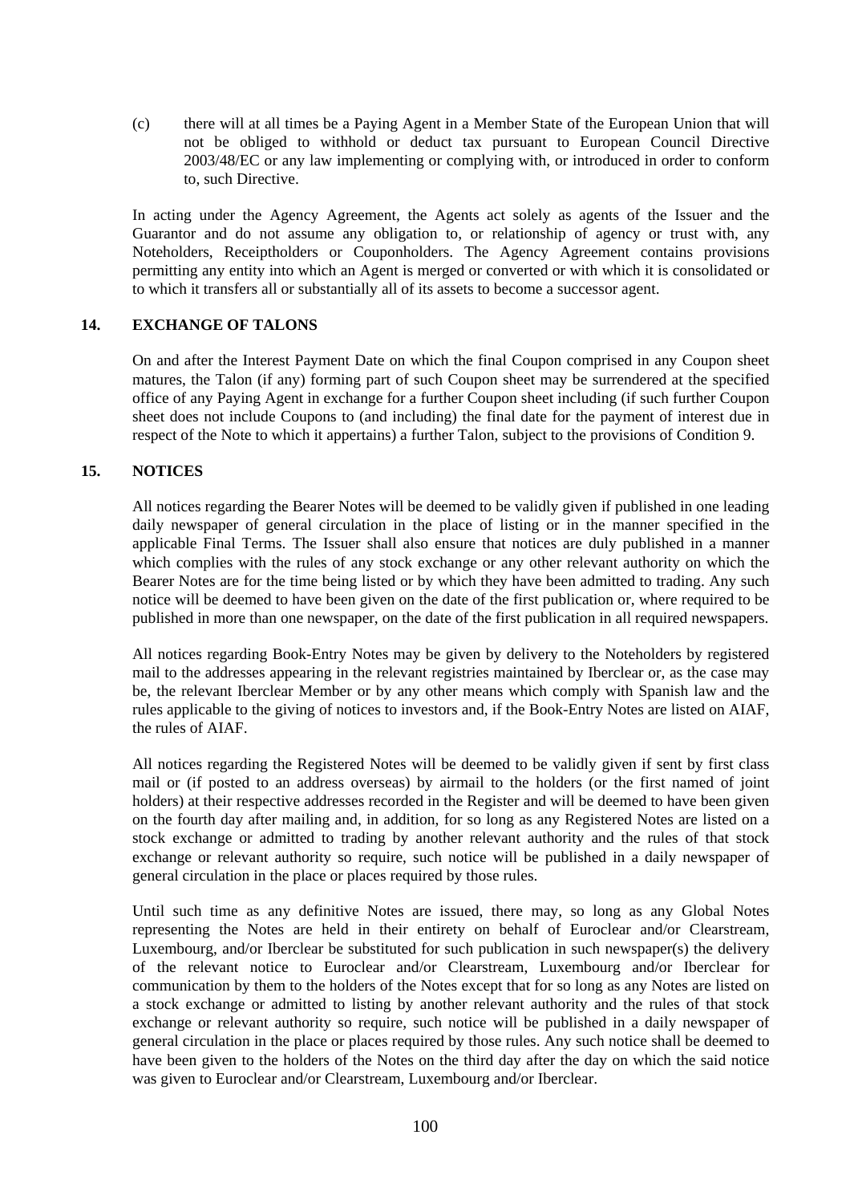(c) there will at all times be a Paying Agent in a Member State of the European Union that will not be obliged to withhold or deduct tax pursuant to European Council Directive 2003/48/EC or any law implementing or complying with, or introduced in order to conform to, such Directive.

In acting under the Agency Agreement, the Agents act solely as agents of the Issuer and the Guarantor and do not assume any obligation to, or relationship of agency or trust with, any Noteholders, Receiptholders or Couponholders. The Agency Agreement contains provisions permitting any entity into which an Agent is merged or converted or with which it is consolidated or to which it transfers all or substantially all of its assets to become a successor agent.

## 14. EXCHANGE OF TALONS

On and after the Interest Payment Date on which the final Coupon comprised in any Coupon sheet matures, the Talon (if any) forming part of such Coupon sheet may be surrendered at the specified office of any Paying Agent in exchange for a further Coupon sheet including (if such further Coupon sheet does not include Coupons to (and including) the final date for the payment of interest due in respect of the Note to which it appertains) a further Talon, subject to the provisions of Condition 9.

## 15. NOTICES

All notices regarding the Bearer Notes will be deemed to be validly given if published in one leading daily newspaper of general circulation in the place of listing or in the manner specified in the applicable Final Terms. The Issuer shall also ensure that notices are duly published in a manner which complies with the rules of any stock exchange or any other relevant authority on which the Bearer Notes are for the time being listed or by which they have been admitted to trading. Any such notice will be deemed to have been given on the date of the first publication or, where required to be published in more than one newspaper, on the date of the first publication in all required newspapers.

All notices regarding Book-Entry Notes may be given by delivery to the Noteholders by registered mail to the addresses appearing in the relevant registries maintained by Iberclear or, as the case may be, the relevant Iberclear Member or by any other means which comply with Spanish law and the rules applicable to the giving of notices to investors and, if the Book-Entry Notes are listed on AIAF, the rules of AIAF.

All notices regarding the Registered Notes will be deemed to be validly given if sent by first class mail or (if posted to an address overseas) by airmail to the holders (or the first named of joint holders) at their respective addresses recorded in the Register and will be deemed to have been given on the fourth day after mailing and, in addition, for so long as any Registered Notes are listed on a stock exchange or admitted to trading by another relevant authority and the rules of that stock exchange or relevant authority so require, such notice will be published in a daily newspaper of general circulation in the place or places required by those rules.

Until such time as any definitive Notes are issued, there may, so long as any Global Notes representing the Notes are held in their entirety on behalf of Euroclear and/or Clearstream, Luxembourg, and/or Iberclear be substituted for such publication in such newspaper(s) the delivery of the relevant notice to Euroclear and/or Clearstream, Luxembourg and/or Iberclear for communication by them to the holders of the Notes except that for so long as any Notes are listed on a stock exchange or admitted to listing by another relevant authority and the rules of that stock exchange or relevant authority so require, such notice will be published in a daily newspaper of general circulation in the place or places required by those rules. Any such notice shall be deemed to have been given to the holders of the Notes on the third day after the day on which the said notice was given to Euroclear and/or Clearstream, Luxembourg and/or Iberclear.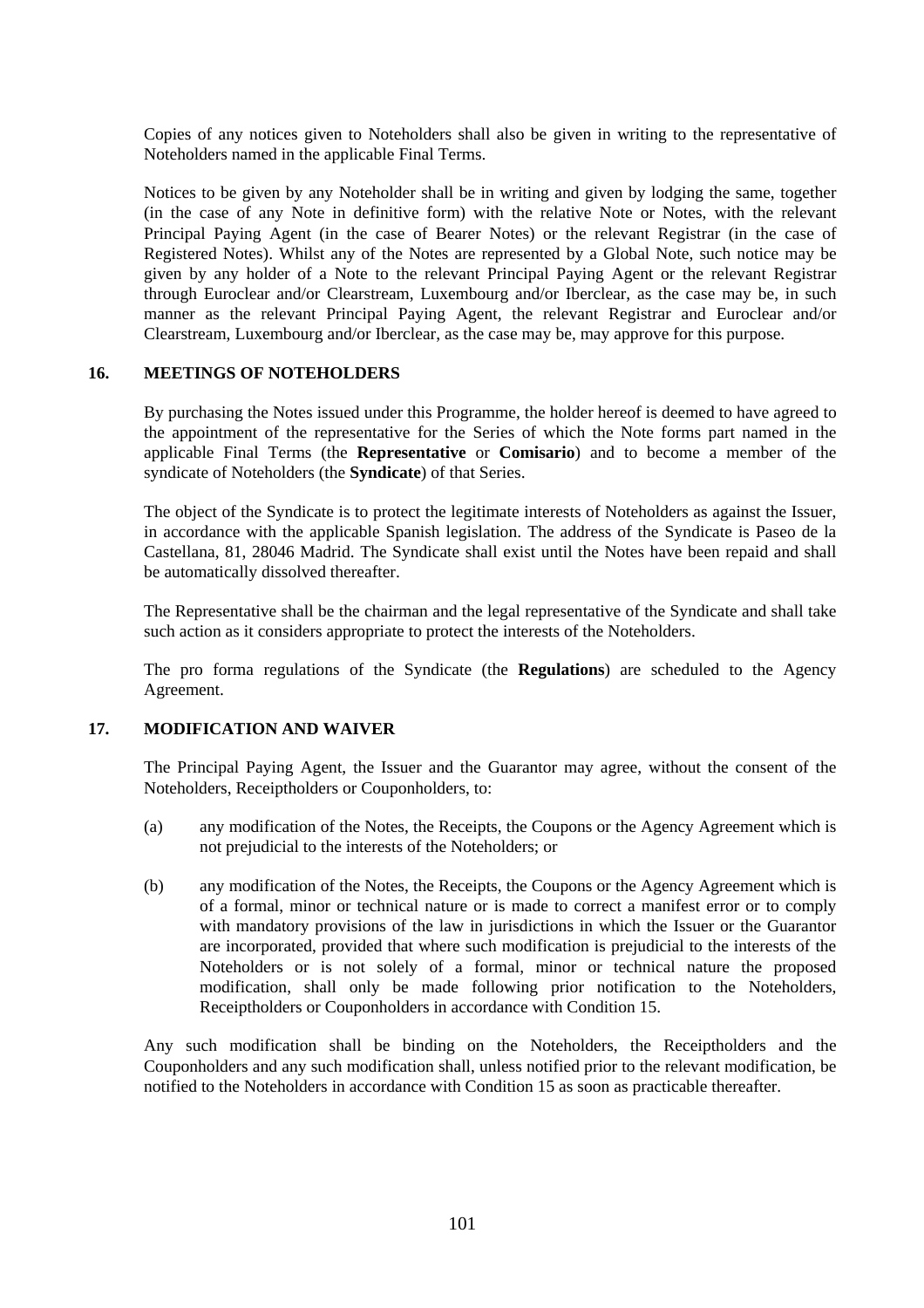Copies of any notices given to Noteholders shall also be given in writing to the representative of Noteholders named in the applicable Final Terms.

Notices to be given by any Noteholder shall be in writing and given by lodging the same, together (in the case of any Note in definitive form) with the relative Note or Notes, with the relevant Principal Paying Agent (in the case of Bearer Notes) or the relevant Registrar (in the case of Registered Notes). Whilst any of the Notes are represented by a Global Note, such notice may be given by any holder of a Note to the relevant Principal Paying Agent or the relevant Registrar through Euroclear and/or Clearstream, Luxembourg and/or Iberclear, as the case may be, in such manner as the relevant Principal Paying Agent, the relevant Registrar and Euroclear and/or Clearstream, Luxembourg and/or Iberclear, as the case may be, may approve for this purpose.

## 16. MEETINGS OF NOTEHOLDERS

By purchasing the Notes issued under this Programme, the holder hereof is deemed to have agreed to the appointment of the representative for the Series of which the Note forms part named in the applicable Final Terms (the **Representative** or **Comisario**) and to become a member of the syndicate of Noteholders (the **Syndicate**) of that Series.

The object of the Syndicate is to protect the legitimate interests of Noteholders as against the Issuer, in accordance with the applicable Spanish legislation. The address of the Syndicate is Paseo de la Castellana, 81, 28046 Madrid. The Syndicate shall exist until the Notes have been repaid and shall be automatically dissolved thereafter.

The Representative shall be the chairman and the legal representative of the Syndicate and shall take such action as it considers appropriate to protect the interests of the Noteholders.

The pro forma regulations of the Syndicate (the **Regulations**) are scheduled to the Agency Agreement.

## 17. MODIFICATION AND WAIVER

The Principal Paying Agent, the Issuer and the Guarantor may agree, without the consent of the Noteholders, Receiptholders or Couponholders, to:

(a) any modification of the Notes, the Receipts, the Coupons or the Agency Agreement which is not prejudicial to the interests of the Noteholders; or

(b) any modification of the Notes, the Receipts, the Coupons or the Agency Agreement which is of a formal, minor or technical nature or is made to correct a manifest error or to comply with mandatory provisions of the law in jurisdictions in which the Issuer or the Guarantor are incorporated, provided that where such modification is prejudicial to the interests of the Noteholders or is not solely of a formal, minor or technical nature the proposed modification, shall only be made following prior notification to the Noteholders, Receiptholders or Couponholders in accordance with Condition 15.

Any such modification shall be binding on the Noteholders, the Receiptholders and the Couponholders and any such modification shall, unless notified prior to the relevant modification, be notified to the Noteholders in accordance with Condition 15 as soon as practicable thereafter.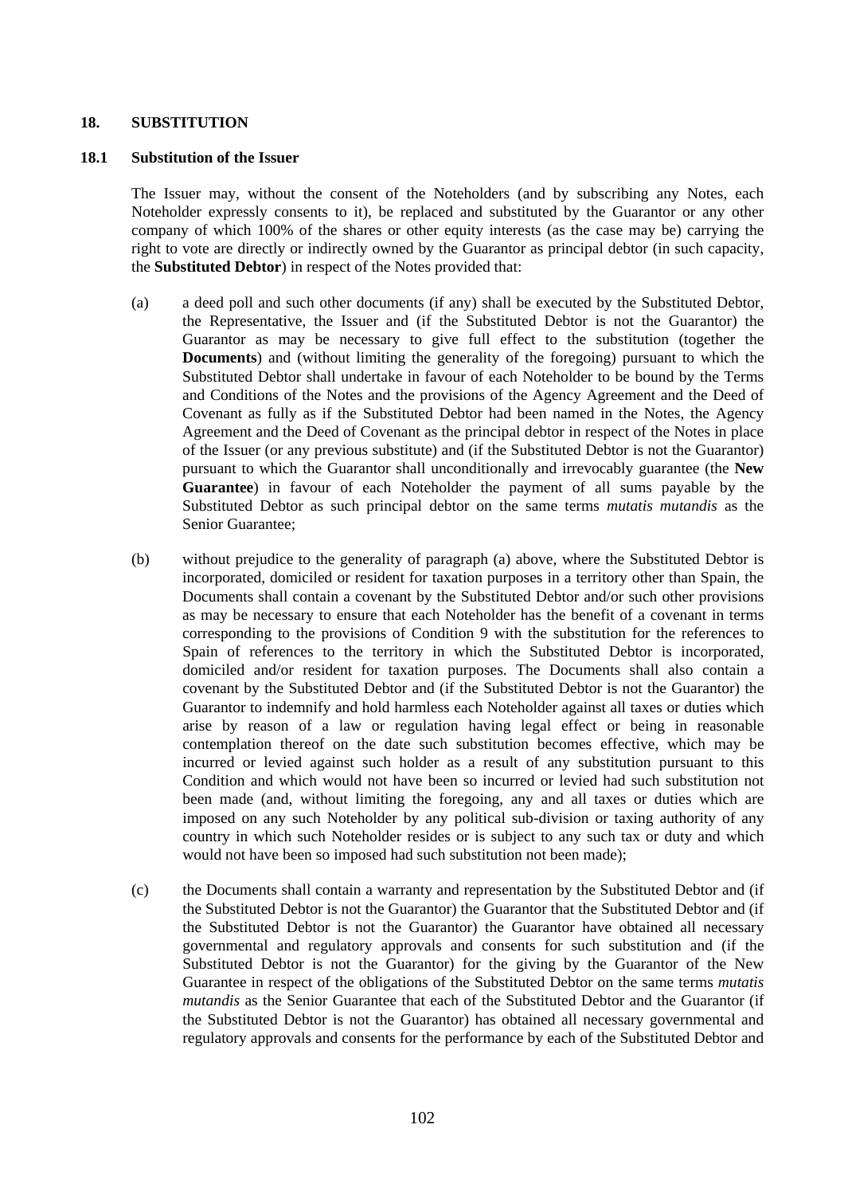## 18. SUBSTITUTION

### 18.1 Substitution of the Issuer

The Issuer may, without the consent of the Noteholders (and by subscribing any Notes, each Noteholder expressly consents to it), be replaced and substituted by the Guarantor or any other company of which 100% of the shares or other equity interests (as the case may be) carrying the right to vote are directly or indirectly owned by the Guarantor as principal debtor (in such capacity, the **Substituted Debtor**) in respect of the Notes provided that:

(a) a deed poll and such other documents (if any) shall be executed by the Substituted Debtor, the Representative, the Issuer and (if the Substituted Debtor is not the Guarantor) the Guarantor as may be necessary to give full effect to the substitution (together the **Documents**) and (without limiting the generality of the foregoing) pursuant to which the Substituted Debtor shall undertake in favour of each Noteholder to be bound by the Terms and Conditions of the Notes and the provisions of the Agency Agreement and the Deed of Covenant as fully as if the Substituted Debtor had been named in the Notes, the Agency Agreement and the Deed of Covenant as the principal debtor in respect of the Notes in place of the Issuer (or any previous substitute) and (if the Substituted Debtor is not the Guarantor) pursuant to which the Guarantor shall unconditionally and irrevocably guarantee (the **New Guarantee**) in favour of each Noteholder the payment of all sums payable by the Substituted Debtor as such principal debtor on the same terms *mutatis mutandis* as the Senior Guarantee;

(b) without prejudice to the generality of paragraph (a) above, where the Substituted Debtor is incorporated, domiciled or resident for taxation purposes in a territory other than Spain, the Documents shall contain a covenant by the Substituted Debtor and/or such other provisions as may be necessary to ensure that each Noteholder has the benefit of a covenant in terms corresponding to the provisions of Condition 9 with the substitution for the references to Spain of references to the territory in which the Substituted Debtor is incorporated, domiciled and/or resident for taxation purposes. The Documents shall also contain a covenant by the Substituted Debtor and (if the Substituted Debtor is not the Guarantor) the Guarantor to indemnify and hold harmless each Noteholder against all taxes or duties which arise by reason of a law or regulation having legal effect or being in reasonable contemplation thereof on the date such substitution becomes effective, which may be incurred or levied against such holder as a result of any substitution pursuant to this Condition and which would not have been so incurred or levied had such substitution not been made (and, without limiting the foregoing, any and all taxes or duties which are imposed on any such Noteholder by any political sub-division or taxing authority of any country in which such Noteholder resides or is subject to any such tax or duty and which would not have been so imposed had such substitution not been made);

(c) the Documents shall contain a warranty and representation by the Substituted Debtor and (if the Substituted Debtor is not the Guarantor) the Guarantor that the Substituted Debtor and (if the Substituted Debtor is not the Guarantor) the Guarantor have obtained all necessary governmental and regulatory approvals and consents for such substitution and (if the Substituted Debtor is not the Guarantor) for the giving by the Guarantor of the New Guarantee in respect of the obligations of the Substituted Debtor on the same terms *mutatis mutandis* as the Senior Guarantee that each of the Substituted Debtor and the Guarantor (if the Substituted Debtor is not the Guarantor) has obtained all necessary governmental and regulatory approvals and consents for the performance by each of the Substituted Debtor and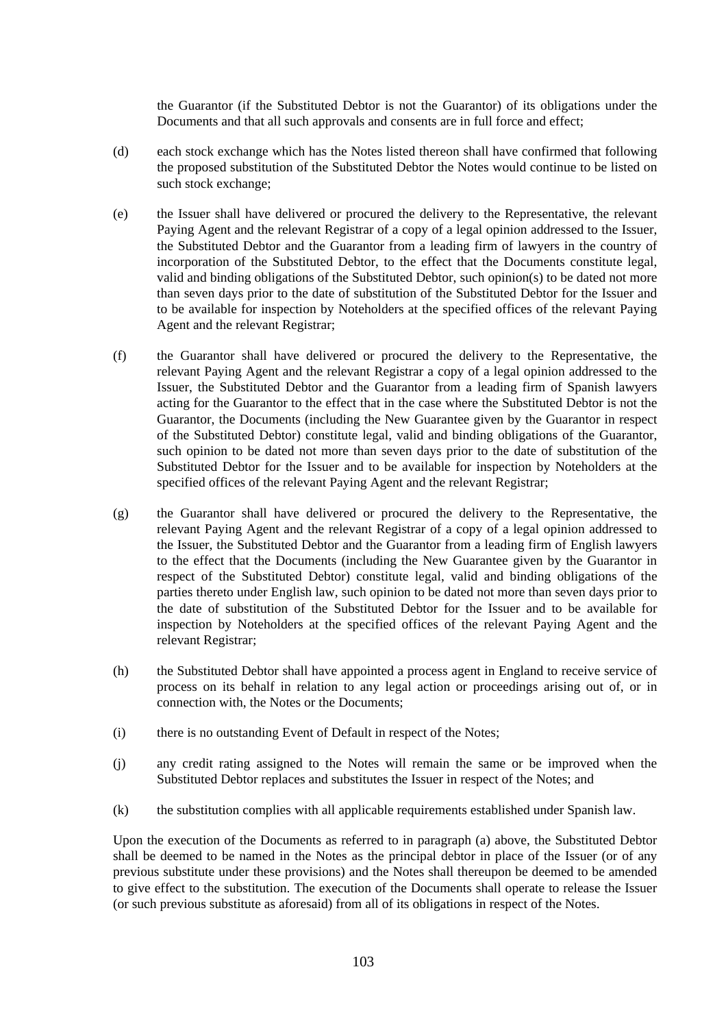the Guarantor (if the Substituted Debtor is not the Guarantor) of its obligations under the Documents and that all such approvals and consents are in full force and effect;

(d) each stock exchange which has the Notes listed thereon shall have confirmed that following the proposed substitution of the Substituted Debtor the Notes would continue to be listed on such stock exchange;

(e) the Issuer shall have delivered or procured the delivery to the Representative, the relevant Paying Agent and the relevant Registrar of a copy of a legal opinion addressed to the Issuer, the Substituted Debtor and the Guarantor from a leading firm of lawyers in the country of incorporation of the Substituted Debtor, to the effect that the Documents constitute legal, valid and binding obligations of the Substituted Debtor, such opinion(s) to be dated not more than seven days prior to the date of substitution of the Substituted Debtor for the Issuer and to be available for inspection by Noteholders at the specified offices of the relevant Paying Agent and the relevant Registrar;

(f) the Guarantor shall have delivered or procured the delivery to the Representative, the relevant Paying Agent and the relevant Registrar a copy of a legal opinion addressed to the Issuer, the Substituted Debtor and the Guarantor from a leading firm of Spanish lawyers acting for the Guarantor to the effect that in the case where the Substituted Debtor is not the Guarantor, the Documents (including the New Guarantee given by the Guarantor in respect of the Substituted Debtor) constitute legal, valid and binding obligations of the Guarantor, such opinion to be dated not more than seven days prior to the date of substitution of the Substituted Debtor for the Issuer and to be available for inspection by Noteholders at the specified offices of the relevant Paying Agent and the relevant Registrar;

(g) the Guarantor shall have delivered or procured the delivery to the Representative, the relevant Paying Agent and the relevant Registrar of a copy of a legal opinion addressed to the Issuer, the Substituted Debtor and the Guarantor from a leading firm of English lawyers to the effect that the Documents (including the New Guarantee given by the Guarantor in respect of the Substituted Debtor) constitute legal, valid and binding obligations of the parties thereto under English law, such opinion to be dated not more than seven days prior to the date of substitution of the Substituted Debtor for the Issuer and to be available for inspection by Noteholders at the specified offices of the relevant Paying Agent and the relevant Registrar;

(h) the Substituted Debtor shall have appointed a process agent in England to receive service of process on its behalf in relation to any legal action or proceedings arising out of, or in connection with, the Notes or the Documents;

(i) there is no outstanding Event of Default in respect of the Notes;

(j) any credit rating assigned to the Notes will remain the same or be improved when the Substituted Debtor replaces and substitutes the Issuer in respect of the Notes; and

(k) the substitution complies with all applicable requirements established under Spanish law.

Upon the execution of the Documents as referred to in paragraph (a) above, the Substituted Debtor shall be deemed to be named in the Notes as the principal debtor in place of the Issuer (or of any previous substitute under these provisions) and the Notes shall thereupon be deemed to be amended to give effect to the substitution. The execution of the Documents shall operate to release the Issuer (or such previous substitute as aforesaid) from all of its obligations in respect of the Notes.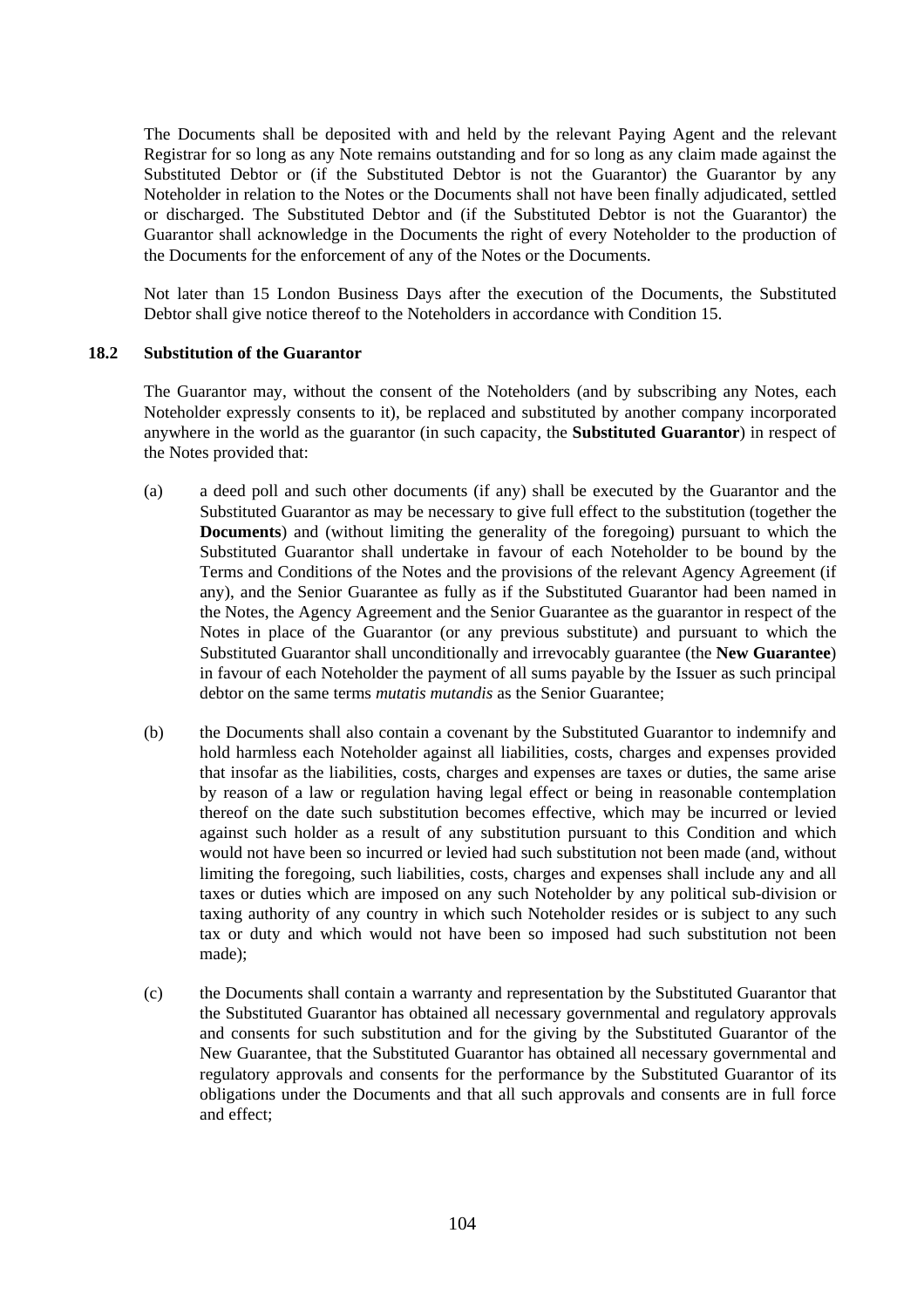The Documents shall be deposited with and held by the relevant Paying Agent and the relevant Registrar for so long as any Note remains outstanding and for so long as any claim made against the Substituted Debtor or (if the Substituted Debtor is not the Guarantor) the Guarantor by any Noteholder in relation to the Notes or the Documents shall not have been finally adjudicated, settled or discharged. The Substituted Debtor and (if the Substituted Debtor is not the Guarantor) the Guarantor shall acknowledge in the Documents the right of every Noteholder to the production of the Documents for the enforcement of any of the Notes or the Documents.

Not later than 15 London Business Days after the execution of the Documents, the Substituted Debtor shall give notice thereof to the Noteholders in accordance with Condition 15.

### 18.2 Substitution of the Guarantor

The Guarantor may, without the consent of the Noteholders (and by subscribing any Notes, each Noteholder expressly consents to it), be replaced and substituted by another company incorporated anywhere in the world as the guarantor (in such capacity, the **Substituted Guarantor**) in respect of the Notes provided that:

(a) a deed poll and such other documents (if any) shall be executed by the Guarantor and the Substituted Guarantor as may be necessary to give full effect to the substitution (together the **Documents**) and (without limiting the generality of the foregoing) pursuant to which the Substituted Guarantor shall undertake in favour of each Noteholder to be bound by the Terms and Conditions of the Notes and the provisions of the relevant Agency Agreement (if any), and the Senior Guarantee as fully as if the Substituted Guarantor had been named in the Notes, the Agency Agreement and the Senior Guarantee as the guarantor in respect of the Notes in place of the Guarantor (or any previous substitute) and pursuant to which the Substituted Guarantor shall unconditionally and irrevocably guarantee (the **New Guarantee**) in favour of each Noteholder the payment of all sums payable by the Issuer as such principal debtor on the same terms *mutatis mutandis* as the Senior Guarantee;

(b) the Documents shall also contain a covenant by the Substituted Guarantor to indemnify and hold harmless each Noteholder against all liabilities, costs, charges and expenses provided that insofar as the liabilities, costs, charges and expenses are taxes or duties, the same arise by reason of a law or regulation having legal effect or being in reasonable contemplation thereof on the date such substitution becomes effective, which may be incurred or levied against such holder as a result of any substitution pursuant to this Condition and which would not have been so incurred or levied had such substitution not been made (and, without limiting the foregoing, such liabilities, costs, charges and expenses shall include any and all taxes or duties which are imposed on any such Noteholder by any political sub-division or taxing authority of any country in which such Noteholder resides or is subject to any such tax or duty and which would not have been so imposed had such substitution not been made);

(c) the Documents shall contain a warranty and representation by the Substituted Guarantor that the Substituted Guarantor has obtained all necessary governmental and regulatory approvals and consents for such substitution and for the giving by the Substituted Guarantor of the New Guarantee, that the Substituted Guarantor has obtained all necessary governmental and regulatory approvals and consents for the performance by the Substituted Guarantor of its obligations under the Documents and that all such approvals and consents are in full force and effect;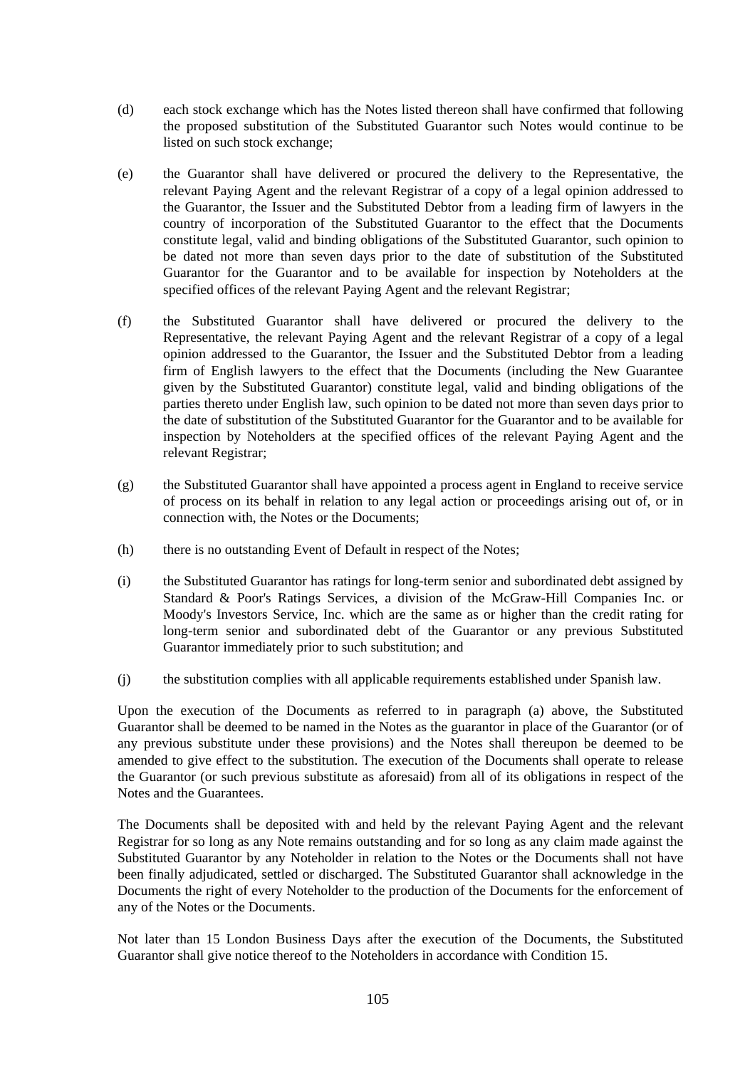(d) each stock exchange which has the Notes listed thereon shall have confirmed that following the proposed substitution of the Substituted Guarantor such Notes would continue to be listed on such stock exchange;

(e) the Guarantor shall have delivered or procured the delivery to the Representative, the relevant Paying Agent and the relevant Registrar of a copy of a legal opinion addressed to the Guarantor, the Issuer and the Substituted Debtor from a leading firm of lawyers in the country of incorporation of the Substituted Guarantor to the effect that the Documents constitute legal, valid and binding obligations of the Substituted Guarantor, such opinion to be dated not more than seven days prior to the date of substitution of the Substituted Guarantor for the Guarantor and to be available for inspection by Noteholders at the specified offices of the relevant Paying Agent and the relevant Registrar;

(f) the Substituted Guarantor shall have delivered or procured the delivery to the Representative, the relevant Paying Agent and the relevant Registrar of a copy of a legal opinion addressed to the Guarantor, the Issuer and the Substituted Debtor from a leading firm of English lawyers to the effect that the Documents (including the New Guarantee given by the Substituted Guarantor) constitute legal, valid and binding obligations of the parties thereto under English law, such opinion to be dated not more than seven days prior to the date of substitution of the Substituted Guarantor for the Guarantor and to be available for inspection by Noteholders at the specified offices of the relevant Paying Agent and the relevant Registrar;

(g) the Substituted Guarantor shall have appointed a process agent in England to receive service of process on its behalf in relation to any legal action or proceedings arising out of, or in connection with, the Notes or the Documents;

(h) there is no outstanding Event of Default in respect of the Notes;

(i) the Substituted Guarantor has ratings for long-term senior and subordinated debt assigned by Standard & Poor's Ratings Services, a division of the McGraw-Hill Companies Inc. or Moody's Investors Service, Inc. which are the same as or higher than the credit rating for long-term senior and subordinated debt of the Guarantor or any previous Substituted Guarantor immediately prior to such substitution; and

(j) the substitution complies with all applicable requirements established under Spanish law.

Upon the execution of the Documents as referred to in paragraph (a) above, the Substituted Guarantor shall be deemed to be named in the Notes as the guarantor in place of the Guarantor (or of any previous substitute under these provisions) and the Notes shall thereupon be deemed to be amended to give effect to the substitution. The execution of the Documents shall operate to release the Guarantor (or such previous substitute as aforesaid) from all of its obligations in respect of the Notes and the Guarantees.

The Documents shall be deposited with and held by the relevant Paying Agent and the relevant Registrar for so long as any Note remains outstanding and for so long as any claim made against the Substituted Guarantor by any Noteholder in relation to the Notes or the Documents shall not have been finally adjudicated, settled or discharged. The Substituted Guarantor shall acknowledge in the Documents the right of every Noteholder to the production of the Documents for the enforcement of any of the Notes or the Documents.

Not later than 15 London Business Days after the execution of the Documents, the Substituted Guarantor shall give notice thereof to the Noteholders in accordance with Condition 15.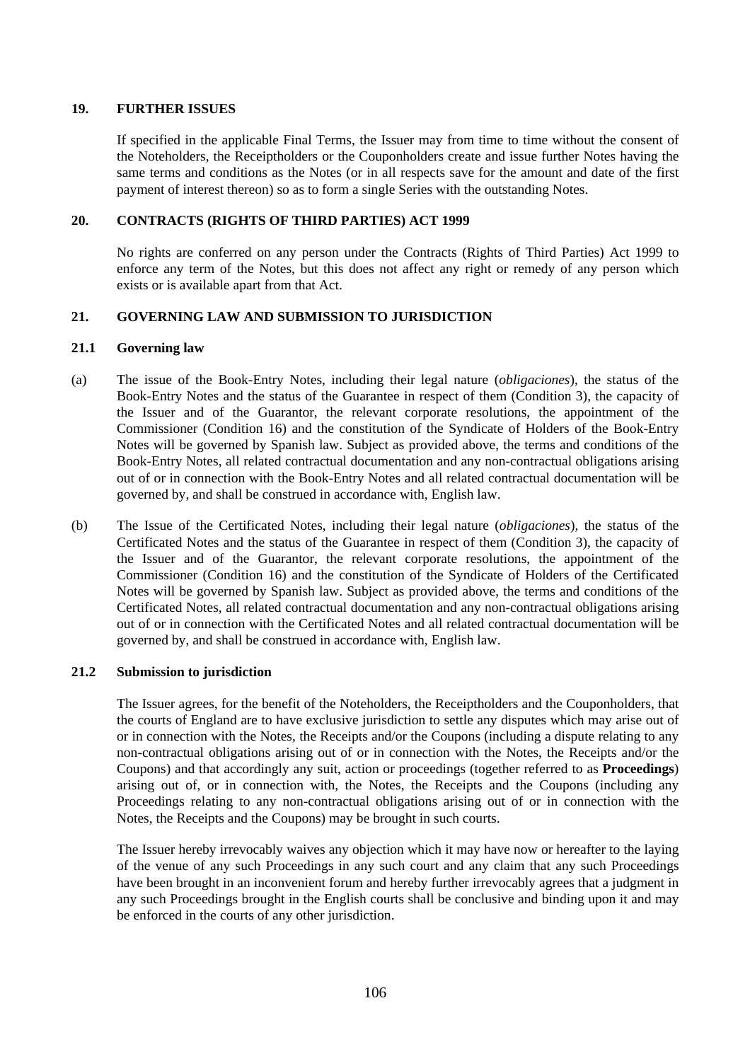## 19. FURTHER ISSUES

If specified in the applicable Final Terms, the Issuer may from time to time without the consent of the Noteholders, the Receiptholders or the Couponholders create and issue further Notes having the same terms and conditions as the Notes (or in all respects save for the amount and date of the first payment of interest thereon) so as to form a single Series with the outstanding Notes.

## 20. CONTRACTS (RIGHTS OF THIRD PARTIES) ACT 1999

No rights are conferred on any person under the Contracts (Rights of Third Parties) Act 1999 to enforce any term of the Notes, but this does not affect any right or remedy of any person which exists or is available apart from that Act.

## 21. GOVERNING LAW AND SUBMISSION TO JURISDICTION

### 21.1 Governing law

(a) The issue of the Book-Entry Notes, including their legal nature (*obligaciones*), the status of the Book-Entry Notes and the status of the Guarantee in respect of them (Condition 3), the capacity of the Issuer and of the Guarantor, the relevant corporate resolutions, the appointment of the Commissioner (Condition 16) and the constitution of the Syndicate of Holders of the Book-Entry Notes will be governed by Spanish law. Subject as provided above, the terms and conditions of the Book-Entry Notes, all related contractual documentation and any non-contractual obligations arising out of or in connection with the Book-Entry Notes and all related contractual documentation will be governed by, and shall be construed in accordance with, English law.

(b) The Issue of the Certificated Notes, including their legal nature (*obligaciones*), the status of the Certificated Notes and the status of the Guarantee in respect of them (Condition 3), the capacity of the Issuer and of the Guarantor, the relevant corporate resolutions, the appointment of the Commissioner (Condition 16) and the constitution of the Syndicate of Holders of the Certificated Notes will be governed by Spanish law. Subject as provided above, the terms and conditions of the Certificated Notes, all related contractual documentation and any non-contractual obligations arising out of or in connection with the Certificated Notes and all related contractual documentation will be governed by, and shall be construed in accordance with, English law.

### 21.2 Submission to jurisdiction

The Issuer agrees, for the benefit of the Noteholders, the Receiptholders and the Couponholders, that the courts of England are to have exclusive jurisdiction to settle any disputes which may arise out of or in connection with the Notes, the Receipts and/or the Coupons (including a dispute relating to any non-contractual obligations arising out of or in connection with the Notes, the Receipts and/or the Coupons) and that accordingly any suit, action or proceedings (together referred to as **Proceedings**) arising out of, or in connection with, the Notes, the Receipts and the Coupons (including any Proceedings relating to any non-contractual obligations arising out of or in connection with the Notes, the Receipts and the Coupons) may be brought in such courts.

The Issuer hereby irrevocably waives any objection which it may have now or hereafter to the laying of the venue of any such Proceedings in any such court and any claim that any such Proceedings have been brought in an inconvenient forum and hereby further irrevocably agrees that a judgment in any such Proceedings brought in the English courts shall be conclusive and binding upon it and may be enforced in the courts of any other jurisdiction.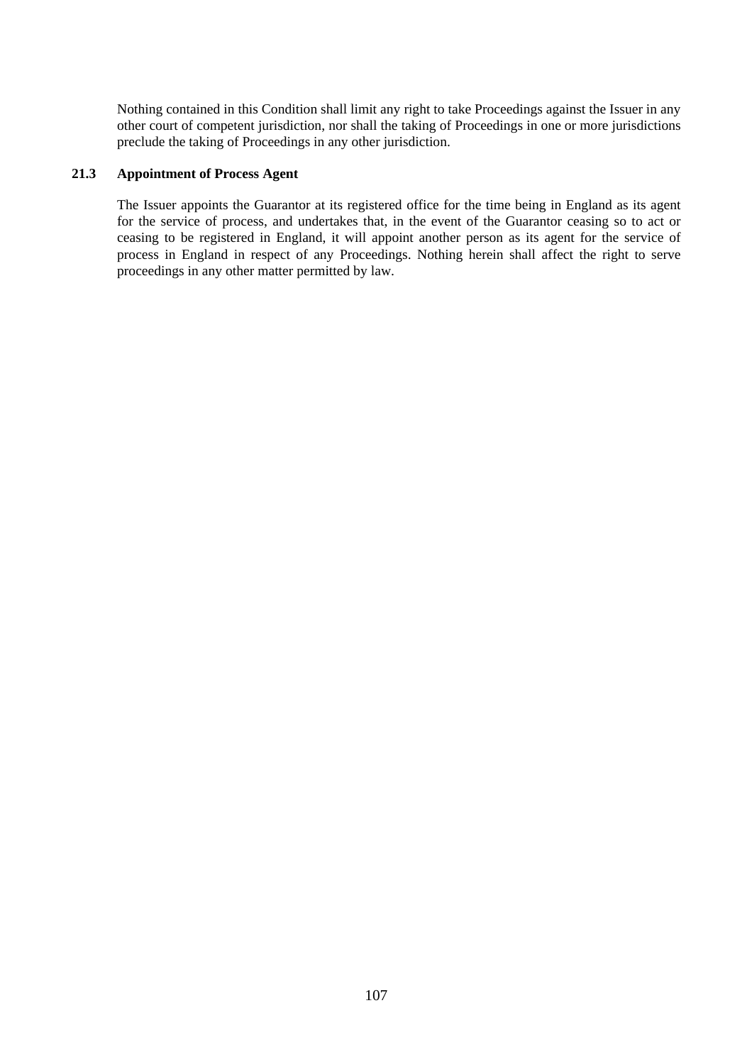Nothing contained in this Condition shall limit any right to take Proceedings against the Issuer in any other court of competent jurisdiction, nor shall the taking of Proceedings in one or more jurisdictions preclude the taking of Proceedings in any other jurisdiction.

### 21.3 Appointment of Process Agent

The Issuer appoints the Guarantor at its registered office for the time being in England as its agent for the service of process, and undertakes that, in the event of the Guarantor ceasing so to act or ceasing to be registered in England, it will appoint another person as its agent for the service of process in England in respect of any Proceedings. Nothing herein shall affect the right to serve proceedings in any other matter permitted by law.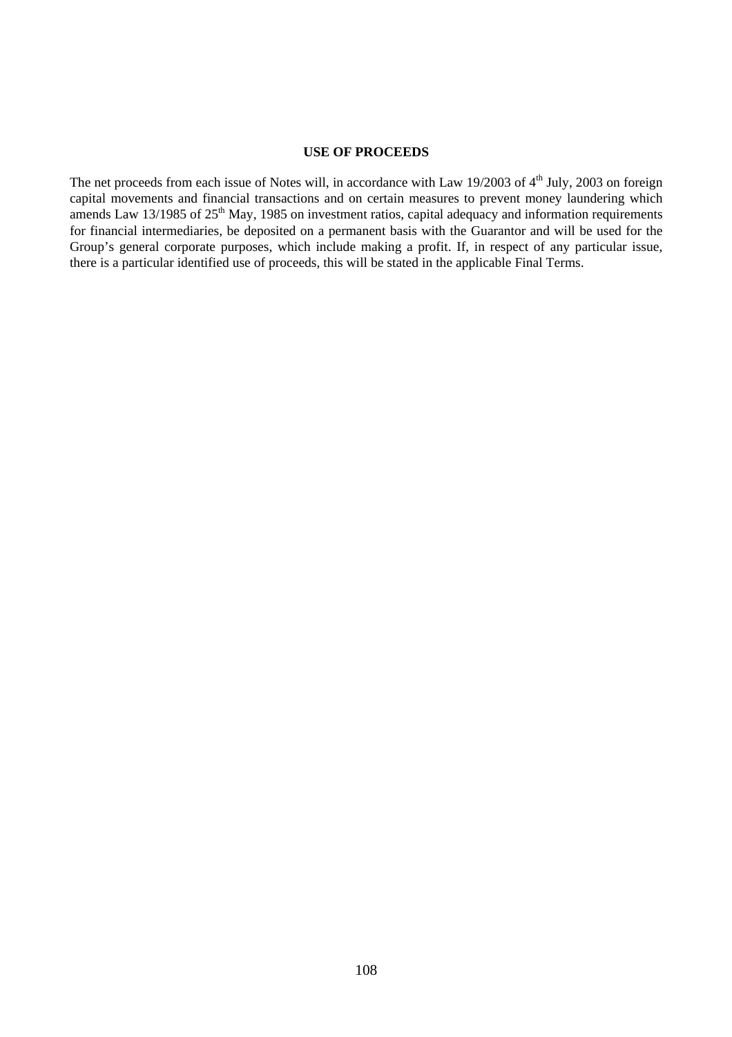## USE OF PROCEEDS

The net proceeds from each issue of Notes will, in accordance with Law 19/2003 of 4th July, 2003 on foreign capital movements and financial transactions and on certain measures to prevent money laundering which amends Law 13/1985 of 25th May, 1985 on investment ratios, capital adequacy and information requirements for financial intermediaries, be deposited on a permanent basis with the Guarantor and will be used for the Group's general corporate purposes, which include making a profit. If, in respect of any particular issue, there is a particular identified use of proceeds, this will be stated in the applicable Final Terms.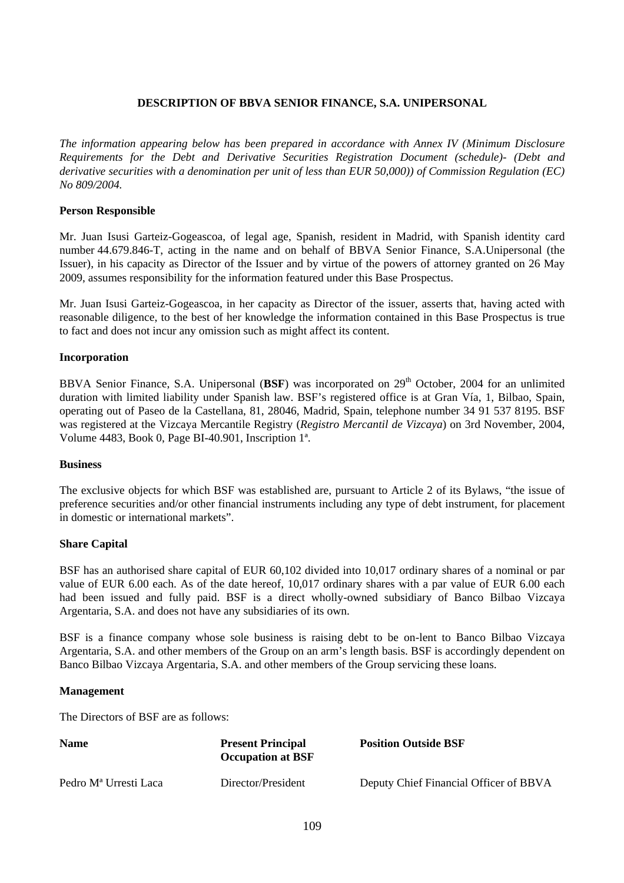## DESCRIPTION OF BBVA SENIOR FINANCE, S.A. UNIPERSONAL

*The information appearing below has been prepared in accordance with Annex IV (Minimum Disclosure Requirements for the Debt and Derivative Securities Registration Document (schedule)- (Debt and derivative securities with a denomination per unit of less than EUR 50,000)) of Commission Regulation (EC) No 809/2004.*

### Person Responsible

Mr. Juan Isusi Garteiz-Gogeascoa, of legal age, Spanish, resident in Madrid, with Spanish identity card number 44.679.846-T, acting in the name and on behalf of BBVA Senior Finance, S.A.Unipersonal (the Issuer), in his capacity as Director of the Issuer and by virtue of the powers of attorney granted on 26 May 2009, assumes responsibility for the information featured under this Base Prospectus.

Mr. Juan Isusi Garteiz-Gogeascoa, in her capacity as Director of the issuer, asserts that, having acted with reasonable diligence, to the best of her knowledge the information contained in this Base Prospectus is true to fact and does not incur any omission such as might affect its content.

### Incorporation

BBVA Senior Finance, S.A. Unipersonal (**BSF**) was incorporated on 29th October, 2004 for an unlimited duration with limited liability under Spanish law. BSF's registered office is at Gran Vía, 1, Bilbao, Spain, operating out of Paseo de la Castellana, 81, 28046, Madrid, Spain, telephone number 34 91 537 8195. BSF was registered at the Vizcaya Mercantile Registry (*Registro Mercantil de Vizcaya*) on 3rd November, 2004, Volume 4483, Book 0, Page BI-40.901, Inscription 1ª.

### Business

The exclusive objects for which BSF was established are, pursuant to Article 2 of its Bylaws, "the issue of preference securities and/or other financial instruments including any type of debt instrument, for placement in domestic or international markets".

### Share Capital

BSF has an authorised share capital of EUR 60,102 divided into 10,017 ordinary shares of a nominal or par value of EUR 6.00 each. As of the date hereof, 10,017 ordinary shares with a par value of EUR 6.00 each had been issued and fully paid. BSF is a direct wholly-owned subsidiary of Banco Bilbao Vizcaya Argentaria, S.A. and does not have any subsidiaries of its own.

BSF is a finance company whose sole business is raising debt to be on-lent to Banco Bilbao Vizcaya Argentaria, S.A. and other members of the Group on an arm's length basis. BSF is accordingly dependent on Banco Bilbao Vizcaya Argentaria, S.A. and other members of the Group servicing these loans.

### Management

The Directors of BSF are as follows:

| Name | Present Principal Occupation at BSF | Position Outside BSF |
|---|---|---|
| Pedro Mª Urresti Laca | Director/President | Deputy Chief Financial Officer of BBVA |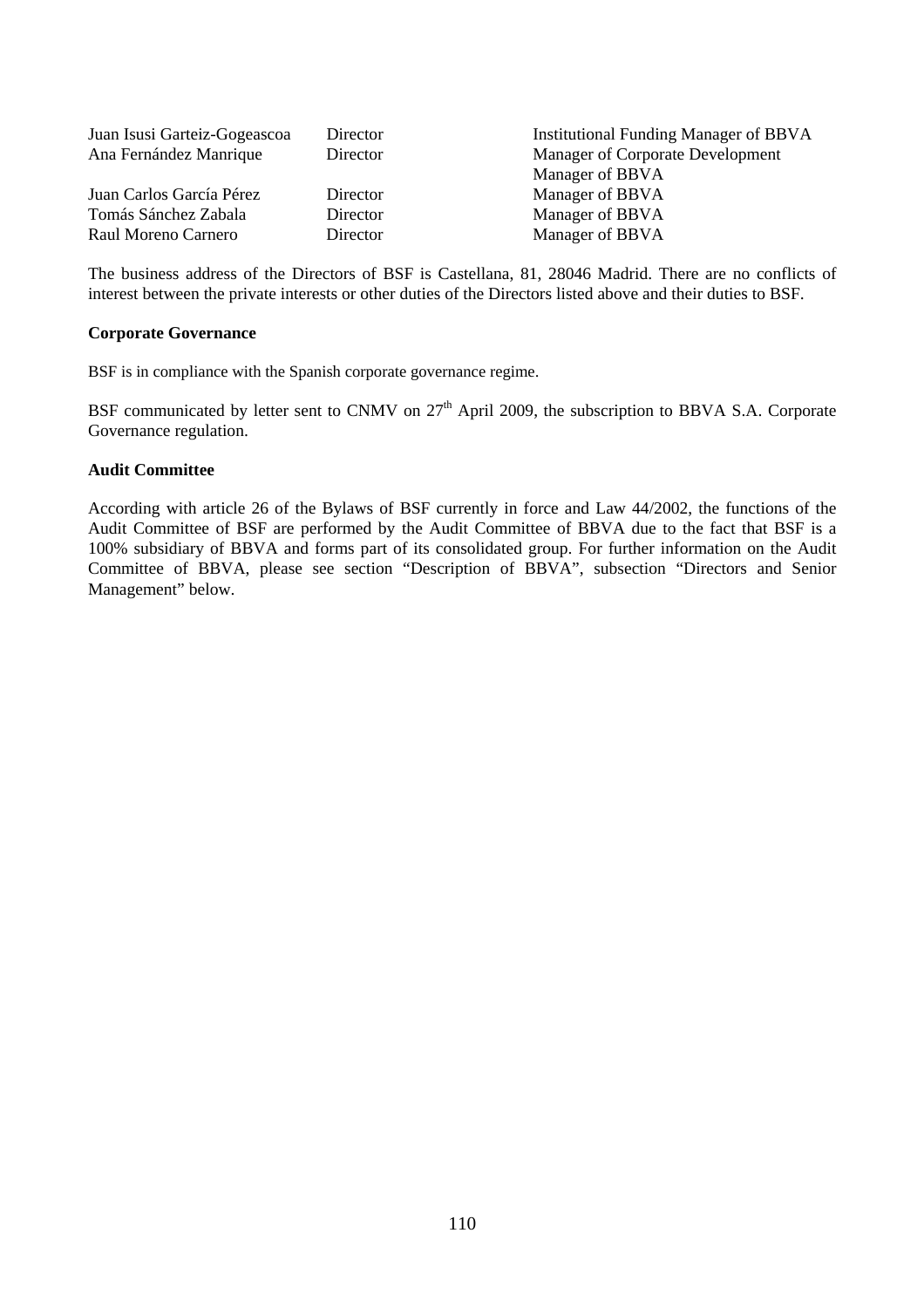| | | |
|---|---|---|
| Juan Isusi Garteiz-Gogeascoa | Director | Institutional Funding Manager of BBVA |
| Ana Fernández Manrique | Director | Manager of Corporate Development Manager of BBVA |
| Juan Carlos García Pérez | Director | Manager of BBVA |
| Tomás Sánchez Zabala | Director | Manager of BBVA |
| Raul Moreno Carnero | Director | Manager of BBVA |

The business address of the Directors of BSF is Castellana, 81, 28046 Madrid. There are no conflicts of interest between the private interests or other duties of the Directors listed above and their duties to BSF.

**Corporate Governance**

BSF is in compliance with the Spanish corporate governance regime.

BSF communicated by letter sent to CNMV on 27th April 2009, the subscription to BBVA S.A. Corporate Governance regulation.

**Audit Committee**

According with article 26 of the Bylaws of BSF currently in force and Law 44/2002, the functions of the Audit Committee of BSF are performed by the Audit Committee of BBVA due to the fact that BSF is a 100% subsidiary of BBVA and forms part of its consolidated group. For further information on the Audit Committee of BBVA, please see section "Description of BBVA", subsection "Directors and Senior Management" below.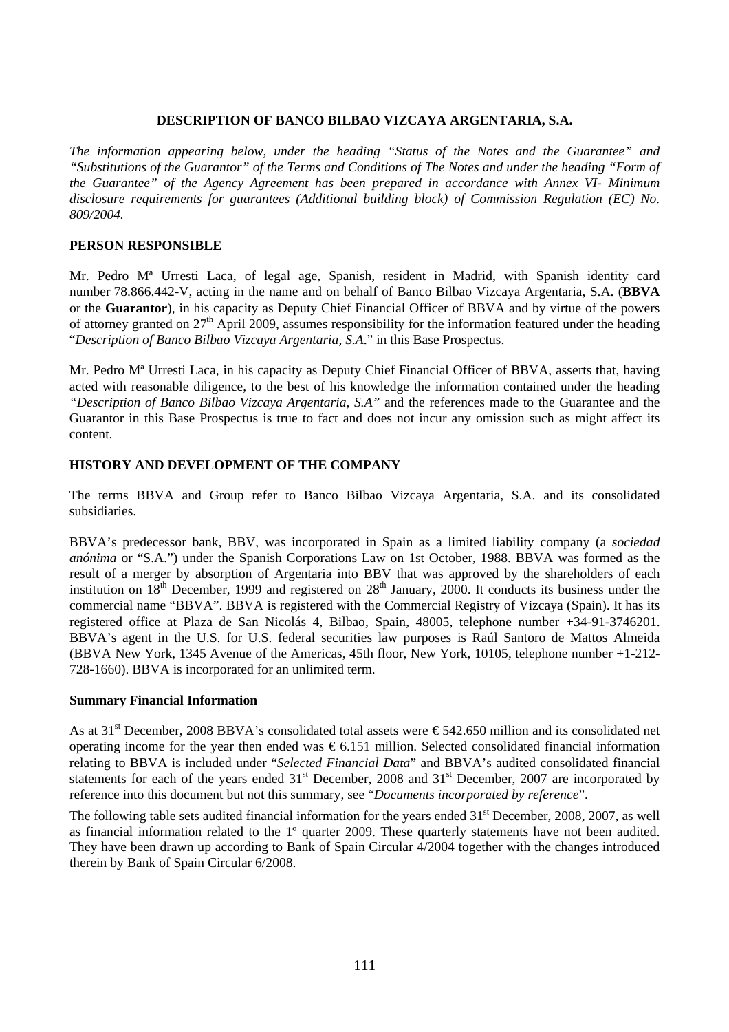# DESCRIPTION OF BANCO BILBAO VIZCAYA ARGENTARIA, S.A.

*The information appearing below, under the heading "Status of the Notes and the Guarantee" and "Substitutions of the Guarantor" of the Terms and Conditions of The Notes and under the heading "Form of the Guarantee" of the Agency Agreement has been prepared in accordance with Annex VI- Minimum disclosure requirements for guarantees (Additional building block) of Commission Regulation (EC) No. 809/2004.*

## PERSON RESPONSIBLE

Mr. Pedro Mª Urresti Laca, of legal age, Spanish, resident in Madrid, with Spanish identity card number 78.866.442-V, acting in the name and on behalf of Banco Bilbao Vizcaya Argentaria, S.A. (**BBVA** or the **Guarantor**), in his capacity as Deputy Chief Financial Officer of BBVA and by virtue of the powers of attorney granted on 27th April 2009, assumes responsibility for the information featured under the heading "*Description of Banco Bilbao Vizcaya Argentaria, S.A.*" in this Base Prospectus.

Mr. Pedro Mª Urresti Laca, in his capacity as Deputy Chief Financial Officer of BBVA, asserts that, having acted with reasonable diligence, to the best of his knowledge the information contained under the heading *"Description of Banco Bilbao Vizcaya Argentaria, S.A"* and the references made to the Guarantee and the Guarantor in this Base Prospectus is true to fact and does not incur any omission such as might affect its content.

## HISTORY AND DEVELOPMENT OF THE COMPANY

The terms BBVA and Group refer to Banco Bilbao Vizcaya Argentaria, S.A. and its consolidated subsidiaries.

BBVA's predecessor bank, BBV, was incorporated in Spain as a limited liability company (a *sociedad anónima* or "S.A.") under the Spanish Corporations Law on 1st October, 1988. BBVA was formed as the result of a merger by absorption of Argentaria into BBV that was approved by the shareholders of each institution on 18th December, 1999 and registered on 28th January, 2000. It conducts its business under the commercial name "BBVA". BBVA is registered with the Commercial Registry of Vizcaya (Spain). It has its registered office at Plaza de San Nicolás 4, Bilbao, Spain, 48005, telephone number +34-91-3746201. BBVA's agent in the U.S. for U.S. federal securities law purposes is Raúl Santoro de Mattos Almeida (BBVA New York, 1345 Avenue of the Americas, 45th floor, New York, 10105, telephone number +1-212-728-1660). BBVA is incorporated for an unlimited term.

### Summary Financial Information

As at 31st December, 2008 BBVA's consolidated total assets were € 542.650 million and its consolidated net operating income for the year then ended was € 6.151 million. Selected consolidated financial information relating to BBVA is included under "*Selected Financial Data*" and BBVA's audited consolidated financial statements for each of the years ended 31st December, 2008 and 31st December, 2007 are incorporated by reference into this document but not this summary, see "*Documents incorporated by reference*".

The following table sets audited financial information for the years ended 31st December, 2008, 2007, as well as financial information related to the 1º quarter 2009. These quarterly statements have not been audited. They have been drawn up according to Bank of Spain Circular 4/2004 together with the changes introduced therein by Bank of Spain Circular 6/2008.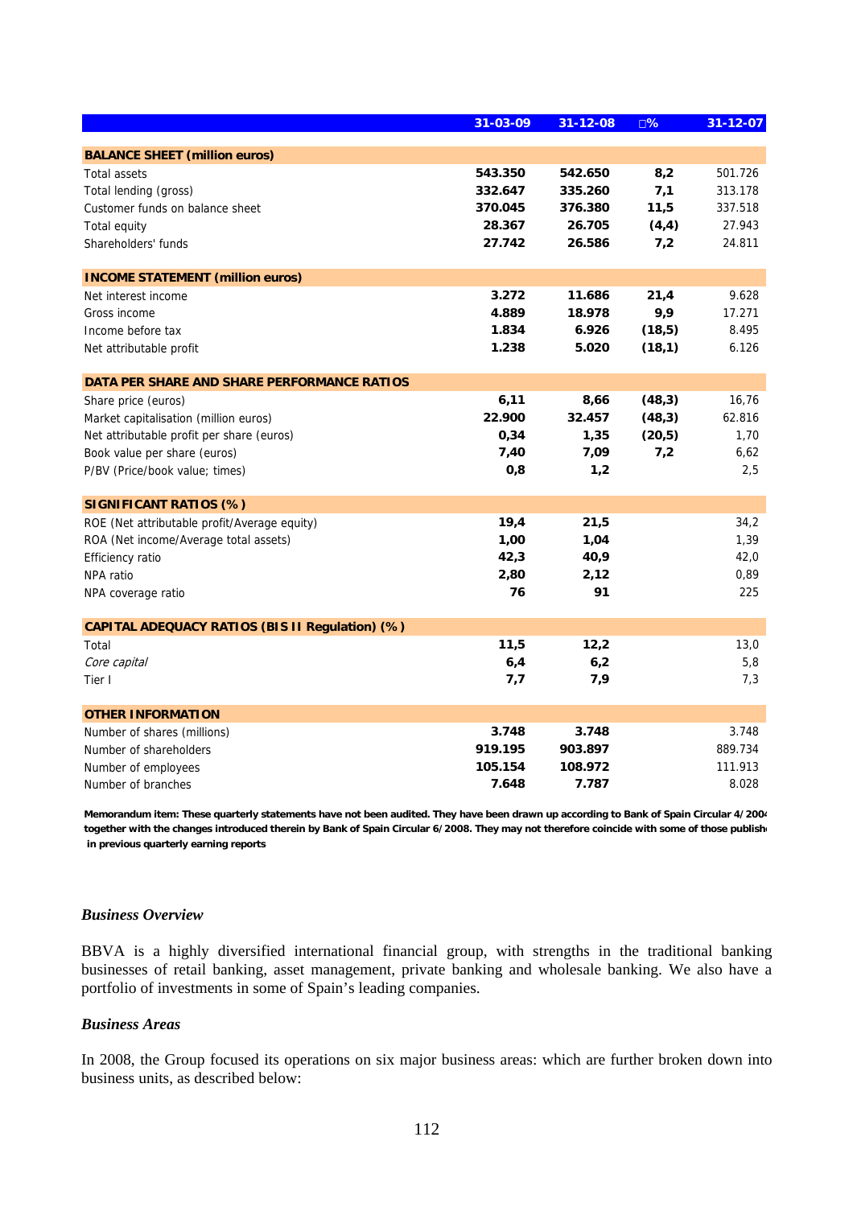| | 31-03-09 | 31-12-08 | □% | 31-12-07 |
|---|---|---|---|---|
| **BALANCE SHEET (million euros)** | | | | |
| Total assets | **543.350** | **542.650** | **8,2** | 501.726 |
| Total lending (gross) | **332.647** | **335.260** | **7,1** | 313.178 |
| Customer funds on balance sheet | **370.045** | **376.380** | **11,5** | 337.518 |
| Total equity | **28.367** | **26.705** | **(4,4)** | 27.943 |
| Shareholders' funds | **27.742** | **26.586** | **7,2** | 24.811 |
| **INCOME STATEMENT (million euros)** | | | | |
| Net interest income | **3.272** | **11.686** | **21,4** | 9.628 |
| Gross income | **4.889** | **18.978** | **9,9** | 17.271 |
| Income before tax | **1.834** | **6.926** | **(18,5)** | 8.495 |
| Net attributable profit | **1.238** | **5.020** | **(18,1)** | 6.126 |
| **DATA PER SHARE AND SHARE PERFORMANCE RATIOS** | | | | |
| Share price (euros) | **6,11** | **8,66** | **(48,3)** | 16,76 |
| Market capitalisation (million euros) | **22.900** | **32.457** | **(48,3)** | 62.816 |
| Net attributable profit per share (euros) | **0,34** | **1,35** | **(20,5)** | 1,70 |
| Book value per share (euros) | **7,40** | **7,09** | **7,2** | 6,62 |
| P/BV (Price/book value; times) | **0,8** | **1,2** | | 2,5 |
| **SIGNIFICANT RATIOS (%)** | | | | |
| ROE (Net attributable profit/Average equity) | **19,4** | **21,5** | | 34,2 |
| ROA (Net income/Average total assets) | **1,00** | **1,04** | | 1,39 |
| Efficiency ratio | **42,3** | **40,9** | | 42,0 |
| NPA ratio | **2,80** | **2,12** | | 0,89 |
| NPA coverage ratio | **76** | **91** | | 225 |
| **CAPITAL ADEQUACY RATIOS (BIS II Regulation) (%)** | | | | |
| Total | **11,5** | **12,2** | | 13,0 |
| *Core capital* | **6,4** | **6,2** | | 5,8 |
| Tier I | **7,7** | **7,9** | | 7,3 |
| **OTHER INFORMATION** | | | | |
| Number of shares (millions) | **3.748** | **3.748** | | 3.748 |
| Number of shareholders | **919.195** | **903.897** | | 889.734 |
| Number of employees | **105.154** | **108.972** | | 111.913 |
| Number of branches | **7.648** | **7.787** | | 8.028 |

**Memorandum item: These quarterly statements have not been audited. They have been drawn up according to Bank of Spain Circular 4/2004 together with the changes introduced therein by Bank of Spain Circular 6/2008. They may not therefore coincide with some of those published in previous quarterly earning reports**

### *Business Overview*

BBVA is a highly diversified international financial group, with strengths in the traditional banking businesses of retail banking, asset management, private banking and wholesale banking. We also have a portfolio of investments in some of Spain's leading companies.

### *Business Areas*

In 2008, the Group focused its operations on six major business areas: which are further broken down into business units, as described below: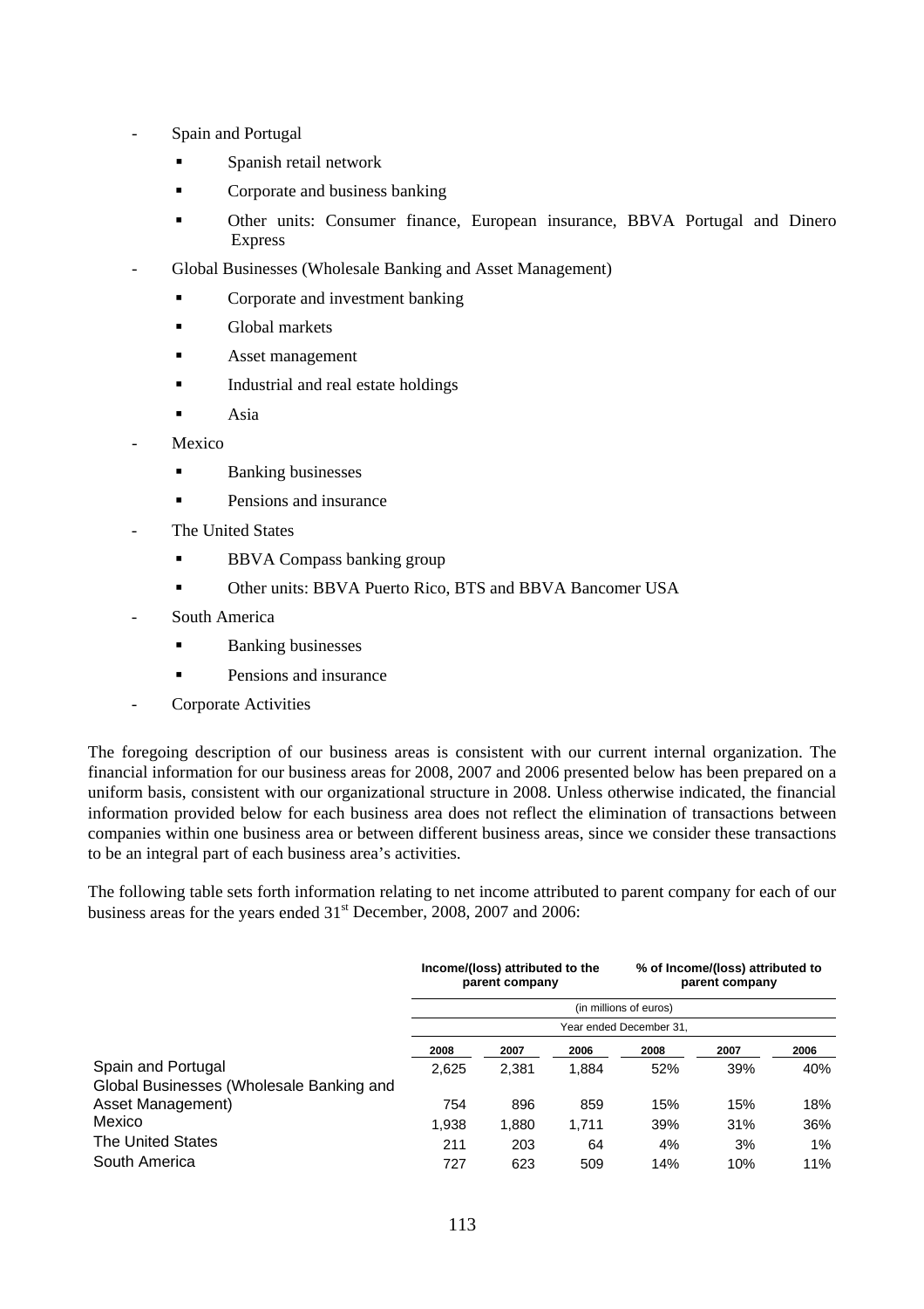- Spain and Portugal
  - Spanish retail network
  - Corporate and business banking
  - Other units: Consumer finance, European insurance, BBVA Portugal and Dinero Express
- Global Businesses (Wholesale Banking and Asset Management)
  - Corporate and investment banking
  - Global markets
  - Asset management
  - Industrial and real estate holdings
  - Asia
- Mexico
  - Banking businesses
  - Pensions and insurance
- The United States
  - BBVA Compass banking group
  - Other units: BBVA Puerto Rico, BTS and BBVA Bancomer USA
- South America
  - Banking businesses
  - Pensions and insurance
- Corporate Activities

The foregoing description of our business areas is consistent with our current internal organization. The financial information for our business areas for 2008, 2007 and 2006 presented below has been prepared on a uniform basis, consistent with our organizational structure in 2008. Unless otherwise indicated, the financial information provided below for each business area does not reflect the elimination of transactions between companies within one business area or between different business areas, since we consider these transactions to be an integral part of each business area's activities.

The following table sets forth information relating to net income attributed to parent company for each of our business areas for the years ended 31st December, 2008, 2007 and 2006:

| | Income/(loss) attributed to the parent company | | | % of Income/(loss) attributed to parent company | | |
|---|---|---|---|---|---|---|
| | (in millions of euros) | | | | | |
| | Year ended December 31, | | | | | |
| | 2008 | 2007 | 2006 | 2008 | 2007 | 2006 |
| Spain and Portugal | 2,625 | 2,381 | 1,884 | 52% | 39% | 40% |
| Global Businesses (Wholesale Banking and Asset Management) | 754 | 896 | 859 | 15% | 15% | 18% |
| Mexico | 1,938 | 1,880 | 1,711 | 39% | 31% | 36% |
| The United States | 211 | 203 | 64 | 4% | 3% | 1% |
| South America | 727 | 623 | 509 | 14% | 10% | 11% |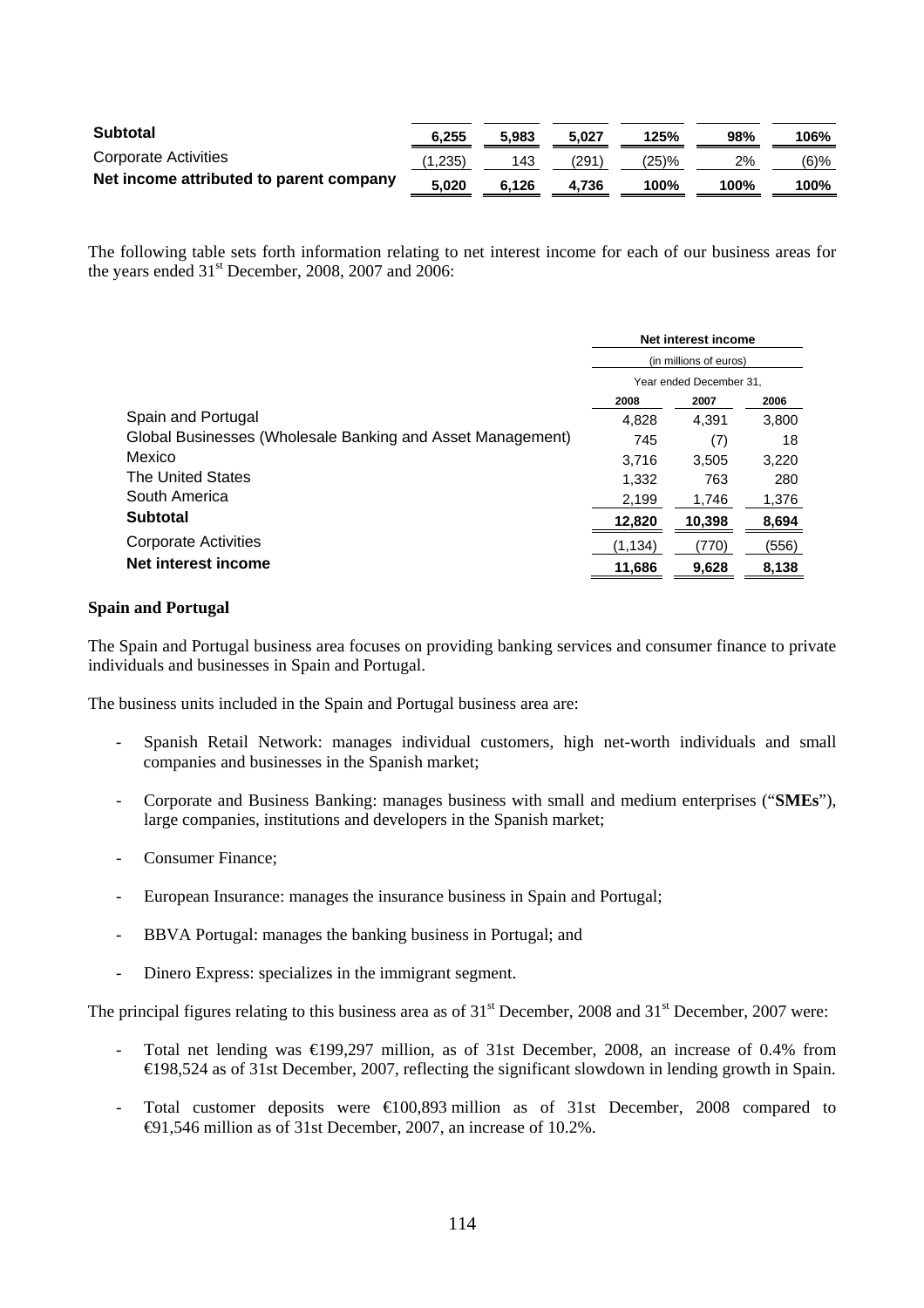| | | | | | | |
|---|---|---|---|---|---|---|
| **Subtotal** | **6,255** | **5,983** | **5,027** | **125%** | **98%** | **106%** |
| Corporate Activities | (1,235) | 143 | (291) | (25)% | 2% | (6)% |
| **Net income attributed to parent company** | **5,020** | **6,126** | **4,736** | **100%** | **100%** | **100%** |

The following table sets forth information relating to net interest income for each of our business areas for the years ended 31st December, 2008, 2007 and 2006:

| | Net interest income (in millions of euros) | | |
|---|---|---|---|
| | Year ended December 31, | | |
| | 2008 | 2007 | 2006 |
| Spain and Portugal | 4,828 | 4,391 | 3,800 |
| Global Businesses (Wholesale Banking and Asset Management) | 745 | (7) | 18 |
| Mexico | 3,716 | 3,505 | 3,220 |
| The United States | 1,332 | 763 | 280 |
| South America | 2,199 | 1,746 | 1,376 |
| **Subtotal** | **12,820** | **10,398** | **8,694** |
| Corporate Activities | (1,134) | (770) | (556) |
| **Net interest income** | **11,686** | **9,628** | **8,138** |

**Spain and Portugal**

The Spain and Portugal business area focuses on providing banking services and consumer finance to private individuals and businesses in Spain and Portugal.

The business units included in the Spain and Portugal business area are:

- Spanish Retail Network: manages individual customers, high net-worth individuals and small companies and businesses in the Spanish market;
- Corporate and Business Banking: manages business with small and medium enterprises ("**SMEs**"), large companies, institutions and developers in the Spanish market;
- Consumer Finance;
- European Insurance: manages the insurance business in Spain and Portugal;
- BBVA Portugal: manages the banking business in Portugal; and
- Dinero Express: specializes in the immigrant segment.

The principal figures relating to this business area as of 31st December, 2008 and 31st December, 2007 were:

- Total net lending was €199,297 million, as of 31st December, 2008, an increase of 0.4% from €198,524 as of 31st December, 2007, reflecting the significant slowdown in lending growth in Spain.
- Total customer deposits were €100,893 million as of 31st December, 2008 compared to €91,546 million as of 31st December, 2007, an increase of 10.2%.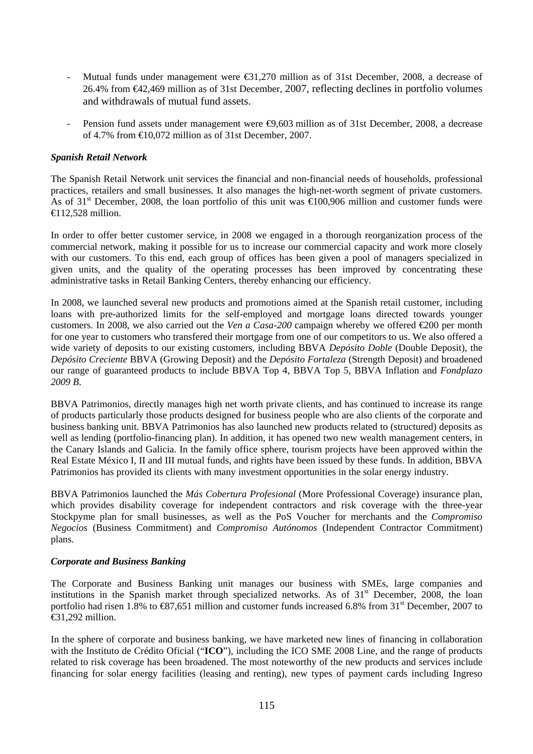- Mutual funds under management were €31,270 million as of 31st December, 2008, a decrease of 26.4% from €42,469 million as of 31st December, 2007, reflecting declines in portfolio volumes and withdrawals of mutual fund assets.

- Pension fund assets under management were €9,603 million as of 31st December, 2008, a decrease of 4.7% from €10,072 million as of 31st December, 2007.

***Spanish Retail Network***

The Spanish Retail Network unit services the financial and non-financial needs of households, professional practices, retailers and small businesses. It also manages the high-net-worth segment of private customers. As of 31st December, 2008, the loan portfolio of this unit was €100,906 million and customer funds were €112,528 million.

In order to offer better customer service, in 2008 we engaged in a thorough reorganization process of the commercial network, making it possible for us to increase our commercial capacity and work more closely with our customers. To this end, each group of offices has been given a pool of managers specialized in given units, and the quality of the operating processes has been improved by concentrating these administrative tasks in Retail Banking Centers, thereby enhancing our efficiency.

In 2008, we launched several new products and promotions aimed at the Spanish retail customer, including loans with pre-authorized limits for the self-employed and mortgage loans directed towards younger customers. In 2008, we also carried out the *Ven a Casa-200* campaign whereby we offered €200 per month for one year to customers who transfered their mortgage from one of our competitors to us. We also offered a wide variety of deposits to our existing customers, including BBVA *Depósito Doble* (Double Deposit), the *Depósito Creciente* BBVA (Growing Deposit) and the *Depósito Fortaleza* (Strength Deposit) and broadened our range of guaranteed products to include BBVA Top 4, BBVA Top 5, BBVA Inflation and *Fondplazo 2009 B*.

BBVA Patrimonios, directly manages high net worth private clients, and has continued to increase its range of products particularly those products designed for business people who are also clients of the corporate and business banking unit. BBVA Patrimonios has also launched new products related to (structured) deposits as well as lending (portfolio-financing plan). In addition, it has opened two new wealth management centers, in the Canary Islands and Galicia. In the family office sphere, tourism projects have been approved within the Real Estate México I, II and III mutual funds, and rights have been issued by these funds. In addition, BBVA Patrimonios has provided its clients with many investment opportunities in the solar energy industry.

BBVA Patrimonios launched the *Más Cobertura Profesional* (More Professional Coverage) insurance plan, which provides disability coverage for independent contractors and risk coverage with the three-year Stockpyme plan for small businesses, as well as the PoS Voucher for merchants and the *Compromiso Negocios* (Business Commitment) and *Compromiso Autónomos* (Independent Contractor Commitment) plans.

***Corporate and Business Banking***

The Corporate and Business Banking unit manages our business with SMEs, large companies and institutions in the Spanish market through specialized networks. As of 31st December, 2008, the loan portfolio had risen 1.8% to €87,651 million and customer funds increased 6.8% from 31st December, 2007 to €31,292 million.

In the sphere of corporate and business banking, we have marketed new lines of financing in collaboration with the Instituto de Crédito Oficial ("**ICO**"), including the ICO SME 2008 Line, and the range of products related to risk coverage has been broadened. The most noteworthy of the new products and services include financing for solar energy facilities (leasing and renting), new types of payment cards including Ingreso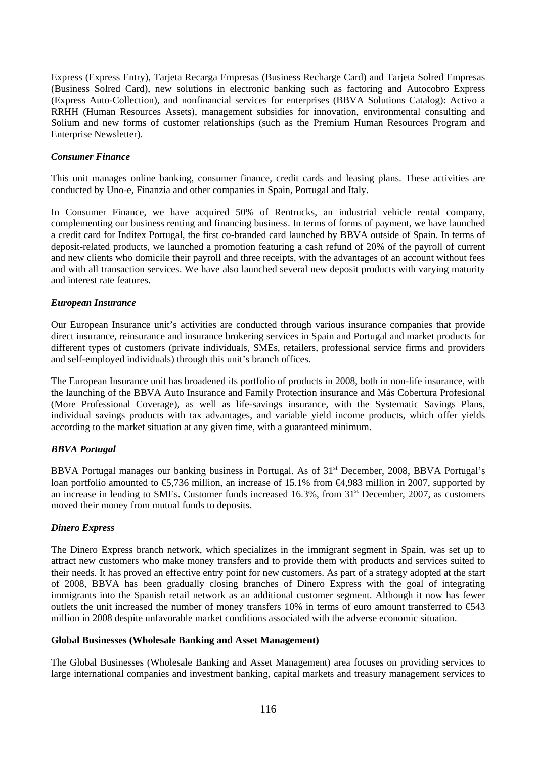Express (Express Entry), Tarjeta Recarga Empresas (Business Recharge Card) and Tarjeta Solred Empresas (Business Solred Card), new solutions in electronic banking such as factoring and Autocobro Express (Express Auto-Collection), and nonfinancial services for enterprises (BBVA Solutions Catalog): Activo a RRHH (Human Resources Assets), management subsidies for innovation, environmental consulting and Solium and new forms of customer relationships (such as the Premium Human Resources Program and Enterprise Newsletter).

***Consumer Finance***

This unit manages online banking, consumer finance, credit cards and leasing plans. These activities are conducted by Uno-e, Finanzia and other companies in Spain, Portugal and Italy.

In Consumer Finance, we have acquired 50% of Rentrucks, an industrial vehicle rental company, complementing our business renting and financing business. In terms of forms of payment, we have launched a credit card for Inditex Portugal, the first co-branded card launched by BBVA outside of Spain. In terms of deposit-related products, we launched a promotion featuring a cash refund of 20% of the payroll of current and new clients who domicile their payroll and three receipts, with the advantages of an account without fees and with all transaction services. We have also launched several new deposit products with varying maturity and interest rate features.

***European Insurance***

Our European Insurance unit's activities are conducted through various insurance companies that provide direct insurance, reinsurance and insurance brokering services in Spain and Portugal and market products for different types of customers (private individuals, SMEs, retailers, professional service firms and providers and self-employed individuals) through this unit's branch offices.

The European Insurance unit has broadened its portfolio of products in 2008, both in non-life insurance, with the launching of the BBVA Auto Insurance and Family Protection insurance and Más Cobertura Profesional (More Professional Coverage), as well as life-savings insurance, with the Systematic Savings Plans, individual savings products with tax advantages, and variable yield income products, which offer yields according to the market situation at any given time, with a guaranteed minimum.

***BBVA Portugal***

BBVA Portugal manages our banking business in Portugal. As of 31st December, 2008, BBVA Portugal's loan portfolio amounted to €5,736 million, an increase of 15.1% from €4,983 million in 2007, supported by an increase in lending to SMEs. Customer funds increased 16.3%, from 31st December, 2007, as customers moved their money from mutual funds to deposits.

***Dinero Express***

The Dinero Express branch network, which specializes in the immigrant segment in Spain, was set up to attract new customers who make money transfers and to provide them with products and services suited to their needs. It has proved an effective entry point for new customers. As part of a strategy adopted at the start of 2008, BBVA has been gradually closing branches of Dinero Express with the goal of integrating immigrants into the Spanish retail network as an additional customer segment. Although it now has fewer outlets the unit increased the number of money transfers 10% in terms of euro amount transferred to €543 million in 2008 despite unfavorable market conditions associated with the adverse economic situation.

**Global Businesses (Wholesale Banking and Asset Management)**

The Global Businesses (Wholesale Banking and Asset Management) area focuses on providing services to large international companies and investment banking, capital markets and treasury management services to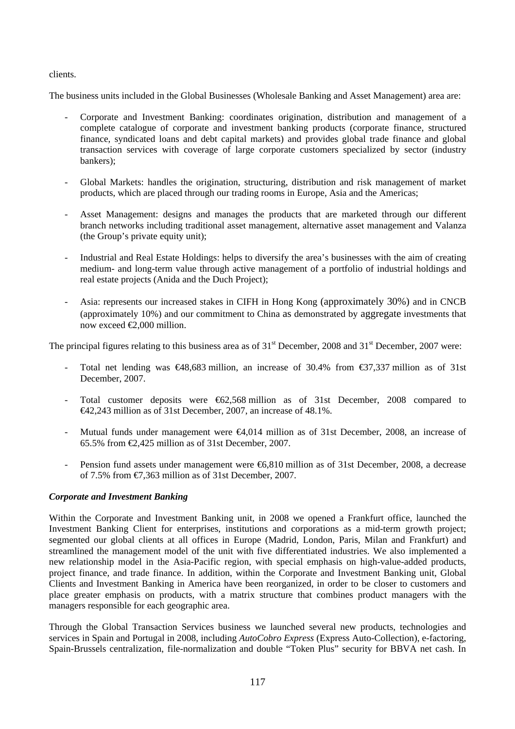clients.

The business units included in the Global Businesses (Wholesale Banking and Asset Management) area are:

- Corporate and Investment Banking: coordinates origination, distribution and management of a complete catalogue of corporate and investment banking products (corporate finance, structured finance, syndicated loans and debt capital markets) and provides global trade finance and global transaction services with coverage of large corporate customers specialized by sector (industry bankers);

- Global Markets: handles the origination, structuring, distribution and risk management of market products, which are placed through our trading rooms in Europe, Asia and the Americas;

- Asset Management: designs and manages the products that are marketed through our different branch networks including traditional asset management, alternative asset management and Valanza (the Group's private equity unit);

- Industrial and Real Estate Holdings: helps to diversify the area's businesses with the aim of creating medium- and long-term value through active management of a portfolio of industrial holdings and real estate projects (Anida and the Duch Project);

- Asia: represents our increased stakes in CIFH in Hong Kong (approximately 30%) and in CNCB (approximately 10%) and our commitment to China as demonstrated by aggregate investments that now exceed €2,000 million.

The principal figures relating to this business area as of 31st December, 2008 and 31st December, 2007 were:

- Total net lending was €48,683 million, an increase of 30.4% from €37,337 million as of 31st December, 2007.

- Total customer deposits were €62,568 million as of 31st December, 2008 compared to €42,243 million as of 31st December, 2007, an increase of 48.1%.

- Mutual funds under management were €4,014 million as of 31st December, 2008, an increase of 65.5% from €2,425 million as of 31st December, 2007.

- Pension fund assets under management were €6,810 million as of 31st December, 2008, a decrease of 7.5% from €7,363 million as of 31st December, 2007.

***Corporate and Investment Banking***

Within the Corporate and Investment Banking unit, in 2008 we opened a Frankfurt office, launched the Investment Banking Client for enterprises, institutions and corporations as a mid-term growth project; segmented our global clients at all offices in Europe (Madrid, London, Paris, Milan and Frankfurt) and streamlined the management model of the unit with five differentiated industries. We also implemented a new relationship model in the Asia-Pacific region, with special emphasis on high-value-added products, project finance, and trade finance. In addition, within the Corporate and Investment Banking unit, Global Clients and Investment Banking in America have been reorganized, in order to be closer to customers and place greater emphasis on products, with a matrix structure that combines product managers with the managers responsible for each geographic area.

Through the Global Transaction Services business we launched several new products, technologies and services in Spain and Portugal in 2008, including *AutoCobro Express* (Express Auto-Collection), e-factoring, Spain-Brussels centralization, file-normalization and double "Token Plus" security for BBVA net cash. In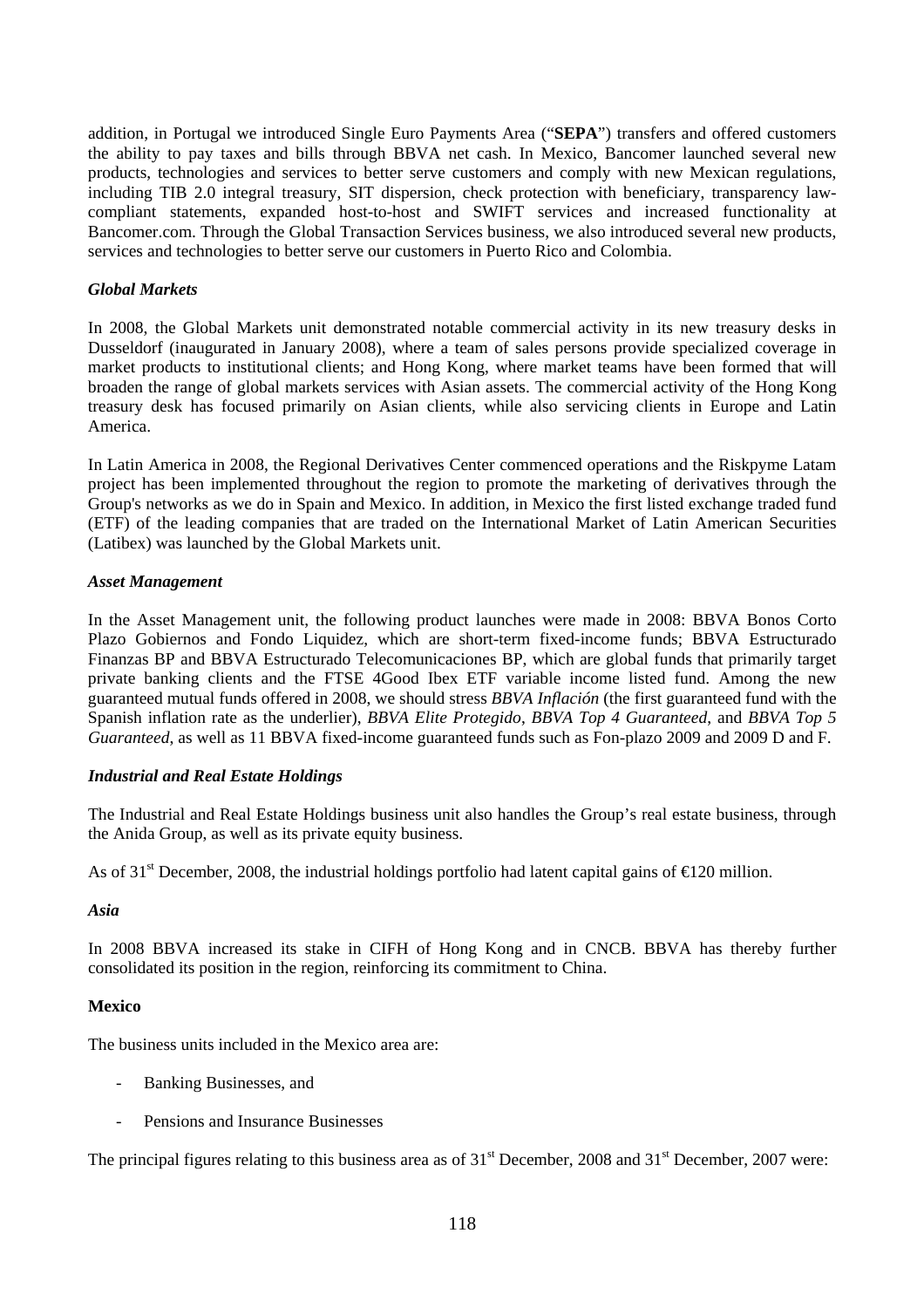addition, in Portugal we introduced Single Euro Payments Area ("**SEPA**") transfers and offered customers the ability to pay taxes and bills through BBVA net cash. In Mexico, Bancomer launched several new products, technologies and services to better serve customers and comply with new Mexican regulations, including TIB 2.0 integral treasury, SIT dispersion, check protection with beneficiary, transparency law-compliant statements, expanded host-to-host and SWIFT services and increased functionality at Bancomer.com. Through the Global Transaction Services business, we also introduced several new products, services and technologies to better serve our customers in Puerto Rico and Colombia.

***Global Markets***

In 2008, the Global Markets unit demonstrated notable commercial activity in its new treasury desks in Dusseldorf (inaugurated in January 2008), where a team of sales persons provide specialized coverage in market products to institutional clients; and Hong Kong, where market teams have been formed that will broaden the range of global markets services with Asian assets. The commercial activity of the Hong Kong treasury desk has focused primarily on Asian clients, while also servicing clients in Europe and Latin America.

In Latin America in 2008, the Regional Derivatives Center commenced operations and the Riskpyme Latam project has been implemented throughout the region to promote the marketing of derivatives through the Group's networks as we do in Spain and Mexico. In addition, in Mexico the first listed exchange traded fund (ETF) of the leading companies that are traded on the International Market of Latin American Securities (Latibex) was launched by the Global Markets unit.

***Asset Management***

In the Asset Management unit, the following product launches were made in 2008: BBVA Bonos Corto Plazo Gobiernos and Fondo Liquidez, which are short-term fixed-income funds; BBVA Estructurado Finanzas BP and BBVA Estructurado Telecomunicaciones BP, which are global funds that primarily target private banking clients and the FTSE 4Good Ibex ETF variable income listed fund. Among the new guaranteed mutual funds offered in 2008, we should stress *BBVA Inflación* (the first guaranteed fund with the Spanish inflation rate as the underlier), *BBVA Elite Protegido*, *BBVA Top 4 Guaranteed*, and *BBVA Top 5 Guaranteed*, as well as 11 BBVA fixed-income guaranteed funds such as Fon-plazo 2009 and 2009 D and F.

***Industrial and Real Estate Holdings***

The Industrial and Real Estate Holdings business unit also handles the Group's real estate business, through the Anida Group, as well as its private equity business.

As of 31st December, 2008, the industrial holdings portfolio had latent capital gains of €120 million.

***Asia***

In 2008 BBVA increased its stake in CIFH of Hong Kong and in CNCB. BBVA has thereby further consolidated its position in the region, reinforcing its commitment to China.

**Mexico**

The business units included in the Mexico area are:

- Banking Businesses, and
- Pensions and Insurance Businesses

The principal figures relating to this business area as of 31st December, 2008 and 31st December, 2007 were: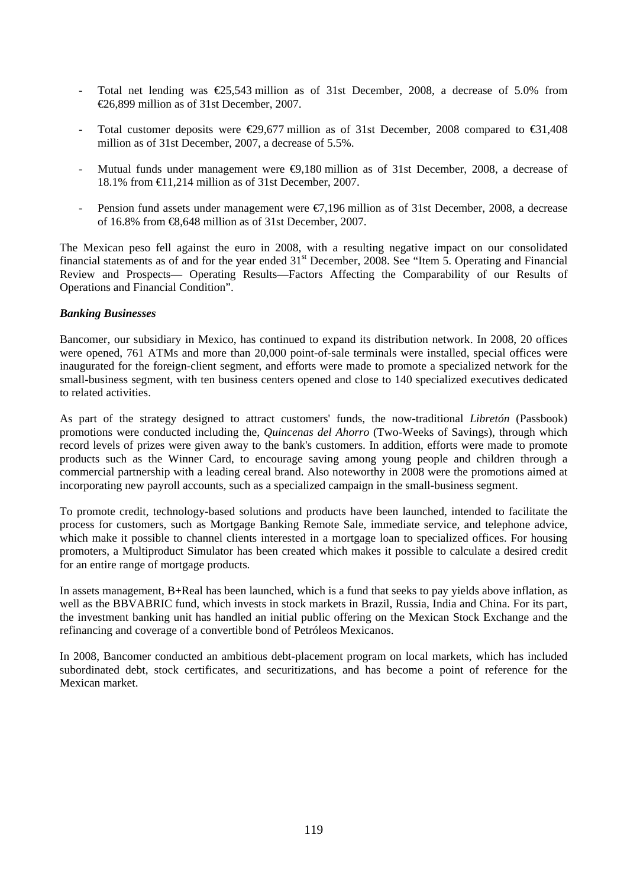- Total net lending was €25,543 million as of 31st December, 2008, a decrease of 5.0% from €26,899 million as of 31st December, 2007.

- Total customer deposits were €29,677 million as of 31st December, 2008 compared to €31,408 million as of 31st December, 2007, a decrease of 5.5%.

- Mutual funds under management were €9,180 million as of 31st December, 2008, a decrease of 18.1% from €11,214 million as of 31st December, 2007.

- Pension fund assets under management were €7,196 million as of 31st December, 2008, a decrease of 16.8% from €8,648 million as of 31st December, 2007.

The Mexican peso fell against the euro in 2008, with a resulting negative impact on our consolidated financial statements as of and for the year ended 31st December, 2008. See "Item 5. Operating and Financial Review and Prospects— Operating Results—Factors Affecting the Comparability of our Results of Operations and Financial Condition".

***Banking Businesses***

Bancomer, our subsidiary in Mexico, has continued to expand its distribution network. In 2008, 20 offices were opened, 761 ATMs and more than 20,000 point-of-sale terminals were installed, special offices were inaugurated for the foreign-client segment, and efforts were made to promote a specialized network for the small-business segment, with ten business centers opened and close to 140 specialized executives dedicated to related activities.

As part of the strategy designed to attract customers' funds, the now-traditional *Libretón* (Passbook) promotions were conducted including the, *Quincenas del Ahorro* (Two-Weeks of Savings), through which record levels of prizes were given away to the bank's customers. In addition, efforts were made to promote products such as the Winner Card, to encourage saving among young people and children through a commercial partnership with a leading cereal brand. Also noteworthy in 2008 were the promotions aimed at incorporating new payroll accounts, such as a specialized campaign in the small-business segment.

To promote credit, technology-based solutions and products have been launched, intended to facilitate the process for customers, such as Mortgage Banking Remote Sale, immediate service, and telephone advice, which make it possible to channel clients interested in a mortgage loan to specialized offices. For housing promoters, a Multiproduct Simulator has been created which makes it possible to calculate a desired credit for an entire range of mortgage products.

In assets management, B+Real has been launched, which is a fund that seeks to pay yields above inflation, as well as the BBVABRIC fund, which invests in stock markets in Brazil, Russia, India and China. For its part, the investment banking unit has handled an initial public offering on the Mexican Stock Exchange and the refinancing and coverage of a convertible bond of Petróleos Mexicanos.

In 2008, Bancomer conducted an ambitious debt-placement program on local markets, which has included subordinated debt, stock certificates, and securitizations, and has become a point of reference for the Mexican market.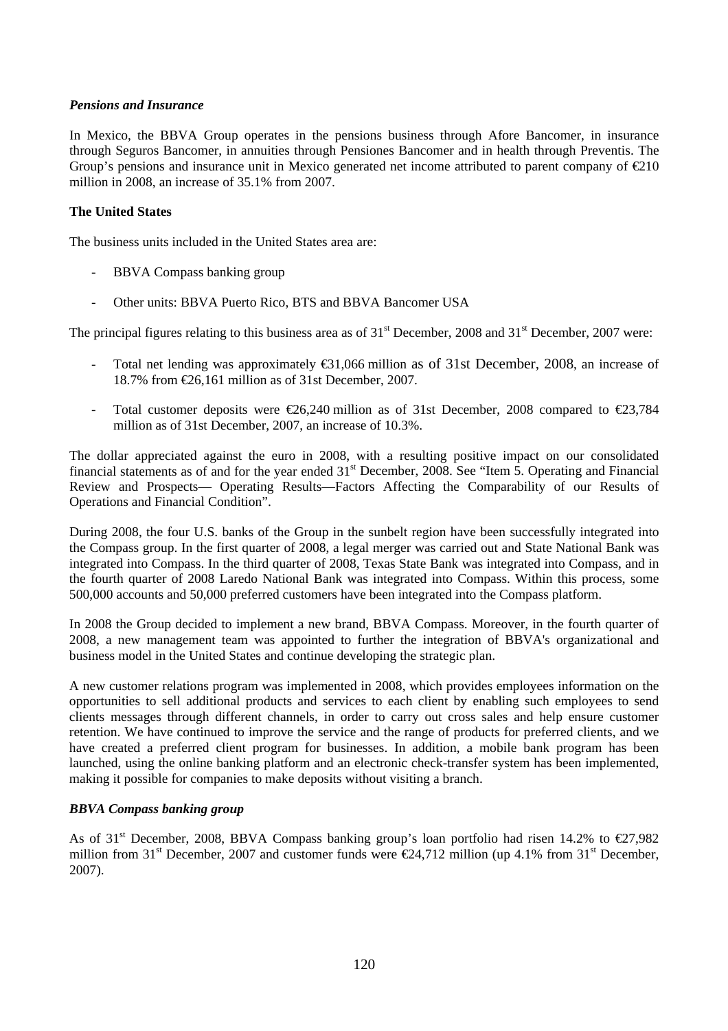### *Pensions and Insurance*

In Mexico, the BBVA Group operates in the pensions business through Afore Bancomer, in insurance through Seguros Bancomer, in annuities through Pensiones Bancomer and in health through Preventis. The Group's pensions and insurance unit in Mexico generated net income attributed to parent company of €210 million in 2008, an increase of 35.1% from 2007.

### The United States

The business units included in the United States area are:

- BBVA Compass banking group
- Other units: BBVA Puerto Rico, BTS and BBVA Bancomer USA

The principal figures relating to this business area as of 31st December, 2008 and 31st December, 2007 were:

- Total net lending was approximately €31,066 million as of 31st December, 2008, an increase of 18.7% from €26,161 million as of 31st December, 2007.
- Total customer deposits were €26,240 million as of 31st December, 2008 compared to €23,784 million as of 31st December, 2007, an increase of 10.3%.

The dollar appreciated against the euro in 2008, with a resulting positive impact on our consolidated financial statements as of and for the year ended 31st December, 2008. See "Item 5. Operating and Financial Review and Prospects— Operating Results—Factors Affecting the Comparability of our Results of Operations and Financial Condition".

During 2008, the four U.S. banks of the Group in the sunbelt region have been successfully integrated into the Compass group. In the first quarter of 2008, a legal merger was carried out and State National Bank was integrated into Compass. In the third quarter of 2008, Texas State Bank was integrated into Compass, and in the fourth quarter of 2008 Laredo National Bank was integrated into Compass. Within this process, some 500,000 accounts and 50,000 preferred customers have been integrated into the Compass platform.

In 2008 the Group decided to implement a new brand, BBVA Compass. Moreover, in the fourth quarter of 2008, a new management team was appointed to further the integration of BBVA's organizational and business model in the United States and continue developing the strategic plan.

A new customer relations program was implemented in 2008, which provides employees information on the opportunities to sell additional products and services to each client by enabling such employees to send clients messages through different channels, in order to carry out cross sales and help ensure customer retention. We have continued to improve the service and the range of products for preferred clients, and we have created a preferred client program for businesses. In addition, a mobile bank program has been launched, using the online banking platform and an electronic check-transfer system has been implemented, making it possible for companies to make deposits without visiting a branch.

### *BBVA Compass banking group*

As of 31st December, 2008, BBVA Compass banking group's loan portfolio had risen 14.2% to €27,982 million from 31st December, 2007 and customer funds were €24,712 million (up 4.1% from 31st December, 2007).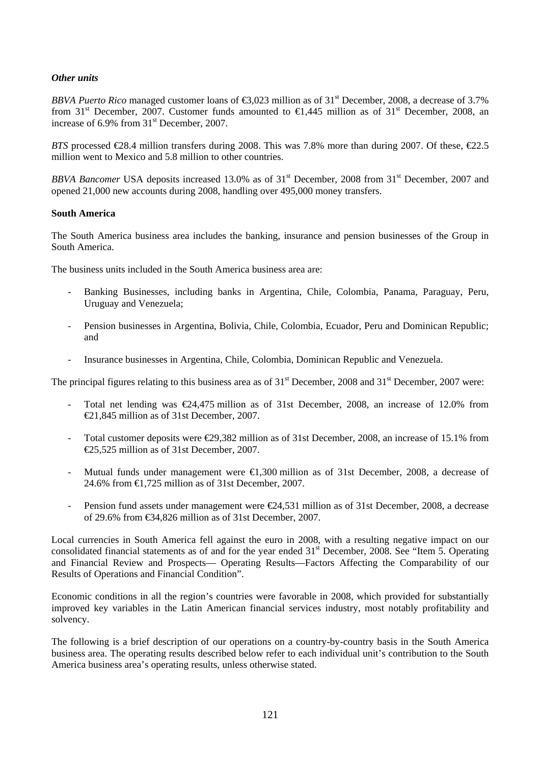***Other units***

*BBVA Puerto Rico* managed customer loans of €3,023 million as of 31st December, 2008, a decrease of 3.7% from 31st December, 2007. Customer funds amounted to €1,445 million as of 31st December, 2008, an increase of 6.9% from 31st December, 2007.

*BTS* processed €28.4 million transfers during 2008. This was 7.8% more than during 2007. Of these, €22.5 million went to Mexico and 5.8 million to other countries.

*BBVA Bancomer* USA deposits increased 13.0% as of 31st December, 2008 from 31st December, 2007 and opened 21,000 new accounts during 2008, handling over 495,000 money transfers.

**South America**

The South America business area includes the banking, insurance and pension businesses of the Group in South America.

The business units included in the South America business area are:

- Banking Businesses, including banks in Argentina, Chile, Colombia, Panama, Paraguay, Peru, Uruguay and Venezuela;
- Pension businesses in Argentina, Bolivia, Chile, Colombia, Ecuador, Peru and Dominican Republic; and
- Insurance businesses in Argentina, Chile, Colombia, Dominican Republic and Venezuela.

The principal figures relating to this business area as of 31st December, 2008 and 31st December, 2007 were:

- Total net lending was €24,475 million as of 31st December, 2008, an increase of 12.0% from €21,845 million as of 31st December, 2007.
- Total customer deposits were €29,382 million as of 31st December, 2008, an increase of 15.1% from €25,525 million as of 31st December, 2007.
- Mutual funds under management were €1,300 million as of 31st December, 2008, a decrease of 24.6% from €1,725 million as of 31st December, 2007.
- Pension fund assets under management were €24,531 million as of 31st December, 2008, a decrease of 29.6% from €34,826 million as of 31st December, 2007.

Local currencies in South America fell against the euro in 2008, with a resulting negative impact on our consolidated financial statements as of and for the year ended 31st December, 2008. See "Item 5. Operating and Financial Review and Prospects— Operating Results—Factors Affecting the Comparability of our Results of Operations and Financial Condition".

Economic conditions in all the region's countries were favorable in 2008, which provided for substantially improved key variables in the Latin American financial services industry, most notably profitability and solvency.

The following is a brief description of our operations on a country-by-country basis in the South America business area. The operating results described below refer to each individual unit's contribution to the South America business area's operating results, unless otherwise stated.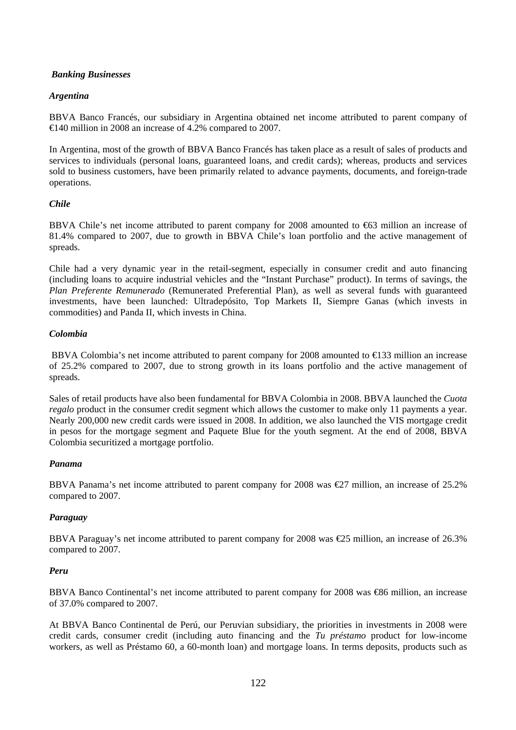***Banking Businesses***

***Argentina***

BBVA Banco Francés, our subsidiary in Argentina obtained net income attributed to parent company of €140 million in 2008 an increase of 4.2% compared to 2007.

In Argentina, most of the growth of BBVA Banco Francés has taken place as a result of sales of products and services to individuals (personal loans, guaranteed loans, and credit cards); whereas, products and services sold to business customers, have been primarily related to advance payments, documents, and foreign-trade operations.

***Chile***

BBVA Chile's net income attributed to parent company for 2008 amounted to €63 million an increase of 81.4% compared to 2007, due to growth in BBVA Chile's loan portfolio and the active management of spreads.

Chile had a very dynamic year in the retail-segment, especially in consumer credit and auto financing (including loans to acquire industrial vehicles and the "Instant Purchase" product). In terms of savings, the *Plan Preferente Remunerado* (Remunerated Preferential Plan), as well as several funds with guaranteed investments, have been launched: Ultradepósito, Top Markets II, Siempre Ganas (which invests in commodities) and Panda II, which invests in China.

***Colombia***

BBVA Colombia's net income attributed to parent company for 2008 amounted to €133 million an increase of 25.2% compared to 2007, due to strong growth in its loans portfolio and the active management of spreads.

Sales of retail products have also been fundamental for BBVA Colombia in 2008. BBVA launched the *Cuota regalo* product in the consumer credit segment which allows the customer to make only 11 payments a year. Nearly 200,000 new credit cards were issued in 2008. In addition, we also launched the VIS mortgage credit in pesos for the mortgage segment and Paquete Blue for the youth segment. At the end of 2008, BBVA Colombia securitized a mortgage portfolio.

***Panama***

BBVA Panama's net income attributed to parent company for 2008 was €27 million, an increase of 25.2% compared to 2007.

***Paraguay***

BBVA Paraguay's net income attributed to parent company for 2008 was €25 million, an increase of 26.3% compared to 2007.

***Peru***

BBVA Banco Continental's net income attributed to parent company for 2008 was €86 million, an increase of 37.0% compared to 2007.

At BBVA Banco Continental de Perú, our Peruvian subsidiary, the priorities in investments in 2008 were credit cards, consumer credit (including auto financing and the *Tu préstamo* product for low-income workers, as well as Préstamo 60, a 60-month loan) and mortgage loans. In terms deposits, products such as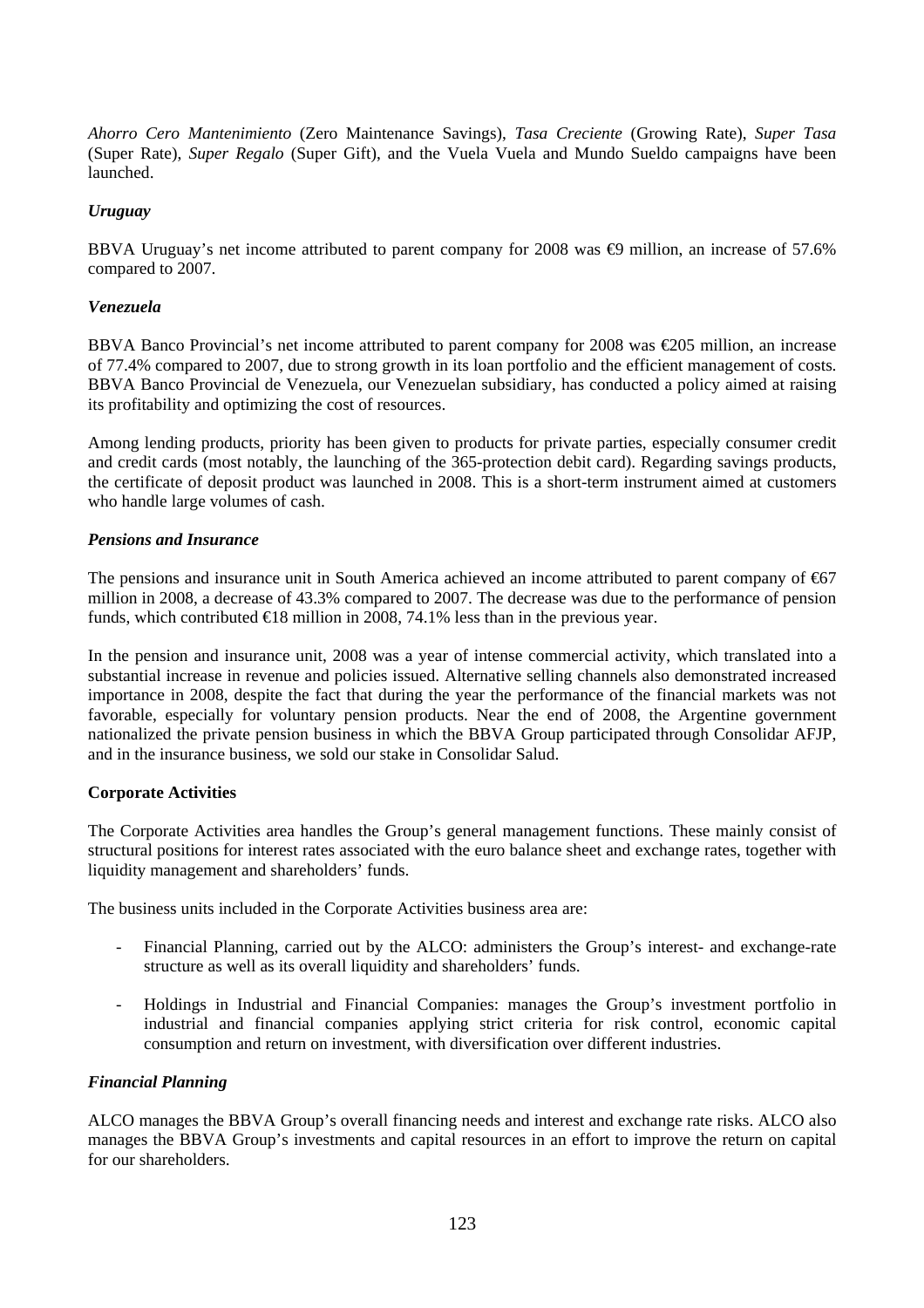*Ahorro Cero Mantenimiento* (Zero Maintenance Savings), *Tasa Creciente* (Growing Rate), *Super Tasa* (Super Rate), *Super Regalo* (Super Gift), and the Vuela Vuela and Mundo Sueldo campaigns have been launched.

### *Uruguay*

BBVA Uruguay's net income attributed to parent company for 2008 was €9 million, an increase of 57.6% compared to 2007.

### *Venezuela*

BBVA Banco Provincial's net income attributed to parent company for 2008 was €205 million, an increase of 77.4% compared to 2007, due to strong growth in its loan portfolio and the efficient management of costs. BBVA Banco Provincial de Venezuela, our Venezuelan subsidiary, has conducted a policy aimed at raising its profitability and optimizing the cost of resources.

Among lending products, priority has been given to products for private parties, especially consumer credit and credit cards (most notably, the launching of the 365-protection debit card). Regarding savings products, the certificate of deposit product was launched in 2008. This is a short-term instrument aimed at customers who handle large volumes of cash.

### *Pensions and Insurance*

The pensions and insurance unit in South America achieved an income attributed to parent company of €67 million in 2008, a decrease of 43.3% compared to 2007. The decrease was due to the performance of pension funds, which contributed €18 million in 2008, 74.1% less than in the previous year.

In the pension and insurance unit, 2008 was a year of intense commercial activity, which translated into a substantial increase in revenue and policies issued. Alternative selling channels also demonstrated increased importance in 2008, despite the fact that during the year the performance of the financial markets was not favorable, especially for voluntary pension products. Near the end of 2008, the Argentine government nationalized the private pension business in which the BBVA Group participated through Consolidar AFJP, and in the insurance business, we sold our stake in Consolidar Salud.

## **Corporate Activities**

The Corporate Activities area handles the Group's general management functions. These mainly consist of structural positions for interest rates associated with the euro balance sheet and exchange rates, together with liquidity management and shareholders' funds.

The business units included in the Corporate Activities business area are:

- Financial Planning, carried out by the ALCO: administers the Group's interest- and exchange-rate structure as well as its overall liquidity and shareholders' funds.
- Holdings in Industrial and Financial Companies: manages the Group's investment portfolio in industrial and financial companies applying strict criteria for risk control, economic capital consumption and return on investment, with diversification over different industries.

### *Financial Planning*

ALCO manages the BBVA Group's overall financing needs and interest and exchange rate risks. ALCO also manages the BBVA Group's investments and capital resources in an effort to improve the return on capital for our shareholders.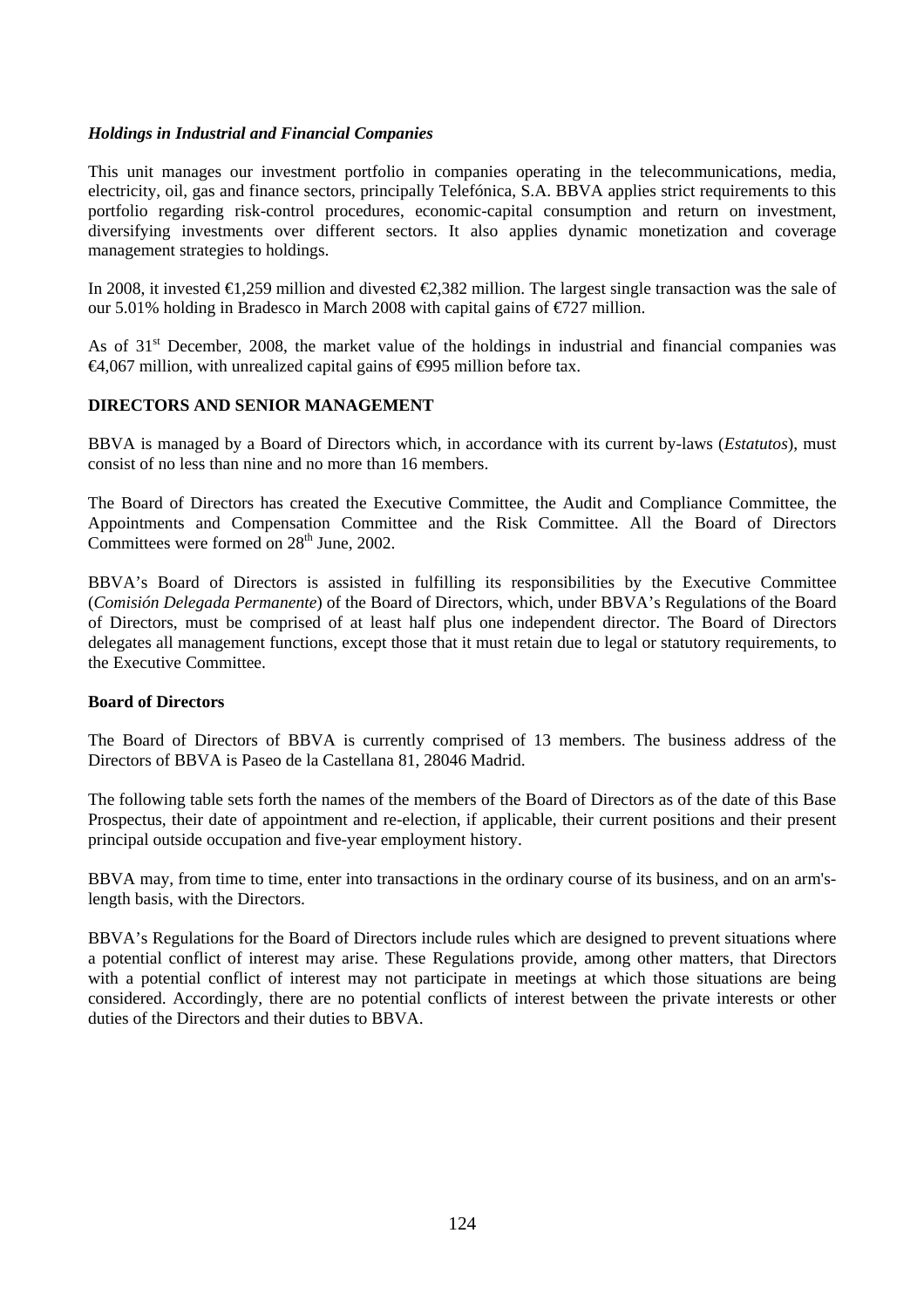### *Holdings in Industrial and Financial Companies*

This unit manages our investment portfolio in companies operating in the telecommunications, media, electricity, oil, gas and finance sectors, principally Telefónica, S.A. BBVA applies strict requirements to this portfolio regarding risk-control procedures, economic-capital consumption and return on investment, diversifying investments over different sectors. It also applies dynamic monetization and coverage management strategies to holdings.

In 2008, it invested €1,259 million and divested €2,382 million. The largest single transaction was the sale of our 5.01% holding in Bradesco in March 2008 with capital gains of €727 million.

As of 31st December, 2008, the market value of the holdings in industrial and financial companies was €4,067 million, with unrealized capital gains of €995 million before tax.

## DIRECTORS AND SENIOR MANAGEMENT

BBVA is managed by a Board of Directors which, in accordance with its current by-laws (*Estatutos*), must consist of no less than nine and no more than 16 members.

The Board of Directors has created the Executive Committee, the Audit and Compliance Committee, the Appointments and Compensation Committee and the Risk Committee. All the Board of Directors Committees were formed on 28th June, 2002.

BBVA's Board of Directors is assisted in fulfilling its responsibilities by the Executive Committee (*Comisión Delegada Permanente*) of the Board of Directors, which, under BBVA's Regulations of the Board of Directors, must be comprised of at least half plus one independent director. The Board of Directors delegates all management functions, except those that it must retain due to legal or statutory requirements, to the Executive Committee.

### Board of Directors

The Board of Directors of BBVA is currently comprised of 13 members. The business address of the Directors of BBVA is Paseo de la Castellana 81, 28046 Madrid.

The following table sets forth the names of the members of the Board of Directors as of the date of this Base Prospectus, their date of appointment and re-election, if applicable, their current positions and their present principal outside occupation and five-year employment history.

BBVA may, from time to time, enter into transactions in the ordinary course of its business, and on an arm's-length basis, with the Directors.

BBVA's Regulations for the Board of Directors include rules which are designed to prevent situations where a potential conflict of interest may arise. These Regulations provide, among other matters, that Directors with a potential conflict of interest may not participate in meetings at which those situations are being considered. Accordingly, there are no potential conflicts of interest between the private interests or other duties of the Directors and their duties to BBVA.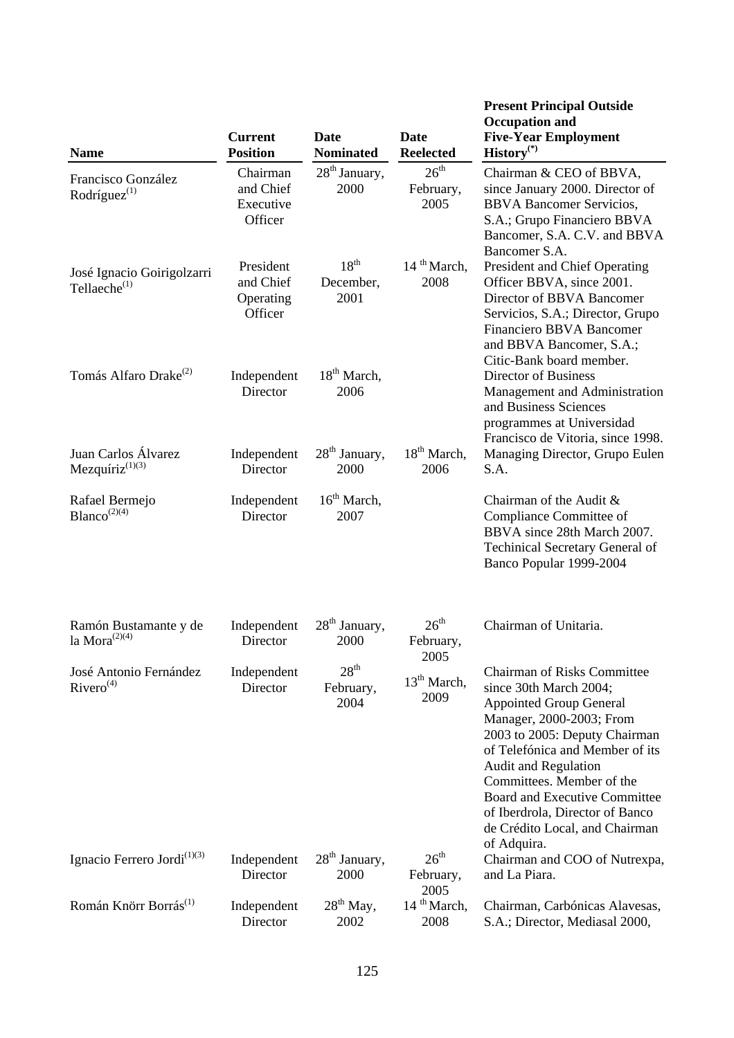| Name | Current Position | Date Nominated | Date Reelected | Present Principal Outside Occupation and Five-Year Employment History(*) |
|---|---|---|---|---|
| Francisco González Rodríguez(1) | Chairman and Chief Executive Officer | 28th January, 2000 | 26th February, 2005 | Chairman & CEO of BBVA, since January 2000. Director of BBVA Bancomer Servicios, S.A.; Grupo Financiero BBVA Bancomer, S.A. C.V. and BBVA Bancomer S.A. |
| José Ignacio Goirigolzarri Tellaeche(1) | President and Chief Operating Officer | 18th December, 2001 | 14th March, 2008 | President and Chief Operating Officer BBVA, since 2001. Director of BBVA Bancomer Servicios, S.A.; Director, Grupo Financiero BBVA Bancomer and BBVA Bancomer, S.A.; Citic-Bank board member. |
| Tomás Alfaro Drake(2) | Independent Director | 18th March, 2006 | | Director of Business Management and Administration and Business Sciences programmes at Universidad Francisco de Vitoria, since 1998. |
| Juan Carlos Álvarez Mezquíriz(1)(3) | Independent Director | 28th January, 2000 | 18th March, 2006 | Managing Director, Grupo Eulen S.A. |
| Rafael Bermejo Blanco(2)(4) | Independent Director | 16th March, 2007 | | Chairman of the Audit & Compliance Committee of BBVA since 28th March 2007. Techinical Secretary General of Banco Popular 1999-2004 |
| Ramón Bustamante y de la Mora(2)(4) | Independent Director | 28th January, 2000 | 26th February, 2005 | Chairman of Unitaria. |
| José Antonio Fernández Rivero(4) | Independent Director | 28th February, 2004 | 13th March, 2009 | Chairman of Risks Committee since 30th March 2004; Appointed Group General Manager, 2000-2003; From 2003 to 2005: Deputy Chairman of Telefónica and Member of its Audit and Regulation Committees. Member of the Board and Executive Committee of Iberdrola, Director of Banco de Crédito Local, and Chairman of Adquira. |
| Ignacio Ferrero Jordi(1)(3) | Independent Director | 28th January, 2000 | 26th February, 2005 | Chairman and COO of Nutrexpa, and La Piara. |
| Román Knörr Borrás(1) | Independent Director | 28th May, 2002 | 14th March, 2008 | Chairman, Carbónicas Alavesas, S.A.; Director, Mediasal 2000, |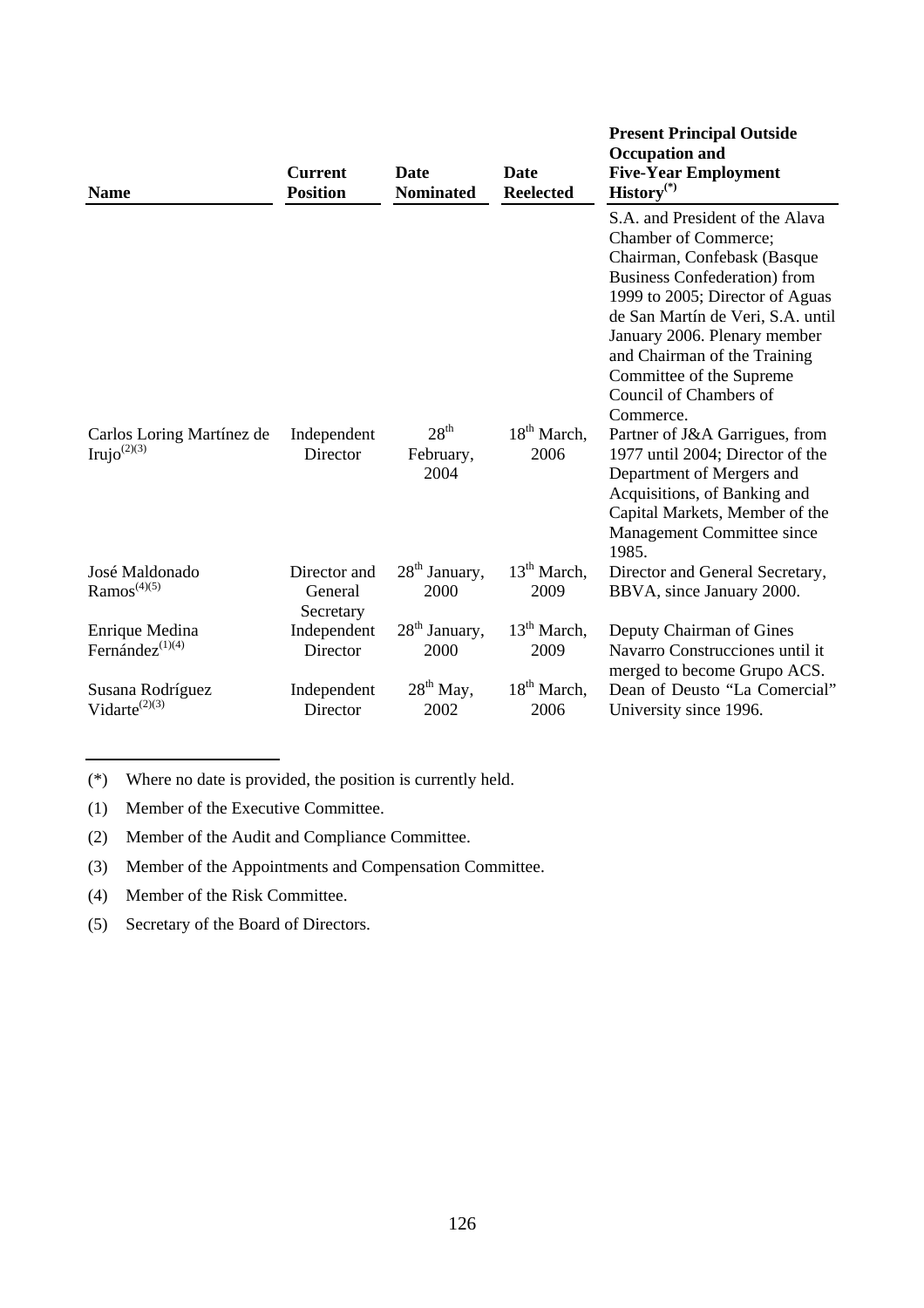| Name | Current Position | Date Nominated | Date Reelected | Present Principal Outside Occupation and Five-Year Employment History(*) |
|---|---|---|---|---|
| | | | | S.A. and President of the Alava Chamber of Commerce; Chairman, Confebask (Basque Business Confederation) from 1999 to 2005; Director of Aguas de San Martín de Veri, S.A. until January 2006. Plenary member and Chairman of the Training Committee of the Supreme Council of Chambers of Commerce. |
| Carlos Loring Martínez de Irujo(2)(3) | Independent Director | 28th February, 2004 | 18th March, 2006 | Partner of J&A Garrigues, from 1977 until 2004; Director of the Department of Mergers and Acquisitions, of Banking and Capital Markets, Member of the Management Committee since 1985. |
| José Maldonado Ramos(4)(5) | Director and General Secretary | 28th January, 2000 | 13th March, 2009 | Director and General Secretary, BBVA, since January 2000. |
| Enrique Medina Fernández(1)(4) | Independent Director | 28th January, 2000 | 13th March, 2009 | Deputy Chairman of Gines Navarro Construcciones until it merged to become Grupo ACS. |
| Susana Rodríguez Vidarte(2)(3) | Independent Director | 28th May, 2002 | 18th March, 2006 | Dean of Deusto "La Comercial" University since 1996. |

(*) Where no date is provided, the position is currently held.

(1) Member of the Executive Committee.

(2) Member of the Audit and Compliance Committee.

(3) Member of the Appointments and Compensation Committee.

(4) Member of the Risk Committee.

(5) Secretary of the Board of Directors.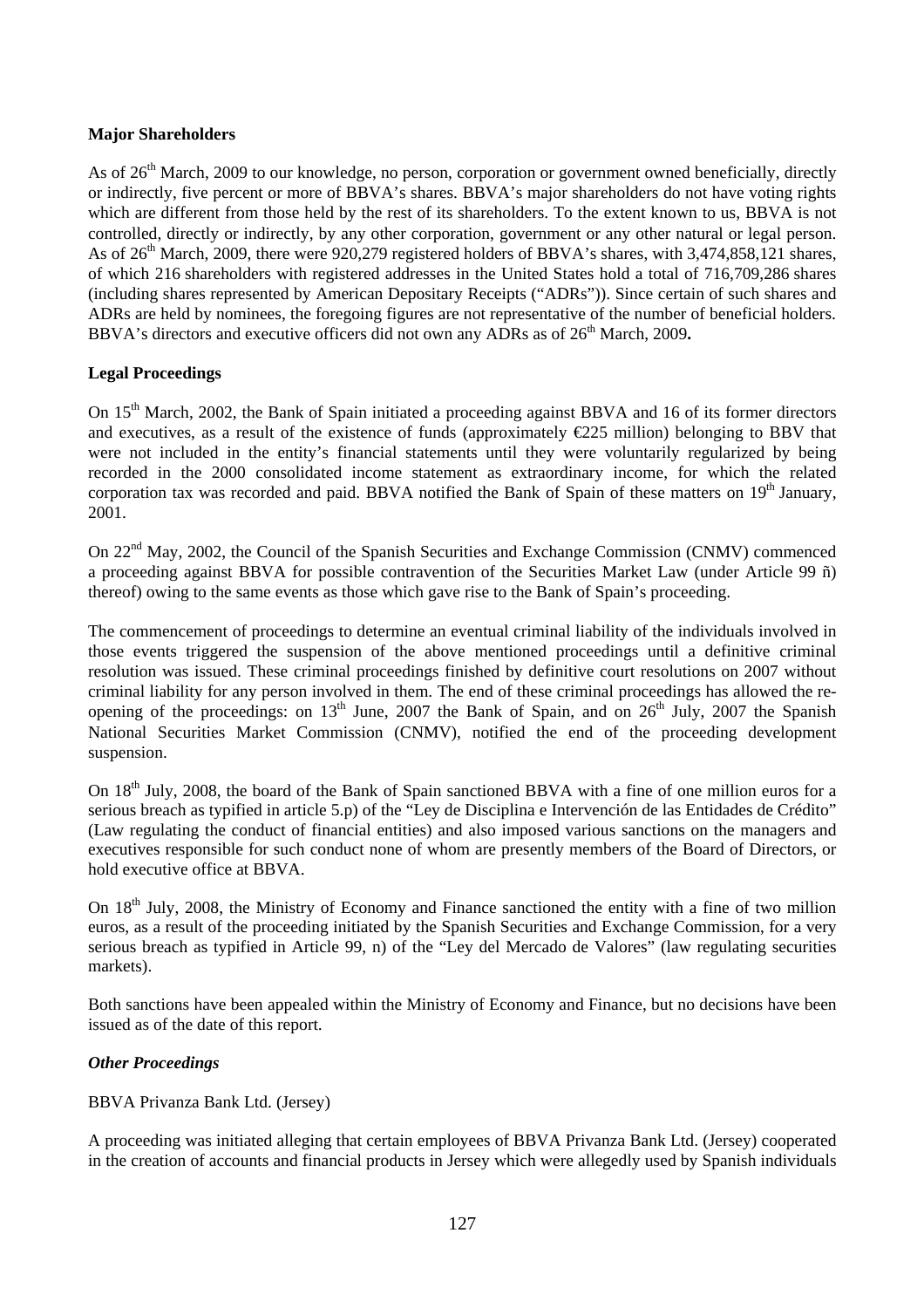**Major Shareholders**

As of 26th March, 2009 to our knowledge, no person, corporation or government owned beneficially, directly or indirectly, five percent or more of BBVA's shares. BBVA's major shareholders do not have voting rights which are different from those held by the rest of its shareholders. To the extent known to us, BBVA is not controlled, directly or indirectly, by any other corporation, government or any other natural or legal person. As of 26th March, 2009, there were 920,279 registered holders of BBVA's shares, with 3,474,858,121 shares, of which 216 shareholders with registered addresses in the United States hold a total of 716,709,286 shares (including shares represented by American Depositary Receipts ("ADRs")). Since certain of such shares and ADRs are held by nominees, the foregoing figures are not representative of the number of beneficial holders. BBVA's directors and executive officers did not own any ADRs as of 26th March, 2009**.**

**Legal Proceedings**

On 15th March, 2002, the Bank of Spain initiated a proceeding against BBVA and 16 of its former directors and executives, as a result of the existence of funds (approximately €225 million) belonging to BBV that were not included in the entity's financial statements until they were voluntarily regularized by being recorded in the 2000 consolidated income statement as extraordinary income, for which the related corporation tax was recorded and paid. BBVA notified the Bank of Spain of these matters on 19th January, 2001.

On 22nd May, 2002, the Council of the Spanish Securities and Exchange Commission (CNMV) commenced a proceeding against BBVA for possible contravention of the Securities Market Law (under Article 99 ñ) thereof) owing to the same events as those which gave rise to the Bank of Spain's proceeding.

The commencement of proceedings to determine an eventual criminal liability of the individuals involved in those events triggered the suspension of the above mentioned proceedings until a definitive criminal resolution was issued. These criminal proceedings finished by definitive court resolutions on 2007 without criminal liability for any person involved in them. The end of these criminal proceedings has allowed the re-opening of the proceedings: on 13th June, 2007 the Bank of Spain, and on 26th July, 2007 the Spanish National Securities Market Commission (CNMV), notified the end of the proceeding development suspension.

On 18th July, 2008, the board of the Bank of Spain sanctioned BBVA with a fine of one million euros for a serious breach as typified in article 5.p) of the "Ley de Disciplina e Intervención de las Entidades de Crédito" (Law regulating the conduct of financial entities) and also imposed various sanctions on the managers and executives responsible for such conduct none of whom are presently members of the Board of Directors, or hold executive office at BBVA.

On 18th July, 2008, the Ministry of Economy and Finance sanctioned the entity with a fine of two million euros, as a result of the proceeding initiated by the Spanish Securities and Exchange Commission, for a very serious breach as typified in Article 99, n) of the "Ley del Mercado de Valores" (law regulating securities markets).

Both sanctions have been appealed within the Ministry of Economy and Finance, but no decisions have been issued as of the date of this report.

***Other Proceedings***

BBVA Privanza Bank Ltd. (Jersey)

A proceeding was initiated alleging that certain employees of BBVA Privanza Bank Ltd. (Jersey) cooperated in the creation of accounts and financial products in Jersey which were allegedly used by Spanish individuals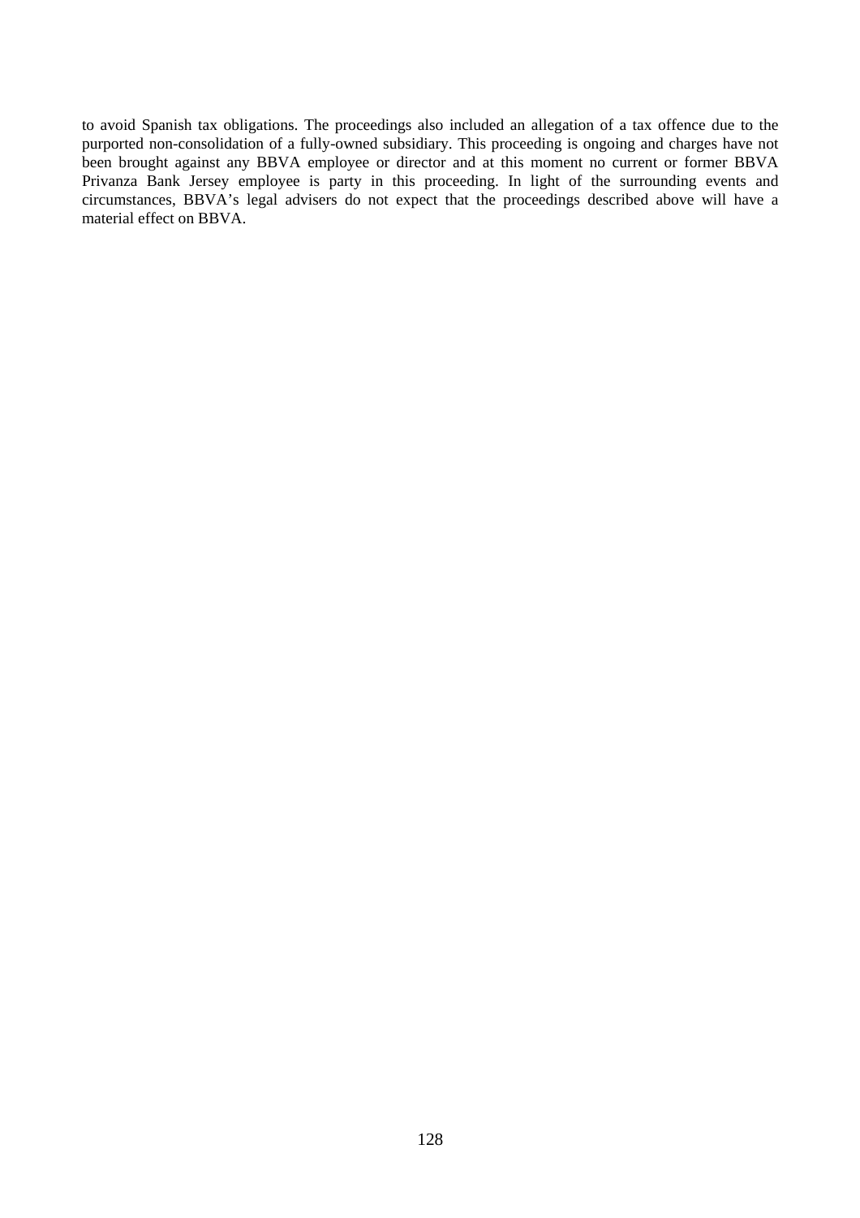to avoid Spanish tax obligations. The proceedings also included an allegation of a tax offence due to the purported non-consolidation of a fully-owned subsidiary. This proceeding is ongoing and charges have not been brought against any BBVA employee or director and at this moment no current or former BBVA Privanza Bank Jersey employee is party in this proceeding. In light of the surrounding events and circumstances, BBVA's legal advisers do not expect that the proceedings described above will have a material effect on BBVA.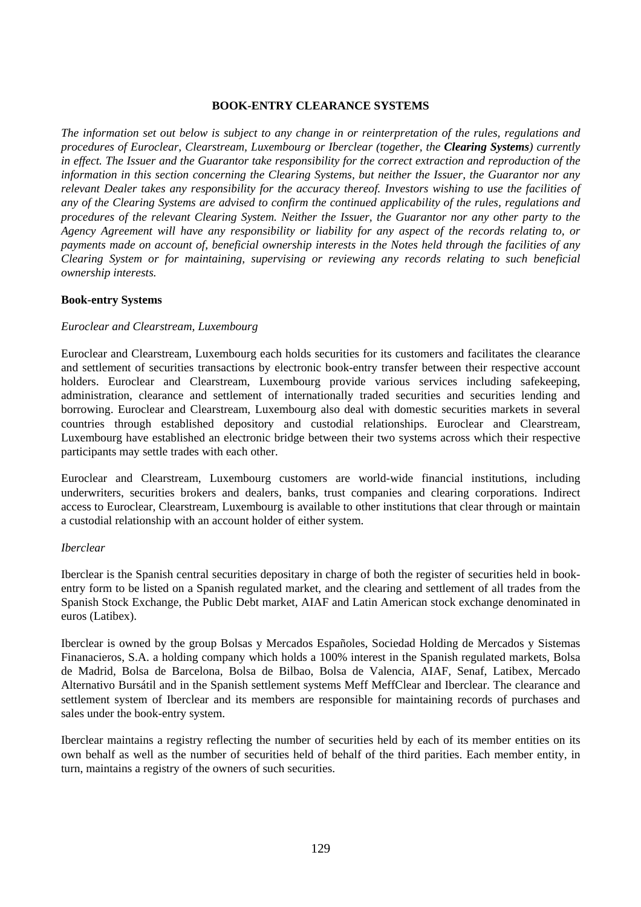## BOOK-ENTRY CLEARANCE SYSTEMS

*The information set out below is subject to any change in or reinterpretation of the rules, regulations and procedures of Euroclear, Clearstream, Luxembourg or Iberclear (together, the* ***Clearing Systems****) currently in effect. The Issuer and the Guarantor take responsibility for the correct extraction and reproduction of the information in this section concerning the Clearing Systems, but neither the Issuer, the Guarantor nor any relevant Dealer takes any responsibility for the accuracy thereof. Investors wishing to use the facilities of any of the Clearing Systems are advised to confirm the continued applicability of the rules, regulations and procedures of the relevant Clearing System. Neither the Issuer, the Guarantor nor any other party to the Agency Agreement will have any responsibility or liability for any aspect of the records relating to, or payments made on account of, beneficial ownership interests in the Notes held through the facilities of any Clearing System or for maintaining, supervising or reviewing any records relating to such beneficial ownership interests.*

### Book-entry Systems

*Euroclear and Clearstream, Luxembourg*

Euroclear and Clearstream, Luxembourg each holds securities for its customers and facilitates the clearance and settlement of securities transactions by electronic book-entry transfer between their respective account holders. Euroclear and Clearstream, Luxembourg provide various services including safekeeping, administration, clearance and settlement of internationally traded securities and securities lending and borrowing. Euroclear and Clearstream, Luxembourg also deal with domestic securities markets in several countries through established depository and custodial relationships. Euroclear and Clearstream, Luxembourg have established an electronic bridge between their two systems across which their respective participants may settle trades with each other.

Euroclear and Clearstream, Luxembourg customers are world-wide financial institutions, including underwriters, securities brokers and dealers, banks, trust companies and clearing corporations. Indirect access to Euroclear, Clearstream, Luxembourg is available to other institutions that clear through or maintain a custodial relationship with an account holder of either system.

*Iberclear*

Iberclear is the Spanish central securities depositary in charge of both the register of securities held in book-entry form to be listed on a Spanish regulated market, and the clearing and settlement of all trades from the Spanish Stock Exchange, the Public Debt market, AIAF and Latin American stock exchange denominated in euros (Latibex).

Iberclear is owned by the group Bolsas y Mercados Españoles, Sociedad Holding de Mercados y Sistemas Finanacieros, S.A. a holding company which holds a 100% interest in the Spanish regulated markets, Bolsa de Madrid, Bolsa de Barcelona, Bolsa de Bilbao, Bolsa de Valencia, AIAF, Senaf, Latibex, Mercado Alternativo Bursátil and in the Spanish settlement systems Meff MeffClear and Iberclear. The clearance and settlement system of Iberclear and its members are responsible for maintaining records of purchases and sales under the book-entry system.

Iberclear maintains a registry reflecting the number of securities held by each of its member entities on its own behalf as well as the number of securities held of behalf of the third parities. Each member entity, in turn, maintains a registry of the owners of such securities.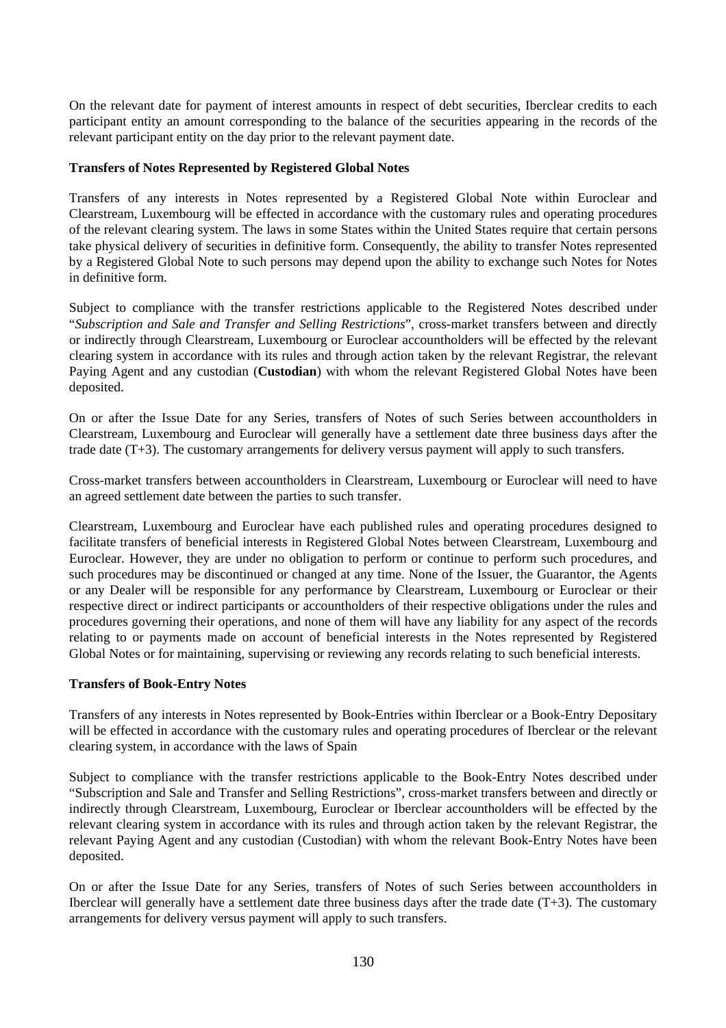On the relevant date for payment of interest amounts in respect of debt securities, Iberclear credits to each participant entity an amount corresponding to the balance of the securities appearing in the records of the relevant participant entity on the day prior to the relevant payment date.

**Transfers of Notes Represented by Registered Global Notes**

Transfers of any interests in Notes represented by a Registered Global Note within Euroclear and Clearstream, Luxembourg will be effected in accordance with the customary rules and operating procedures of the relevant clearing system. The laws in some States within the United States require that certain persons take physical delivery of securities in definitive form. Consequently, the ability to transfer Notes represented by a Registered Global Note to such persons may depend upon the ability to exchange such Notes for Notes in definitive form.

Subject to compliance with the transfer restrictions applicable to the Registered Notes described under "*Subscription and Sale and Transfer and Selling Restrictions*", cross-market transfers between and directly or indirectly through Clearstream, Luxembourg or Euroclear accountholders will be effected by the relevant clearing system in accordance with its rules and through action taken by the relevant Registrar, the relevant Paying Agent and any custodian (**Custodian**) with whom the relevant Registered Global Notes have been deposited.

On or after the Issue Date for any Series, transfers of Notes of such Series between accountholders in Clearstream, Luxembourg and Euroclear will generally have a settlement date three business days after the trade date (T+3). The customary arrangements for delivery versus payment will apply to such transfers.

Cross-market transfers between accountholders in Clearstream, Luxembourg or Euroclear will need to have an agreed settlement date between the parties to such transfer.

Clearstream, Luxembourg and Euroclear have each published rules and operating procedures designed to facilitate transfers of beneficial interests in Registered Global Notes between Clearstream, Luxembourg and Euroclear. However, they are under no obligation to perform or continue to perform such procedures, and such procedures may be discontinued or changed at any time. None of the Issuer, the Guarantor, the Agents or any Dealer will be responsible for any performance by Clearstream, Luxembourg or Euroclear or their respective direct or indirect participants or accountholders of their respective obligations under the rules and procedures governing their operations, and none of them will have any liability for any aspect of the records relating to or payments made on account of beneficial interests in the Notes represented by Registered Global Notes or for maintaining, supervising or reviewing any records relating to such beneficial interests.

**Transfers of Book-Entry Notes**

Transfers of any interests in Notes represented by Book-Entries within Iberclear or a Book-Entry Depositary will be effected in accordance with the customary rules and operating procedures of Iberclear or the relevant clearing system, in accordance with the laws of Spain

Subject to compliance with the transfer restrictions applicable to the Book-Entry Notes described under "Subscription and Sale and Transfer and Selling Restrictions", cross-market transfers between and directly or indirectly through Clearstream, Luxembourg, Euroclear or Iberclear accountholders will be effected by the relevant clearing system in accordance with its rules and through action taken by the relevant Registrar, the relevant Paying Agent and any custodian (Custodian) with whom the relevant Book-Entry Notes have been deposited.

On or after the Issue Date for any Series, transfers of Notes of such Series between accountholders in Iberclear will generally have a settlement date three business days after the trade date (T+3). The customary arrangements for delivery versus payment will apply to such transfers.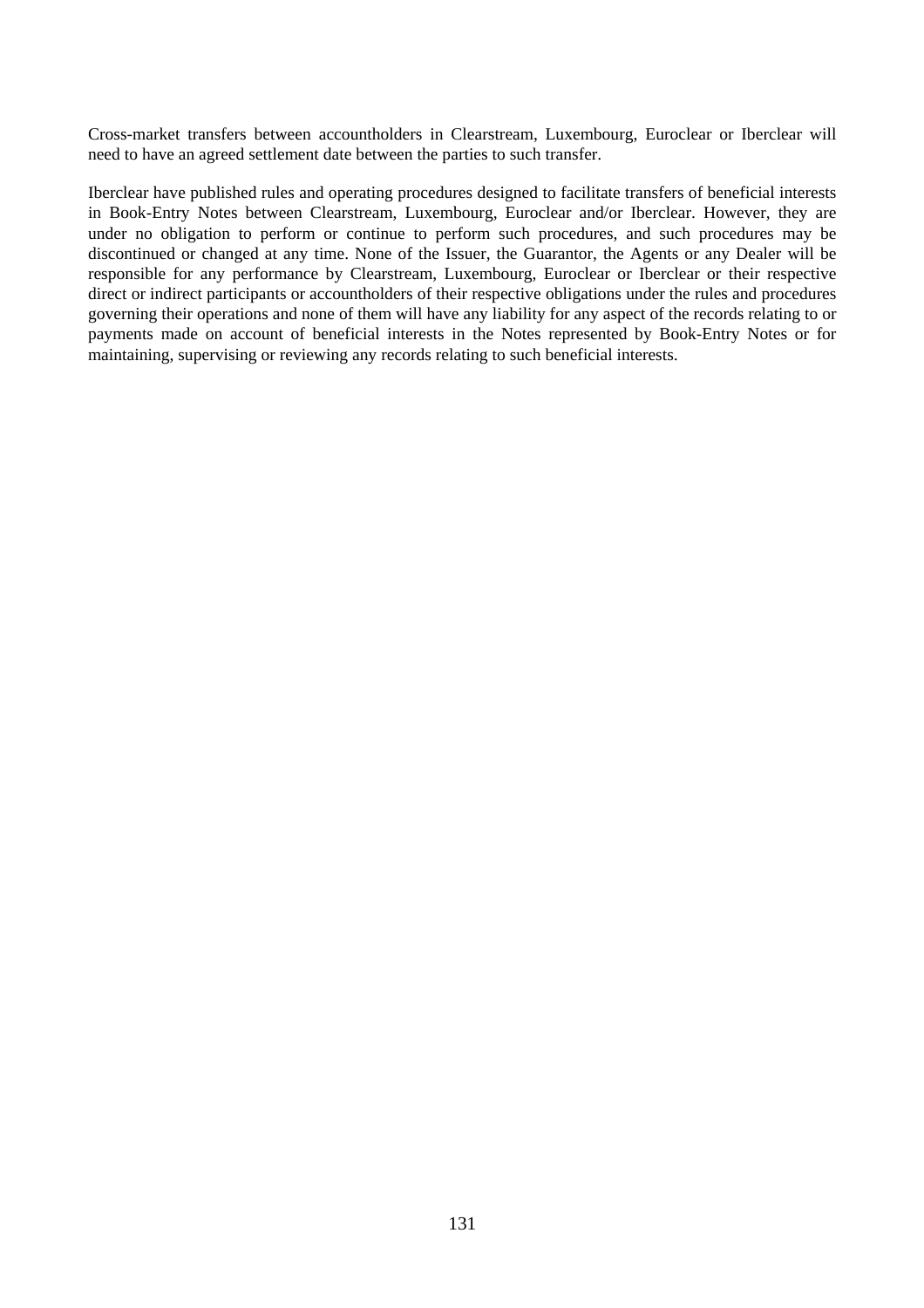Cross-market transfers between accountholders in Clearstream, Luxembourg, Euroclear or Iberclear will need to have an agreed settlement date between the parties to such transfer.

Iberclear have published rules and operating procedures designed to facilitate transfers of beneficial interests in Book-Entry Notes between Clearstream, Luxembourg, Euroclear and/or Iberclear. However, they are under no obligation to perform or continue to perform such procedures, and such procedures may be discontinued or changed at any time. None of the Issuer, the Guarantor, the Agents or any Dealer will be responsible for any performance by Clearstream, Luxembourg, Euroclear or Iberclear or their respective direct or indirect participants or accountholders of their respective obligations under the rules and procedures governing their operations and none of them will have any liability for any aspect of the records relating to or payments made on account of beneficial interests in the Notes represented by Book-Entry Notes or for maintaining, supervising or reviewing any records relating to such beneficial interests.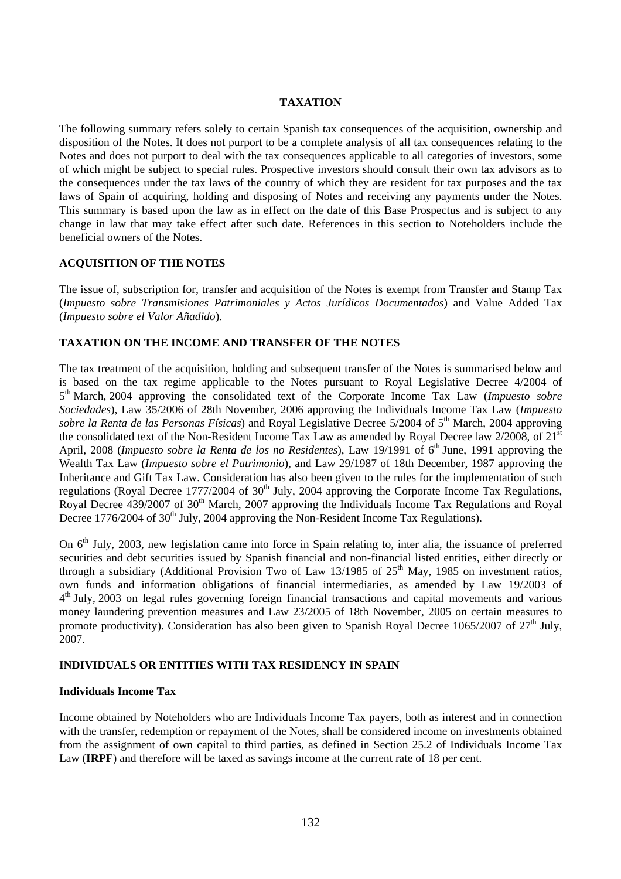## TAXATION

The following summary refers solely to certain Spanish tax consequences of the acquisition, ownership and disposition of the Notes. It does not purport to be a complete analysis of all tax consequences relating to the Notes and does not purport to deal with the tax consequences applicable to all categories of investors, some of which might be subject to special rules. Prospective investors should consult their own tax advisors as to the consequences under the tax laws of the country of which they are resident for tax purposes and the tax laws of Spain of acquiring, holding and disposing of Notes and receiving any payments under the Notes. This summary is based upon the law as in effect on the date of this Base Prospectus and is subject to any change in law that may take effect after such date. References in this section to Noteholders include the beneficial owners of the Notes.

### ACQUISITION OF THE NOTES

The issue of, subscription for, transfer and acquisition of the Notes is exempt from Transfer and Stamp Tax (*Impuesto sobre Transmisiones Patrimoniales y Actos Jurídicos Documentados*) and Value Added Tax (*Impuesto sobre el Valor Añadido*).

### TAXATION ON THE INCOME AND TRANSFER OF THE NOTES

The tax treatment of the acquisition, holding and subsequent transfer of the Notes is summarised below and is based on the tax regime applicable to the Notes pursuant to Royal Legislative Decree 4/2004 of 5th March, 2004 approving the consolidated text of the Corporate Income Tax Law (*Impuesto sobre Sociedades*), Law 35/2006 of 28th November, 2006 approving the Individuals Income Tax Law (*Impuesto sobre la Renta de las Personas Físicas*) and Royal Legislative Decree 5/2004 of 5th March, 2004 approving the consolidated text of the Non-Resident Income Tax Law as amended by Royal Decree law 2/2008, of 21st April, 2008 (*Impuesto sobre la Renta de los no Residentes*), Law 19/1991 of 6th June, 1991 approving the Wealth Tax Law (*Impuesto sobre el Patrimonio*), and Law 29/1987 of 18th December, 1987 approving the Inheritance and Gift Tax Law. Consideration has also been given to the rules for the implementation of such regulations (Royal Decree 1777/2004 of 30th July, 2004 approving the Corporate Income Tax Regulations, Royal Decree 439/2007 of 30th March, 2007 approving the Individuals Income Tax Regulations and Royal Decree 1776/2004 of 30th July, 2004 approving the Non-Resident Income Tax Regulations).

On 6th July, 2003, new legislation came into force in Spain relating to, inter alia, the issuance of preferred securities and debt securities issued by Spanish financial and non-financial listed entities, either directly or through a subsidiary (Additional Provision Two of Law 13/1985 of 25th May, 1985 on investment ratios, own funds and information obligations of financial intermediaries, as amended by Law 19/2003 of 4th July, 2003 on legal rules governing foreign financial transactions and capital movements and various money laundering prevention measures and Law 23/2005 of 18th November, 2005 on certain measures to promote productivity). Consideration has also been given to Spanish Royal Decree 1065/2007 of 27th July, 2007.

### INDIVIDUALS OR ENTITIES WITH TAX RESIDENCY IN SPAIN

#### Individuals Income Tax

Income obtained by Noteholders who are Individuals Income Tax payers, both as interest and in connection with the transfer, redemption or repayment of the Notes, shall be considered income on investments obtained from the assignment of own capital to third parties, as defined in Section 25.2 of Individuals Income Tax Law (**IRPF**) and therefore will be taxed as savings income at the current rate of 18 per cent.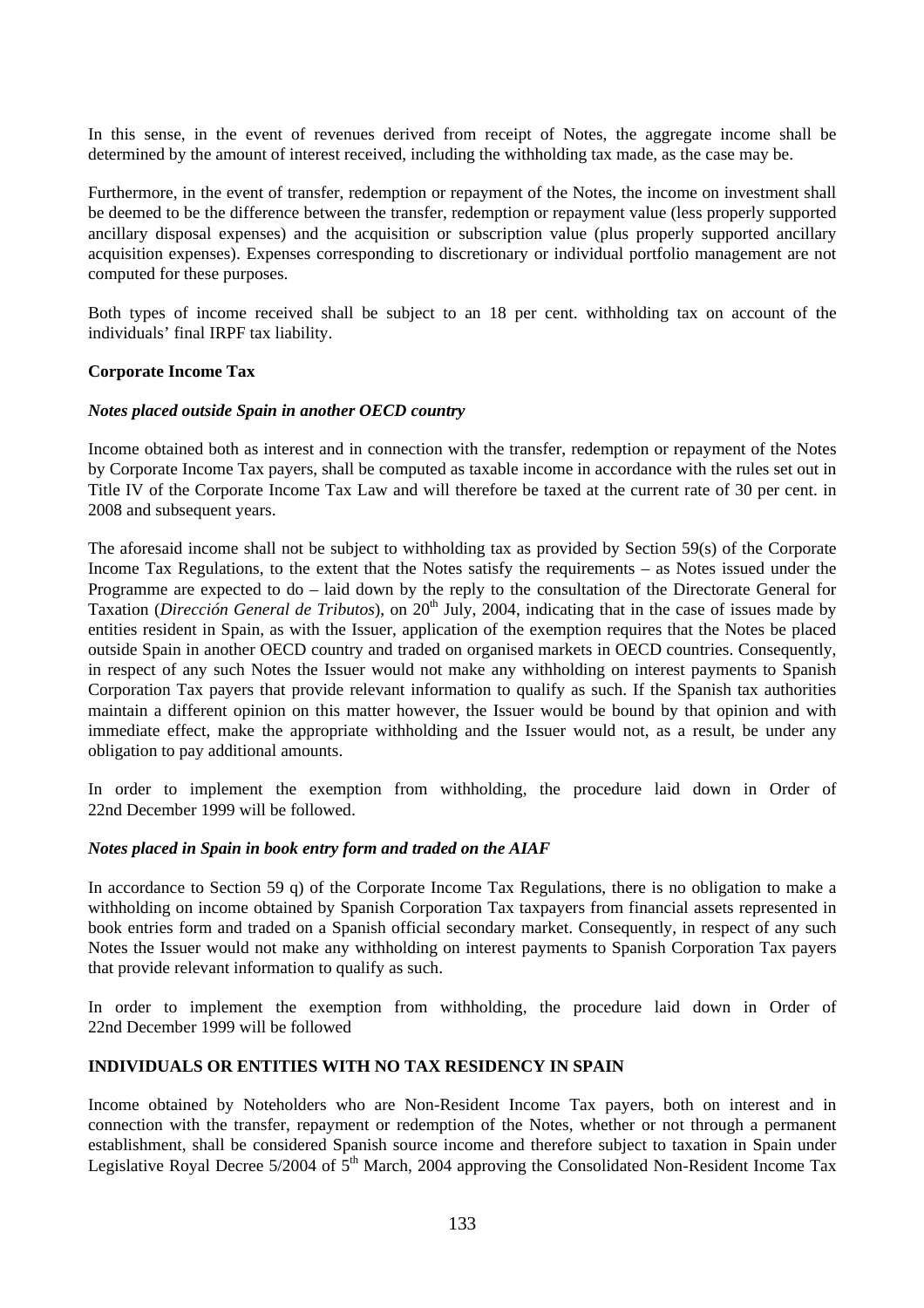In this sense, in the event of revenues derived from receipt of Notes, the aggregate income shall be determined by the amount of interest received, including the withholding tax made, as the case may be.

Furthermore, in the event of transfer, redemption or repayment of the Notes, the income on investment shall be deemed to be the difference between the transfer, redemption or repayment value (less properly supported ancillary disposal expenses) and the acquisition or subscription value (plus properly supported ancillary acquisition expenses). Expenses corresponding to discretionary or individual portfolio management are not computed for these purposes.

Both types of income received shall be subject to an 18 per cent. withholding tax on account of the individuals' final IRPF tax liability.

**Corporate Income Tax**

***Notes placed outside Spain in another OECD country***

Income obtained both as interest and in connection with the transfer, redemption or repayment of the Notes by Corporate Income Tax payers, shall be computed as taxable income in accordance with the rules set out in Title IV of the Corporate Income Tax Law and will therefore be taxed at the current rate of 30 per cent. in 2008 and subsequent years.

The aforesaid income shall not be subject to withholding tax as provided by Section 59(s) of the Corporate Income Tax Regulations, to the extent that the Notes satisfy the requirements – as Notes issued under the Programme are expected to do – laid down by the reply to the consultation of the Directorate General for Taxation (*Dirección General de Tributos*), on 20th July, 2004, indicating that in the case of issues made by entities resident in Spain, as with the Issuer, application of the exemption requires that the Notes be placed outside Spain in another OECD country and traded on organised markets in OECD countries. Consequently, in respect of any such Notes the Issuer would not make any withholding on interest payments to Spanish Corporation Tax payers that provide relevant information to qualify as such. If the Spanish tax authorities maintain a different opinion on this matter however, the Issuer would be bound by that opinion and with immediate effect, make the appropriate withholding and the Issuer would not, as a result, be under any obligation to pay additional amounts.

In order to implement the exemption from withholding, the procedure laid down in Order of 22nd December 1999 will be followed.

***Notes placed in Spain in book entry form and traded on the AIAF***

In accordance to Section 59 q) of the Corporate Income Tax Regulations, there is no obligation to make a withholding on income obtained by Spanish Corporation Tax taxpayers from financial assets represented in book entries form and traded on a Spanish official secondary market. Consequently, in respect of any such Notes the Issuer would not make any withholding on interest payments to Spanish Corporation Tax payers that provide relevant information to qualify as such.

In order to implement the exemption from withholding, the procedure laid down in Order of 22nd December 1999 will be followed

**INDIVIDUALS OR ENTITIES WITH NO TAX RESIDENCY IN SPAIN**

Income obtained by Noteholders who are Non-Resident Income Tax payers, both on interest and in connection with the transfer, repayment or redemption of the Notes, whether or not through a permanent establishment, shall be considered Spanish source income and therefore subject to taxation in Spain under Legislative Royal Decree 5/2004 of 5th March, 2004 approving the Consolidated Non-Resident Income Tax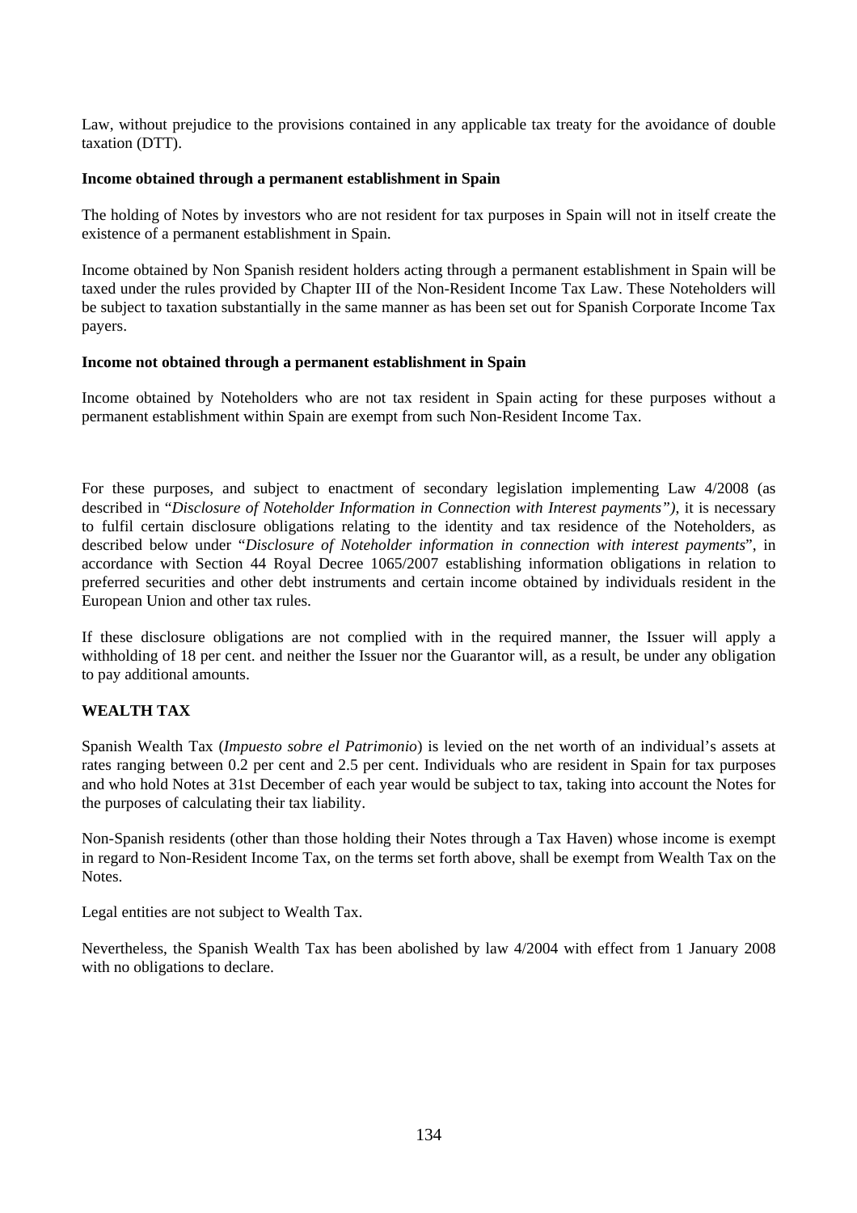Law, without prejudice to the provisions contained in any applicable tax treaty for the avoidance of double taxation (DTT).

**Income obtained through a permanent establishment in Spain**

The holding of Notes by investors who are not resident for tax purposes in Spain will not in itself create the existence of a permanent establishment in Spain.

Income obtained by Non Spanish resident holders acting through a permanent establishment in Spain will be taxed under the rules provided by Chapter III of the Non-Resident Income Tax Law. These Noteholders will be subject to taxation substantially in the same manner as has been set out for Spanish Corporate Income Tax payers.

**Income not obtained through a permanent establishment in Spain**

Income obtained by Noteholders who are not tax resident in Spain acting for these purposes without a permanent establishment within Spain are exempt from such Non-Resident Income Tax.

For these purposes, and subject to enactment of secondary legislation implementing Law 4/2008 (as described in "*Disclosure of Noteholder Information in Connection with Interest payments")*, it is necessary to fulfil certain disclosure obligations relating to the identity and tax residence of the Noteholders, as described below under "*Disclosure of Noteholder information in connection with interest payments*", in accordance with Section 44 Royal Decree 1065/2007 establishing information obligations in relation to preferred securities and other debt instruments and certain income obtained by individuals resident in the European Union and other tax rules.

If these disclosure obligations are not complied with in the required manner, the Issuer will apply a withholding of 18 per cent. and neither the Issuer nor the Guarantor will, as a result, be under any obligation to pay additional amounts.

## WEALTH TAX

Spanish Wealth Tax (*Impuesto sobre el Patrimonio*) is levied on the net worth of an individual's assets at rates ranging between 0.2 per cent and 2.5 per cent. Individuals who are resident in Spain for tax purposes and who hold Notes at 31st December of each year would be subject to tax, taking into account the Notes for the purposes of calculating their tax liability.

Non-Spanish residents (other than those holding their Notes through a Tax Haven) whose income is exempt in regard to Non-Resident Income Tax, on the terms set forth above, shall be exempt from Wealth Tax on the Notes.

Legal entities are not subject to Wealth Tax.

Nevertheless, the Spanish Wealth Tax has been abolished by law 4/2004 with effect from 1 January 2008 with no obligations to declare.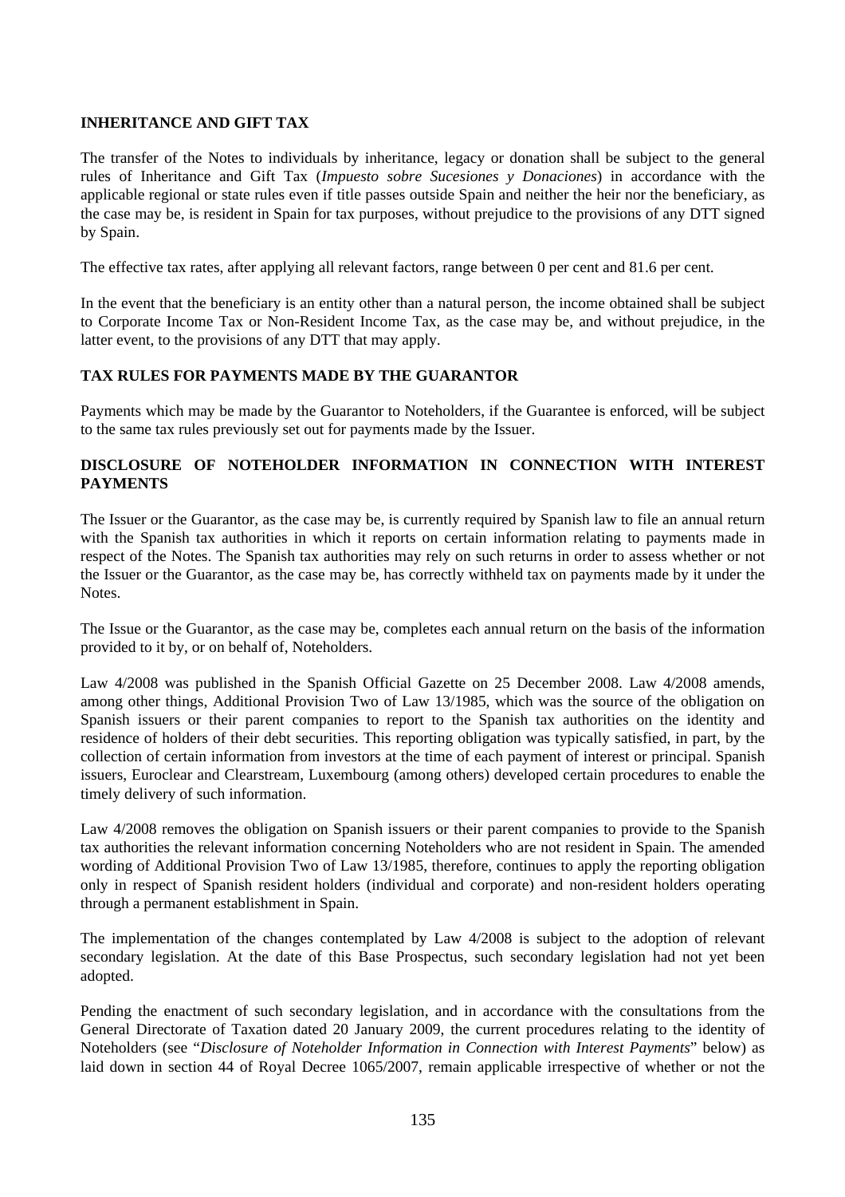## INHERITANCE AND GIFT TAX

The transfer of the Notes to individuals by inheritance, legacy or donation shall be subject to the general rules of Inheritance and Gift Tax (*Impuesto sobre Sucesiones y Donaciones*) in accordance with the applicable regional or state rules even if title passes outside Spain and neither the heir nor the beneficiary, as the case may be, is resident in Spain for tax purposes, without prejudice to the provisions of any DTT signed by Spain.

The effective tax rates, after applying all relevant factors, range between 0 per cent and 81.6 per cent.

In the event that the beneficiary is an entity other than a natural person, the income obtained shall be subject to Corporate Income Tax or Non-Resident Income Tax, as the case may be, and without prejudice, in the latter event, to the provisions of any DTT that may apply.

## TAX RULES FOR PAYMENTS MADE BY THE GUARANTOR

Payments which may be made by the Guarantor to Noteholders, if the Guarantee is enforced, will be subject to the same tax rules previously set out for payments made by the Issuer.

## DISCLOSURE OF NOTEHOLDER INFORMATION IN CONNECTION WITH INTEREST PAYMENTS

The Issuer or the Guarantor, as the case may be, is currently required by Spanish law to file an annual return with the Spanish tax authorities in which it reports on certain information relating to payments made in respect of the Notes. The Spanish tax authorities may rely on such returns in order to assess whether or not the Issuer or the Guarantor, as the case may be, has correctly withheld tax on payments made by it under the Notes.

The Issue or the Guarantor, as the case may be, completes each annual return on the basis of the information provided to it by, or on behalf of, Noteholders.

Law 4/2008 was published in the Spanish Official Gazette on 25 December 2008. Law 4/2008 amends, among other things, Additional Provision Two of Law 13/1985, which was the source of the obligation on Spanish issuers or their parent companies to report to the Spanish tax authorities on the identity and residence of holders of their debt securities. This reporting obligation was typically satisfied, in part, by the collection of certain information from investors at the time of each payment of interest or principal. Spanish issuers, Euroclear and Clearstream, Luxembourg (among others) developed certain procedures to enable the timely delivery of such information.

Law 4/2008 removes the obligation on Spanish issuers or their parent companies to provide to the Spanish tax authorities the relevant information concerning Noteholders who are not resident in Spain. The amended wording of Additional Provision Two of Law 13/1985, therefore, continues to apply the reporting obligation only in respect of Spanish resident holders (individual and corporate) and non-resident holders operating through a permanent establishment in Spain.

The implementation of the changes contemplated by Law 4/2008 is subject to the adoption of relevant secondary legislation. At the date of this Base Prospectus, such secondary legislation had not yet been adopted.

Pending the enactment of such secondary legislation, and in accordance with the consultations from the General Directorate of Taxation dated 20 January 2009, the current procedures relating to the identity of Noteholders (see "*Disclosure of Noteholder Information in Connection with Interest Payments*" below) as laid down in section 44 of Royal Decree 1065/2007, remain applicable irrespective of whether or not the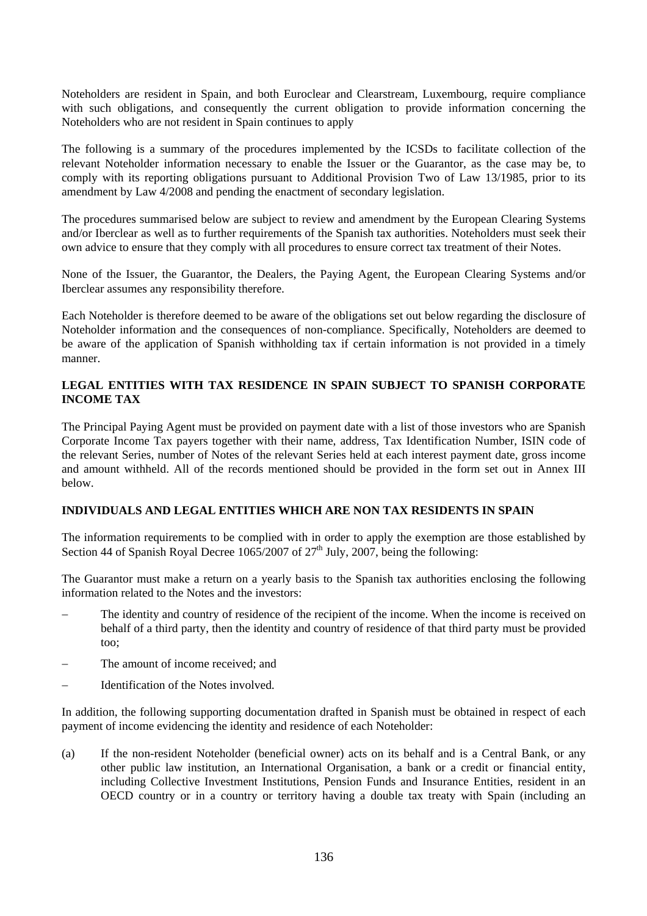Noteholders are resident in Spain, and both Euroclear and Clearstream, Luxembourg, require compliance with such obligations, and consequently the current obligation to provide information concerning the Noteholders who are not resident in Spain continues to apply

The following is a summary of the procedures implemented by the ICSDs to facilitate collection of the relevant Noteholder information necessary to enable the Issuer or the Guarantor, as the case may be, to comply with its reporting obligations pursuant to Additional Provision Two of Law 13/1985, prior to its amendment by Law 4/2008 and pending the enactment of secondary legislation.

The procedures summarised below are subject to review and amendment by the European Clearing Systems and/or Iberclear as well as to further requirements of the Spanish tax authorities. Noteholders must seek their own advice to ensure that they comply with all procedures to ensure correct tax treatment of their Notes.

None of the Issuer, the Guarantor, the Dealers, the Paying Agent, the European Clearing Systems and/or Iberclear assumes any responsibility therefore.

Each Noteholder is therefore deemed to be aware of the obligations set out below regarding the disclosure of Noteholder information and the consequences of non-compliance. Specifically, Noteholders are deemed to be aware of the application of Spanish withholding tax if certain information is not provided in a timely manner.

**LEGAL ENTITIES WITH TAX RESIDENCE IN SPAIN SUBJECT TO SPANISH CORPORATE INCOME TAX**

The Principal Paying Agent must be provided on payment date with a list of those investors who are Spanish Corporate Income Tax payers together with their name, address, Tax Identification Number, ISIN code of the relevant Series, number of Notes of the relevant Series held at each interest payment date, gross income and amount withheld. All of the records mentioned should be provided in the form set out in Annex III below.

**INDIVIDUALS AND LEGAL ENTITIES WHICH ARE NON TAX RESIDENTS IN SPAIN**

The information requirements to be complied with in order to apply the exemption are those established by Section 44 of Spanish Royal Decree 1065/2007 of 27th July, 2007, being the following:

The Guarantor must make a return on a yearly basis to the Spanish tax authorities enclosing the following information related to the Notes and the investors:

- The identity and country of residence of the recipient of the income. When the income is received on behalf of a third party, then the identity and country of residence of that third party must be provided too;
- The amount of income received; and
- Identification of the Notes involved.

In addition, the following supporting documentation drafted in Spanish must be obtained in respect of each payment of income evidencing the identity and residence of each Noteholder:

(a) If the non-resident Noteholder (beneficial owner) acts on its behalf and is a Central Bank, or any other public law institution, an International Organisation, a bank or a credit or financial entity, including Collective Investment Institutions, Pension Funds and Insurance Entities, resident in an OECD country or in a country or territory having a double tax treaty with Spain (including an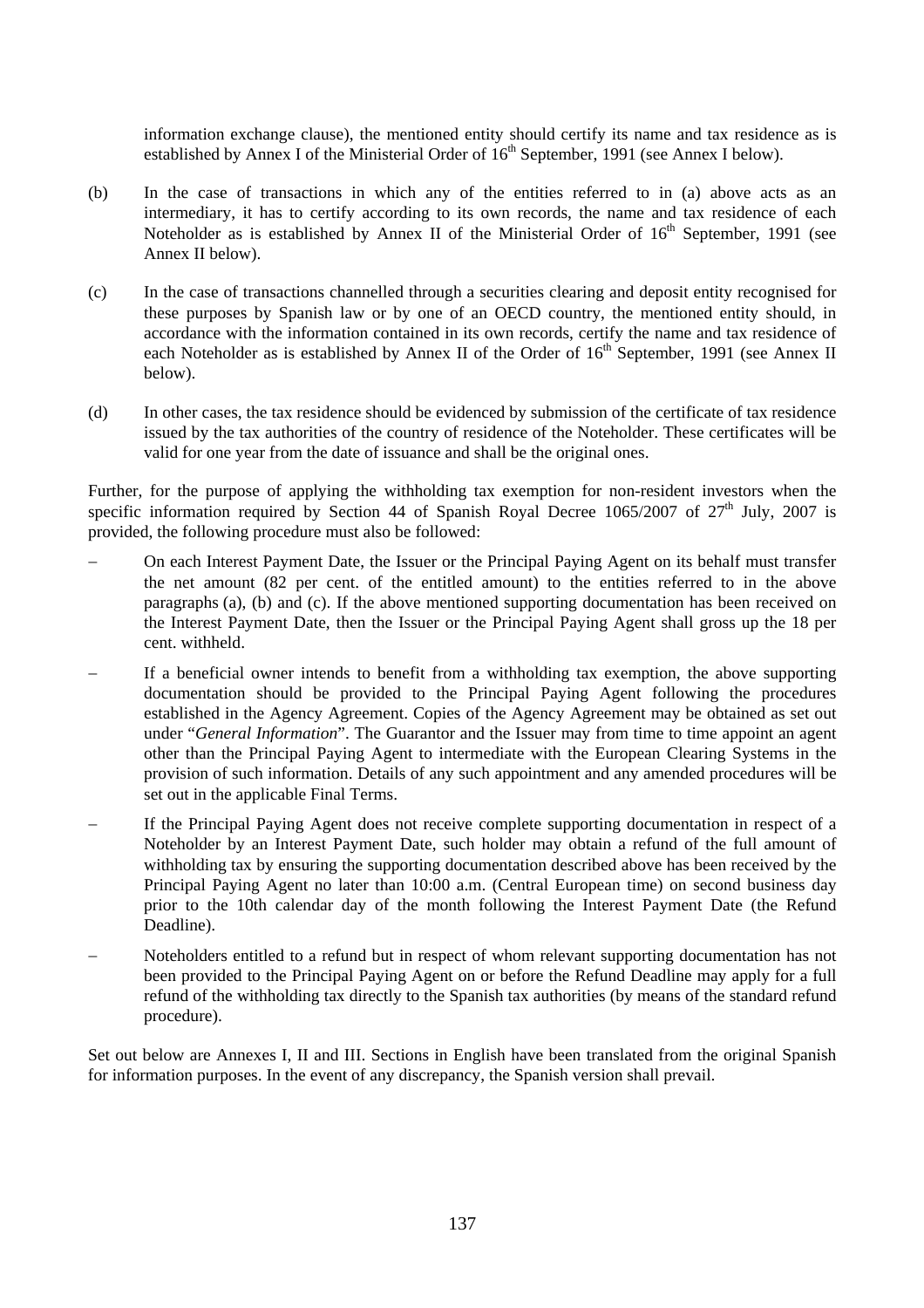information exchange clause), the mentioned entity should certify its name and tax residence as is established by Annex I of the Ministerial Order of 16th September, 1991 (see Annex I below).

(b) In the case of transactions in which any of the entities referred to in (a) above acts as an intermediary, it has to certify according to its own records, the name and tax residence of each Noteholder as is established by Annex II of the Ministerial Order of 16th September, 1991 (see Annex II below).

(c) In the case of transactions channelled through a securities clearing and deposit entity recognised for these purposes by Spanish law or by one of an OECD country, the mentioned entity should, in accordance with the information contained in its own records, certify the name and tax residence of each Noteholder as is established by Annex II of the Order of 16th September, 1991 (see Annex II below).

(d) In other cases, the tax residence should be evidenced by submission of the certificate of tax residence issued by the tax authorities of the country of residence of the Noteholder. These certificates will be valid for one year from the date of issuance and shall be the original ones.

Further, for the purpose of applying the withholding tax exemption for non-resident investors when the specific information required by Section 44 of Spanish Royal Decree 1065/2007 of 27th July, 2007 is provided, the following procedure must also be followed:

- On each Interest Payment Date, the Issuer or the Principal Paying Agent on its behalf must transfer the net amount (82 per cent. of the entitled amount) to the entities referred to in the above paragraphs (a), (b) and (c). If the above mentioned supporting documentation has been received on the Interest Payment Date, then the Issuer or the Principal Paying Agent shall gross up the 18 per cent. withheld.
- If a beneficial owner intends to benefit from a withholding tax exemption, the above supporting documentation should be provided to the Principal Paying Agent following the procedures established in the Agency Agreement. Copies of the Agency Agreement may be obtained as set out under "*General Information*". The Guarantor and the Issuer may from time to time appoint an agent other than the Principal Paying Agent to intermediate with the European Clearing Systems in the provision of such information. Details of any such appointment and any amended procedures will be set out in the applicable Final Terms.
- If the Principal Paying Agent does not receive complete supporting documentation in respect of a Noteholder by an Interest Payment Date, such holder may obtain a refund of the full amount of withholding tax by ensuring the supporting documentation described above has been received by the Principal Paying Agent no later than 10:00 a.m. (Central European time) on second business day prior to the 10th calendar day of the month following the Interest Payment Date (the Refund Deadline).
- Noteholders entitled to a refund but in respect of whom relevant supporting documentation has not been provided to the Principal Paying Agent on or before the Refund Deadline may apply for a full refund of the withholding tax directly to the Spanish tax authorities (by means of the standard refund procedure).

Set out below are Annexes I, II and III. Sections in English have been translated from the original Spanish for information purposes. In the event of any discrepancy, the Spanish version shall prevail.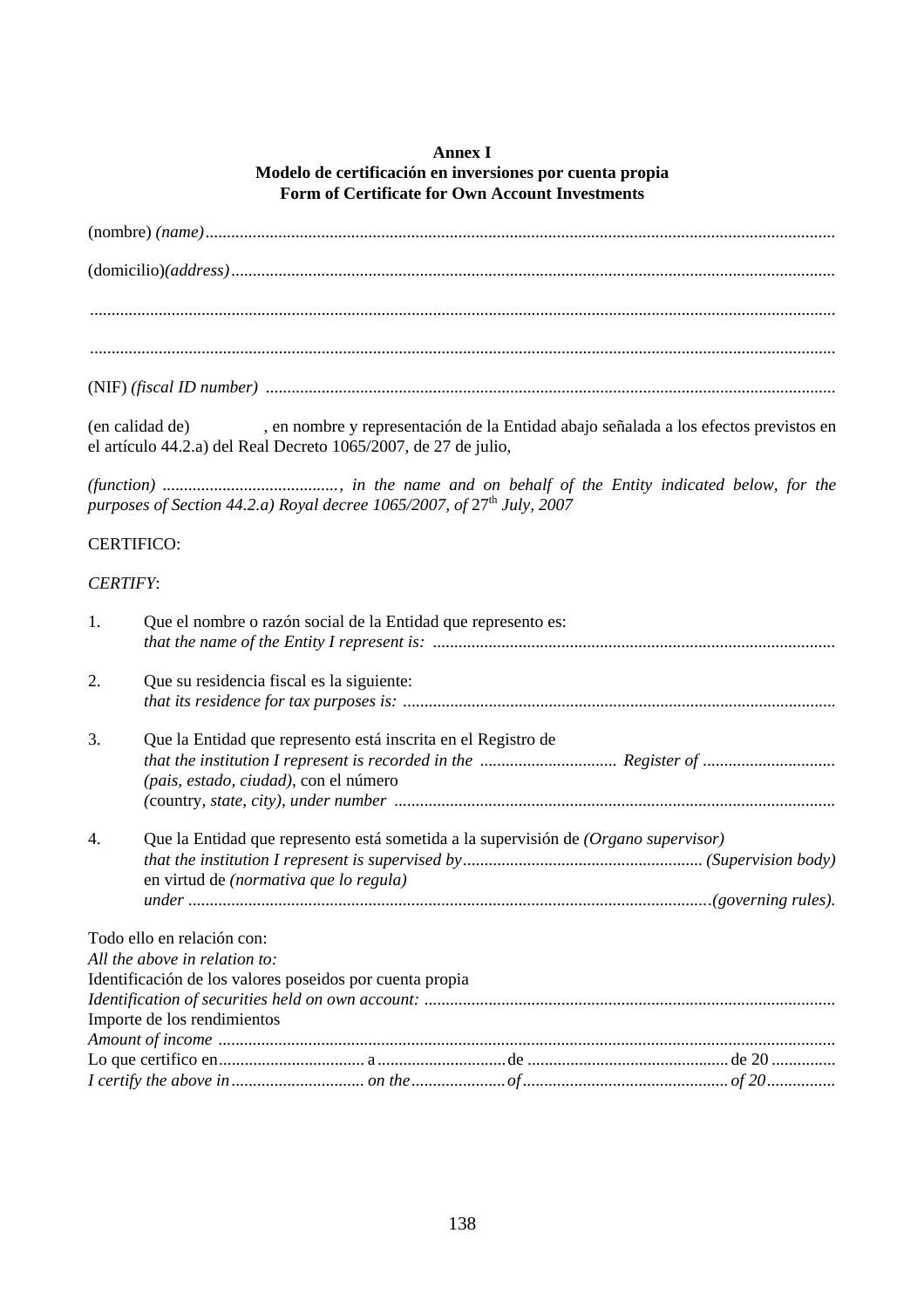**Annex I**
**Modelo de certificación en inversiones por cuenta propia**
**Form of Certificate for Own Account Investments**

(nombre) *(name)*..................................................................................................................................

(domicilio)*(address)*............................................................................................................................

...........................................................................................................................................................

...........................................................................................................................................................

(NIF) *(fiscal ID number)* .....................................................................................................................

(en calidad de) , en nombre y representación de la Entidad abajo señalada a los efectos previstos en el artículo 44.2.a) del Real Decreto 1065/2007, de 27 de julio,

*(function) .........................................., in the name and on behalf of the Entity indicated below, for the purposes of Section 44.2.a) Royal decree 1065/2007, of* 27th *July, 2007*

CERTIFICO:

*CERTIFY*:

1. Que el nombre o razón social de la Entidad que represento es:
   *that the name of the Entity I represent is:* .............................................................................................

2. Que su residencia fiscal es la siguiente:
   *that its residence for tax purposes is:* ....................................................................................................

3. Que la Entidad que represento está inscrita en el Registro de
   *that the institution I represent is recorded in the* ................................ *Register of* ...............................
   *(pais, estado, ciudad)*, con el número
   *(*country*, state, city), under number* ......................................................................................................

4. Que la Entidad que represento está sometida a la supervisión de *(Organo supervisor)*
   *that the institution I represent is supervised by*........................................................ *(Supervision body)*
   en virtud de *(normativa que lo regula)*
   *under* .........................................................................................................................*(governing rules).*

Todo ello en relación con:
*All the above in relation to:*
Identificación de los valores poseidos por cuenta propia
*Identification of securities held on own account:* ..............................................................................................
Importe de los rendimientos
*Amount of income* .............................................................................................................................................
Lo que certifico en.................................. a .............................. de ............................................... de 20 ...............
*I certify the above in* ............................... *on the*...................... *of*................................................ *of 20*................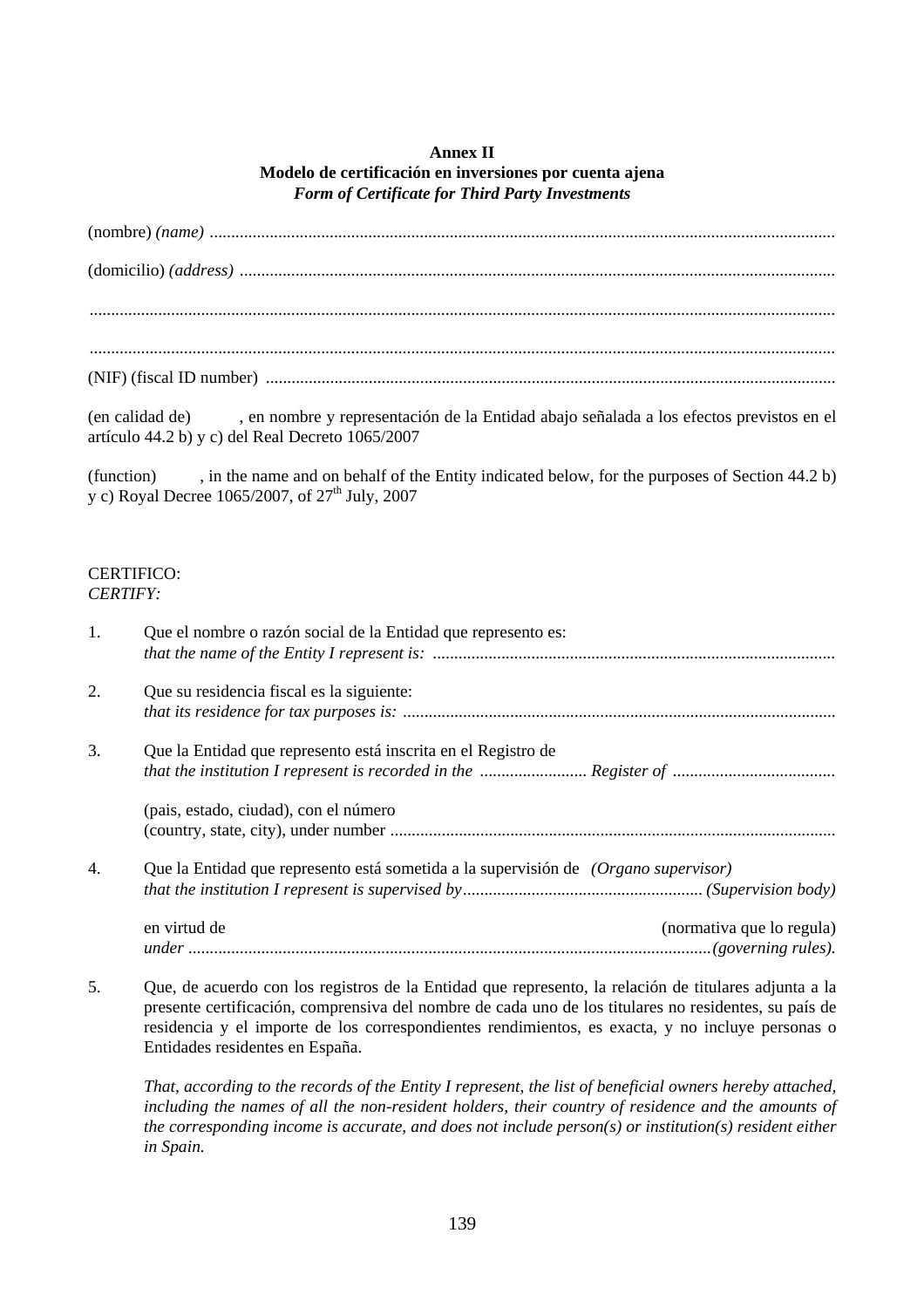**Annex II**
**Modelo de certificación en inversiones por cuenta ajena**
***Form of Certificate for Third Party Investments***

(nombre) *(name)* ..........................................................................................................................................

(domicilio) *(address)* ....................................................................................................................................

.....................................................................................................................................................................

.....................................................................................................................................................................

(NIF) (fiscal ID number) ...............................................................................................................................

(en calidad de) , en nombre y representación de la Entidad abajo señalada a los efectos previstos en el artículo 44.2 b) y c) del Real Decreto 1065/2007

(function) , in the name and on behalf of the Entity indicated below, for the purposes of Section 44.2 b) y c) Royal Decree 1065/2007, of 27th July, 2007

CERTIFICO:
*CERTIFY:*

1. Que el nombre o razón social de la Entidad que represento es:
   *that the name of the Entity I represent is:* ..............................................................................................

2. Que su residencia fiscal es la siguiente:
   *that its residence for tax purposes is:* .....................................................................................................

3. Que la Entidad que represento está inscrita en el Registro de
   *that the institution I represent is recorded in the* ......................... *Register of* ......................................

   (pais, estado, ciudad), con el número
   (country, state, city), under number .......................................................................................................

4. Que la Entidad que represento está sometida a la supervisión de *(Organo supervisor)*
   *that the institution I represent is supervised by*........................................................ *(Supervision body)*

   en virtud de (normativa que lo regula)
   *under* ........................................................................................................................*(governing rules).*

5. Que, de acuerdo con los registros de la Entidad que represento, la relación de titulares adjunta a la presente certificación, comprensiva del nombre de cada uno de los titulares no residentes, su país de residencia y el importe de los correspondientes rendimientos, es exacta, y no incluye personas o Entidades residentes en España.

   *That, according to the records of the Entity I represent, the list of beneficial owners hereby attached, including the names of all the non-resident holders, their country of residence and the amounts of the corresponding income is accurate, and does not include person(s) or institution(s) resident either in Spain.*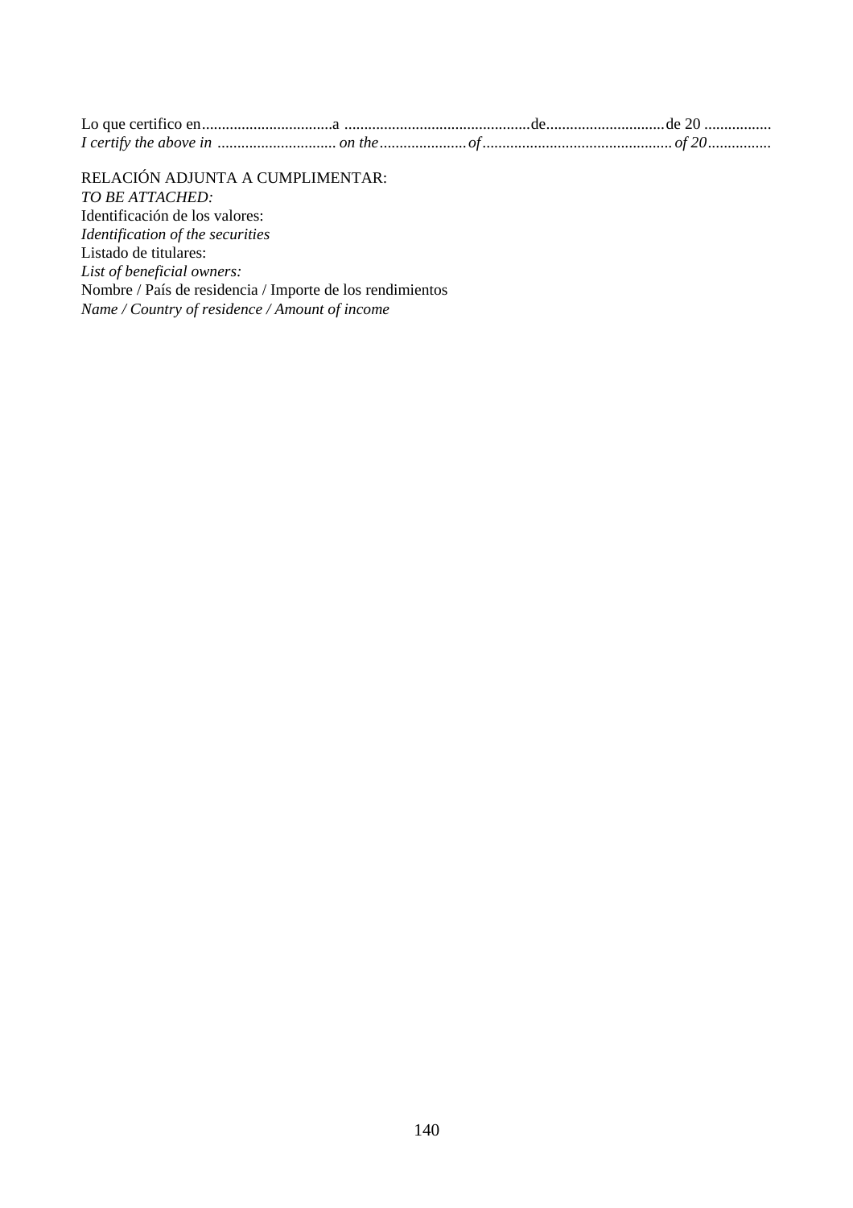Lo que certifico en.................................a ...............................................de.............................de 20 .................
*I certify the above in .............................. on the......................of................................................of 20................*

RELACIÓN ADJUNTA A CUMPLIMENTAR:
*TO BE ATTACHED:*
Identificación de los valores:
*Identification of the securities*
Listado de titulares:
*List of beneficial owners:*
Nombre / País de residencia / Importe de los rendimientos
*Name / Country of residence / Amount of income*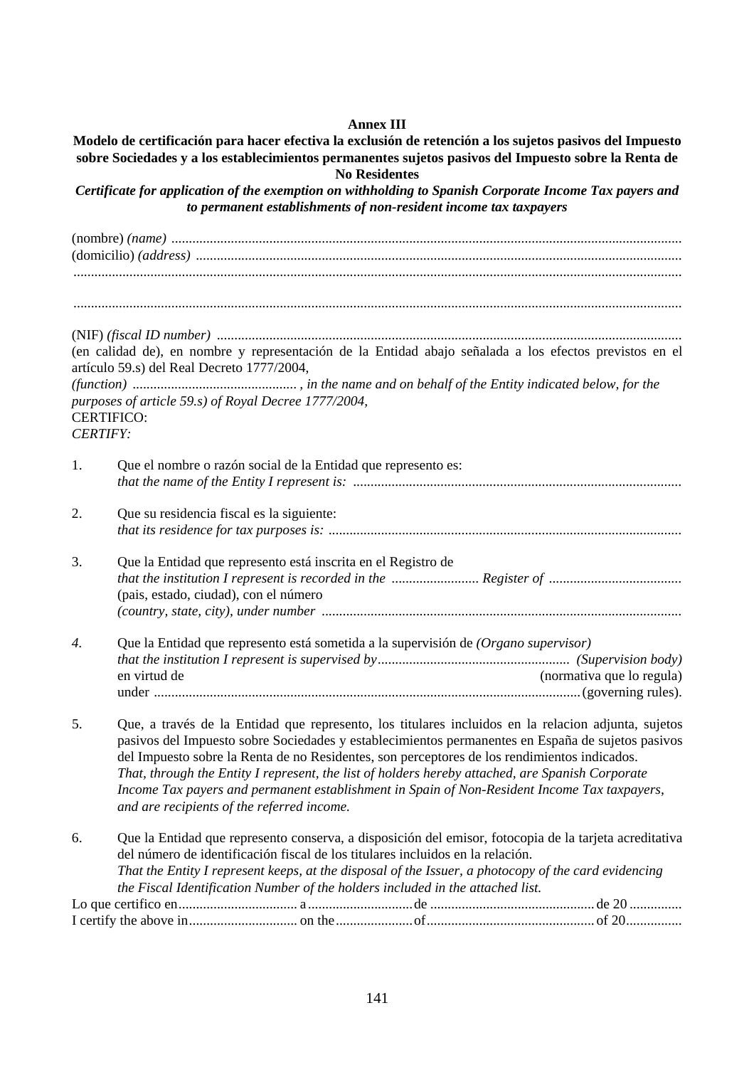**Annex III**

**Modelo de certificación para hacer efectiva la exclusión de retención a los sujetos pasivos del Impuesto sobre Sociedades y a los establecimientos permanentes sujetos pasivos del Impuesto sobre la Renta de No Residentes**

***Certificate for application of the exemption on withholding to Spanish Corporate Income Tax payers and to permanent establishments of non-resident income tax taxpayers***

(nombre) *(name)* ..........................................................................................................................................

(domicilio) *(address)* ..................................................................................................................................

.......................................................................................................................................................................

.......................................................................................................................................................................

(NIF) *(fiscal ID number)* ...........................................................................................................................

(en calidad de), en nombre y representación de la Entidad abajo señalada a los efectos previstos en el artículo 59.s) del Real Decreto 1777/2004,

*(function)* ............................................... *, in the name and on behalf of the Entity indicated below, for the purposes of article 59.s) of Royal Decree 1777/2004,*

CERTIFICO:

*CERTIFY:*

1. Que el nombre o razón social de la Entidad que represento es:
   *that the name of the Entity I represent is:* ............................................................................................

2. Que su residencia fiscal es la siguiente:
   *that its residence for tax purposes is:* ...................................................................................................

3. Que la Entidad que represento está inscrita en el Registro de
   *that the institution I represent is recorded in the* ......................... *Register of* ......................................
   (pais, estado, ciudad), con el número
   *(country, state, city), under number* ......................................................................................................

4. Que la Entidad que represento está sometida a la supervisión de *(Organo supervisor)*
   *that the institution I represent is supervised by*...................................................... *(Supervision body)*
   en virtud de (normativa que lo regula)
   under ......................................................................................................................... (governing rules).

5. Que, a través de la Entidad que represento, los titulares incluidos en la relacion adjunta, sujetos pasivos del Impuesto sobre Sociedades y establecimientos permanentes en España de sujetos pasivos del Impuesto sobre la Renta de no Residentes, son perceptores de los rendimientos indicados.
   *That, through the Entity I represent, the list of holders hereby attached, are Spanish Corporate Income Tax payers and permanent establishment in Spain of Non-Resident Income Tax taxpayers, and are recipients of the referred income.*

6. Que la Entidad que represento conserva, a disposición del emisor, fotocopia de la tarjeta acreditativa del número de identificación fiscal de los titulares incluidos en la relación.
   *That the Entity I represent keeps, at the disposal of the Issuer, a photocopy of the card evidencing the Fiscal Identification Number of the holders included in the attached list.*

Lo que certifico en.................................. a .............................. de ............................................... de 20 ...............

I certify the above in............................... on the...................... of................................................ of 20................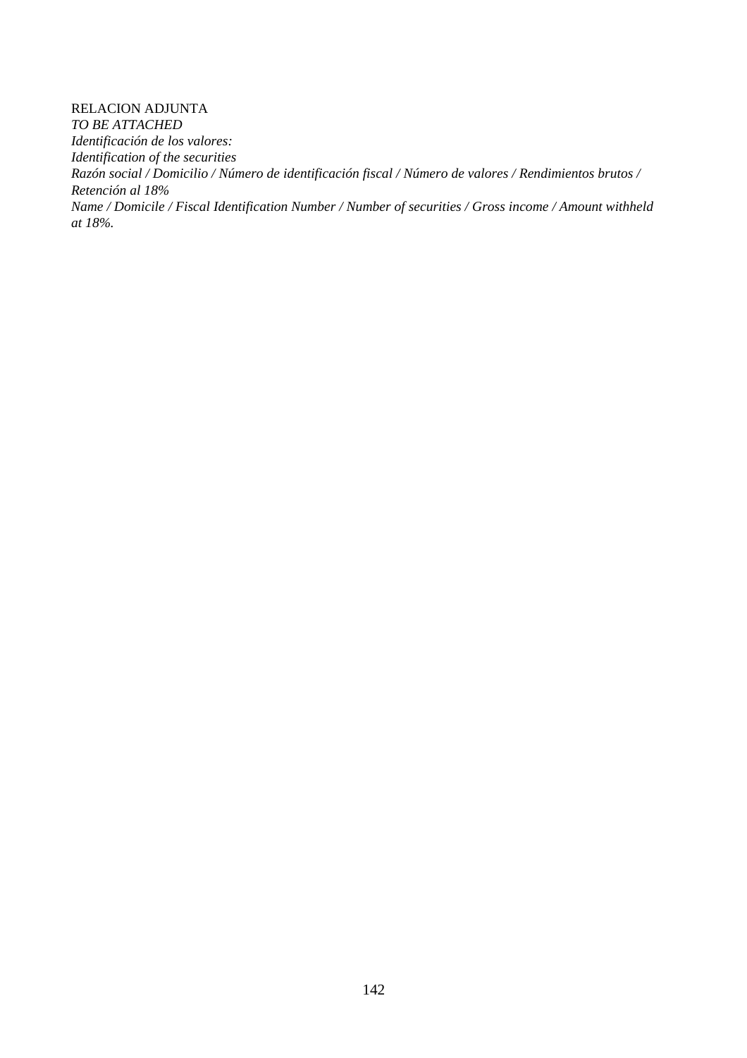RELACION ADJUNTA

*TO BE ATTACHED*

*Identificación de los valores:*

*Identification of the securities*

*Razón social / Domicilio / Número de identificación fiscal / Número de valores / Rendimientos brutos / Retención al 18%*

*Name / Domicile / Fiscal Identification Number / Number of securities / Gross income / Amount withheld at 18%.*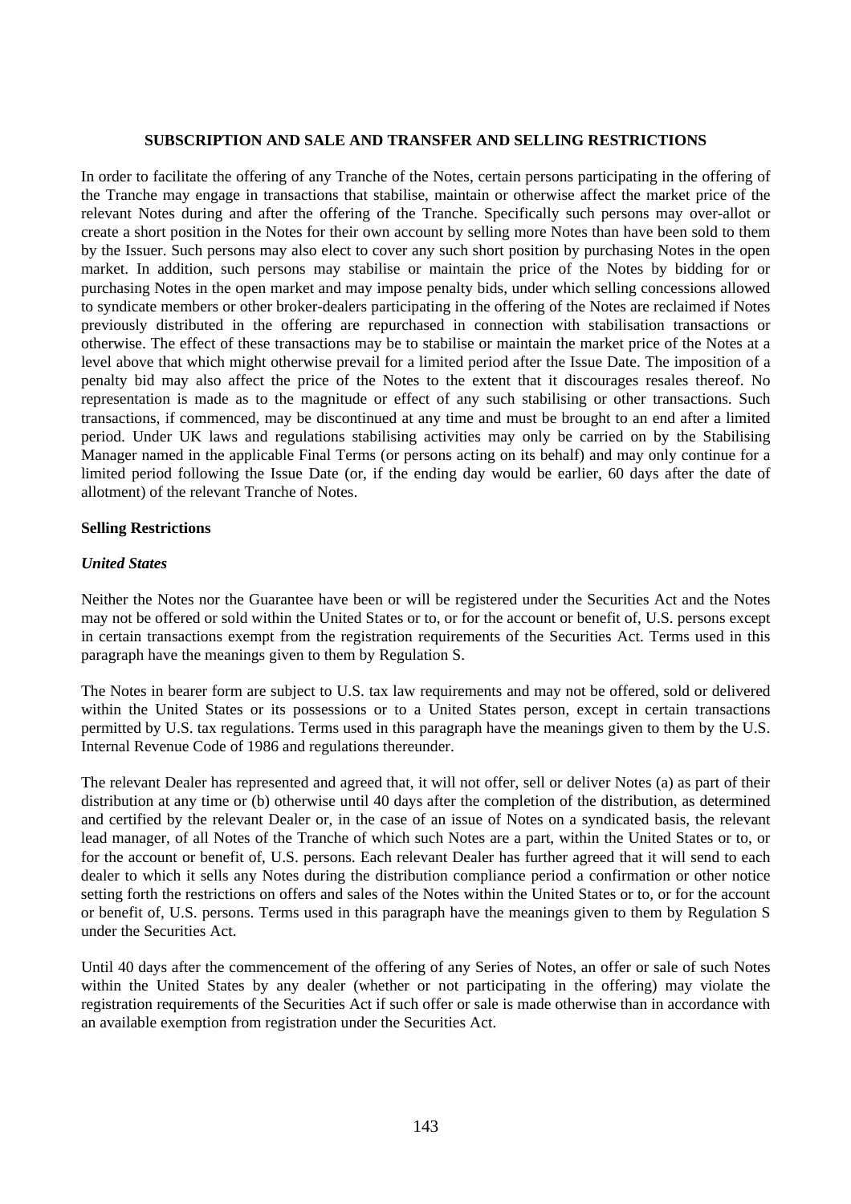## SUBSCRIPTION AND SALE AND TRANSFER AND SELLING RESTRICTIONS

In order to facilitate the offering of any Tranche of the Notes, certain persons participating in the offering of the Tranche may engage in transactions that stabilise, maintain or otherwise affect the market price of the relevant Notes during and after the offering of the Tranche. Specifically such persons may over-allot or create a short position in the Notes for their own account by selling more Notes than have been sold to them by the Issuer. Such persons may also elect to cover any such short position by purchasing Notes in the open market. In addition, such persons may stabilise or maintain the price of the Notes by bidding for or purchasing Notes in the open market and may impose penalty bids, under which selling concessions allowed to syndicate members or other broker-dealers participating in the offering of the Notes are reclaimed if Notes previously distributed in the offering are repurchased in connection with stabilisation transactions or otherwise. The effect of these transactions may be to stabilise or maintain the market price of the Notes at a level above that which might otherwise prevail for a limited period after the Issue Date. The imposition of a penalty bid may also affect the price of the Notes to the extent that it discourages resales thereof. No representation is made as to the magnitude or effect of any such stabilising or other transactions. Such transactions, if commenced, may be discontinued at any time and must be brought to an end after a limited period. Under UK laws and regulations stabilising activities may only be carried on by the Stabilising Manager named in the applicable Final Terms (or persons acting on its behalf) and may only continue for a limited period following the Issue Date (or, if the ending day would be earlier, 60 days after the date of allotment) of the relevant Tranche of Notes.

### Selling Restrictions

#### *United States*

Neither the Notes nor the Guarantee have been or will be registered under the Securities Act and the Notes may not be offered or sold within the United States or to, or for the account or benefit of, U.S. persons except in certain transactions exempt from the registration requirements of the Securities Act. Terms used in this paragraph have the meanings given to them by Regulation S.

The Notes in bearer form are subject to U.S. tax law requirements and may not be offered, sold or delivered within the United States or its possessions or to a United States person, except in certain transactions permitted by U.S. tax regulations. Terms used in this paragraph have the meanings given to them by the U.S. Internal Revenue Code of 1986 and regulations thereunder.

The relevant Dealer has represented and agreed that, it will not offer, sell or deliver Notes (a) as part of their distribution at any time or (b) otherwise until 40 days after the completion of the distribution, as determined and certified by the relevant Dealer or, in the case of an issue of Notes on a syndicated basis, the relevant lead manager, of all Notes of the Tranche of which such Notes are a part, within the United States or to, or for the account or benefit of, U.S. persons. Each relevant Dealer has further agreed that it will send to each dealer to which it sells any Notes during the distribution compliance period a confirmation or other notice setting forth the restrictions on offers and sales of the Notes within the United States or to, or for the account or benefit of, U.S. persons. Terms used in this paragraph have the meanings given to them by Regulation S under the Securities Act.

Until 40 days after the commencement of the offering of any Series of Notes, an offer or sale of such Notes within the United States by any dealer (whether or not participating in the offering) may violate the registration requirements of the Securities Act if such offer or sale is made otherwise than in accordance with an available exemption from registration under the Securities Act.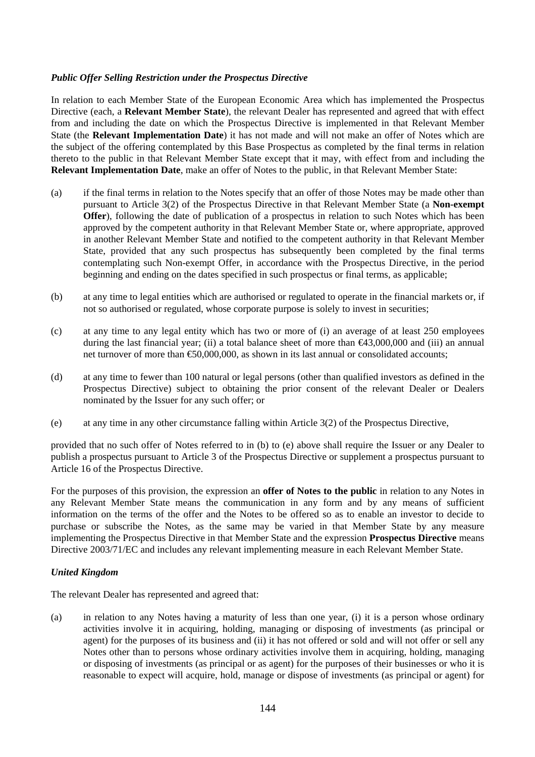### *Public Offer Selling Restriction under the Prospectus Directive*

In relation to each Member State of the European Economic Area which has implemented the Prospectus Directive (each, a **Relevant Member State**), the relevant Dealer has represented and agreed that with effect from and including the date on which the Prospectus Directive is implemented in that Relevant Member State (the **Relevant Implementation Date**) it has not made and will not make an offer of Notes which are the subject of the offering contemplated by this Base Prospectus as completed by the final terms in relation thereto to the public in that Relevant Member State except that it may, with effect from and including the **Relevant Implementation Date**, make an offer of Notes to the public, in that Relevant Member State:

(a) if the final terms in relation to the Notes specify that an offer of those Notes may be made other than pursuant to Article 3(2) of the Prospectus Directive in that Relevant Member State (a **Non-exempt Offer**), following the date of publication of a prospectus in relation to such Notes which has been approved by the competent authority in that Relevant Member State or, where appropriate, approved in another Relevant Member State and notified to the competent authority in that Relevant Member State, provided that any such prospectus has subsequently been completed by the final terms contemplating such Non-exempt Offer, in accordance with the Prospectus Directive, in the period beginning and ending on the dates specified in such prospectus or final terms, as applicable;

(b) at any time to legal entities which are authorised or regulated to operate in the financial markets or, if not so authorised or regulated, whose corporate purpose is solely to invest in securities;

(c) at any time to any legal entity which has two or more of (i) an average of at least 250 employees during the last financial year; (ii) a total balance sheet of more than €43,000,000 and (iii) an annual net turnover of more than €50,000,000, as shown in its last annual or consolidated accounts;

(d) at any time to fewer than 100 natural or legal persons (other than qualified investors as defined in the Prospectus Directive) subject to obtaining the prior consent of the relevant Dealer or Dealers nominated by the Issuer for any such offer; or

(e) at any time in any other circumstance falling within Article 3(2) of the Prospectus Directive,

provided that no such offer of Notes referred to in (b) to (e) above shall require the Issuer or any Dealer to publish a prospectus pursuant to Article 3 of the Prospectus Directive or supplement a prospectus pursuant to Article 16 of the Prospectus Directive.

For the purposes of this provision, the expression an **offer of Notes to the public** in relation to any Notes in any Relevant Member State means the communication in any form and by any means of sufficient information on the terms of the offer and the Notes to be offered so as to enable an investor to decide to purchase or subscribe the Notes, as the same may be varied in that Member State by any measure implementing the Prospectus Directive in that Member State and the expression **Prospectus Directive** means Directive 2003/71/EC and includes any relevant implementing measure in each Relevant Member State.

### *United Kingdom*

The relevant Dealer has represented and agreed that:

(a) in relation to any Notes having a maturity of less than one year, (i) it is a person whose ordinary activities involve it in acquiring, holding, managing or disposing of investments (as principal or agent) for the purposes of its business and (ii) it has not offered or sold and will not offer or sell any Notes other than to persons whose ordinary activities involve them in acquiring, holding, managing or disposing of investments (as principal or as agent) for the purposes of their businesses or who it is reasonable to expect will acquire, hold, manage or dispose of investments (as principal or agent) for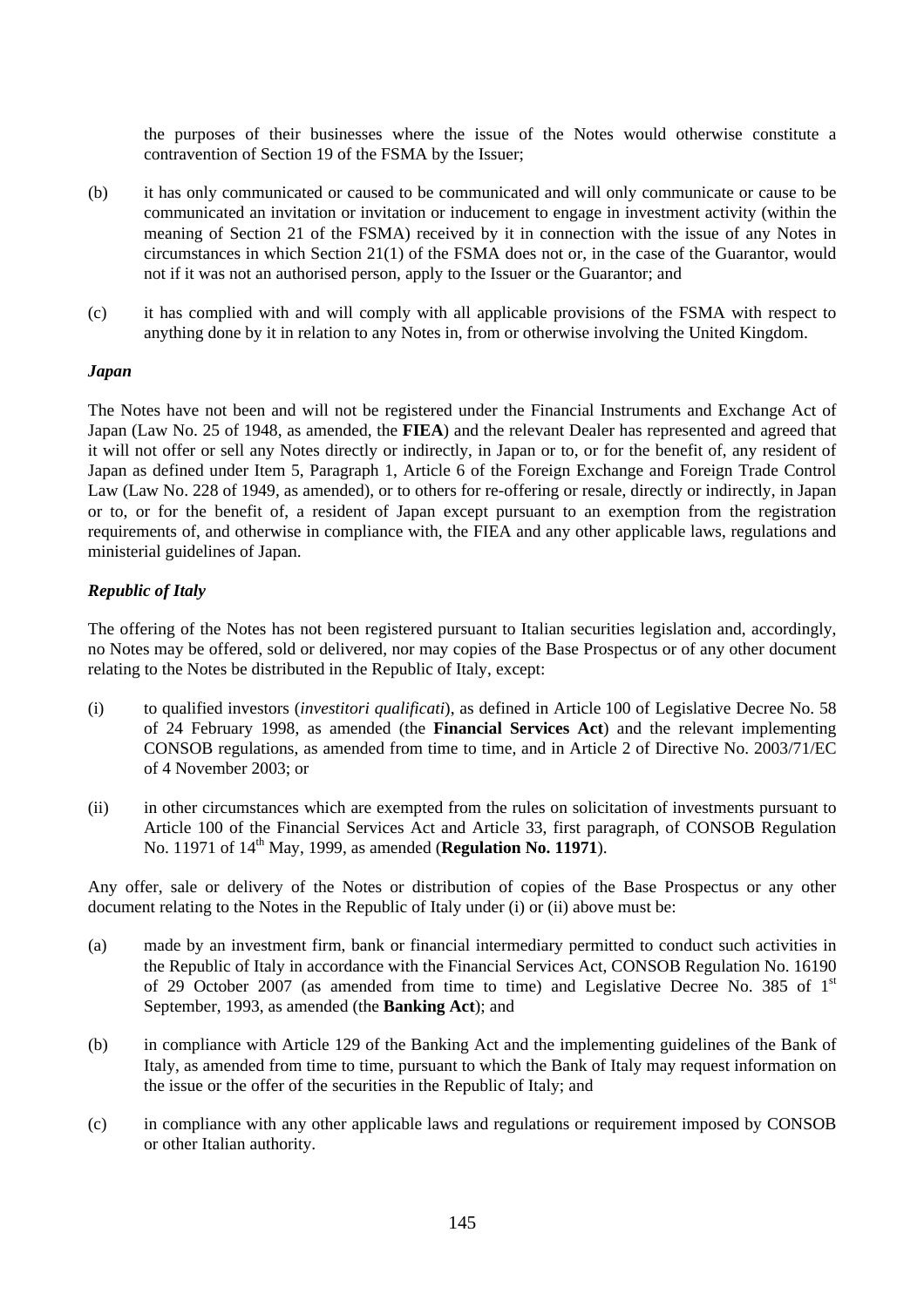the purposes of their businesses where the issue of the Notes would otherwise constitute a contravention of Section 19 of the FSMA by the Issuer;

(b) it has only communicated or caused to be communicated and will only communicate or cause to be communicated an invitation or invitation or inducement to engage in investment activity (within the meaning of Section 21 of the FSMA) received by it in connection with the issue of any Notes in circumstances in which Section 21(1) of the FSMA does not or, in the case of the Guarantor, would not if it was not an authorised person, apply to the Issuer or the Guarantor; and

(c) it has complied with and will comply with all applicable provisions of the FSMA with respect to anything done by it in relation to any Notes in, from or otherwise involving the United Kingdom.

***Japan***

The Notes have not been and will not be registered under the Financial Instruments and Exchange Act of Japan (Law No. 25 of 1948, as amended, the **FIEA**) and the relevant Dealer has represented and agreed that it will not offer or sell any Notes directly or indirectly, in Japan or to, or for the benefit of, any resident of Japan as defined under Item 5, Paragraph 1, Article 6 of the Foreign Exchange and Foreign Trade Control Law (Law No. 228 of 1949, as amended), or to others for re-offering or resale, directly or indirectly, in Japan or to, or for the benefit of, a resident of Japan except pursuant to an exemption from the registration requirements of, and otherwise in compliance with, the FIEA and any other applicable laws, regulations and ministerial guidelines of Japan.

***Republic of Italy***

The offering of the Notes has not been registered pursuant to Italian securities legislation and, accordingly, no Notes may be offered, sold or delivered, nor may copies of the Base Prospectus or of any other document relating to the Notes be distributed in the Republic of Italy, except:

(i) to qualified investors (*investitori qualificati*), as defined in Article 100 of Legislative Decree No. 58 of 24 February 1998, as amended (the **Financial Services Act**) and the relevant implementing CONSOB regulations, as amended from time to time, and in Article 2 of Directive No. 2003/71/EC of 4 November 2003; or

(ii) in other circumstances which are exempted from the rules on solicitation of investments pursuant to Article 100 of the Financial Services Act and Article 33, first paragraph, of CONSOB Regulation No. 11971 of 14th May, 1999, as amended (**Regulation No. 11971**).

Any offer, sale or delivery of the Notes or distribution of copies of the Base Prospectus or any other document relating to the Notes in the Republic of Italy under (i) or (ii) above must be:

(a) made by an investment firm, bank or financial intermediary permitted to conduct such activities in the Republic of Italy in accordance with the Financial Services Act, CONSOB Regulation No. 16190 of 29 October 2007 (as amended from time to time) and Legislative Decree No. 385 of 1st September, 1993, as amended (the **Banking Act**); and

(b) in compliance with Article 129 of the Banking Act and the implementing guidelines of the Bank of Italy, as amended from time to time, pursuant to which the Bank of Italy may request information on the issue or the offer of the securities in the Republic of Italy; and

(c) in compliance with any other applicable laws and regulations or requirement imposed by CONSOB or other Italian authority.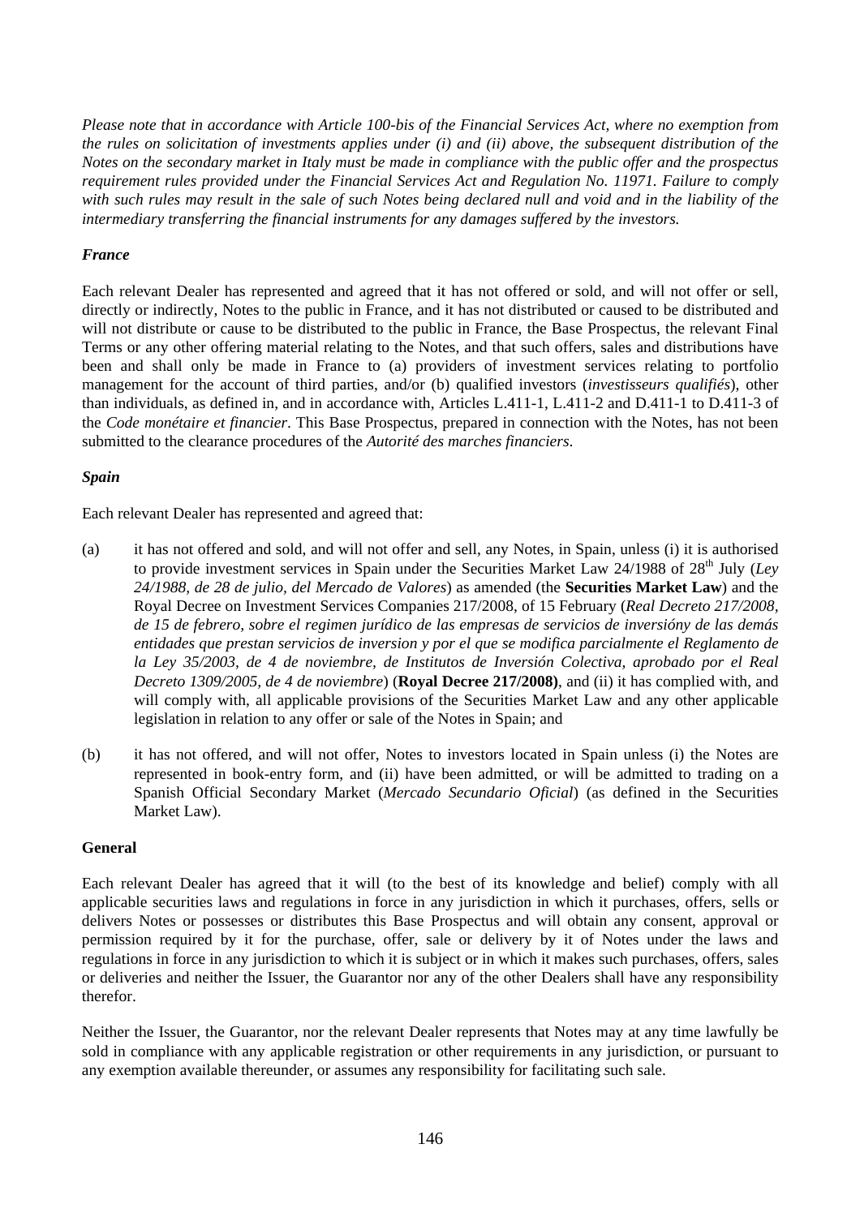*Please note that in accordance with Article 100-bis of the Financial Services Act, where no exemption from the rules on solicitation of investments applies under (i) and (ii) above, the subsequent distribution of the Notes on the secondary market in Italy must be made in compliance with the public offer and the prospectus requirement rules provided under the Financial Services Act and Regulation No. 11971. Failure to comply with such rules may result in the sale of such Notes being declared null and void and in the liability of the intermediary transferring the financial instruments for any damages suffered by the investors.*

### *France*

Each relevant Dealer has represented and agreed that it has not offered or sold, and will not offer or sell, directly or indirectly, Notes to the public in France, and it has not distributed or caused to be distributed and will not distribute or cause to be distributed to the public in France, the Base Prospectus, the relevant Final Terms or any other offering material relating to the Notes, and that such offers, sales and distributions have been and shall only be made in France to (a) providers of investment services relating to portfolio management for the account of third parties, and/or (b) qualified investors (*investisseurs qualifiés*), other than individuals, as defined in, and in accordance with, Articles L.411-1, L.411-2 and D.411-1 to D.411-3 of the *Code monétaire et financier*. This Base Prospectus, prepared in connection with the Notes, has not been submitted to the clearance procedures of the *Autorité des marches financiers*.

### *Spain*

Each relevant Dealer has represented and agreed that:

(a) it has not offered and sold, and will not offer and sell, any Notes, in Spain, unless (i) it is authorised to provide investment services in Spain under the Securities Market Law 24/1988 of 28th July (*Ley 24/1988, de 28 de julio, del Mercado de Valores*) as amended (the **Securities Market Law**) and the Royal Decree on Investment Services Companies 217/2008, of 15 February (*Real Decreto 217/2008, de 15 de febrero, sobre el regimen jurídico de las empresas de servicios de inversióny de las demás entidades que prestan servicios de inversion y por el que se modifica parcialmente el Reglamento de la Ley 35/2003, de 4 de noviembre, de Institutos de Inversión Colectiva, aprobado por el Real Decreto 1309/2005, de 4 de noviembre*) (**Royal Decree 217/2008)**, and (ii) it has complied with, and will comply with, all applicable provisions of the Securities Market Law and any other applicable legislation in relation to any offer or sale of the Notes in Spain; and

(b) it has not offered, and will not offer, Notes to investors located in Spain unless (i) the Notes are represented in book-entry form, and (ii) have been admitted, or will be admitted to trading on a Spanish Official Secondary Market (*Mercado Secundario Oficial*) (as defined in the Securities Market Law).

### General

Each relevant Dealer has agreed that it will (to the best of its knowledge and belief) comply with all applicable securities laws and regulations in force in any jurisdiction in which it purchases, offers, sells or delivers Notes or possesses or distributes this Base Prospectus and will obtain any consent, approval or permission required by it for the purchase, offer, sale or delivery by it of Notes under the laws and regulations in force in any jurisdiction to which it is subject or in which it makes such purchases, offers, sales or deliveries and neither the Issuer, the Guarantor nor any of the other Dealers shall have any responsibility therefor.

Neither the Issuer, the Guarantor, nor the relevant Dealer represents that Notes may at any time lawfully be sold in compliance with any applicable registration or other requirements in any jurisdiction, or pursuant to any exemption available thereunder, or assumes any responsibility for facilitating such sale.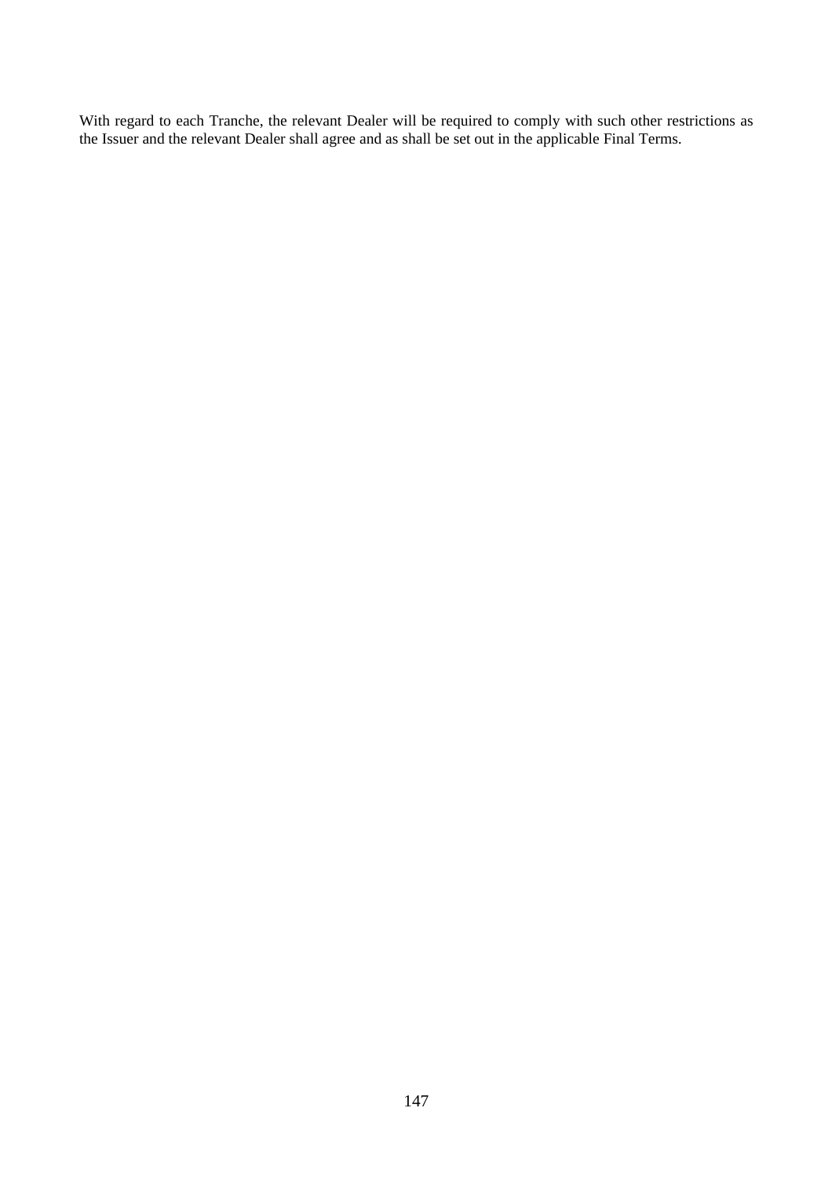With regard to each Tranche, the relevant Dealer will be required to comply with such other restrictions as the Issuer and the relevant Dealer shall agree and as shall be set out in the applicable Final Terms.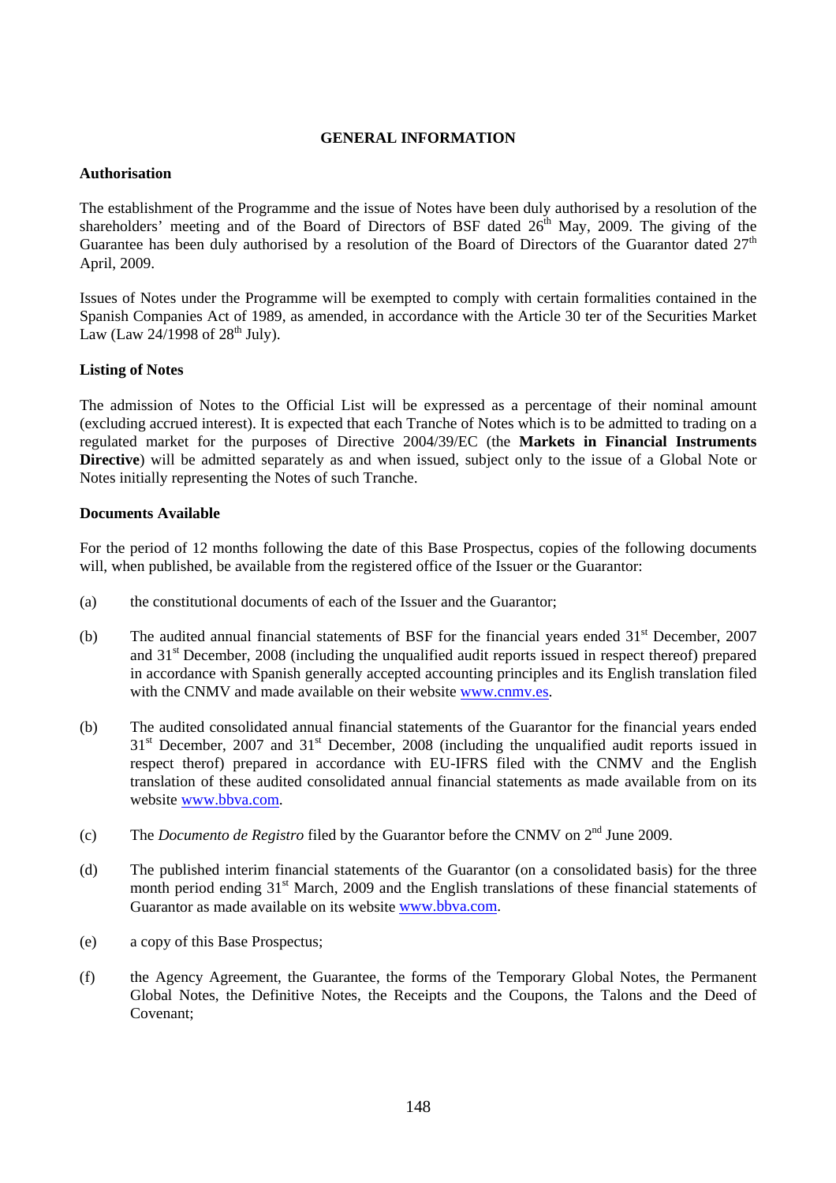## GENERAL INFORMATION

### Authorisation

The establishment of the Programme and the issue of Notes have been duly authorised by a resolution of the shareholders' meeting and of the Board of Directors of BSF dated 26th May, 2009. The giving of the Guarantee has been duly authorised by a resolution of the Board of Directors of the Guarantor dated 27th April, 2009.

Issues of Notes under the Programme will be exempted to comply with certain formalities contained in the Spanish Companies Act of 1989, as amended, in accordance with the Article 30 ter of the Securities Market Law (Law 24/1998 of 28th July).

### Listing of Notes

The admission of Notes to the Official List will be expressed as a percentage of their nominal amount (excluding accrued interest). It is expected that each Tranche of Notes which is to be admitted to trading on a regulated market for the purposes of Directive 2004/39/EC (the **Markets in Financial Instruments Directive**) will be admitted separately as and when issued, subject only to the issue of a Global Note or Notes initially representing the Notes of such Tranche.

### Documents Available

For the period of 12 months following the date of this Base Prospectus, copies of the following documents will, when published, be available from the registered office of the Issuer or the Guarantor:

(a) the constitutional documents of each of the Issuer and the Guarantor;

(b) The audited annual financial statements of BSF for the financial years ended 31st December, 2007 and 31st December, 2008 (including the unqualified audit reports issued in respect thereof) prepared in accordance with Spanish generally accepted accounting principles and its English translation filed with the CNMV and made available on their website www.cnmv.es.

(b) The audited consolidated annual financial statements of the Guarantor for the financial years ended 31st December, 2007 and 31st December, 2008 (including the unqualified audit reports issued in respect therof) prepared in accordance with EU-IFRS filed with the CNMV and the English translation of these audited consolidated annual financial statements as made available from on its website www.bbva.com.

(c) The *Documento de Registro* filed by the Guarantor before the CNMV on 2nd June 2009.

(d) The published interim financial statements of the Guarantor (on a consolidated basis) for the three month period ending 31st March, 2009 and the English translations of these financial statements of Guarantor as made available on its website www.bbva.com.

(e) a copy of this Base Prospectus;

(f) the Agency Agreement, the Guarantee, the forms of the Temporary Global Notes, the Permanent Global Notes, the Definitive Notes, the Receipts and the Coupons, the Talons and the Deed of Covenant;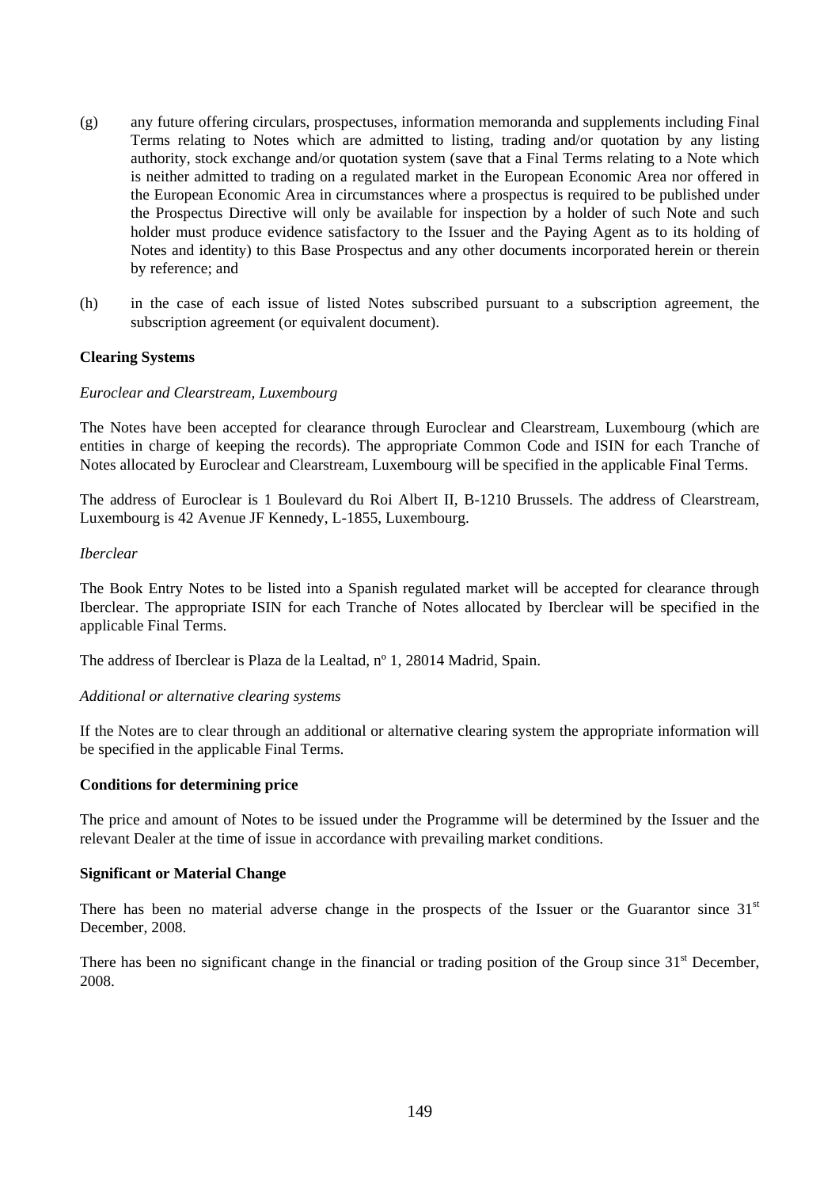(g) any future offering circulars, prospectuses, information memoranda and supplements including Final Terms relating to Notes which are admitted to listing, trading and/or quotation by any listing authority, stock exchange and/or quotation system (save that a Final Terms relating to a Note which is neither admitted to trading on a regulated market in the European Economic Area nor offered in the European Economic Area in circumstances where a prospectus is required to be published under the Prospectus Directive will only be available for inspection by a holder of such Note and such holder must produce evidence satisfactory to the Issuer and the Paying Agent as to its holding of Notes and identity) to this Base Prospectus and any other documents incorporated herein or therein by reference; and

(h) in the case of each issue of listed Notes subscribed pursuant to a subscription agreement, the subscription agreement (or equivalent document).

**Clearing Systems**

*Euroclear and Clearstream, Luxembourg*

The Notes have been accepted for clearance through Euroclear and Clearstream, Luxembourg (which are entities in charge of keeping the records). The appropriate Common Code and ISIN for each Tranche of Notes allocated by Euroclear and Clearstream, Luxembourg will be specified in the applicable Final Terms.

The address of Euroclear is 1 Boulevard du Roi Albert II, B-1210 Brussels. The address of Clearstream, Luxembourg is 42 Avenue JF Kennedy, L-1855, Luxembourg.

*Iberclear*

The Book Entry Notes to be listed into a Spanish regulated market will be accepted for clearance through Iberclear. The appropriate ISIN for each Tranche of Notes allocated by Iberclear will be specified in the applicable Final Terms.

The address of Iberclear is Plaza de la Lealtad, nº 1, 28014 Madrid, Spain.

*Additional or alternative clearing systems*

If the Notes are to clear through an additional or alternative clearing system the appropriate information will be specified in the applicable Final Terms.

**Conditions for determining price**

The price and amount of Notes to be issued under the Programme will be determined by the Issuer and the relevant Dealer at the time of issue in accordance with prevailing market conditions.

**Significant or Material Change**

There has been no material adverse change in the prospects of the Issuer or the Guarantor since 31st December, 2008.

There has been no significant change in the financial or trading position of the Group since 31st December, 2008.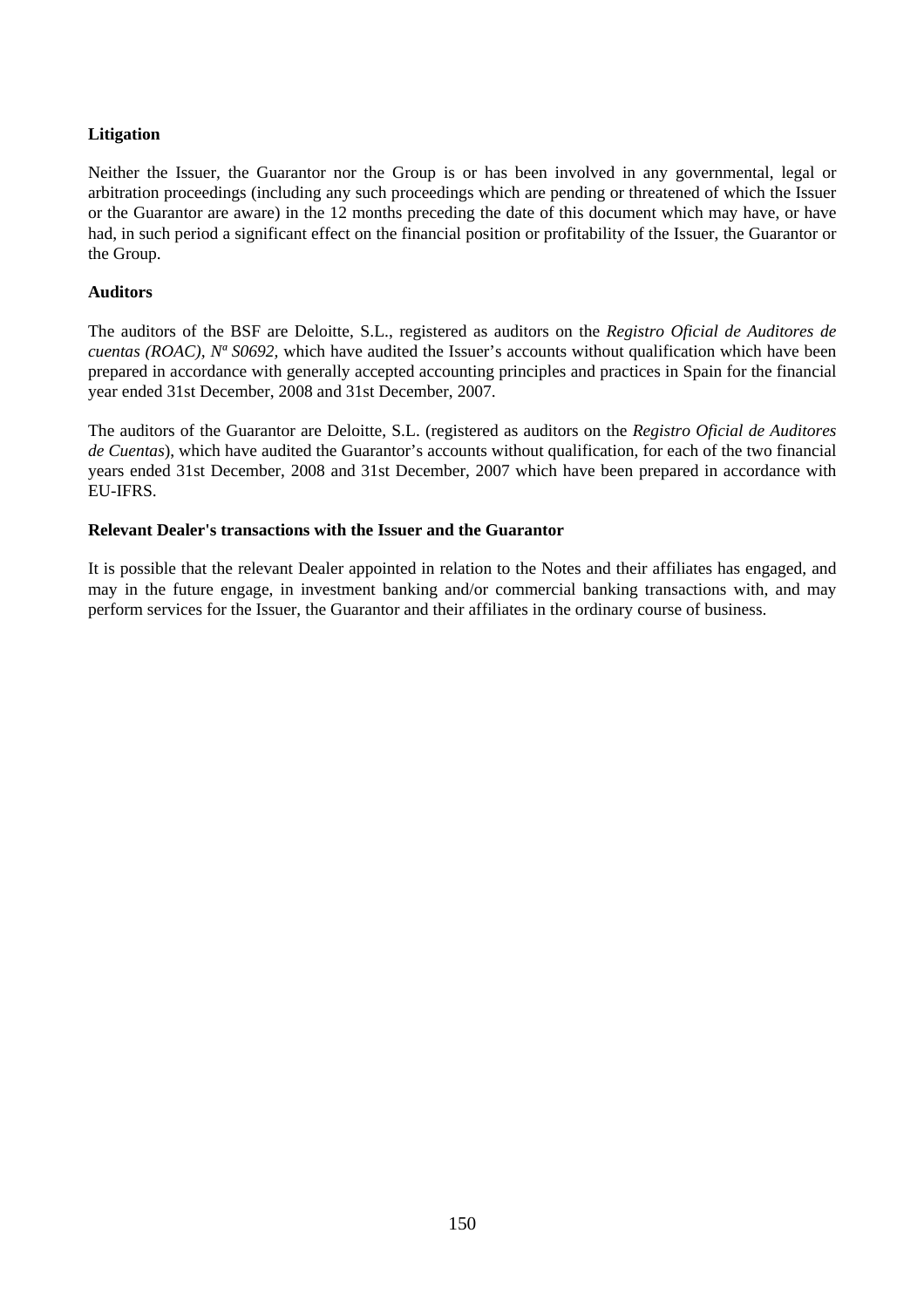**Litigation**

Neither the Issuer, the Guarantor nor the Group is or has been involved in any governmental, legal or arbitration proceedings (including any such proceedings which are pending or threatened of which the Issuer or the Guarantor are aware) in the 12 months preceding the date of this document which may have, or have had, in such period a significant effect on the financial position or profitability of the Issuer, the Guarantor or the Group.

**Auditors**

The auditors of the BSF are Deloitte, S.L., registered as auditors on the *Registro Oficial de Auditores de cuentas (ROAC), Nª S0692,* which have audited the Issuer's accounts without qualification which have been prepared in accordance with generally accepted accounting principles and practices in Spain for the financial year ended 31st December, 2008 and 31st December, 2007.

The auditors of the Guarantor are Deloitte, S.L. (registered as auditors on the *Registro Oficial de Auditores de Cuentas*), which have audited the Guarantor's accounts without qualification, for each of the two financial years ended 31st December, 2008 and 31st December, 2007 which have been prepared in accordance with EU-IFRS.

**Relevant Dealer's transactions with the Issuer and the Guarantor**

It is possible that the relevant Dealer appointed in relation to the Notes and their affiliates has engaged, and may in the future engage, in investment banking and/or commercial banking transactions with, and may perform services for the Issuer, the Guarantor and their affiliates in the ordinary course of business.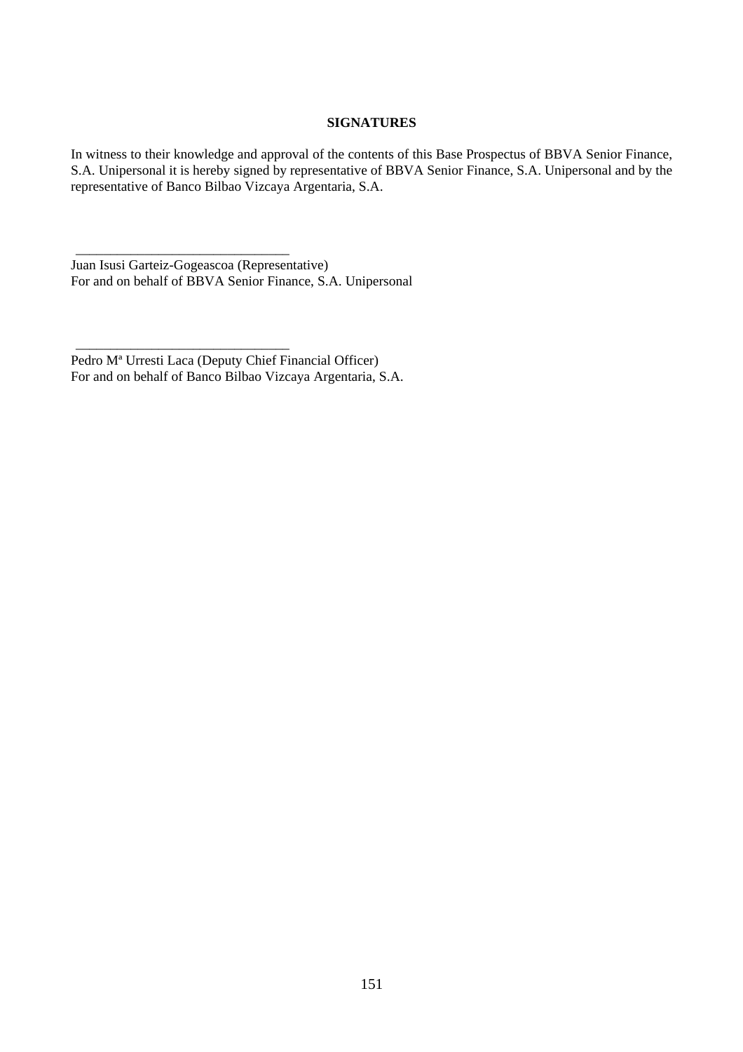**SIGNATURES**

In witness to their knowledge and approval of the contents of this Base Prospectus of BBVA Senior Finance, S.A. Unipersonal it is hereby signed by representative of BBVA Senior Finance, S.A. Unipersonal and by the representative of Banco Bilbao Vizcaya Argentaria, S.A.

\_\_\_\_\_\_\_\_\_\_\_\_\_\_\_\_\_\_\_\_\_\_\_\_\_\_\_\_\_\_\_\_

Juan Isusi Garteiz-Gogeascoa (Representative)
For and on behalf of BBVA Senior Finance, S.A. Unipersonal

\_\_\_\_\_\_\_\_\_\_\_\_\_\_\_\_\_\_\_\_\_\_\_\_\_\_\_\_\_\_\_\_

Pedro Mª Urresti Laca (Deputy Chief Financial Officer)
For and on behalf of Banco Bilbao Vizcaya Argentaria, S.A.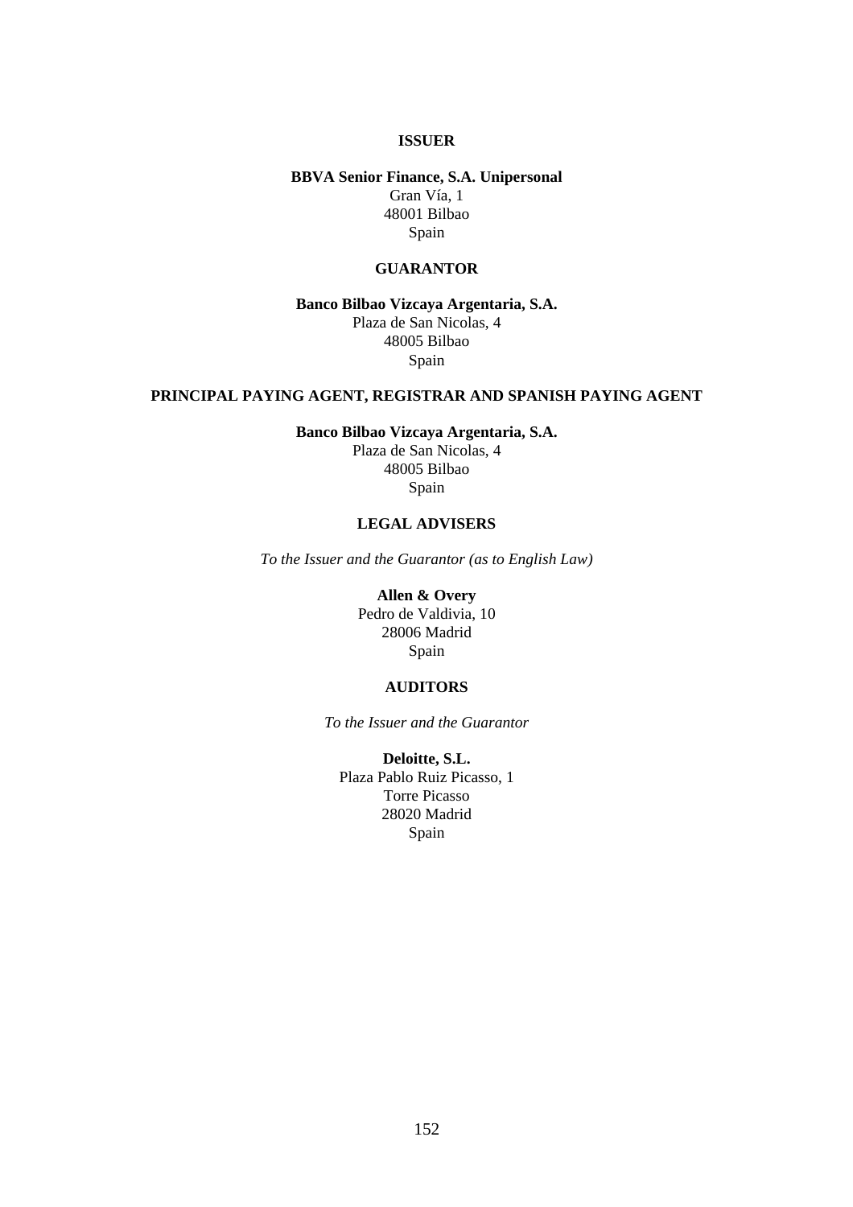**ISSUER**

**BBVA Senior Finance, S.A. Unipersonal**
Gran Vía, 1
48001 Bilbao
Spain

**GUARANTOR**

**Banco Bilbao Vizcaya Argentaria, S.A.**
Plaza de San Nicolas, 4
48005 Bilbao
Spain

**PRINCIPAL PAYING AGENT, REGISTRAR AND SPANISH PAYING AGENT**

**Banco Bilbao Vizcaya Argentaria, S.A.**
Plaza de San Nicolas, 4
48005 Bilbao
Spain

**LEGAL ADVISERS**

*To the Issuer and the Guarantor (as to English Law)*

**Allen & Overy**
Pedro de Valdivia, 10
28006 Madrid
Spain

**AUDITORS**

*To the Issuer and the Guarantor*

**Deloitte, S.L.**
Plaza Pablo Ruiz Picasso, 1
Torre Picasso
28020 Madrid
Spain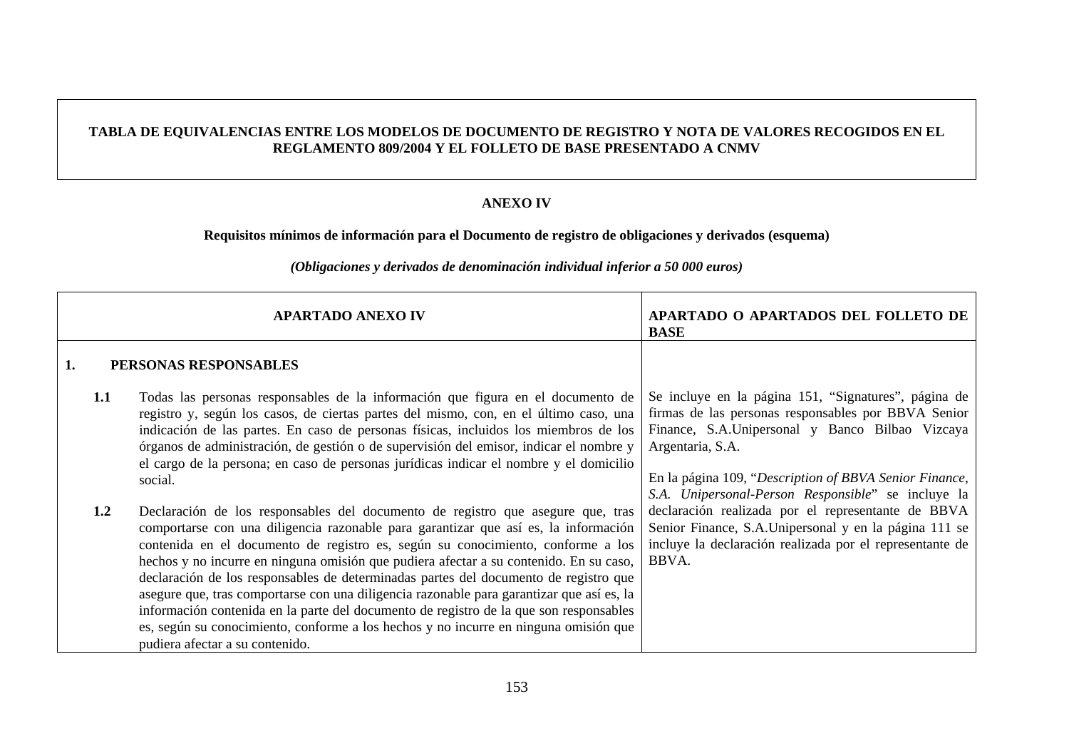**TABLA DE EQUIVALENCIAS ENTRE LOS MODELOS DE DOCUMENTO DE REGISTRO Y NOTA DE VALORES RECOGIDOS EN EL REGLAMENTO 809/2004 Y EL FOLLETO DE BASE PRESENTADO A CNMV**

**ANEXO IV**

**Requisitos mínimos de información para el Documento de registro de obligaciones y derivados (esquema)**

***(Obligaciones y derivados de denominación individual inferior a 50 000 euros)***

| APARTADO ANEXO IV | APARTADO O APARTADOS DEL FOLLETO DE BASE |
|---|---|
| **1. PERSONAS RESPONSABLES** | |
| **1.1** Todas las personas responsables de la información que figura en el documento de registro y, según los casos, de ciertas partes del mismo, con, en el último caso, una indicación de las partes. En caso de personas físicas, incluidos los miembros de los órganos de administración, de gestión o de supervisión del emisor, indicar el nombre y el cargo de la persona; en caso de personas jurídicas indicar el nombre y el domicilio social. | Se incluye en la página 151, "Signatures", página de firmas de las personas responsables por BBVA Senior Finance, S.A.Unipersonal y Banco Bilbao Vizcaya Argentaria, S.A. |
| **1.2** Declaración de los responsables del documento de registro que asegure que, tras comportarse con una diligencia razonable para garantizar que así es, la información contenida en el documento de registro es, según su conocimiento, conforme a los hechos y no incurre en ninguna omisión que pudiera afectar a su contenido. En su caso, declaración de los responsables de determinadas partes del documento de registro que asegure que, tras comportarse con una diligencia razonable para garantizar que así es, la información contenida en la parte del documento de registro de la que son responsables es, según su conocimiento, conforme a los hechos y no incurre en ninguna omisión que pudiera afectar a su contenido. | En la página 109, "*Description of BBVA Senior Finance, S.A. Unipersonal-Person Responsible*" se incluye la declaración realizada por el representante de BBVA Senior Finance, S.A.Unipersonal y en la página 111 se incluye la declaración realizada por el representante de BBVA. |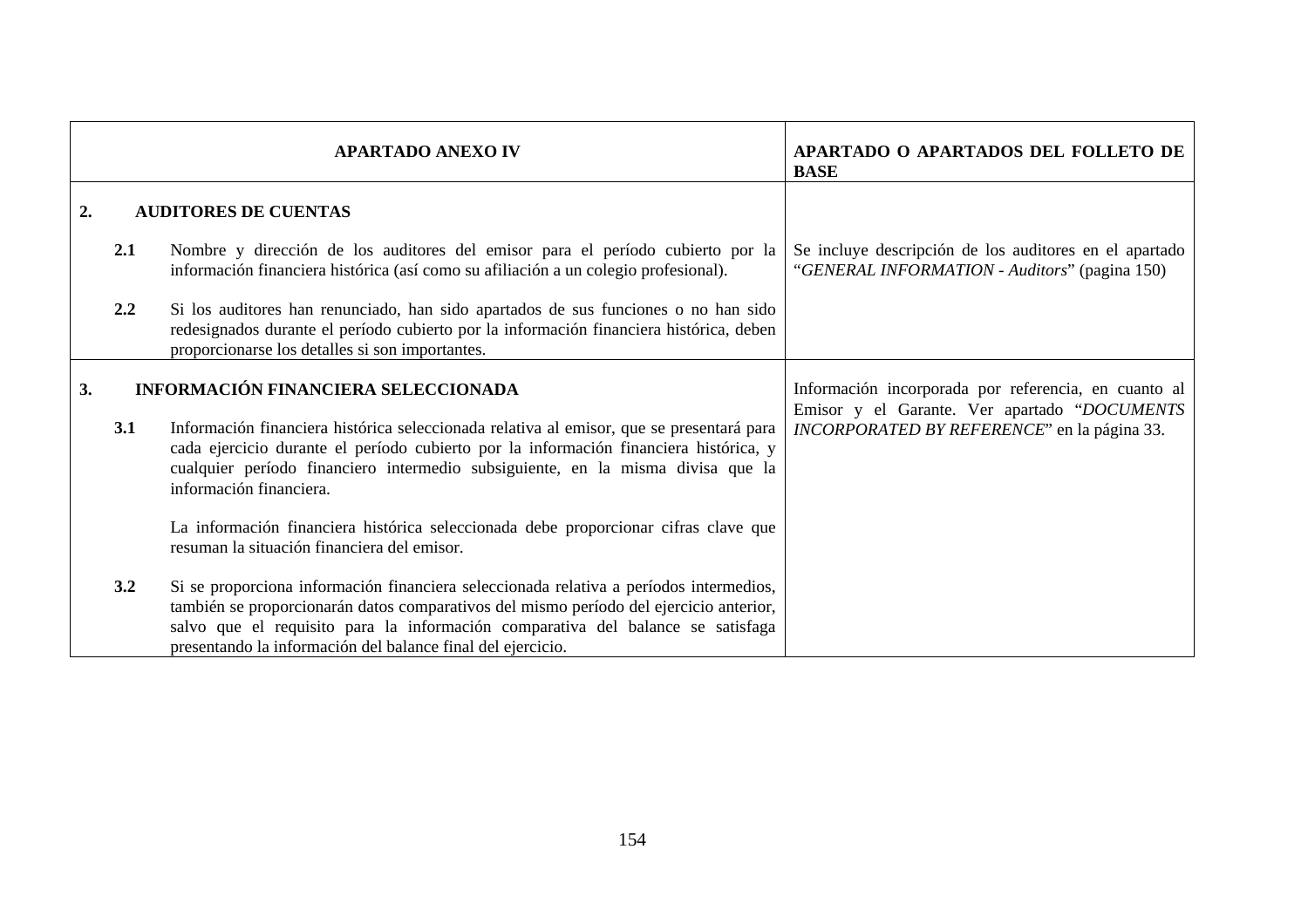| APARTADO ANEXO IV | | | APARTADO O APARTADOS DEL FOLLETO DE BASE |
|---|---|---|---|
| **2.** | **AUDITORES DE CUENTAS** | | |
| | **2.1** | Nombre y dirección de los auditores del emisor para el período cubierto por la información financiera histórica (así como su afiliación a un colegio profesional). | Se incluye descripción de los auditores en el apartado "*GENERAL INFORMATION - Auditors*" (pagina 150) |
| | **2.2** | Si los auditores han renunciado, han sido apartados de sus funciones o no han sido redesignados durante el período cubierto por la información financiera histórica, deben proporcionarse los detalles si son importantes. | |
| **3.** | **INFORMACIÓN FINANCIERA SELECCIONADA** | | Información incorporada por referencia, en cuanto al Emisor y el Garante. Ver apartado "*DOCUMENTS INCORPORATED BY REFERENCE*" en la página 33. |
| | **3.1** | Información financiera histórica seleccionada relativa al emisor, que se presentará para cada ejercicio durante el período cubierto por la información financiera histórica, y cualquier período financiero intermedio subsiguiente, en la misma divisa que la información financiera.<br><br>La información financiera histórica seleccionada debe proporcionar cifras clave que resuman la situación financiera del emisor. | |
| | **3.2** | Si se proporciona información financiera seleccionada relativa a períodos intermedios, también se proporcionarán datos comparativos del mismo período del ejercicio anterior, salvo que el requisito para la información comparativa del balance se satisfaga presentando la información del balance final del ejercicio. | |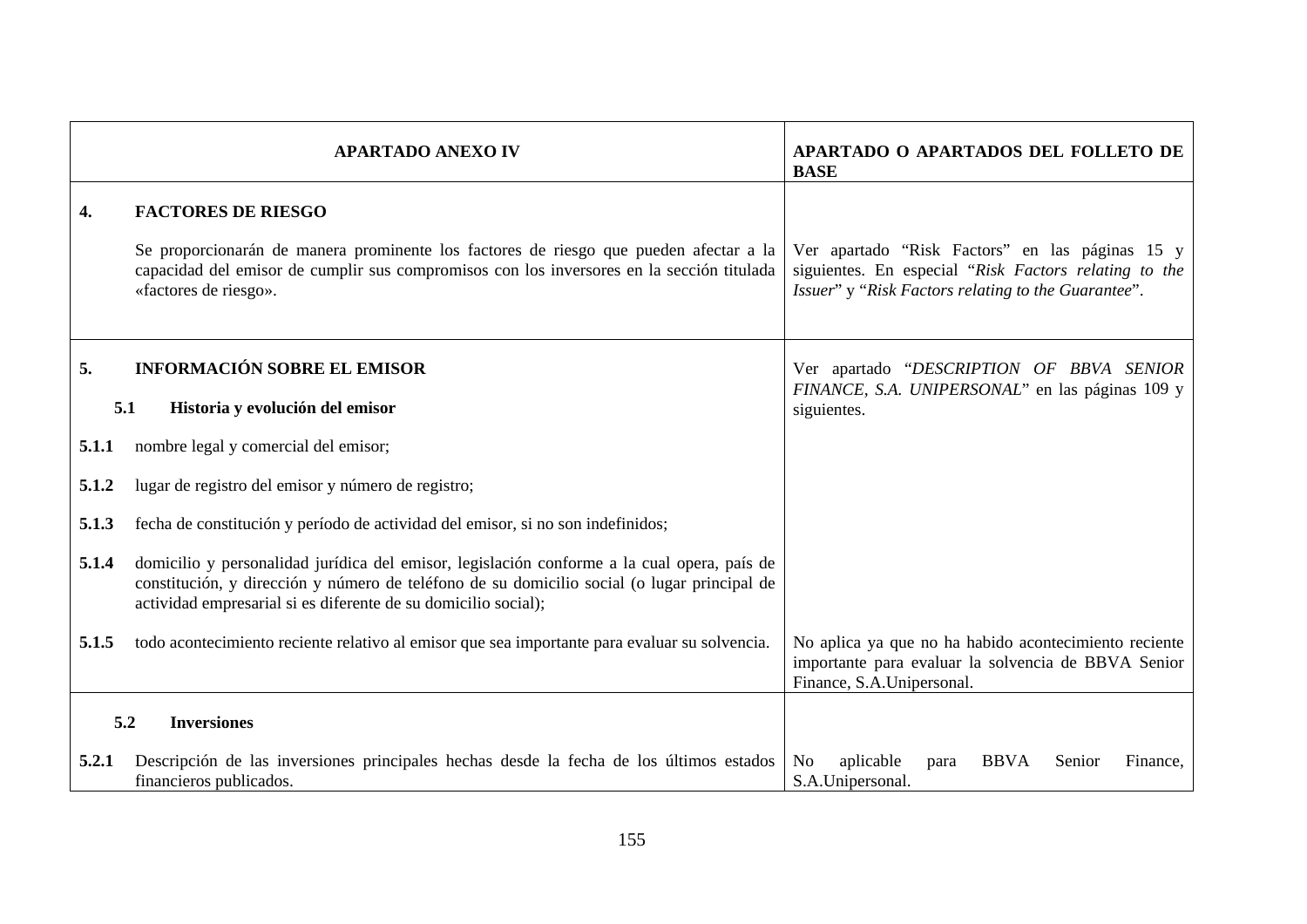| APARTADO ANEXO IV | APARTADO O APARTADOS DEL FOLLETO DE BASE |
|---|---|
| **4. FACTORES DE RIESGO**<br><br>Se proporcionarán de manera prominente los factores de riesgo que pueden afectar a la capacidad del emisor de cumplir sus compromisos con los inversores en la sección titulada «factores de riesgo». | Ver apartado "Risk Factors" en las páginas 15 y siguientes. En especial "*Risk Factors relating to the Issuer*" y "*Risk Factors relating to the Guarantee*". |
| **5. INFORMACIÓN SOBRE EL EMISOR**<br><br>**5.1 Historia y evolución del emisor**<br><br>**5.1.1** nombre legal y comercial del emisor;<br><br>**5.1.2** lugar de registro del emisor y número de registro;<br><br>**5.1.3** fecha de constitución y período de actividad del emisor, si no son indefinidos;<br><br>**5.1.4** domicilio y personalidad jurídica del emisor, legislación conforme a la cual opera, país de constitución, y dirección y número de teléfono de su domicilio social (o lugar principal de actividad empresarial si es diferente de su domicilio social); | Ver apartado "*DESCRIPTION OF BBVA SENIOR FINANCE, S.A. UNIPERSONAL*" en las páginas 109 y siguientes. |
| **5.1.5** todo acontecimiento reciente relativo al emisor que sea importante para evaluar su solvencia. | No aplica ya que no ha habido acontecimiento reciente importante para evaluar la solvencia de BBVA Senior Finance, S.A.Unipersonal. |
| **5.2 Inversiones**<br><br>**5.2.1** Descripción de las inversiones principales hechas desde la fecha de los últimos estados financieros publicados. | No aplicable para BBVA Senior Finance, S.A.Unipersonal. |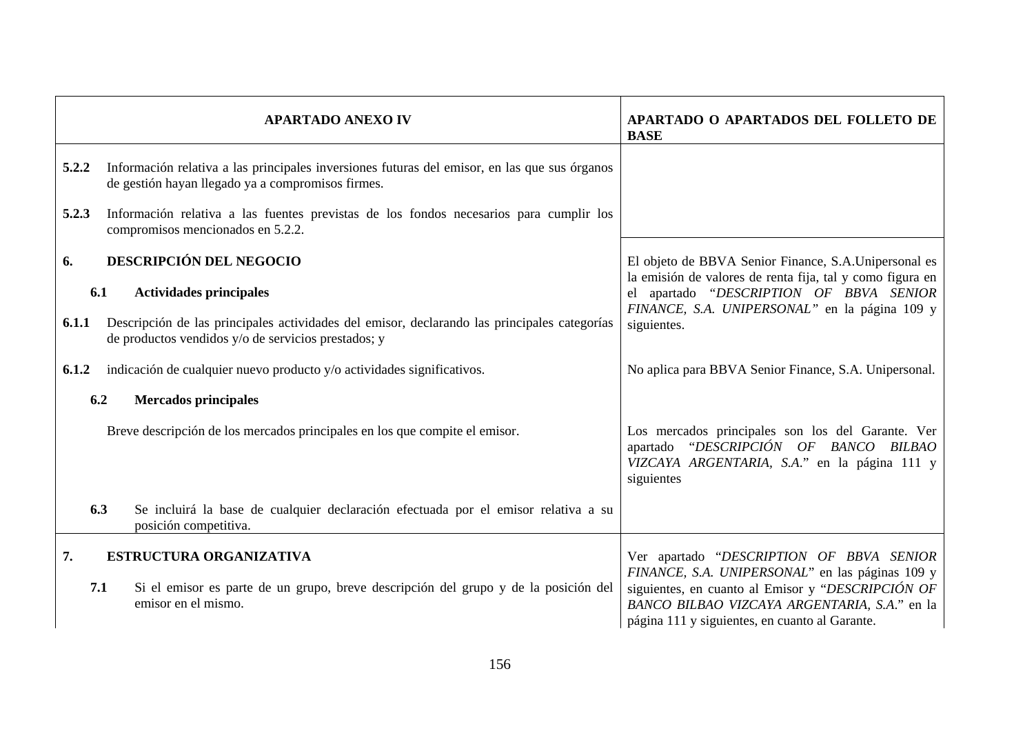| APARTADO ANEXO IV | APARTADO O APARTADOS DEL FOLLETO DE BASE |
|---|---|
| **5.2.2** Información relativa a las principales inversiones futuras del emisor, en las que sus órganos de gestión hayan llegado ya a compromisos firmes.<br><br>**5.2.3** Información relativa a las fuentes previstas de los fondos necesarios para cumplir los compromisos mencionados en 5.2.2. | |
| **6. DESCRIPCIÓN DEL NEGOCIO**<br><br>**6.1 Actividades principales**<br><br>**6.1.1** Descripción de las principales actividades del emisor, declarando las principales categorías de productos vendidos y/o de servicios prestados; y | El objeto de BBVA Senior Finance, S.A.Unipersonal es la emisión de valores de renta fija, tal y como figura en el apartado "*DESCRIPTION OF BBVA SENIOR FINANCE, S.A. UNIPERSONAL*" en la página 109 y siguientes. |
| **6.1.2** indicación de cualquier nuevo producto y/o actividades significativos. | No aplica para BBVA Senior Finance, S.A. Unipersonal. |
| **6.2 Mercados principales**<br><br>Breve descripción de los mercados principales en los que compite el emisor. | Los mercados principales son los del Garante. Ver apartado "*DESCRIPCIÓN OF BANCO BILBAO VIZCAYA ARGENTARIA, S.A.*" en la página 111 y siguientes |
| **6.3** Se incluirá la base de cualquier declaración efectuada por el emisor relativa a su posición competitiva. | |
| **7. ESTRUCTURA ORGANIZATIVA**<br><br>**7.1** Si el emisor es parte de un grupo, breve descripción del grupo y de la posición del emisor en el mismo. | Ver apartado "*DESCRIPTION OF BBVA SENIOR FINANCE, S.A. UNIPERSONAL*" en las páginas 109 y siguientes, en cuanto al Emisor y "*DESCRIPCIÓN OF BANCO BILBAO VIZCAYA ARGENTARIA, S.A.*" en la página 111 y siguientes, en cuanto al Garante. |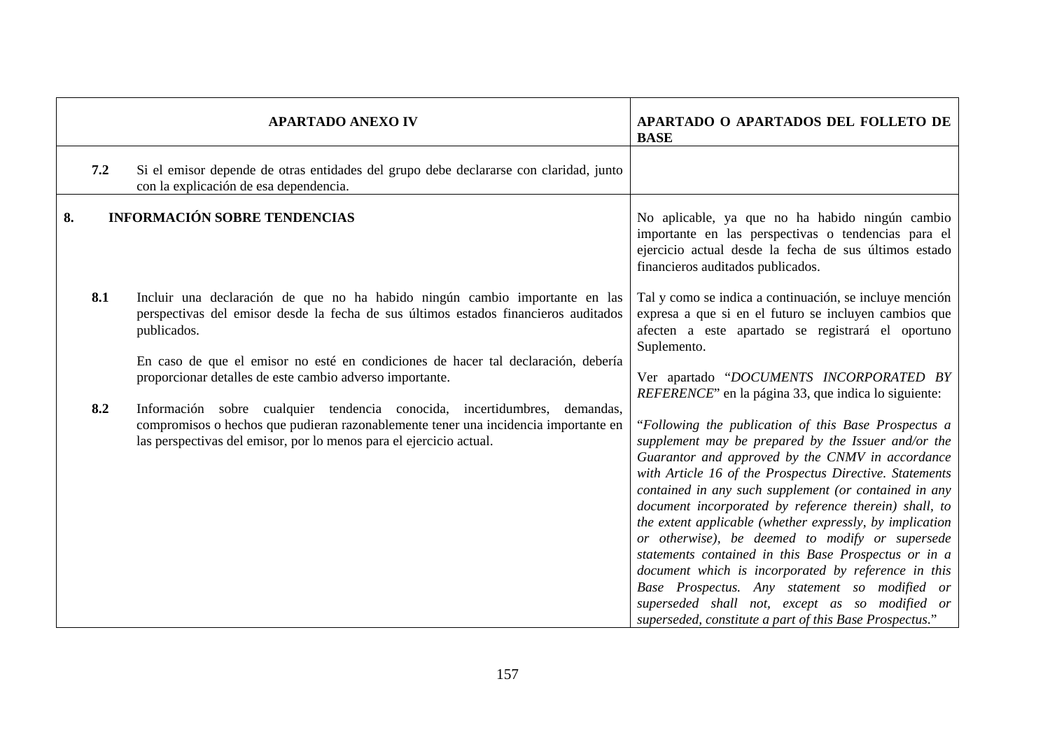| APARTADO ANEXO IV | | APARTADO O APARTADOS DEL FOLLETO DE BASE |
|---|---|---|
| **7.2** | Si el emisor depende de otras entidades del grupo debe declararse con claridad, junto con la explicación de esa dependencia. | |
| **8.** | **INFORMACIÓN SOBRE TENDENCIAS** | No aplicable, ya que no ha habido ningún cambio importante en las perspectivas o tendencias para el ejercicio actual desde la fecha de sus últimos estado financieros auditados publicados. |
| **8.1** | Incluir una declaración de que no ha habido ningún cambio importante en las perspectivas del emisor desde la fecha de sus últimos estados financieros auditados publicados.<br><br>En caso de que el emisor no esté en condiciones de hacer tal declaración, debería proporcionar detalles de este cambio adverso importante. | Tal y como se indica a continuación, se incluye mención expresa a que si en el futuro se incluyen cambios que afecten a este apartado se registrará el oportuno Suplemento.<br><br>Ver apartado "*DOCUMENTS INCORPORATED BY REFERENCE*" en la página 33, que indica lo siguiente:<br><br>"*Following the publication of this Base Prospectus a supplement may be prepared by the Issuer and/or the Guarantor and approved by the CNMV in accordance with Article 16 of the Prospectus Directive. Statements contained in any such supplement (or contained in any document incorporated by reference therein) shall, to the extent applicable (whether expressly, by implication or otherwise), be deemed to modify or supersede statements contained in this Base Prospectus or in a document which is incorporated by reference in this Base Prospectus. Any statement so modified or superseded shall not, except as so modified or superseded, constitute a part of this Base Prospectus.*" |
| **8.2** | Información sobre cualquier tendencia conocida, incertidumbres, demandas, compromisos o hechos que pudieran razonablemente tener una incidencia importante en las perspectivas del emisor, por lo menos para el ejercicio actual. | |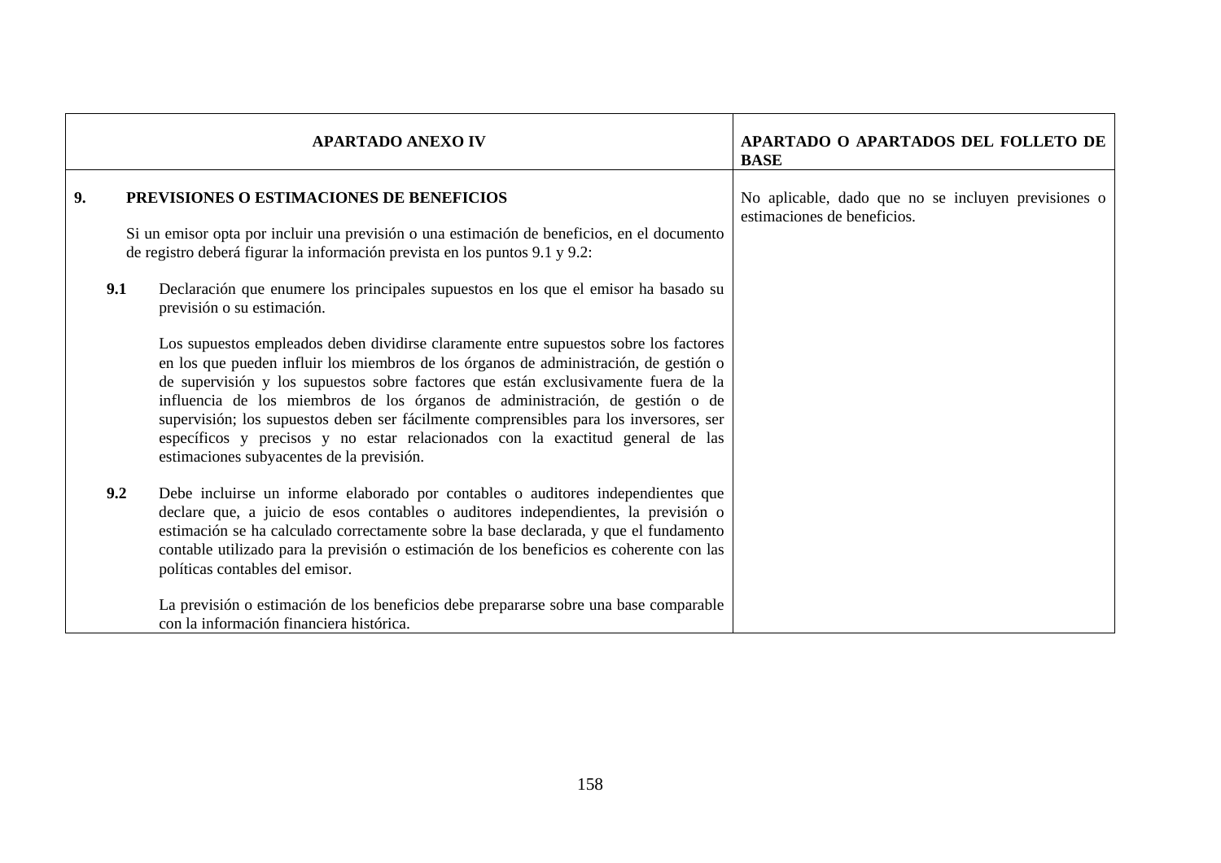| APARTADO ANEXO IV | APARTADO O APARTADOS DEL FOLLETO DE BASE |
|---|---|
| **9. PREVISIONES O ESTIMACIONES DE BENEFICIOS**<br><br>Si un emisor opta por incluir una previsión o una estimación de beneficios, en el documento de registro deberá figurar la información prevista en los puntos 9.1 y 9.2:<br><br>**9.1** Declaración que enumere los principales supuestos en los que el emisor ha basado su previsión o su estimación.<br><br>Los supuestos empleados deben dividirse claramente entre supuestos sobre los factores en los que pueden influir los miembros de los órganos de administración, de gestión o de supervisión y los supuestos sobre factores que están exclusivamente fuera de la influencia de los miembros de los órganos de administración, de gestión o de supervisión; los supuestos deben ser fácilmente comprensibles para los inversores, ser específicos y precisos y no estar relacionados con la exactitud general de las estimaciones subyacentes de la previsión.<br><br>**9.2** Debe incluirse un informe elaborado por contables o auditores independientes que declare que, a juicio de esos contables o auditores independientes, la previsión o estimación se ha calculado correctamente sobre la base declarada, y que el fundamento contable utilizado para la previsión o estimación de los beneficios es coherente con las políticas contables del emisor.<br><br>La previsión o estimación de los beneficios debe prepararse sobre una base comparable con la información financiera histórica. | No aplicable, dado que no se incluyen previsiones o estimaciones de beneficios. |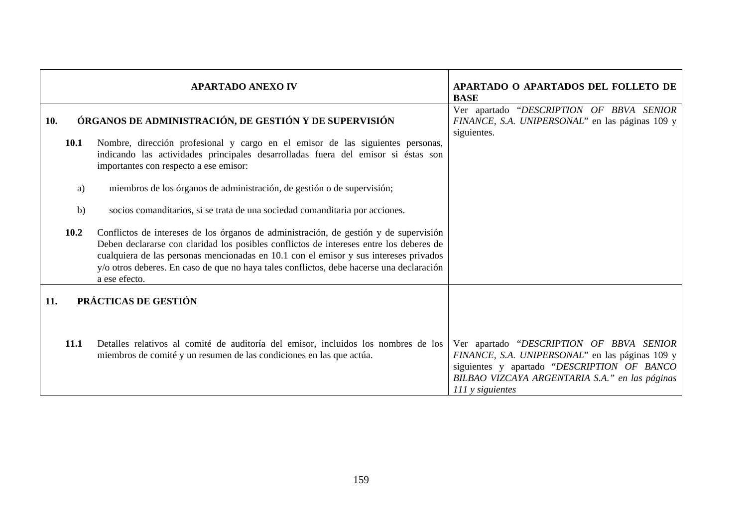| APARTADO ANEXO IV | APARTADO O APARTADOS DEL FOLLETO DE BASE |
|---|---|
| **10. ÓRGANOS DE ADMINISTRACIÓN, DE GESTIÓN Y DE SUPERVISIÓN**<br><br>**10.1** Nombre, dirección profesional y cargo en el emisor de las siguientes personas, indicando las actividades principales desarrolladas fuera del emisor si éstas son importantes con respecto a ese emisor:<br><br>a) miembros de los órganos de administración, de gestión o de supervisión;<br><br>b) socios comanditarios, si se trata de una sociedad comanditaria por acciones.<br><br>**10.2** Conflictos de intereses de los órganos de administración, de gestión y de supervisión Deben declararse con claridad los posibles conflictos de intereses entre los deberes de cualquiera de las personas mencionadas en 10.1 con el emisor y sus intereses privados y/o otros deberes. En caso de que no haya tales conflictos, debe hacerse una declaración a ese efecto. | Ver apartado "*DESCRIPTION OF BBVA SENIOR FINANCE, S.A. UNIPERSONAL*" en las páginas 109 y siguientes. |
| **11. PRÁCTICAS DE GESTIÓN** | |
| **11.1** Detalles relativos al comité de auditoría del emisor, incluidos los nombres de los miembros de comité y un resumen de las condiciones en las que actúa. | Ver apartado "*DESCRIPTION OF BBVA SENIOR FINANCE, S.A. UNIPERSONAL*" en las páginas 109 y siguientes y apartado "*DESCRIPTION OF BANCO BILBAO VIZCAYA ARGENTARIA S.A." en las páginas 111 y siguientes* |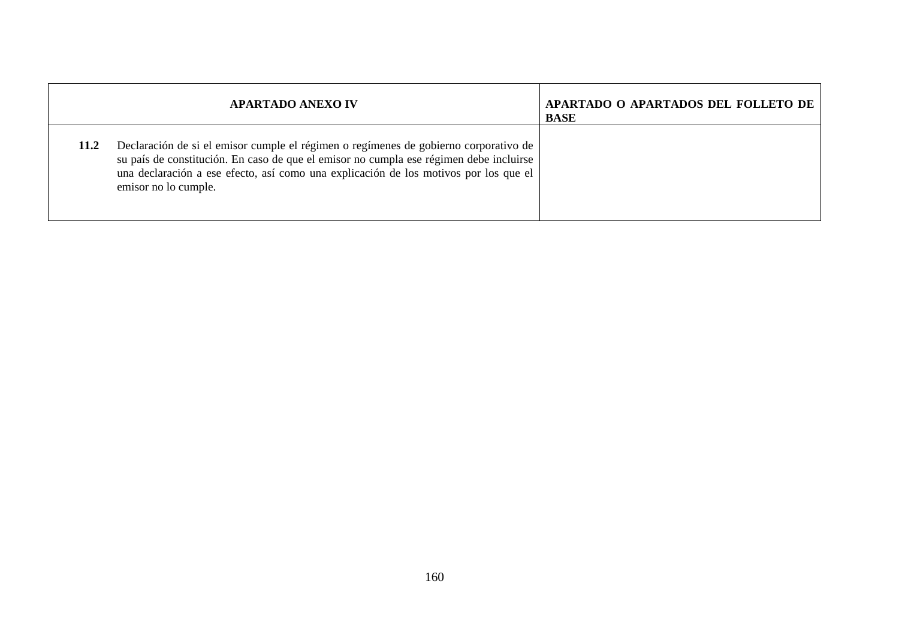| APARTADO ANEXO IV | APARTADO O APARTADOS DEL FOLLETO DE BASE |
|---|---|
| **11.2** Declaración de si el emisor cumple el régimen o regímenes de gobierno corporativo de su país de constitución. En caso de que el emisor no cumpla ese régimen debe incluirse una declaración a ese efecto, así como una explicación de los motivos por los que el emisor no lo cumple. | |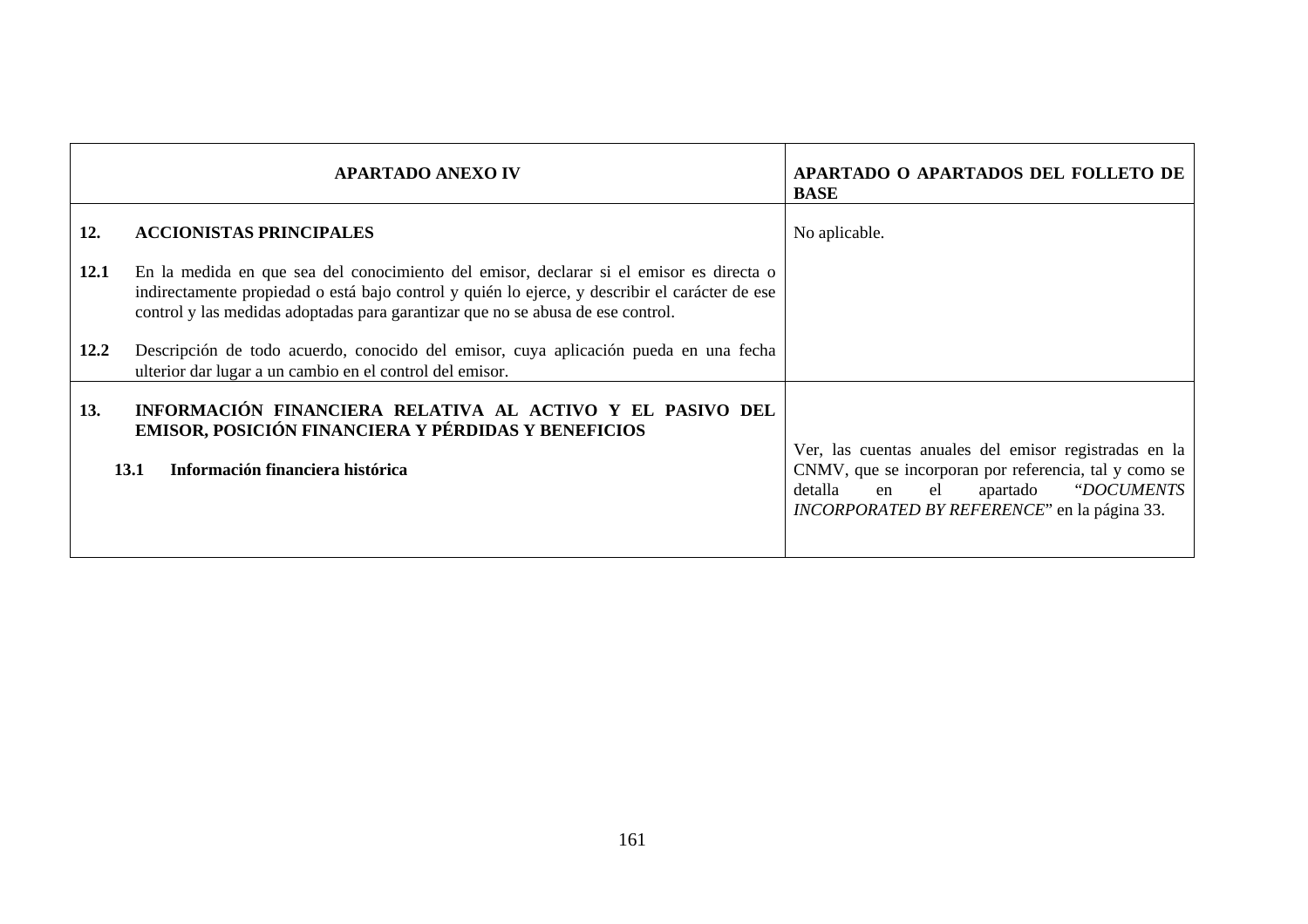| APARTADO ANEXO IV | APARTADO O APARTADOS DEL FOLLETO DE BASE |
|---|---|
| **12. ACCIONISTAS PRINCIPALES**<br><br>**12.1** En la medida en que sea del conocimiento del emisor, declarar si el emisor es directa o indirectamente propiedad o está bajo control y quién lo ejerce, y describir el carácter de ese control y las medidas adoptadas para garantizar que no se abusa de ese control.<br><br>**12.2** Descripción de todo acuerdo, conocido del emisor, cuya aplicación pueda en una fecha ulterior dar lugar a un cambio en el control del emisor. | No aplicable. |
| **13. INFORMACIÓN FINANCIERA RELATIVA AL ACTIVO Y EL PASIVO DEL EMISOR, POSICIÓN FINANCIERA Y PÉRDIDAS Y BENEFICIOS**<br><br>**13.1 Información financiera histórica** | Ver, las cuentas anuales del emisor registradas en la CNMV, que se incorporan por referencia, tal y como se detalla en el apartado "*DOCUMENTS INCORPORATED BY REFERENCE*" en la página 33. |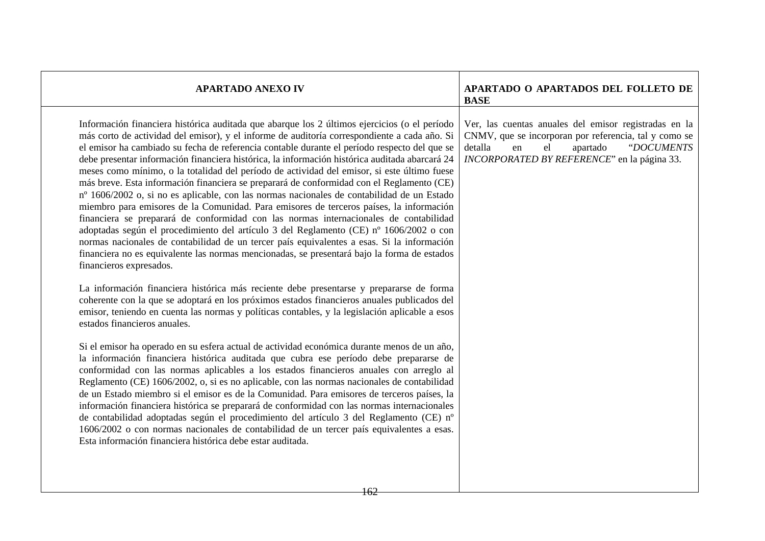| APARTADO ANEXO IV | APARTADO O APARTADOS DEL FOLLETO DE BASE |
| --- | --- |
| Información financiera histórica auditada que abarque los 2 últimos ejercicios (o el período más corto de actividad del emisor), y el informe de auditoría correspondiente a cada año. Si el emisor ha cambiado su fecha de referencia contable durante el período respecto del que se debe presentar información financiera histórica, la información histórica auditada abarcará 24 meses como mínimo, o la totalidad del período de actividad del emisor, si este último fuese más breve. Esta información financiera se preparará de conformidad con el Reglamento (CE) nº 1606/2002 o, si no es aplicable, con las normas nacionales de contabilidad de un Estado miembro para emisores de la Comunidad. Para emisores de terceros países, la información financiera se preparará de conformidad con las normas internacionales de contabilidad adoptadas según el procedimiento del artículo 3 del Reglamento (CE) nº 1606/2002 o con normas nacionales de contabilidad de un tercer país equivalentes a esas. Si la información financiera no es equivalente las normas mencionadas, se presentará bajo la forma de estados financieros expresados.<br><br>La información financiera histórica más reciente debe presentarse y prepararse de forma coherente con la que se adoptará en los próximos estados financieros anuales publicados del emisor, teniendo en cuenta las normas y políticas contables, y la legislación aplicable a esos estados financieros anuales.<br><br>Si el emisor ha operado en su esfera actual de actividad económica durante menos de un año, la información financiera histórica auditada que cubra ese período debe prepararse de conformidad con las normas aplicables a los estados financieros anuales con arreglo al Reglamento (CE) 1606/2002, o, si es no aplicable, con las normas nacionales de contabilidad de un Estado miembro si el emisor es de la Comunidad. Para emisores de terceros países, la información financiera histórica se preparará de conformidad con las normas internacionales de contabilidad adoptadas según el procedimiento del artículo 3 del Reglamento (CE) nº 1606/2002 o con normas nacionales de contabilidad de un tercer país equivalentes a esas. Esta información financiera histórica debe estar auditada. | Ver, las cuentas anuales del emisor registradas en la CNMV, que se incorporan por referencia, tal y como se detalla en el apartado "*DOCUMENTS INCORPORATED BY REFERENCE*" en la página 33. |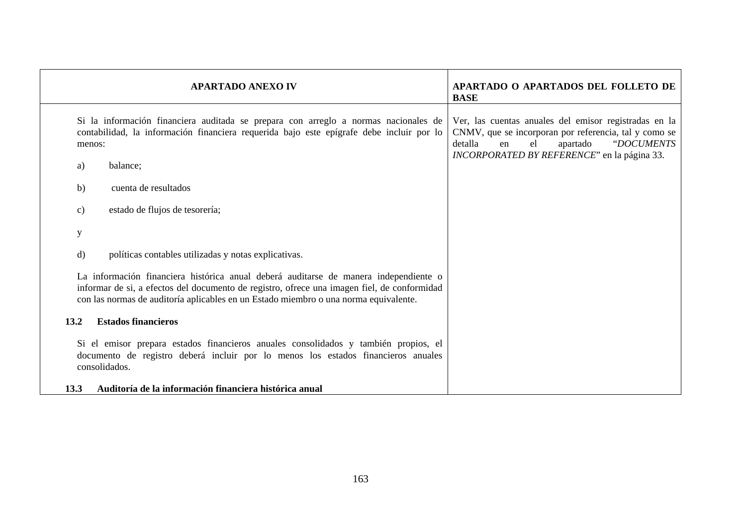| APARTADO ANEXO IV | APARTADO O APARTADOS DEL FOLLETO DE BASE |
|---|---|
| Si la información financiera auditada se prepara con arreglo a normas nacionales de contabilidad, la información financiera requerida bajo este epígrafe debe incluir por lo menos:<br><br>a) balance;<br><br>b) cuenta de resultados<br><br>c) estado de flujos de tesorería;<br><br>y<br><br>d) políticas contables utilizadas y notas explicativas.<br><br>La información financiera histórica anual deberá auditarse de manera independiente o informar de si, a efectos del documento de registro, ofrece una imagen fiel, de conformidad con las normas de auditoría aplicables en un Estado miembro o una norma equivalente.<br><br>**13.2 Estados financieros**<br><br>Si el emisor prepara estados financieros anuales consolidados y también propios, el documento de registro deberá incluir por lo menos los estados financieros anuales consolidados.<br><br>**13.3 Auditoría de la información financiera histórica anual** | Ver, las cuentas anuales del emisor registradas en la CNMV, que se incorporan por referencia, tal y como se detalla en el apartado "*DOCUMENTS INCORPORATED BY REFERENCE*" en la página 33. |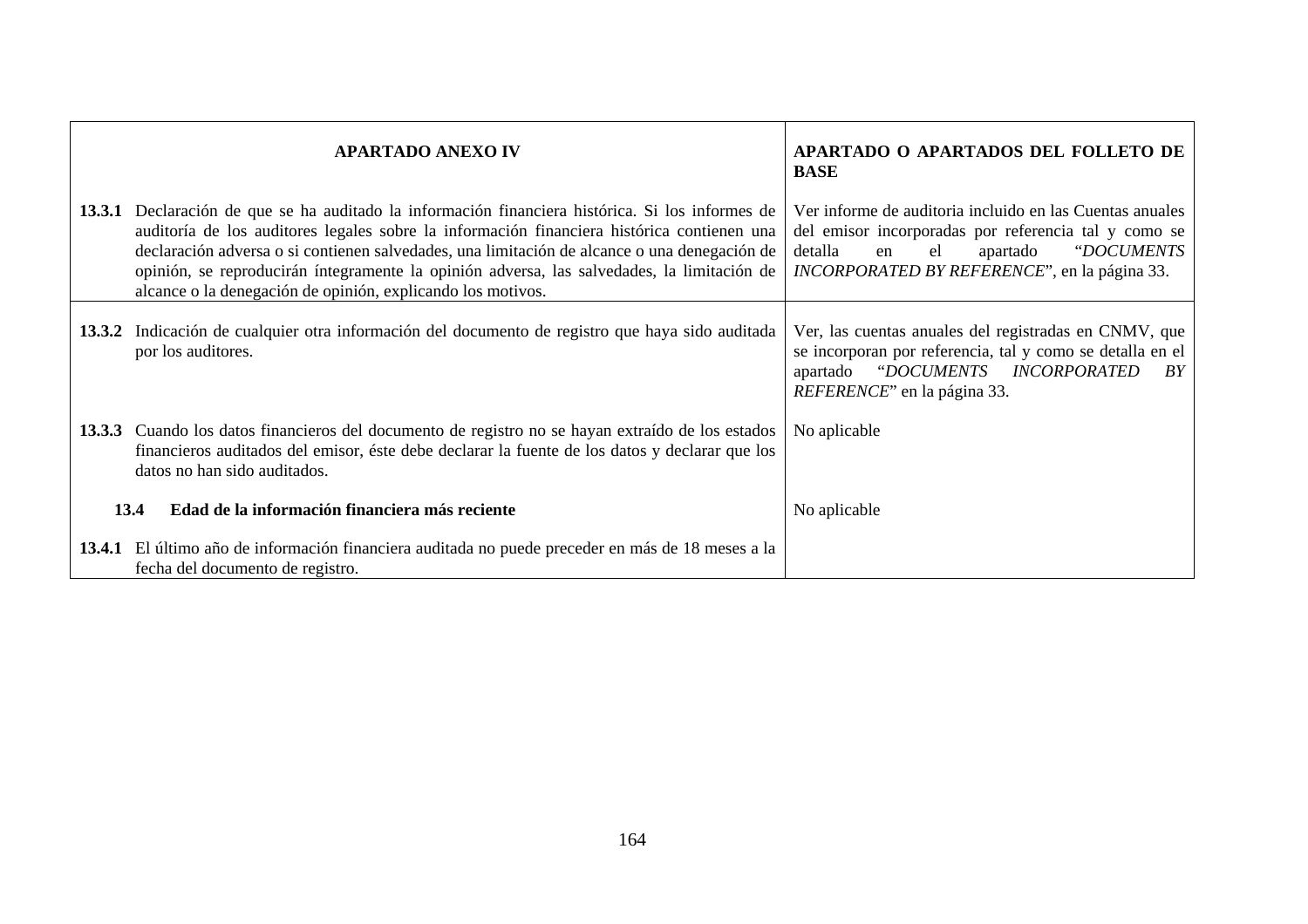| **APARTADO ANEXO IV** | **APARTADO O APARTADOS DEL FOLLETO DE BASE** |
|---|---|
| **13.3.1** Declaración de que se ha auditado la información financiera histórica. Si los informes de auditoría de los auditores legales sobre la información financiera histórica contienen una declaración adversa o si contienen salvedades, una limitación de alcance o una denegación de opinión, se reproducirán íntegramente la opinión adversa, las salvedades, la limitación de alcance o la denegación de opinión, explicando los motivos. | Ver informe de auditoria incluido en las Cuentas anuales del emisor incorporadas por referencia tal y como se detalla en el apartado "*DOCUMENTS INCORPORATED BY REFERENCE*", en la página 33. |
| **13.3.2** Indicación de cualquier otra información del documento de registro que haya sido auditada por los auditores. | Ver, las cuentas anuales del registradas en CNMV, que se incorporan por referencia, tal y como se detalla en el apartado "*DOCUMENTS INCORPORATED BY REFERENCE*" en la página 33. |
| **13.3.3** Cuando los datos financieros del documento de registro no se hayan extraído de los estados financieros auditados del emisor, éste debe declarar la fuente de los datos y declarar que los datos no han sido auditados. | No aplicable |
| **13.4 Edad de la información financiera más reciente** | No aplicable |
| **13.4.1** El último año de información financiera auditada no puede preceder en más de 18 meses a la fecha del documento de registro. | |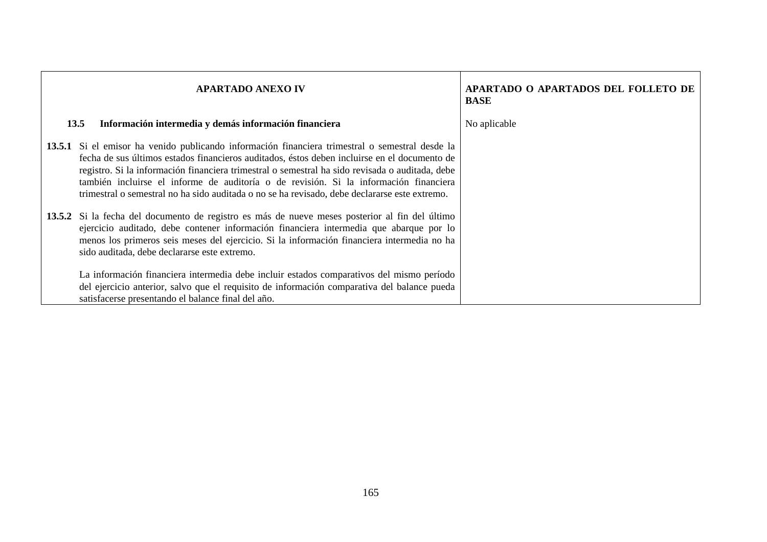| APARTADO ANEXO IV | APARTADO O APARTADOS DEL FOLLETO DE BASE |
|---|---|
| **13.5 Información intermedia y demás información financiera** | No aplicable |
| **13.5.1** Si el emisor ha venido publicando información financiera trimestral o semestral desde la fecha de sus últimos estados financieros auditados, éstos deben incluirse en el documento de registro. Si la información financiera trimestral o semestral ha sido revisada o auditada, debe también incluirse el informe de auditoría o de revisión. Si la información financiera trimestral o semestral no ha sido auditada o no se ha revisado, debe declararse este extremo. | |
| **13.5.2** Si la fecha del documento de registro es más de nueve meses posterior al fin del último ejercicio auditado, debe contener información financiera intermedia que abarque por lo menos los primeros seis meses del ejercicio. Si la información financiera intermedia no ha sido auditada, debe declararse este extremo.<br><br>La información financiera intermedia debe incluir estados comparativos del mismo período del ejercicio anterior, salvo que el requisito de información comparativa del balance pueda satisfacerse presentando el balance final del año. | |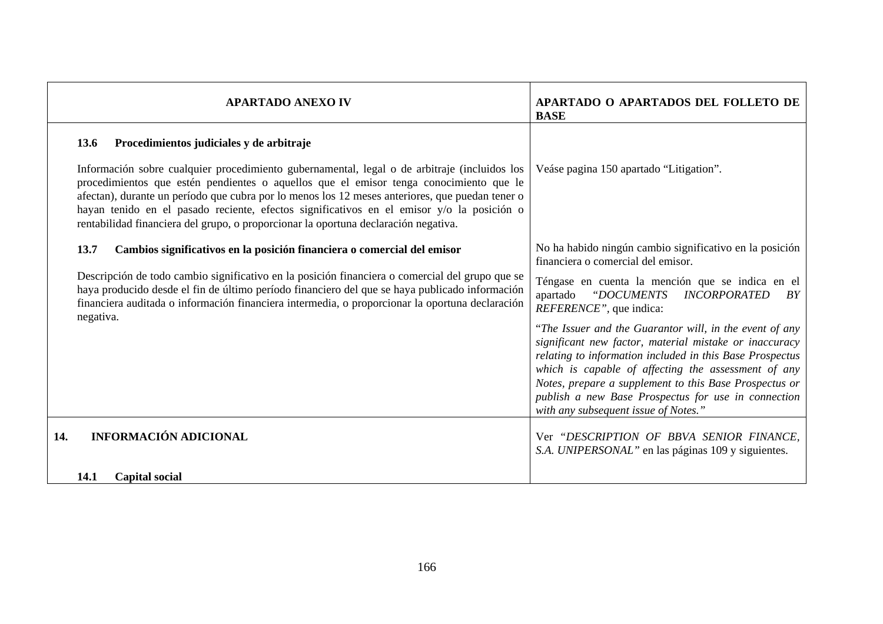| APARTADO ANEXO IV | APARTADO O APARTADOS DEL FOLLETO DE BASE |
|---|---|
| **13.6 Procedimientos judiciales y de arbitraje**<br><br>Información sobre cualquier procedimiento gubernamental, legal o de arbitraje (incluidos los procedimientos que estén pendientes o aquellos que el emisor tenga conocimiento que le afectan), durante un período que cubra por lo menos los 12 meses anteriores, que puedan tener o hayan tenido en el pasado reciente, efectos significativos en el emisor y/o la posición o rentabilidad financiera del grupo, o proporcionar la oportuna declaración negativa. | Veáse pagina 150 apartado "Litigation". |
| **13.7 Cambios significativos en la posición financiera o comercial del emisor**<br><br>Descripción de todo cambio significativo en la posición financiera o comercial del grupo que se haya producido desde el fin de último período financiero del que se haya publicado información financiera auditada o información financiera intermedia, o proporcionar la oportuna declaración negativa. | No ha habido ningún cambio significativo en la posición financiera o comercial del emisor.<br><br>Téngase en cuenta la mención que se indica en el apartado *"DOCUMENTS INCORPORATED BY REFERENCE"*, que indica:<br><br>"*The Issuer and the Guarantor will, in the event of any significant new factor, material mistake or inaccuracy relating to information included in this Base Prospectus which is capable of affecting the assessment of any Notes, prepare a supplement to this Base Prospectus or publish a new Base Prospectus for use in connection with any subsequent issue of Notes.*" |
| **14. INFORMACIÓN ADICIONAL**<br><br>**14.1 Capital social** | Ver *"DESCRIPTION OF BBVA SENIOR FINANCE, S.A. UNIPERSONAL"* en las páginas 109 y siguientes. |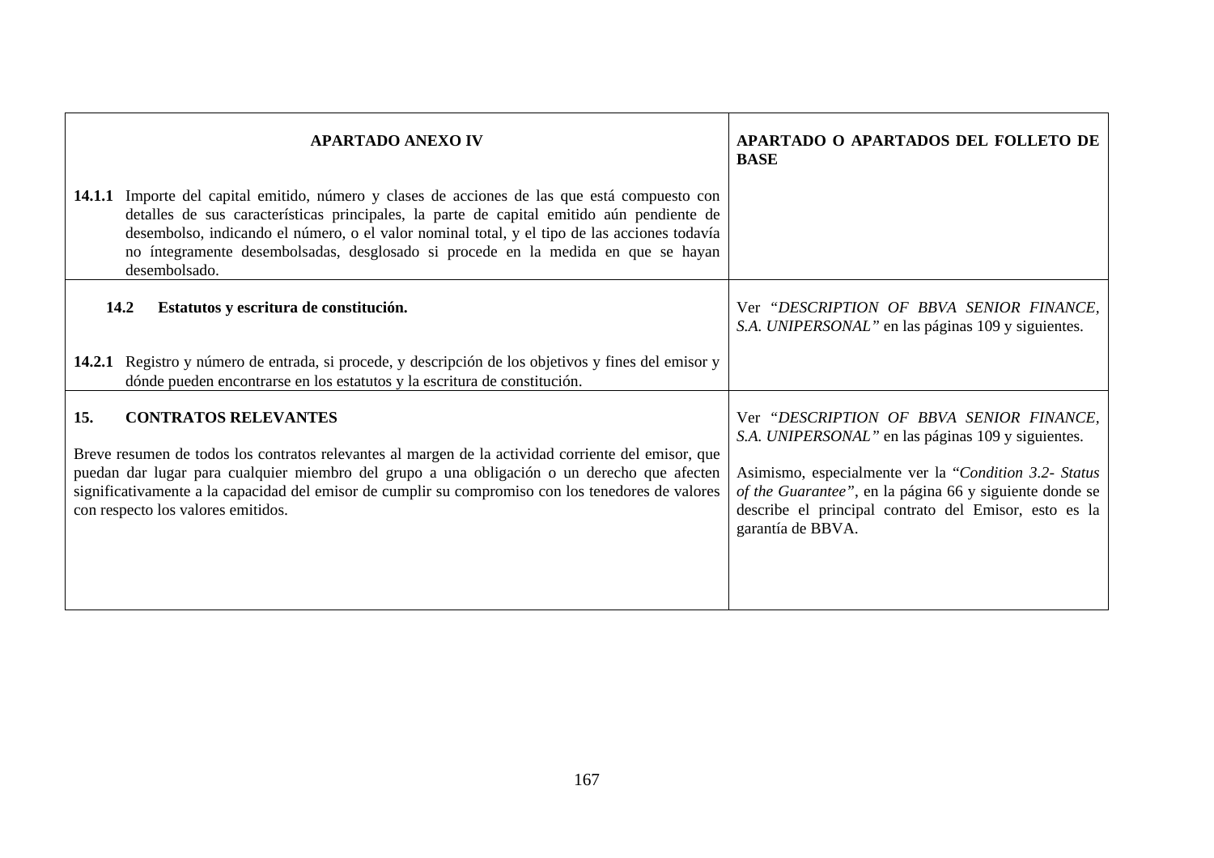| **APARTADO ANEXO IV** | **APARTADO O APARTADOS DEL FOLLETO DE BASE** |
|---|---|
| **14.1.1** Importe del capital emitido, número y clases de acciones de las que está compuesto con detalles de sus características principales, la parte de capital emitido aún pendiente de desembolso, indicando el número, o el valor nominal total, y el tipo de las acciones todavía no íntegramente desembolsadas, desglosado si procede en la medida en que se hayan desembolsado. | |
| **14.2 Estatutos y escritura de constitución.**<br><br>**14.2.1** Registro y número de entrada, si procede, y descripción de los objetivos y fines del emisor y dónde pueden encontrarse en los estatutos y la escritura de constitución. | Ver *"DESCRIPTION OF BBVA SENIOR FINANCE, S.A. UNIPERSONAL"* en las páginas 109 y siguientes. |
| **15. CONTRATOS RELEVANTES**<br><br>Breve resumen de todos los contratos relevantes al margen de la actividad corriente del emisor, que puedan dar lugar para cualquier miembro del grupo a una obligación o un derecho que afecten significativamente a la capacidad del emisor de cumplir su compromiso con los tenedores de valores con respecto los valores emitidos. | Ver *"DESCRIPTION OF BBVA SENIOR FINANCE, S.A. UNIPERSONAL"* en las páginas 109 y siguientes.<br><br>Asimismo, especialmente ver la *"Condition 3.2- Status of the Guarantee"*, en la página 66 y siguiente donde se describe el principal contrato del Emisor, esto es la garantía de BBVA. |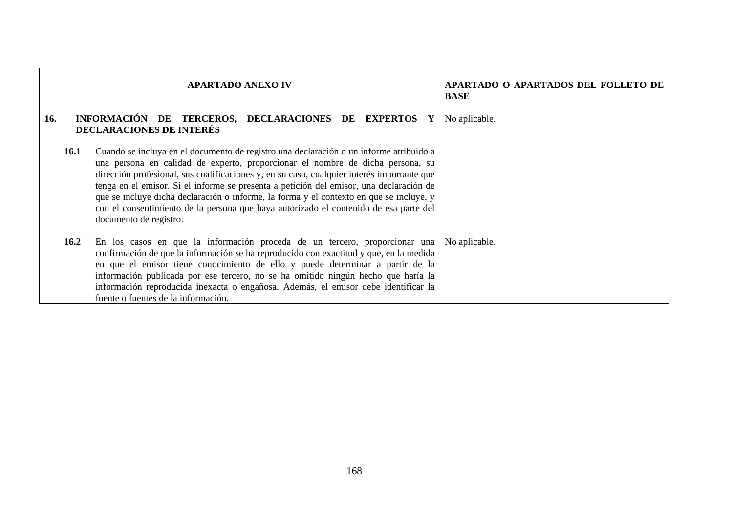| APARTADO ANEXO IV | APARTADO O APARTADOS DEL FOLLETO DE BASE |
|---|---|
| **16. INFORMACIÓN DE TERCEROS, DECLARACIONES DE EXPERTOS Y DECLARACIONES DE INTERÉS**<br><br>**16.1** Cuando se incluya en el documento de registro una declaración o un informe atribuido a una persona en calidad de experto, proporcionar el nombre de dicha persona, su dirección profesional, sus cualificaciones y, en su caso, cualquier interés importante que tenga en el emisor. Si el informe se presenta a petición del emisor, una declaración de que se incluye dicha declaración o informe, la forma y el contexto en que se incluye, y con el consentimiento de la persona que haya autorizado el contenido de esa parte del documento de registro. | No aplicable. |
| **16.2** En los casos en que la información proceda de un tercero, proporcionar una confirmación de que la información se ha reproducido con exactitud y que, en la medida en que el emisor tiene conocimiento de ello y puede determinar a partir de la información publicada por ese tercero, no se ha omitido ningún hecho que haría la información reproducida inexacta o engañosa. Además, el emisor debe identificar la fuente o fuentes de la información. | No aplicable. |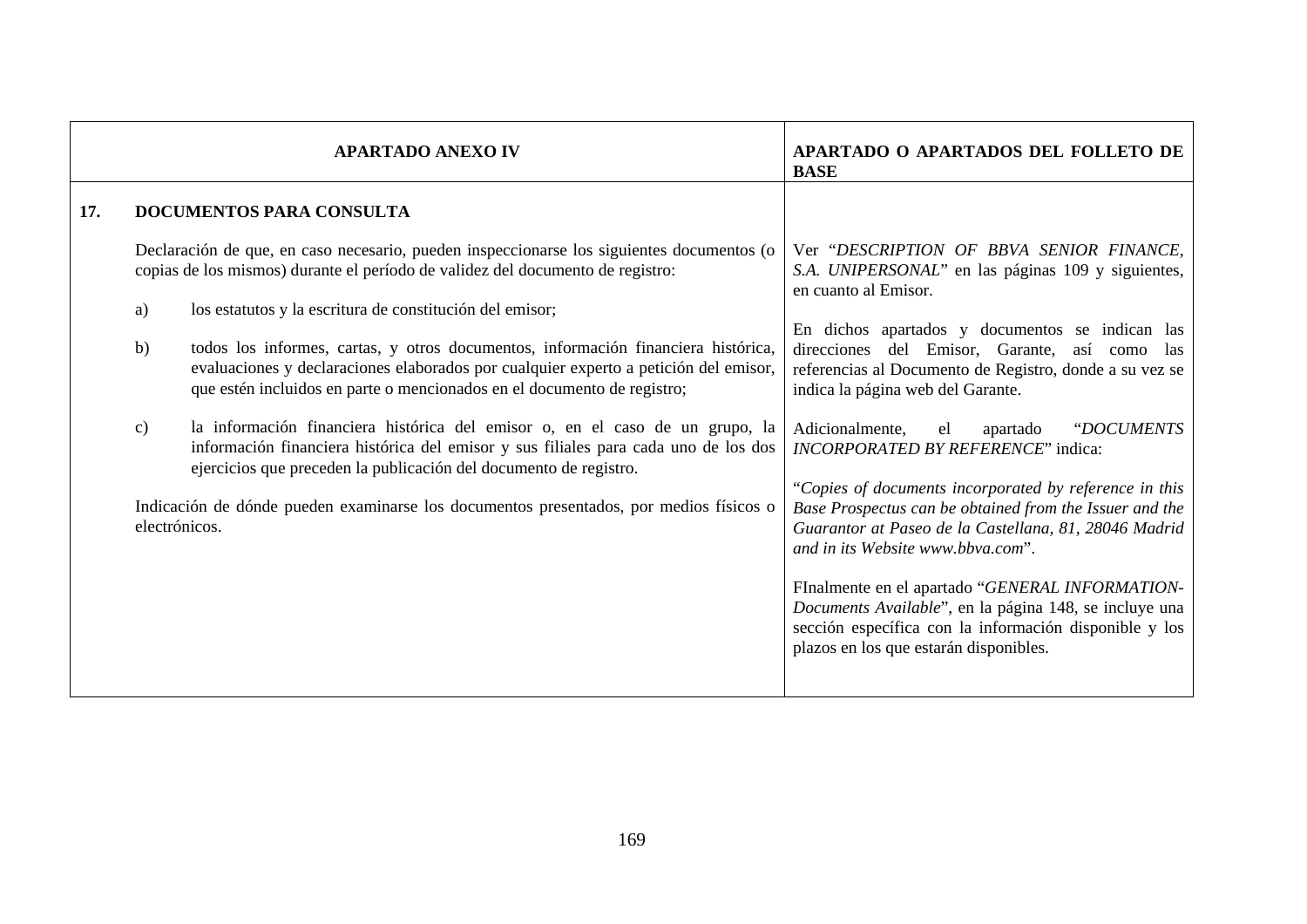| APARTADO ANEXO IV | APARTADO O APARTADOS DEL FOLLETO DE BASE |
|---|---|
| **17. DOCUMENTOS PARA CONSULTA**<br><br>Declaración de que, en caso necesario, pueden inspeccionarse los siguientes documentos (o copias de los mismos) durante el período de validez del documento de registro:<br><br>a) los estatutos y la escritura de constitución del emisor;<br><br>b) todos los informes, cartas, y otros documentos, información financiera histórica, evaluaciones y declaraciones elaborados por cualquier experto a petición del emisor, que estén incluidos en parte o mencionados en el documento de registro;<br><br>c) la información financiera histórica del emisor o, en el caso de un grupo, la información financiera histórica del emisor y sus filiales para cada uno de los dos ejercicios que preceden la publicación del documento de registro.<br><br>Indicación de dónde pueden examinarse los documentos presentados, por medios físicos o electrónicos. | Ver "*DESCRIPTION OF BBVA SENIOR FINANCE, S.A. UNIPERSONAL*" en las páginas 109 y siguientes, en cuanto al Emisor.<br><br>En dichos apartados y documentos se indican las direcciones del Emisor, Garante, así como las referencias al Documento de Registro, donde a su vez se indica la página web del Garante.<br><br>Adicionalmente, el apartado "*DOCUMENTS INCORPORATED BY REFERENCE*" indica:<br><br>"*Copies of documents incorporated by reference in this Base Prospectus can be obtained from the Issuer and the Guarantor at Paseo de la Castellana, 81, 28046 Madrid and in its Website www.bbva.com*".<br><br>FInalmente en el apartado "*GENERAL INFORMATION-Documents Available*", en la página 148, se incluye una sección específica con la información disponible y los plazos en los que estarán disponibles. |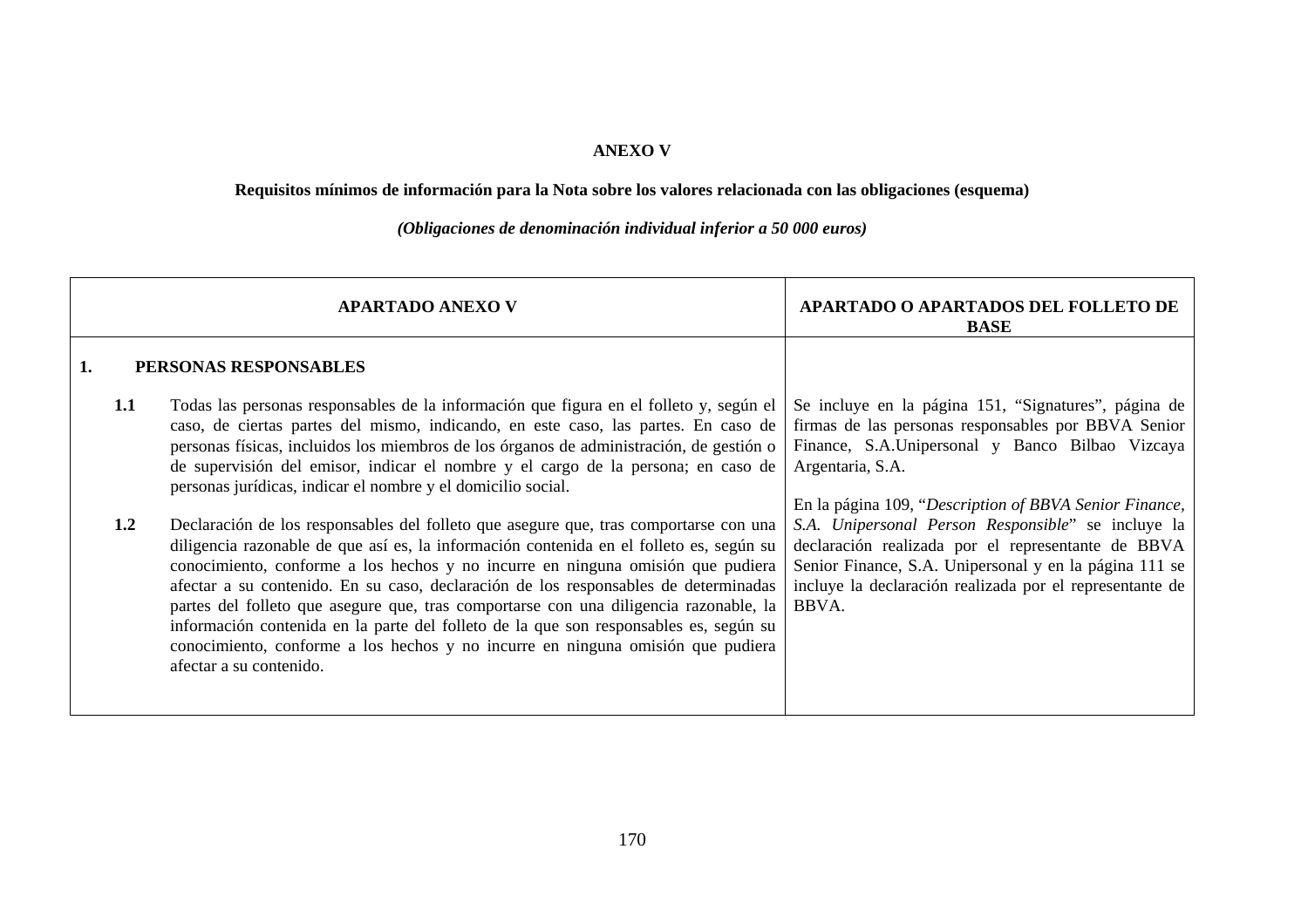**ANEXO V**

**Requisitos mínimos de información para la Nota sobre los valores relacionada con las obligaciones (esquema)**

***(Obligaciones de denominación individual inferior a 50 000 euros)***

| APARTADO ANEXO V | APARTADO O APARTADOS DEL FOLLETO DE BASE |
|---|---|
| **1. PERSONAS RESPONSABLES** | |
| **1.1** Todas las personas responsables de la información que figura en el folleto y, según el caso, de ciertas partes del mismo, indicando, en este caso, las partes. En caso de personas físicas, incluidos los miembros de los órganos de administración, de gestión o de supervisión del emisor, indicar el nombre y el cargo de la persona; en caso de personas jurídicas, indicar el nombre y el domicilio social. | Se incluye en la página 151, "Signatures", página de firmas de las personas responsables por BBVA Senior Finance, S.A.Unipersonal y Banco Bilbao Vizcaya Argentaria, S.A. |
| **1.2** Declaración de los responsables del folleto que asegure que, tras comportarse con una diligencia razonable de que así es, la información contenida en el folleto es, según su conocimiento, conforme a los hechos y no incurre en ninguna omisión que pudiera afectar a su contenido. En su caso, declaración de los responsables de determinadas partes del folleto que asegure que, tras comportarse con una diligencia razonable, la información contenida en la parte del folleto de la que son responsables es, según su conocimiento, conforme a los hechos y no incurre en ninguna omisión que pudiera afectar a su contenido. | En la página 109, "*Description of BBVA Senior Finance, S.A. Unipersonal Person Responsible*" se incluye la declaración realizada por el representante de BBVA Senior Finance, S.A. Unipersonal y en la página 111 se incluye la declaración realizada por el representante de BBVA. |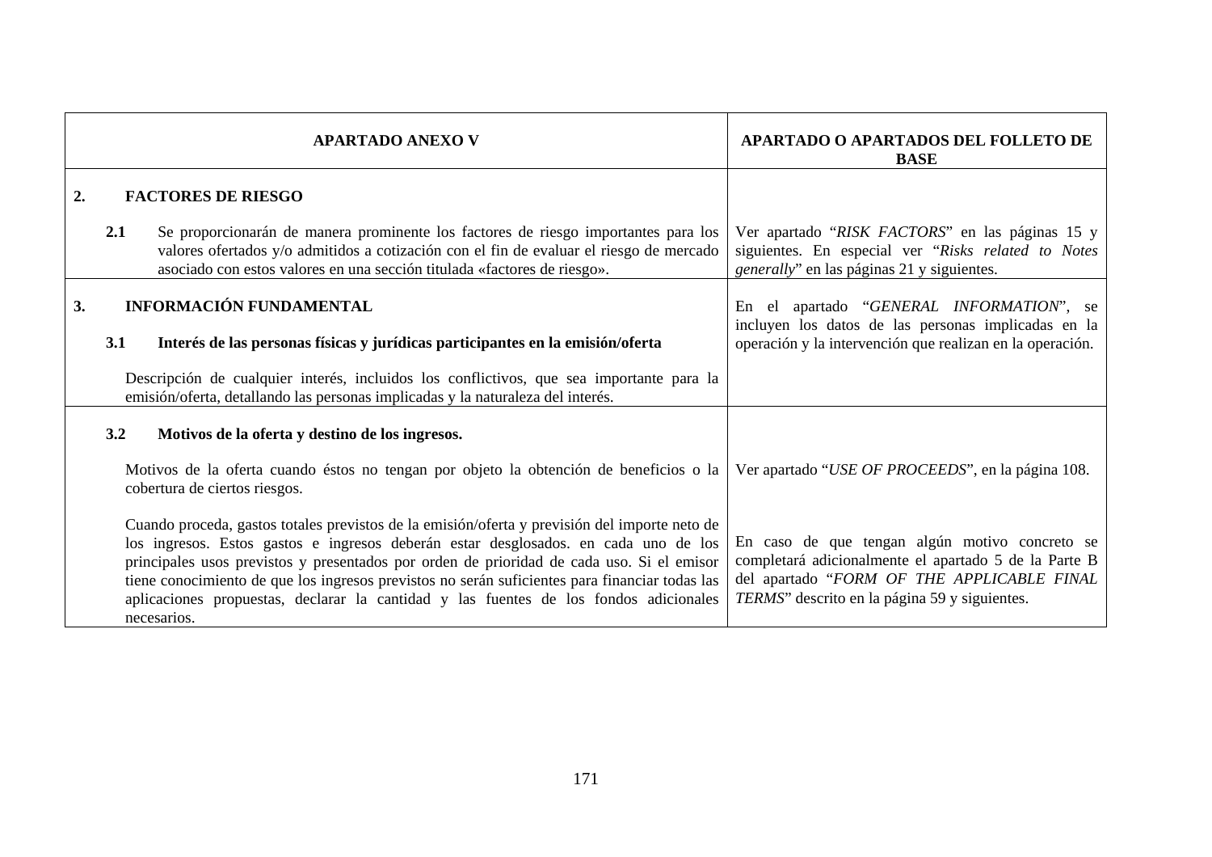| APARTADO ANEXO V | APARTADO O APARTADOS DEL FOLLETO DE BASE |
|---|---|
| **2. FACTORES DE RIESGO** | |
| **2.1** Se proporcionarán de manera prominente los factores de riesgo importantes para los valores ofertados y/o admitidos a cotización con el fin de evaluar el riesgo de mercado asociado con estos valores en una sección titulada «factores de riesgo». | Ver apartado "*RISK FACTORS*" en las páginas 15 y siguientes. En especial ver "*Risks related to Notes generally*" en las páginas 21 y siguientes. |
| **3. INFORMACIÓN FUNDAMENTAL**<br><br>**3.1 Interés de las personas físicas y jurídicas participantes en la emisión/oferta**<br><br>Descripción de cualquier interés, incluidos los conflictivos, que sea importante para la emisión/oferta, detallando las personas implicadas y la naturaleza del interés. | En el apartado "*GENERAL INFORMATION*", se incluyen los datos de las personas implicadas en la operación y la intervención que realizan en la operación. |
| **3.2 Motivos de la oferta y destino de los ingresos.**<br><br>Motivos de la oferta cuando éstos no tengan por objeto la obtención de beneficios o la cobertura de ciertos riesgos. | Ver apartado "*USE OF PROCEEDS*", en la página 108. |
| Cuando proceda, gastos totales previstos de la emisión/oferta y previsión del importe neto de los ingresos. Estos gastos e ingresos deberán estar desglosados. en cada uno de los principales usos previstos y presentados por orden de prioridad de cada uso. Si el emisor tiene conocimiento de que los ingresos previstos no serán suficientes para financiar todas las aplicaciones propuestas, declarar la cantidad y las fuentes de los fondos adicionales necesarios. | En caso de que tengan algún motivo concreto se completará adicionalmente el apartado 5 de la Parte B del apartado "*FORM OF THE APPLICABLE FINAL TERMS*" descrito en la página 59 y siguientes. |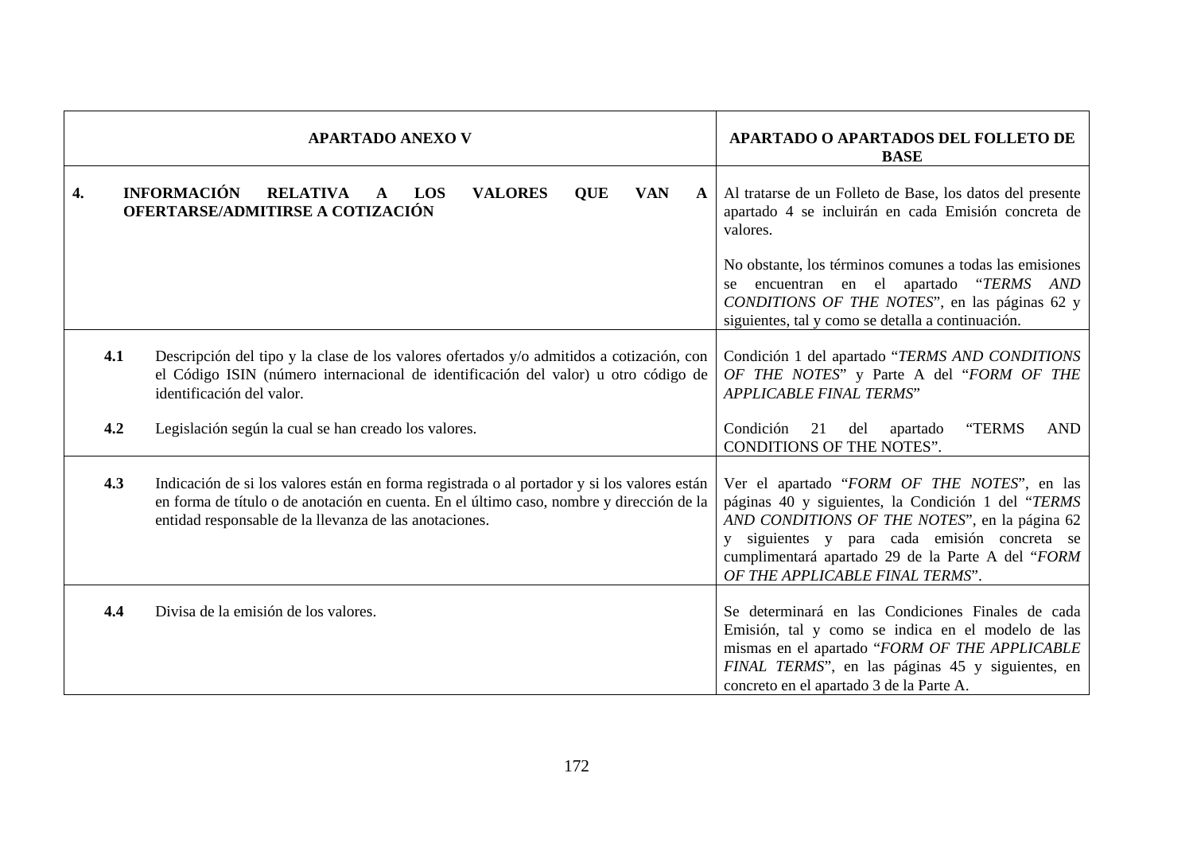| APARTADO ANEXO V | | APARTADO O APARTADOS DEL FOLLETO DE BASE |
|---|---|---|
| **4.** | **INFORMACIÓN RELATIVA A LOS VALORES QUE VAN A OFERTARSE/ADMITIRSE A COTIZACIÓN** | Al tratarse de un Folleto de Base, los datos del presente apartado 4 se incluirán en cada Emisión concreta de valores.<br><br>No obstante, los términos comunes a todas las emisiones se encuentran en el apartado "*TERMS AND CONDITIONS OF THE NOTES*", en las páginas 62 y siguientes, tal y como se detalla a continuación. |
| **4.1** | Descripción del tipo y la clase de los valores ofertados y/o admitidos a cotización, con el Código ISIN (número internacional de identificación del valor) u otro código de identificación del valor. | Condición 1 del apartado "*TERMS AND CONDITIONS OF THE NOTES*" y Parte A del "*FORM OF THE APPLICABLE FINAL TERMS*" |
| **4.2** | Legislación según la cual se han creado los valores. | Condición 21 del apartado "TERMS AND CONDITIONS OF THE NOTES". |
| **4.3** | Indicación de si los valores están en forma registrada o al portador y si los valores están en forma de título o de anotación en cuenta. En el último caso, nombre y dirección de la entidad responsable de la llevanza de las anotaciones. | Ver el apartado "*FORM OF THE NOTES*", en las páginas 40 y siguientes, la Condición 1 del "*TERMS AND CONDITIONS OF THE NOTES*", en la página 62 y siguientes y para cada emisión concreta se cumplimentará apartado 29 de la Parte A del "*FORM OF THE APPLICABLE FINAL TERMS*". |
| **4.4** | Divisa de la emisión de los valores. | Se determinará en las Condiciones Finales de cada Emisión, tal y como se indica en el modelo de las mismas en el apartado "*FORM OF THE APPLICABLE FINAL TERMS*", en las páginas 45 y siguientes, en concreto en el apartado 3 de la Parte A. |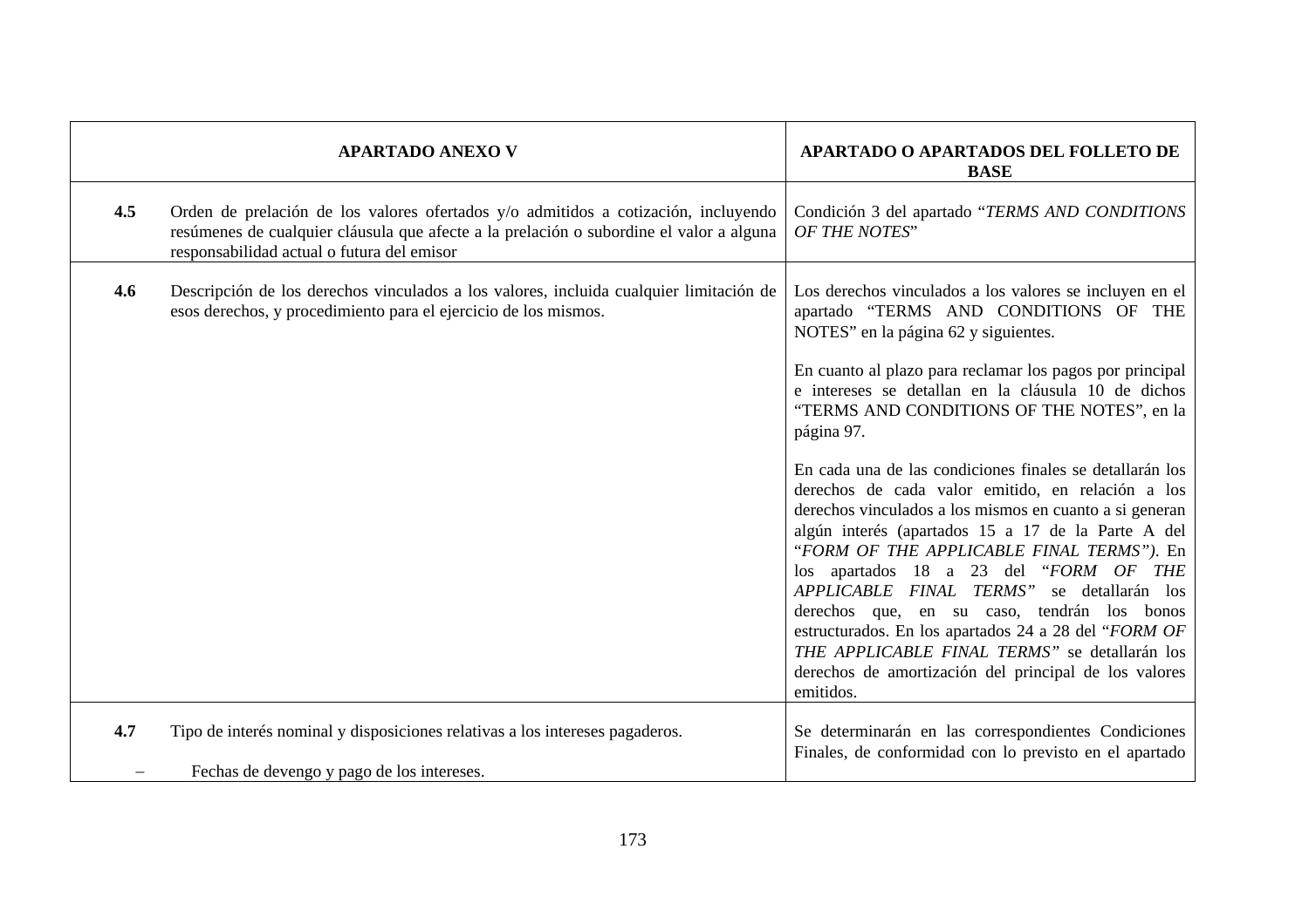| APARTADO ANEXO V | | APARTADO O APARTADOS DEL FOLLETO DE BASE |
|---|---|---|
| **4.5** | Orden de prelación de los valores ofertados y/o admitidos a cotización, incluyendo resúmenes de cualquier cláusula que afecte a la prelación o subordine el valor a alguna responsabilidad actual o futura del emisor | Condición 3 del apartado "*TERMS AND CONDITIONS OF THE NOTES*" |
| **4.6** | Descripción de los derechos vinculados a los valores, incluida cualquier limitación de esos derechos, y procedimiento para el ejercicio de los mismos. | Los derechos vinculados a los valores se incluyen en el apartado "TERMS AND CONDITIONS OF THE NOTES" en la página 62 y siguientes.<br><br>En cuanto al plazo para reclamar los pagos por principal e intereses se detallan en la cláusula 10 de dichos "TERMS AND CONDITIONS OF THE NOTES", en la página 97.<br><br>En cada una de las condiciones finales se detallarán los derechos de cada valor emitido, en relación a los derechos vinculados a los mismos en cuanto a si generan algún interés (apartados 15 a 17 de la Parte A del "*FORM OF THE APPLICABLE FINAL TERMS")*. En los apartados 18 a 23 del "*FORM OF THE APPLICABLE FINAL TERMS"* se detallarán los derechos que, en su caso, tendrán los bonos estructurados. En los apartados 24 a 28 del "*FORM OF THE APPLICABLE FINAL TERMS"* se detallarán los derechos de amortización del principal de los valores emitidos. |
| **4.7** | Tipo de interés nominal y disposiciones relativas a los intereses pagaderos.<br><br>– Fechas de devengo y pago de los intereses. | Se determinarán en las correspondientes Condiciones Finales, de conformidad con lo previsto en el apartado |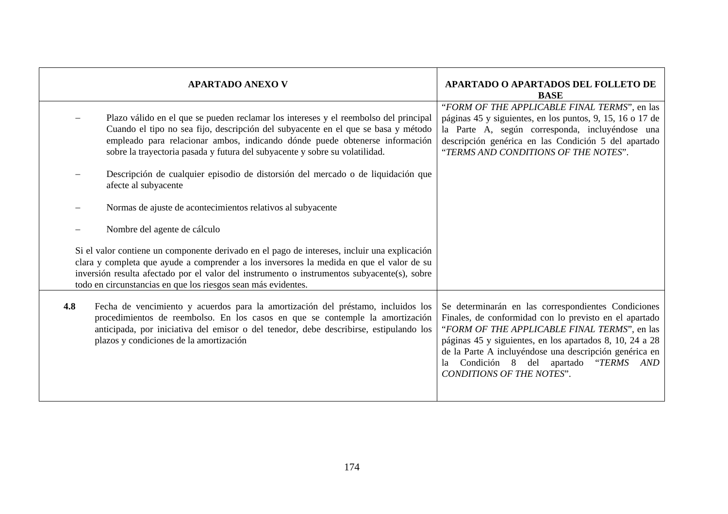| APARTADO ANEXO V | APARTADO O APARTADOS DEL FOLLETO DE BASE |
|---|---|
| – Plazo válido en el que se pueden reclamar los intereses y el reembolso del principal Cuando el tipo no sea fijo, descripción del subyacente en el que se basa y método empleado para relacionar ambos, indicando dónde puede obtenerse información sobre la trayectoria pasada y futura del subyacente y sobre su volatilidad.<br><br>– Descripción de cualquier episodio de distorsión del mercado o de liquidación que afecte al subyacente<br><br>– Normas de ajuste de acontecimientos relativos al subyacente<br><br>– Nombre del agente de cálculo<br><br>Si el valor contiene un componente derivado en el pago de intereses, incluir una explicación clara y completa que ayude a comprender a los inversores la medida en que el valor de su inversión resulta afectado por el valor del instrumento o instrumentos subyacente(s), sobre todo en circunstancias en que los riesgos sean más evidentes. | "*FORM OF THE APPLICABLE FINAL TERMS*", en las páginas 45 y siguientes, en los puntos, 9, 15, 16 o 17 de la Parte A, según corresponda, incluyéndose una descripción genérica en las Condición 5 del apartado "*TERMS AND CONDITIONS OF THE NOTES*". |
| **4.8** Fecha de vencimiento y acuerdos para la amortización del préstamo, incluidos los procedimientos de reembolso. En los casos en que se contemple la amortización anticipada, por iniciativa del emisor o del tenedor, debe describirse, estipulando los plazos y condiciones de la amortización | Se determinarán en las correspondientes Condiciones Finales, de conformidad con lo previsto en el apartado "*FORM OF THE APPLICABLE FINAL TERMS*", en las páginas 45 y siguientes, en los apartados 8, 10, 24 a 28 de la Parte A incluyéndose una descripción genérica en la Condición 8 del apartado "*TERMS AND CONDITIONS OF THE NOTES*". |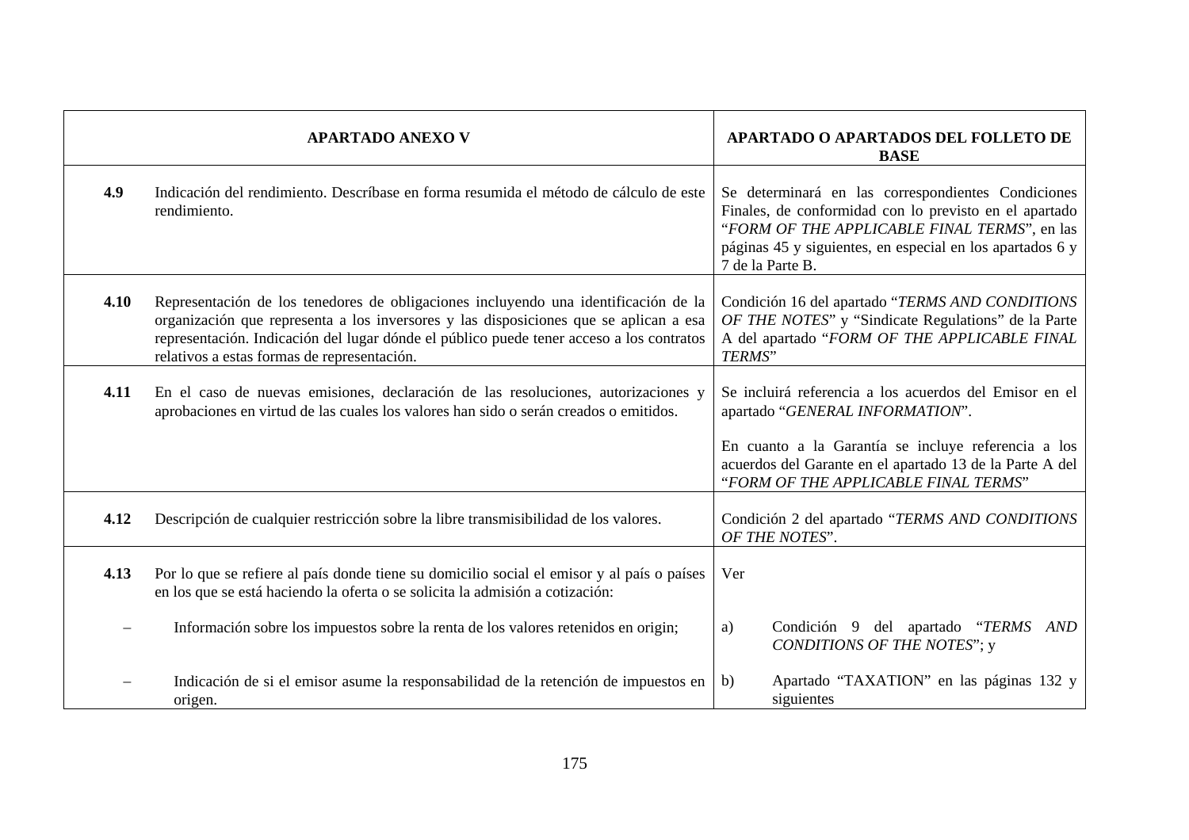| APARTADO ANEXO V | | APARTADO O APARTADOS DEL FOLLETO DE BASE |
|---|---|---|
| **4.9** | Indicación del rendimiento. Descríbase en forma resumida el método de cálculo de este rendimiento. | Se determinará en las correspondientes Condiciones Finales, de conformidad con lo previsto en el apartado "*FORM OF THE APPLICABLE FINAL TERMS*", en las páginas 45 y siguientes, en especial en los apartados 6 y 7 de la Parte B. |
| **4.10** | Representación de los tenedores de obligaciones incluyendo una identificación de la organización que representa a los inversores y las disposiciones que se aplican a esa representación. Indicación del lugar dónde el público puede tener acceso a los contratos relativos a estas formas de representación. | Condición 16 del apartado "*TERMS AND CONDITIONS OF THE NOTES*" y "Sindicate Regulations" de la Parte A del apartado "*FORM OF THE APPLICABLE FINAL TERMS*" |
| **4.11** | En el caso de nuevas emisiones, declaración de las resoluciones, autorizaciones y aprobaciones en virtud de las cuales los valores han sido o serán creados o emitidos. | Se incluirá referencia a los acuerdos del Emisor en el apartado "*GENERAL INFORMATION*".<br><br>En cuanto a la Garantía se incluye referencia a los acuerdos del Garante en el apartado 13 de la Parte A del "*FORM OF THE APPLICABLE FINAL TERMS*" |
| **4.12** | Descripción de cualquier restricción sobre la libre transmisibilidad de los valores. | Condición 2 del apartado "*TERMS AND CONDITIONS OF THE NOTES*". |
| **4.13** | Por lo que se refiere al país donde tiene su domicilio social el emisor y al país o países en los que se está haciendo la oferta o se solicita la admisión a cotización:<br><br>– Información sobre los impuestos sobre la renta de los valores retenidos en origin;<br><br>– Indicación de si el emisor asume la responsabilidad de la retención de impuestos en origen. | Ver<br><br>a) Condición 9 del apartado "*TERMS AND CONDITIONS OF THE NOTES*"; y<br><br>b) Apartado "TAXATION" en las páginas 132 y siguientes |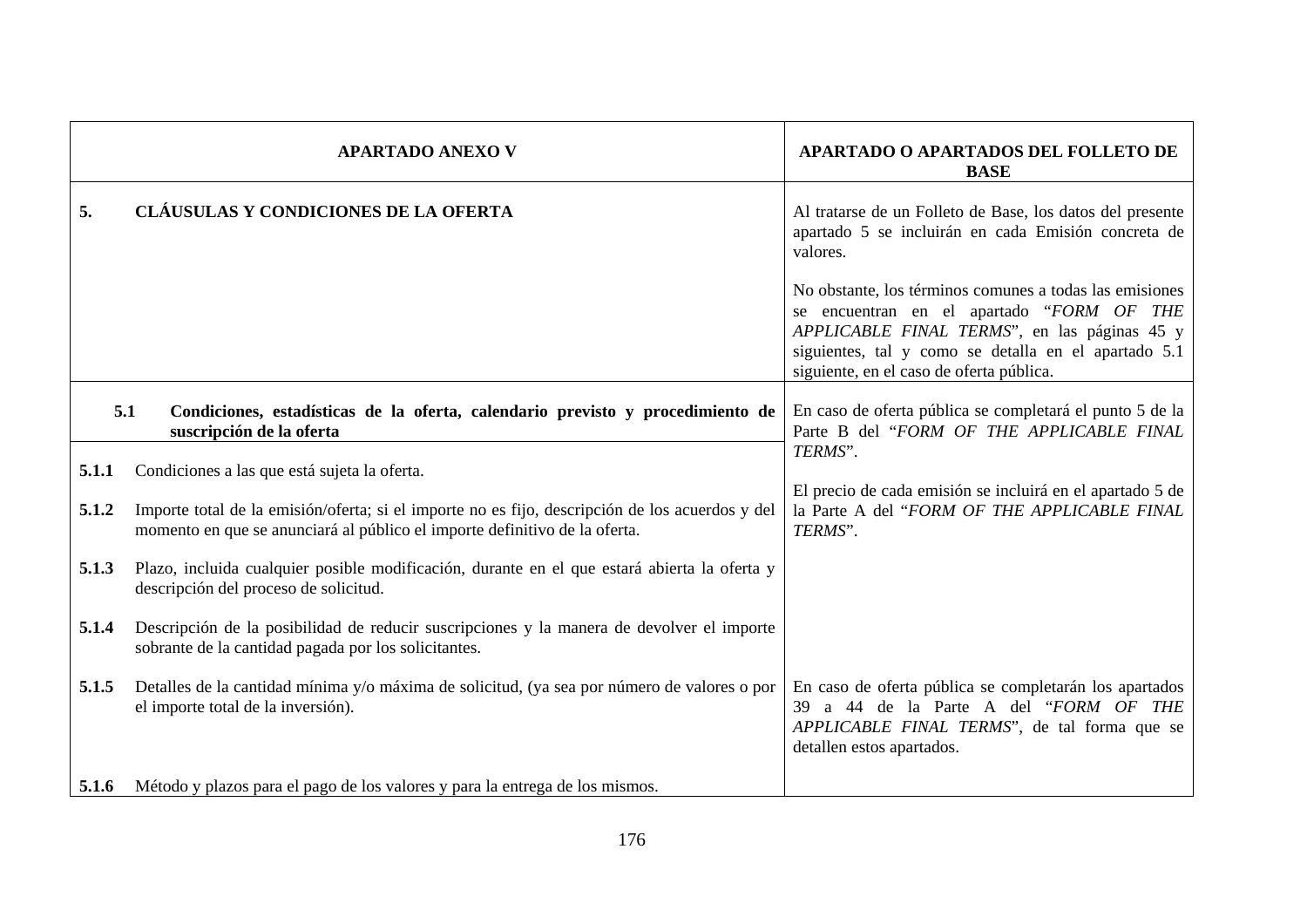| APARTADO ANEXO V | APARTADO O APARTADOS DEL FOLLETO DE BASE |
|---|---|
| **5. CLÁUSULAS Y CONDICIONES DE LA OFERTA** | Al tratarse de un Folleto de Base, los datos del presente apartado 5 se incluirán en cada Emisión concreta de valores.<br><br>No obstante, los términos comunes a todas las emisiones se encuentran en el apartado "*FORM OF THE APPLICABLE FINAL TERMS*", en las páginas 45 y siguientes, tal y como se detalla en el apartado 5.1 siguiente, en el caso de oferta pública. |
| **5.1 Condiciones, estadísticas de la oferta, calendario previsto y procedimiento de suscripción de la oferta** | En caso de oferta pública se completará el punto 5 de la Parte B del "*FORM OF THE APPLICABLE FINAL TERMS*".<br><br>El precio de cada emisión se incluirá en el apartado 5 de la Parte A del "*FORM OF THE APPLICABLE FINAL TERMS*". |
| **5.1.1** Condiciones a las que está sujeta la oferta.<br><br>**5.1.2** Importe total de la emisión/oferta; si el importe no es fijo, descripción de los acuerdos y del momento en que se anunciará al público el importe definitivo de la oferta.<br><br>**5.1.3** Plazo, incluida cualquier posible modificación, durante en el que estará abierta la oferta y descripción del proceso de solicitud.<br><br>**5.1.4** Descripción de la posibilidad de reducir suscripciones y la manera de devolver el importe sobrante de la cantidad pagada por los solicitantes. | |
| **5.1.5** Detalles de la cantidad mínima y/o máxima de solicitud, (ya sea por número de valores o por el importe total de la inversión).<br><br>**5.1.6** Método y plazos para el pago de los valores y para la entrega de los mismos. | En caso de oferta pública se completarán los apartados 39 a 44 de la Parte A del "*FORM OF THE APPLICABLE FINAL TERMS*", de tal forma que se detallen estos apartados. |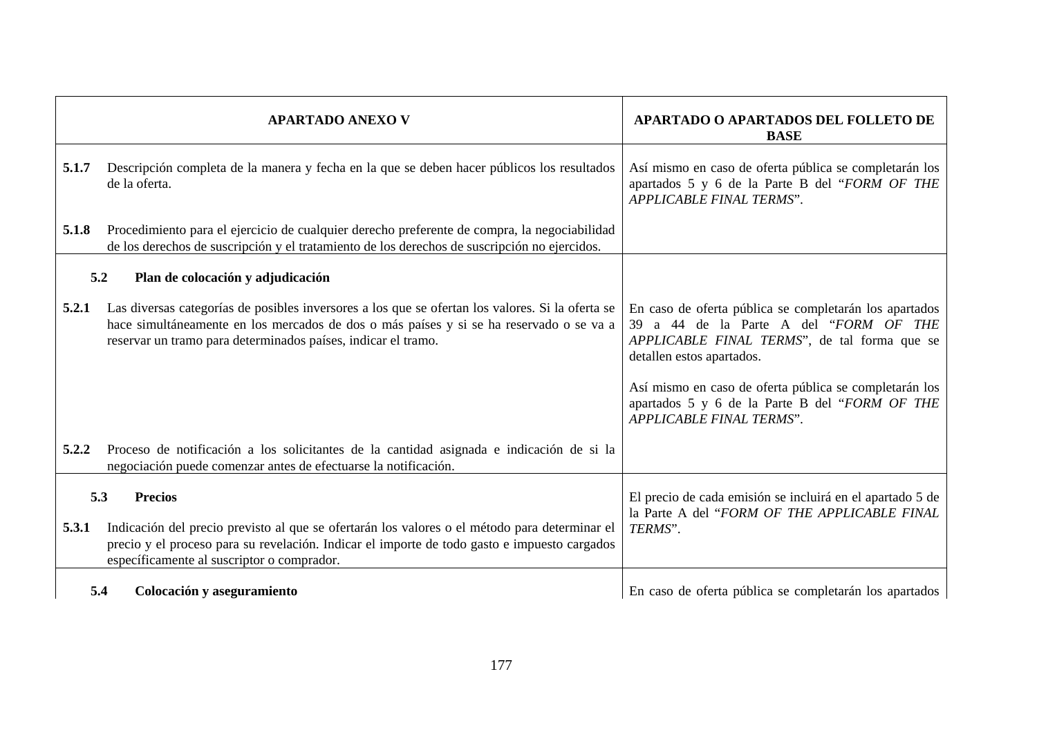| APARTADO ANEXO V | APARTADO O APARTADOS DEL FOLLETO DE BASE |
|---|---|
| **5.1.7** Descripción completa de la manera y fecha en la que se deben hacer públicos los resultados de la oferta.<br><br>**5.1.8** Procedimiento para el ejercicio de cualquier derecho preferente de compra, la negociabilidad de los derechos de suscripción y el tratamiento de los derechos de suscripción no ejercidos. | Así mismo en caso de oferta pública se completarán los apartados 5 y 6 de la Parte B del "*FORM OF THE APPLICABLE FINAL TERMS*". |
| **5.2 Plan de colocación y adjudicación**<br><br>**5.2.1** Las diversas categorías de posibles inversores a los que se ofertan los valores. Si la oferta se hace simultáneamente en los mercados de dos o más países y si se ha reservado o se va a reservar un tramo para determinados países, indicar el tramo.<br><br>**5.2.2** Proceso de notificación a los solicitantes de la cantidad asignada e indicación de si la negociación puede comenzar antes de efectuarse la notificación. | En caso de oferta pública se completarán los apartados 39 a 44 de la Parte A del "*FORM OF THE APPLICABLE FINAL TERMS*", de tal forma que se detallen estos apartados.<br><br>Así mismo en caso de oferta pública se completarán los apartados 5 y 6 de la Parte B del "*FORM OF THE APPLICABLE FINAL TERMS*". |
| **5.3 Precios**<br><br>**5.3.1** Indicación del precio previsto al que se ofertarán los valores o el método para determinar el precio y el proceso para su revelación. Indicar el importe de todo gasto e impuesto cargados específicamente al suscriptor o comprador. | El precio de cada emisión se incluirá en el apartado 5 de la Parte A del "*FORM OF THE APPLICABLE FINAL TERMS*". |
| **5.4 Colocación y aseguramiento** | En caso de oferta pública se completarán los apartados |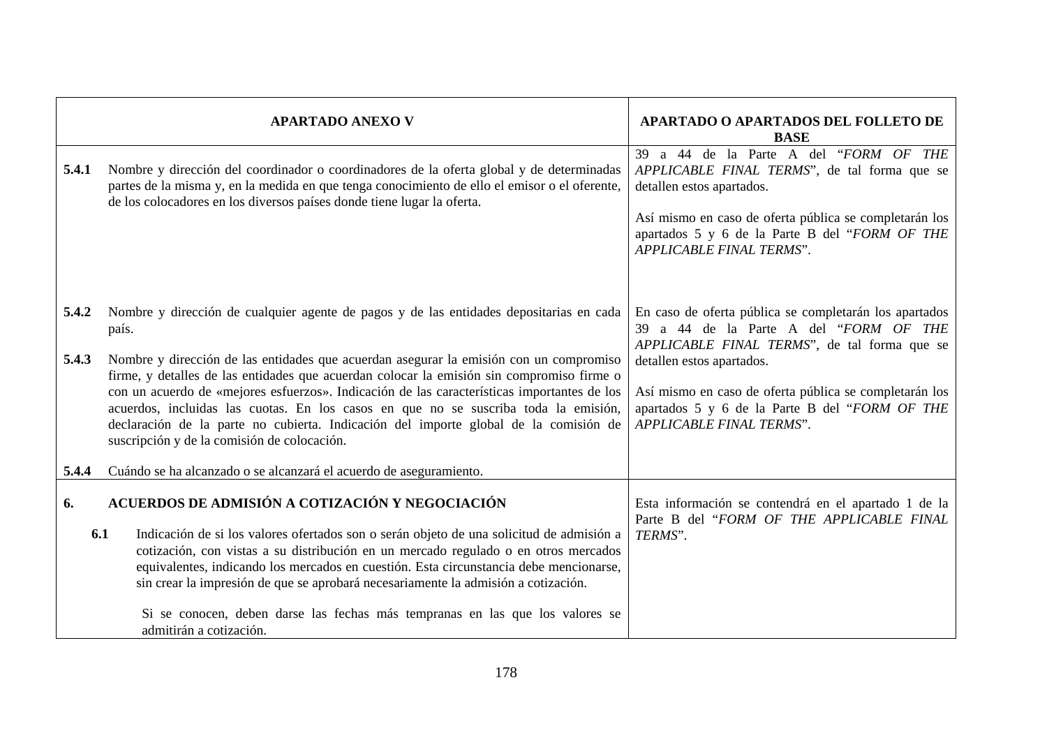| APARTADO ANEXO V | APARTADO O APARTADOS DEL FOLLETO DE BASE |
|---|---|
| **5.4.1** Nombre y dirección del coordinador o coordinadores de la oferta global y de determinadas partes de la misma y, en la medida en que tenga conocimiento de ello el emisor o el oferente, de los colocadores en los diversos países donde tiene lugar la oferta. | 39 a 44 de la Parte A del "*FORM OF THE APPLICABLE FINAL TERMS*", de tal forma que se detallen estos apartados.<br><br>Así mismo en caso de oferta pública se completarán los apartados 5 y 6 de la Parte B del "*FORM OF THE APPLICABLE FINAL TERMS*". |
| **5.4.2** Nombre y dirección de cualquier agente de pagos y de las entidades depositarias en cada país.<br><br>**5.4.3** Nombre y dirección de las entidades que acuerdan asegurar la emisión con un compromiso firme, y detalles de las entidades que acuerdan colocar la emisión sin compromiso firme o con un acuerdo de «mejores esfuerzos». Indicación de las características importantes de los acuerdos, incluidas las cuotas. En los casos en que no se suscriba toda la emisión, declaración de la parte no cubierta. Indicación del importe global de la comisión de suscripción y de la comisión de colocación.<br><br>**5.4.4** Cuándo se ha alcanzado o se alcanzará el acuerdo de aseguramiento. | En caso de oferta pública se completarán los apartados 39 a 44 de la Parte A del "*FORM OF THE APPLICABLE FINAL TERMS*", de tal forma que se detallen estos apartados.<br><br>Así mismo en caso de oferta pública se completarán los apartados 5 y 6 de la Parte B del "*FORM OF THE APPLICABLE FINAL TERMS*". |
| **6. ACUERDOS DE ADMISIÓN A COTIZACIÓN Y NEGOCIACIÓN**<br><br>**6.1** Indicación de si los valores ofertados son o serán objeto de una solicitud de admisión a cotización, con vistas a su distribución en un mercado regulado o en otros mercados equivalentes, indicando los mercados en cuestión. Esta circunstancia debe mencionarse, sin crear la impresión de que se aprobará necesariamente la admisión a cotización.<br><br>Si se conocen, deben darse las fechas más tempranas en las que los valores se admitirán a cotización. | Esta información se contendrá en el apartado 1 de la Parte B del "*FORM OF THE APPLICABLE FINAL TERMS*". |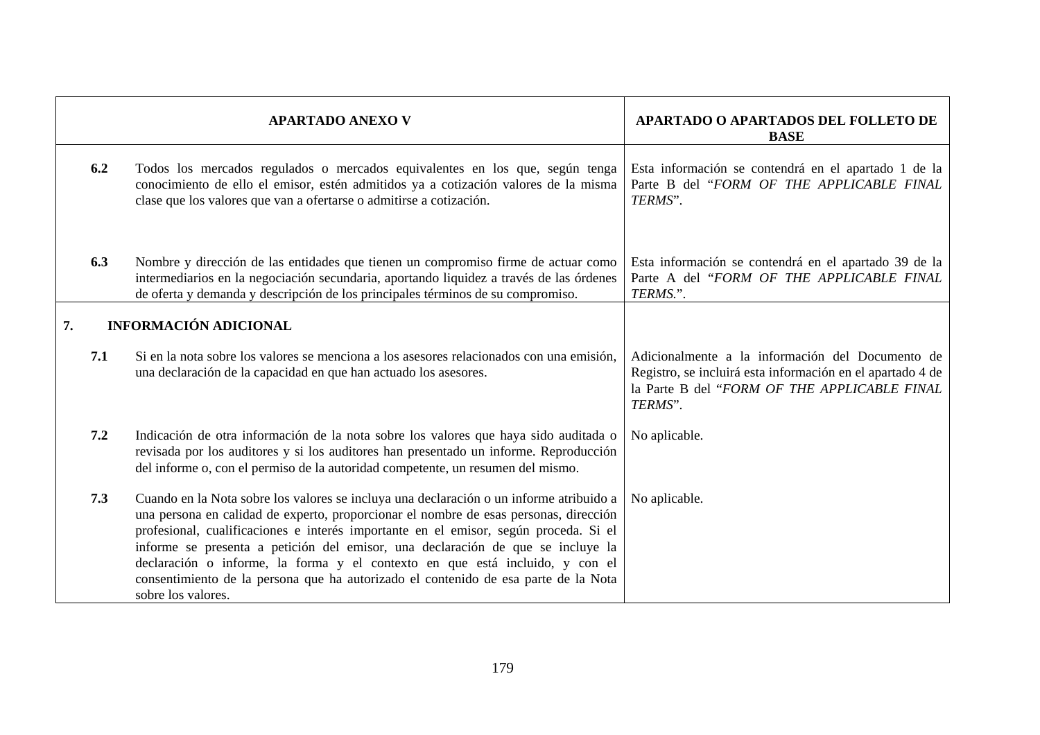| APARTADO ANEXO V | | APARTADO O APARTADOS DEL FOLLETO DE BASE |
|---|---|---|
| **6.2** | Todos los mercados regulados o mercados equivalentes en los que, según tenga conocimiento de ello el emisor, estén admitidos ya a cotización valores de la misma clase que los valores que van a ofertarse o admitirse a cotización. | Esta información se contendrá en el apartado 1 de la Parte B del "*FORM OF THE APPLICABLE FINAL TERMS*". |
| **6.3** | Nombre y dirección de las entidades que tienen un compromiso firme de actuar como intermediarios en la negociación secundaria, aportando liquidez a través de las órdenes de oferta y demanda y descripción de los principales términos de su compromiso. | Esta información se contendrá en el apartado 39 de la Parte A del "*FORM OF THE APPLICABLE FINAL TERMS.*". |
| **7.** | **INFORMACIÓN ADICIONAL** | |
| **7.1** | Si en la nota sobre los valores se menciona a los asesores relacionados con una emisión, una declaración de la capacidad en que han actuado los asesores. | Adicionalmente a la información del Documento de Registro, se incluirá esta información en el apartado 4 de la Parte B del "*FORM OF THE APPLICABLE FINAL TERMS*". |
| **7.2** | Indicación de otra información de la nota sobre los valores que haya sido auditada o revisada por los auditores y si los auditores han presentado un informe. Reproducción del informe o, con el permiso de la autoridad competente, un resumen del mismo. | No aplicable. |
| **7.3** | Cuando en la Nota sobre los valores se incluya una declaración o un informe atribuido a una persona en calidad de experto, proporcionar el nombre de esas personas, dirección profesional, cualificaciones e interés importante en el emisor, según proceda. Si el informe se presenta a petición del emisor, una declaración de que se incluye la declaración o informe, la forma y el contexto en que está incluido, y con el consentimiento de la persona que ha autorizado el contenido de esa parte de la Nota sobre los valores. | No aplicable. |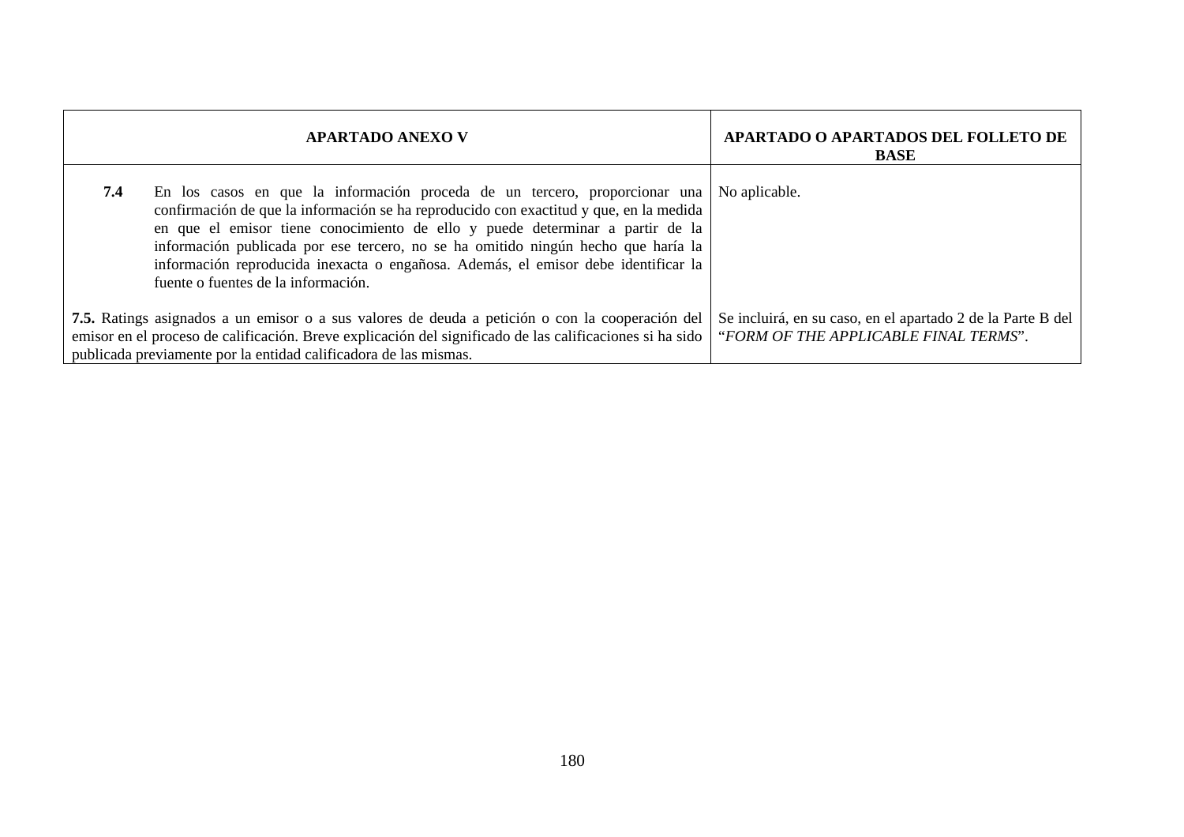| APARTADO ANEXO V | APARTADO O APARTADOS DEL FOLLETO DE BASE |
| --- | --- |
| **7.4** En los casos en que la información proceda de un tercero, proporcionar una confirmación de que la información se ha reproducido con exactitud y que, en la medida en que el emisor tiene conocimiento de ello y puede determinar a partir de la información publicada por ese tercero, no se ha omitido ningún hecho que haría la información reproducida inexacta o engañosa. Además, el emisor debe identificar la fuente o fuentes de la información. | No aplicable. |
| **7.5.** Ratings asignados a un emisor o a sus valores de deuda a petición o con la cooperación del emisor en el proceso de calificación. Breve explicación del significado de las calificaciones si ha sido publicada previamente por la entidad calificadora de las mismas. | Se incluirá, en su caso, en el apartado 2 de la Parte B del "*FORM OF THE APPLICABLE FINAL TERMS*". |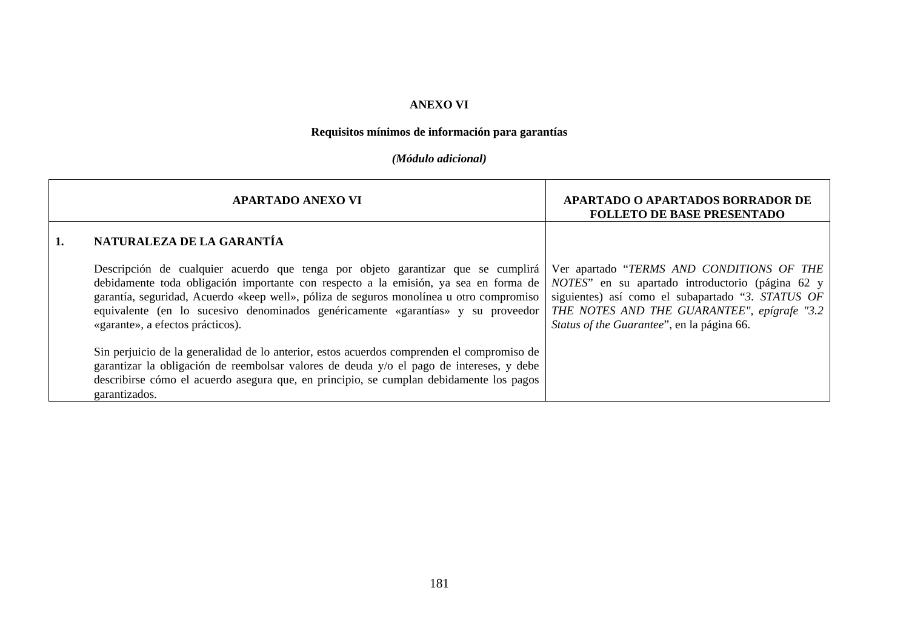**ANEXO VI**

**Requisitos mínimos de información para garantías**

***(Módulo adicional)***

| APARTADO ANEXO VI | APARTADO O APARTADOS BORRADOR DE FOLLETO DE BASE PRESENTADO |
|---|---|
| **1. NATURALEZA DE LA GARANTÍA** | |
| Descripción de cualquier acuerdo que tenga por objeto garantizar que se cumplirá debidamente toda obligación importante con respecto a la emisión, ya sea en forma de garantía, seguridad, Acuerdo «keep well», póliza de seguros monolínea u otro compromiso equivalente (en lo sucesivo denominados genéricamente «garantías» y su proveedor «garante», a efectos prácticos).<br><br>Sin perjuicio de la generalidad de lo anterior, estos acuerdos comprenden el compromiso de garantizar la obligación de reembolsar valores de deuda y/o el pago de intereses, y debe describirse cómo el acuerdo asegura que, en principio, se cumplan debidamente los pagos garantizados. | Ver apartado "*TERMS AND CONDITIONS OF THE NOTES*" en su apartado introductorio (página 62 y siguientes) así como el subapartado "*3. STATUS OF THE NOTES AND THE GUARANTEE", epígrafe "3.2 Status of the Guarantee*", en la página 66. |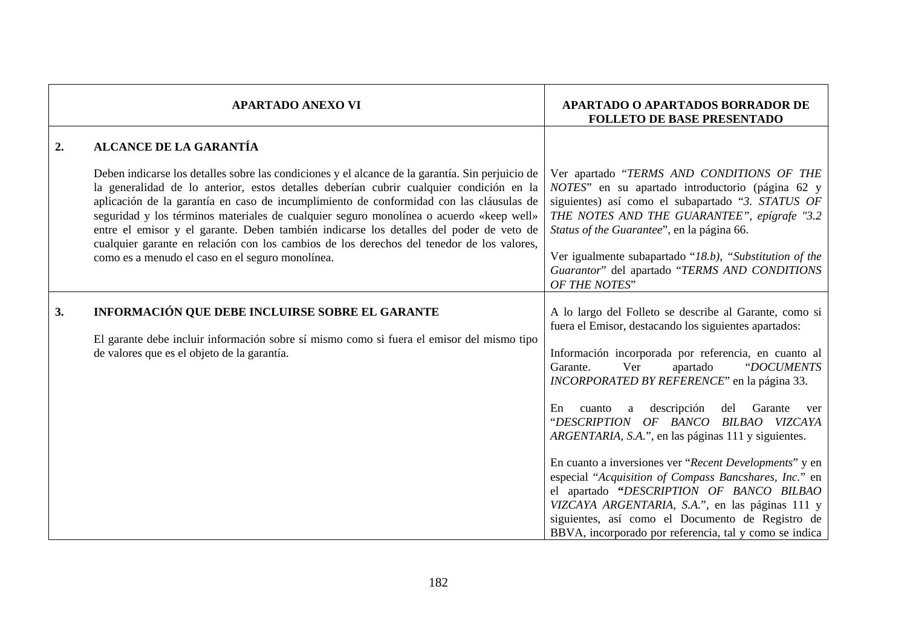| APARTADO ANEXO VI | | APARTADO O APARTADOS BORRADOR DE FOLLETO DE BASE PRESENTADO |
|---|---|---|
| **2.** | **ALCANCE DE LA GARANTÍA**<br><br>Deben indicarse los detalles sobre las condiciones y el alcance de la garantía. Sin perjuicio de la generalidad de lo anterior, estos detalles deberían cubrir cualquier condición en la aplicación de la garantía en caso de incumplimiento de conformidad con las cláusulas de seguridad y los términos materiales de cualquier seguro monolínea o acuerdo «keep well» entre el emisor y el garante. Deben también indicarse los detalles del poder de veto de cualquier garante en relación con los cambios de los derechos del tenedor de los valores, como es a menudo el caso en el seguro monolínea. | Ver apartado "*TERMS AND CONDITIONS OF THE NOTES*" en su apartado introductorio (página 62 y siguientes) así como el subapartado "*3. STATUS OF THE NOTES AND THE GUARANTEE", epígrafe "3.2 Status of the Guarantee*", en la página 66.<br><br>Ver igualmente subapartado "*18.b), "Substitution of the Guarantor*" del apartado "*TERMS AND CONDITIONS OF THE NOTES*" |
| **3.** | **INFORMACIÓN QUE DEBE INCLUIRSE SOBRE EL GARANTE**<br><br>El garante debe incluir información sobre sí mismo como si fuera el emisor del mismo tipo de valores que es el objeto de la garantía. | A lo largo del Folleto se describe al Garante, como si fuera el Emisor, destacando los siguientes apartados:<br><br>Información incorporada por referencia, en cuanto al Garante. Ver apartado "*DOCUMENTS INCORPORATED BY REFERENCE*" en la página 33.<br><br>En cuanto a descripción del Garante ver "*DESCRIPTION OF BANCO BILBAO VIZCAYA ARGENTARIA, S.A.*", en las páginas 111 y siguientes.<br><br>En cuanto a inversiones ver "*Recent Developments*" y en especial "*Acquisition of Compass Bancshares, Inc.*" en el apartado **"***DESCRIPTION OF BANCO BILBAO VIZCAYA ARGENTARIA, S.A.*", en las páginas 111 y siguientes, así como el Documento de Registro de BBVA, incorporado por referencia, tal y como se indica |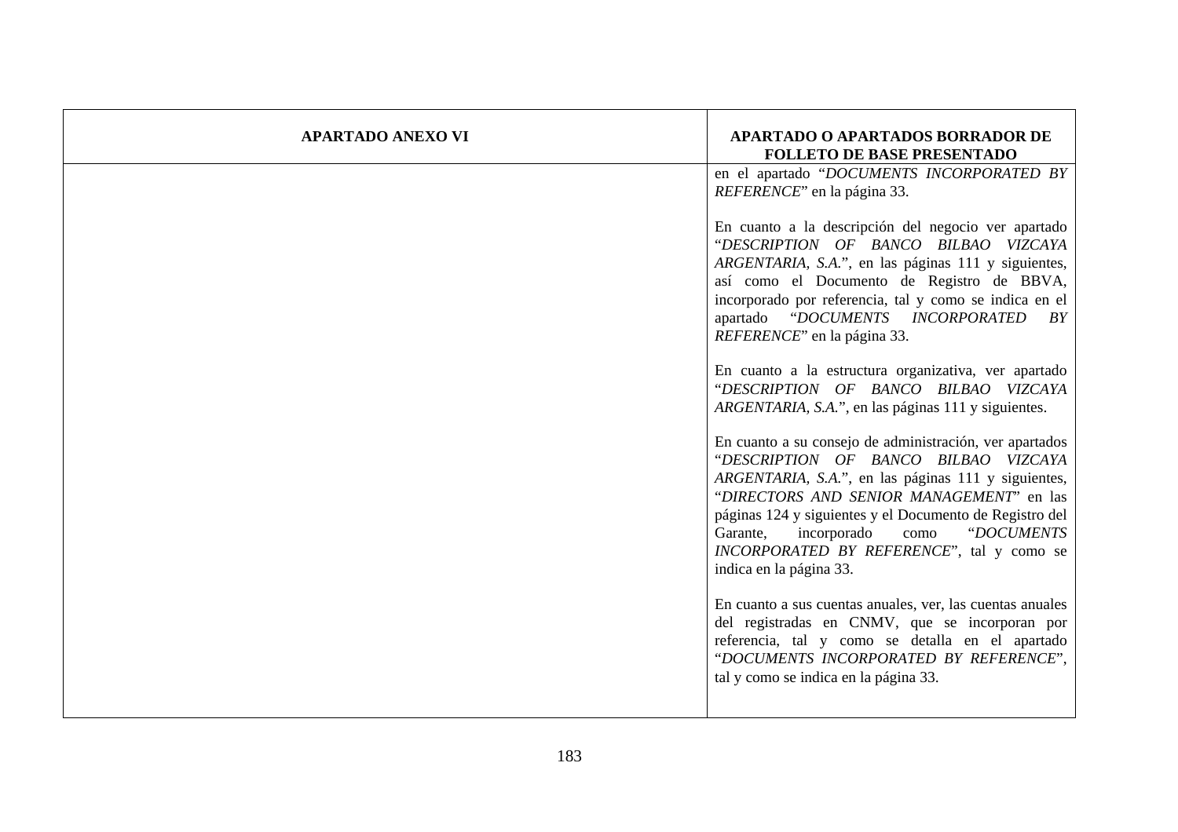| APARTADO ANEXO VI | APARTADO O APARTADOS BORRADOR DE FOLLETO DE BASE PRESENTADO |
|---|---|
| | en el apartado "*DOCUMENTS INCORPORATED BY REFERENCE*" en la página 33.<br><br>En cuanto a la descripción del negocio ver apartado "*DESCRIPTION OF BANCO BILBAO VIZCAYA ARGENTARIA, S.A.*", en las páginas 111 y siguientes, así como el Documento de Registro de BBVA, incorporado por referencia, tal y como se indica en el apartado "*DOCUMENTS INCORPORATED BY REFERENCE*" en la página 33.<br><br>En cuanto a la estructura organizativa, ver apartado "*DESCRIPTION OF BANCO BILBAO VIZCAYA ARGENTARIA, S.A.*", en las páginas 111 y siguientes.<br><br>En cuanto a su consejo de administración, ver apartados "*DESCRIPTION OF BANCO BILBAO VIZCAYA ARGENTARIA, S.A.*", en las páginas 111 y siguientes, "*DIRECTORS AND SENIOR MANAGEMENT*" en las páginas 124 y siguientes y el Documento de Registro del Garante, incorporado como "*DOCUMENTS INCORPORATED BY REFERENCE*", tal y como se indica en la página 33.<br><br>En cuanto a sus cuentas anuales, ver, las cuentas anuales del registradas en CNMV, que se incorporan por referencia, tal y como se detalla en el apartado "*DOCUMENTS INCORPORATED BY REFERENCE*", tal y como se indica en la página 33. |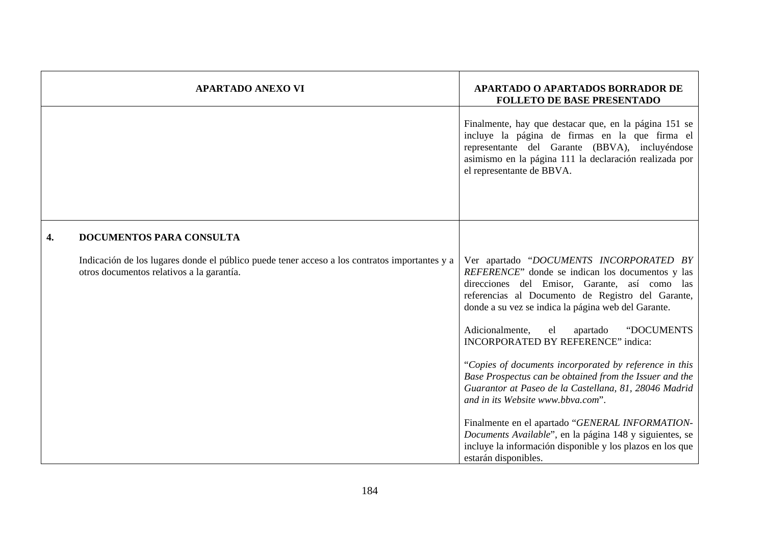| APARTADO ANEXO VI | APARTADO O APARTADOS BORRADOR DE FOLLETO DE BASE PRESENTADO |
|---|---|
| | Finalmente, hay que destacar que, en la página 151 se incluye la página de firmas en la que firma el representante del Garante (BBVA), incluyéndose asimismo en la página 111 la declaración realizada por el representante de BBVA. |
| **4. DOCUMENTOS PARA CONSULTA**<br><br>Indicación de los lugares donde el público puede tener acceso a los contratos importantes y a otros documentos relativos a la garantía. | Ver apartado "*DOCUMENTS INCORPORATED BY REFERENCE*" donde se indican los documentos y las direcciones del Emisor, Garante, así como las referencias al Documento de Registro del Garante, donde a su vez se indica la página web del Garante.<br><br>Adicionalmente, el apartado "DOCUMENTS INCORPORATED BY REFERENCE" indica:<br><br>"*Copies of documents incorporated by reference in this Base Prospectus can be obtained from the Issuer and the Guarantor at Paseo de la Castellana, 81, 28046 Madrid and in its Website www.bbva.com*".<br><br>Finalmente en el apartado "*GENERAL INFORMATION-Documents Available*", en la página 148 y siguientes, se incluye la información disponible y los plazos en los que estarán disponibles. |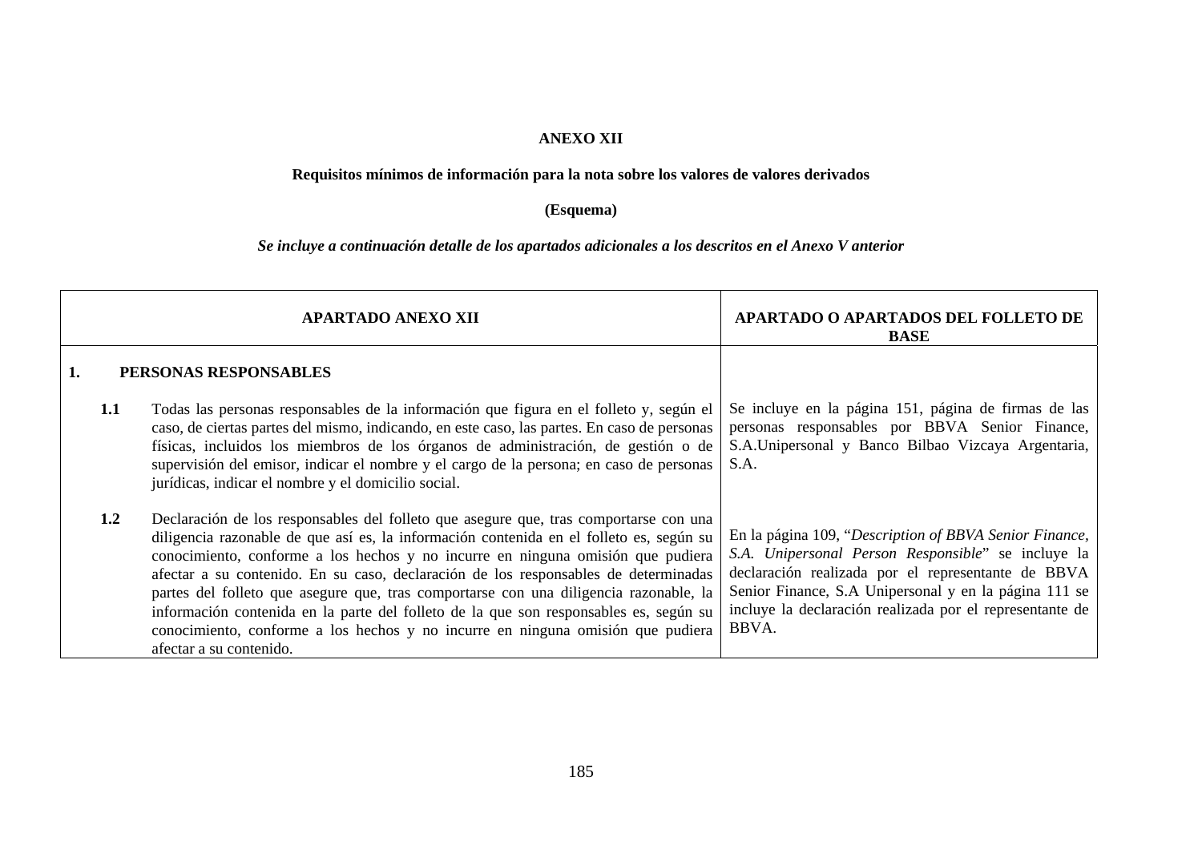**ANEXO XII**

**Requisitos mínimos de información para la nota sobre los valores de valores derivados**

**(Esquema)**

***Se incluye a continuación detalle de los apartados adicionales a los descritos en el Anexo V anterior***

| APARTADO ANEXO XII | APARTADO O APARTADOS DEL FOLLETO DE BASE |
|---|---|
| **1. PERSONAS RESPONSABLES** | |
| **1.1** Todas las personas responsables de la información que figura en el folleto y, según el caso, de ciertas partes del mismo, indicando, en este caso, las partes. En caso de personas físicas, incluidos los miembros de los órganos de administración, de gestión o de supervisión del emisor, indicar el nombre y el cargo de la persona; en caso de personas jurídicas, indicar el nombre y el domicilio social. | Se incluye en la página 151, página de firmas de las personas responsables por BBVA Senior Finance, S.A.Unipersonal y Banco Bilbao Vizcaya Argentaria, S.A. |
| **1.2** Declaración de los responsables del folleto que asegure que, tras comportarse con una diligencia razonable de que así es, la información contenida en el folleto es, según su conocimiento, conforme a los hechos y no incurre en ninguna omisión que pudiera afectar a su contenido. En su caso, declaración de los responsables de determinadas partes del folleto que asegure que, tras comportarse con una diligencia razonable, la información contenida en la parte del folleto de la que son responsables es, según su conocimiento, conforme a los hechos y no incurre en ninguna omisión que pudiera afectar a su contenido. | En la página 109, "*Description of BBVA Senior Finance, S.A. Unipersonal Person Responsible*" se incluye la declaración realizada por el representante de BBVA Senior Finance, S.A Unipersonal y en la página 111 se incluye la declaración realizada por el representante de BBVA. |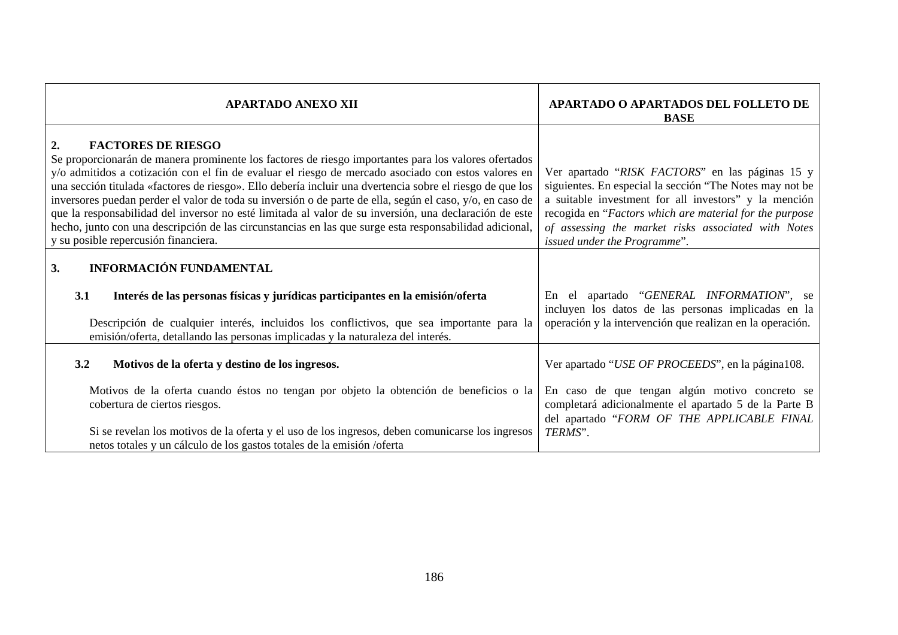| APARTADO ANEXO XII | APARTADO O APARTADOS DEL FOLLETO DE BASE |
|---|---|
| **2. FACTORES DE RIESGO**<br>Se proporcionarán de manera prominente los factores de riesgo importantes para los valores ofertados y/o admitidos a cotización con el fin de evaluar el riesgo de mercado asociado con estos valores en una sección titulada «factores de riesgo». Ello debería incluir una dvertencia sobre el riesgo de que los inversores puedan perder el valor de toda su inversión o de parte de ella, según el caso, y/o, en caso de que la responsabilidad del inversor no esté limitada al valor de su inversión, una declaración de este hecho, junto con una descripción de las circunstancias en las que surge esta responsabilidad adicional, y su posible repercusión financiera. | Ver apartado "*RISK FACTORS*" en las páginas 15 y siguientes. En especial la sección "The Notes may not be a suitable investment for all investors" y la mención recogida en "*Factors which are material for the purpose of assessing the market risks associated with Notes issued under the Programme*". |
| **3. INFORMACIÓN FUNDAMENTAL**<br><br>**3.1 Interés de las personas físicas y jurídicas participantes en la emisión/oferta**<br><br>Descripción de cualquier interés, incluidos los conflictivos, que sea importante para la emisión/oferta, detallando las personas implicadas y la naturaleza del interés. | En el apartado "*GENERAL INFORMATION*", se incluyen los datos de las personas implicadas en la operación y la intervención que realizan en la operación. |
| **3.2 Motivos de la oferta y destino de los ingresos.**<br><br>Motivos de la oferta cuando éstos no tengan por objeto la obtención de beneficios o la cobertura de ciertos riesgos.<br><br>Si se revelan los motivos de la oferta y el uso de los ingresos, deben comunicarse los ingresos netos totales y un cálculo de los gastos totales de la emisión /oferta | Ver apartado "*USE OF PROCEEDS*", en la página108.<br><br>En caso de que tengan algún motivo concreto se completará adicionalmente el apartado 5 de la Parte B del apartado "*FORM OF THE APPLICABLE FINAL TERMS*". |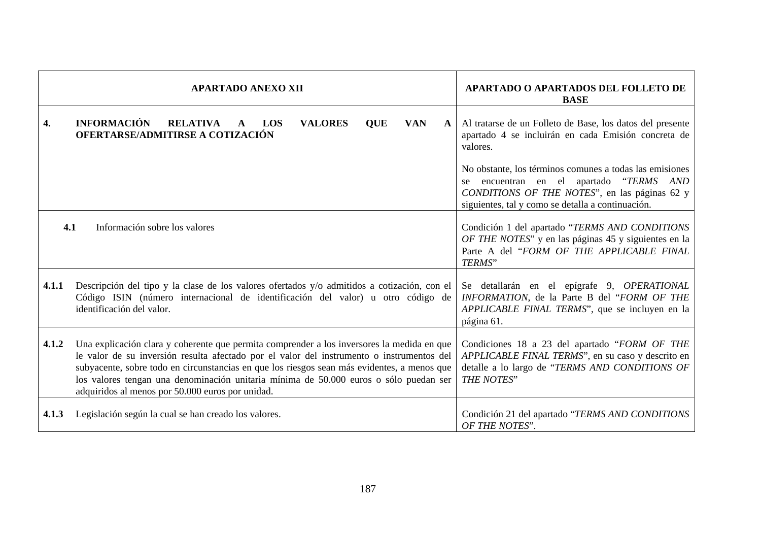| APARTADO ANEXO XII | APARTADO O APARTADOS DEL FOLLETO DE BASE |
|---|---|
| **4. INFORMACIÓN RELATIVA A LOS VALORES QUE VAN A OFERTARSE/ADMITIRSE A COTIZACIÓN** | Al tratarse de un Folleto de Base, los datos del presente apartado 4 se incluirán en cada Emisión concreta de valores.<br><br>No obstante, los términos comunes a todas las emisiones se encuentran en el apartado "*TERMS AND CONDITIONS OF THE NOTES*", en las páginas 62 y siguientes, tal y como se detalla a continuación. |
| **4.1** Información sobre los valores | Condición 1 del apartado "*TERMS AND CONDITIONS OF THE NOTES*" y en las páginas 45 y siguientes en la Parte A del "*FORM OF THE APPLICABLE FINAL TERMS*" |
| **4.1.1** Descripción del tipo y la clase de los valores ofertados y/o admitidos a cotización, con el Código ISIN (número internacional de identificación del valor) u otro código de identificación del valor. | Se detallarán en el epígrafe 9, *OPERATIONAL INFORMATION*, de la Parte B del "*FORM OF THE APPLICABLE FINAL TERMS*", que se incluyen en la página 61. |
| **4.1.2** Una explicación clara y coherente que permita comprender a los inversores la medida en que le valor de su inversión resulta afectado por el valor del instrumento o instrumentos del subyacente, sobre todo en circunstancias en que los riesgos sean más evidentes, a menos que los valores tengan una denominación unitaria mínima de 50.000 euros o sólo puedan ser adquiridos al menos por 50.000 euros por unidad. | Condiciones 18 a 23 del apartado "*FORM OF THE APPLICABLE FINAL TERMS*", en su caso y descrito en detalle a lo largo de "*TERMS AND CONDITIONS OF THE NOTES*" |
| **4.1.3** Legislación según la cual se han creado los valores. | Condición 21 del apartado "*TERMS AND CONDITIONS OF THE NOTES*". |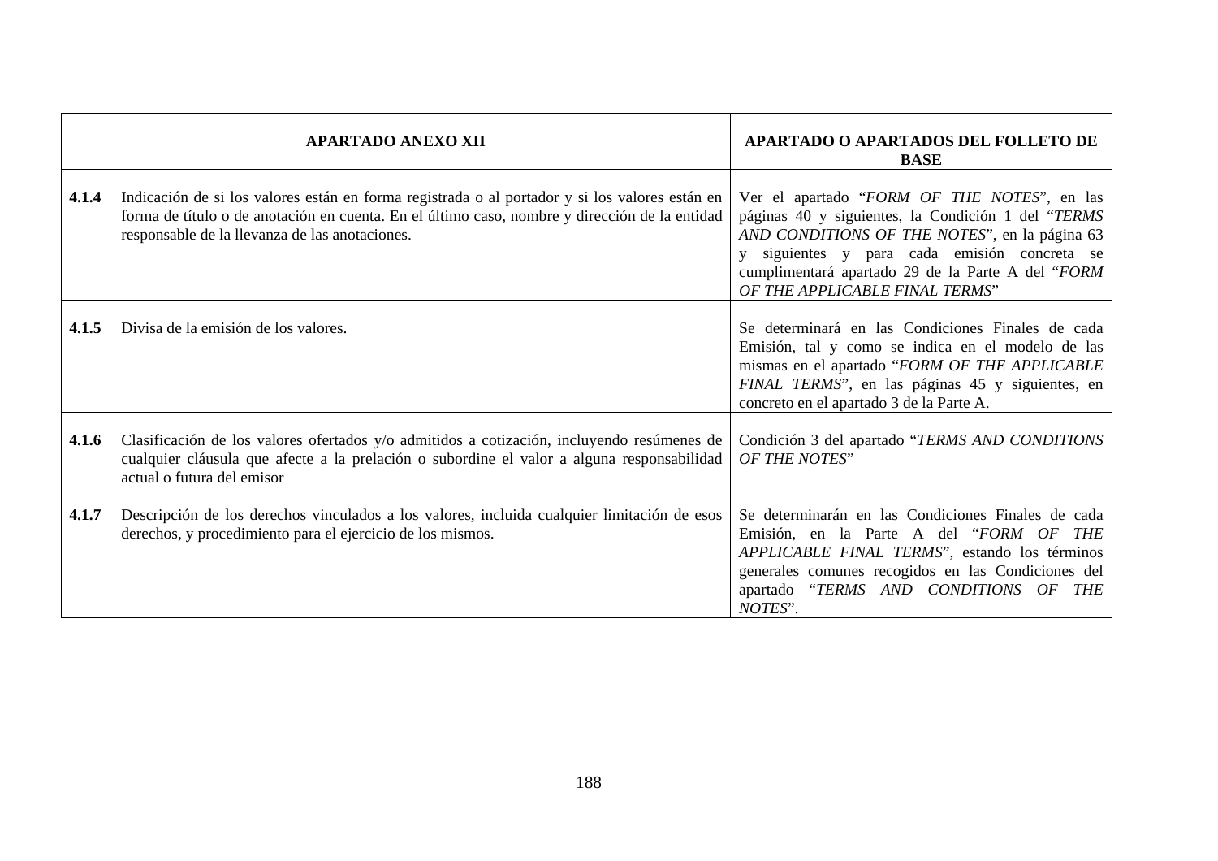| APARTADO ANEXO XII | | APARTADO O APARTADOS DEL FOLLETO DE BASE |
|---|---|---|
| **4.1.4** | Indicación de si los valores están en forma registrada o al portador y si los valores están en forma de título o de anotación en cuenta. En el último caso, nombre y dirección de la entidad responsable de la llevanza de las anotaciones. | Ver el apartado "*FORM OF THE NOTES*", en las páginas 40 y siguientes, la Condición 1 del "*TERMS AND CONDITIONS OF THE NOTES*", en la página 63 y siguientes y para cada emisión concreta se cumplimentará apartado 29 de la Parte A del "*FORM OF THE APPLICABLE FINAL TERMS*" |
| **4.1.5** | Divisa de la emisión de los valores. | Se determinará en las Condiciones Finales de cada Emisión, tal y como se indica en el modelo de las mismas en el apartado "*FORM OF THE APPLICABLE FINAL TERMS*", en las páginas 45 y siguientes, en concreto en el apartado 3 de la Parte A. |
| **4.1.6** | Clasificación de los valores ofertados y/o admitidos a cotización, incluyendo resúmenes de cualquier cláusula que afecte a la prelación o subordine el valor a alguna responsabilidad actual o futura del emisor | Condición 3 del apartado "*TERMS AND CONDITIONS OF THE NOTES*" |
| **4.1.7** | Descripción de los derechos vinculados a los valores, incluida cualquier limitación de esos derechos, y procedimiento para el ejercicio de los mismos. | Se determinarán en las Condiciones Finales de cada Emisión, en la Parte A del "*FORM OF THE APPLICABLE FINAL TERMS*", estando los términos generales comunes recogidos en las Condiciones del apartado "*TERMS AND CONDITIONS OF THE NOTES*". |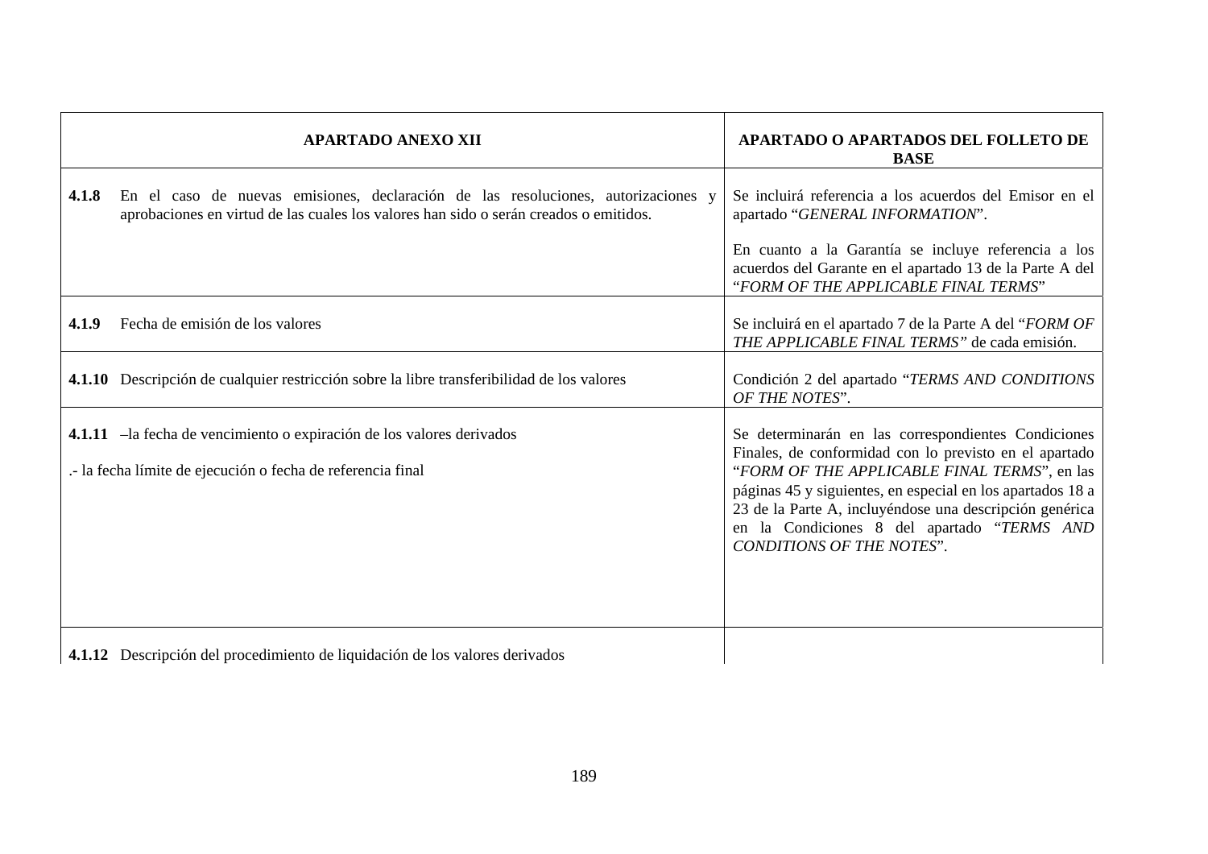| APARTADO ANEXO XII | APARTADO O APARTADOS DEL FOLLETO DE BASE |
|---|---|
| **4.1.8** En el caso de nuevas emisiones, declaración de las resoluciones, autorizaciones y aprobaciones en virtud de las cuales los valores han sido o serán creados o emitidos. | Se incluirá referencia a los acuerdos del Emisor en el apartado "*GENERAL INFORMATION*".<br><br>En cuanto a la Garantía se incluye referencia a los acuerdos del Garante en el apartado 13 de la Parte A del "*FORM OF THE APPLICABLE FINAL TERMS*" |
| **4.1.9** Fecha de emisión de los valores | Se incluirá en el apartado 7 de la Parte A del "*FORM OF THE APPLICABLE FINAL TERMS"* de cada emisión. |
| **4.1.10** Descripción de cualquier restricción sobre la libre transferibilidad de los valores | Condición 2 del apartado "*TERMS AND CONDITIONS OF THE NOTES*". |
| **4.1.11** –la fecha de vencimiento o expiración de los valores derivados<br><br>.- la fecha límite de ejecución o fecha de referencia final | Se determinarán en las correspondientes Condiciones Finales, de conformidad con lo previsto en el apartado "*FORM OF THE APPLICABLE FINAL TERMS*", en las páginas 45 y siguientes, en especial en los apartados 18 a 23 de la Parte A, incluyéndose una descripción genérica en la Condiciones 8 del apartado "*TERMS AND CONDITIONS OF THE NOTES*". |
| **4.1.12** Descripción del procedimiento de liquidación de los valores derivados | |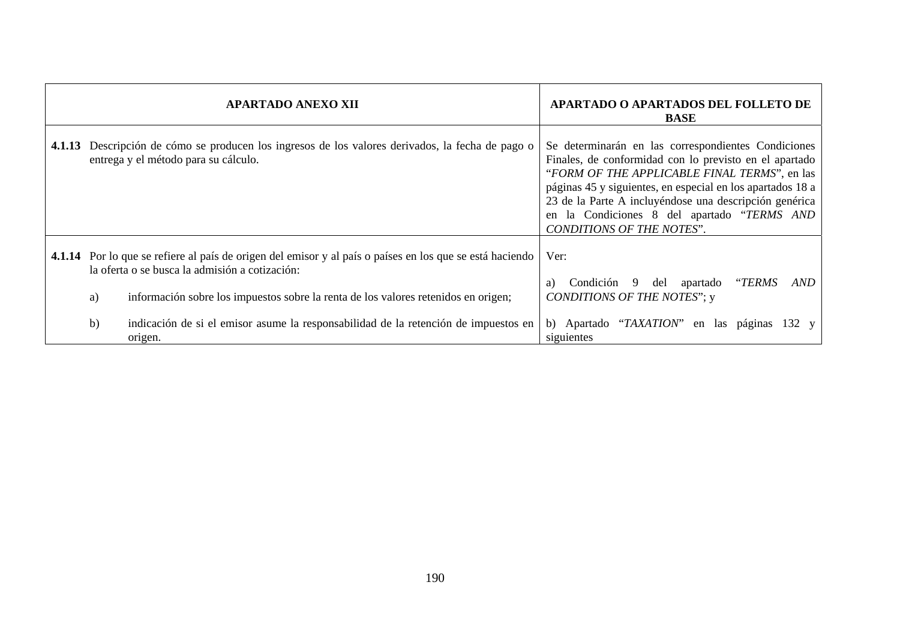| APARTADO ANEXO XII | APARTADO O APARTADOS DEL FOLLETO DE BASE |
| --- | --- |
| **4.1.13** Descripción de cómo se producen los ingresos de los valores derivados, la fecha de pago o entrega y el método para su cálculo. | Se determinarán en las correspondientes Condiciones Finales, de conformidad con lo previsto en el apartado "*FORM OF THE APPLICABLE FINAL TERMS*", en las páginas 45 y siguientes, en especial en los apartados 18 a 23 de la Parte A incluyéndose una descripción genérica en la Condiciones 8 del apartado "*TERMS AND CONDITIONS OF THE NOTES*". |
| **4.1.14** Por lo que se refiere al país de origen del emisor y al país o países en los que se está haciendo la oferta o se busca la admisión a cotización:<br><br>a) información sobre los impuestos sobre la renta de los valores retenidos en origen;<br><br>b) indicación de si el emisor asume la responsabilidad de la retención de impuestos en origen. | Ver:<br><br>a) Condición 9 del apartado "*TERMS AND CONDITIONS OF THE NOTES*"; y<br><br>b) Apartado "*TAXATION*" en las páginas 132 y siguientes |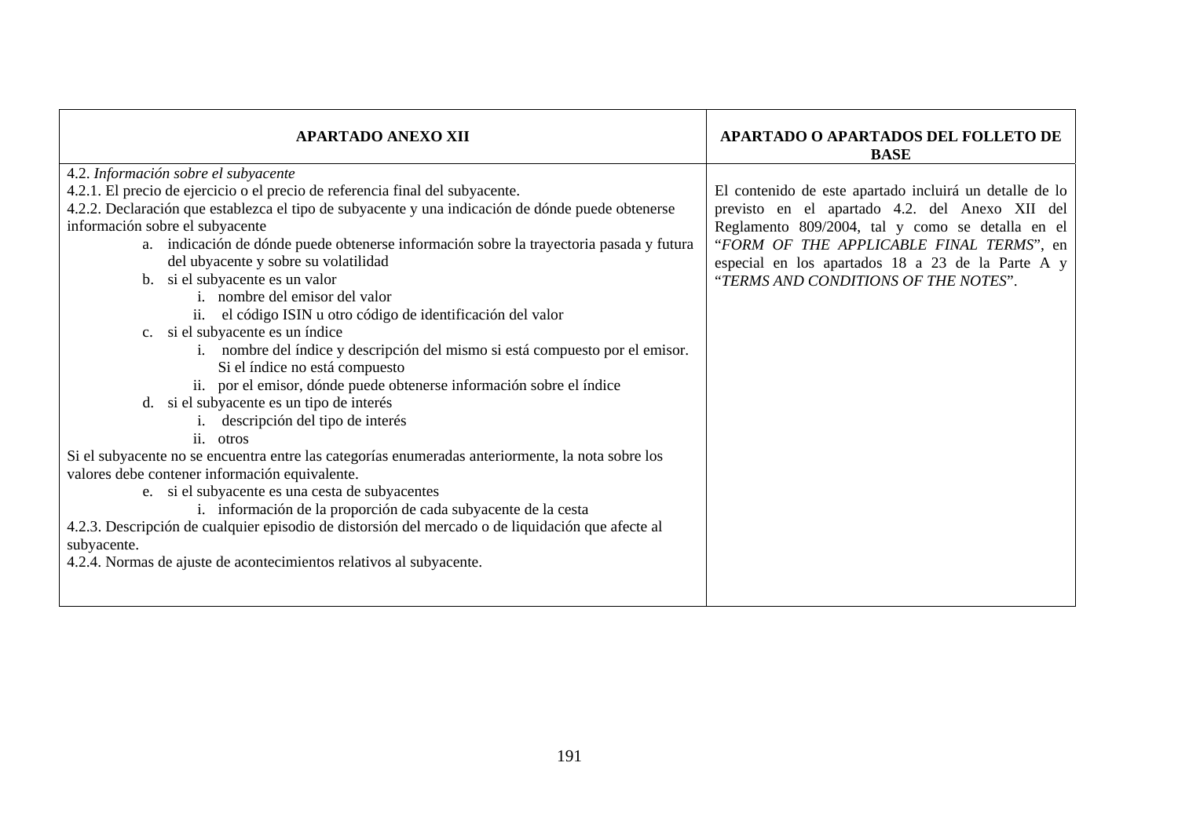| APARTADO ANEXO XII | APARTADO O APARTADOS DEL FOLLETO DE BASE |
|---|---|
| 4.2. *Información sobre el subyacente*<br>4.2.1. El precio de ejercicio o el precio de referencia final del subyacente.<br>4.2.2. Declaración que establezca el tipo de subyacente y una indicación de dónde puede obtenerse información sobre el subyacente<br>a. indicación de dónde puede obtenerse información sobre la trayectoria pasada y futura del ubyacente y sobre su volatilidad<br>b. si el subyacente es un valor<br>i. nombre del emisor del valor<br>ii. el código ISIN u otro código de identificación del valor<br>c. si el subyacente es un índice<br>i. nombre del índice y descripción del mismo si está compuesto por el emisor. Si el índice no está compuesto<br>ii. por el emisor, dónde puede obtenerse información sobre el índice<br>d. si el subyacente es un tipo de interés<br>i. descripción del tipo de interés<br>ii. otros<br>Si el subyacente no se encuentra entre las categorías enumeradas anteriormente, la nota sobre los valores debe contener información equivalente.<br>e. si el subyacente es una cesta de subyacentes<br>i. información de la proporción de cada subyacente de la cesta<br>4.2.3. Descripción de cualquier episodio de distorsión del mercado o de liquidación que afecte al subyacente.<br>4.2.4. Normas de ajuste de acontecimientos relativos al subyacente. | El contenido de este apartado incluirá un detalle de lo previsto en el apartado 4.2. del Anexo XII del Reglamento 809/2004, tal y como se detalla en el "*FORM OF THE APPLICABLE FINAL TERMS*", en especial en los apartados 18 a 23 de la Parte A y "*TERMS AND CONDITIONS OF THE NOTES*". |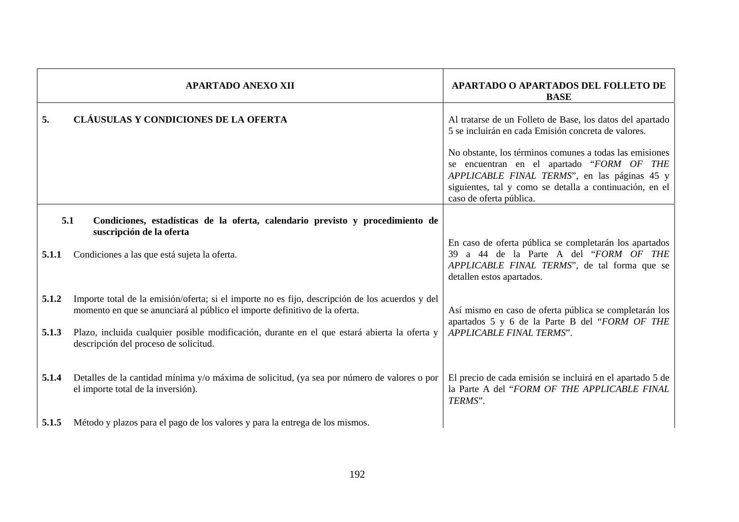| APARTADO ANEXO XII | APARTADO O APARTADOS DEL FOLLETO DE BASE |
|---|---|
| **5. CLÁUSULAS Y CONDICIONES DE LA OFERTA** | Al tratarse de un Folleto de Base, los datos del apartado 5 se incluirán en cada Emisión concreta de valores.<br><br>No obstante, los términos comunes a todas las emisiones se encuentran en el apartado "*FORM OF THE APPLICABLE FINAL TERMS*", en las páginas 45 y siguientes, tal y como se detalla a continuación, en el caso de oferta pública. |
| **5.1 Condiciones, estadísticas de la oferta, calendario previsto y procedimiento de suscripción de la oferta**<br><br>**5.1.1** Condiciones a las que está sujeta la oferta.<br><br>**5.1.2** Importe total de la emisión/oferta; si el importe no es fijo, descripción de los acuerdos y del momento en que se anunciará al público el importe definitivo de la oferta.<br><br>**5.1.3** Plazo, incluida cualquier posible modificación, durante en el que estará abierta la oferta y descripción del proceso de solicitud.<br><br>**5.1.4** Detalles de la cantidad mínima y/o máxima de solicitud, (ya sea por número de valores o por el importe total de la inversión).<br><br>**5.1.5** Método y plazos para el pago de los valores y para la entrega de los mismos. | En caso de oferta pública se completarán los apartados 39 a 44 de la Parte A del "*FORM OF THE APPLICABLE FINAL TERMS*", de tal forma que se detallen estos apartados.<br><br>Así mismo en caso de oferta pública se completarán los apartados 5 y 6 de la Parte B del "*FORM OF THE APPLICABLE FINAL TERMS*".<br><br>El precio de cada emisión se incluirá en el apartado 5 de la Parte A del "*FORM OF THE APPLICABLE FINAL TERMS*". |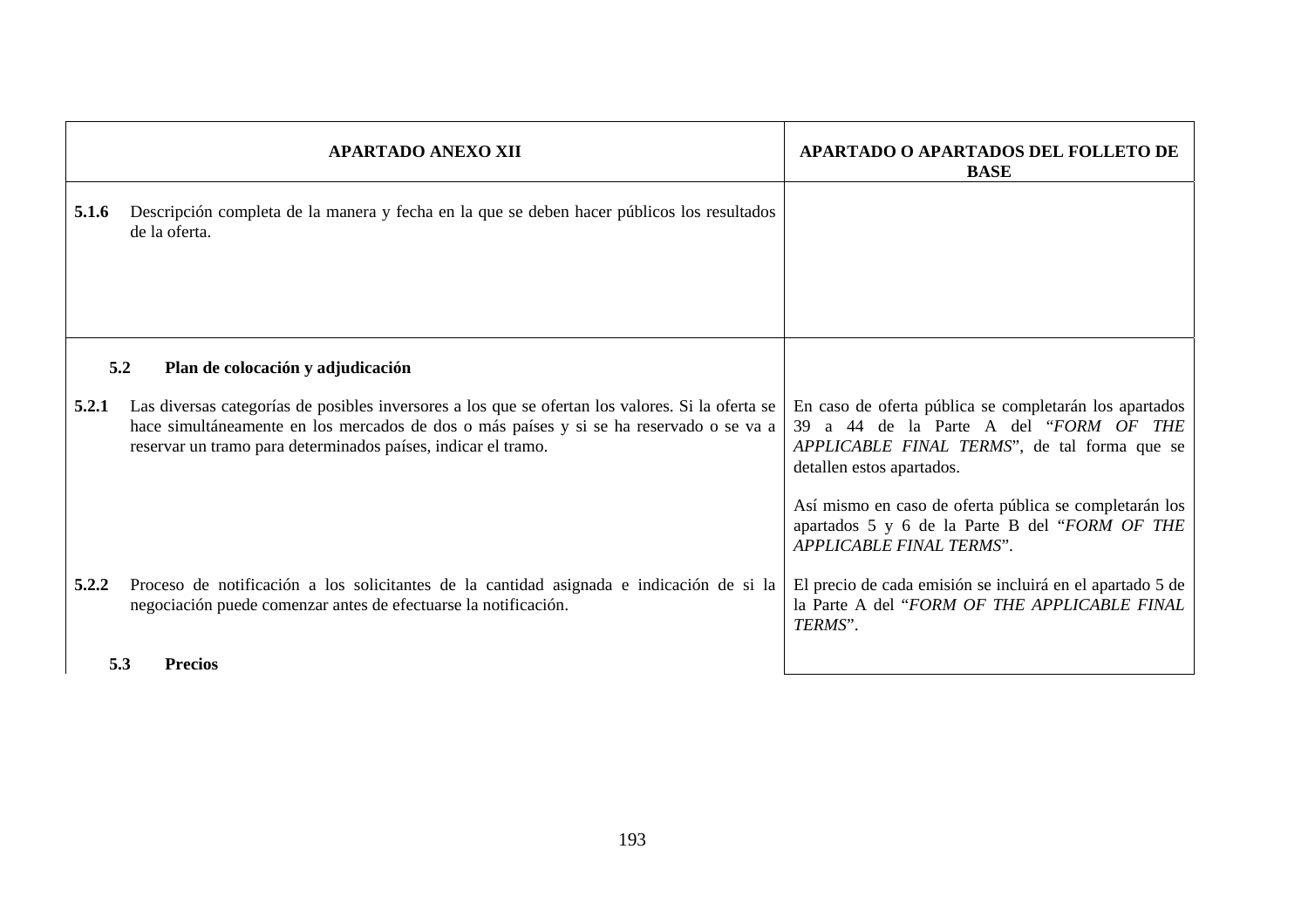| APARTADO ANEXO XII | APARTADO O APARTADOS DEL FOLLETO DE BASE |
|---|---|
| **5.1.6** Descripción completa de la manera y fecha en la que se deben hacer públicos los resultados de la oferta. | |
| **5.2 Plan de colocación y adjudicación** | |
| **5.2.1** Las diversas categorías de posibles inversores a los que se ofertan los valores. Si la oferta se hace simultáneamente en los mercados de dos o más países y si se ha reservado o se va a reservar un tramo para determinados países, indicar el tramo. | En caso de oferta pública se completarán los apartados 39 a 44 de la Parte A del "*FORM OF THE APPLICABLE FINAL TERMS*", de tal forma que se detallen estos apartados.<br><br>Así mismo en caso de oferta pública se completarán los apartados 5 y 6 de la Parte B del "*FORM OF THE APPLICABLE FINAL TERMS*". |
| **5.2.2** Proceso de notificación a los solicitantes de la cantidad asignada e indicación de si la negociación puede comenzar antes de efectuarse la notificación. | El precio de cada emisión se incluirá en el apartado 5 de la Parte A del "*FORM OF THE APPLICABLE FINAL TERMS*". |
| **5.3 Precios** | |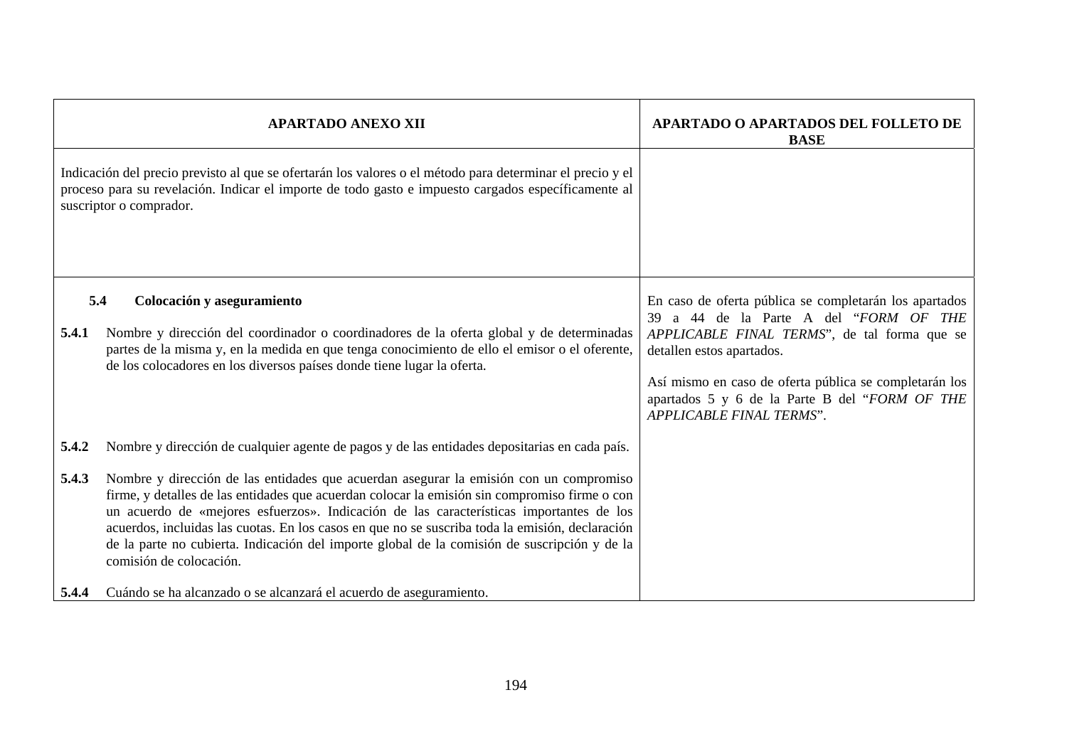| APARTADO ANEXO XII | APARTADO O APARTADOS DEL FOLLETO DE BASE |
|---|---|
| Indicación del precio previsto al que se ofertarán los valores o el método para determinar el precio y el proceso para su revelación. Indicar el importe de todo gasto e impuesto cargados específicamente al suscriptor o comprador. | |
| **5.4 Colocación y aseguramiento**<br><br>**5.4.1** Nombre y dirección del coordinador o coordinadores de la oferta global y de determinadas partes de la misma y, en la medida en que tenga conocimiento de ello el emisor o el oferente, de los colocadores en los diversos países donde tiene lugar la oferta.<br><br>**5.4.2** Nombre y dirección de cualquier agente de pagos y de las entidades depositarias en cada país.<br><br>**5.4.3** Nombre y dirección de las entidades que acuerdan asegurar la emisión con un compromiso firme, y detalles de las entidades que acuerdan colocar la emisión sin compromiso firme o con un acuerdo de «mejores esfuerzos». Indicación de las características importantes de los acuerdos, incluidas las cuotas. En los casos en que no se suscriba toda la emisión, declaración de la parte no cubierta. Indicación del importe global de la comisión de suscripción y de la comisión de colocación.<br><br>**5.4.4** Cuándo se ha alcanzado o se alcanzará el acuerdo de aseguramiento. | En caso de oferta pública se completarán los apartados 39 a 44 de la Parte A del "*FORM OF THE APPLICABLE FINAL TERMS*", de tal forma que se detallen estos apartados.<br><br>Así mismo en caso de oferta pública se completarán los apartados 5 y 6 de la Parte B del "*FORM OF THE APPLICABLE FINAL TERMS*". |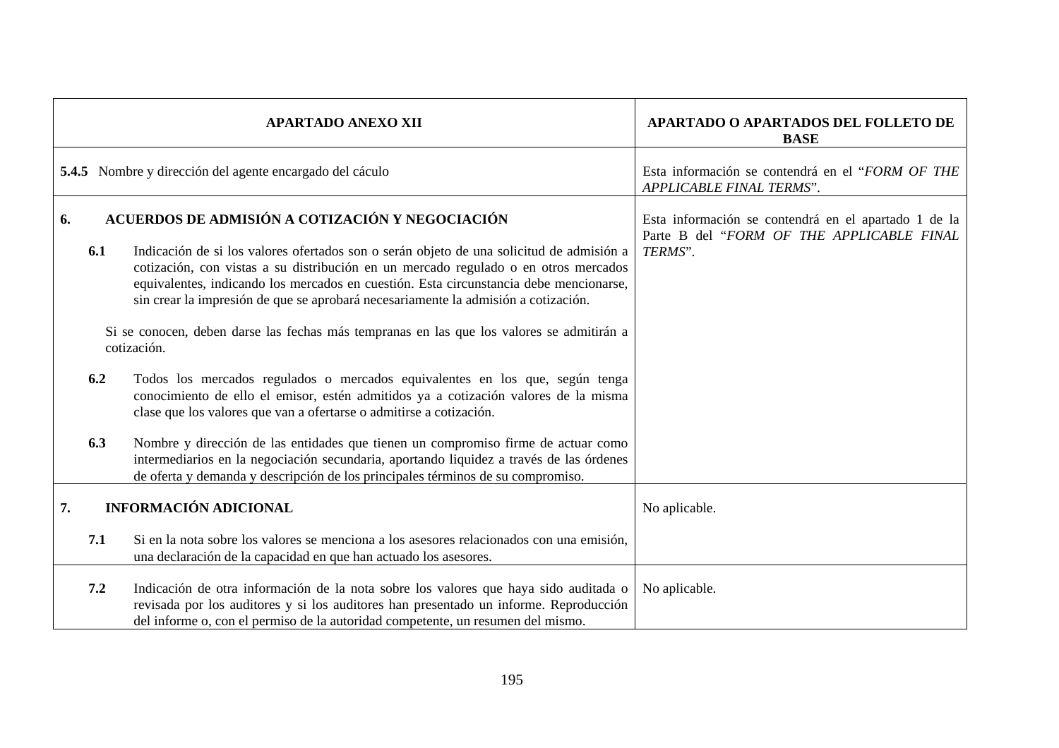| APARTADO ANEXO XII | APARTADO O APARTADOS DEL FOLLETO DE BASE |
|---|---|
| **5.4.5** Nombre y dirección del agente encargado del cáculo | Esta información se contendrá en el "*FORM OF THE APPLICABLE FINAL TERMS*". |
| **6. ACUERDOS DE ADMISIÓN A COTIZACIÓN Y NEGOCIACIÓN**<br><br>**6.1** Indicación de si los valores ofertados son o serán objeto de una solicitud de admisión a cotización, con vistas a su distribución en un mercado regulado o en otros mercados equivalentes, indicando los mercados en cuestión. Esta circunstancia debe mencionarse, sin crear la impresión de que se aprobará necesariamente la admisión a cotización.<br><br>Si se conocen, deben darse las fechas más tempranas en las que los valores se admitirán a cotización.<br><br>**6.2** Todos los mercados regulados o mercados equivalentes en los que, según tenga conocimiento de ello el emisor, estén admitidos ya a cotización valores de la misma clase que los valores que van a ofertarse o admitirse a cotización.<br><br>**6.3** Nombre y dirección de las entidades que tienen un compromiso firme de actuar como intermediarios en la negociación secundaria, aportando liquidez a través de las órdenes de oferta y demanda y descripción de los principales términos de su compromiso. | Esta información se contendrá en el apartado 1 de la Parte B del "*FORM OF THE APPLICABLE FINAL TERMS*". |
| **7. INFORMACIÓN ADICIONAL**<br><br>**7.1** Si en la nota sobre los valores se menciona a los asesores relacionados con una emisión, una declaración de la capacidad en que han actuado los asesores. | No aplicable. |
| **7.2** Indicación de otra información de la nota sobre los valores que haya sido auditada o revisada por los auditores y si los auditores han presentado un informe. Reproducción del informe o, con el permiso de la autoridad competente, un resumen del mismo. | No aplicable. |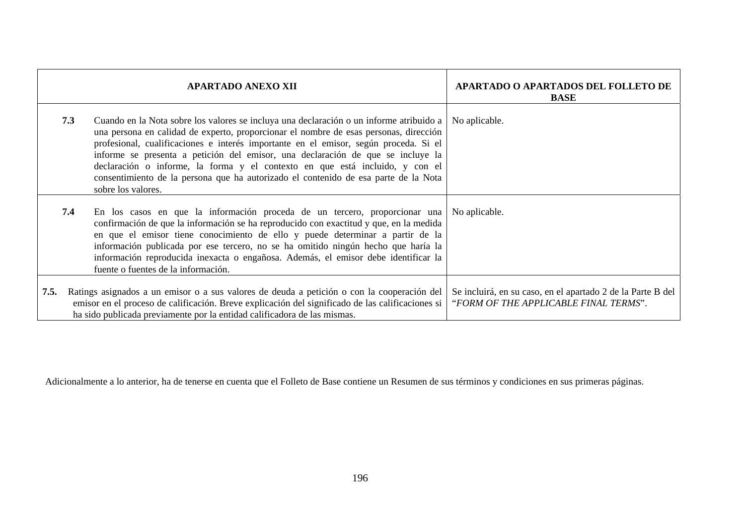| APARTADO ANEXO XII | APARTADO O APARTADOS DEL FOLLETO DE BASE |
|---|---|
| **7.3** Cuando en la Nota sobre los valores se incluya una declaración o un informe atribuido a una persona en calidad de experto, proporcionar el nombre de esas personas, dirección profesional, cualificaciones e interés importante en el emisor, según proceda. Si el informe se presenta a petición del emisor, una declaración de que se incluye la declaración o informe, la forma y el contexto en que está incluido, y con el consentimiento de la persona que ha autorizado el contenido de esa parte de la Nota sobre los valores. | No aplicable. |
| **7.4** En los casos en que la información proceda de un tercero, proporcionar una confirmación de que la información se ha reproducido con exactitud y que, en la medida en que el emisor tiene conocimiento de ello y puede determinar a partir de la información publicada por ese tercero, no se ha omitido ningún hecho que haría la información reproducida inexacta o engañosa. Además, el emisor debe identificar la fuente o fuentes de la información. | No aplicable. |
| **7.5.** Ratings asignados a un emisor o a sus valores de deuda a petición o con la cooperación del emisor en el proceso de calificación. Breve explicación del significado de las calificaciones si ha sido publicada previamente por la entidad calificadora de las mismas. | Se incluirá, en su caso, en el apartado 2 de la Parte B del "*FORM OF THE APPLICABLE FINAL TERMS*". |

Adicionalmente a lo anterior, ha de tenerse en cuenta que el Folleto de Base contiene un Resumen de sus términos y condiciones en sus primeras páginas.